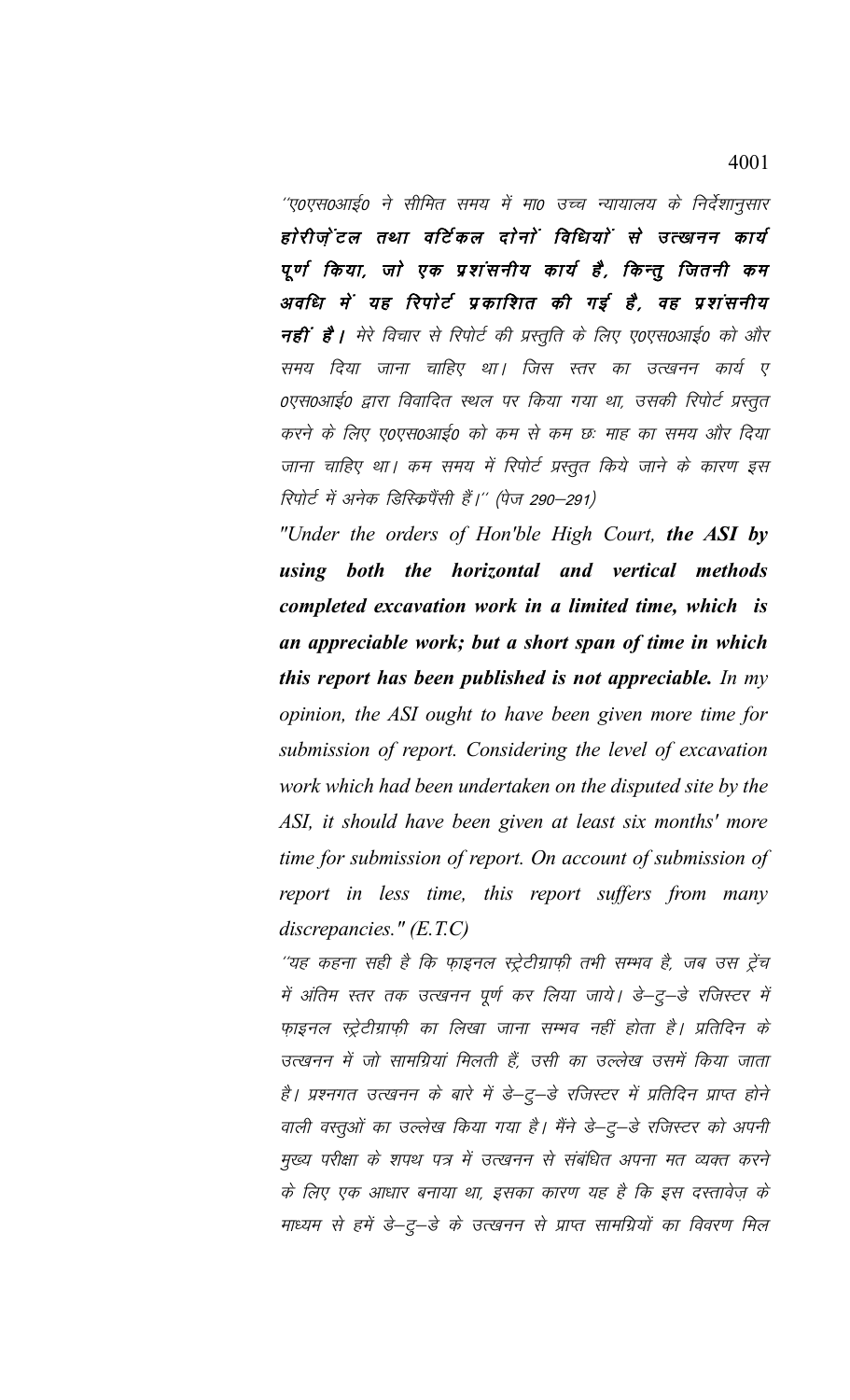''ए0एस0आई0 ने सीमित समय में मा0 उच्च न्यायालय के निर्देशानुसार ***होरीज़ेंटल तथा वर्टिकल दोनों विधियों से उत्खनन कार्य पूर्ण किया, जो एक प्रशंसनीय कार्य है, किन्तु जितनी कम अवधि में यह रिपोर्ट प्रकाशित की गई है, वह प्रशंसनीय नहीं है।*** मेरे विचार से रिपोर्ट की प्रस्तुति के लिए ए0एस0आई0 को और समय दिया जाना चाहिए था। जिस स्तर का उत्खनन कार्य ए0एस0आई0 द्वारा विवादित स्थल पर किया गया था, उसकी रिपोर्ट प्रस्तुत करने के लिए ए0एस0आई0 को कम से कम छः माह का समय और दिया जाना चाहिए था। कम समय में रिपोर्ट प्रस्तुत किये जाने के कारण इस रिपोर्ट में अनेक डिस्क्रिपैंसी हैं।'' (पेज 290–291)

*"Under the orders of Hon'ble High Court, **the ASI by using both the horizontal and vertical methods completed excavation work in a limited time, which is an appreciable work; but a short span of time in which this report has been published is not appreciable.** In my opinion, the ASI ought to have been given more time for submission of report. Considering the level of excavation work which had been undertaken on the disputed site by the ASI, it should have been given at least six months' more time for submission of report. On account of submission of report in less time, this report suffers from many discrepancies." (E.T.C)*

''यह कहना सही है कि फ़ाइनल स्ट्रेटीग्राफ़ी तभी सम्भव है, जब उस ट्रेंच में अंतिम स्तर तक उत्खनन पूर्ण कर लिया जाये। डे–टु–डे रजिस्टर में फ़ाइनल स्ट्रेटीग्राफ़ी का लिखा जाना सम्भव नहीं होता है। प्रतिदिन के उत्खनन में जो सामग्रियां मिलती हैं, उसी का उल्लेख उसमें किया जाता है। प्रश्नगत उत्खनन के बारे में डे–टु–डे रजिस्टर में प्रतिदिन प्राप्त होने वाली वस्तुओं का उल्लेख किया गया है। मैंने डे–टु–डे रजिस्टर को अपनी मुख्य परीक्षा के शपथ पत्र में उत्खनन से संबंधित अपना मत व्यक्त करने के लिए एक आधार बनाया था, इसका कारण यह है कि इस दस्तावेज़ के माध्यम से हमें डे–टु–डे के उत्खनन से प्राप्त सामग्रियों का विवरण मिल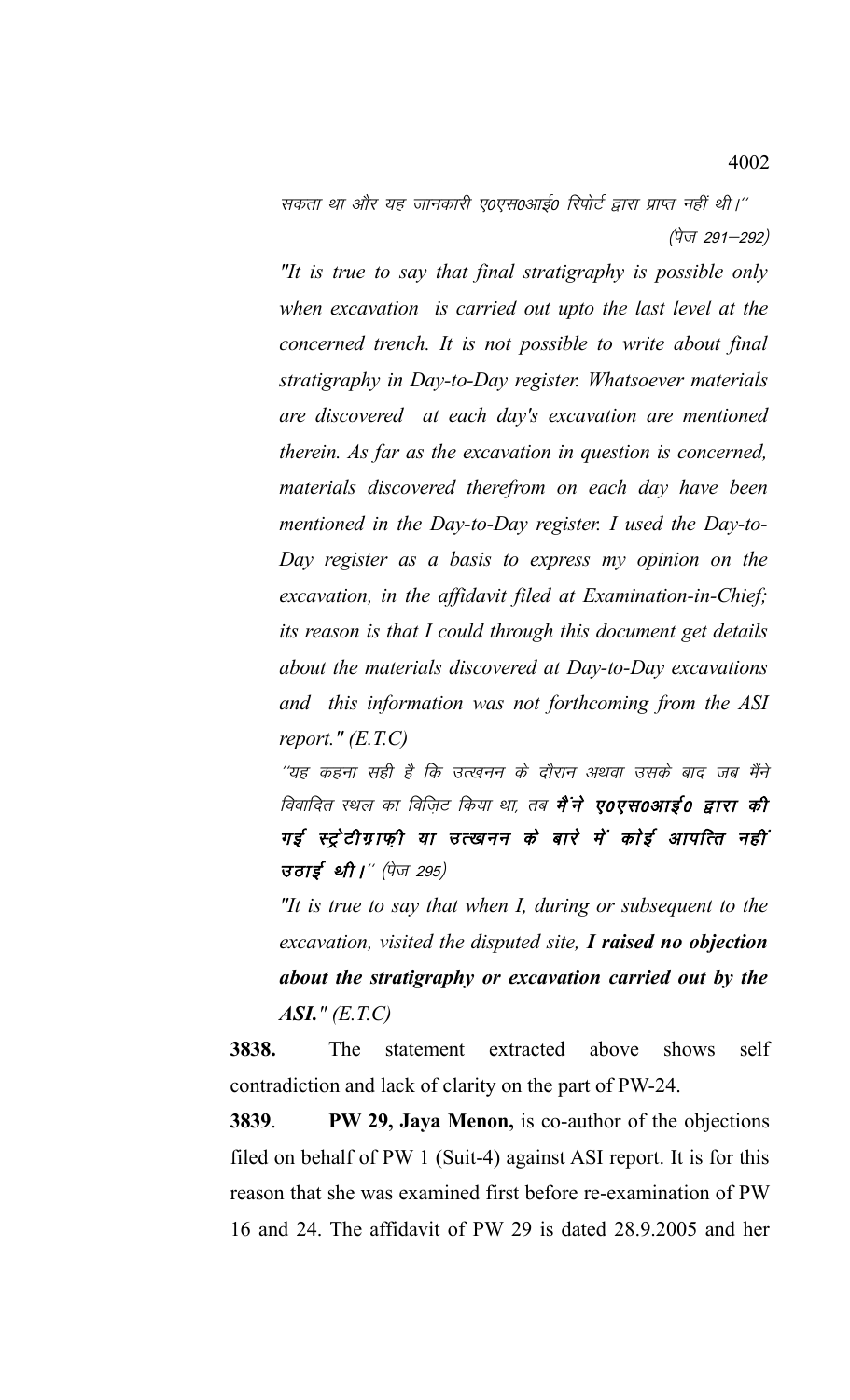सकता था और यह जानकारी ए0एस0आई0 रिपोर्ट द्वारा प्राप्त नहीं थी।'' (पेज 291–292)

*"It is true to say that final stratigraphy is possible only when excavation is carried out upto the last level at the concerned trench. It is not possible to write about final stratigraphy in Day-to-Day register. Whatsoever materials are discovered at each day's excavation are mentioned therein. As far as the excavation in question is concerned, materials discovered therefrom on each day have been mentioned in the Day-to-Day register. I used the Day-to-Day register as a basis to express my opinion on the excavation, in the affidavit filed at Examination-in-Chief; its reason is that I could through this document get details about the materials discovered at Day-to-Day excavations and this information was not forthcoming from the ASI report." (E.T.C)*

*''यह कहना सही है कि उत्खनन के दौरान अथवा उसके बाद जब मैंने विवादित स्थल का विज़िट किया था, तब* ***मैंने ए0एस0आई0 द्वारा की गई स्ट्रेटीग्राफ़ी या उत्खनन के बारे में कोई आपत्ति नहीं उठाई थी।''*** *(पेज 295)*

*"It is true to say that when I, during or subsequent to the excavation, visited the disputed site,* ***I raised no objection about the stratigraphy or excavation carried out by the ASI."*** *(E.T.C)*

**3838.** The statement extracted above shows self contradiction and lack of clarity on the part of PW-24.

**3839**. **PW 29, Jaya Menon,** is co-author of the objections filed on behalf of PW 1 (Suit-4) against ASI report. It is for this reason that she was examined first before re-examination of PW 16 and 24. The affidavit of PW 29 is dated 28.9.2005 and her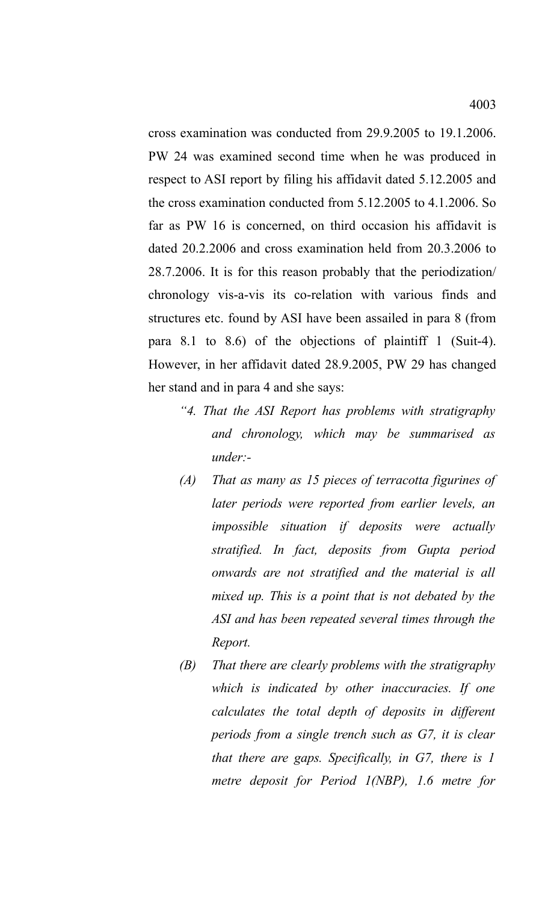cross examination was conducted from 29.9.2005 to 19.1.2006. PW 24 was examined second time when he was produced in respect to ASI report by filing his affidavit dated 5.12.2005 and the cross examination conducted from 5.12.2005 to 4.1.2006. So far as PW 16 is concerned, on third occasion his affidavit is dated 20.2.2006 and cross examination held from 20.3.2006 to 28.7.2006. It is for this reason probably that the periodization/ chronology vis-a-vis its co-relation with various finds and structures etc. found by ASI have been assailed in para 8 (from para 8.1 to 8.6) of the objections of plaintiff 1 (Suit-4). However, in her affidavit dated 28.9.2005, PW 29 has changed her stand and in para 4 and she says:

> *"4. That the ASI Report has problems with stratigraphy and chronology, which may be summarised as under:-*
>
> *(A) That as many as 15 pieces of terracotta figurines of later periods were reported from earlier levels, an impossible situation if deposits were actually stratified. In fact, deposits from Gupta period onwards are not stratified and the material is all mixed up. This is a point that is not debated by the ASI and has been repeated several times through the Report.*
>
> *(B) That there are clearly problems with the stratigraphy which is indicated by other inaccuracies. If one calculates the total depth of deposits in different periods from a single trench such as G7, it is clear that there are gaps. Specifically, in G7, there is 1 metre deposit for Period 1(NBP), 1.6 metre for*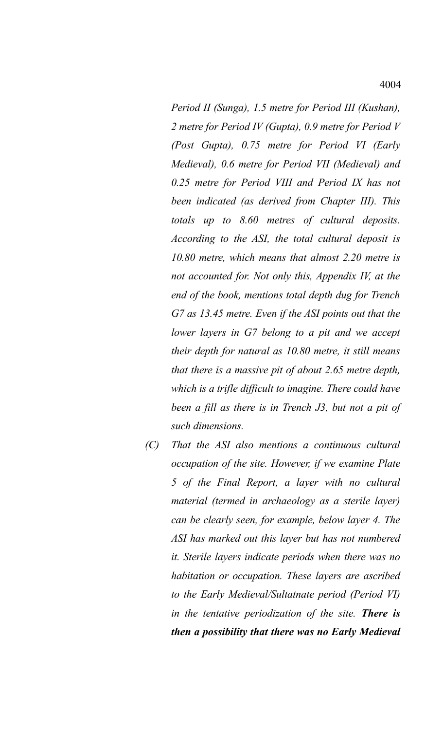*Period II (Sunga), 1.5 metre for Period III (Kushan), 2 metre for Period IV (Gupta), 0.9 metre for Period V (Post Gupta), 0.75 metre for Period VI (Early Medieval), 0.6 metre for Period VII (Medieval) and 0.25 metre for Period VIII and Period IX has not been indicated (as derived from Chapter III). This totals up to 8.60 metres of cultural deposits. According to the ASI, the total cultural deposit is 10.80 metre, which means that almost 2.20 metre is not accounted for. Not only this, Appendix IV, at the end of the book, mentions total depth dug for Trench G7 as 13.45 metre. Even if the ASI points out that the lower layers in G7 belong to a pit and we accept their depth for natural as 10.80 metre, it still means that there is a massive pit of about 2.65 metre depth, which is a trifle difficult to imagine. There could have been a fill as there is in Trench J3, but not a pit of such dimensions.*

*(C) That the ASI also mentions a continuous cultural occupation of the site. However, if we examine Plate 5 of the Final Report, a layer with no cultural material (termed in archaeology as a sterile layer) can be clearly seen, for example, below layer 4. The ASI has marked out this layer but has not numbered it. Sterile layers indicate periods when there was no habitation or occupation. These layers are ascribed to the Early Medieval/Sultatnate period (Period VI) in the tentative periodization of the site.* ***There is then a possibility that there was no Early Medieval***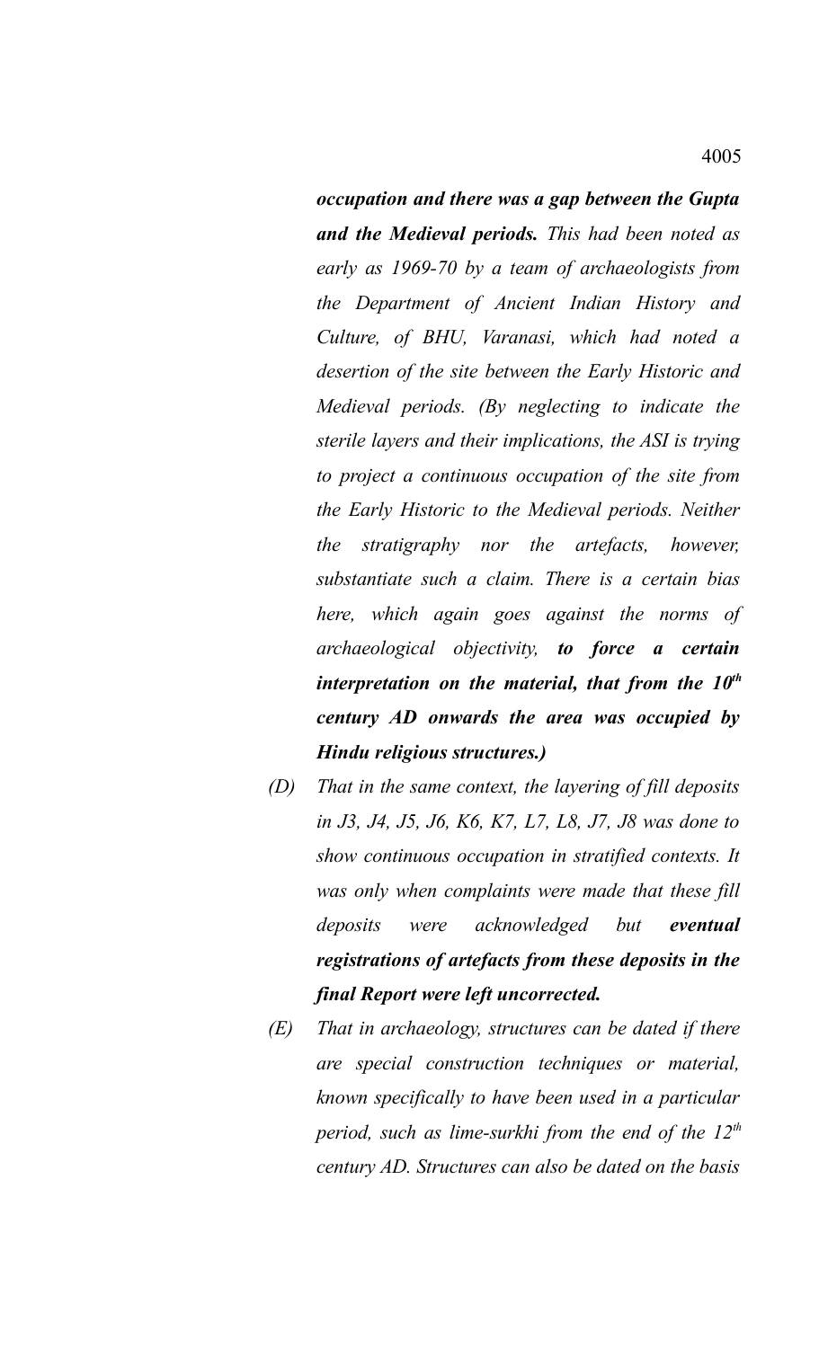*occupation and there was a gap between the Gupta and the Medieval periods.* *This had been noted as early as 1969-70 by a team of archaeologists from the Department of Ancient Indian History and Culture, of BHU, Varanasi, which had noted a desertion of the site between the Early Historic and Medieval periods. (By neglecting to indicate the sterile layers and their implications, the ASI is trying to project a continuous occupation of the site from the Early Historic to the Medieval periods. Neither the stratigraphy nor the artefacts, however, substantiate such a claim. There is a certain bias here, which again goes against the norms of archaeological objectivity,* ***to force a certain interpretation on the material, that from the 10th century AD onwards the area was occupied by Hindu religious structures.)***

*(D) That in the same context, the layering of fill deposits in J3, J4, J5, J6, K6, K7, L7, L8, J7, J8 was done to show continuous occupation in stratified contexts. It was only when complaints were made that these fill deposits were acknowledged but* ***eventual registrations of artefacts from these deposits in the final Report were left uncorrected.***

*(E) That in archaeology, structures can be dated if there are special construction techniques or material, known specifically to have been used in a particular period, such as lime-surkhi from the end of the 12th century AD. Structures can also be dated on the basis*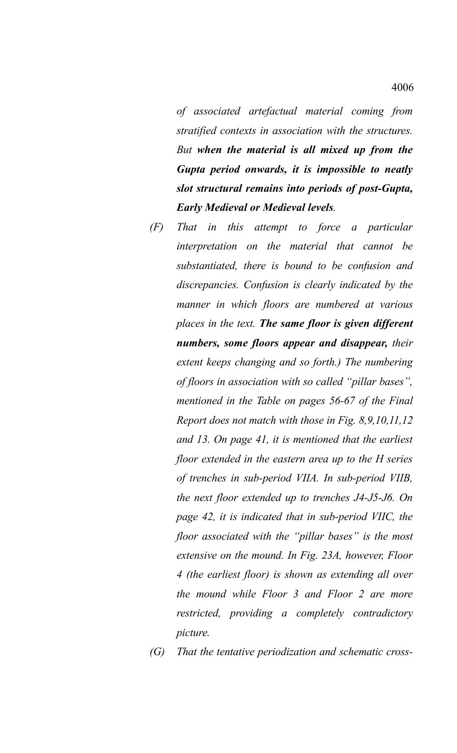*of associated artefactual material coming from stratified contexts in association with the structures. But* ***when the material is all mixed up from the Gupta period onwards, it is impossible to neatly slot structural remains into periods of post-Gupta, Early Medieval or Medieval levels****.*

*(F) That in this attempt to force a particular interpretation on the material that cannot be substantiated, there is bound to be confusion and discrepancies. Confusion is clearly indicated by the manner in which floors are numbered at various places in the text.* ***The same floor is given different numbers, some floors appear and disappear,*** *their extent keeps changing and so forth.) The numbering of floors in association with so called "pillar bases", mentioned in the Table on pages 56-67 of the Final Report does not match with those in Fig. 8,9,10,11,12 and 13. On page 41, it is mentioned that the earliest floor extended in the eastern area up to the H series of trenches in sub-period VIIA. In sub-period VIIB, the next floor extended up to trenches J4-J5-J6. On page 42, it is indicated that in sub-period VIIC, the floor associated with the "pillar bases" is the most extensive on the mound. In Fig. 23A, however, Floor 4 (the earliest floor) is shown as extending all over the mound while Floor 3 and Floor 2 are more restricted, providing a completely contradictory picture.*

*(G) That the tentative periodization and schematic cross-*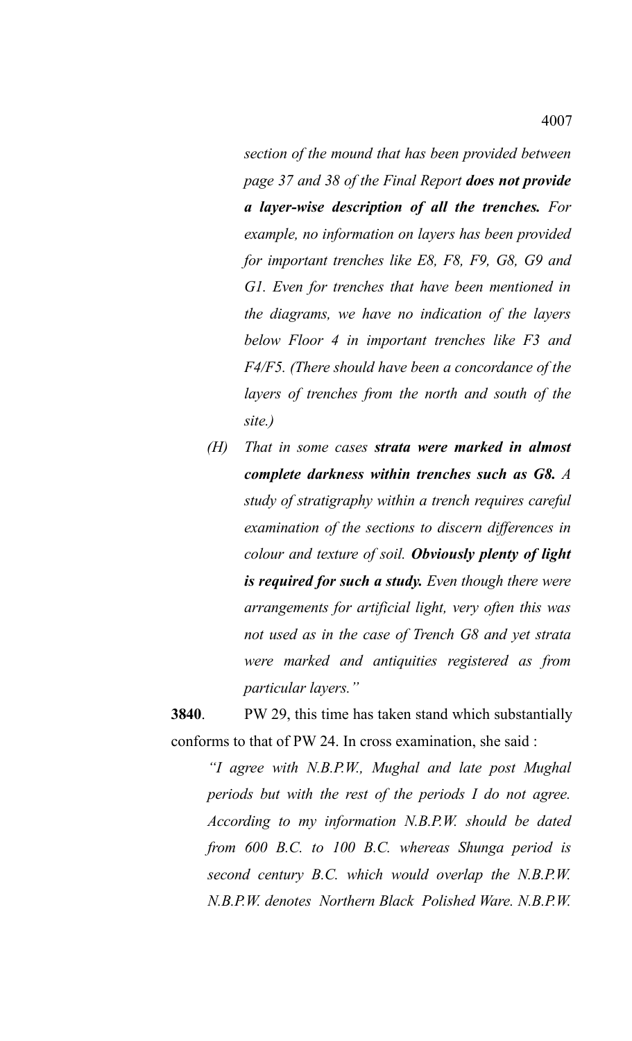*section of the mound that has been provided between page 37 and 38 of the Final Report* ***does not provide a layer-wise description of all the trenches.*** *For example, no information on layers has been provided for important trenches like E8, F8, F9, G8, G9 and G1. Even for trenches that have been mentioned in the diagrams, we have no indication of the layers below Floor 4 in important trenches like F3 and F4/F5. (There should have been a concordance of the layers of trenches from the north and south of the site.)*

*(H) That in some cases* ***strata were marked in almost complete darkness within trenches such as G8.*** *A study of stratigraphy within a trench requires careful examination of the sections to discern differences in colour and texture of soil.* ***Obviously plenty of light is required for such a study.*** *Even though there were arrangements for artificial light, very often this was not used as in the case of Trench G8 and yet strata were marked and antiquities registered as from particular layers."*

**3840**. PW 29, this time has taken stand which substantially conforms to that of PW 24. In cross examination, she said :

*"I agree with N.B.P.W., Mughal and late post Mughal periods but with the rest of the periods I do not agree. According to my information N.B.P.W. should be dated from 600 B.C. to 100 B.C. whereas Shunga period is second century B.C. which would overlap the N.B.P.W. N.B.P.W. denotes Northern Black Polished Ware. N.B.P.W.*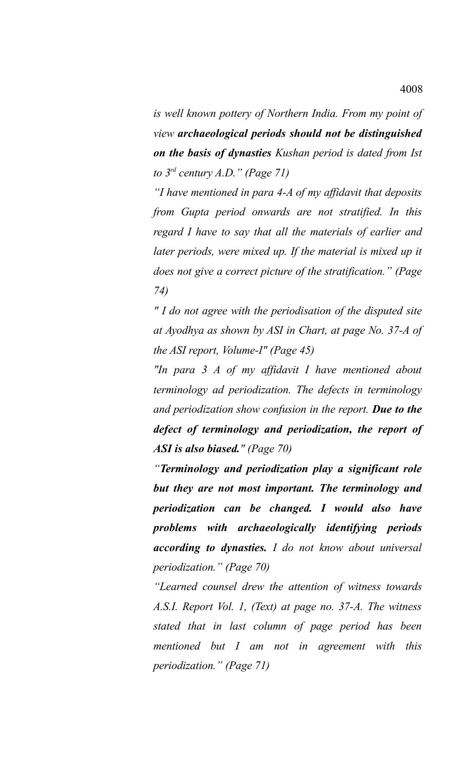*is well known pottery of Northern India. From my point of view* ***archaeological periods should not be distinguished on the basis of dynasties*** *Kushan period is dated from Ist to 3rd century A.D." (Page 71)*

*"I have mentioned in para 4-A of my affidavit that deposits from Gupta period onwards are not stratified. In this regard I have to say that all the materials of earlier and later periods, were mixed up. If the material is mixed up it does not give a correct picture of the stratification." (Page 74)*

*" I do not agree with the periodisation of the disputed site at Ayodhya as shown by ASI in Chart, at page No. 37-A of the ASI report, Volume-I" (Page 45)*

*"In para 3 A of my affidavit I have mentioned about terminology ad periodization. The defects in terminology and periodization show confusion in the report.* ***Due to the defect of terminology and periodization, the report of ASI is also biased."*** *(Page 70)*

*"****Terminology and periodization play a significant role but they are not most important. The terminology and periodization can be changed. I would also have problems with archaeologically identifying periods according to dynasties.*** *I do not know about universal periodization." (Page 70)*

*"Learned counsel drew the attention of witness towards A.S.I. Report Vol. 1, (Text) at page no. 37-A. The witness stated that in last column of page period has been mentioned but I am not in agreement with this periodization." (Page 71)*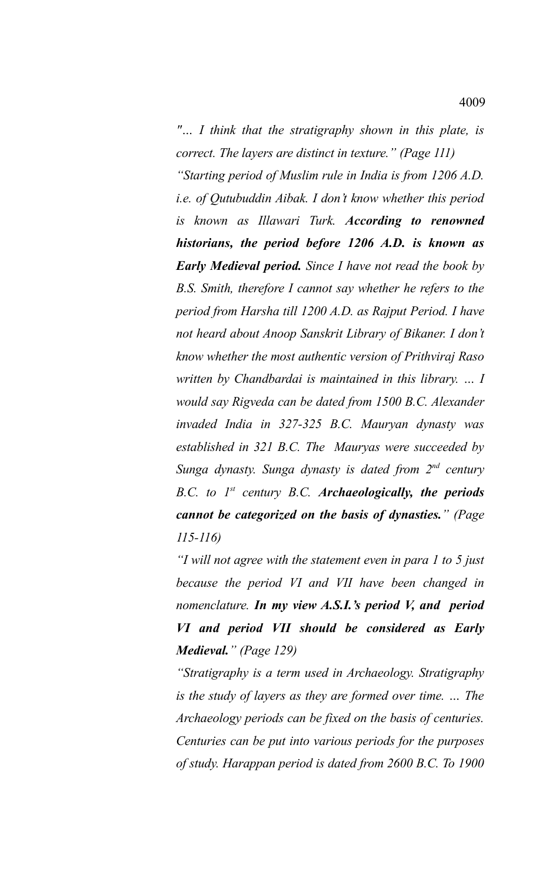*"... I think that the stratigraphy shown in this plate, is correct. The layers are distinct in texture." (Page 111)*

*"Starting period of Muslim rule in India is from 1206 A.D. i.e. of Qutubuddin Aibak. I don't know whether this period is known as Illawari Turk.* ***According to renowned historians, the period before 1206 A.D. is known as Early Medieval period.*** *Since I have not read the book by B.S. Smith, therefore I cannot say whether he refers to the period from Harsha till 1200 A.D. as Rajput Period. I have not heard about Anoop Sanskrit Library of Bikaner. I don't know whether the most authentic version of Prithviraj Raso written by Chandbardai is maintained in this library. ... I would say Rigveda can be dated from 1500 B.C. Alexander invaded India in 327-325 B.C. Mauryan dynasty was established in 321 B.C. The Mauryas were succeeded by Sunga dynasty. Sunga dynasty is dated from 2nd century B.C. to 1st century B.C.* ***Archaeologically, the periods cannot be categorized on the basis of dynasties.****" (Page 115-116)*

*"I will not agree with the statement even in para 1 to 5 just because the period VI and VII have been changed in nomenclature.* ***In my view A.S.I.'s period V, and period VI and period VII should be considered as Early Medieval.****" (Page 129)*

*"Stratigraphy is a term used in Archaeology. Stratigraphy is the study of layers as they are formed over time. ... The Archaeology periods can be fixed on the basis of centuries. Centuries can be put into various periods for the purposes of study. Harappan period is dated from 2600 B.C. To 1900*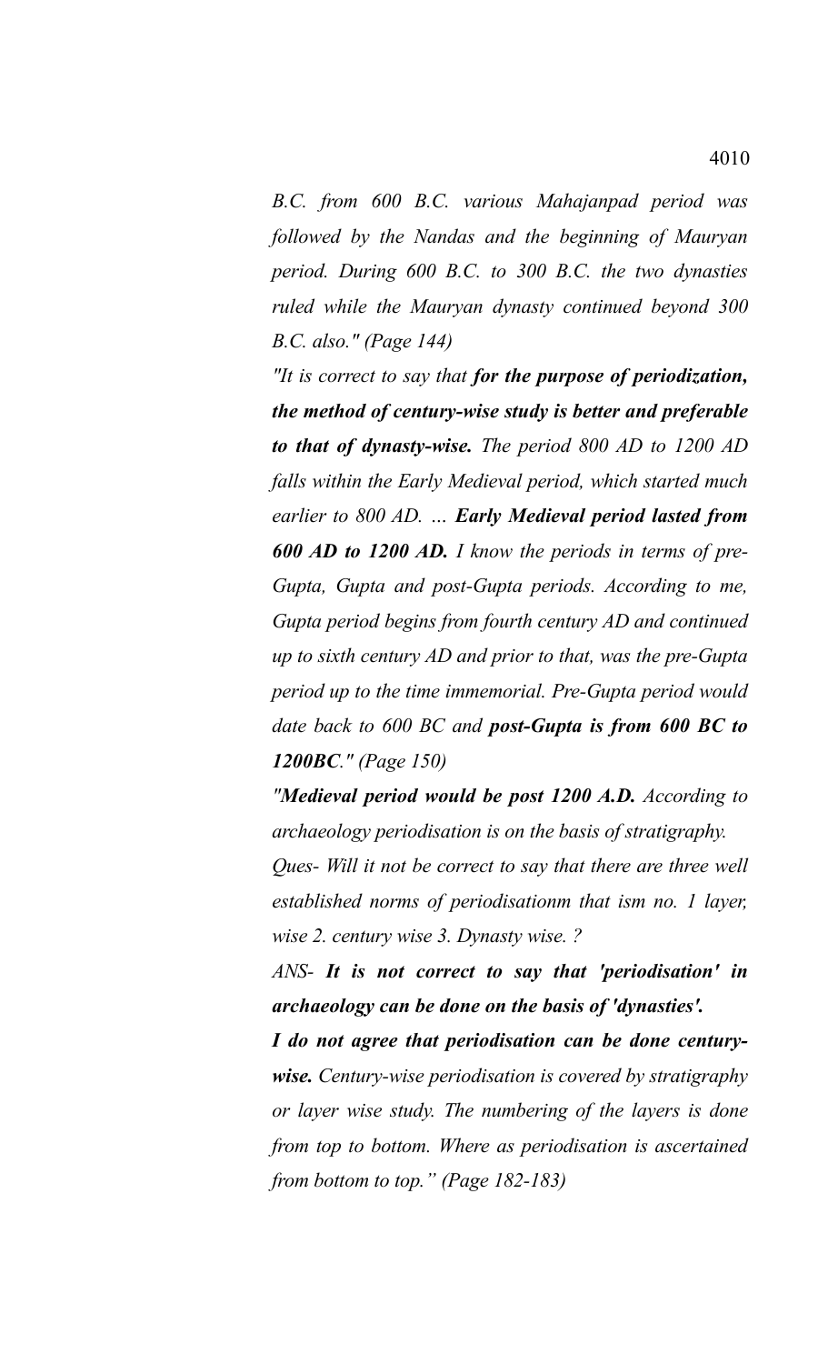*B.C. from 600 B.C. various Mahajanpad period was followed by the Nandas and the beginning of Mauryan period. During 600 B.C. to 300 B.C. the two dynasties ruled while the Mauryan dynasty continued beyond 300 B.C. also." (Page 144)*

*"It is correct to say that **for the purpose of periodization, the method of century-wise study is better and preferable to that of dynasty-wise.** The period 800 AD to 1200 AD falls within the Early Medieval period, which started much earlier to 800 AD. ... **Early Medieval period lasted from 600 AD to 1200 AD.** I know the periods in terms of pre-Gupta, Gupta and post-Gupta periods. According to me, Gupta period begins from fourth century AD and continued up to sixth century AD and prior to that, was the pre-Gupta period up to the time immemorial. Pre-Gupta period would date back to 600 BC and **post-Gupta is from 600 BC to 1200BC**." (Page 150)*

*"**Medieval period would be post 1200 A.D.** According to archaeology periodisation is on the basis of stratigraphy.*

*Ques- Will it not be correct to say that there are three well established norms of periodisationm that ism no. 1 layer, wise 2. century wise 3. Dynasty wise. ?*

*ANS- **It is not correct to say that 'periodisation' in archaeology can be done on the basis of 'dynasties'.***

***I do not agree that periodisation can be done century-wise.** Century-wise periodisation is covered by stratigraphy or layer wise study. The numbering of the layers is done from top to bottom. Where as periodisation is ascertained from bottom to top." (Page 182-183)*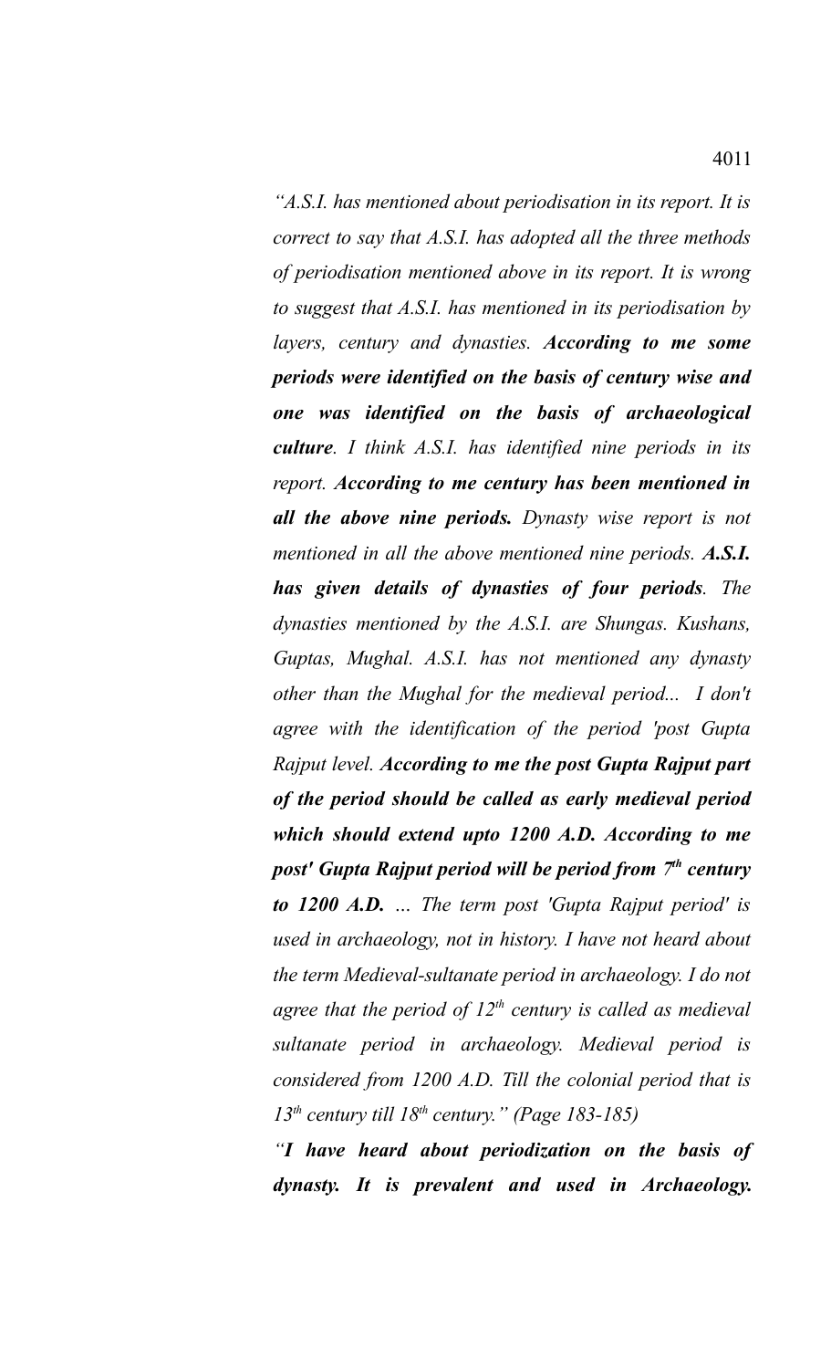*"A.S.I. has mentioned about periodisation in its report. It is correct to say that A.S.I. has adopted all the three methods of periodisation mentioned above in its report. It is wrong to suggest that A.S.I. has mentioned in its periodisation by layers, century and dynasties.* ***According to me some periods were identified on the basis of century wise and one was identified on the basis of archaeological culture****. I think A.S.I. has identified nine periods in its report.* ***According to me century has been mentioned in all the above nine periods.*** *Dynasty wise report is not mentioned in all the above mentioned nine periods.* ***A.S.I. has given details of dynasties of four periods****. The dynasties mentioned by the A.S.I. are Shungas. Kushans, Guptas, Mughal. A.S.I. has not mentioned any dynasty other than the Mughal for the medieval period... I don't agree with the identification of the period 'post Gupta Rajput level.* ***According to me the post Gupta Rajput part of the period should be called as early medieval period which should extend upto 1200 A.D. According to me post' Gupta Rajput period will be period from 7th century to 1200 A.D.*** *... The term post 'Gupta Rajput period' is used in archaeology, not in history. I have not heard about the term Medieval-sultanate period in archaeology. I do not agree that the period of 12th century is called as medieval sultanate period in archaeology. Medieval period is considered from 1200 A.D. Till the colonial period that is 13th century till 18th century." (Page 183-185)*

*"****I have heard about periodization on the basis of dynasty. It is prevalent and used in Archaeology.***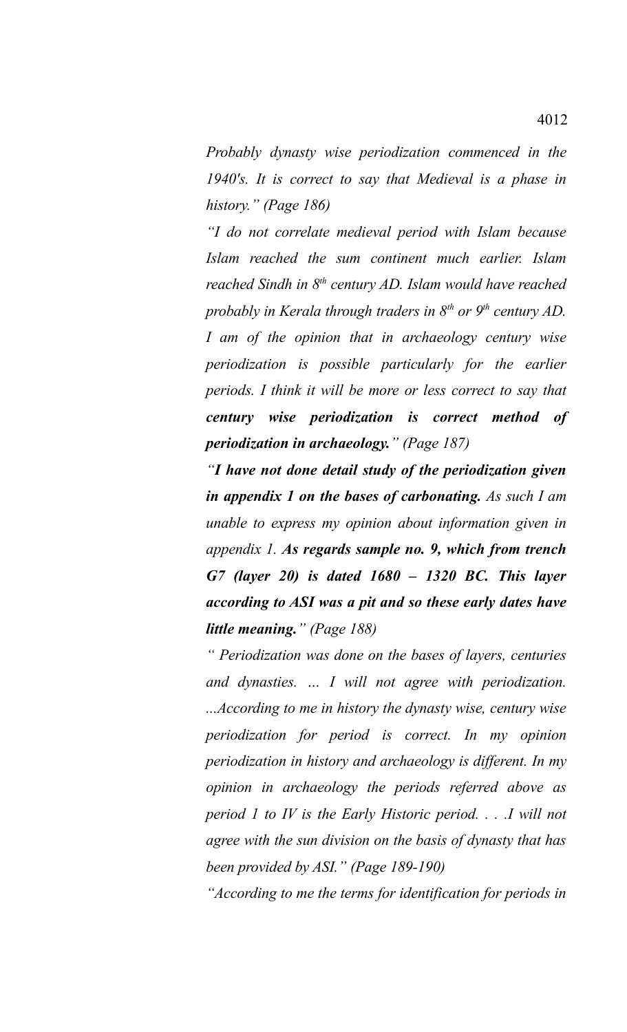*Probably dynasty wise periodization commenced in the 1940's. It is correct to say that Medieval is a phase in history." (Page 186)*

*"I do not correlate medieval period with Islam because Islam reached the sum continent much earlier. Islam reached Sindh in 8th century AD. Islam would have reached probably in Kerala through traders in 8th or 9th century AD. I am of the opinion that in archaeology century wise periodization is possible particularly for the earlier periods. I think it will be more or less correct to say that **century wise periodization is correct method of periodization in archaeology.**" (Page 187)*

*"**I have not done detail study of the periodization given in appendix 1 on the bases of carbonating.** As such I am unable to express my opinion about information given in appendix 1. **As regards sample no. 9, which from trench G7 (layer 20) is dated 1680 – 1320 BC. This layer according to ASI was a pit and so these early dates have little meaning.**" (Page 188)*

*" Periodization was done on the bases of layers, centuries and dynasties. ... I will not agree with periodization. ...According to me in history the dynasty wise, century wise periodization for period is correct. In my opinion periodization in history and archaeology is different. In my opinion in archaeology the periods referred above as period 1 to IV is the Early Historic period. . . .I will not agree with the sun division on the basis of dynasty that has been provided by ASI." (Page 189-190)*

*"According to me the terms for identification for periods in*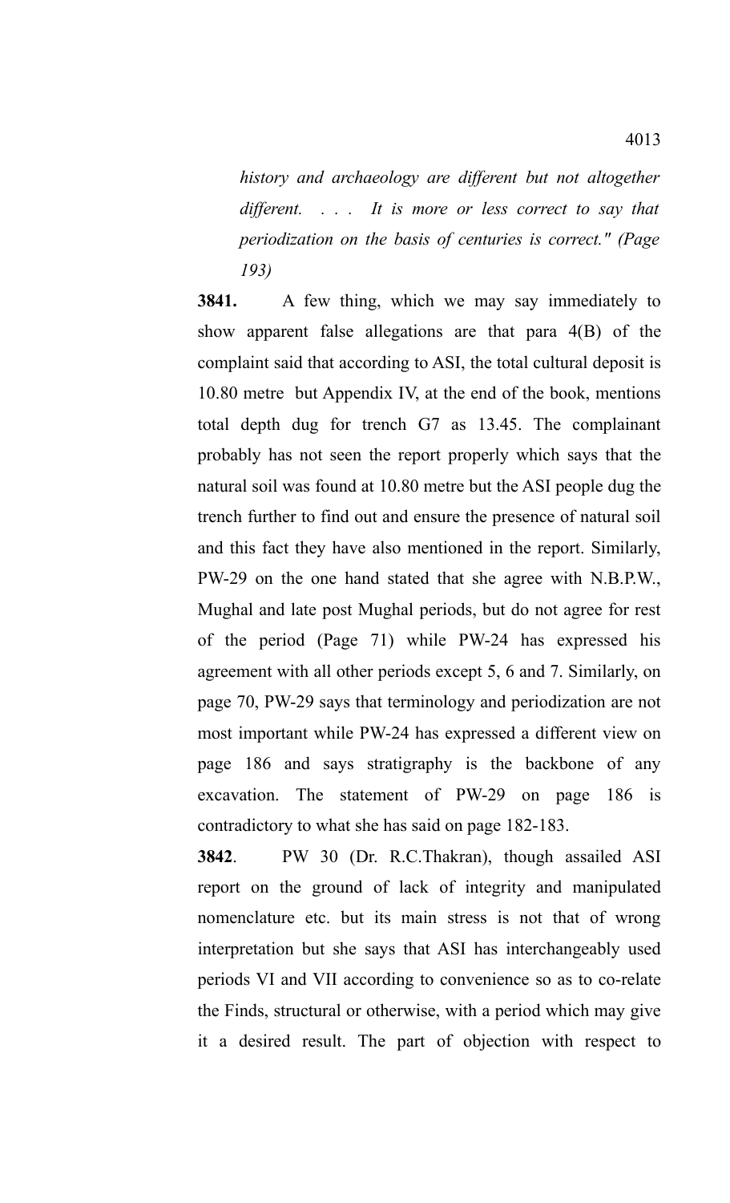*history and archaeology are different but not altogether different. . . . It is more or less correct to say that periodization on the basis of centuries is correct." (Page 193)*

**3841.** A few thing, which we may say immediately to show apparent false allegations are that para 4(B) of the complaint said that according to ASI, the total cultural deposit is 10.80 metre but Appendix IV, at the end of the book, mentions total depth dug for trench G7 as 13.45. The complainant probably has not seen the report properly which says that the natural soil was found at 10.80 metre but the ASI people dug the trench further to find out and ensure the presence of natural soil and this fact they have also mentioned in the report. Similarly, PW-29 on the one hand stated that she agree with N.B.P.W., Mughal and late post Mughal periods, but do not agree for rest of the period (Page 71) while PW-24 has expressed his agreement with all other periods except 5, 6 and 7. Similarly, on page 70, PW-29 says that terminology and periodization are not most important while PW-24 has expressed a different view on page 186 and says stratigraphy is the backbone of any excavation. The statement of PW-29 on page 186 is contradictory to what she has said on page 182-183.

**3842**. PW 30 (Dr. R.C.Thakran), though assailed ASI report on the ground of lack of integrity and manipulated nomenclature etc. but its main stress is not that of wrong interpretation but she says that ASI has interchangeably used periods VI and VII according to convenience so as to co-relate the Finds, structural or otherwise, with a period which may give it a desired result. The part of objection with respect to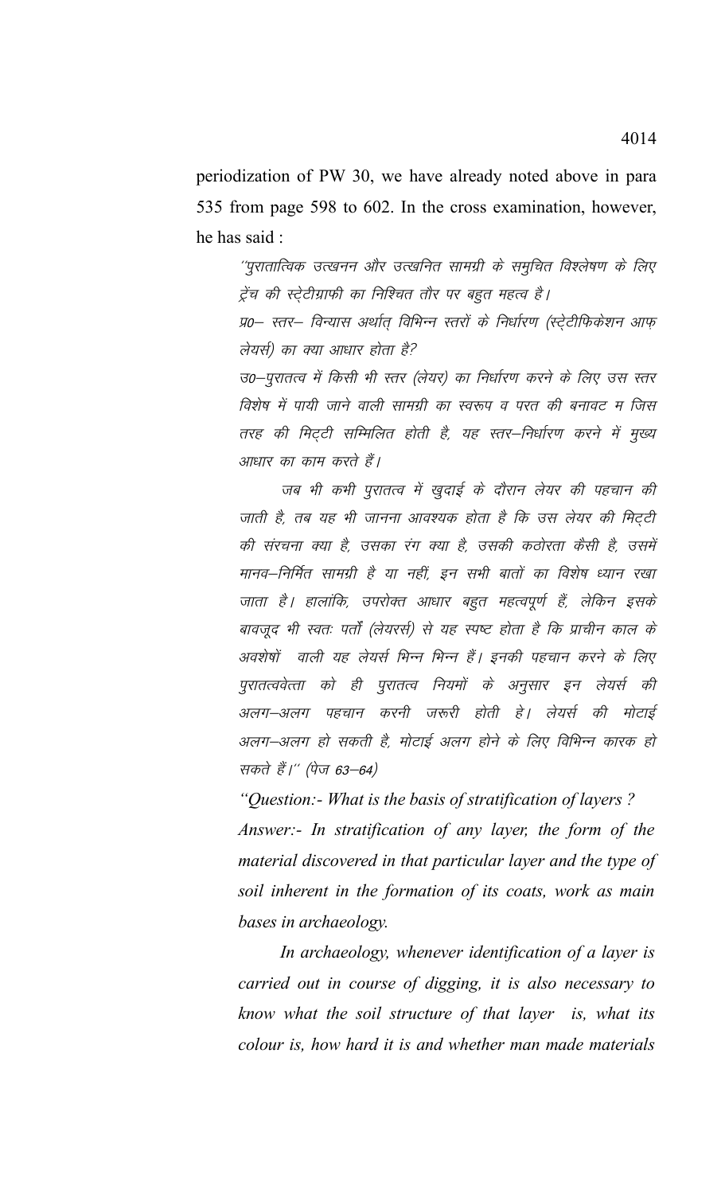periodization of PW 30, we have already noted above in para 535 from page 598 to 602. In the cross examination, however, he has said :

*"पुरातात्विक उत्खनन और उत्खनित सामग्री के समुचित विश्लेषण के लिए ट्रेंच की स्ट्रेटीग्राफी का निश्चित तौर पर बहुत महत्व है।*

*प्र0– स्तर– विन्यास अर्थात् विभिन्न स्तरों के निर्धारण (स्ट्रेटीफिकेशन आफ लेयर्स) का क्या आधार होता है?*

*उ0–पुरातत्व में किसी भी स्तर (लेयर) का निर्धारण करने के लिए उस स्तर विशेष में पायी जाने वाली सामग्री का स्वरूप व परत की बनावट म जिस तरह की मिट्टी सम्मिलित होती है, यह स्तर–निर्धारण करने में मुख्य आधार का काम करते हैं।*

*जब भी कभी पुरातत्व में खुदाई के दौरान लेयर की पहचान की जाती है, तब यह भी जानना आवश्यक होता है कि उस लेयर की मिट्टी की संरचना क्या है, उसका रंग क्या है, उसकी कठोरता कैसी है, उसमें मानव–निर्मित सामग्री है या नहीं, इन सभी बातों का विशेष ध्यान रखा जाता है। हालांकि, उपरोक्त आधार बहुत महत्वपूर्ण हैं, लेकिन इसके बावजूद भी स्वतः पर्तों (लेयरर्स) से यह स्पष्ट होता है कि प्राचीन काल के अवशेषों वाली यह लेयर्स भिन्न भिन्न हैं। इनकी पहचान करने के लिए पुरातत्ववेत्ता को ही पुरातत्व नियमों के अनुसार इन लेयर्स की अलग–अलग पहचान करनी जरूरी होती हे। लेयर्स की मोटाई अलग–अलग हो सकती है, मोटाई अलग होने के लिए विभिन्न कारक हो सकते हैं।" (पेज 63–64)*

*"Question:- What is the basis of stratification of layers ?*

*Answer:- In stratification of any layer, the form of the material discovered in that particular layer and the type of soil inherent in the formation of its coats, work as main bases in archaeology.*

*In archaeology, whenever identification of a layer is carried out in course of digging, it is also necessary to know what the soil structure of that layer is, what its colour is, how hard it is and whether man made materials*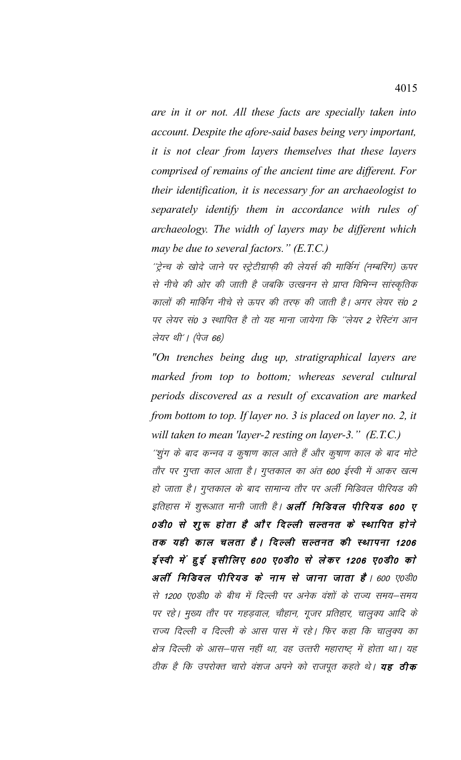*are in it or not. All these facts are specially taken into account. Despite the afore-said bases being very important, it is not clear from layers themselves that these layers comprised of remains of the ancient time are different. For their identification, it is necessary for an archaeologist to separately identify them in accordance with rules of archaeology. The width of layers may be different which may be due to several factors." (E.T.C.)*

*''ट्रेन्च के खोदे जाने पर स्ट्रेटीग्राफी की लेयर्स की मार्किंग (नम्बरिंग) ऊपर से नीचे की ओर की जाती है जबकि उत्खनन से प्राप्त विभिन्न सांस्कृतिक कालों की मार्किंग नीचे से ऊपर की तरफ़ की जाती है। अगर लेयर सं0 2 पर लेयर सं0 3 स्थापित है तो यह माना जायेगा कि ''लेयर 2 रेस्टिंग आन लेयर थी''। (पेज 66)*

*"On trenches being dug up, stratigraphical layers are marked from top to bottom; whereas several cultural periods discovered as a result of excavation are marked from bottom to top. If layer no. 3 is placed on layer no. 2, it will taken to mean 'layer-2 resting on layer-3." (E.T.C.)*

*''शुंग के बाद कन्नव व कुषाण काल आते हैं और कुषाण काल के बाद मोटे तौर पर गुप्ता काल आता है। गुप्तकाल का अंत 600 ईस्वी में आकर खत्म हो जाता है। गुप्तकाल के बाद सामान्य तौर पर अर्ली मिडिवल पीरियड की इतिहास में शुरूआत मानी जाती है। **अर्ली मिडिवल पीरियड 600 ए0डी0 से शुरू होता है और दिल्ली सल्तनत के स्थापित होने तक यही काल चलता है। दिल्ली सल्तनत की स्थापना 1206 ईस्वी में हुई इसीलिए 600 ए0डी0 से लेकर 1206 ए0डी0 को अर्ली मिडिवल पीरियड के नाम से जाना जाता है**। 600 ए0डी0 से 1200 ए0डी0 के बीच में दिल्ली पर अनेक वंशों के राज्य समय–समय पर रहे। मुख्य तौर पर गहड़वाल, चौहान, गूजर प्रतिहार, चालुक्य आदि के राज्य दिल्ली व दिल्ली के आस पास में रहे। फिर कहा कि चालुक्य का क्षेत्र दिल्ली के आस–पास नहीं था, वह उत्तरी महाराष्ट्र में होता था। यह ठीक है कि उपरोक्त चारो वंशज अपने को राजपूत कहते थे। **यह ठीक***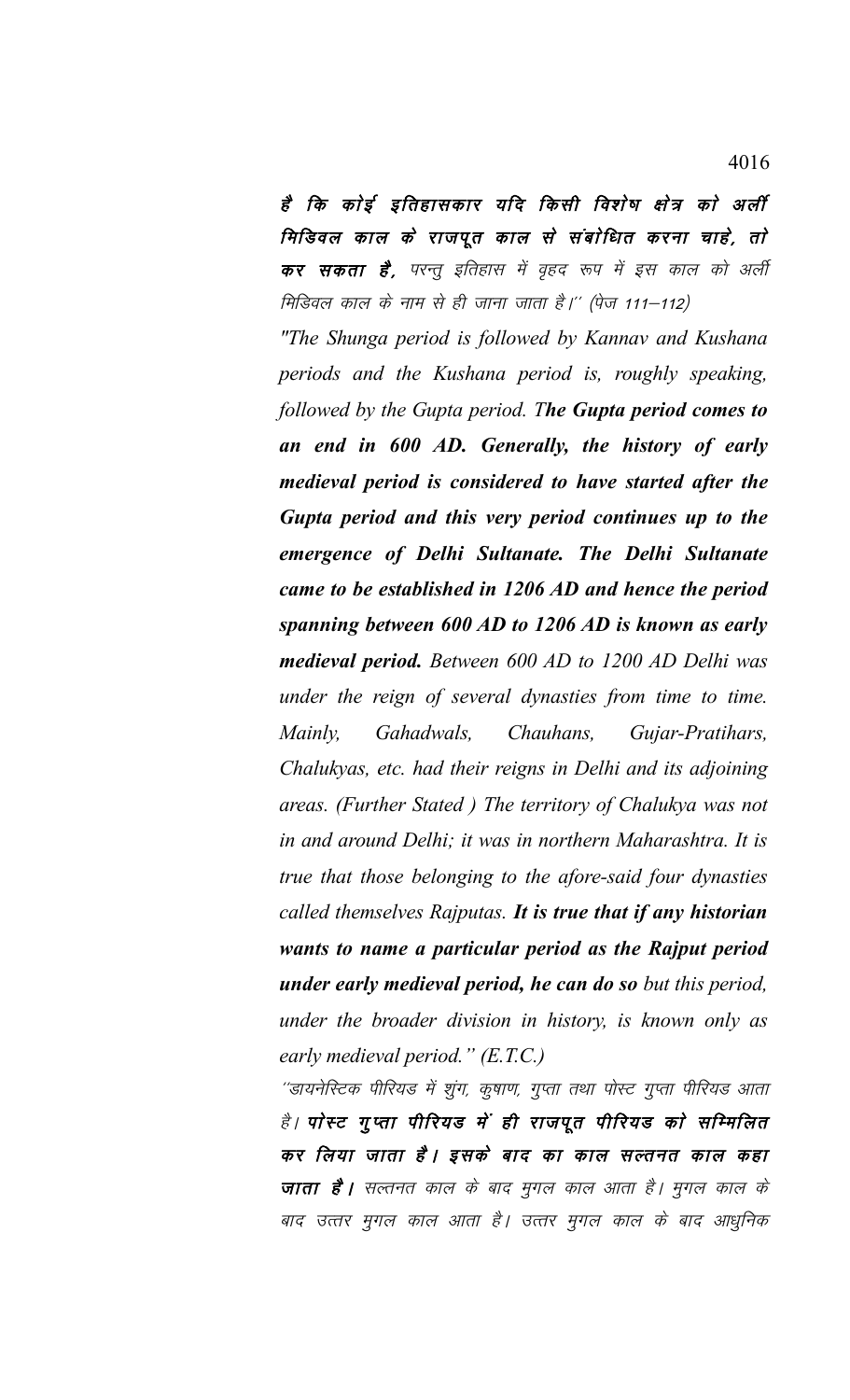***है कि कोई इतिहासकार यदि किसी विशेष क्षेत्र को अर्ली मिडिवल काल के राजपूत काल से संबोधित करना चाहे, तो कर सकता है,*** *परन्तु इतिहास में वृहद रूप में इस काल को अर्ली मिडिवल काल के नाम से ही जाना जाता है।'' (पेज 111–112)*

*"The Shunga period is followed by Kannav and Kushana periods and the Kushana period is, roughly speaking, followed by the Gupta period. T**he Gupta period comes to an end in 600 AD. Generally, the history of early medieval period is considered to have started after the Gupta period and this very period continues up to the emergence of Delhi Sultanate. The Delhi Sultanate came to be established in 1206 AD and hence the period spanning between 600 AD to 1206 AD is known as early medieval period.** Between 600 AD to 1200 AD Delhi was under the reign of several dynasties from time to time. Mainly, Gahadwals, Chauhans, Gujar-Pratihars, Chalukyas, etc. had their reigns in Delhi and its adjoining areas. (Further Stated ) The territory of Chalukya was not in and around Delhi; it was in northern Maharashtra. It is true that those belonging to the afore-said four dynasties called themselves Rajputas. **It is true that if any historian wants to name a particular period as the Rajput period under early medieval period, he can do so** but this period, under the broader division in history, is known only as early medieval period." (E.T.C.)*

*''डायनेस्टिक पीरियड में शुंग, कुषाण, गुप्ता तथा पोस्ट गुप्ता पीरियड आता है।* ***पोस्ट गुप्ता पीरियड में ही राजपूत पीरियड को सम्मिलित कर लिया जाता है। इसके बाद का काल सल्तनत काल कहा जाता है।*** *सल्तनत काल के बाद मुगल काल आता है। मुगल काल के बाद उत्तर मुगल काल आता है। उत्तर मुगल काल के बाद आधुनिक*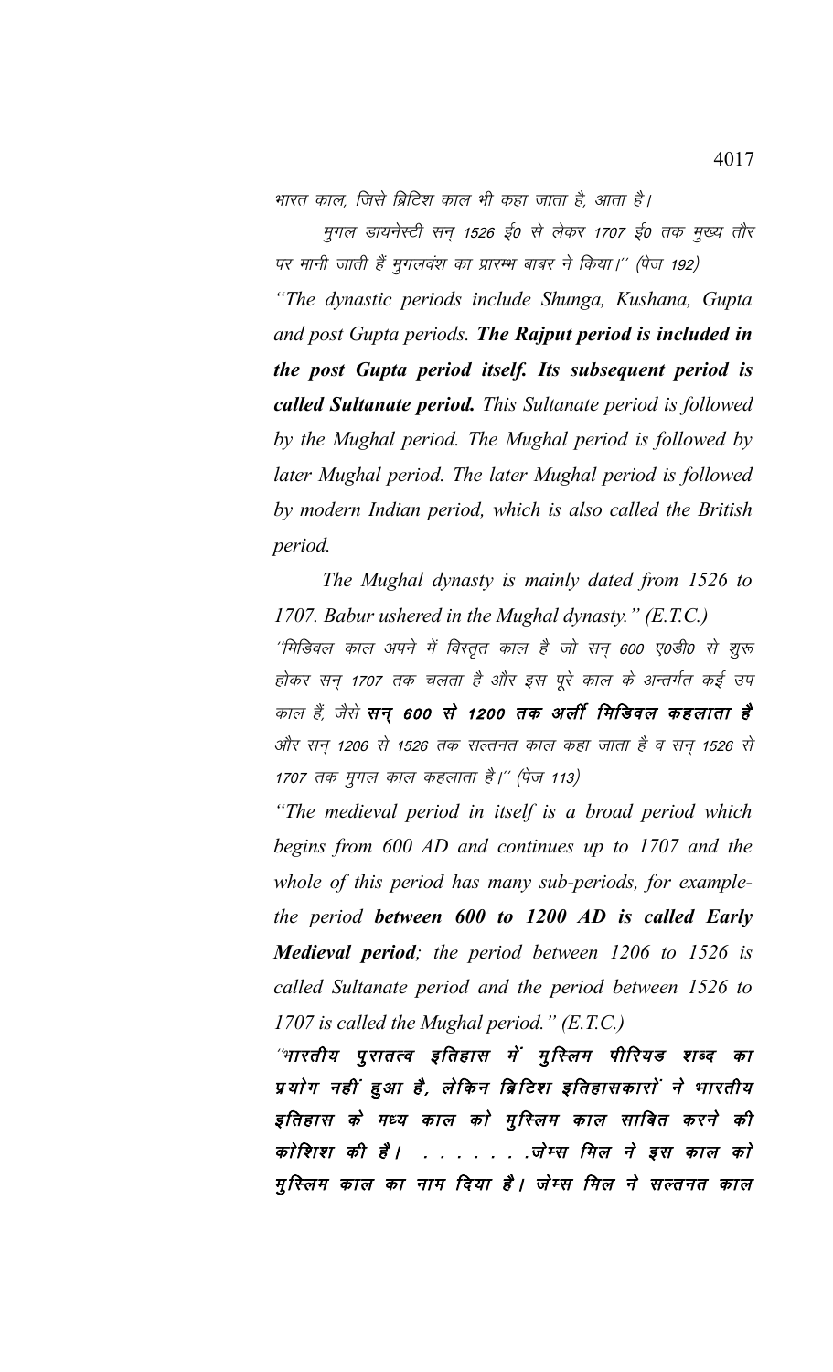भारत काल, जिसे ब्रिटिश काल भी कहा जाता है, आता है।

मुगल डायनेस्टी सन् 1526 ई0 से लेकर 1707 ई0 तक मुख्य तौर पर मानी जाती हैं मुगलवंश का प्रारम्भ बाबर ने किया।'' (पेज 192)

*"The dynastic periods include Shunga, Kushana, Gupta and post Gupta periods.* ***The Rajput period is included in the post Gupta period itself. Its subsequent period is called Sultanate period.*** *This Sultanate period is followed by the Mughal period. The Mughal period is followed by later Mughal period. The later Mughal period is followed by modern Indian period, which is also called the British period.*

*The Mughal dynasty is mainly dated from 1526 to 1707. Babur ushered in the Mughal dynasty." (E.T.C.)*

''मिडिवल काल अपने में विस्तृत काल है जो सन् 600 ए0डी0 से शुरू होकर सन् 1707 तक चलता है और इस पूरे काल के अन्तर्गत कई उप काल हैं, जैसे **सन् 600 से 1200 तक अर्ली मिडिवल कहलाता है** और सन् 1206 से 1526 तक सल्तनत काल कहा जाता है व सन् 1526 से 1707 तक मुगल काल कहलाता है।'' (पेज 113)

*"The medieval period in itself is a broad period which begins from 600 AD and continues up to 1707 and the whole of this period has many sub-periods, for example- the period* ***between 600 to 1200 AD is called Early Medieval period****; the period between 1206 to 1526 is called Sultanate period and the period between 1526 to 1707 is called the Mughal period." (E.T.C.)*

***''भारतीय पुरातत्व इतिहास में मुस्लिम पीरियड शब्द का प्रयोग नहीं हुआ है, लेकिन ब्रिटिश इतिहासकारों ने भारतीय इतिहास के मध्य काल को मुस्लिम काल साबित करने की कोशिश की है। . . . . . . .जेम्स मिल ने इस काल को मुस्लिम काल का नाम दिया है। जेम्स मिल ने सल्तनत काल***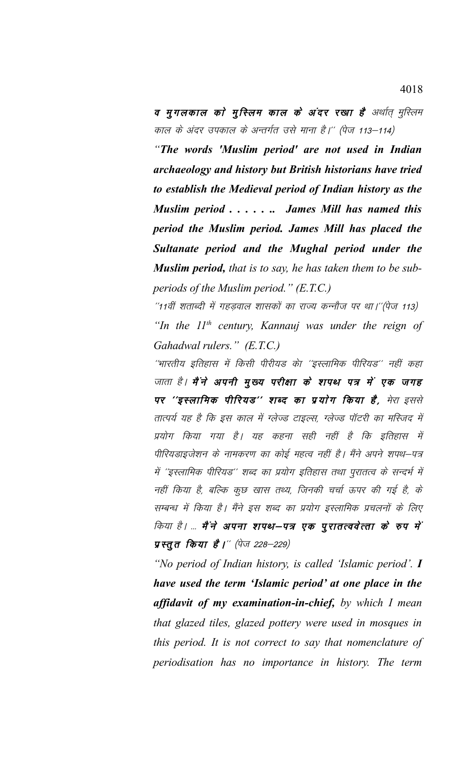**व मुगलकाल को मुस्लिम काल के अंदर रखा है** अर्थात् मुस्लिम काल के अंदर उपकाल के अन्तर्गत उसे माना है।'' (पेज 113–114)

*"**The words 'Muslim period' are not used in Indian archaeology and history but British historians have tried to establish the Medieval period of Indian history as the Muslim period . . . . . .. James Mill has named this period the Muslim period. James Mill has placed the Sultanate period and the Mughal period under the Muslim period,** that is to say, he has taken them to be sub-periods of the Muslim period." (E.T.C.)*

''11वीं शताब्दी में गहड़वाल शासकों का राज्य कन्नौज पर था।''(पेज 113)

*"In the $11^{th}$ century, Kannauj was under the reign of Gahadwal rulers." (E.T.C.)*

''भारतीय इतिहास में किसी पीरीयड को ''इस्लामिक पीरियड'' नहीं कहा जाता है। **मैंने अपनी मुख्य परीक्षा के शपथ पत्र में एक जगह पर ''इस्लामिक पीरियड'' शब्द का प्रयोग किया है,** मेरा इससे तात्पर्य यह है कि इस काल में ग्लेज्ड टाइल्स, ग्लेज्ड पॉटरी का मस्जिद में प्रयोग किया गया है। यह कहना सही नहीं है कि इतिहास में पीरियडाइजेशन के नामकरण का कोई महत्व नहीं है। मैंने अपने शपथ–पत्र में ''इस्लामिक पीरियड'' शब्द का प्रयोग इतिहास तथा पुरातत्व के सन्दर्भ में नहीं किया है, बल्कि कुछ खास तथ्य, जिनकी चर्चा ऊपर की गई है, के सम्बन्ध में किया है। मैंने इस शब्द का प्रयोग इस्लामिक प्रचलनों के लिए किया है। ... **मैंने अपना शपथ–पत्र एक पुरातत्ववेत्ता के रुप में प्रस्तुत किया है।**'' (पेज 228–229)

*"No period of Indian history, is called 'Islamic period'. **I have used the term 'Islamic period' at one place in the affidavit of my examination-in-chief,** by which I mean that glazed tiles, glazed pottery were used in mosques in this period. It is not correct to say that nomenclature of periodisation has no importance in history. The term*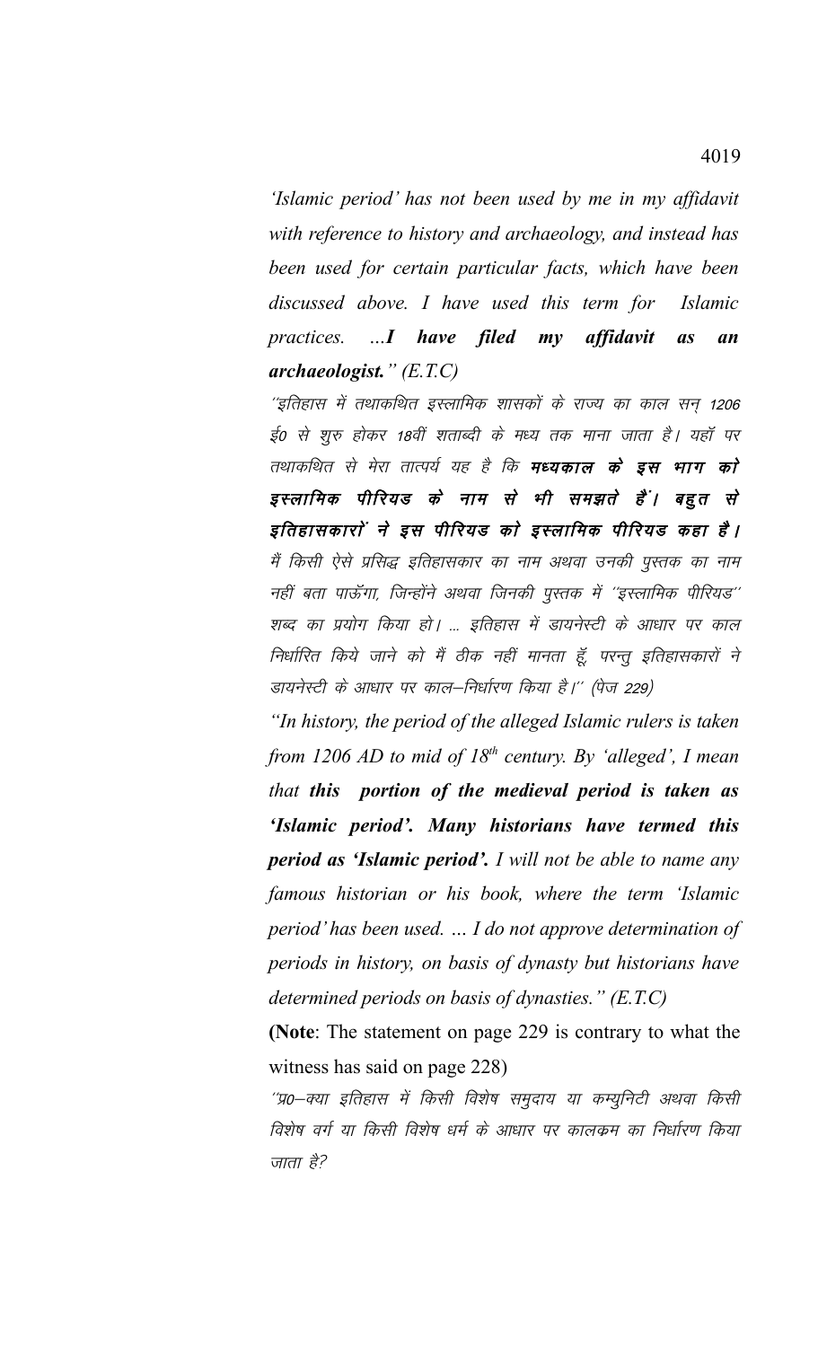*'Islamic period' has not been used by me in my affidavit with reference to history and archaeology, and instead has been used for certain particular facts, which have been discussed above. I have used this term for Islamic practices. ...**I have filed my affidavit as an archaeologist.**" (E.T.C)*

*''इतिहास में तथाकथित इस्लामिक शासकों के राज्य का काल सन् 1206 ई0 से शुरु होकर 18वीं शताब्दी के मध्य तक माना जाता है। यहॉ पर तथाकथित से मेरा तात्पर्य यह है कि **मध्यकाल के इस भाग को इस्लामिक पीरियड के नाम से भी समझते हैं। बहुत से इतिहासकारों ने इस पीरियड को इस्लामिक पीरियड कहा है।** मैं किसी ऐसे प्रसिद्ध इतिहासकार का नाम अथवा उनकी पुस्तक का नाम नहीं बता पाऊॅगा, जिन्होंने अथवा जिनकी पुस्तक में ''इस्लामिक पीरियड'' शब्द का प्रयोग किया हो। ... इतिहास में डायनेस्टी के आधार पर काल निर्धारित किये जाने को मैं ठीक नहीं मानता हूॅ, परन्तु इतिहासकारों ने डायनेस्टी के आधार पर काल–निर्धारण किया है।'' (पेज 229)*

*"In history, the period of the alleged Islamic rulers is taken from 1206 AD to mid of 18th century. By 'alleged', I mean that **this portion of the medieval period is taken as 'Islamic period'. Many historians have termed this period as 'Islamic period'.** I will not be able to name any famous historian or his book, where the term 'Islamic period' has been used. ... I do not approve determination of periods in history, on basis of dynasty but historians have determined periods on basis of dynasties." (E.T.C)*

(**Note**: The statement on page 229 is contrary to what the witness has said on page 228)

*''प्र0–क्या इतिहास में किसी विशेष समुदाय या कम्युनिटी अथवा किसी विशेष वर्ग या किसी विशेष धर्म के आधार पर कालक्रम का निर्धारण किया जाता है?*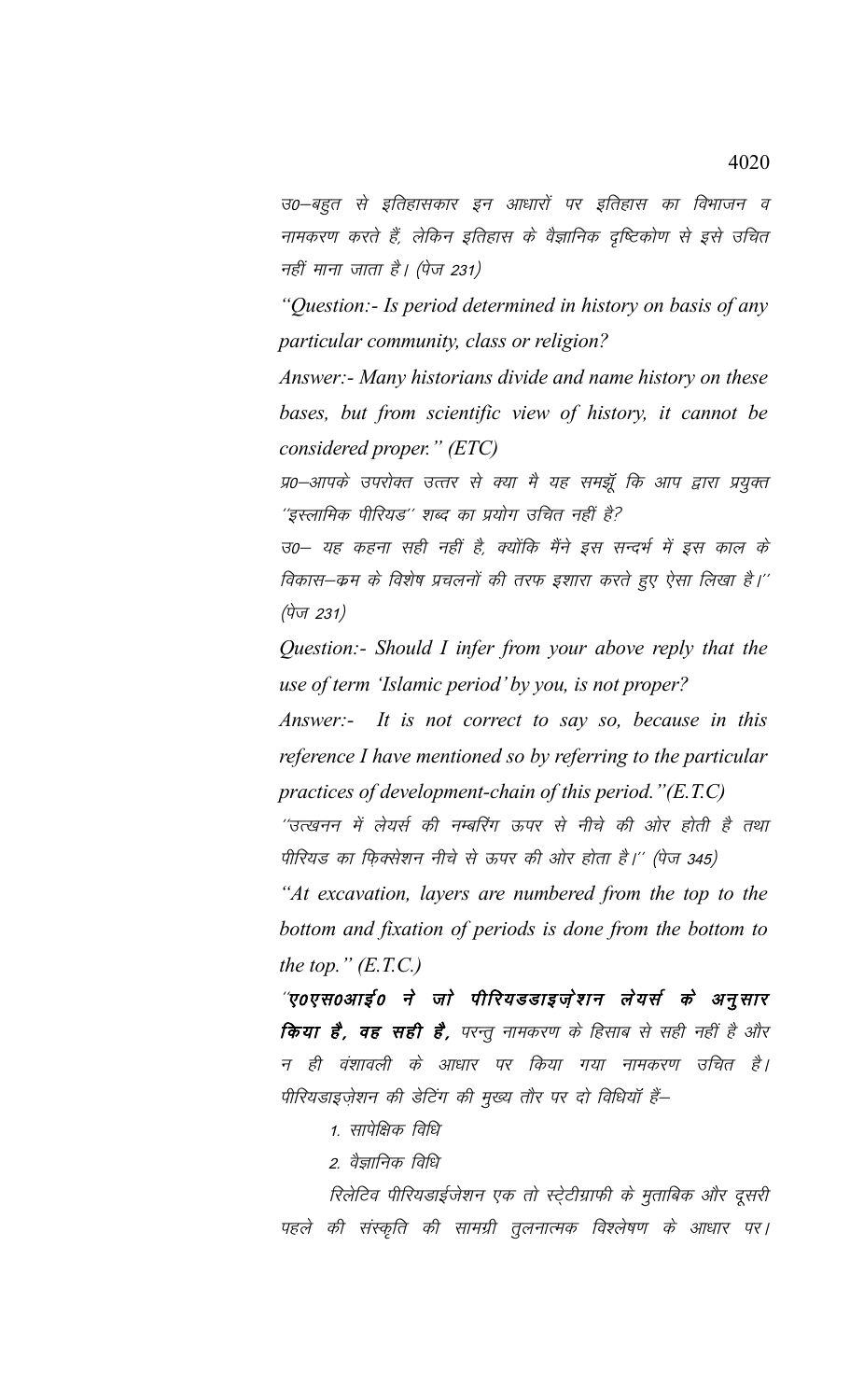उ0–बहुत से इतिहासकार इन आधारों पर इतिहास का विभाजन व नामकरण करते हैं, लेकिन इतिहास के वैज्ञानिक दृष्टिकोण से इसे उचित नहीं माना जाता है। (पेज 231)

*"Question:- Is period determined in history on basis of any particular community, class or religion?*

*Answer:- Many historians divide and name history on these bases, but from scientific view of history, it cannot be considered proper." (ETC)*

प्र0–आपके उपरोक्त उत्तर से क्या मै यह समझूँ कि आप द्वारा प्रयुक्त "इस्लामिक पीरियड" शब्द का प्रयोग उचित नहीं है?

उ0– यह कहना सही नहीं है, क्योंकि मैंने इस सन्दर्भ में इस काल के विकास–कम के विशेष प्रचलनों की तरफ इशारा करते हुए ऐसा लिखा है।" (पेज 231)

*Question:- Should I infer from your above reply that the use of term 'Islamic period' by you, is not proper?*

*Answer:- It is not correct to say so, because in this reference I have mentioned so by referring to the particular practices of development-chain of this period."(E.T.C)*

"उत्खनन में लेयर्स की नम्बरिंग ऊपर से नीचे की ओर होती है तथा पीरियड का फ़िक्सेशन नीचे से ऊपर की ओर होता है।" (पेज 345)

*"At excavation, layers are numbered from the top to the bottom and fixation of periods is done from the bottom to the top." (E.T.C.)*

"**ए0एस0आई0 ने जो पीरियडडाइज़ेशन लेयर्स के अनुसार किया है, वह सही है,** परन्तु नामकरण के हिसाब से सही नहीं है और न ही वंशावली के आधार पर किया गया नामकरण उचित है। पीरियडाइज़ेशन की डेटिंग की मुख्य तौर पर दो विधियाँ हैं–

1. सापेक्षिक विधि
2. वैज्ञानिक विधि

रिलेटिव पीरियडाईजेशन एक तो स्ट्रेटीग्राफी के मुताबिक और दूसरी पहले की संस्कृति की सामग्री तुलनात्मक विश्लेषण के आधार पर।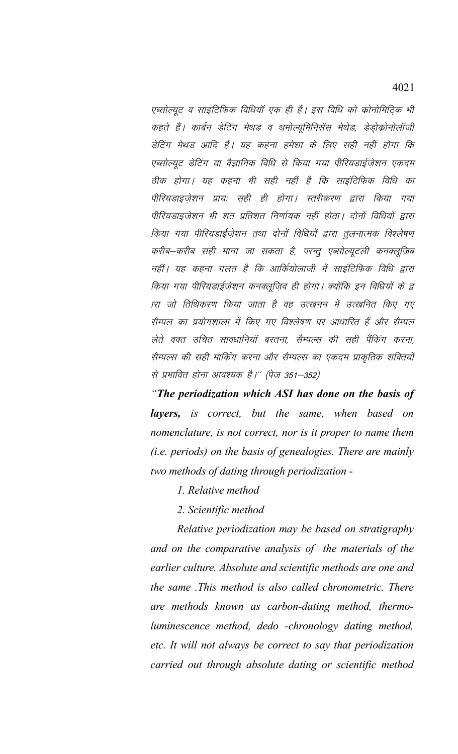*एब्सोल्यूट व साइंटिफिक विधियॉ एक ही हैं। इस विधि को क्रोनोमिट्रिक भी कहते हैं। कार्बन डेटिंग मेथड व थर्मोल्यूमिनिसेंस मेथेड, डेड्रोक्रोनोलॉजी डेटिंग मेथड आदि हैं। यह कहना हमेशा के लिए सही नहीं होगा कि एब्सोल्यूट डेटिंग या वैज्ञानिक विधि से किया गया पीरियडाईज़ेशन एकदम ठीक होगा। यह कहना भी सही नहीं है कि साइंटिफिक विधि का पीरियडाइज़ेशन प्रायः सही ही होगा। स्तरीकरण द्वारा किया गया पीरियडाइजेशन भी शत प्रतिशत निर्णायक नहीं होता। दोनों विधियों द्वारा किया गया पीरियडाईज़ेशन तथा दोनों विधियों द्वारा तुलनात्मक विश्लेषण करीब–करीब सही माना जा सकता है, परन्तु एब्सोल्यूटली कनक्लूजिब नहीं। यह कहना गलत है कि आर्कियोलाजी में साइंटिफिक विधि द्वारा किया गया पीरियडाईज़ेशन कनक्लूज़िव ही होगा। क्योंकि इन विधियों के द्वारा जो तिथिकरण किया जाता है वह उत्खनन में उत्खनित किए गए सैम्पल का प्रयोगशाला में किए गए विश्लेषण पर आधारित हैं और सैम्पल लेते वक्त उचित सावधानियॉ बरतना, सैम्पल्स की सही पैंकिंग करना, सैम्पल्स की सही मार्किंग करना और सैम्पल्स का एकदम प्राकृतिक शक्तियों से प्रभावित होना आवश्यक है।'' (पेज 351–352)*

*"**The periodization which ASI has done on the basis of layers,** is correct, but the same, when based on nomenclature, is not correct, nor is it proper to name them (i.e. periods) on the basis of genealogies. There are mainly two methods of dating through periodization -*

*1. Relative method*

*2. Scientific method*

*Relative periodization may be based on stratigraphy and on the comparative analysis of the materials of the earlier culture. Absolute and scientific methods are one and the same .This method is also called chronometric. There are methods known as carbon-dating method, thermo-luminescence method, dedo -chronology dating method, etc. It will not always be correct to say that periodization carried out through absolute dating or scientific method*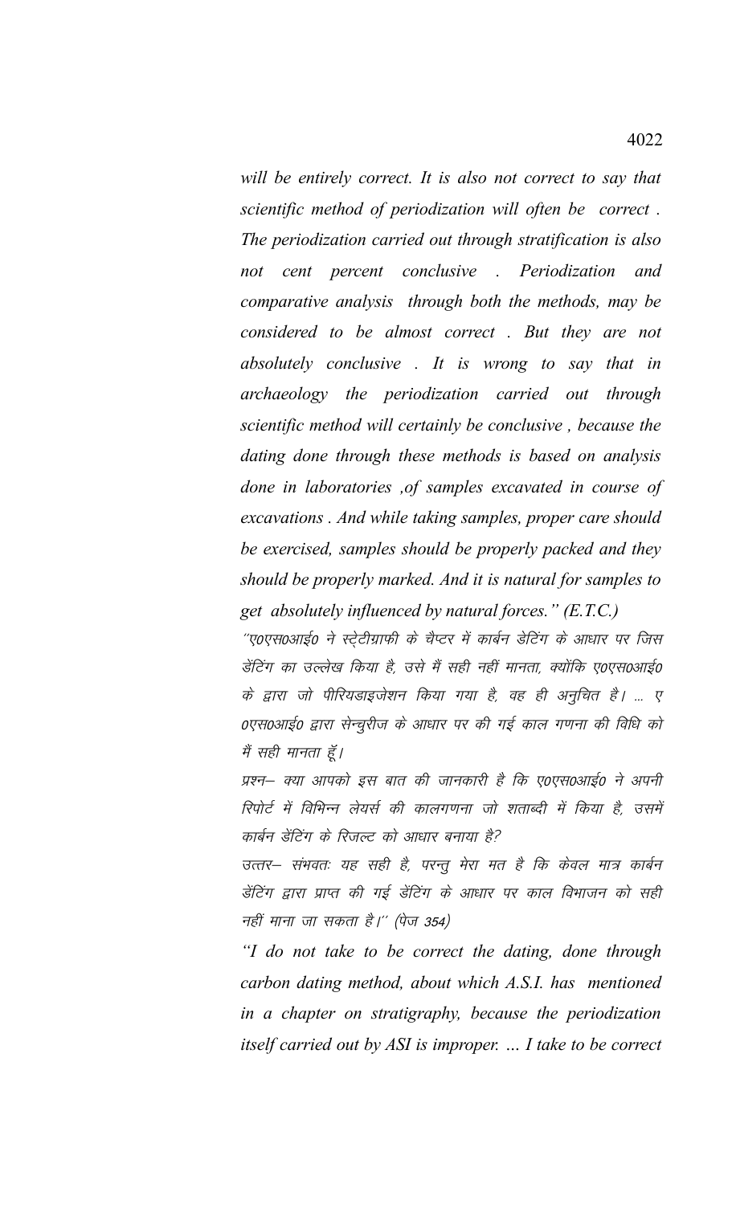*will be entirely correct. It is also not correct to say that scientific method of periodization will often be correct . The periodization carried out through stratification is also not cent percent conclusive . Periodization and comparative analysis through both the methods, may be considered to be almost correct . But they are not absolutely conclusive . It is wrong to say that in archaeology the periodization carried out through scientific method will certainly be conclusive , because the dating done through these methods is based on analysis done in laboratories ,of samples excavated in course of excavations . And while taking samples, proper care should be exercised, samples should be properly packed and they should be properly marked. And it is natural for samples to get absolutely influenced by natural forces." (E.T.C.)*

*"ए0एस0आई0 ने स्ट्रेटीग्राफी के चैप्टर में कार्बन डेटिंग के आधार पर जिस डेटिंग का उल्लेख किया है, उसे मैं सही नहीं मानता, क्योंकि ए0एस0आई0 के द्वारा जो पीरियडाइजेशन किया गया है, वह ही अनुचित है। ... ए0एस0आई0 द्वारा सेन्चुरीज के आधार पर की गई काल गणना की विधि को मैं सही मानता हूँ।*

*प्रश्न– क्या आपको इस बात की जानकारी है कि ए0एस0आई0 ने अपनी रिपोर्ट में विभिन्न लेयर्स की कालगणना जो शताब्दी में किया है, उसमें कार्बन डेटिंग के रिजल्ट को आधार बनाया है?*

*उत्तर– संभवतः यह सही है, परन्तु मेरा मत है कि केवल मात्र कार्बन डेटिंग द्वारा प्राप्त की गई डेटिंग के आधार पर काल विभाजन को सही नहीं माना जा सकता है।" (पेज 354)*

*"I do not take to be correct the dating, done through carbon dating method, about which A.S.I. has mentioned in a chapter on stratigraphy, because the periodization itself carried out by ASI is improper. ... I take to be correct*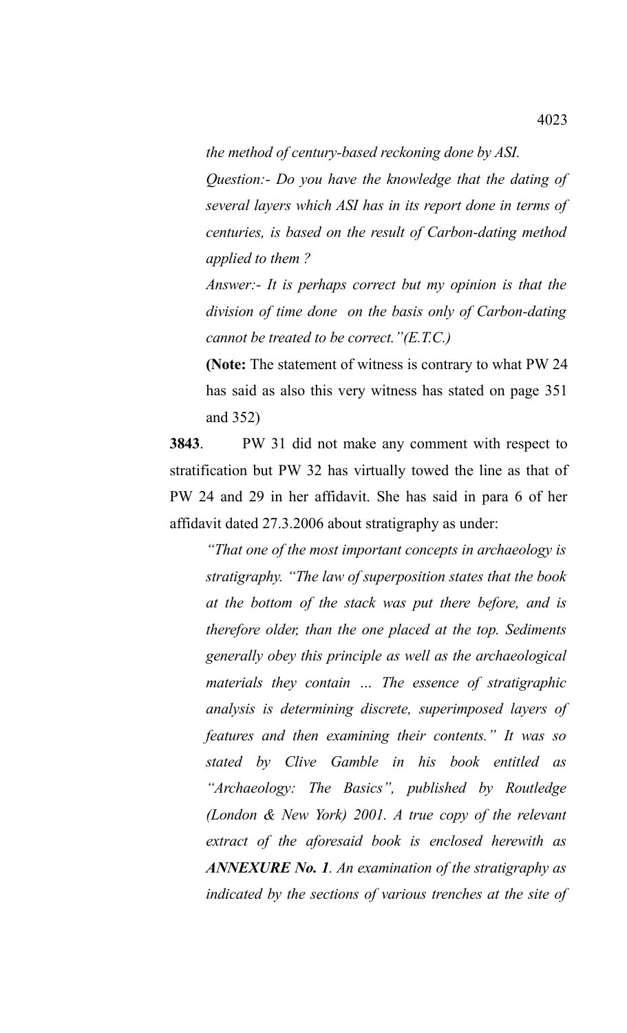*the method of century-based reckoning done by ASI.*

*Question:- Do you have the knowledge that the dating of several layers which ASI has in its report done in terms of centuries, is based on the result of Carbon-dating method applied to them ?*

*Answer:- It is perhaps correct but my opinion is that the division of time done on the basis only of Carbon-dating cannot be treated to be correct."(E.T.C.)*

**(Note:** The statement of witness is contrary to what PW 24 has said as also this very witness has stated on page 351 and 352)

**3843**. PW 31 did not make any comment with respect to stratification but PW 32 has virtually towed the line as that of PW 24 and 29 in her affidavit. She has said in para 6 of her affidavit dated 27.3.2006 about stratigraphy as under:

*"That one of the most important concepts in archaeology is stratigraphy. "The law of superposition states that the book at the bottom of the stack was put there before, and is therefore older, than the one placed at the top. Sediments generally obey this principle as well as the archaeological materials they contain ... The essence of stratigraphic analysis is determining discrete, superimposed layers of features and then examining their contents." It was so stated by Clive Gamble in his book entitled as "Archaeology: The Basics", published by Routledge (London & New York) 2001. A true copy of the relevant extract of the aforesaid book is enclosed herewith as **ANNEXURE No. 1**. An examination of the stratigraphy as indicated by the sections of various trenches at the site of*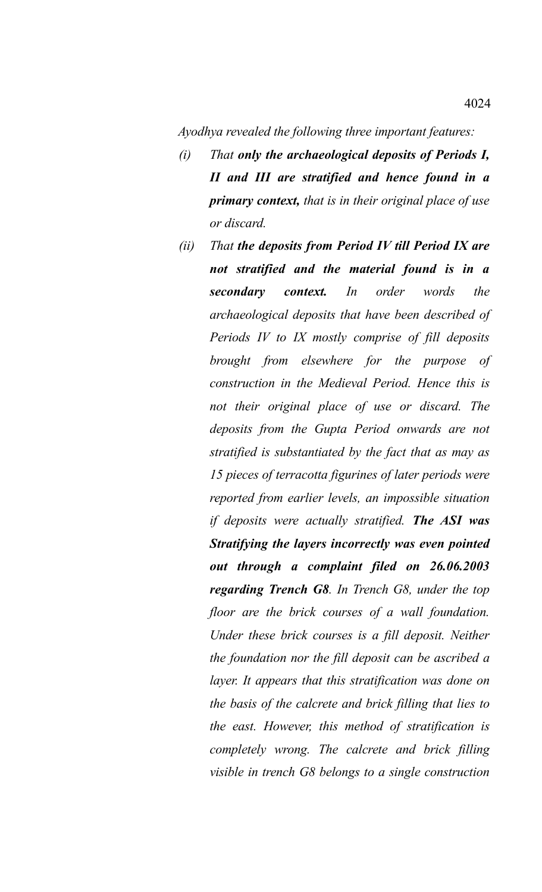*Ayodhya revealed the following three important features:*

- *(i)* *That* ***only the archaeological deposits of Periods I, II and III are stratified and hence found in a primary context,*** *that is in their original place of use or discard.*
- *(ii)* *That* ***the deposits from Period IV till Period IX are not stratified and the material found is in a secondary context.*** *In order words the archaeological deposits that have been described of Periods IV to IX mostly comprise of fill deposits brought from elsewhere for the purpose of construction in the Medieval Period. Hence this is not their original place of use or discard. The deposits from the Gupta Period onwards are not stratified is substantiated by the fact that as may as 15 pieces of terracotta figurines of later periods were reported from earlier levels, an impossible situation if deposits were actually stratified.* ***The ASI was Stratifying the layers incorrectly was even pointed out through a complaint filed on 26.06.2003 regarding Trench G8****. In Trench G8, under the top floor are the brick courses of a wall foundation. Under these brick courses is a fill deposit. Neither the foundation nor the fill deposit can be ascribed a layer. It appears that this stratification was done on the basis of the calcrete and brick filling that lies to the east. However, this method of stratification is completely wrong. The calcrete and brick filling visible in trench G8 belongs to a single construction*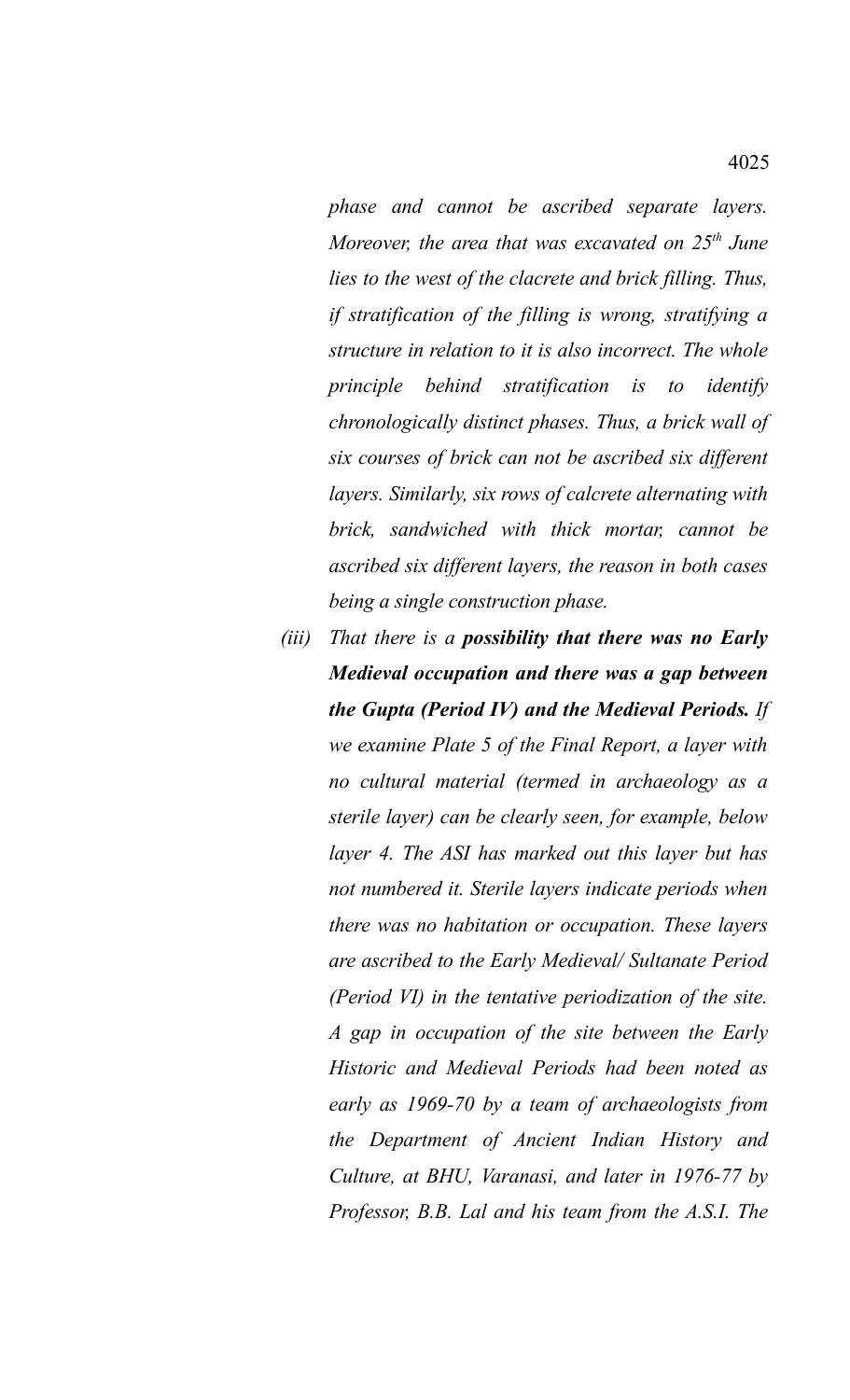*phase and cannot be ascribed separate layers. Moreover, the area that was excavated on 25th June lies to the west of the clacrete and brick filling. Thus, if stratification of the filling is wrong, stratifying a structure in relation to it is also incorrect. The whole principle behind stratification is to identify chronologically distinct phases. Thus, a brick wall of six courses of brick can not be ascribed six different layers. Similarly, six rows of calcrete alternating with brick, sandwiched with thick mortar, cannot be ascribed six different layers, the reason in both cases being a single construction phase.*

*(iii) That there is a **possibility that there was no Early Medieval occupation and there was a gap between the Gupta (Period IV) and the Medieval Periods.** If we examine Plate 5 of the Final Report, a layer with no cultural material (termed in archaeology as a sterile layer) can be clearly seen, for example, below layer 4. The ASI has marked out this layer but has not numbered it. Sterile layers indicate periods when there was no habitation or occupation. These layers are ascribed to the Early Medieval/ Sultanate Period (Period VI) in the tentative periodization of the site. A gap in occupation of the site between the Early Historic and Medieval Periods had been noted as early as 1969-70 by a team of archaeologists from the Department of Ancient Indian History and Culture, at BHU, Varanasi, and later in 1976-77 by Professor, B.B. Lal and his team from the A.S.I. The*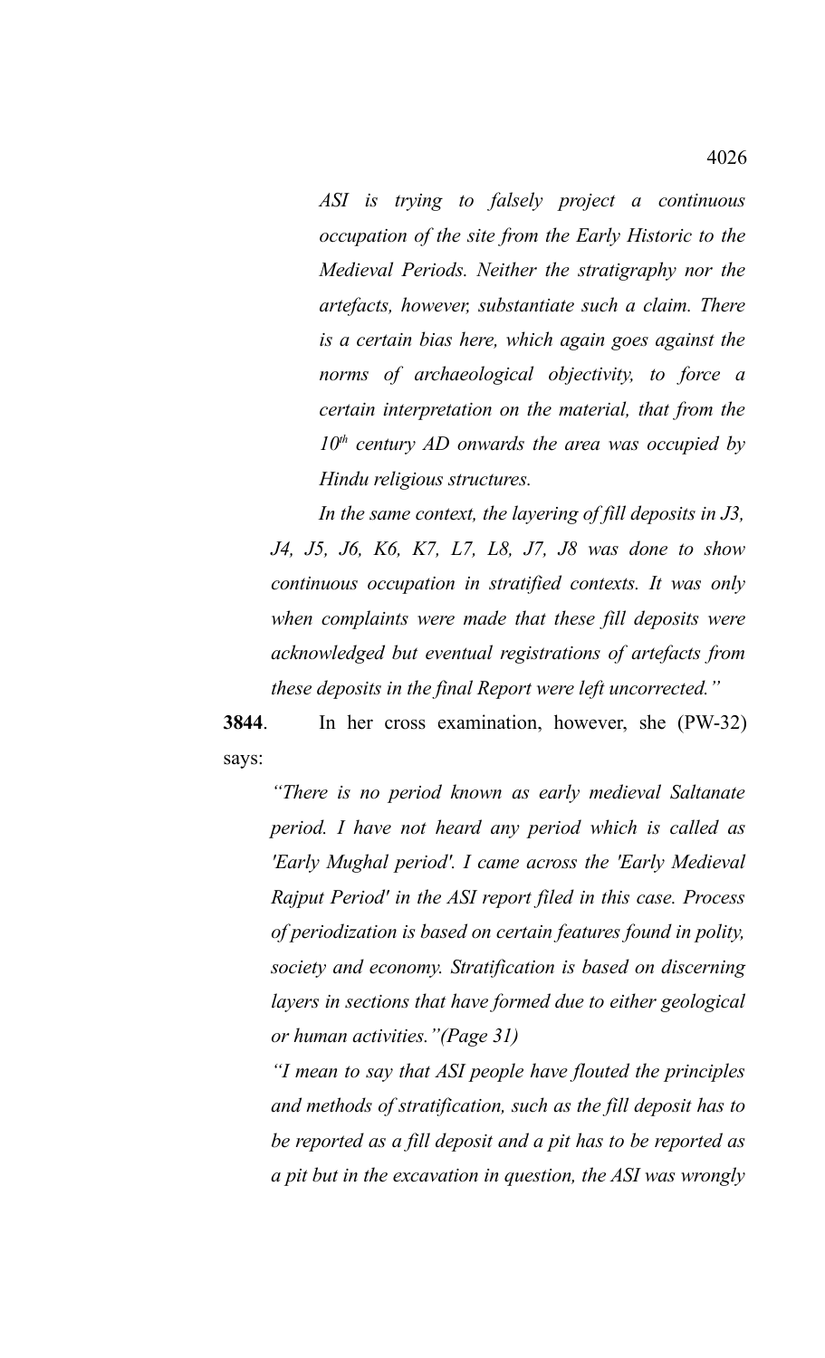*ASI is trying to falsely project a continuous occupation of the site from the Early Historic to the Medieval Periods. Neither the stratigraphy nor the artefacts, however, substantiate such a claim. There is a certain bias here, which again goes against the norms of archaeological objectivity, to force a certain interpretation on the material, that from the 10th century AD onwards the area was occupied by Hindu religious structures.*

*In the same context, the layering of fill deposits in J3, J4, J5, J6, K6, K7, L7, L8, J7, J8 was done to show continuous occupation in stratified contexts. It was only when complaints were made that these fill deposits were acknowledged but eventual registrations of artefacts from these deposits in the final Report were left uncorrected."*

**3844**. In her cross examination, however, she (PW-32) says:

*"There is no period known as early medieval Saltanate period. I have not heard any period which is called as 'Early Mughal period'. I came across the 'Early Medieval Rajput Period' in the ASI report filed in this case. Process of periodization is based on certain features found in polity, society and economy. Stratification is based on discerning layers in sections that have formed due to either geological or human activities."(Page 31)*

*"I mean to say that ASI people have flouted the principles and methods of stratification, such as the fill deposit has to be reported as a fill deposit and a pit has to be reported as a pit but in the excavation in question, the ASI was wrongly*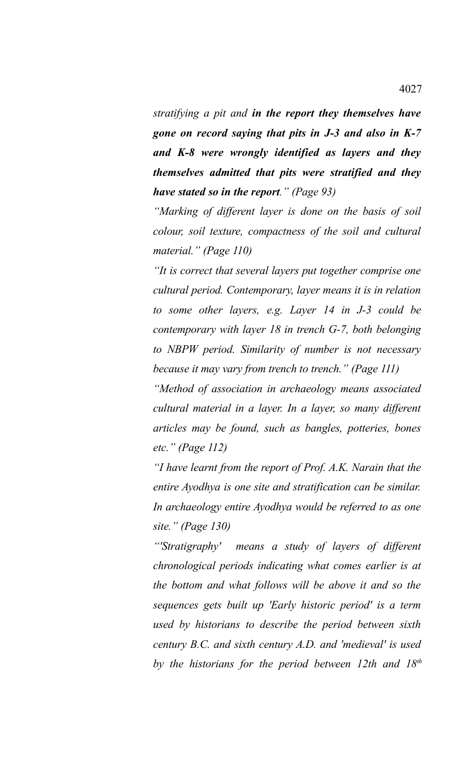*stratifying a pit and **in the report they themselves have gone on record saying that pits in J-3 and also in K-7 and K-8 were wrongly identified as layers and they themselves admitted that pits were stratified and they have stated so in the report**." (Page 93)*

*"Marking of different layer is done on the basis of soil colour, soil texture, compactness of the soil and cultural material." (Page 110)*

*"It is correct that several layers put together comprise one cultural period. Contemporary, layer means it is in relation to some other layers, e.g. Layer 14 in J-3 could be contemporary with layer 18 in trench G-7, both belonging to NBPW period. Similarity of number is not necessary because it may vary from trench to trench." (Page 111)*

*"Method of association in archaeology means associated cultural material in a layer. In a layer, so many different articles may be found, such as bangles, potteries, bones etc." (Page 112)*

*"I have learnt from the report of Prof. A.K. Narain that the entire Ayodhya is one site and stratification can be similar. In archaeology entire Ayodhya would be referred to as one site." (Page 130)*

*"'Stratigraphy' means a study of layers of different chronological periods indicating what comes earlier is at the bottom and what follows will be above it and so the sequences gets built up 'Early historic period' is a term used by historians to describe the period between sixth century B.C. and sixth century A.D. and 'medieval' is used by the historians for the period between 12th and 18th*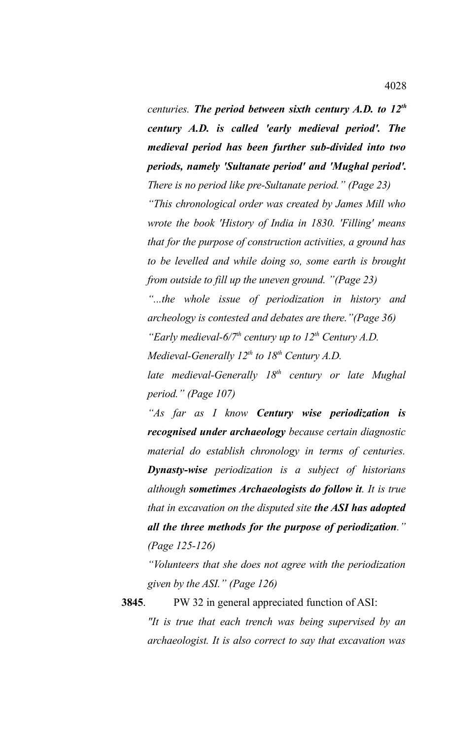*centuries.* ***The period between sixth century A.D. to 12th century A.D. is called 'early medieval period'. The medieval period has been further sub-divided into two periods, namely 'Sultanate period' and 'Mughal period'.*** *There is no period like pre-Sultanate period." (Page 23)*

*"This chronological order was created by James Mill who wrote the book 'History of India in 1830. 'Filling' means that for the purpose of construction activities, a ground has to be levelled and while doing so, some earth is brought from outside to fill up the uneven ground. "(Page 23)*

*"...the whole issue of periodization in history and archeology is contested and debates are there."(Page 36)*

*"Early medieval-6/7th century up to 12th Century A.D.*

*Medieval-Generally 12th to 18th Century A.D.*

*late medieval-Generally 18th century or late Mughal period." (Page 107)*

*"As far as I know* ***Century wise periodization is recognised under archaeology*** *because certain diagnostic material do establish chronology in terms of centuries.* ***Dynasty-wise*** *periodization is a subject of historians although* ***sometimes Archaeologists do follow it****. It is true that in excavation on the disputed site* ***the ASI has adopted all the three methods for the purpose of periodization****." (Page 125-126)*

*"Volunteers that she does not agree with the periodization given by the ASI." (Page 126)*

**3845**. PW 32 in general appreciated function of ASI:

*"It is true that each trench was being supervised by an archaeologist. It is also correct to say that excavation was*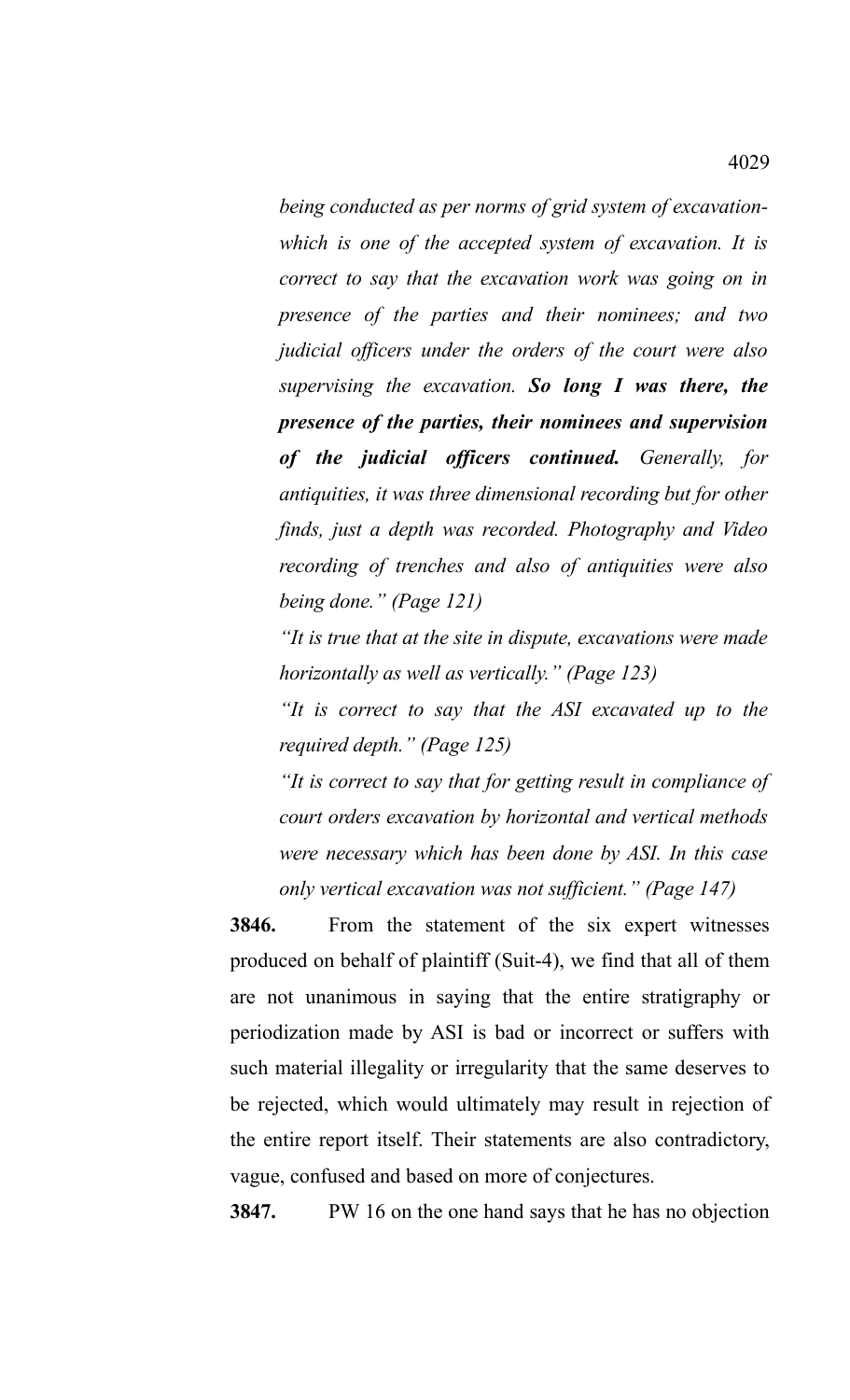*being conducted as per norms of grid system of excavation-which is one of the accepted system of excavation. It is correct to say that the excavation work was going on in presence of the parties and their nominees; and two judicial officers under the orders of the court were also supervising the excavation.* ***So long I was there, the presence of the parties, their nominees and supervision of the judicial officers continued.*** *Generally, for antiquities, it was three dimensional recording but for other finds, just a depth was recorded. Photography and Video recording of trenches and also of antiquities were also being done." (Page 121)*

*"It is true that at the site in dispute, excavations were made horizontally as well as vertically." (Page 123)*

*"It is correct to say that the ASI excavated up to the required depth." (Page 125)*

*"It is correct to say that for getting result in compliance of court orders excavation by horizontal and vertical methods were necessary which has been done by ASI. In this case only vertical excavation was not sufficient." (Page 147)*

**3846.** From the statement of the six expert witnesses produced on behalf of plaintiff (Suit-4), we find that all of them are not unanimous in saying that the entire stratigraphy or periodization made by ASI is bad or incorrect or suffers with such material illegality or irregularity that the same deserves to be rejected, which would ultimately may result in rejection of the entire report itself. Their statements are also contradictory, vague, confused and based on more of conjectures.

**3847.** PW 16 on the one hand says that he has no objection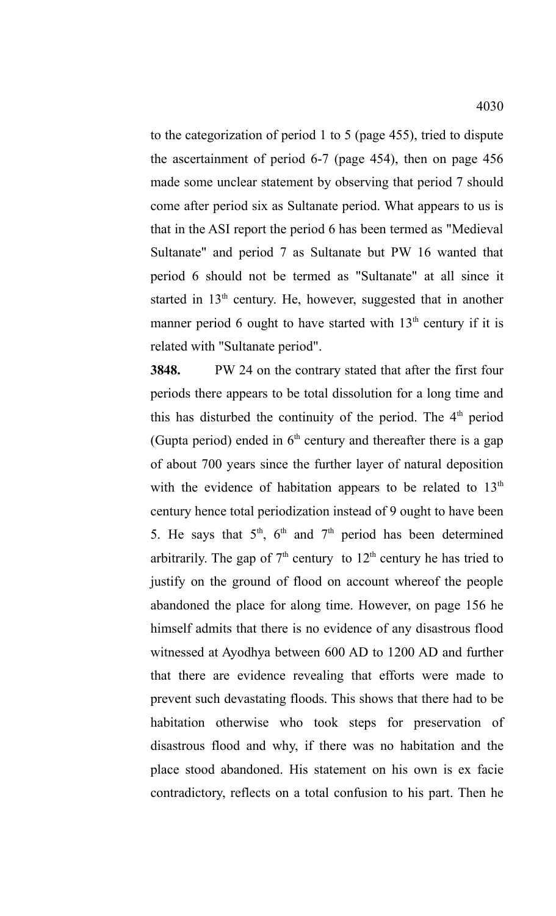to the categorization of period 1 to 5 (page 455), tried to dispute the ascertainment of period 6-7 (page 454), then on page 456 made some unclear statement by observing that period 7 should come after period six as Sultanate period. What appears to us is that in the ASI report the period 6 has been termed as "Medieval Sultanate" and period 7 as Sultanate but PW 16 wanted that period 6 should not be termed as "Sultanate" at all since it started in 13th century. He, however, suggested that in another manner period 6 ought to have started with 13th century if it is related with "Sultanate period".

**3848.** PW 24 on the contrary stated that after the first four periods there appears to be total dissolution for a long time and this has disturbed the continuity of the period. The 4th period (Gupta period) ended in 6th century and thereafter there is a gap of about 700 years since the further layer of natural deposition with the evidence of habitation appears to be related to 13th century hence total periodization instead of 9 ought to have been 5. He says that 5th, 6th and 7th period has been determined arbitrarily. The gap of 7th century to 12th century he has tried to justify on the ground of flood on account whereof the people abandoned the place for along time. However, on page 156 he himself admits that there is no evidence of any disastrous flood witnessed at Ayodhya between 600 AD to 1200 AD and further that there are evidence revealing that efforts were made to prevent such devastating floods. This shows that there had to be habitation otherwise who took steps for preservation of disastrous flood and why, if there was no habitation and the place stood abandoned. His statement on his own is ex facie contradictory, reflects on a total confusion to his part. Then he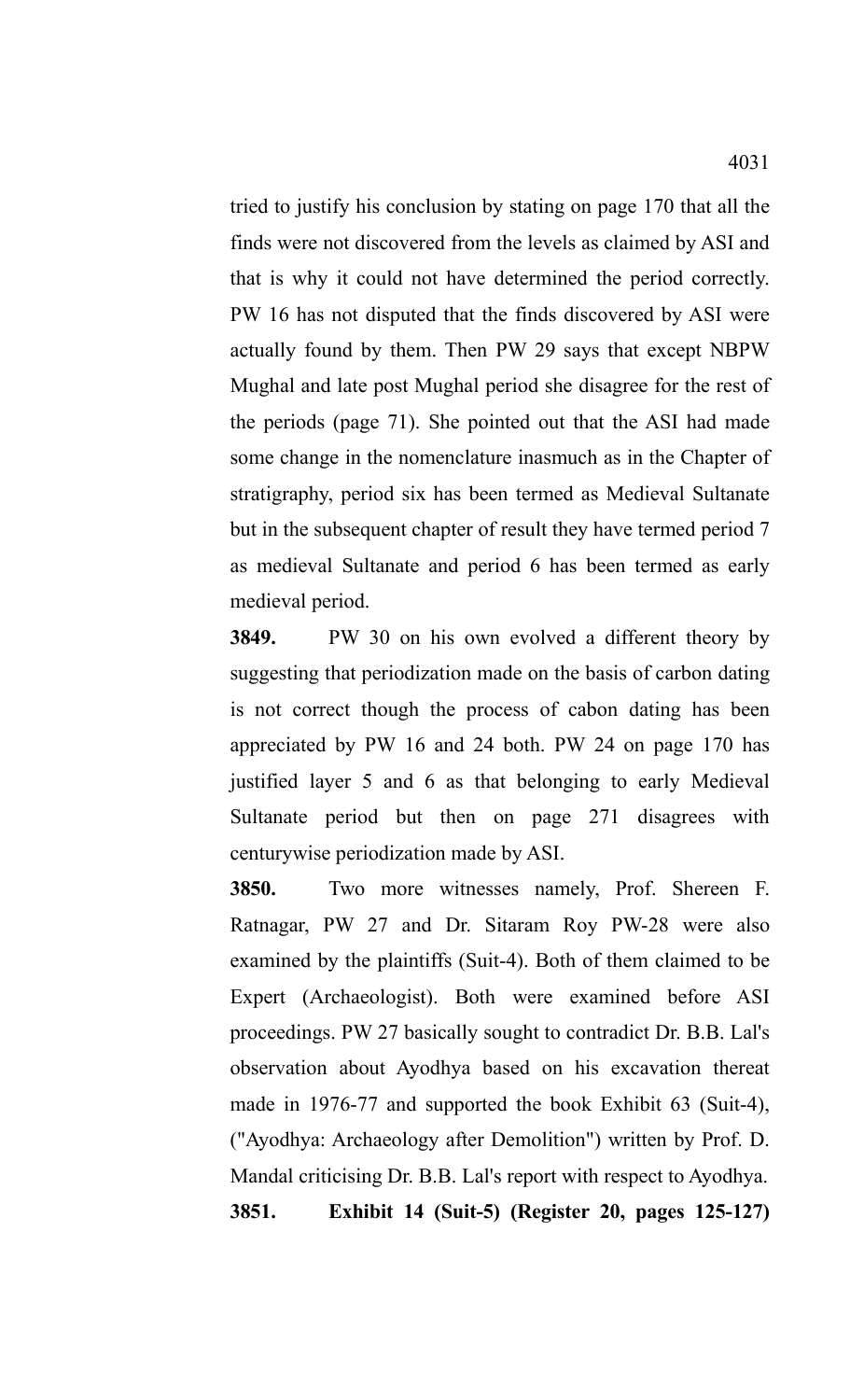tried to justify his conclusion by stating on page 170 that all the finds were not discovered from the levels as claimed by ASI and that is why it could not have determined the period correctly. PW 16 has not disputed that the finds discovered by ASI were actually found by them. Then PW 29 says that except NBPW Mughal and late post Mughal period she disagree for the rest of the periods (page 71). She pointed out that the ASI had made some change in the nomenclature inasmuch as in the Chapter of stratigraphy, period six has been termed as Medieval Sultanate but in the subsequent chapter of result they have termed period 7 as medieval Sultanate and period 6 has been termed as early medieval period.

**3849.** PW 30 on his own evolved a different theory by suggesting that periodization made on the basis of carbon dating is not correct though the process of cabon dating has been appreciated by PW 16 and 24 both. PW 24 on page 170 has justified layer 5 and 6 as that belonging to early Medieval Sultanate period but then on page 271 disagrees with centurywise periodization made by ASI.

**3850.** Two more witnesses namely, Prof. Shereen F. Ratnagar, PW 27 and Dr. Sitaram Roy PW-28 were also examined by the plaintiffs (Suit-4). Both of them claimed to be Expert (Archaeologist). Both were examined before ASI proceedings. PW 27 basically sought to contradict Dr. B.B. Lal's observation about Ayodhya based on his excavation thereat made in 1976-77 and supported the book Exhibit 63 (Suit-4), ("Ayodhya: Archaeology after Demolition") written by Prof. D. Mandal criticising Dr. B.B. Lal's report with respect to Ayodhya.

**3851. Exhibit 14 (Suit-5) (Register 20, pages 125-127)**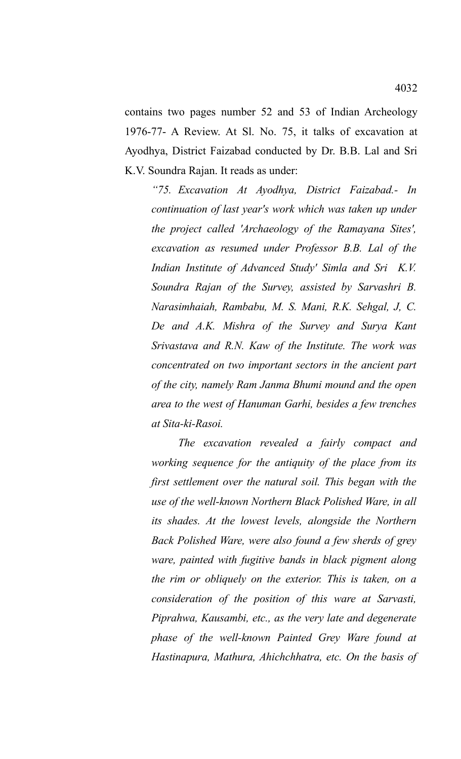contains two pages number 52 and 53 of Indian Archeology 1976-77- A Review. At Sl. No. 75, it talks of excavation at Ayodhya, District Faizabad conducted by Dr. B.B. Lal and Sri K.V. Soundra Rajan. It reads as under:

> *"75. Excavation At Ayodhya, District Faizabad.- In continuation of last year's work which was taken up under the project called 'Archaeology of the Ramayana Sites', excavation as resumed under Professor B.B. Lal of the Indian Institute of Advanced Study' Simla and Sri K.V. Soundra Rajan of the Survey, assisted by Sarvashri B. Narasimhaiah, Rambabu, M. S. Mani, R.K. Sehgal, J, C. De and A.K. Mishra of the Survey and Surya Kant Srivastava and R.N. Kaw of the Institute. The work was concentrated on two important sectors in the ancient part of the city, namely Ram Janma Bhumi mound and the open area to the west of Hanuman Garhi, besides a few trenches at Sita-ki-Rasoi.*
>
> *The excavation revealed a fairly compact and working sequence for the antiquity of the place from its first settlement over the natural soil. This began with the use of the well-known Northern Black Polished Ware, in all its shades. At the lowest levels, alongside the Northern Back Polished Ware, were also found a few sherds of grey ware, painted with fugitive bands in black pigment along the rim or obliquely on the exterior. This is taken, on a consideration of the position of this ware at Sarvasti, Piprahwa, Kausambi, etc., as the very late and degenerate phase of the well-known Painted Grey Ware found at Hastinapura, Mathura, Ahichchhatra, etc. On the basis of*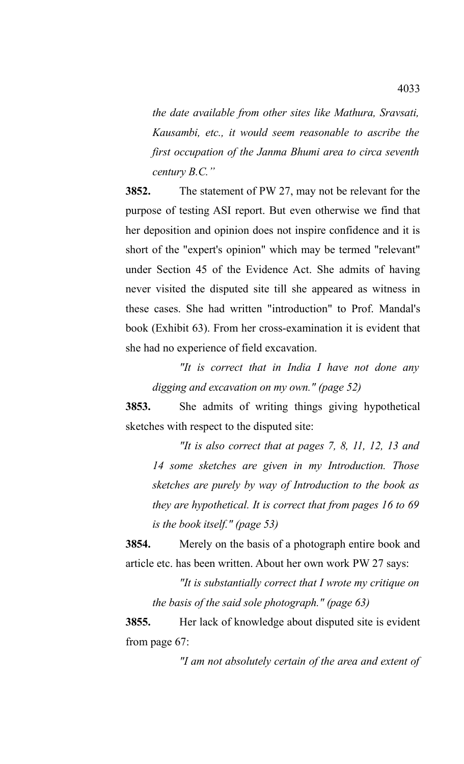*the date available from other sites like Mathura, Sravsati, Kausambi, etc., it would seem reasonable to ascribe the first occupation of the Janma Bhumi area to circa seventh century B.C."*

**3852.** The statement of PW 27, may not be relevant for the purpose of testing ASI report. But even otherwise we find that her deposition and opinion does not inspire confidence and it is short of the "expert's opinion" which may be termed "relevant" under Section 45 of the Evidence Act. She admits of having never visited the disputed site till she appeared as witness in these cases. She had written "introduction" to Prof. Mandal's book (Exhibit 63). From her cross-examination it is evident that she had no experience of field excavation.

> *"It is correct that in India I have not done any digging and excavation on my own." (page 52)*

**3853.** She admits of writing things giving hypothetical sketches with respect to the disputed site:

> *"It is also correct that at pages 7, 8, 11, 12, 13 and 14 some sketches are given in my Introduction. Those sketches are purely by way of Introduction to the book as they are hypothetical. It is correct that from pages 16 to 69 is the book itself." (page 53)*

**3854.** Merely on the basis of a photograph entire book and article etc. has been written. About her own work PW 27 says:

> *"It is substantially correct that I wrote my critique on the basis of the said sole photograph." (page 63)*

**3855.** Her lack of knowledge about disputed site is evident from page 67:

> *"I am not absolutely certain of the area and extent of*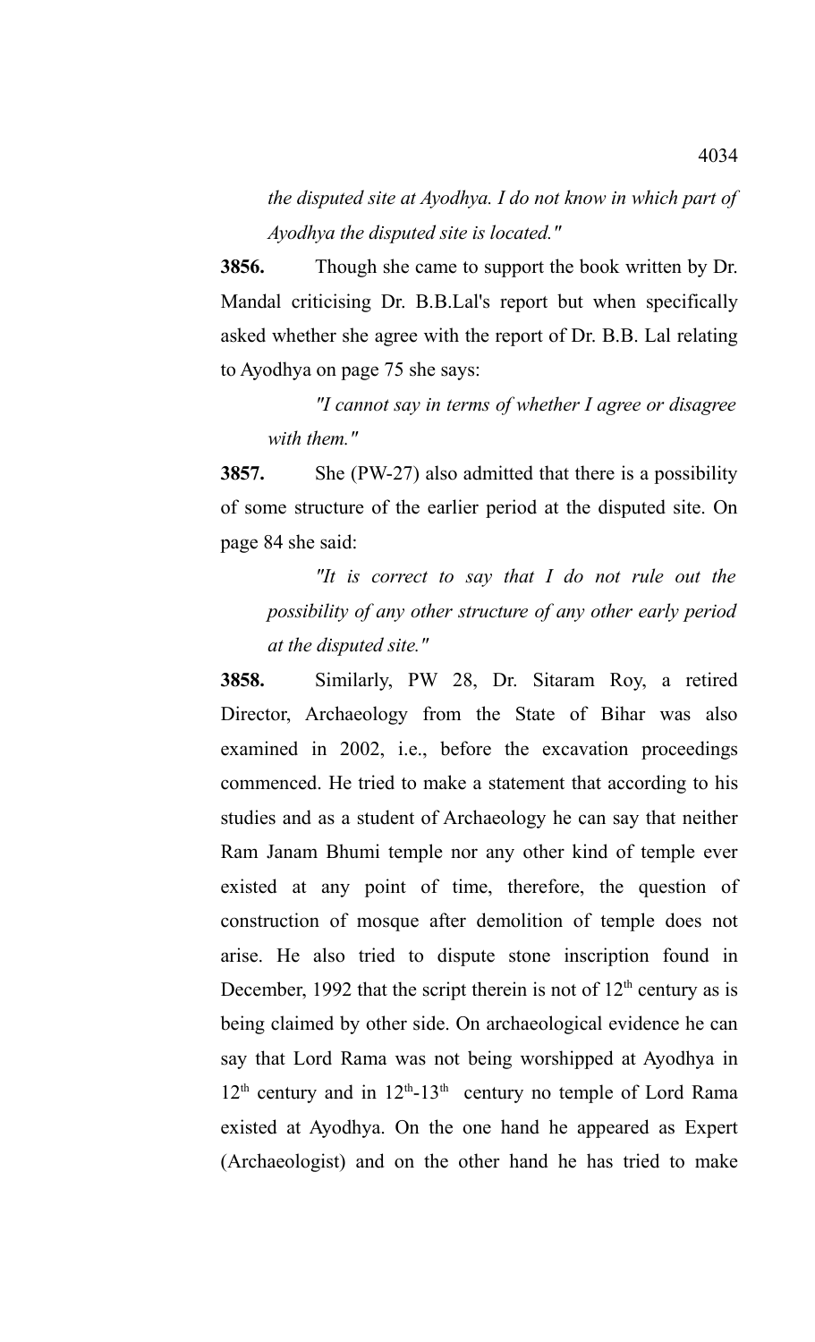*the disputed site at Ayodhya. I do not know in which part of Ayodhya the disputed site is located."*

**3856.** Though she came to support the book written by Dr. Mandal criticising Dr. B.B.Lal's report but when specifically asked whether she agree with the report of Dr. B.B. Lal relating to Ayodhya on page 75 she says:

> *"I cannot say in terms of whether I agree or disagree with them."*

**3857.** She (PW-27) also admitted that there is a possibility of some structure of the earlier period at the disputed site. On page 84 she said:

> *"It is correct to say that I do not rule out the possibility of any other structure of any other early period at the disputed site."*

**3858.** Similarly, PW 28, Dr. Sitaram Roy, a retired Director, Archaeology from the State of Bihar was also examined in 2002, i.e., before the excavation proceedings commenced. He tried to make a statement that according to his studies and as a student of Archaeology he can say that neither Ram Janam Bhumi temple nor any other kind of temple ever existed at any point of time, therefore, the question of construction of mosque after demolition of temple does not arise. He also tried to dispute stone inscription found in December, 1992 that the script therein is not of 12th century as is being claimed by other side. On archaeological evidence he can say that Lord Rama was not being worshipped at Ayodhya in 12th century and in 12th-13th century no temple of Lord Rama existed at Ayodhya. On the one hand he appeared as Expert (Archaeologist) and on the other hand he has tried to make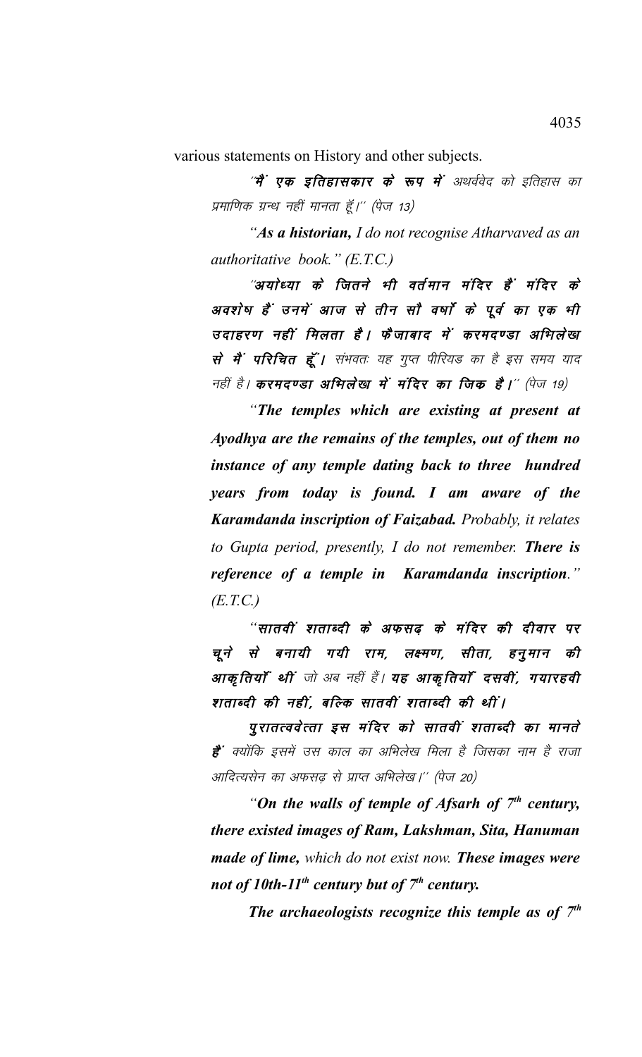various statements on History and other subjects.

''**मैं एक इतिहासकार के रूप में** *अथर्ववेद को इतिहास का प्रमाणिक ग्रन्थ नहीं मानता हूँ।'' (पेज 13)*

*"**As a historian,** I do not recognise Atharvaved as an authoritative book." (E.T.C.)*

''**अयोध्या के जितने भी वर्तमान मंदिर हैं मंदिर के अवशेष हैं उनमें आज से तीन सौ वर्षों के पूर्व का एक भी उदाहरण नहीं मिलता है। फैजाबाद में करमदण्डा अभिलेख से मैं परिचित हूँ।** *संभवतः यह गुप्त पीरियड का है इस समय याद नहीं है।* **करमदण्डा अभिलेख में मंदिर का जिक है।**'' *(पेज 19)*

*"**The temples which are existing at present at Ayodhya are the remains of the temples, out of them no instance of any temple dating back to three hundred years from today is found. I am aware of the Karamdanda inscription of Faizabad.** Probably, it relates to Gupta period, presently, I do not remember. **There is reference of a temple in Karamdanda inscription**." (E.T.C.)*

''**सातवीं शताब्दी के अफसढ़ के मंदिर की दीवार पर चूने से बनायी गयी राम, लक्ष्मण, सीता, हनुमान की आकृतियाँ थीं** *जो अब नहीं हैं।* **यह आकृतियाँ दसवीं, गयारहवी शताब्दी की नहीं, बल्कि सातवीं शताब्दी की थीं।**

**पुरातत्ववेत्ता इस मंदिर को सातवीं शताब्दी का मानते हैं** *क्योंकि इसमें उस काल का अभिलेख मिला है जिसका नाम है राजा आदित्यसेन का अफसढ़ से प्राप्त अभिलेख।'' (पेज 20)*

*"**On the walls of temple of Afsarh of 7th century, there existed images of Ram, Lakshman, Sita, Hanuman made of lime,** which do not exist now. **These images were not of 10th-11th century but of 7th century.***

***The archaeologists recognize this temple as of 7th***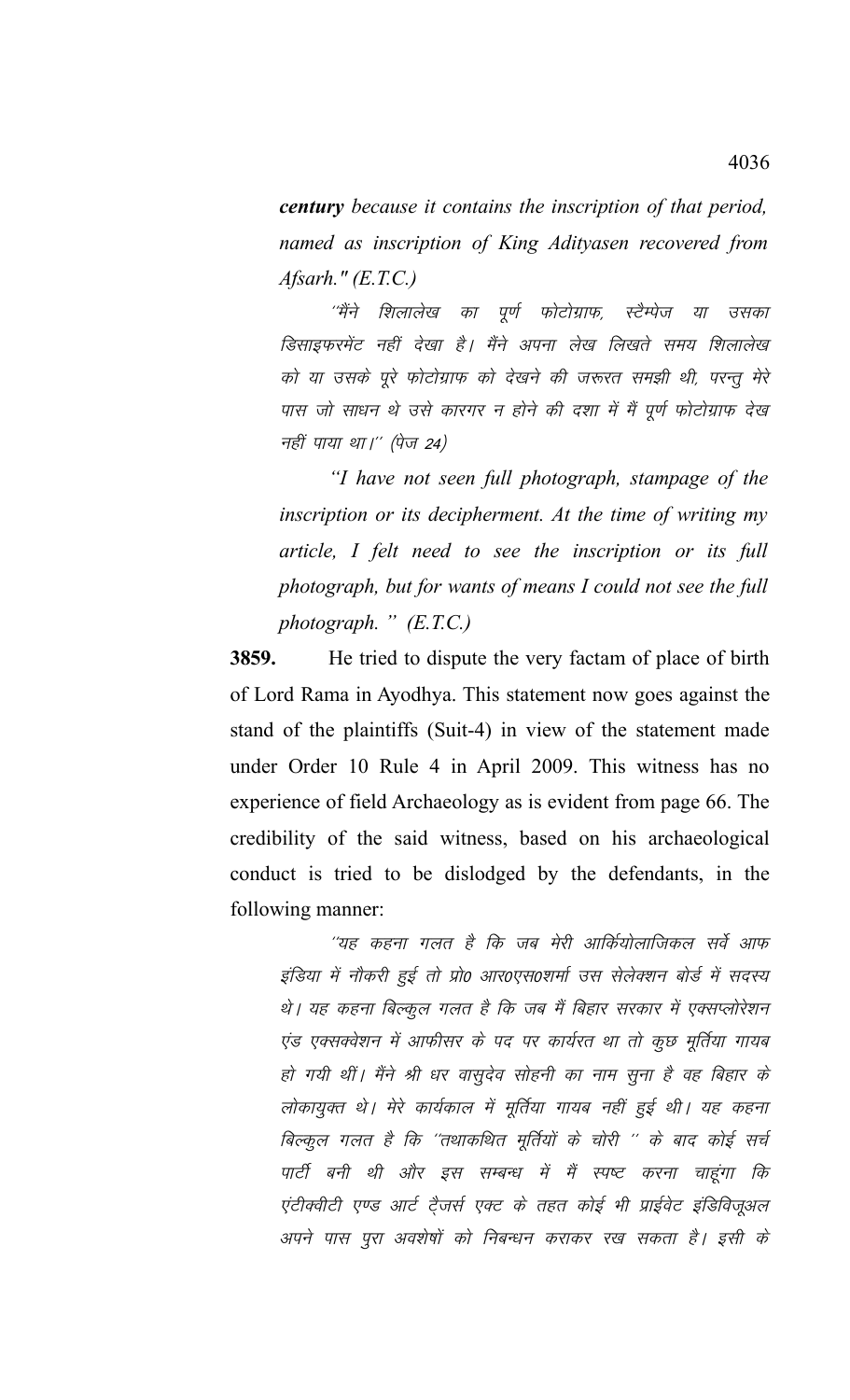***century** because it contains the inscription of that period, named as inscription of King Adityasen recovered from Afsarh." (E.T.C.)*

*''मैंने शिलालेख का पूर्ण फोटोग्राफ, स्टैम्पेज या उसका डिसाइफरमेंट नहीं देखा है। मैंने अपना लेख लिखते समय शिलालेख को या उसके पूरे फोटोग्राफ को देखने की जरूरत समझी थी, परन्तु मेरे पास जो साधन थे उसे कारगर न होने की दशा में मैं पूर्ण फोटोग्राफ देख नहीं पाया था।'' (पेज 24)*

*"I have not seen full photograph, stampage of the inscription or its decipherment. At the time of writing my article, I felt need to see the inscription or its full photograph, but for wants of means I could not see the full photograph. " (E.T.C.)*

**3859.** He tried to dispute the very factam of place of birth of Lord Rama in Ayodhya. This statement now goes against the stand of the plaintiffs (Suit-4) in view of the statement made under Order 10 Rule 4 in April 2009. This witness has no experience of field Archaeology as is evident from page 66. The credibility of the said witness, based on his archaeological conduct is tried to be dislodged by the defendants, in the following manner:

*''यह कहना गलत है कि जब मेरी आर्कियोलाजिकल सर्वे आफ इंडिया में नौकरी हुई तो प्रो0 आर0एस0शर्मा उस सेलेक्शन बोर्ड में सदस्य थे। यह कहना बिल्कुल गलत है कि जब मैं बिहार सरकार में एक्सप्लोरेशन एंड एक्सक्वेशन में आफीसर के पद पर कार्यरत था तो कुछ मूर्तिया गायब हो गयी थीं। मैंने श्री धर वासुदेव सोहनी का नाम सुना है वह बिहार के लोकायुक्त थे। मेरे कार्यकाल में मूर्तिया गायब नहीं हुई थी। यह कहना बिल्कुल गलत है कि ''तथाकथित मूर्तियों के चोरी '' के बाद कोई सर्च पार्टी बनी थी और इस सम्बन्ध में मैं स्पष्ट करना चाहूंगा कि एंटीक्वीटी एण्ड आर्ट ट्रैजर्स एक्ट के तहत कोई भी प्राईवेट इंडिविजूअल अपने पास पुरा अवशेषों को निबन्धन कराकर रख सकता है। इसी के*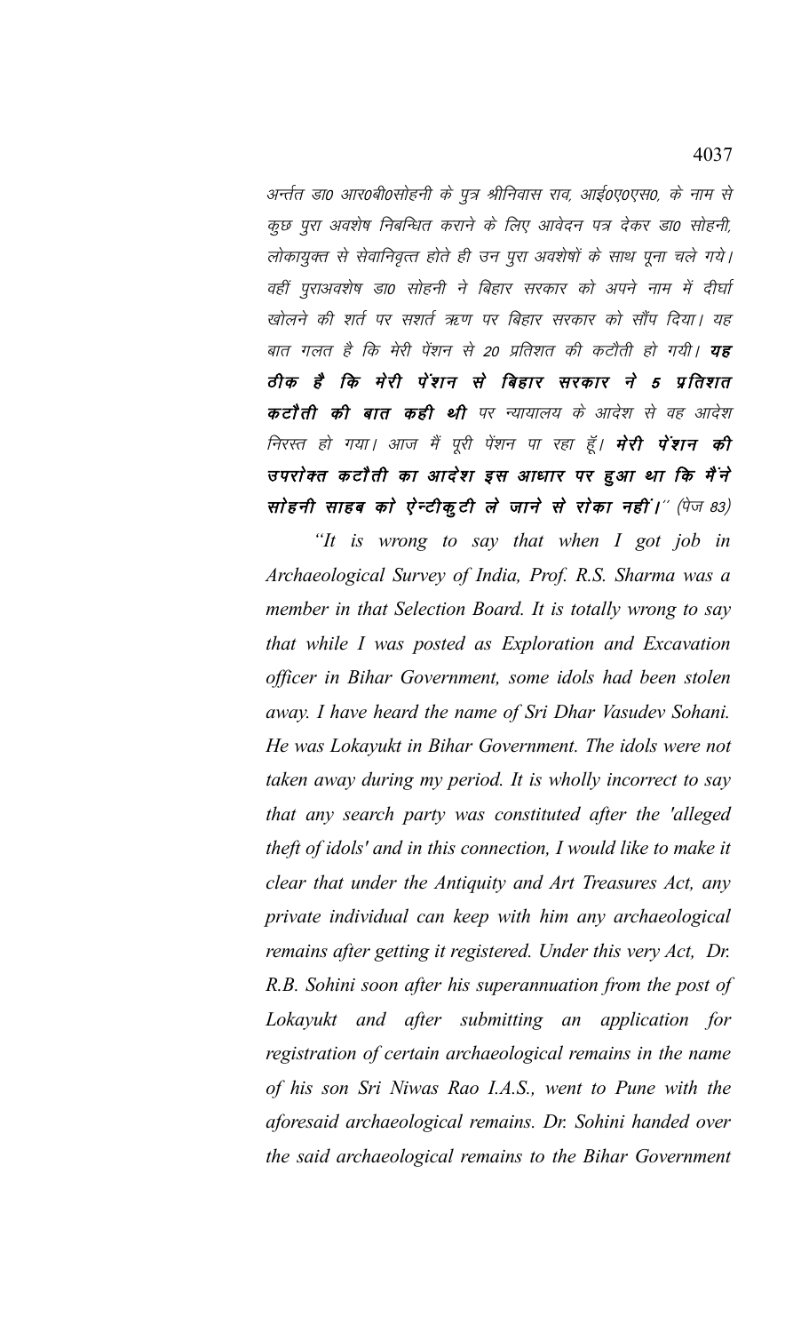अर्न्तत डा0 आर0बी0सोहनी के पुत्र श्रीनिवास राव, आई0ए0एस0, के नाम से कुछ पुरा अवशेष निबन्धित कराने के लिए आवेदन पत्र देकर डा0 सोहनी, लोकायुक्त से सेवानिवृत्त होते ही उन पुरा अवशेषों के साथ पूना चले गये। वहीं पुराअवशेष डा0 सोहनी ने बिहार सरकार को अपने नाम में दीर्घा खोलने की शर्त पर सशर्त ऋण पर बिहार सरकार को सौंप दिया। यह बात गलत है कि मेरी पेंशन से 20 प्रतिशत की कटौती हो गयी। **यह ठीक है कि मेरी पेंशन से बिहार सरकार ने 5 प्रतिशत कटौती की बात कही थी** पर न्यायालय के आदेश से वह आदेश निरस्त हो गया। आज मैं पूरी पेंशन पा रहा हूँ। **मेरी पेंशन की उपरोक्त कटौती का आदेश इस आधार पर हुआ था कि मैंने सोहनी साहब को ऐन्टीकुटी ले जाने से रोका नहीं।**" (पेज 83)

*"It is wrong to say that when I got job in Archaeological Survey of India, Prof. R.S. Sharma was a member in that Selection Board. It is totally wrong to say that while I was posted as Exploration and Excavation officer in Bihar Government, some idols had been stolen away. I have heard the name of Sri Dhar Vasudev Sohani. He was Lokayukt in Bihar Government. The idols were not taken away during my period. It is wholly incorrect to say that any search party was constituted after the 'alleged theft of idols' and in this connection, I would like to make it clear that under the Antiquity and Art Treasures Act, any private individual can keep with him any archaeological remains after getting it registered. Under this very Act, Dr. R.B. Sohini soon after his superannuation from the post of Lokayukt and after submitting an application for registration of certain archaeological remains in the name of his son Sri Niwas Rao I.A.S., went to Pune with the aforesaid archaeological remains. Dr. Sohini handed over the said archaeological remains to the Bihar Government*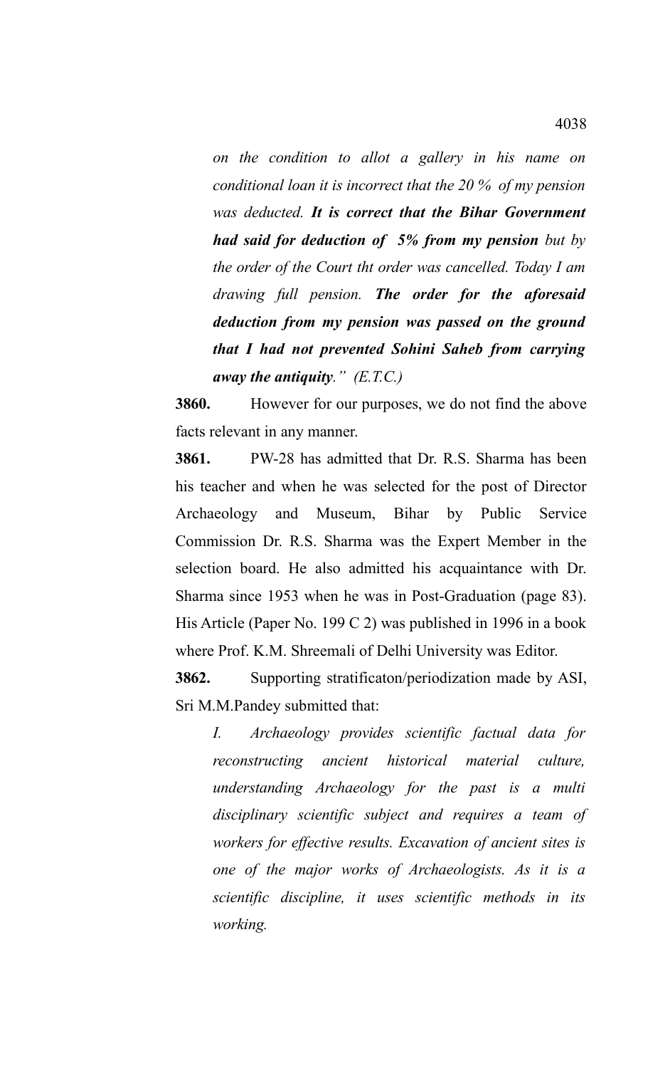*on the condition to allot a gallery in his name on conditional loan it is incorrect that the 20 % of my pension was deducted.* ***It is correct that the Bihar Government had said for deduction of 5% from my pension*** *but by the order of the Court tht order was cancelled. Today I am drawing full pension.* ***The order for the aforesaid deduction from my pension was passed on the ground that I had not prevented Sohini Saheb from carrying away the antiquity****." (E.T.C.)*

**3860.** However for our purposes, we do not find the above facts relevant in any manner.

**3861.** PW-28 has admitted that Dr. R.S. Sharma has been his teacher and when he was selected for the post of Director Archaeology and Museum, Bihar by Public Service Commission Dr. R.S. Sharma was the Expert Member in the selection board. He also admitted his acquaintance with Dr. Sharma since 1953 when he was in Post-Graduation (page 83). His Article (Paper No. 199 C 2) was published in 1996 in a book where Prof. K.M. Shreemali of Delhi University was Editor.

**3862.** Supporting stratificaton/periodization made by ASI, Sri M.M.Pandey submitted that:

*I. Archaeology provides scientific factual data for reconstructing ancient historical material culture, understanding Archaeology for the past is a multi disciplinary scientific subject and requires a team of workers for effective results. Excavation of ancient sites is one of the major works of Archaeologists. As it is a scientific discipline, it uses scientific methods in its working.*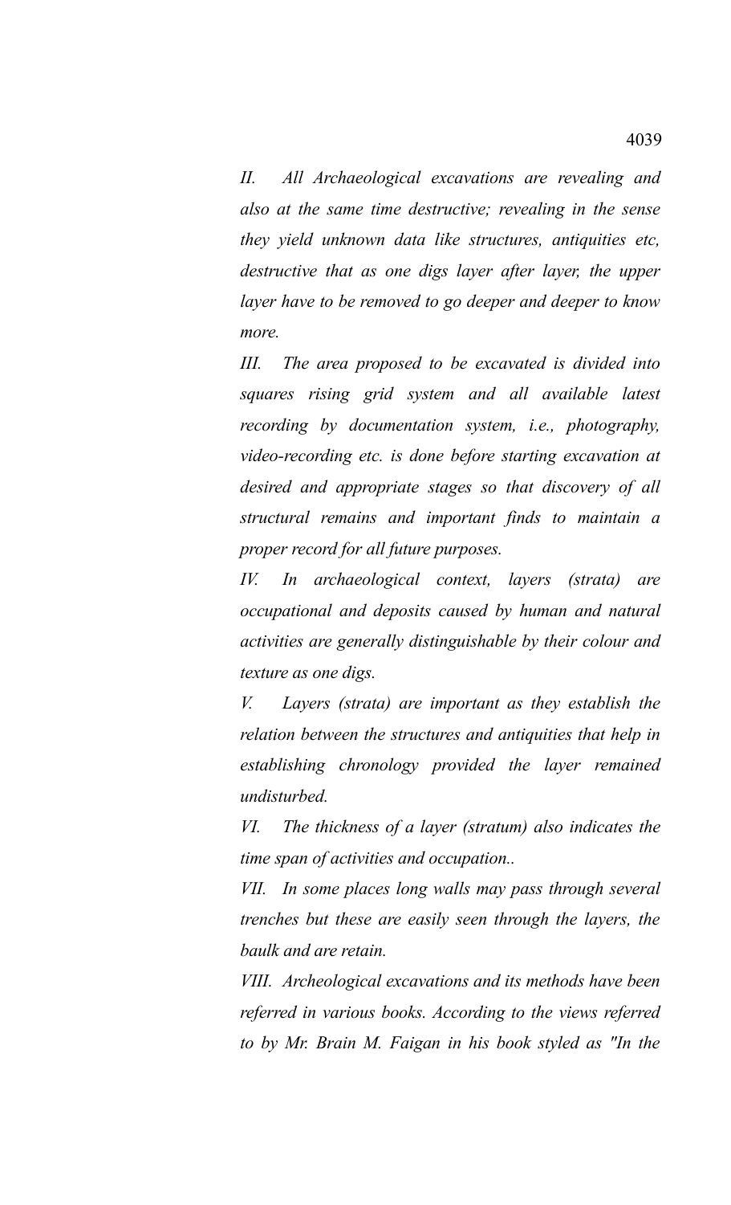*II. All Archaeological excavations are revealing and also at the same time destructive; revealing in the sense they yield unknown data like structures, antiquities etc, destructive that as one digs layer after layer, the upper layer have to be removed to go deeper and deeper to know more.*

*III. The area proposed to be excavated is divided into squares rising grid system and all available latest recording by documentation system, i.e., photography, video-recording etc. is done before starting excavation at desired and appropriate stages so that discovery of all structural remains and important finds to maintain a proper record for all future purposes.*

*IV. In archaeological context, layers (strata) are occupational and deposits caused by human and natural activities are generally distinguishable by their colour and texture as one digs.*

*V. Layers (strata) are important as they establish the relation between the structures and antiquities that help in establishing chronology provided the layer remained undisturbed.*

*VI. The thickness of a layer (stratum) also indicates the time span of activities and occupation..*

*VII. In some places long walls may pass through several trenches but these are easily seen through the layers, the baulk and are retain.*

*VIII. Archeological excavations and its methods have been referred in various books. According to the views referred to by Mr. Brain M. Faigan in his book styled as "In the*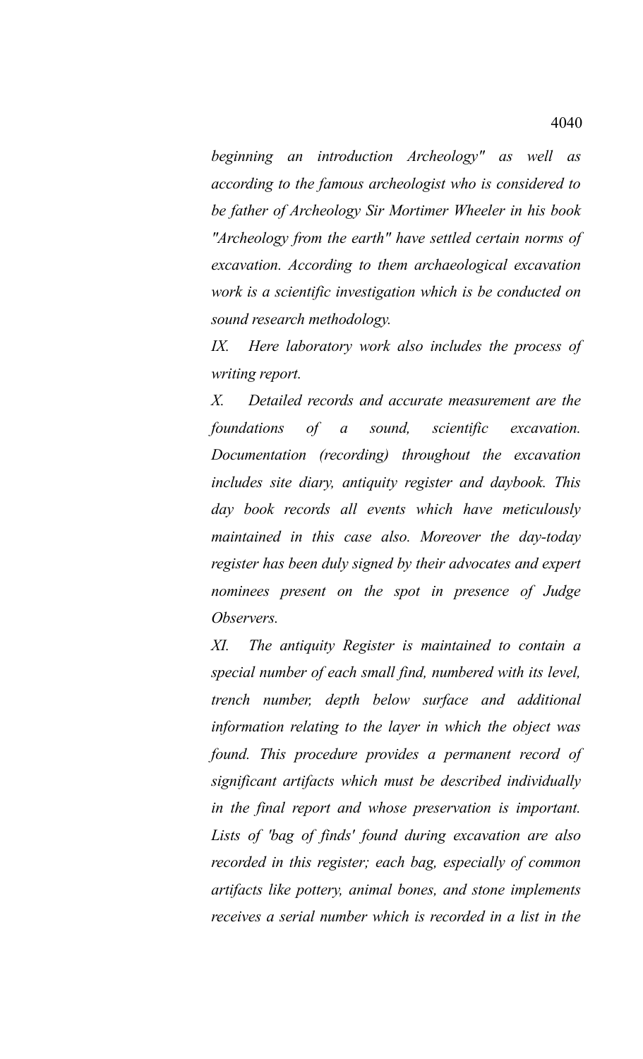*beginning an introduction Archeology" as well as according to the famous archeologist who is considered to be father of Archeology Sir Mortimer Wheeler in his book "Archeology from the earth" have settled certain norms of excavation. According to them archaeological excavation work is a scientific investigation which is be conducted on sound research methodology.*

*IX. Here laboratory work also includes the process of writing report.*

*X. Detailed records and accurate measurement are the foundations of a sound, scientific excavation. Documentation (recording) throughout the excavation includes site diary, antiquity register and daybook. This day book records all events which have meticulously maintained in this case also. Moreover the day-today register has been duly signed by their advocates and expert nominees present on the spot in presence of Judge Observers.*

*XI. The antiquity Register is maintained to contain a special number of each small find, numbered with its level, trench number, depth below surface and additional information relating to the layer in which the object was found. This procedure provides a permanent record of significant artifacts which must be described individually in the final report and whose preservation is important. Lists of 'bag of finds' found during excavation are also recorded in this register; each bag, especially of common artifacts like pottery, animal bones, and stone implements receives a serial number which is recorded in a list in the*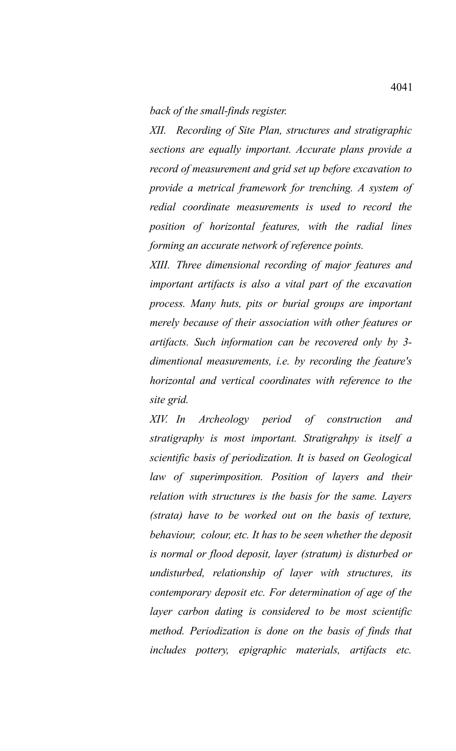*back of the small-finds register.*

*XII. Recording of Site Plan, structures and stratigraphic sections are equally important. Accurate plans provide a record of measurement and grid set up before excavation to provide a metrical framework for trenching. A system of redial coordinate measurements is used to record the position of horizontal features, with the radial lines forming an accurate network of reference points.*

*XIII. Three dimensional recording of major features and important artifacts is also a vital part of the excavation process. Many huts, pits or burial groups are important merely because of their association with other features or artifacts. Such information can be recovered only by 3-dimentional measurements, i.e. by recording the feature's horizontal and vertical coordinates with reference to the site grid.*

*XIV. In Archeology period of construction and stratigraphy is most important. Stratigrahpy is itself a scientific basis of periodization. It is based on Geological law of superimposition. Position of layers and their relation with structures is the basis for the same. Layers (strata) have to be worked out on the basis of texture, behaviour, colour, etc. It has to be seen whether the deposit is normal or flood deposit, layer (stratum) is disturbed or undisturbed, relationship of layer with structures, its contemporary deposit etc. For determination of age of the layer carbon dating is considered to be most scientific method. Periodization is done on the basis of finds that includes pottery, epigraphic materials, artifacts etc.*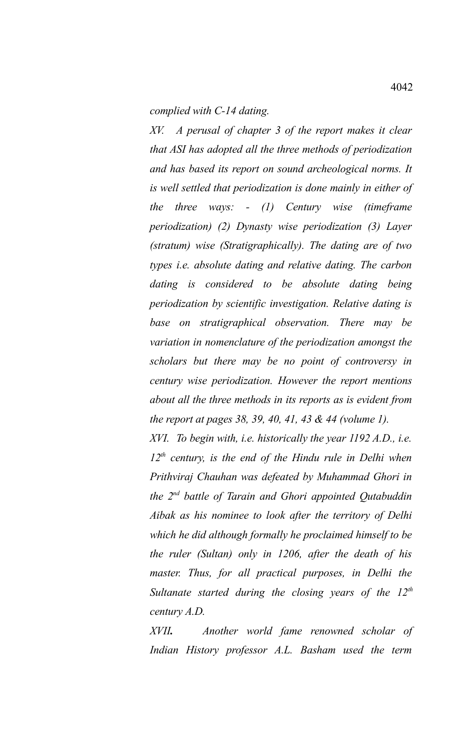*complied with C-14 dating.*

*XV. A perusal of chapter 3 of the report makes it clear that ASI has adopted all the three methods of periodization and has based its report on sound archeological norms. It is well settled that periodization is done mainly in either of the three ways: - (1) Century wise (timeframe periodization) (2) Dynasty wise periodization (3) Layer (stratum) wise (Stratigraphically). The dating are of two types i.e. absolute dating and relative dating. The carbon dating is considered to be absolute dating being periodization by scientific investigation. Relative dating is base on stratigraphical observation. There may be variation in nomenclature of the periodization amongst the scholars but there may be no point of controversy in century wise periodization. However the report mentions about all the three methods in its reports as is evident from the report at pages 38, 39, 40, 41, 43 & 44 (volume 1).*

*XVI. To begin with, i.e. historically the year 1192 A.D., i.e. 12th century, is the end of the Hindu rule in Delhi when Prithviraj Chauhan was defeated by Muhammad Ghori in the 2nd battle of Tarain and Ghori appointed Qutabuddin Aibak as his nominee to look after the territory of Delhi which he did although formally he proclaimed himself to be the ruler (Sultan) only in 1206, after the death of his master. Thus, for all practical purposes, in Delhi the Sultanate started during the closing years of the 12th century A.D.*

***XVII.*** *Another world fame renowned scholar of Indian History professor A.L. Basham used the term*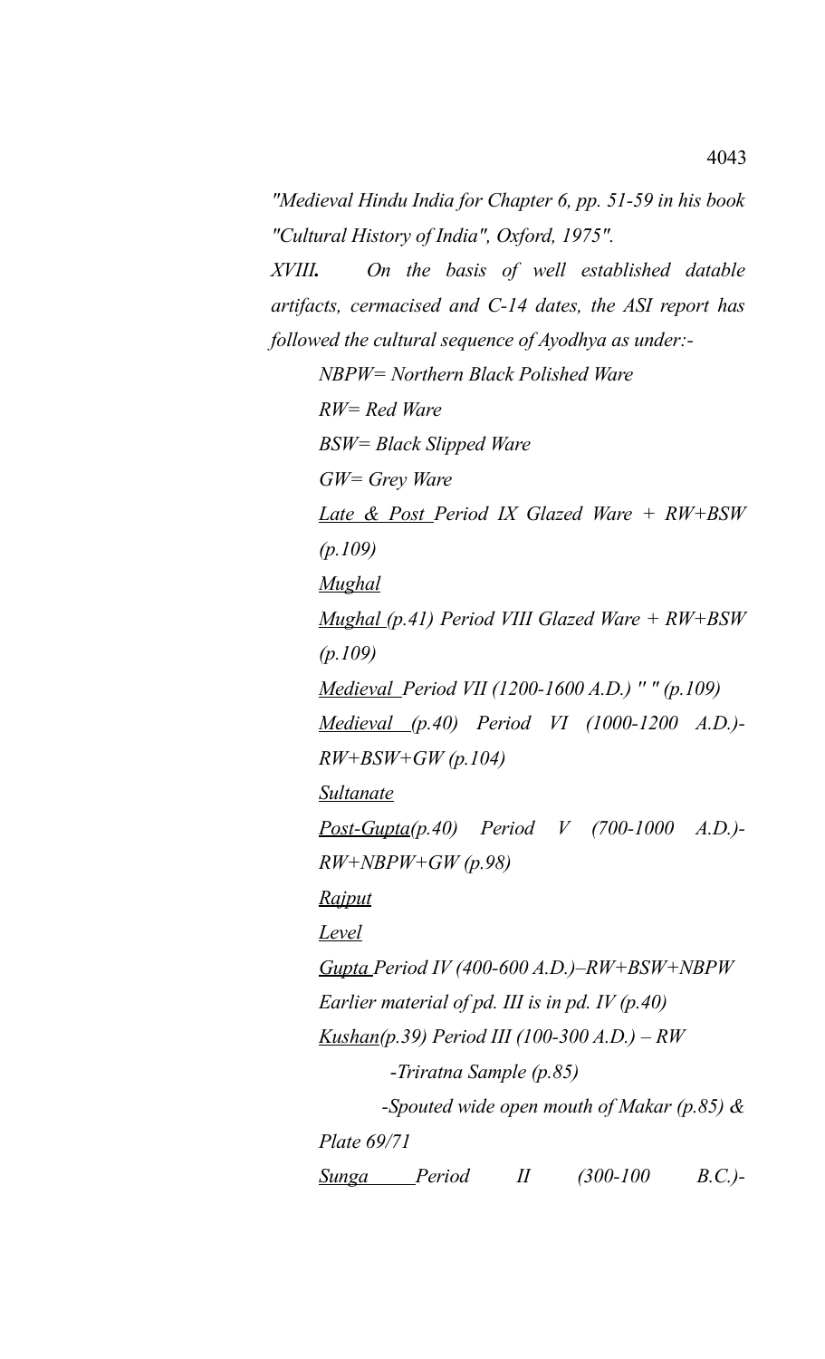*"Medieval Hindu India for Chapter 6, pp. 51-59 in his book "Cultural History of India", Oxford, 1975".*

*XVIII. On the basis of well established datable artifacts, cermacised and C-14 dates, the ASI report has followed the cultural sequence of Ayodhya as under:-*

*NBPW= Northern Black Polished Ware*

*RW= Red Ware*

*BSW= Black Slipped Ware*

*GW= Grey Ware*

*Late & Post Period IX Glazed Ware + RW+BSW (p.109)*

*Mughal*

*Mughal (p.41) Period VIII Glazed Ware + RW+BSW (p.109)*

*Medieval Period VII (1200-1600 A.D.) " " (p.109)*

*Medieval (p.40) Period VI (1000-1200 A.D.)- RW+BSW+GW (p.104)*

*Sultanate*

*Post-Gupta(p.40) Period V (700-1000 A.D.)- RW+NBPW+GW (p.98)*

*Rajput*

*Level*

*Gupta Period IV (400-600 A.D.)–RW+BSW+NBPW*

*Earlier material of pd. III is in pd. IV (p.40)*

*Kushan(p.39) Period III (100-300 A.D.) – RW*

*-Triratna Sample (p.85)*

*-Spouted wide open mouth of Makar (p.85) & Plate 69/71*

*Sunga Period II (300-100 B.C.)-*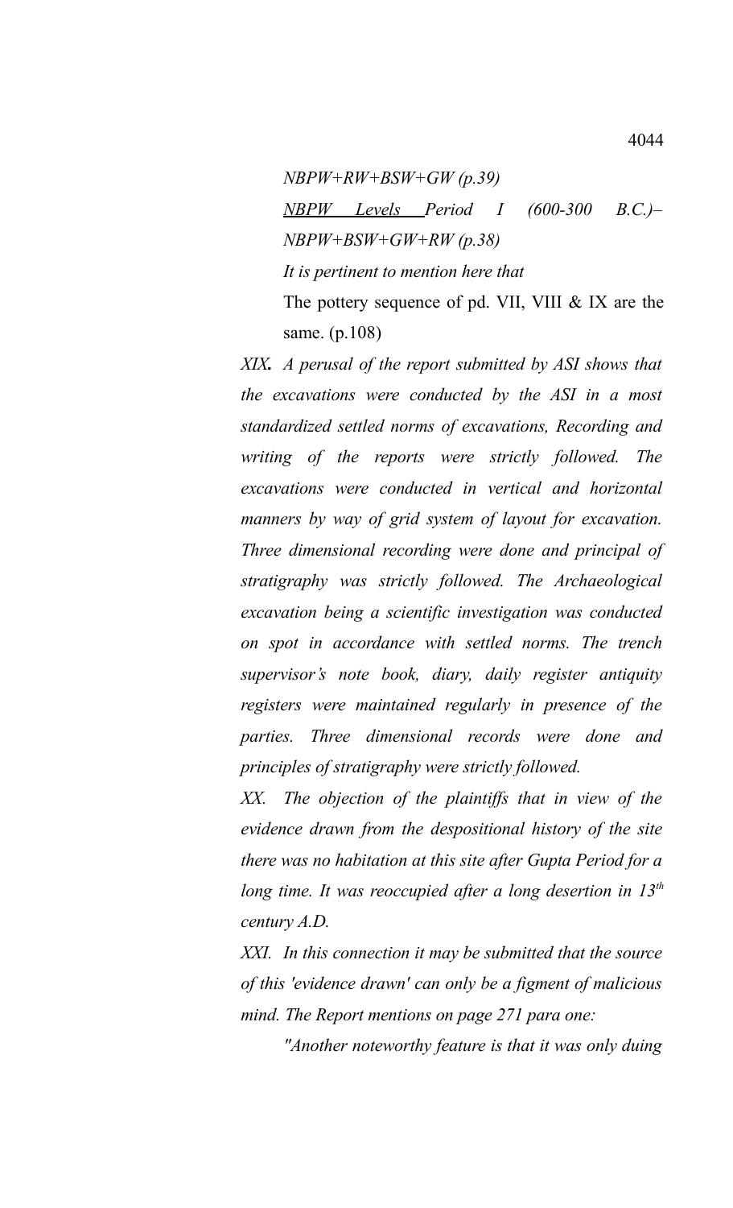*NBPW+RW+BSW+GW (p.39)*

*<u>NBPW Levels</u> Period I (600-300 B.C.)– NBPW+BSW+GW+RW (p.38)*

*It is pertinent to mention here that*

The pottery sequence of pd. VII, VIII & IX are the same. (p.108)

***XIX.*** *A perusal of the report submitted by ASI shows that the excavations were conducted by the ASI in a most standardized settled norms of excavations, Recording and writing of the reports were strictly followed. The excavations were conducted in vertical and horizontal manners by way of grid system of layout for excavation. Three dimensional recording were done and principal of stratigraphy was strictly followed. The Archaeological excavation being a scientific investigation was conducted on spot in accordance with settled norms. The trench supervisor's note book, diary, daily register antiquity registers were maintained regularly in presence of the parties. Three dimensional records were done and principles of stratigraphy were strictly followed.*

*XX. The objection of the plaintiffs that in view of the evidence drawn from the despositional history of the site there was no habitation at this site after Gupta Period for a long time. It was reoccupied after a long desertion in 13th century A.D.*

*XXI. In this connection it may be submitted that the source of this 'evidence drawn' can only be a figment of malicious mind. The Report mentions on page 271 para one:*

*"Another noteworthy feature is that it was only duing*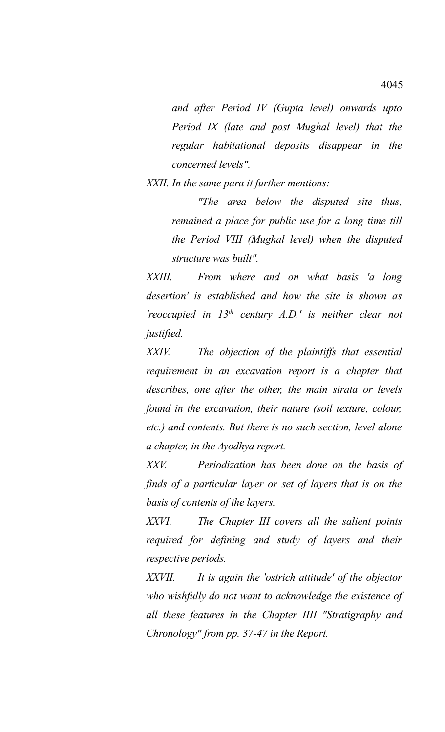*and after Period IV (Gupta level) onwards upto Period IX (late and post Mughal level) that the regular habitational deposits disappear in the concerned levels".*

*XXII. In the same para it further mentions:*

> *"The area below the disputed site thus, remained a place for public use for a long time till the Period VIII (Mughal level) when the disputed structure was built".*

*XXIII. From where and on what basis 'a long desertion' is established and how the site is shown as 'reoccupied in 13th century A.D.' is neither clear not justified.*

*XXIV. The objection of the plaintiffs that essential requirement in an excavation report is a chapter that describes, one after the other, the main strata or levels found in the excavation, their nature (soil texture, colour, etc.) and contents. But there is no such section, level alone a chapter, in the Ayodhya report.*

*XXV. Periodization has been done on the basis of finds of a particular layer or set of layers that is on the basis of contents of the layers.*

*XXVI. The Chapter III covers all the salient points required for defining and study of layers and their respective periods.*

*XXVII. It is again the 'ostrich attitude' of the objector who wishfully do not want to acknowledge the existence of all these features in the Chapter IIII "Stratigraphy and Chronology" from pp. 37-47 in the Report.*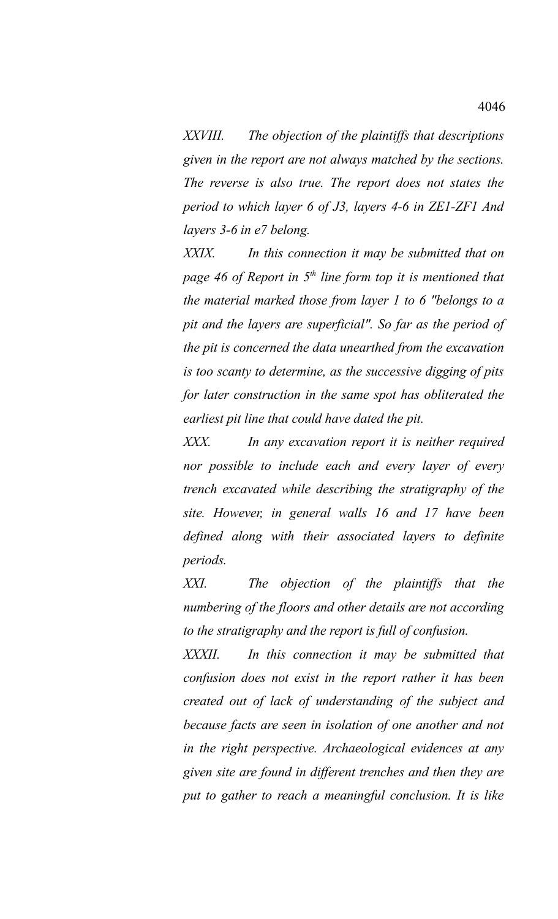*XXVIII. The objection of the plaintiffs that descriptions given in the report are not always matched by the sections. The reverse is also true. The report does not states the period to which layer 6 of J3, layers 4-6 in ZE1-ZF1 And layers 3-6 in e7 belong.*

*XXIX. In this connection it may be submitted that on page 46 of Report in 5th line form top it is mentioned that the material marked those from layer 1 to 6 "belongs to a pit and the layers are superficial". So far as the period of the pit is concerned the data unearthed from the excavation is too scanty to determine, as the successive digging of pits for later construction in the same spot has obliterated the earliest pit line that could have dated the pit.*

*XXX. In any excavation report it is neither required nor possible to include each and every layer of every trench excavated while describing the stratigraphy of the site. However, in general walls 16 and 17 have been defined along with their associated layers to definite periods.*

*XXI. The objection of the plaintiffs that the numbering of the floors and other details are not according to the stratigraphy and the report is full of confusion.*

*XXXII. In this connection it may be submitted that confusion does not exist in the report rather it has been created out of lack of understanding of the subject and because facts are seen in isolation of one another and not in the right perspective. Archaeological evidences at any given site are found in different trenches and then they are put to gather to reach a meaningful conclusion. It is like*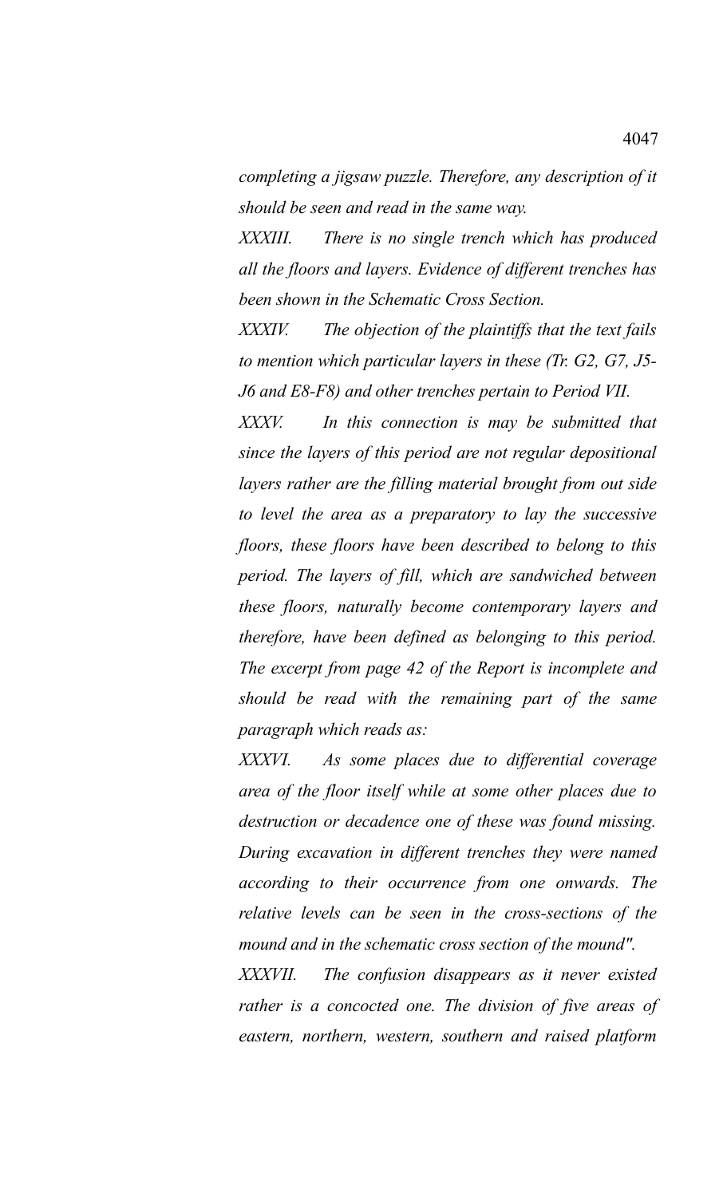*completing a jigsaw puzzle. Therefore, any description of it should be seen and read in the same way.*

*XXXIII. There is no single trench which has produced all the floors and layers. Evidence of different trenches has been shown in the Schematic Cross Section.*

*XXXIV. The objection of the plaintiffs that the text fails to mention which particular layers in these (Tr. G2, G7, J5-J6 and E8-F8) and other trenches pertain to Period VII.*

*XXXV. In this connection is may be submitted that since the layers of this period are not regular depositional layers rather are the filling material brought from out side to level the area as a preparatory to lay the successive floors, these floors have been described to belong to this period. The layers of fill, which are sandwiched between these floors, naturally become contemporary layers and therefore, have been defined as belonging to this period. The excerpt from page 42 of the Report is incomplete and should be read with the remaining part of the same paragraph which reads as:*

*XXXVI. As some places due to differential coverage area of the floor itself while at some other places due to destruction or decadence one of these was found missing. During excavation in different trenches they were named according to their occurrence from one onwards. The relative levels can be seen in the cross-sections of the mound and in the schematic cross section of the mound".*

*XXXVII. The confusion disappears as it never existed rather is a concocted one. The division of five areas of eastern, northern, western, southern and raised platform*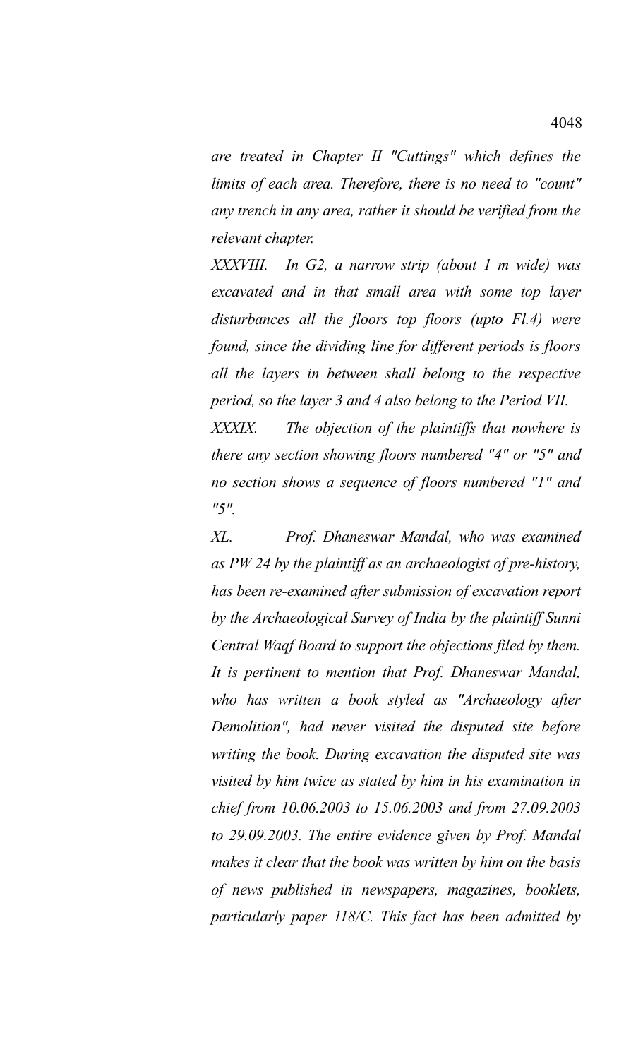*are treated in Chapter II "Cuttings" which defines the limits of each area. Therefore, there is no need to "count" any trench in any area, rather it should be verified from the relevant chapter.*

*XXXVIII. In G2, a narrow strip (about 1 m wide) was excavated and in that small area with some top layer disturbances all the floors top floors (upto Fl.4) were found, since the dividing line for different periods is floors all the layers in between shall belong to the respective period, so the layer 3 and 4 also belong to the Period VII.*

*XXXIX. The objection of the plaintiffs that nowhere is there any section showing floors numbered "4" or "5" and no section shows a sequence of floors numbered "1" and "5".*

*XL. Prof. Dhaneswar Mandal, who was examined as PW 24 by the plaintiff as an archaeologist of pre-history, has been re-examined after submission of excavation report by the Archaeological Survey of India by the plaintiff Sunni Central Waqf Board to support the objections filed by them. It is pertinent to mention that Prof. Dhaneswar Mandal, who has written a book styled as "Archaeology after Demolition", had never visited the disputed site before writing the book. During excavation the disputed site was visited by him twice as stated by him in his examination in chief from 10.06.2003 to 15.06.2003 and from 27.09.2003 to 29.09.2003. The entire evidence given by Prof. Mandal makes it clear that the book was written by him on the basis of news published in newspapers, magazines, booklets, particularly paper 118/C. This fact has been admitted by*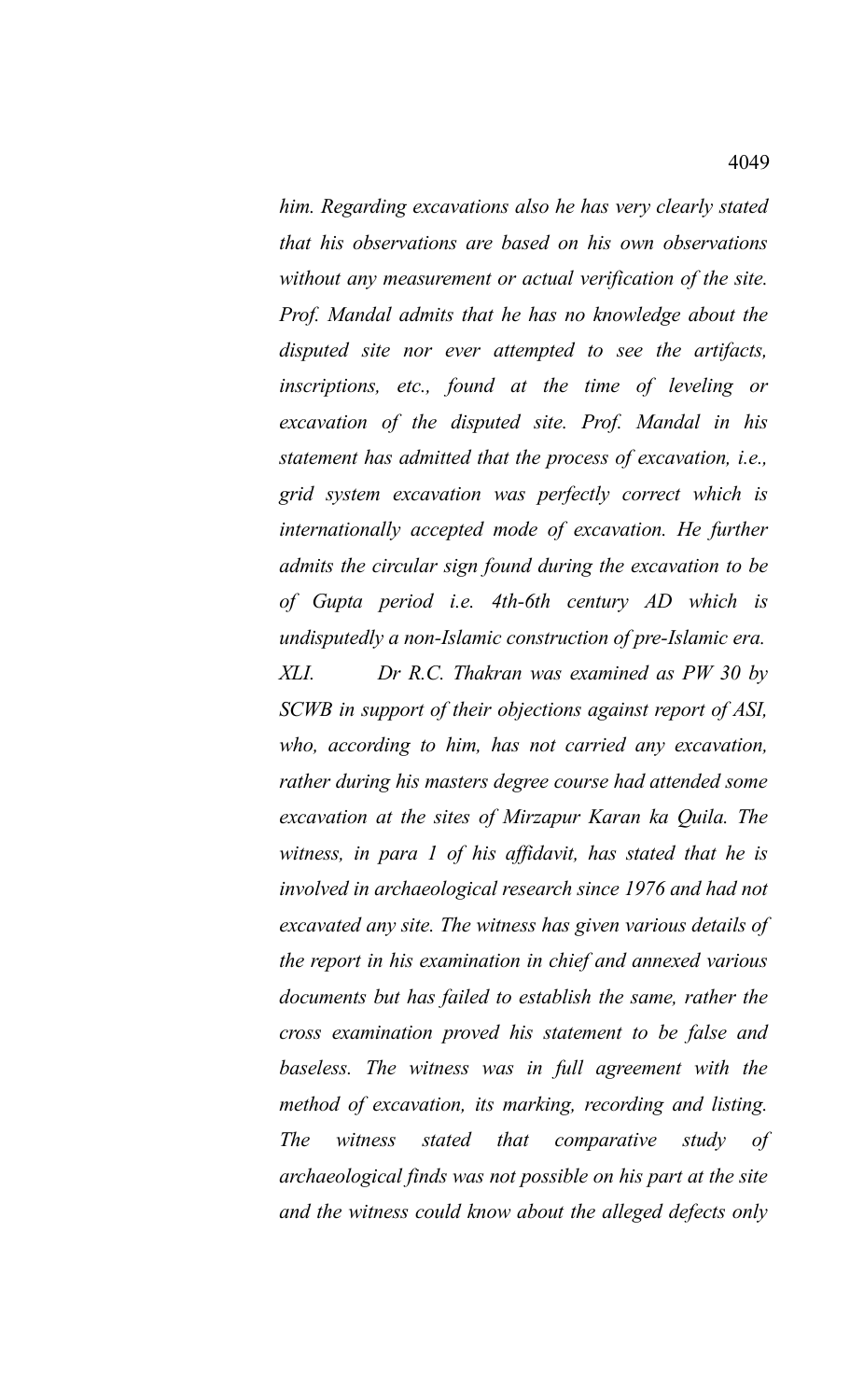*him. Regarding excavations also he has very clearly stated that his observations are based on his own observations without any measurement or actual verification of the site. Prof. Mandal admits that he has no knowledge about the disputed site nor ever attempted to see the artifacts, inscriptions, etc., found at the time of leveling or excavation of the disputed site. Prof. Mandal in his statement has admitted that the process of excavation, i.e., grid system excavation was perfectly correct which is internationally accepted mode of excavation. He further admits the circular sign found during the excavation to be of Gupta period i.e. 4th-6th century AD which is undisputedly a non-Islamic construction of pre-Islamic era.*

*XLI. Dr R.C. Thakran was examined as PW 30 by SCWB in support of their objections against report of ASI, who, according to him, has not carried any excavation, rather during his masters degree course had attended some excavation at the sites of Mirzapur Karan ka Quila. The witness, in para 1 of his affidavit, has stated that he is involved in archaeological research since 1976 and had not excavated any site. The witness has given various details of the report in his examination in chief and annexed various documents but has failed to establish the same, rather the cross examination proved his statement to be false and baseless. The witness was in full agreement with the method of excavation, its marking, recording and listing. The witness stated that comparative study of archaeological finds was not possible on his part at the site and the witness could know about the alleged defects only*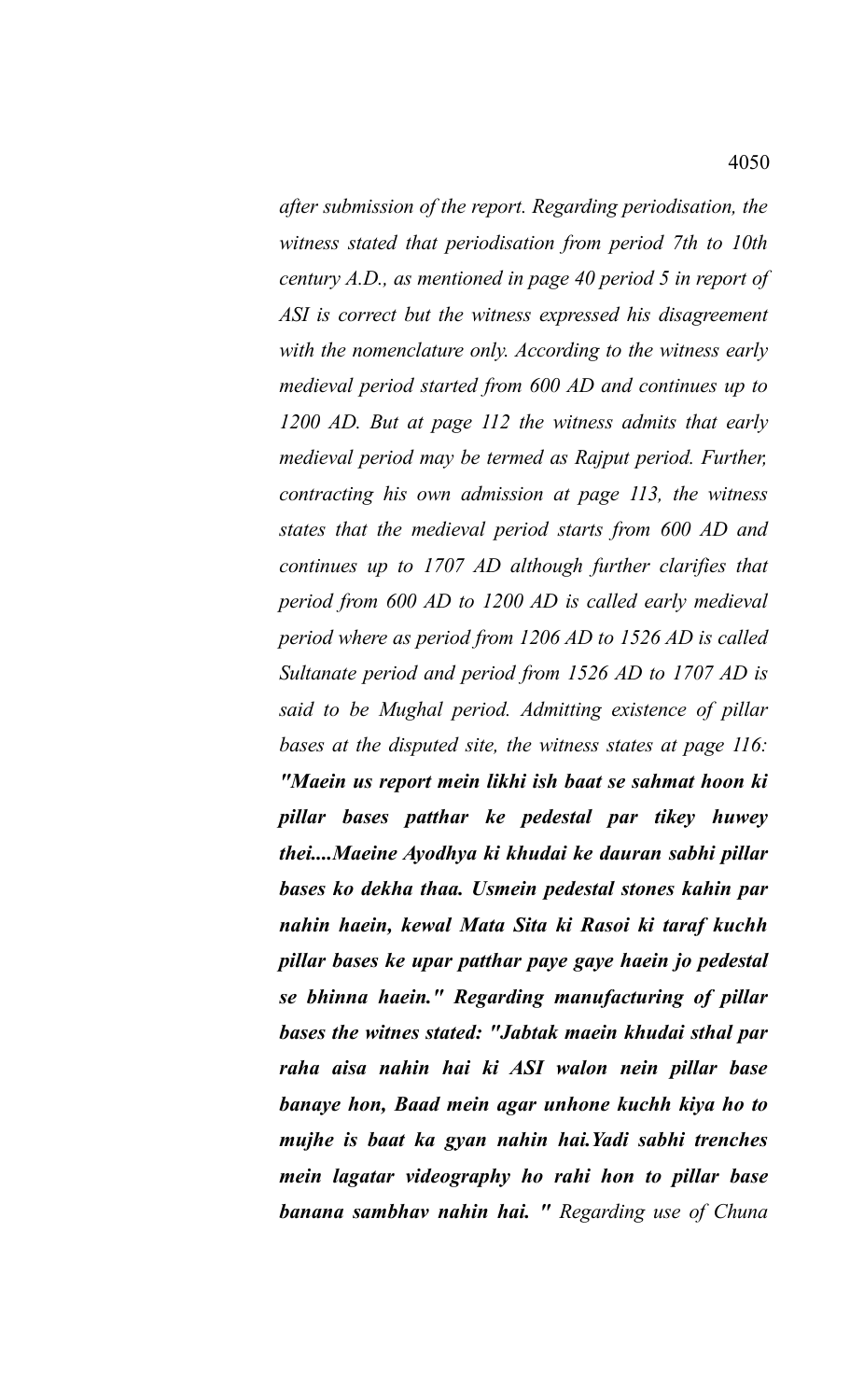*after submission of the report. Regarding periodisation, the witness stated that periodisation from period 7th to 10th century A.D., as mentioned in page 40 period 5 in report of ASI is correct but the witness expressed his disagreement with the nomenclature only. According to the witness early medieval period started from 600 AD and continues up to 1200 AD. But at page 112 the witness admits that early medieval period may be termed as Rajput period. Further, contracting his own admission at page 113, the witness states that the medieval period starts from 600 AD and continues up to 1707 AD although further clarifies that period from 600 AD to 1200 AD is called early medieval period where as period from 1206 AD to 1526 AD is called Sultanate period and period from 1526 AD to 1707 AD is said to be Mughal period. Admitting existence of pillar bases at the disputed site, the witness states at page 116:* ***"Maein us report mein likhi ish baat se sahmat hoon ki pillar bases patthar ke pedestal par tikey huwey thei....Maeine Ayodhya ki khudai ke dauran sabhi pillar bases ko dekha thaa. Usmein pedestal stones kahin par nahin haein, kewal Mata Sita ki Rasoi ki taraf kuchh pillar bases ke upar patthar paye gaye haein jo pedestal se bhinna haein." Regarding manufacturing of pillar bases the witnes stated: "Jabtak maein khudai sthal par raha aisa nahin hai ki ASI walon nein pillar base banaye hon, Baad mein agar unhone kuchh kiya ho to mujhe is baat ka gyan nahin hai.Yadi sabhi trenches mein lagatar videography ho rahi hon to pillar base banana sambhav nahin hai. "*** *Regarding use of Chuna*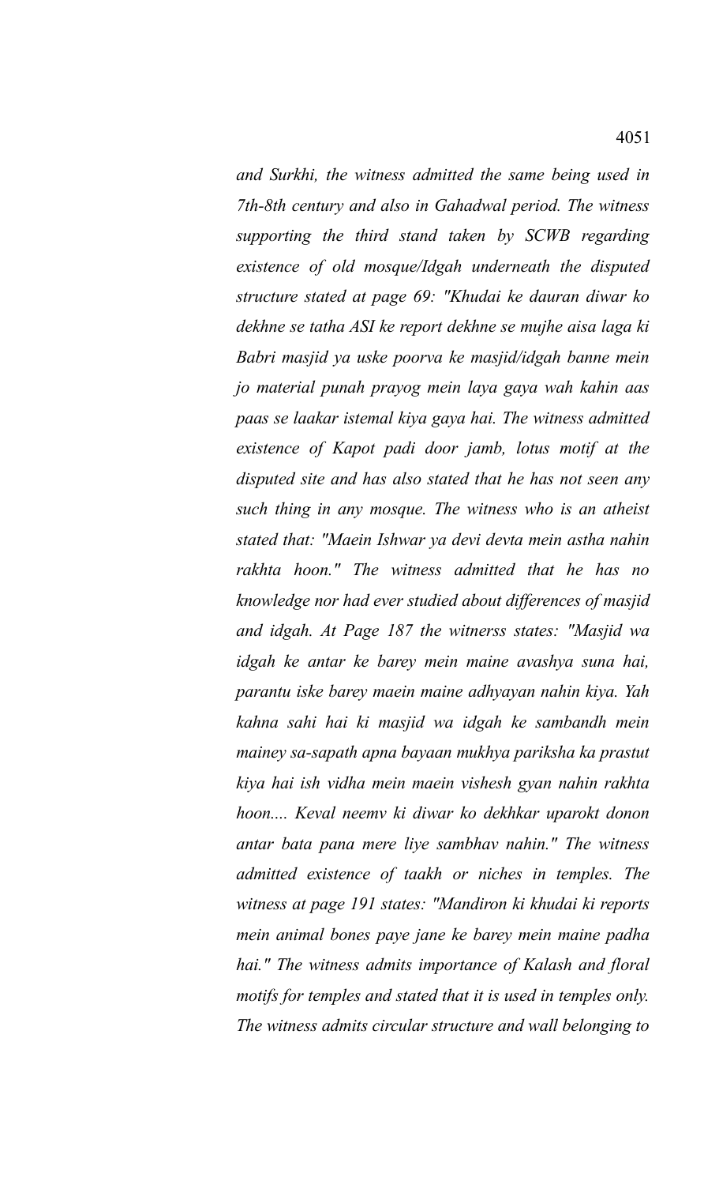*and Surkhi, the witness admitted the same being used in 7th-8th century and also in Gahadwal period. The witness supporting the third stand taken by SCWB regarding existence of old mosque/Idgah underneath the disputed structure stated at page 69: "Khudai ke dauran diwar ko dekhne se tatha ASI ke report dekhne se mujhe aisa laga ki Babri masjid ya uske poorva ke masjid/idgah banne mein jo material punah prayog mein laya gaya wah kahin aas paas se laakar istemal kiya gaya hai. The witness admitted existence of Kapot padi door jamb, lotus motif at the disputed site and has also stated that he has not seen any such thing in any mosque. The witness who is an atheist stated that: "Maein Ishwar ya devi devta mein astha nahin rakhta hoon." The witness admitted that he has no knowledge nor had ever studied about differences of masjid and idgah. At Page 187 the witnerss states: "Masjid wa idgah ke antar ke barey mein maine avashya suna hai, parantu iske barey maein maine adhyayan nahin kiya. Yah kahna sahi hai ki masjid wa idgah ke sambandh mein mainey sa-sapath apna bayaan mukhya pariksha ka prastut kiya hai ish vidha mein maein vishesh gyan nahin rakhta hoon.... Keval neemv ki diwar ko dekhkar uparokt donon antar bata pana mere liye sambhav nahin." The witness admitted existence of taakh or niches in temples. The witness at page 191 states: "Mandiron ki khudai ki reports mein animal bones paye jane ke barey mein maine padha hai." The witness admits importance of Kalash and floral motifs for temples and stated that it is used in temples only. The witness admits circular structure and wall belonging to*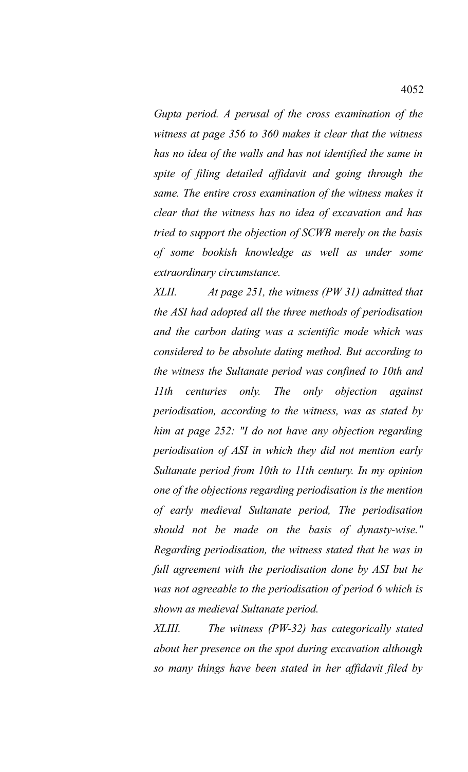*Gupta period. A perusal of the cross examination of the witness at page 356 to 360 makes it clear that the witness has no idea of the walls and has not identified the same in spite of filing detailed affidavit and going through the same. The entire cross examination of the witness makes it clear that the witness has no idea of excavation and has tried to support the objection of SCWB merely on the basis of some bookish knowledge as well as under some extraordinary circumstance.*

*XLII. At page 251, the witness (PW 31) admitted that the ASI had adopted all the three methods of periodisation and the carbon dating was a scientific mode which was considered to be absolute dating method. But according to the witness the Sultanate period was confined to 10th and 11th centuries only. The only objection against periodisation, according to the witness, was as stated by him at page 252: "I do not have any objection regarding periodisation of ASI in which they did not mention early Sultanate period from 10th to 11th century. In my opinion one of the objections regarding periodisation is the mention of early medieval Sultanate period, The periodisation should not be made on the basis of dynasty-wise." Regarding periodisation, the witness stated that he was in full agreement with the periodisation done by ASI but he was not agreeable to the periodisation of period 6 which is shown as medieval Sultanate period.*

*XLIII. The witness (PW-32) has categorically stated about her presence on the spot during excavation although so many things have been stated in her affidavit filed by*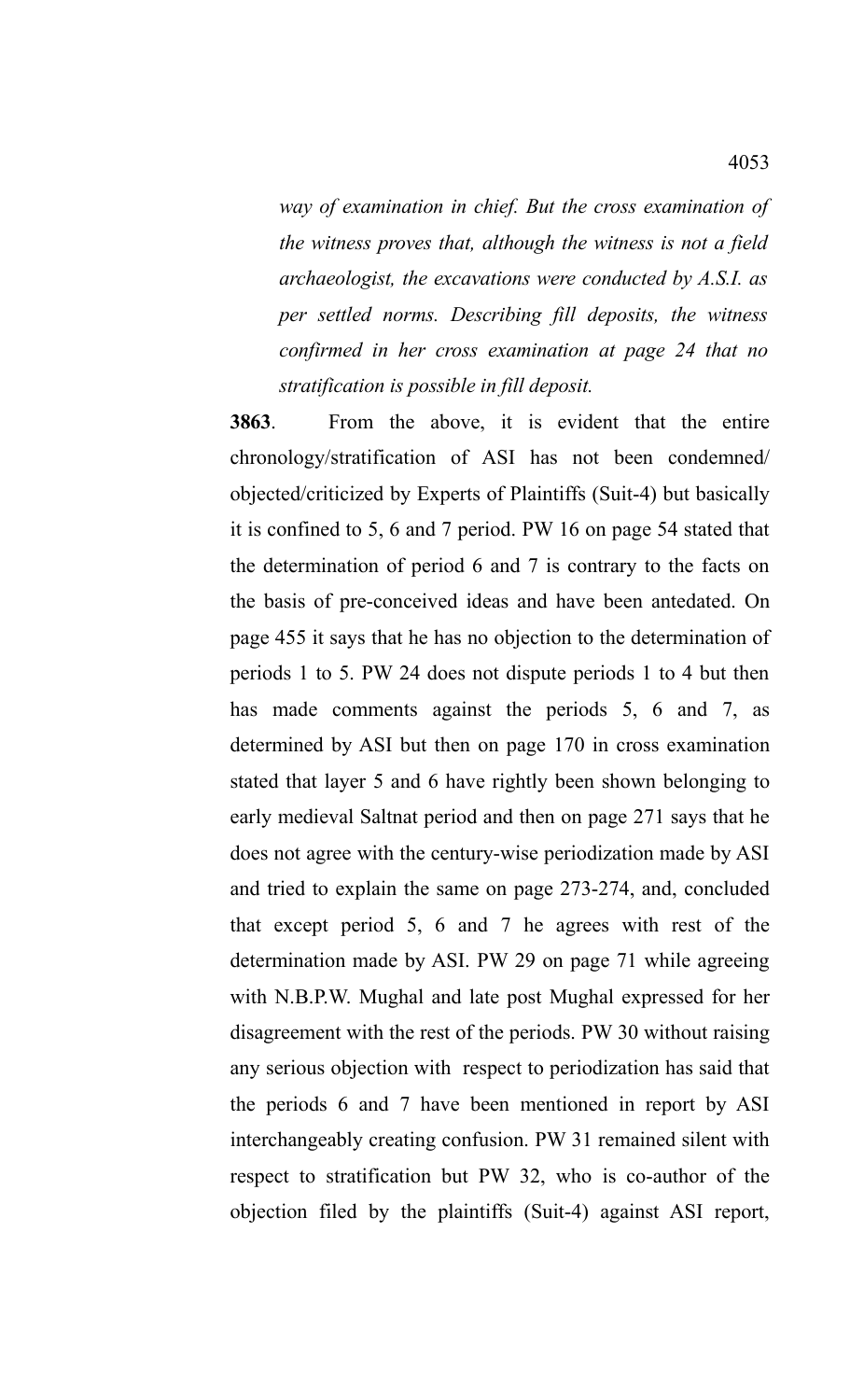*way of examination in chief. But the cross examination of the witness proves that, although the witness is not a field archaeologist, the excavations were conducted by A.S.I. as per settled norms. Describing fill deposits, the witness confirmed in her cross examination at page 24 that no stratification is possible in fill deposit.*

**3863**. From the above, it is evident that the entire chronology/stratification of ASI has not been condemned/ objected/criticized by Experts of Plaintiffs (Suit-4) but basically it is confined to 5, 6 and 7 period. PW 16 on page 54 stated that the determination of period 6 and 7 is contrary to the facts on the basis of pre-conceived ideas and have been antedated. On page 455 it says that he has no objection to the determination of periods 1 to 5. PW 24 does not dispute periods 1 to 4 but then has made comments against the periods 5, 6 and 7, as determined by ASI but then on page 170 in cross examination stated that layer 5 and 6 have rightly been shown belonging to early medieval Saltnat period and then on page 271 says that he does not agree with the century-wise periodization made by ASI and tried to explain the same on page 273-274, and, concluded that except period 5, 6 and 7 he agrees with rest of the determination made by ASI. PW 29 on page 71 while agreeing with N.B.P.W. Mughal and late post Mughal expressed for her disagreement with the rest of the periods. PW 30 without raising any serious objection with respect to periodization has said that the periods 6 and 7 have been mentioned in report by ASI interchangeably creating confusion. PW 31 remained silent with respect to stratification but PW 32, who is co-author of the objection filed by the plaintiffs (Suit-4) against ASI report,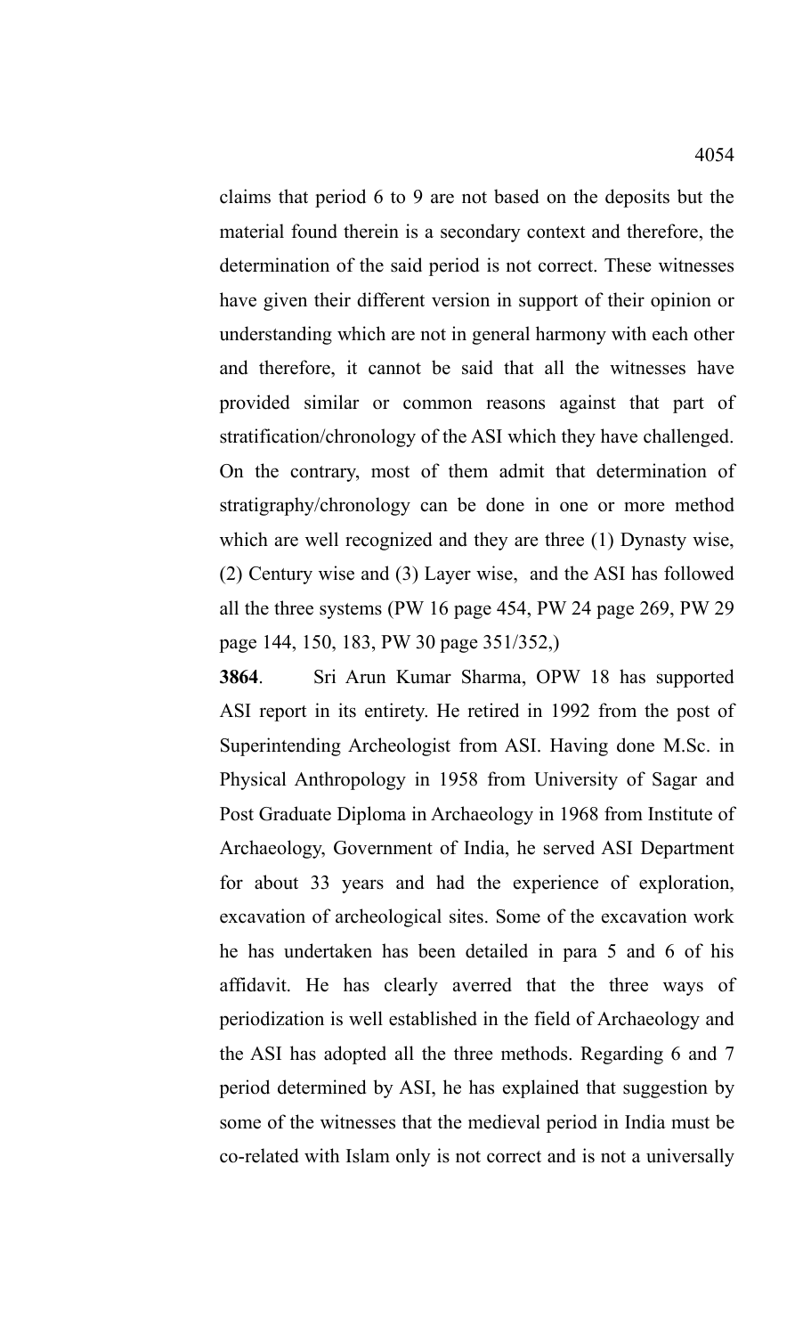claims that period 6 to 9 are not based on the deposits but the material found therein is a secondary context and therefore, the determination of the said period is not correct. These witnesses have given their different version in support of their opinion or understanding which are not in general harmony with each other and therefore, it cannot be said that all the witnesses have provided similar or common reasons against that part of stratification/chronology of the ASI which they have challenged. On the contrary, most of them admit that determination of stratigraphy/chronology can be done in one or more method which are well recognized and they are three (1) Dynasty wise, (2) Century wise and (3) Layer wise, and the ASI has followed all the three systems (PW 16 page 454, PW 24 page 269, PW 29 page 144, 150, 183, PW 30 page 351/352,)

**3864**. Sri Arun Kumar Sharma, OPW 18 has supported ASI report in its entirety. He retired in 1992 from the post of Superintending Archeologist from ASI. Having done M.Sc. in Physical Anthropology in 1958 from University of Sagar and Post Graduate Diploma in Archaeology in 1968 from Institute of Archaeology, Government of India, he served ASI Department for about 33 years and had the experience of exploration, excavation of archeological sites. Some of the excavation work he has undertaken has been detailed in para 5 and 6 of his affidavit. He has clearly averred that the three ways of periodization is well established in the field of Archaeology and the ASI has adopted all the three methods. Regarding 6 and 7 period determined by ASI, he has explained that suggestion by some of the witnesses that the medieval period in India must be co-related with Islam only is not correct and is not a universally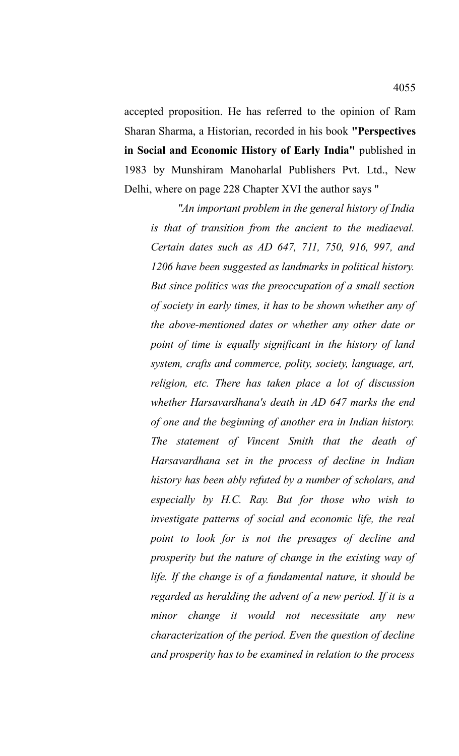accepted proposition. He has referred to the opinion of Ram Sharan Sharma, a Historian, recorded in his book **"Perspectives in Social and Economic History of Early India"** published in 1983 by Munshiram Manoharlal Publishers Pvt. Ltd., New Delhi, where on page 228 Chapter XVI the author says "

> *"An important problem in the general history of India is that of transition from the ancient to the mediaeval. Certain dates such as AD 647, 711, 750, 916, 997, and 1206 have been suggested as landmarks in political history. But since politics was the preoccupation of a small section of society in early times, it has to be shown whether any of the above-mentioned dates or whether any other date or point of time is equally significant in the history of land system, crafts and commerce, polity, society, language, art, religion, etc. There has taken place a lot of discussion whether Harsavardhana's death in AD 647 marks the end of one and the beginning of another era in Indian history. The statement of Vincent Smith that the death of Harsavardhana set in the process of decline in Indian history has been ably refuted by a number of scholars, and especially by H.C. Ray. But for those who wish to investigate patterns of social and economic life, the real point to look for is not the presages of decline and prosperity but the nature of change in the existing way of life. If the change is of a fundamental nature, it should be regarded as heralding the advent of a new period. If it is a minor change it would not necessitate any new characterization of the period. Even the question of decline and prosperity has to be examined in relation to the process*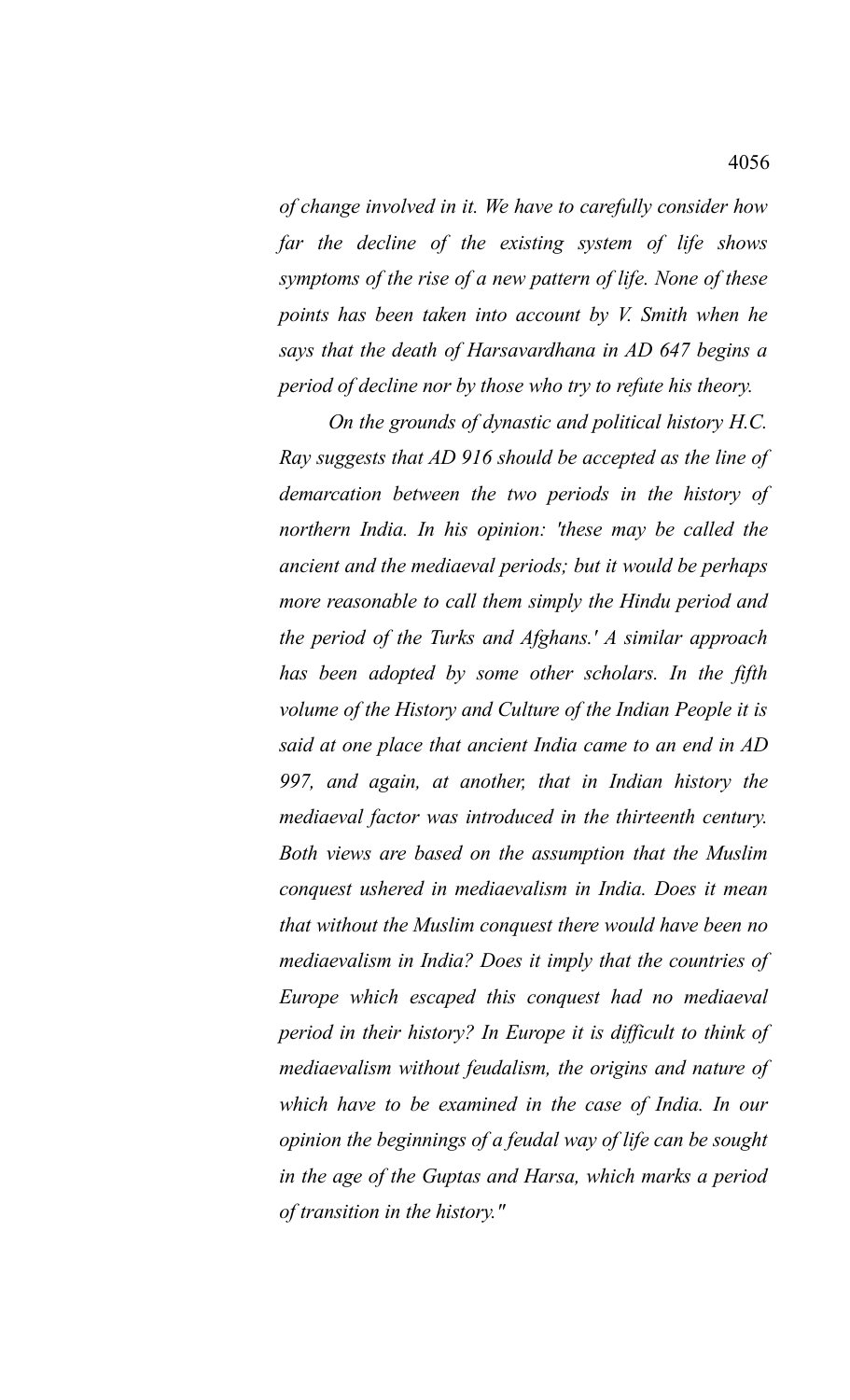*of change involved in it. We have to carefully consider how far the decline of the existing system of life shows symptoms of the rise of a new pattern of life. None of these points has been taken into account by V. Smith when he says that the death of Harsavardhana in AD 647 begins a period of decline nor by those who try to refute his theory.*

*On the grounds of dynastic and political history H.C. Ray suggests that AD 916 should be accepted as the line of demarcation between the two periods in the history of northern India. In his opinion: 'these may be called the ancient and the mediaeval periods; but it would be perhaps more reasonable to call them simply the Hindu period and the period of the Turks and Afghans.' A similar approach has been adopted by some other scholars. In the fifth volume of the History and Culture of the Indian People it is said at one place that ancient India came to an end in AD 997, and again, at another, that in Indian history the mediaeval factor was introduced in the thirteenth century. Both views are based on the assumption that the Muslim conquest ushered in mediaevalism in India. Does it mean that without the Muslim conquest there would have been no mediaevalism in India? Does it imply that the countries of Europe which escaped this conquest had no mediaeval period in their history? In Europe it is difficult to think of mediaevalism without feudalism, the origins and nature of which have to be examined in the case of India. In our opinion the beginnings of a feudal way of life can be sought in the age of the Guptas and Harsa, which marks a period of transition in the history."*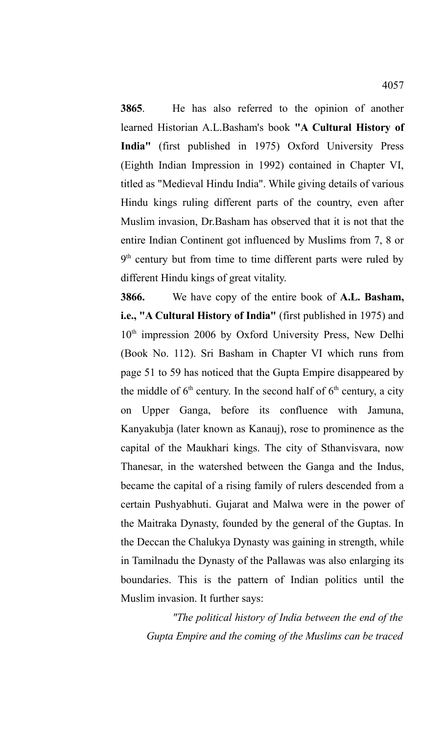**3865**. He has also referred to the opinion of another learned Historian A.L.Basham's book **"A Cultural History of India"** (first published in 1975) Oxford University Press (Eighth Indian Impression in 1992) contained in Chapter VI, titled as "Medieval Hindu India". While giving details of various Hindu kings ruling different parts of the country, even after Muslim invasion, Dr.Basham has observed that it is not that the entire Indian Continent got influenced by Muslims from 7, 8 or 9th century but from time to time different parts were ruled by different Hindu kings of great vitality.

**3866.** We have copy of the entire book of **A.L. Basham, i.e., "A Cultural History of India"** (first published in 1975) and 10th impression 2006 by Oxford University Press, New Delhi (Book No. 112). Sri Basham in Chapter VI which runs from page 51 to 59 has noticed that the Gupta Empire disappeared by the middle of 6th century. In the second half of 6th century, a city on Upper Ganga, before its confluence with Jamuna, Kanyakubja (later known as Kanauj), rose to prominence as the capital of the Maukhari kings. The city of Sthanvisvara, now Thanesar, in the watershed between the Ganga and the Indus, became the capital of a rising family of rulers descended from a certain Pushyabhuti. Gujarat and Malwa were in the power of the Maitraka Dynasty, founded by the general of the Guptas. In the Deccan the Chalukya Dynasty was gaining in strength, while in Tamilnadu the Dynasty of the Pallawas was also enlarging its boundaries. This is the pattern of Indian politics until the Muslim invasion. It further says:

> *"The political history of India between the end of the Gupta Empire and the coming of the Muslims can be traced*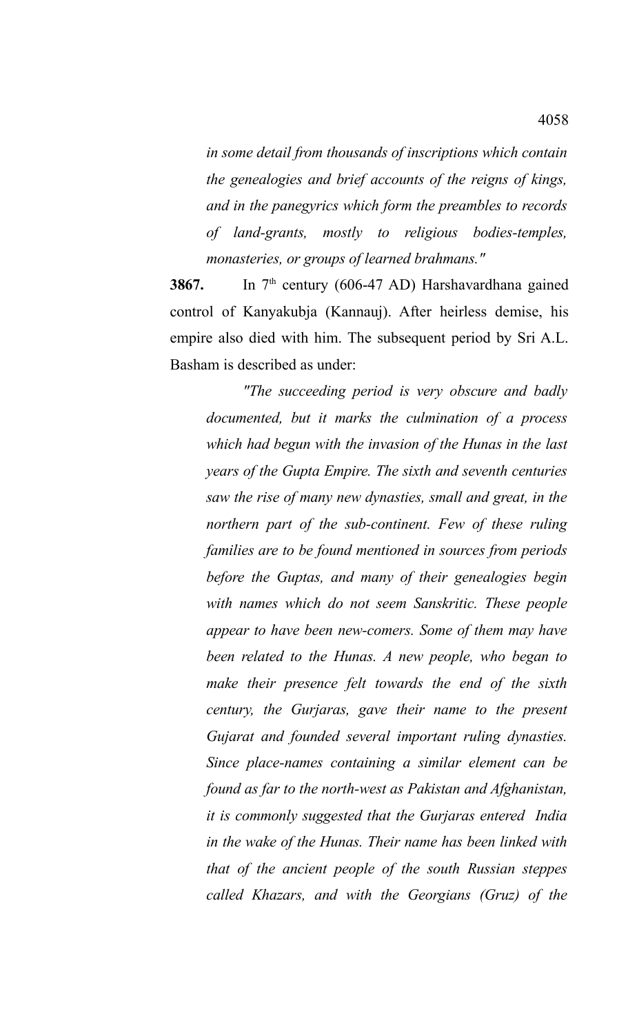*in some detail from thousands of inscriptions which contain the genealogies and brief accounts of the reigns of kings, and in the panegyrics which form the preambles to records of land-grants, mostly to religious bodies-temples, monasteries, or groups of learned brahmans."*

**3867.** In 7th century (606-47 AD) Harshavardhana gained control of Kanyakubja (Kannauj). After heirless demise, his empire also died with him. The subsequent period by Sri A.L. Basham is described as under:

*"The succeeding period is very obscure and badly documented, but it marks the culmination of a process which had begun with the invasion of the Hunas in the last years of the Gupta Empire. The sixth and seventh centuries saw the rise of many new dynasties, small and great, in the northern part of the sub-continent. Few of these ruling families are to be found mentioned in sources from periods before the Guptas, and many of their genealogies begin with names which do not seem Sanskritic. These people appear to have been new-comers. Some of them may have been related to the Hunas. A new people, who began to make their presence felt towards the end of the sixth century, the Gurjaras, gave their name to the present Gujarat and founded several important ruling dynasties. Since place-names containing a similar element can be found as far to the north-west as Pakistan and Afghanistan, it is commonly suggested that the Gurjaras entered India in the wake of the Hunas. Their name has been linked with that of the ancient people of the south Russian steppes called Khazars, and with the Georgians (Gruz) of the*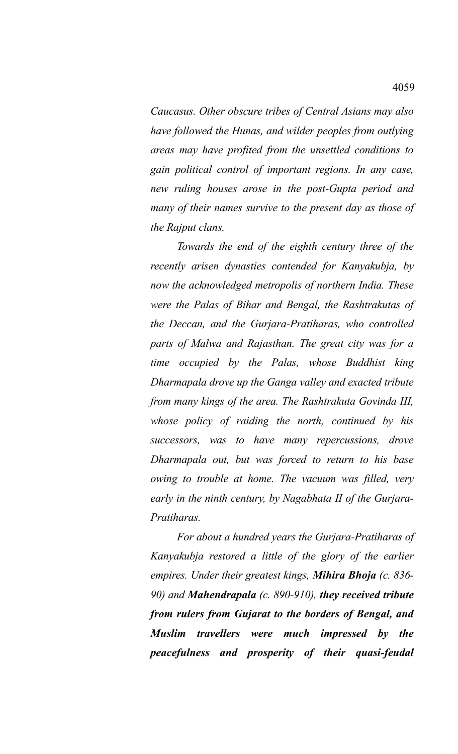*Caucasus. Other obscure tribes of Central Asians may also have followed the Hunas, and wilder peoples from outlying areas may have profited from the unsettled conditions to gain political control of important regions. In any case, new ruling houses arose in the post-Gupta period and many of their names survive to the present day as those of the Rajput clans.*

*Towards the end of the eighth century three of the recently arisen dynasties contended for Kanyakubja, by now the acknowledged metropolis of northern India. These were the Palas of Bihar and Bengal, the Rashtrakutas of the Deccan, and the Gurjara-Pratiharas, who controlled parts of Malwa and Rajasthan. The great city was for a time occupied by the Palas, whose Buddhist king Dharmapala drove up the Ganga valley and exacted tribute from many kings of the area. The Rashtrakuta Govinda III, whose policy of raiding the north, continued by his successors, was to have many repercussions, drove Dharmapala out, but was forced to return to his base owing to trouble at home. The vacuum was filled, very early in the ninth century, by Nagabhata II of the Gurjara-Pratiharas.*

*For about a hundred years the Gurjara-Pratiharas of Kanyakubja restored a little of the glory of the earlier empires. Under their greatest kings,* ***Mihira Bhoja*** *(c. 836-90) and* ***Mahendrapala*** *(c. 890-910),* ***they received tribute from rulers from Gujarat to the borders of Bengal, and Muslim travellers were much impressed by the peacefulness and prosperity of their quasi-feudal***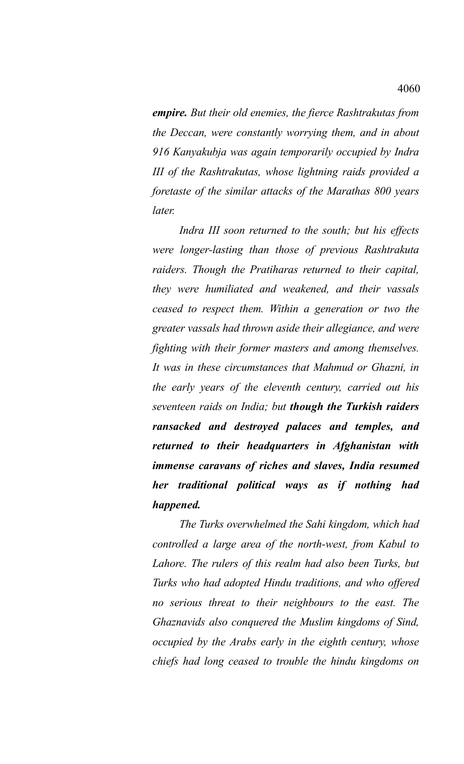***empire.*** *But their old enemies, the fierce Rashtrakutas from the Deccan, were constantly worrying them, and in about 916 Kanyakubja was again temporarily occupied by Indra III of the Rashtrakutas, whose lightning raids provided a foretaste of the similar attacks of the Marathas 800 years later.*

*Indra III soon returned to the south; but his effects were longer-lasting than those of previous Rashtrakuta raiders. Though the Pratiharas returned to their capital, they were humiliated and weakened, and their vassals ceased to respect them. Within a generation or two the greater vassals had thrown aside their allegiance, and were fighting with their former masters and among themselves. It was in these circumstances that Mahmud or Ghazni, in the early years of the eleventh century, carried out his seventeen raids on India; but* ***though the Turkish raiders ransacked and destroyed palaces and temples, and returned to their headquarters in Afghanistan with immense caravans of riches and slaves, India resumed her traditional political ways as if nothing had happened.***

*The Turks overwhelmed the Sahi kingdom, which had controlled a large area of the north-west, from Kabul to Lahore. The rulers of this realm had also been Turks, but Turks who had adopted Hindu traditions, and who offered no serious threat to their neighbours to the east. The Ghaznavids also conquered the Muslim kingdoms of Sind, occupied by the Arabs early in the eighth century, whose chiefs had long ceased to trouble the hindu kingdoms on*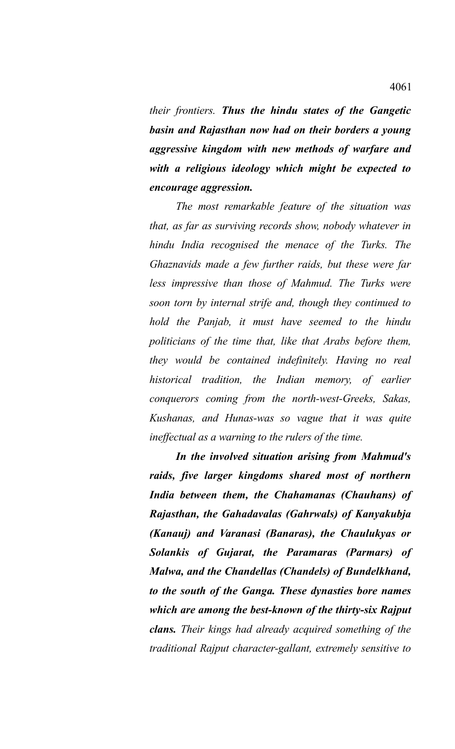*their frontiers.* ***Thus the hindu states of the Gangetic basin and Rajasthan now had on their borders a young aggressive kingdom with new methods of warfare and with a religious ideology which might be expected to encourage aggression.***

*The most remarkable feature of the situation was that, as far as surviving records show, nobody whatever in hindu India recognised the menace of the Turks. The Ghaznavids made a few further raids, but these were far less impressive than those of Mahmud. The Turks were soon torn by internal strife and, though they continued to hold the Panjab, it must have seemed to the hindu politicians of the time that, like that Arabs before them, they would be contained indefinitely. Having no real historical tradition, the Indian memory, of earlier conquerors coming from the north-west-Greeks, Sakas, Kushanas, and Hunas-was so vague that it was quite ineffectual as a warning to the rulers of the time.*

***In the involved situation arising from Mahmud's raids, five larger kingdoms shared most of northern India between them, the Chahamanas (Chauhans) of Rajasthan, the Gahadavalas (Gahrwals) of Kanyakubja (Kanauj) and Varanasi (Banaras), the Chaulukyas or Solankis of Gujarat, the Paramaras (Parmars) of Malwa, and the Chandellas (Chandels) of Bundelkhand, to the south of the Ganga. These dynasties bore names which are among the best-known of the thirty-six Rajput clans.*** *Their kings had already acquired something of the traditional Rajput character-gallant, extremely sensitive to*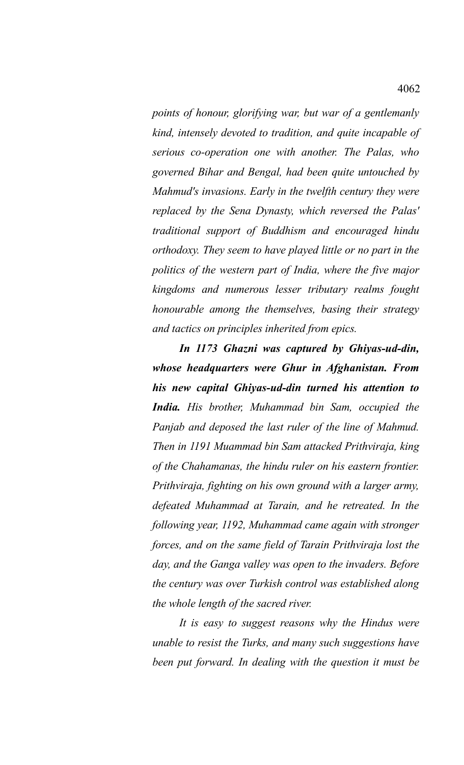*points of honour, glorifying war, but war of a gentlemanly kind, intensely devoted to tradition, and quite incapable of serious co-operation one with another. The Palas, who governed Bihar and Bengal, had been quite untouched by Mahmud's invasions. Early in the twelfth century they were replaced by the Sena Dynasty, which reversed the Palas' traditional support of Buddhism and encouraged hindu orthodoxy. They seem to have played little or no part in the politics of the western part of India, where the five major kingdoms and numerous lesser tributary realms fought honourable among the themselves, basing their strategy and tactics on principles inherited from epics.*

***In 1173 Ghazni was captured by Ghiyas-ud-din, whose headquarters were Ghur in Afghanistan. From his new capital Ghiyas-ud-din turned his attention to India.*** *His brother, Muhammad bin Sam, occupied the Panjab and deposed the last ruler of the line of Mahmud. Then in 1191 Muammad bin Sam attacked Prithviraja, king of the Chahamanas, the hindu ruler on his eastern frontier. Prithviraja, fighting on his own ground with a larger army, defeated Muhammad at Tarain, and he retreated. In the following year, 1192, Muhammad came again with stronger forces, and on the same field of Tarain Prithviraja lost the day, and the Ganga valley was open to the invaders. Before the century was over Turkish control was established along the whole length of the sacred river.*

*It is easy to suggest reasons why the Hindus were unable to resist the Turks, and many such suggestions have been put forward. In dealing with the question it must be*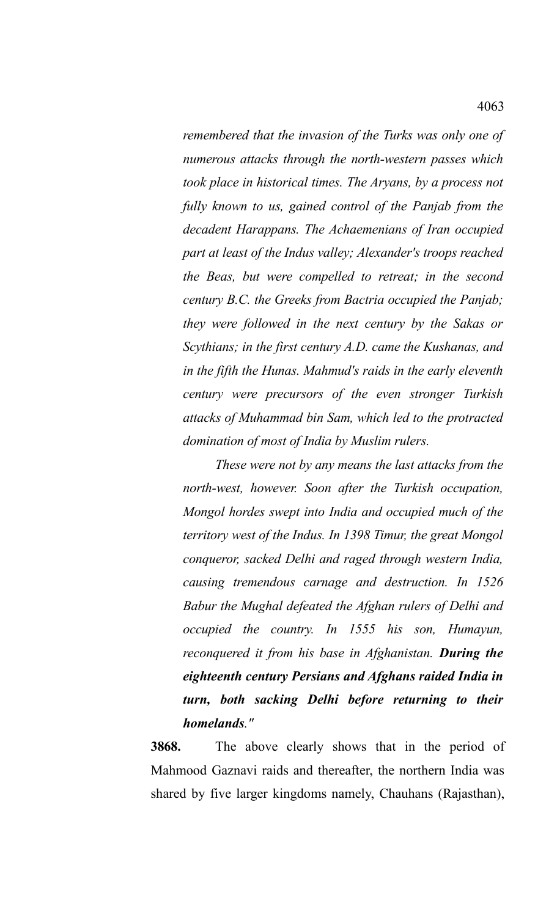*remembered that the invasion of the Turks was only one of numerous attacks through the north-western passes which took place in historical times. The Aryans, by a process not fully known to us, gained control of the Panjab from the decadent Harappans. The Achaemenians of Iran occupied part at least of the Indus valley; Alexander's troops reached the Beas, but were compelled to retreat; in the second century B.C. the Greeks from Bactria occupied the Panjab; they were followed in the next century by the Sakas or Scythians; in the first century A.D. came the Kushanas, and in the fifth the Hunas. Mahmud's raids in the early eleventh century were precursors of the even stronger Turkish attacks of Muhammad bin Sam, which led to the protracted domination of most of India by Muslim rulers.*

*These were not by any means the last attacks from the north-west, however. Soon after the Turkish occupation, Mongol hordes swept into India and occupied much of the territory west of the Indus. In 1398 Timur, the great Mongol conqueror, sacked Delhi and raged through western India, causing tremendous carnage and destruction. In 1526 Babur the Mughal defeated the Afghan rulers of Delhi and occupied the country. In 1555 his son, Humayun, reconquered it from his base in Afghanistan.* ***During the eighteenth century Persians and Afghans raided India in turn, both sacking Delhi before returning to their homelands****."*

**3868.** The above clearly shows that in the period of Mahmood Gaznavi raids and thereafter, the northern India was shared by five larger kingdoms namely, Chauhans (Rajasthan),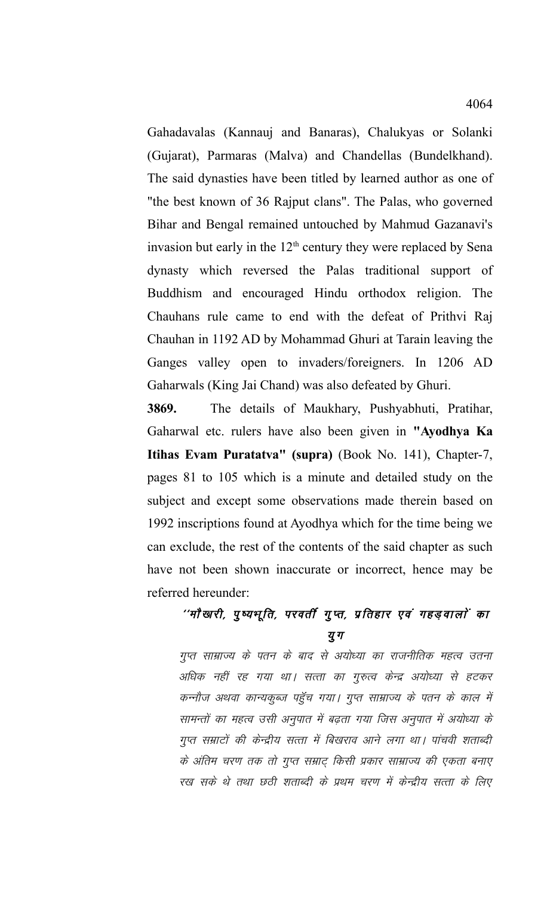Gahadavalas (Kannauj and Banaras), Chalukyas or Solanki (Gujarat), Parmaras (Malva) and Chandellas (Bundelkhand). The said dynasties have been titled by learned author as one of "the best known of 36 Rajput clans". The Palas, who governed Bihar and Bengal remained untouched by Mahmud Gazanavi's invasion but early in the 12th century they were replaced by Sena dynasty which reversed the Palas traditional support of Buddhism and encouraged Hindu orthodox religion. The Chauhans rule came to end with the defeat of Prithvi Raj Chauhan in 1192 AD by Mohammad Ghuri at Tarain leaving the Ganges valley open to invaders/foreigners. In 1206 AD Gaharwals (King Jai Chand) was also defeated by Ghuri.

**3869.** The details of Maukhary, Pushyabhuti, Pratihar, Gaharwal etc. rulers have also been given in **"Ayodhya Ka Itihas Evam Puratatva" (supra)** (Book No. 141), Chapter-7, pages 81 to 105 which is a minute and detailed study on the subject and except some observations made therein based on 1992 inscriptions found at Ayodhya which for the time being we can exclude, the rest of the contents of the said chapter as such have not been shown inaccurate or incorrect, hence may be referred hereunder:

**''मौखरी, पुष्यभूति, परवर्ती गुप्त, प्रतिहार एवं गहड़वालों का युग**

*गुप्त साम्राज्य के पतन के बाद से अयोध्या का राजनीतिक महत्व उतना अधिक नहीं रह गया था। सत्ता का गुरुत्व केन्द्र अयोध्या से हटकर कन्नौज अथवा कान्यकुब्ज पहुँच गया। गुप्त साम्राज्य के पतन के काल में सामन्तों का महत्व उसी अनुपात में बढ़ता गया जिस अनुपात में अयोध्या के गुप्त सम्राटों की केन्द्रीय सत्ता में बिखराव आने लगा था। पांचवी शताब्दी के अंतिम चरण तक तो गुप्त सम्राट् किसी प्रकार साम्राज्य की एकता बनाए रख सके थे तथा छठी शताब्दी के प्रथम चरण में केन्द्रीय सत्ता के लिए*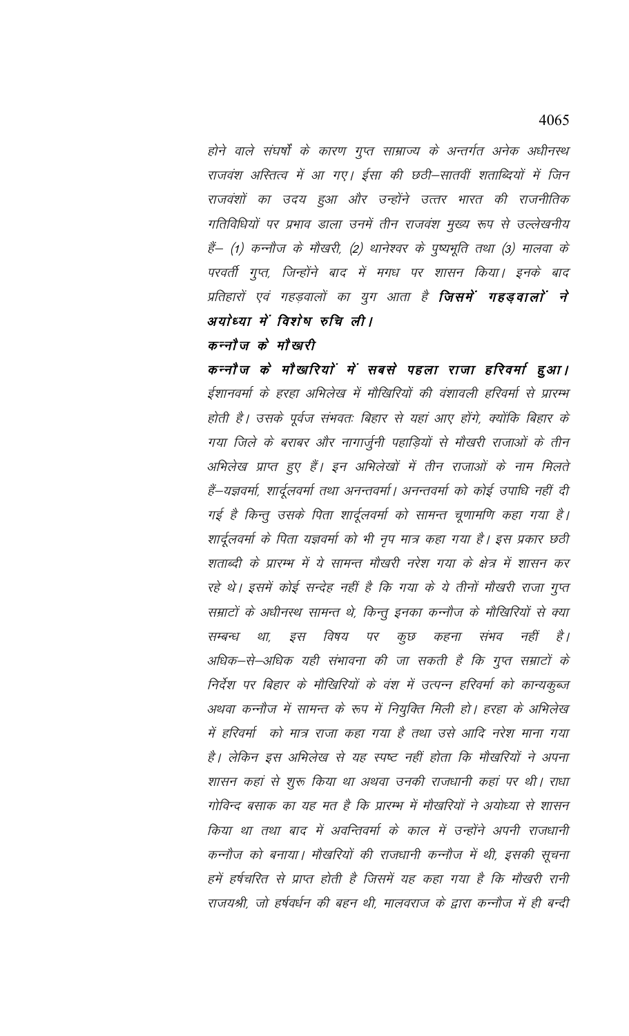*होने वाले संघर्षों के कारण गुप्त साम्राज्य के अन्तर्गत अनेक अधीनस्थ राजवंश अस्तित्व में आ गए। ईसा की छठी–सातवीं शताब्दियों में जिन राजवंशों का उदय हुआ और उन्होंने उत्तर भारत की राजनीतिक गतिविधियों पर प्रभाव डाला उनमें तीन राजवंश मुख्य रूप से उल्लेखनीय हैं– (1) कन्नौज के मौखरी, (2) थानेश्वर के पुष्यभूति तथा (3) मालवा के परवर्ती गुप्त, जिन्होंने बाद में मगध पर शासन किया। इनके बाद प्रतिहारों एवं गहड़वालों का युग आता है* ***जिसमें गहड़वालों ने अयोध्या में विशेष रुचि ली।***

***कन्नौज के मौखरी***

***कन्नौज के मौखरियों में सबसे पहला राजा हरिवर्मा हुआ।*** *ईशानवर्मा के हरहा अभिलेख में मौखिरियों की वंशावली हरिवर्मा से प्रारम्भ होती है। उसके पूर्वज संभवतः बिहार से यहां आए होंगे, क्योंकि बिहार के गया जिले के बराबर और नागार्जुनी पहाड़ियों से मौखरी राजाओं के तीन अभिलेख प्राप्त हुए हैं। इन अभिलेखों में तीन राजाओं के नाम मिलते हैं–यज्ञवर्मा, शार्दूलवर्मा तथा अनन्तवर्मा। अनन्तवर्मा को कोई उपाधि नहीं दी गई है किन्तु उसके पिता शार्दूलवर्मा को सामन्त चूणामणि कहा गया है। शार्दूलवर्मा के पिता यज्ञवर्मा को भी नृप मात्र कहा गया है। इस प्रकार छठी शताब्दी के प्रारम्भ में ये सामन्त मौखरी नरेश गया के क्षेत्र में शासन कर रहे थे। इसमें कोई सन्देह नहीं है कि गया के ये तीनों मौखरी राजा गुप्त सम्राटों के अधीनस्थ सामन्त थे, किन्तु इनका कन्नौज के मौखिरियों से क्या सम्बन्ध था, इस विषय पर कुछ कहना संभव नहीं है। अधिक–से–अधिक यही संभावना की जा सकती है कि गुप्त सम्राटों के निर्देश पर बिहार के मौखिरियों के वंश में उत्पन्न हरिवर्मा को कान्यकुब्ज अथवा कन्नौज में सामन्त के रूप में नियुक्ति मिली हो। हरहा के अभिलेख में हरिवर्मा को मात्र राजा कहा गया है तथा उसे आदि नरेश माना गया है। लेकिन इस अभिलेख से यह स्पष्ट नहीं होता कि मौखरियों ने अपना शासन कहां से शुरू किया था अथवा उनकी राजधानी कहां पर थी। राधा गोविन्द बसाक का यह मत है कि प्रारम्भ में मौखरियों ने अयोध्या से शासन किया था तथा बाद में अवन्तिवर्मा के काल में उन्होंने अपनी राजधानी कन्नौज को बनाया। मौखरियों की राजधानी कन्नौज में थी, इसकी सूचना हमें हर्षचरित से प्राप्त होती है जिसमें यह कहा गया है कि मौखरी रानी राजयश्री, जो हर्षवर्धन की बहन थी, मालवराज के द्वारा कन्नौज में ही बन्दी*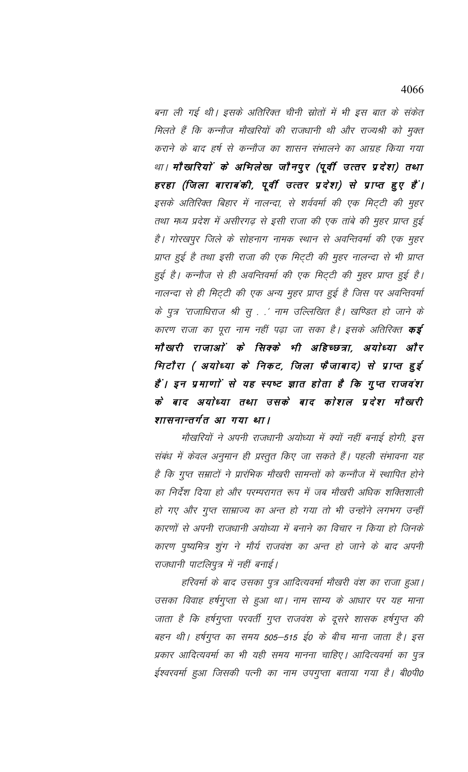बना ली गई थी। इसके अतिरिक्त चीनी स्रोतों में भी इस बात के संकेत मिलते हैं कि कन्नौज मौखरियों की राजधानी थी और राज्यश्री को मुक्त कराने के बाद हर्ष से कन्नौज का शासन संभालने का आग्रह किया गया था। **मौखरियों के अभिलेख जौनपुर (पूर्वी उत्तर प्रदेश) तथा हरहा (जिला बाराबंकी, पूर्वी उत्तर प्रदेश) से प्राप्त हुए हैं।** इसके अतिरिक्त बिहार में नालन्दा, से शर्ववर्मा की एक मिट्टी की मुहर तथा मध्य प्रदेश में असीरगढ़ से इसी राजा की एक तांबे की मुहर प्राप्त हुई है। गोरखपुर जिले के सोहनाग नामक स्थान से अवन्तिवर्मा की एक मुहर प्राप्त हुई है तथा इसी राजा की एक मिट्टी की मुहर नालन्दा से भी प्राप्त हुई है। कन्नौज से ही अवन्तिवर्मा की एक मिट्टी की मुहर प्राप्त हुई है। नालन्दा से ही मिट्टी की एक अन्य मुहर प्राप्त हुई है जिस पर अवन्तिवर्मा के पुत्र 'राजाधिराज श्री सु . .' नाम उल्लिखित है। खण्डित हो जाने के कारण राजा का पूरा नाम नहीं पढ़ा जा सका है। इसके अतिरिक्त **कई मौखरी राजाओं के सिक्के भी अहिच्छत्रा, अयोध्या और भिटौरा ( अयोध्या के निकट, जिला फैजाबाद) से प्राप्त हुई हैं। इन प्रमाणों से यह स्पष्ट ज्ञात होता है कि गुप्त राजवंश के बाद अयोध्या तथा उसके बाद कोशल प्रदेश मौखरी शासनान्तर्गत आ गया था।**

मौखरियों ने अपनी राजधानी अयोध्या में क्यों नहीं बनाई होगी, इस संबंध में केवल अनुमान ही प्रस्तुत किए जा सकते हैं। पहली संभावना यह है कि गुप्त सम्राटों ने प्रारंभिक मौखरी सामन्तों को कन्नौज में स्थापित होने का निर्देश दिया हो और परम्परागत रूप में जब मौखरी अधिक शक्तिशाली हो गए और गुप्त साम्राज्य का अन्त हो गया तो भी उन्होंने लगभग उन्हीं कारणों से अपनी राजधानी अयोध्या में बनाने का विचार न किया हो जिनके कारण पुष्यमित्र शुंग ने मौर्य राजवंश का अन्त हो जाने के बाद अपनी राजधानी पाटलिपुत्र में नहीं बनाई।

हरिवर्मा के बाद उसका पुत्र आदित्यवर्मा मौखरी वंश का राजा हुआ। उसका विवाह हर्षगुप्ता से हुआ था। नाम साम्य के आधार पर यह माना जाता है कि हर्षगुप्ता परवर्ती गुप्त राजवंश के दूसरे शासक हर्षगुप्त की बहन थी। हर्षगुप्त का समय 505–515 ई0 के बीच माना जाता है। इस प्रकार आदित्यवर्मा का भी यही समय मानना चाहिए। आदित्यवर्मा का पुत्र ईश्वरवर्मा हुआ जिसकी पत्नी का नाम उपगुप्ता बताया गया है। बी0पी0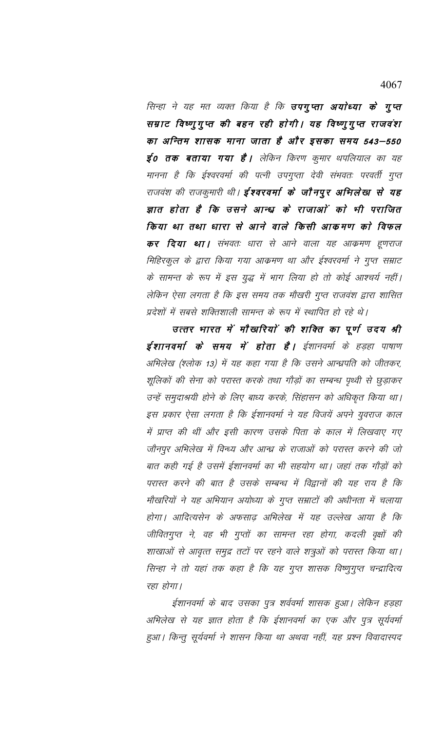सिन्हा ने यह मत व्यक्त किया है कि **उपगुप्ता अयोध्या के गुप्त सम्राट विष्णुगुप्त की बहन रही होगी। यह विष्णुगुप्त राजवंश का अन्तिम शासक माना जाता है और इसका समय 543–550 ई० तक बताया गया है।** लेकिन किरण कुमार थपलियाल का यह मानना है कि ईश्वरवर्मा की पत्नी उपगुप्ता देवी संभवतः परवर्ती गुप्त राजवंश की राजकुमारी थी। **ईश्वरवर्मा के जौनपुर अभिलेख से यह ज्ञात होता है कि उसने आन्ध्र के राजाओं को भी पराजित किया था तथा धारा से आने वाले किसी आक्रमण को विफल कर दिया था।** संभवतः धारा से आने वाला यह आक्रमण हूणराज मिहिरकुल के द्वारा किया गया आक्रमण था और ईश्वरवर्मा ने गुप्त सम्राट के सामन्त के रूप में इस युद्ध में भाग लिया हो तो कोई आश्चर्य नहीं। लेकिन ऐसा लगता है कि इस समय तक मौखरी गुप्त राजवंश द्वारा शासित प्रदेशों में सबसे शक्तिशाली सामन्त के रूप में स्थापित हो रहे थे।

**उत्तर भारत में मौखारियों की शक्ति का पूर्ण उदय श्री ईशानवर्मा के समय में होता है।** ईशानवर्मा के हड़हा पाषाण अभिलेख (श्लोक 13) में यह कहा गया है कि उसने आन्ध्रपति को जीतकर, शूलिकों की सेना को परास्त करके तथा गौड़ों का सम्बन्ध पृथ्वी से छुड़ाकर उन्हें समुदाश्रयी होने के लिए बाध्य करके, सिंहासन को अधिकृत किया था। इस प्रकार ऐसा लगता है कि ईशानवर्मा ने यह विजयें अपने युवराज काल में प्राप्त की थीं और इसी कारण उसके पिता के काल में लिखवाए गए जौनपुर अभिलेख में विन्ध्य और आन्ध्र के राजाओं को परास्त करने की जो बात कही गई है उसमें ईशानवर्मा का भी सहयोग था। जहां तक गौड़ों को परास्त करने की बात है उसके सम्बन्ध में विद्वानों की यह राय है कि मौखरियों ने यह अभियान अयोध्या के गुप्त सम्राटों की अधीनता में चलाया होगा। आदित्यसेन के अफसाढ़ अभिलेख में यह उल्लेख आया है कि जीवितगुप्त ने, वह भी गुप्तों का सामन्त रहा होगा, कदली वृक्षों की शाखाओं से आवृत्त समुद्र तटों पर रहने वाले शत्रुओं को परास्त किया था। सिन्हा ने तो यहां तक कहा है कि यह गुप्त शासक विष्णुगुप्त चन्द्रादित्य रहा होगा।

ईशानवर्मा के बाद उसका पुत्र शर्ववर्मा शासक हुआ। लेकिन हड़हा अभिलेख से यह ज्ञात होता है कि ईशानवर्मा का एक और पुत्र सूर्यवर्मा हुआ। किन्तु सूर्यवर्मा ने शासन किया था अथवा नहीं, यह प्रश्न विवादास्पद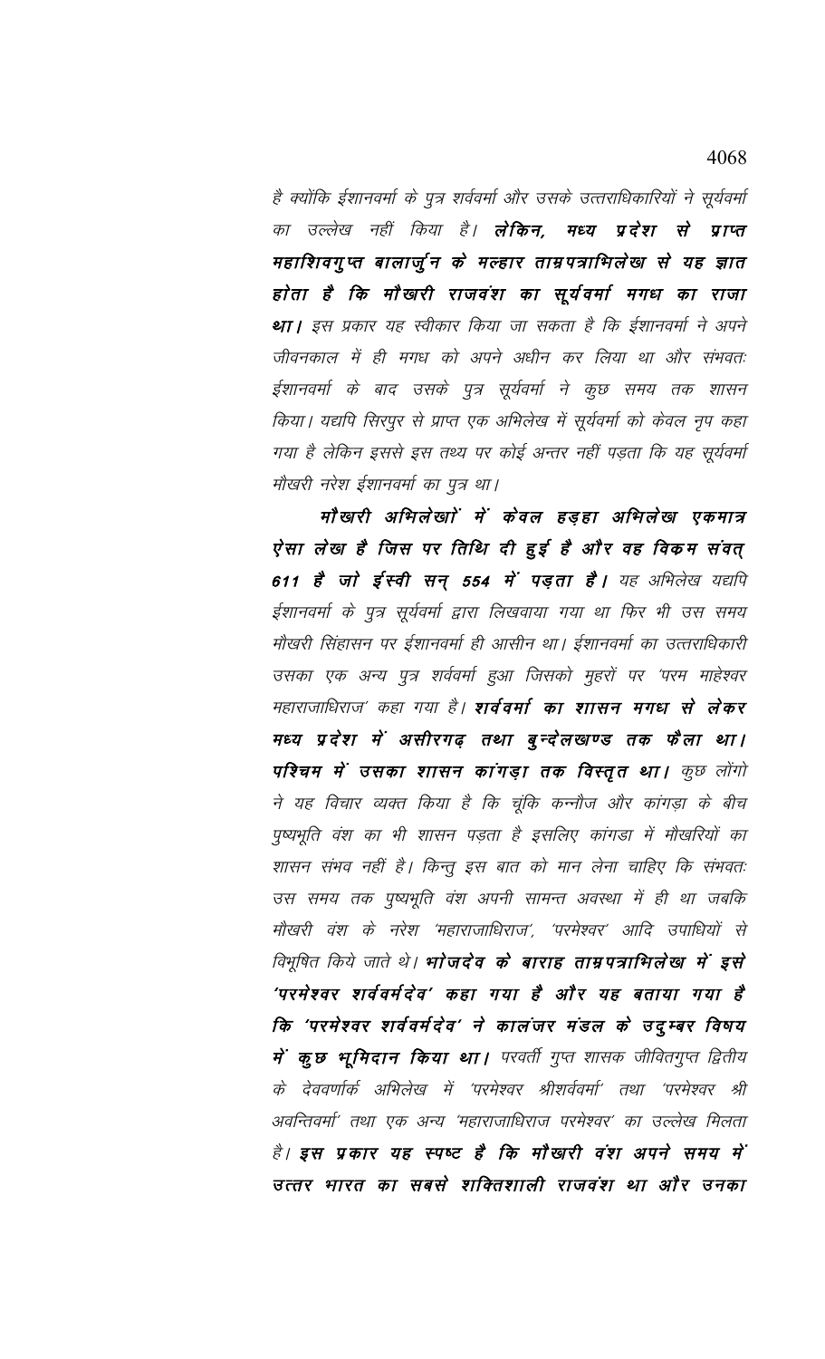है क्योंकि ईशानवर्मा के पुत्र शर्ववर्मा और उसके उत्तराधिकारियों ने सूर्यवर्मा का उल्लेख नहीं किया है। **लेकिन, मध्य प्रदेश से प्राप्त महाशिवगुप्त बालार्जुन के मल्हार ताम्रपत्राभिलेख से यह ज्ञात होता है कि मौखरी राजवंश का सूर्यवर्मा मगध का राजा था।** इस प्रकार यह स्वीकार किया जा सकता है कि ईशानवर्मा ने अपने जीवनकाल में ही मगध को अपने अधीन कर लिया था और संभवतः ईशानवर्मा के बाद उसके पुत्र सूर्यवर्मा ने कुछ समय तक शासन किया। यद्यपि सिरपुर से प्राप्त एक अभिलेख में सूर्यवर्मा को केवल नृप कहा गया है लेकिन इससे इस तथ्य पर कोई अन्तर नहीं पड़ता कि यह सूर्यवर्मा मौखरी नरेश ईशानवर्मा का पुत्र था।

**मौखरी अभिलेखों में केवल हड़हा अभिलेख एकमात्र ऐसा लेख है जिस पर तिथि दी हुई है और वह विक्रम संवत् 611 है जो ईस्वी सन् 554 में पड़ता है।** यह अभिलेख यद्यपि ईशानवर्मा के पुत्र सूर्यवर्मा द्वारा लिखवाया गया था फिर भी उस समय मौखरी सिंहासन पर ईशानवर्मा ही आसीन था। ईशानवर्मा का उत्तराधिकारी उसका एक अन्य पुत्र शर्ववर्मा हुआ जिसको मुहरों पर 'परम माहेश्वर महाराजाधिराज' कहा गया है। **शर्ववर्मा का शासन मगध से लेकर मध्य प्रदेश में असीरगढ़ तथा बुन्देलखण्ड तक फैला था। पश्चिम में उसका शासन कांगड़ा तक विस्तृत था।** कुछ लोंगो ने यह विचार व्यक्त किया है कि चूंकि कन्नौज और कांगड़ा के बीच पुष्यभूति वंश का भी शासन पड़ता है इसलिए कांगडा में मौखरियों का शासन संभव नहीं है। किन्तु इस बात को मान लेना चाहिए कि संभवतः उस समय तक पुष्यभूति वंश अपनी सामन्त अवस्था में ही था जबकि मौखरी वंश के नरेश 'महाराजाधिराज', 'परमेश्वर' आदि उपाधियों से विभूषित किये जाते थे। **भोजदेव के बाराह ताम्रपत्राभिलेख में इसे 'परमेश्वर शर्ववर्मदेव' कहा गया है और यह बताया गया है कि 'परमेश्वर शर्ववर्मदेव' ने कालंजर मंडल के उदुम्बर विषय में कुछ भूमिदान किया था।** परवर्ती गुप्त शासक जीवितगुप्त द्वितीय के देववर्णार्क अभिलेख में 'परमेश्वर श्रीशर्ववर्मा' तथा 'परमेश्वर श्री अवन्तिवर्मा' तथा एक अन्य 'महाराजाधिराज परमेश्वर' का उल्लेख मिलता है। **इस प्रकार यह स्पष्ट है कि मौखरी वंश अपने समय में उत्तर भारत का सबसे शक्तिशाली राजवंश था और उनका**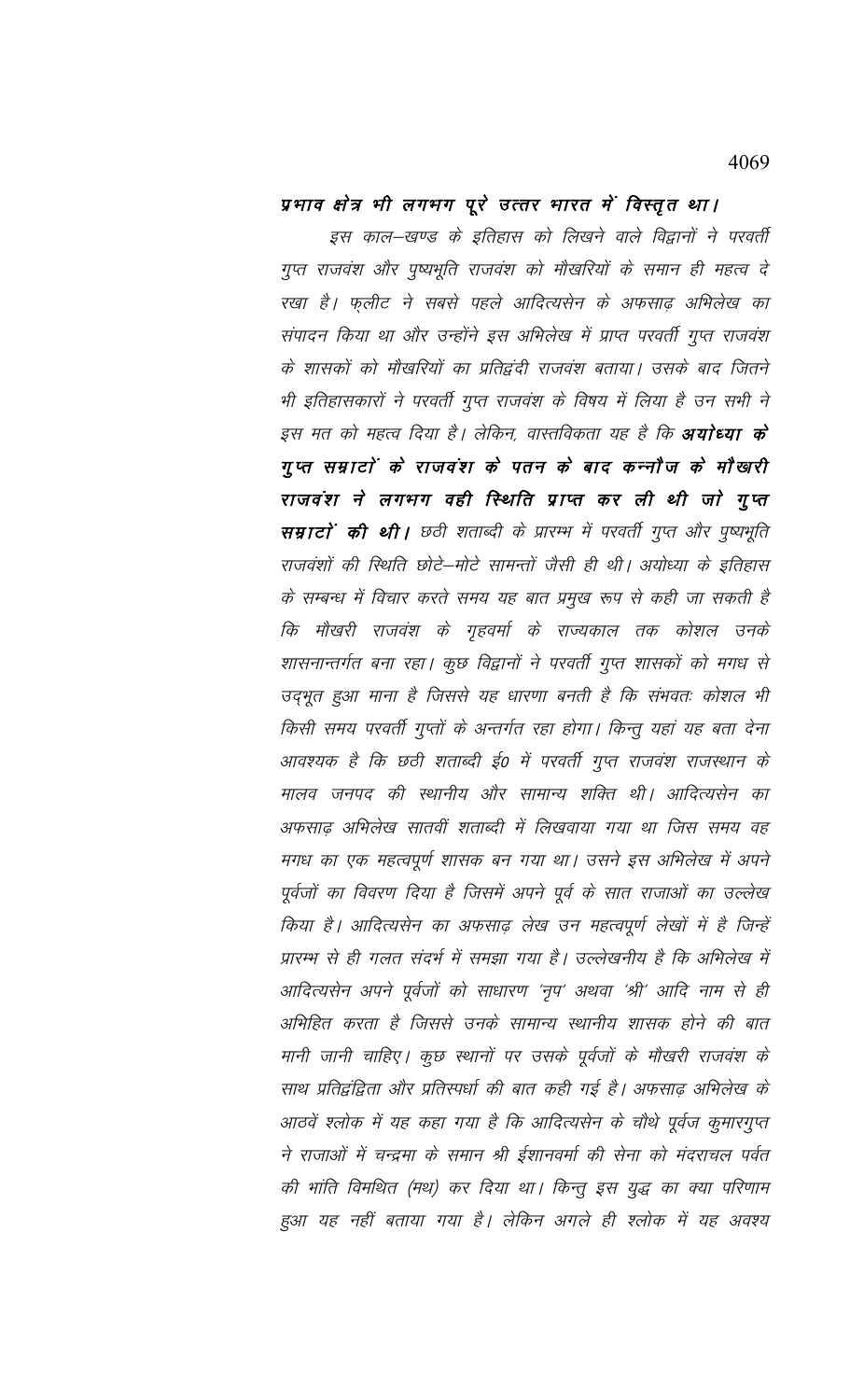**प्रभाव क्षेत्र भी लगभग पूरे उत्तर भारत में विस्तृत था।**

इस काल–खण्ड के इतिहास को लिखने वाले विद्वानों ने परवर्ती गुप्त राजवंश और पुष्यभूति राजवंश को मौखरियों के समान ही महत्व दे रखा है। फ्लीट ने सबसे पहले आदित्यसेन के अफसाढ़ अभिलेख का संपादन किया था और उन्होंने इस अभिलेख में प्राप्त परवर्ती गुप्त राजवंश के शासकों को मौखरियों का प्रतिद्वंदी राजवंश बताया। उसके बाद जितने भी इतिहासकारों ने परवर्ती गुप्त राजवंश के विषय में लिया है उन सभी ने इस मत को महत्व दिया है। लेकिन, वास्तविकता यह है कि **अयोध्या के गुप्त सम्राटों के राजवंश के पतन के बाद कन्नौज के मौखरी राजवंश ने लगभग वही स्थिति प्राप्त कर ली थी जो गुप्त सम्राटों की थी।** छठी शताब्दी के प्रारम्भ में परवर्ती गुप्त और पुष्यभूति राजवंशों की स्थिति छोटे–मोटे सामन्तों जैसी ही थी। अयोध्या के इतिहास के सम्बन्ध में विचार करते समय यह बात प्रमुख रूप से कही जा सकती है कि मौखरी राजवंश के गृहवर्मा के राज्यकाल तक कोशल उनके शासनान्तर्गत बना रहा। कुछ विद्वानों ने परवर्ती गुप्त शासकों को मगध से उद्भूत हुआ माना है जिससे यह धारणा बनती है कि संभवतः कोशल भी किसी समय परवर्ती गुप्तों के अन्तर्गत रहा होगा। किन्तु यहां यह बता देना आवश्यक है कि छठी शताब्दी ई0 में परवर्ती गुप्त राजवंश राजस्थान के मालव जनपद की स्थानीय और सामान्य शक्ति थी। आदित्यसेन का अफसाढ़ अभिलेख सातवीं शताब्दी में लिखवाया गया था जिस समय वह मगध का एक महत्वपूर्ण शासक बन गया था। उसने इस अभिलेख में अपने पूर्वजों का विवरण दिया है जिसमें अपने पूर्व के सात राजाओं का उल्लेख किया है। आदित्यसेन का अफसाढ़ लेख उन महत्वपूर्ण लेखों में है जिन्हें प्रारम्भ से ही गलत संदर्भ में समझा गया है। उल्लेखनीय है कि अभिलेख में आदित्यसेन अपने पूर्वजों को साधारण 'नृप' अथवा 'श्री' आदि नाम से ही अभिहित करता है जिससे उनके सामान्य स्थानीय शासक होने की बात मानी जानी चाहिए। कुछ स्थानों पर उसके पूर्वजों के मौखरी राजवंश के साथ प्रतिद्वंद्विता और प्रतिस्पर्धा की बात कही गई है। अफसाढ़ अभिलेख के आठवें श्लोक में यह कहा गया है कि आदित्यसेन के चौथे पूर्वज कुमारगुप्त ने राजाओं में चन्द्रमा के समान श्री ईशानवर्मा की सेना को मंदराचल पर्वत की भांति विमथित (मथ) कर दिया था। किन्तु इस युद्ध का क्या परिणाम हुआ यह नहीं बताया गया है। लेकिन अगले ही श्लोक में यह अवश्य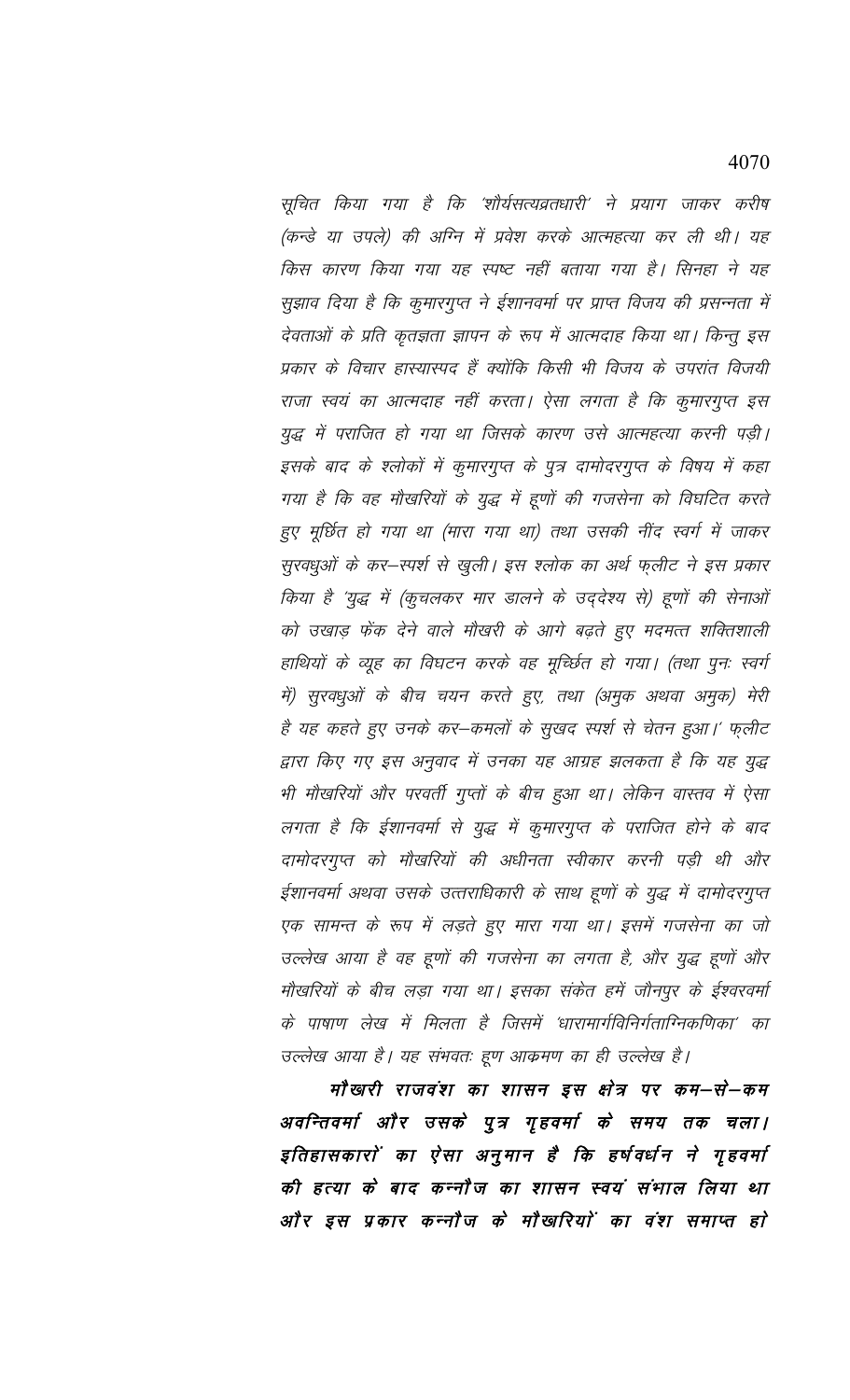सूचित किया गया है कि 'शौर्यसत्यव्रतधारी' ने प्रयाग जाकर करीष (कन्डे या उपले) की अग्नि में प्रवेश करके आत्महत्या कर ली थी। यह किस कारण किया गया यह स्पष्ट नहीं बताया गया है। सिनहा ने यह सुझाव दिया है कि कुमारगुप्त ने ईशानवर्मा पर प्राप्त विजय की प्रसन्नता में देवताओं के प्रति कृतज्ञता ज्ञापन के रूप में आत्मदाह किया था। किन्तु इस प्रकार के विचार हास्यास्पद हैं क्योंकि किसी भी विजय के उपरांत विजयी राजा स्वयं का आत्मदाह नहीं करता। ऐसा लगता है कि कुमारगुप्त इस युद्ध में पराजित हो गया था जिसके कारण उसे आत्महत्या करनी पड़ी। इसके बाद के श्लोकों में कुमारगुप्त के पुत्र दामोदरगुप्त के विषय में कहा गया है कि वह मौखरियों के युद्ध में हूणों की गजसेना को विघटित करते हुए मूर्छित हो गया था (मारा गया था) तथा उसकी नींद स्वर्ग में जाकर सुरवधुओं के कर–स्पर्श से खुली। इस श्लोक का अर्थ फ्लीट ने इस प्रकार किया है 'युद्ध में (कुचलकर मार डालने के उद्देश्य से) हूणों की सेनाओं को उखाड़ फेंक देने वाले मौखरी के आगे बढ़ते हुए मदमत्त शक्तिशाली हाथियों के व्यूह का विघटन करके वह मूर्च्छित हो गया। (तथा पुनः स्वर्ग में) सुरवधुओं के बीच चयन करते हुए, तथा (अमुक अथवा अमुक) मेरी है यह कहते हुए उनके कर–कमलों के सुखद स्पर्श से चेतन हुआ।' फ्लीट द्वारा किए गए इस अनुवाद में उनका यह आग्रह झलकता है कि यह युद्ध भी मौखरियों और परवर्ती गुप्तों के बीच हुआ था। लेकिन वास्तव में ऐसा लगता है कि ईशानवर्मा से युद्ध में कुमारगुप्त के पराजित होने के बाद दामोदरगुप्त को मौखरियों की अधीनता स्वीकार करनी पड़ी थी और ईशानवर्मा अथवा उसके उत्तराधिकारी के साथ हूणों के युद्ध में दामोदरगुप्त एक सामन्त के रूप में लड़ते हुए मारा गया था। इसमें गजसेना का जो उल्लेख आया है वह हूणों की गजसेना का लगता है, और युद्ध हूणों और मौखरियों के बीच लड़ा गया था। इसका संकेत हमें जौनपुर के ईश्वरवर्मा के पाषाण लेख में मिलता है जिसमें 'धारामार्गविनिर्गताग्निकणिका' का उल्लेख आया है। यह संभवतः हूण आक्रमण का ही उल्लेख है।

**मौखरी राजवंश का शासन इस क्षेत्र पर कम–से–कम अवन्तिवर्मा और उसके पुत्र गृहवर्मा के समय तक चला। इतिहासकारों का ऐसा अनुमान है कि हर्षवर्धन ने गृहवर्मा की हत्या के बाद कन्नौज का शासन स्वयं संभाल लिया था और इस प्रकार कन्नौज के मौखरियों का वंश समाप्त हो**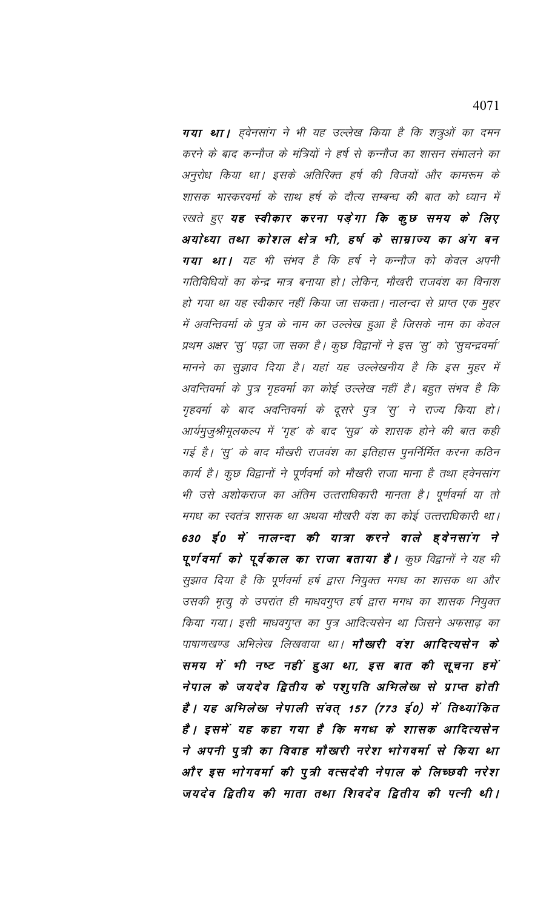***गया था।*** *ह्वेनसांग ने भी यह उल्लेख किया है कि शत्रुओं का दमन करने के बाद कन्नौज के मंत्रियों ने हर्ष से कन्नौज का शासन संभालने का अनुरोध किया था। इसके अतिरिक्त हर्ष की विजयों और कामरूम के शासक भास्करवर्मा के साथ हर्ष के दौत्य सम्बन्ध की बात को ध्यान में रखते हुए* ***यह स्वीकार करना पड़ेगा कि कुछ समय के लिए अयोध्या तथा कोशल क्षेत्र भी, हर्ष के साम्राज्य का अंग बन गया था।*** *यह भी संभव है कि हर्ष ने कन्नौज को केवल अपनी गतिविधियों का केन्द्र मात्र बनाया हो। लेकिन, मौखरी राजवंश का विनाश हो गया था यह स्वीकार नहीं किया जा सकता। नालन्दा से प्राप्त एक मुहर में अवन्तिवर्मा के पुत्र के नाम का उल्लेख हुआ है जिसके नाम का केवल प्रथम अक्षर 'सु' पढ़ा जा सका है। कुछ विद्वानों ने इस 'सु' को 'सुचन्द्रवर्मा' मानने का सुझाव दिया है। यहां यह उल्लेखनीय है कि इस मुहर में अवन्तिवर्मा के पुत्र गृहवर्मा का कोई उल्लेख नहीं है। बहुत संभव है कि गृहवर्मा के बाद अवन्तिवर्मा के दूसरे पुत्र 'सु' ने राज्य किया हो। आर्यमुजुश्रीमूलकल्प में 'गृह' के बाद 'सुव्र' के शासक होने की बात कही गई है। 'सु' के बाद मौखरी राजवंश का इतिहास पुनर्निर्मित करना कठिन कार्य है। कुछ विद्वानों ने पूर्णवर्मा को मौखरी राजा माना है तथा ह्वेनसांग भी उसे अशोकराज का अंतिम उत्तराधिकारी मानता है। पूर्णवर्मा या तो मगध का स्वतंत्र शासक था अथवा मौखरी वंश का कोई उत्तराधिकारी था।* ***630 ई0 में नालन्दा की यात्रा करने वाले ह्वेनसांग ने पूर्णवर्मा को पूर्वकाल का राजा बताया है।*** *कुछ विद्वानों ने यह भी सुझाव दिया है कि पूर्णवर्मा हर्ष द्वारा नियुक्त मगध का शासक था और उसकी मृत्यु के उपरांत ही माधवगुप्त हर्ष द्वारा मगध का शासक नियुक्त किया गया। इसी माधवगुप्त का पुत्र आदित्यसेन था जिसने अफसाढ़ का पाषाणखण्ड अभिलेख लिखवाया था।* ***मौखरी वंश आदित्यसेन के समय में भी नष्ट नहीं हुआ था, इस बात की सूचना हमें नेपाल के जयदेव द्वितीय के पशुपति अभिलेख से प्राप्त होती है। यह अभिलेख नेपाली संवत् 157 (773 ई0) में तिथ्यांकित है। इसमें यह कहा गया है कि मगध के शासक आदित्यसेन ने अपनी पुत्री का विवाह मौखरी नरेश भोगवर्मा से किया था और इस भोगवर्मा की पुत्री वत्सदेवी नेपाल के लिच्छवी नरेश जयदेव द्वितीय की माता तथा शिवदेव द्वितीय की पत्नी थी।***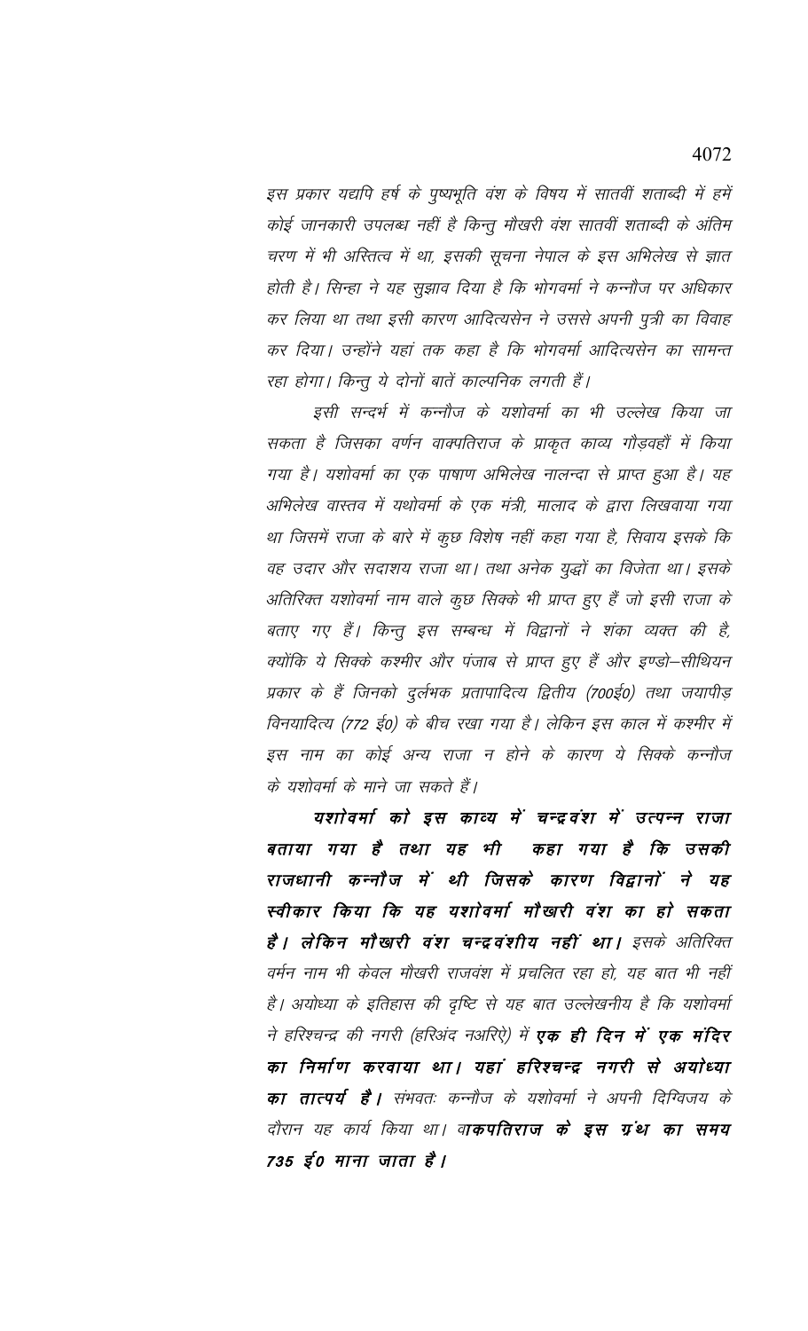*इस प्रकार यद्यपि हर्ष के पुष्यभूति वंश के विषय में सातवीं शताब्दी में हमें कोई जानकारी उपलब्ध नहीं है किन्तु मौखरी वंश सातवीं शताब्दी के अंतिम चरण में भी अस्तित्व में था, इसकी सूचना नेपाल के इस अभिलेख से ज्ञात होती है। सिन्हा ने यह सुझाव दिया है कि भोगवर्मा ने कन्नौज पर अधिकार कर लिया था तथा इसी कारण आदित्यसेन ने उससे अपनी पुत्री का विवाह कर दिया। उन्होंने यहां तक कहा है कि भोगवर्मा आदित्यसेन का सामन्त रहा होगा। किन्तु ये दोनों बातें काल्पनिक लगती हैं।*

*इसी सन्दर्भ में कन्नौज के यशोवर्मा का भी उल्लेख किया जा सकता है जिसका वर्णन वाक्पतिराज के प्राकृत काव्य गौड़वहों में किया गया है। यशोवर्मा का एक पाषाण अभिलेख नालन्दा से प्राप्त हुआ है। यह अभिलेख वास्तव में यथोवर्मा के एक मंत्री, मालाद के द्वारा लिखवाया गया था जिसमें राजा के बारे में कुछ विशेष नहीं कहा गया है, सिवाय इसके कि वह उदार और सदाशय राजा था। तथा अनेक युद्धों का विजेता था। इसके अतिरिक्त यशोवर्मा नाम वाले कुछ सिक्के भी प्राप्त हुए हैं जो इसी राजा के बताए गए हैं। किन्तु इस सम्बन्ध में विद्वानों ने शंका व्यक्त की है, क्योंकि ये सिक्के कश्मीर और पंजाब से प्राप्त हुए हैं और इण्डो–सीथियन प्रकार के हैं जिनको दुर्लभक प्रतापादित्य द्वितीय (700ई0) तथा जयापीड़ विनयादित्य (772 ई0) के बीच रखा गया है। लेकिन इस काल में कश्मीर में इस नाम का कोई अन्य राजा न होने के कारण ये सिक्के कन्नौज के यशोवर्मा के माने जा सकते हैं।*

***यशोवर्मा को इस काव्य में चन्द्रवंश में उत्पन्न राजा बताया गया है तथा यह भी कहा गया है कि उसकी राजधानी कन्नौज में थी जिसके कारण विद्वानों ने यह स्वीकार किया कि यह यशोवर्मा मौखरी वंश का हो सकता है। लेकिन मौखरी वंश चन्द्रवंशीय नहीं था।*** *इसके अतिरिक्त वर्मन नाम भी केवल मौखरी राजवंश में प्रचलित रहा हो, यह बात भी नहीं है। अयोध्या के इतिहास की दृष्टि से यह बात उल्लेखनीय है कि यशोवर्मा ने हरिश्चन्द्र की नगरी (हरिअंद नअरिऐ) में* ***एक ही दिन में एक मंदिर का निर्माण करवाया था। यहां हरिश्चन्द्र नगरी से अयोध्या का तात्पर्य है।*** *संभवतः कन्नौज के यशोवर्मा ने अपनी दिग्विजय के दौरान यह कार्य किया था। वा****कपतिराज के इस ग्रंथ का समय 735 ई0 माना जाता है।***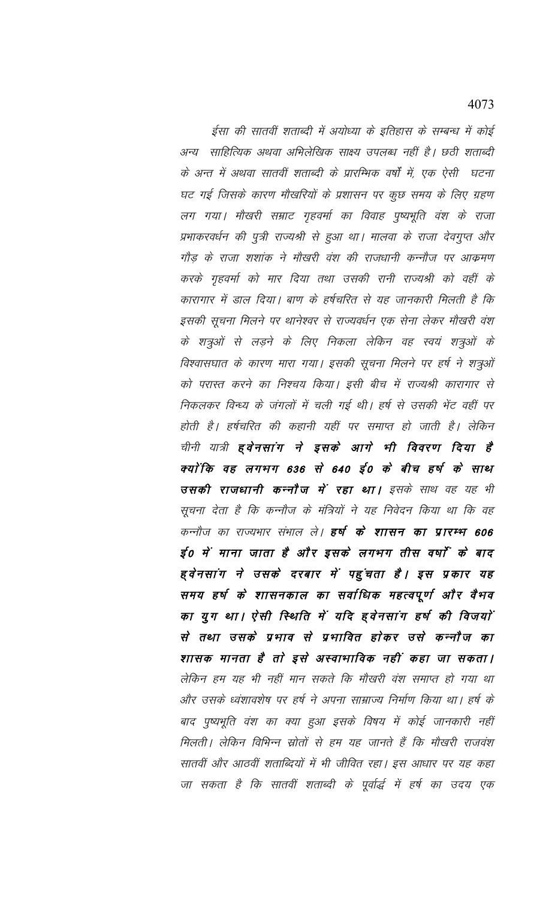*ईसा की सातवीं शताब्दी में अयोध्या के इतिहास के सम्बन्ध में कोई अन्य साहित्यिक अथवा अभिलेखिक साक्ष्य उपलब्ध नहीं है। छठी शताब्दी के अन्त में अथवा सातवीं शताब्दी के प्रारम्भिक वर्षों में, एक ऐसी घटना घट गई जिसके कारण मौखरियों के प्रशासन पर कुछ समय के लिए ग्रहण लग गया। मौखरी सम्राट गृहवर्मा का विवाह पुष्यभूति वंश के राजा प्रभाकरवर्धन की पुत्री राज्यश्री से हुआ था। मालवा के राजा देवगुप्त और गौड़ के राजा शशांक ने मौखरी वंश की राजधानी कन्नौज पर आक्रमण करके गृहवर्मा को मार दिया तथा उसकी रानी राज्यश्री को वहीं के कारागार में डाल दिया। बाण के हर्षचरित से यह जानकारी मिलती है कि इसकी सूचना मिलने पर थानेश्वर से राज्यवर्धन एक सेना लेकर मौखरी वंश के शत्रुओं से लड़ने के लिए निकला लेकिन वह स्वयं शत्रुओं के विश्वासघात के कारण मारा गया। इसकी सूचना मिलने पर हर्ष ने शत्रुओं को परास्त करने का निश्चय किया। इसी बीच में राज्यश्री कारागार से निकलकर विन्ध्य के जंगलों में चली गई थी। हर्ष से उसकी भेंट वहीं पर होती है। हर्षचरित की कहानी यहीं पर समाप्त हो जाती है। लेकिन चीनी यात्री* ***ह्वेनसांग ने इसके आगे भी विवरण दिया है क्योंकि वह लगभग 636 से 640 ई0 के बीच हर्ष के साथ उसकी राजधानी कन्नौज में रहा था।*** *इसके साथ वह यह भी सूचना देता है कि कन्नौज के मंत्रियों ने यह निवेदन किया था कि वह कन्नौज का राज्यभार संभाल ले।* ***हर्ष के शासन का प्रारम्भ 606 ई0 में माना जाता है और इसके लगभग तीस वर्षों के बाद ह्वेनसांग ने उसके दरबार में पहुंचता है। इस प्रकार यह समय हर्ष के शासनकाल का सर्वाधिक महत्वपूर्ण और वैभव का युग था। ऐसी स्थिति में यदि ह्वेनसांग हर्ष की विजयों से तथा उसके प्रभाव से प्रभावित होकर उसे कन्नौज का शासक मानता है तो इसे अस्वाभाविक नहीं कहा जा सकता।*** *लेकिन हम यह भी नहीं मान सकते कि मौखरी वंश समाप्त हो गया था और उसके ध्वंशावशेष पर हर्ष ने अपना साम्राज्य निर्माण किया था। हर्ष के बाद पुष्यभूति वंश का क्या हुआ इसके विषय में कोई जानकारी नहीं मिलती। लेकिन विभिन्न स्रोतों से हम यह जानते हैं कि मौखरी राजवंश सातवीं और आठवीं शताब्दियों में भी जीवित रहा। इस आधार पर यह कहा जा सकता है कि सातवीं शताब्दी के पूर्वार्द्ध में हर्ष का उदय एक*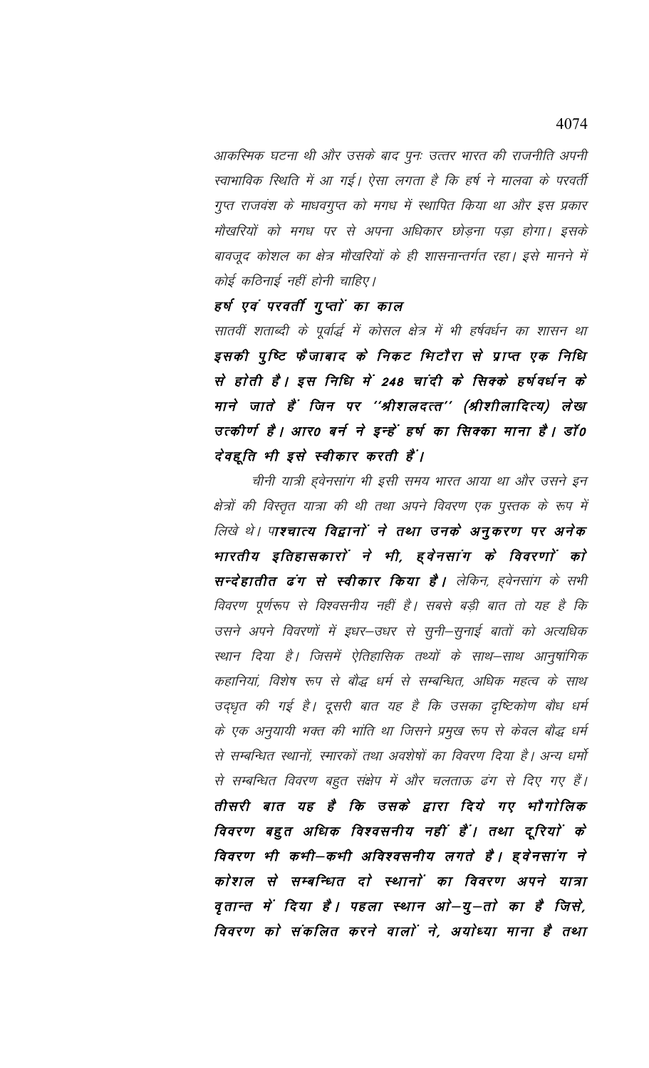आकस्मिक घटना थी और उसके बाद पुनः उत्तर भारत की राजनीति अपनी स्वाभाविक स्थिति में आ गई। ऐसा लगता है कि हर्ष ने मालवा के परवर्ती गुप्त राजवंश के माधवगुप्त को मगध में स्थापित किया था और इस प्रकार मौखरियों को मगध पर से अपना अधिकार छोड़ना पड़ा होगा। इसके बावजूद कोशल का क्षेत्र मौखरियों के ही शासनान्तर्गत रहा। इसे मानने में कोई कठिनाई नहीं होनी चाहिए।

**हर्ष एवं परवर्ती गुप्तों का काल**

सातवीं शताब्दी के पूर्वार्द्ध में कोसल क्षेत्र में भी हर्षवर्धन का शासन था **इसकी पुष्टि फैजाबाद के निकट भिटौरा से प्राप्त एक निधि से होती है। इस निधि में 248 चांदी के सिक्के हर्षवर्धन के माने जाते हैं जिन पर ''श्रीशलदत्त'' (श्रीशीलादित्य) लेख उत्कीर्ण है। आर० बर्न ने इन्हें हर्ष का सिक्का माना है। डॉ० देवहूति भी इसे स्वीकार करती हैं।**

चीनी यात्री ह्वेनसांग भी इसी समय भारत आया था और उसने इन क्षेत्रों की विस्तृत यात्रा की थी तथा अपने विवरण एक पुस्तक के रूप में लिखे थे। **पाश्चात्य विद्वानों ने तथा उनके अनुकरण पर अनेक भारतीय इतिहासकारों ने भी, ह्वेनसांग के विवरणों को सन्देहातीत ढंग से स्वीकार किया है।** लेकिन, ह्वेनसांग के सभी विवरण पूर्णरूप से विश्वसनीय नहीं है। सबसे बड़ी बात तो यह है कि उसने अपने विवरणों में इधर–उधर से सुनी–सुनाई बातों को अत्यधिक स्थान दिया है। जिसमें ऐतिहासिक तथ्यों के साथ–साथ आनुषांगिक कहानियां, विशेष रूप से बौद्ध धर्म से सम्बन्धित, अधिक महत्व के साथ उद्धृत की गई है। दूसरी बात यह है कि उसका दृष्टिकोण बौध धर्म के एक अनुयायी भक्त की भांति था जिसने प्रमुख रूप से केवल बौद्ध धर्म से सम्बन्धित स्थानों, स्मारकों तथा अवशेषों का विवरण दिया है। अन्य धर्मों से सम्बन्धित विवरण बहुत संक्षेप में और चलताऊ ढंग से दिए गए हैं। **तीसरी बात यह है कि उसके द्वारा दिये गए भौगोलिक विवरण बहुत अधिक विश्वसनीय नहीं हैं। तथा दूरियों के विवरण भी कभी–कभी अविश्वसनीय लगते है। ह्वेनसांग ने कोशल से सम्बन्धित दो स्थानों का विवरण अपने यात्रा वृतान्त में दिया है। पहला स्थान ओ–यु–तो का है जिसे, विवरण को संकलित करने वालों ने, अयोध्या माना है तथा**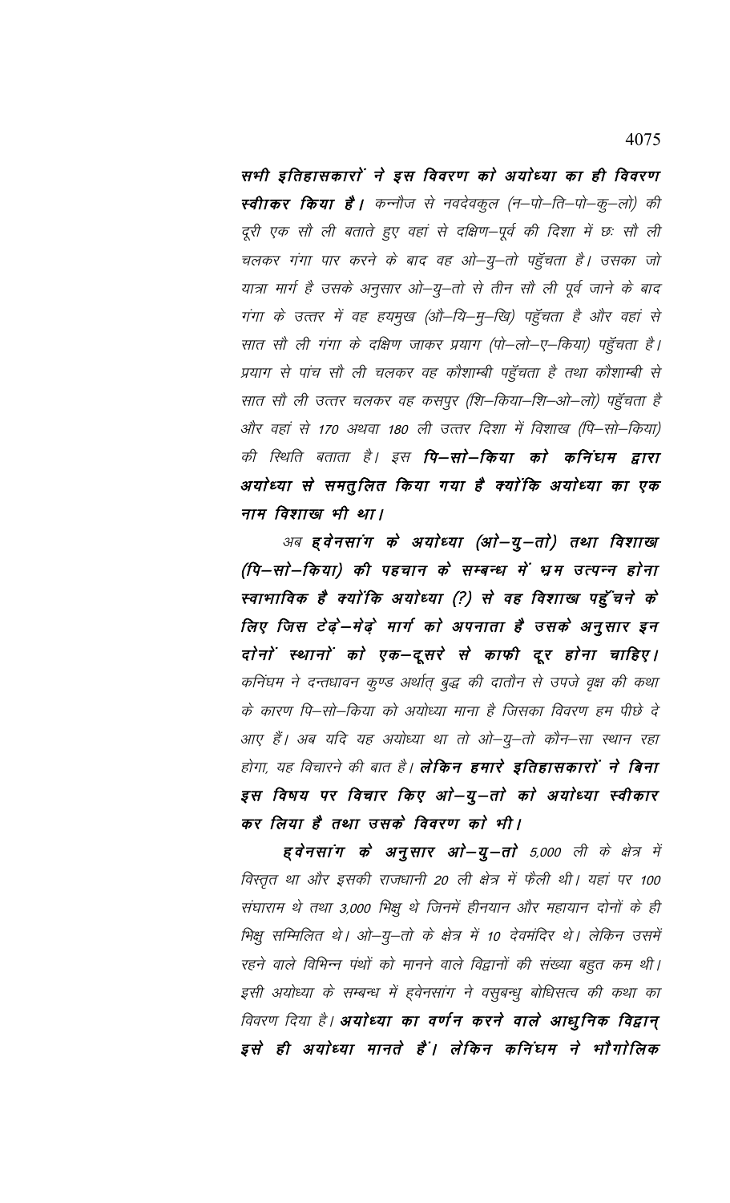**सभी इतिहासकारों ने इस विवरण को अयोध्या का ही विवरण स्वीकार किया है।** कन्नौज से नवदेवकुल (न–पो–ति–पो–कु–लो) की दूरी एक सौ ली बताते हुए वहां से दक्षिण–पूर्व की दिशा में छः सौ ली चलकर गंगा पार करने के बाद वह ओ–यु–तो पहुँचता है। उसका जो यात्रा मार्ग है उसके अनुसार ओ–यु–तो से तीन सौ ली पूर्व जाने के बाद गंगा के उत्तर में वह हयमुख (औ–यि–मु–खि) पहुँचता है और वहां से सात सौ ली गंगा के दक्षिण जाकर प्रयाग (पो–लो–ए–किया) पहुँचता है। प्रयाग से पांच सौ ली चलकर वह कौशाम्बी पहुँचता है तथा कौशाम्बी से सात सौ ली उत्तर चलकर वह कसपुर (शि–किया–शि–ओ–लो) पहुँचता है और वहां से 170 अथवा 180 ली उत्तर दिशा में विशाख (पि–सो–किया) की स्थिति बताता है। इस **पि–सो–किया को कनिंघम द्वारा अयोध्या से समतुलित किया गया है क्योंकि अयोध्या का एक नाम विशाख भी था।**

अब **ह्वेनसांग के अयोध्या (ओ–यु–तो) तथा विशाख (पि–सो–किया) की पहचान के सम्बन्ध में भ्रम उत्पन्न होना स्वाभाविक है क्योंकि अयोध्या (?) से वह विशाख पहुँचने के लिए जिस टेढ़े–मेढ़े मार्ग को अपनाता है उसके अनुसार इन दोनों स्थानों को एक–दूसरे से काफी दूर होना चाहिए।** कनिंघम ने दन्तधावन कुण्ड अर्थात् बुद्ध की दातौन से उपजे वृक्ष की कथा के कारण पि–सो–किया को अयोध्या माना है जिसका विवरण हम पीछे दे आए हैं। अब यदि यह अयोध्या था तो ओ–यु–तो कौन–सा स्थान रहा होगा, यह विचारने की बात है। **लेकिन हमारे इतिहासकारों ने बिना इस विषय पर विचार किए ओ–यु–तो को अयोध्या स्वीकार कर लिया है तथा उसके विवरण को भी।**

**ह्वेनसांग के अनुसार ओ–यु–तो** 5,000 ली के क्षेत्र में विस्तृत था और इसकी राजधानी 20 ली क्षेत्र में फैली थी। यहां पर 100 संघाराम थे तथा 3,000 भिक्षु थे जिनमें हीनयान और महायान दोनों के ही भिक्षु सम्मिलित थे। ओ–यु–तो के क्षेत्र में 10 देवमंदिर थे। लेकिन उसमें रहने वाले विभिन्न पंथों को मानने वाले विद्वानों की संख्या बहुत कम थी। इसी अयोध्या के सम्बन्ध में ह्वेनसांग ने वसुबन्धु बोधिसत्व की कथा का विवरण दिया है। **अयोध्या का वर्णन करने वाले आधुनिक विद्वान् इसे ही अयोध्या मानते हैं। लेकिन कनिंघम ने भौगोलिक**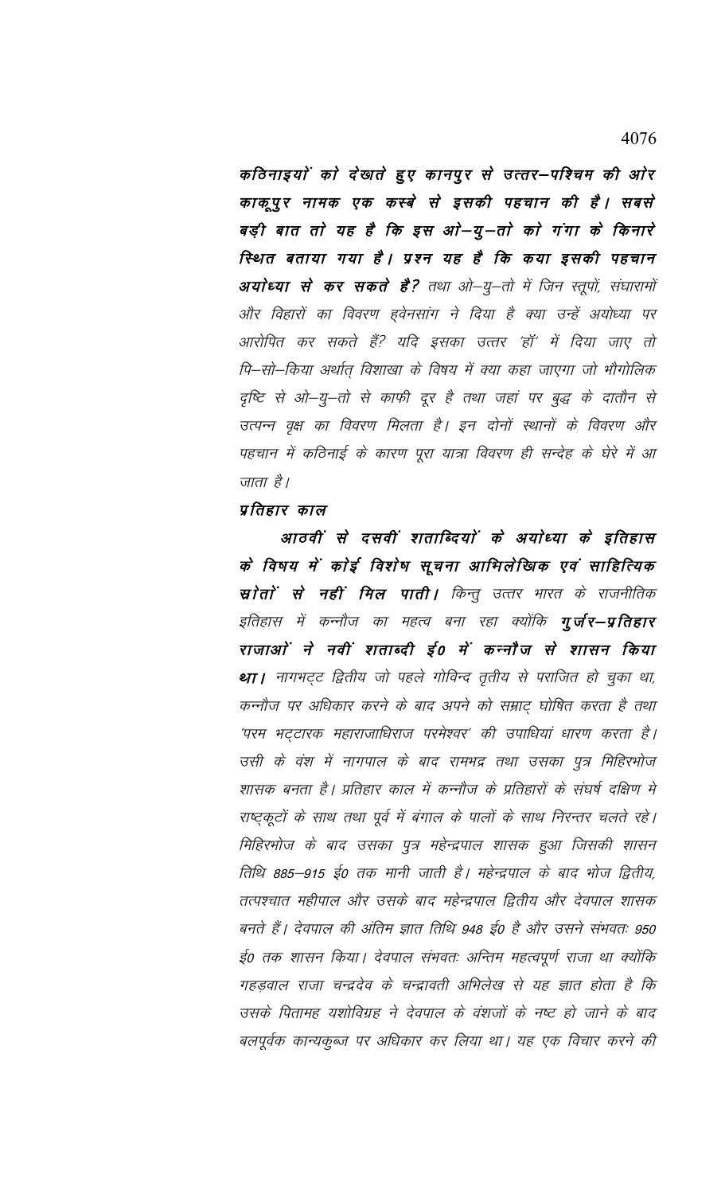**कठिनाइयों को देखते हुए कानपुर से उत्तर–पश्चिम की ओर काकूपुर नामक एक कस्बे से इसकी पहचान की है। सबसे बड़ी बात तो यह है कि इस ओ–यु–तो को गंगा के किनारे स्थित बताया गया है। प्रश्न यह है कि क्या इसकी पहचान अयोध्या से कर सकते है?** *तथा ओ–यु–तो में जिन स्तूपों, संघारामों और विहारों का विवरण ह्वेनसांग ने दिया है क्या उन्हें अयोध्या पर आरोपित कर सकते हैं? यदि इसका उत्तर 'हॉ' में दिया जाए तो पि–सो–किया अर्थात् विशाखा के विषय में क्या कहा जाएगा जो भौगोलिक दृष्टि से ओ–यु–तो से काफी दूर है तथा जहां पर बुद्ध के दातौन से उत्पन्न वृक्ष का विवरण मिलता है। इन दोनों स्थानों के विवरण और पहचान में कठिनाई के कारण पूरा यात्रा विवरण ही सन्देह के घेरे में आ जाता है।*

***प्रतिहार काल***

***आठवीं से दसवीं शताब्दियों के अयोध्या के इतिहास के विषय में कोई विशेष सूचना आभिलेखिक एवं साहित्यिक स्रोतों से नहीं मिल पाती।*** *किन्तु उत्तर भारत के राजनीतिक इतिहास में कन्नौज का महत्व बना रहा क्योंकि* ***गुर्जर–प्रतिहार राजाओं ने नवीं शताब्दी ई० में कन्नौज से शासन किया था।*** *नागभट्ट द्वितीय जो पहले गोविन्द तृतीय से पराजित हो चुका था, कन्नौज पर अधिकार करने के बाद अपने को सम्राट् घोषित करता है तथा 'परम भट्टारक महाराजाधिराज परमेश्वर' की उपाधियां धारण करता है। उसी के वंश में नागपाल के बाद रामभद्र तथा उसका पुत्र मिहिरभोज शासक बनता है। प्रतिहार काल में कन्नौज के प्रतिहारों के संघर्ष दक्षिण मे राष्ट्रकूटों के साथ तथा पूर्व में बंगाल के पालों के साथ निरन्तर चलते रहे। मिहिरभोज के बाद उसका पुत्र महेन्द्रपाल शासक हुआ जिसकी शासन तिथि 885–915 ई० तक मानी जाती है। महेन्द्रपाल के बाद भोज द्वितीय, तत्पश्चात महीपाल और उसके बाद महेन्द्रपाल द्वितीय और देवपाल शासक बनते हैं। देवपाल की अंतिम ज्ञात तिथि 948 ई० है और उसने संभवतः 950 ई० तक शासन किया। देवपाल संभवतः अन्तिम महत्वपूर्ण राजा था क्योंकि गहड़वाल राजा चन्द्रदेव के चन्द्रावती अभिलेख से यह ज्ञात होता है कि उसके पितामह यशोविग्रह ने देवपाल के वंशजों के नष्ट हो जाने के बाद बलपूर्वक कान्यकुब्ज पर अधिकार कर लिया था। यह एक विचार करने की*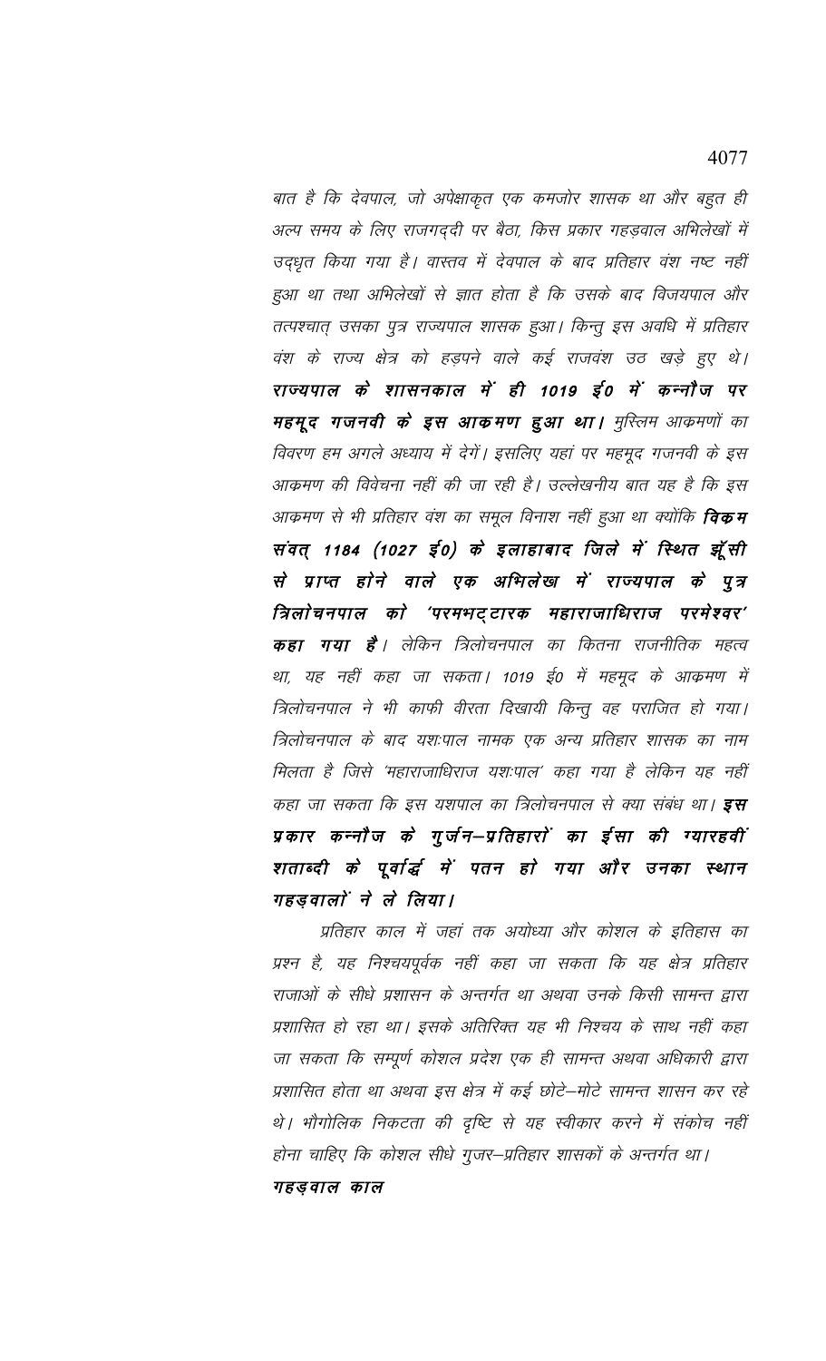बात है कि देवपाल, जो अपेक्षाकृत एक कमजोर शासक था और बहुत ही अल्प समय के लिए राजगद्दी पर बैठा, किस प्रकार गहड़वाल अभिलेखों में उद्धृत किया गया है। वास्तव में देवपाल के बाद प्रतिहार वंश नष्ट नहीं हुआ था तथा अभिलेखों से ज्ञात होता है कि उसके बाद विजयपाल और तत्पश्चात् उसका पुत्र राज्यपाल शासक हुआ। किन्तु इस अवधि में प्रतिहार वंश के राज्य क्षेत्र को हड़पने वाले कई राजवंश उठ खड़े हुए थे। ***राज्यपाल के शासनकाल में ही 1019 ई० में कन्नौज पर महमूद गजनवी के इस आक्रमण हुआ था।*** मुस्लिम आक्रमणों का विवरण हम अगले अध्याय में देगें। इसलिए यहां पर महमूद गजनवी के इस आक्रमण की विवेचना नहीं की जा रही है। उल्लेखनीय बात यह है कि इस आक्रमण से भी प्रतिहार वंश का समूल विनाश नहीं हुआ था क्योंकि ***विक्रम संवत् 1184 (1027 ई0) के इलाहाबाद जिले में स्थित झूँसी से प्राप्त होने वाले एक अभिलेख में राज्यपाल के पुत्र त्रिलोचनपाल को 'परमभट्टारक महाराजाधिराज परमेश्वर' कहा गया है।*** लेकिन त्रिलोचनपाल का कितना राजनीतिक महत्व था, यह नहीं कहा जा सकता। 1019 ई0 में महमूद के आक्रमण में त्रिलोचनपाल ने भी काफी वीरता दिखायी किन्तु वह पराजित हो गया। त्रिलोचनपाल के बाद यशःपाल नामक एक अन्य प्रतिहार शासक का नाम मिलता है जिसे 'महाराजाधिराज यशःपाल' कहा गया है लेकिन यह नहीं कहा जा सकता कि इस यशपाल का त्रिलोचनपाल से क्या संबंध था। ***इस प्रकार कन्नौज के गुर्जन–प्रतिहारों का ईसा की ग्यारहवीं शताब्दी के पूर्वार्द्ध में पतन हो गया और उनका स्थान गहड़वालों ने ले लिया।***

प्रतिहार काल में जहां तक अयोध्या और कोशल के इतिहास का प्रश्न है, यह निश्चयपूर्वक नहीं कहा जा सकता कि यह क्षेत्र प्रतिहार राजाओं के सीधे प्रशासन के अन्तर्गत था अथवा उनके किसी सामन्त द्वारा प्रशासित हो रहा था। इसके अतिरिक्त यह भी निश्चय के साथ नहीं कहा जा सकता कि सम्पूर्ण कोशल प्रदेश एक ही सामन्त अथवा अधिकारी द्वारा प्रशासित होता था अथवा इस क्षेत्र में कई छोटे–मोटे सामन्त शासन कर रहे थे। भौगोलिक निकटता की दृष्टि से यह स्वीकार करने में संकोच नहीं होना चाहिए कि कोशल सीधे गुजर–प्रतिहार शासकों के अन्तर्गत था।

***गहड़वाल काल***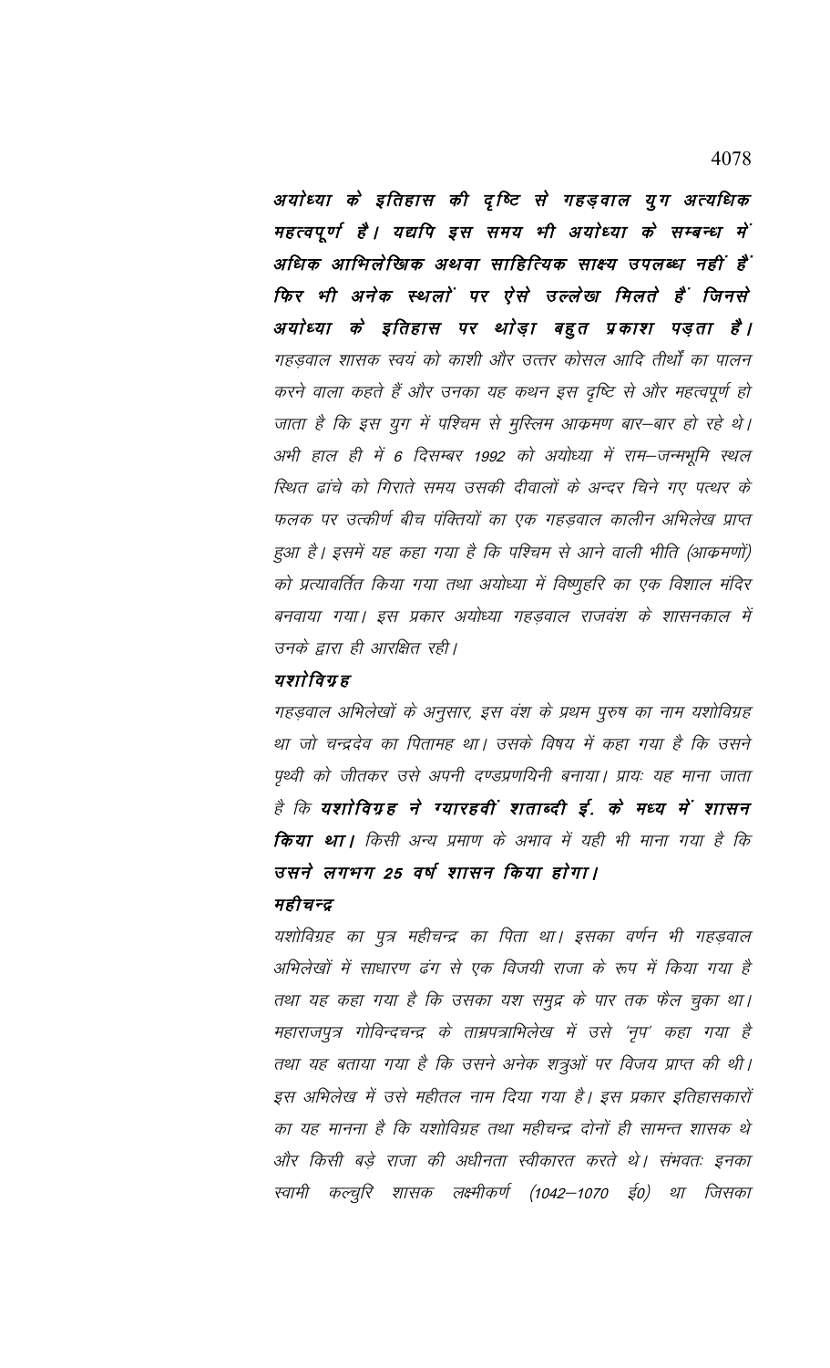***अयोध्या के इतिहास की दृष्टि से गहड़वाल युग अत्यधिक महत्वपूर्ण है। यद्यपि इस समय भी अयोध्या के सम्बन्ध में अधिक आभिलेखिक अथवा साहित्यिक साक्ष्य उपलब्ध नहीं हैं फिर भी अनेक स्थलों पर ऐसे उल्लेख मिलते हैं जिनसे अयोध्या के इतिहास पर थोड़ा बहुत प्रकाश पड़ता है।*** *गहड़वाल शासक स्वयं को काशी और उत्तर कोसल आदि तीर्थों का पालन करने वाला कहते हैं और उनका यह कथन इस दृष्टि से और महत्वपूर्ण हो जाता है कि इस युग में पश्चिम से मुस्लिम आक्रमण बार–बार हो रहे थे। अभी हाल ही में 6 दिसम्बर 1992 को अयोध्या में राम–जन्मभूमि स्थल स्थित ढांचे को गिराते समय उसकी दीवालों के अन्दर चिने गए पत्थर के फलक पर उत्कीर्ण बीच पंक्तियों का एक गहड़वाल कालीन अभिलेख प्राप्त हुआ है। इसमें यह कहा गया है कि पश्चिम से आने वाली भीति (आक्रमणों) को प्रत्यावर्तित किया गया तथा अयोध्या में विष्णुहरि का एक विशाल मंदिर बनवाया गया। इस प्रकार अयोध्या गहड़वाल राजवंश के शासनकाल में उनके द्वारा ही आरक्षित रही।*

***यशोविग्रह***

*गहड़वाल अभिलेखों के अनुसार, इस वंश के प्रथम पुरुष का नाम यशोविग्रह था जो चन्द्रदेव का पितामह था। उसके विषय में कहा गया है कि उसने पृथ्वी को जीतकर उसे अपनी दण्डप्रणयिनी बनाया। प्रायः यह माना जाता है कि* ***यशोविग्रह ने ग्यारहवीं शताब्दी ई. के मध्य में शासन किया था।*** *किसी अन्य प्रमाण के अभाव में यही भी माना गया है कि* ***उसने लगभग 25 वर्ष शासन किया होगा।***

***महीचन्द्र***

*यशोविग्रह का पुत्र महीचन्द्र का पिता था। इसका वर्णन भी गहड़वाल अभिलेखों में साधारण ढंग से एक विजयी राजा के रूप में किया गया है तथा यह कहा गया है कि उसका यश समुद्र के पार तक फैल चुका था। महाराजपुत्र गोविन्दचन्द्र के ताम्रपत्राभिलेख में उसे 'नृप' कहा गया है तथा यह बताया गया है कि उसने अनेक शत्रुओं पर विजय प्राप्त की थी। इस अभिलेख में उसे महीतल नाम दिया गया है। इस प्रकार इतिहासकारों का यह मानना है कि यशोविग्रह तथा महीचन्द्र दोनों ही सामन्त शासक थे और किसी बड़े राजा की अधीनता स्वीकारत करते थे। संभवतः इनका स्वामी कल्चुरि शासक लक्ष्मीकर्ण (1042–1070 ई0) था जिसका*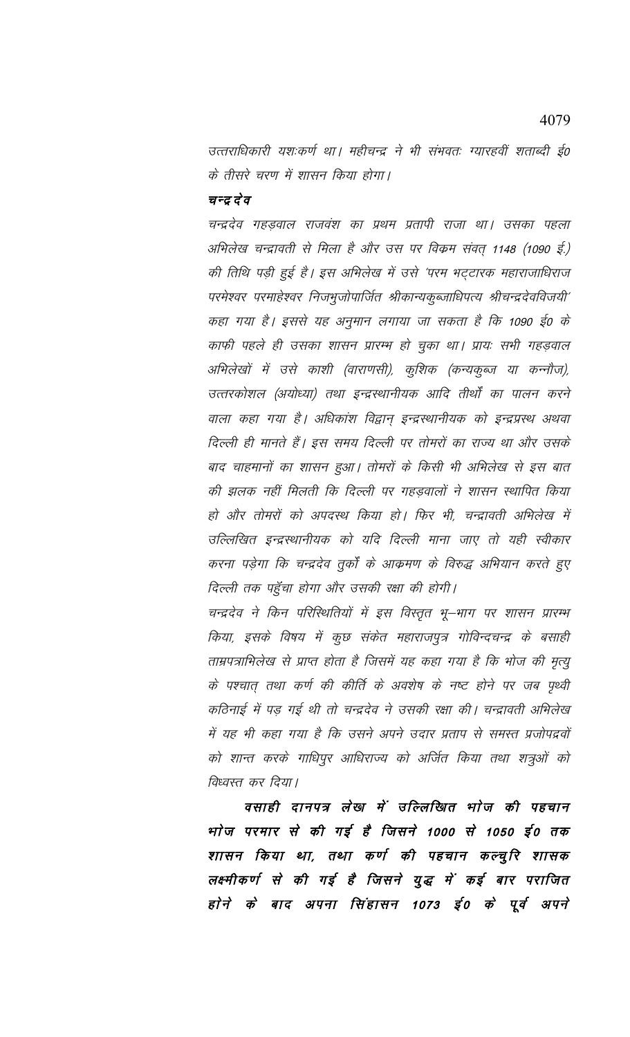*उत्तराधिकारी यशःकर्ण था। महीचन्द्र ने भी संभवतः ग्यारहवीं शताब्दी ई0 के तीसरे चरण में शासन किया होगा।*

***चन्द्रदेव***

*चन्द्रदेव गहड़वाल राजवंश का प्रथम प्रतापी राजा था। उसका पहला अभिलेख चन्द्रावती से मिला है और उस पर विक्रम संवत् 1148 (1090 ई.) की तिथि पड़ी हुई है। इस अभिलेख में उसे 'परम भट्टारक महाराजाधिराज परमेश्वर परमाहेश्वर निजभुजोपार्जित श्रीकान्यकुब्जाधिपत्य श्रीचन्द्रदेवविजयी' कहा गया है। इससे यह अनुमान लगाया जा सकता है कि 1090 ई0 के काफी पहले ही उसका शासन प्रारम्भ हो चुका था। प्रायः सभी गहड़वाल अभिलेखों में उसे काशी (वाराणसी), कुशिक (कन्यकुब्ज या कन्नौज), उत्तरकोशल (अयोध्या) तथा इन्द्रस्थानीयक आदि तीर्थों का पालन करने वाला कहा गया है। अधिकांश विद्वान् इन्द्रस्थानीयक को इन्द्रप्रस्थ अथवा दिल्ली ही मानते हैं। इस समय दिल्ली पर तोमरों का राज्य था और उसके बाद चाहमानों का शासन हुआ। तोमरों के किसी भी अभिलेख से इस बात की झलक नहीं मिलती कि दिल्ली पर गहड़वालों ने शासन स्थापित किया हो और तोमरों को अपदस्थ किया हो। फिर भी, चन्द्रावती अभिलेख में उल्लिखित इन्द्रस्थानीयक को यदि दिल्ली माना जाए तो यही स्वीकार करना पड़ेगा कि चन्द्रदेव तुर्कों के आक्रमण के विरुद्ध अभियान करते हुए दिल्ली तक पहुँचा होगा और उसकी रक्षा की होगी।*

*चन्द्रदेव ने किन परिस्थितियों में इस विस्तृत भू–भाग पर शासन प्रारम्भ किया, इसके विषय में कुछ संकेत महाराजपुत्र गोविन्दचन्द्र के बसाही ताम्रपत्राभिलेख से प्राप्त होता है जिसमें यह कहा गया है कि भोज की मृत्यु के पश्चात् तथा कर्ण की कीर्ति के अवशेष के नष्ट होने पर जब पृथ्वी कठिनाई में पड़ गई थी तो चन्द्रदेव ने उसकी रक्षा की। चन्द्रावती अभिलेख में यह भी कहा गया है कि उसने अपने उदार प्रताप से समस्त प्रजोपद्रवों को शान्त करके गाधिपुर आधिराज्य को अर्जित किया तथा शत्रुओं को विध्वस्त कर दिया।*

***वसाही दानपत्र लेख में उल्लिखित भोज की पहचान भोज परमार से की गई है जिसने 1000 से 1050 ई0 तक शासन किया था, तथा कर्ण की पहचान कल्चुरि शासक लक्ष्मीकर्ण से की गई है जिसने युद्ध में कई बार पराजित होने के बाद अपना सिंहासन 1073 ई0 के पूर्व अपने***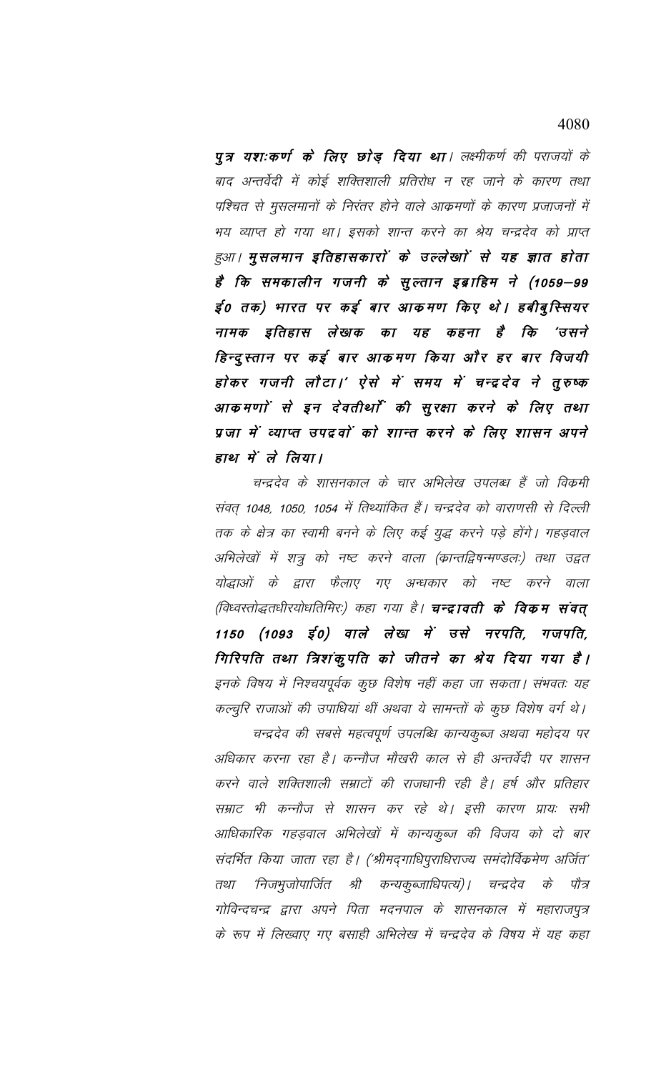**पुत्र यशःकर्ण के लिए छोड़ दिया था।** लक्ष्मीकर्ण की पराजयों के बाद अन्तर्वेदी में कोई शक्तिशाली प्रतिरोध न रह जाने के कारण तथा पश्चित से मुसलमानों के निरंतर होने वाले आक्रमणों के कारण प्रजाजनों में भय व्याप्त हो गया था। इसको शान्त करने का श्रेय चन्द्रदेव को प्राप्त हुआ। **मुसलमान इतिहासकारों के उल्लेखों से यह ज्ञात होता है कि समकालीन गजनी के सुल्तान इब्राहिम ने (1059—99 ई0 तक) भारत पर कई बार आक्रमण किए थे। हबीबुस्सियर नामक इतिहास लेखक का यह कहना है कि 'उसने हिन्दुस्तान पर कई बार आक्रमण किया और हर बार विजयी होकर गजनी लौटा।' ऐसे में समय में चन्द्रदेव ने तुरुष्क आक्रमणों से इन देवतीर्थों की सुरक्षा करने के लिए तथा प्रजा में व्याप्त उपद्रवों को शान्त करने के लिए शासन अपने हाथ में ले लिया।**

चन्द्रदेव के शासनकाल के चार अभिलेख उपलब्ध हैं जो विक्रमी संवत् 1048, 1050, 1054 में तिथ्यांकित हैं। चन्द्रदेव को वाराणसी से दिल्ली तक के क्षेत्र का स्वामी बनने के लिए कई युद्ध करने पड़े होंगे। गहड़वाल अभिलेखों में शत्रु को नष्ट करने वाला (क्रान्तद्विषन्मण्डलः) तथा उद्वत योद्धाओं के द्वारा फैलाए गए अन्धकार को नष्ट करने वाला (विध्वस्तोद्धतधीरयोधतिमिरः) कहा गया है। **चन्द्रावती के विक्रम संवत् 1150 (1093 ई0) वाले लेख में उसे नरपति, गजपति, गिरिपति तथा त्रिशंकुपति को जीतने का श्रेय दिया गया है।** इनके विषय में निश्चयपूर्वक कुछ विशेष नहीं कहा जा सकता। संभवतः यह कल्चुरि राजाओं की उपाधियां थीं अथवा ये सामन्तों के कुछ विशेष वर्ग थे।

चन्द्रदेव की सबसे महत्वपूर्ण उपलब्धि कान्यकुब्ज अथवा महोदय पर अधिकार करना रहा है। कन्नौज मौखरी काल से ही अन्तर्वेदी पर शासन करने वाले शक्तिशाली सम्राटों की राजधानी रही है। हर्ष और प्रतिहार सम्राट भी कन्नौज से शासन कर रहे थे। इसी कारण प्रायः सभी आधिकारिक गहड़वाल अभिलेखों में कान्यकुब्ज की विजय को दो बार संदर्भित किया जाता रहा है। ('श्रीमद्गाधिपुराधिराज्य समंदोर्विक्रमेण अर्जित' तथा 'निजभुजोपार्जित श्री कन्यकुब्जाधिपत्यं)। चन्द्रदेव के पौत्र गोविन्दचन्द्र द्वारा अपने पिता मदनपाल के शासनकाल में महाराजपुत्र के रूप में लिख्वाए गए बसाही अभिलेख में चन्द्रदेव के विषय में यह कहा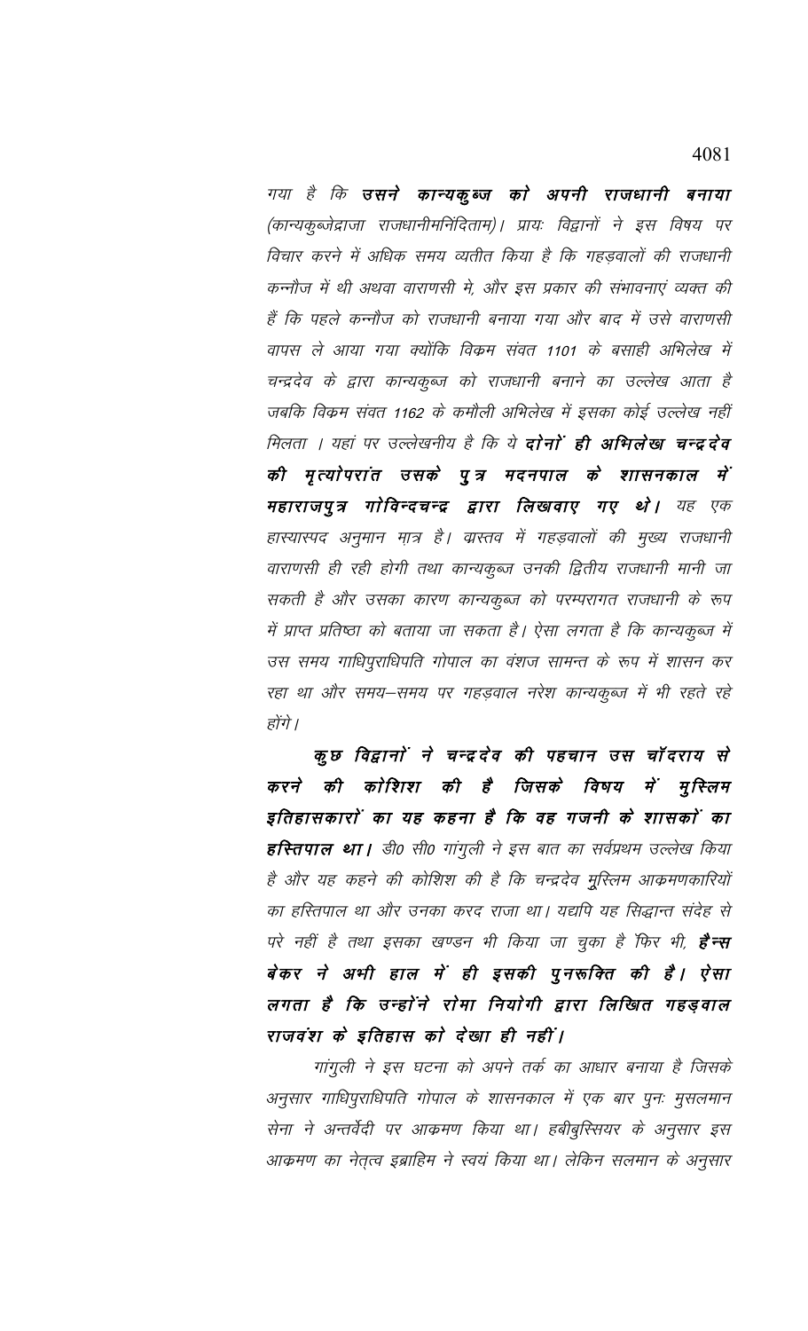गया है कि **उसने कान्यकुब्ज को अपनी राजधानी बनाया** (कान्यकुब्जेद्राजा राजधानीमनिंदिताम्)। प्रायः विद्वानों ने इस विषय पर विचार करने में अधिक समय व्यतीत किया है कि गहड़वालों की राजधानी कन्नौज में थी अथवा वाराणसी मे, और इस प्रकार की संभावनाएं व्यक्त की हैं कि पहले कन्नौज को राजधानी बनाया गया और बाद में उसे वाराणसी वापस ले आया गया क्योंकि विक्रम संवत 1101 के बसाही अभिलेख में चन्द्रदेव के द्वारा कान्यकुब्ज को राजधानी बनाने का उल्लेख आता है जबकि विक्रम संवत 1162 के कमौली अभिलेख में इसका कोई उल्लेख नहीं मिलता । यहां पर उल्लेखनीय है कि ये **दोनों ही अभिलेख चन्द्रदेव की मृत्योपरांत उसके पुत्र मदनपाल के शासनकाल में महाराजपुत्र गोविन्दचन्द्र द्वारा लिखवाए गए थे।** यह एक हास्यास्पद अनुमान मात्र है। वास्तव में गहड़वालों की मुख्य राजधानी वाराणसी ही रही होगी तथा कान्यकुब्ज उनकी द्वितीय राजधानी मानी जा सकती है और उसका कारण कान्यकुब्ज को परम्परागत राजधानी के रूप में प्राप्त प्रतिष्ठा को बताया जा सकता है। ऐसा लगता है कि कान्यकुब्ज में उस समय गाधिपुराधिपति गोपाल का वंशज सामन्त के रूप में शासन कर रहा था और समय–समय पर गहड़वाल नरेश कान्यकुब्ज में भी रहते रहे होंगे।

**कुछ विद्वानों ने चन्द्रदेव की पहचान उस चॉदराय से करने की कोशिश की है जिसके विषय में मुस्लिम इतिहासकारों का यह कहना है कि वह गजनी के शासकों का हस्तिपाल था।** डी0 सी0 गांगुली ने इस बात का सर्वप्रथम उल्लेख किया है और यह कहने की कोशिश की है कि चन्द्रदेव मुस्लिम आक्रमणकारियों का हस्तिपाल था और उनका करद राजा था। यद्यपि यह सिद्धान्त संदेह से परे नहीं है तथा इसका खण्डन भी किया जा चुका है फिर भी, **हैन्स बेकर ने अभी हाल में ही इसकी पुनरूक्ति की है। ऐसा लगता है कि उन्होंने रोमा नियोगी द्वारा लिखित गहड़वाल राजवंश के इतिहास को देखा ही नहीं।**

गांगुली ने इस घटना को अपने तर्क का आधार बनाया है जिसके अनुसार गाधिपुराधिपति गोपाल के शासनकाल में एक बार पुनः मुसलमान सेना ने अन्तर्वेदी पर आक्रमण किया था। हबीबुस्सियर के अनुसार इस आक्रमण का नेतृत्व इब्राहिम ने स्वयं किया था। लेकिन सलमान के अनुसार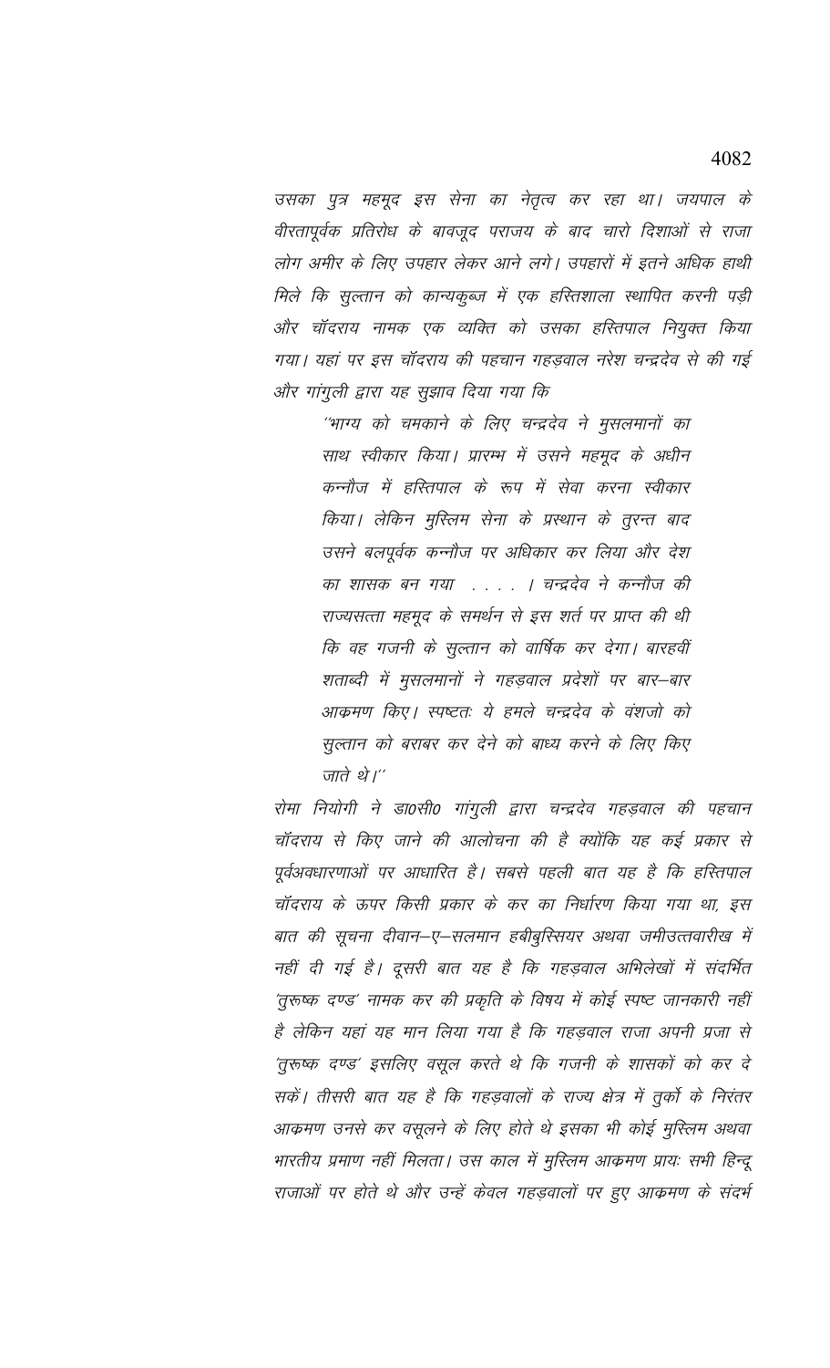उसका पुत्र महमूद इस सेना का नेतृत्व कर रहा था। जयपाल के वीरतापूर्वक प्रतिरोध के बावजूद पराजय के बाद चारो दिशाओं से राजा लोग अमीर के लिए उपहार लेकर आने लगे। उपहारों में इतने अधिक हाथी मिले कि सुल्तान को कान्यकुब्ज में एक हस्तिशाला स्थापित करनी पड़ी और चॉदराय नामक एक व्यक्ति को उसका हस्तिपाल नियुक्त किया गया। यहां पर इस चॉदराय की पहचान गहड़वाल नरेश चन्द्रदेव से की गई और गांगुली द्वारा यह सुझाव दिया गया कि

> ''भाग्य को चमकाने के लिए चन्द्रदेव ने मुसलमानों का साथ स्वीकार किया। प्रारम्भ में उसने महमूद के अधीन कन्नौज में हस्तिपाल के रूप में सेवा करना स्वीकार किया। लेकिन मुस्लिम सेना के प्रस्थान के तुरन्त बाद उसने बलपूर्वक कन्नौज पर अधिकार कर लिया और देश का शासक बन गया . . . . । चन्द्रदेव ने कन्नौज की राज्यसत्ता महमूद के समर्थन से इस शर्त पर प्राप्त की थी कि वह गजनी के सुल्तान को वार्षिक कर देगा। बारहवीं शताब्दी में मुसलमानों ने गहड़वाल प्रदेशों पर बार–बार आक्रमण किए। स्पष्टतः ये हमले चन्द्रदेव के वंशजो को सुल्तान को बराबर कर देने को बाध्य करने के लिए किए जाते थे।''

रोमा नियोगी ने डा0सी0 गांगुली द्वारा चन्द्रदेव गहड़वाल की पहचान चॉदराय से किए जाने की आलोचना की है क्योंकि यह कई प्रकार से पूर्वअवधारणाओं पर आधारित है। सबसे पहली बात यह है कि हस्तिपाल चॉदराय के ऊपर किसी प्रकार के कर का निर्धारण किया गया था, इस बात की सूचना दीवान–ए–सलमान हबीबुस्सियर अथवा जमीउत्तवारीख में नहीं दी गई है। दूसरी बात यह है कि गहड़वाल अभिलेखों में संदर्भित 'तुरूष्क दण्ड' नामक कर की प्रकृति के विषय में कोई स्पष्ट जानकारी नहीं है लेकिन यहां यह मान लिया गया है कि गहड़वाल राजा अपनी प्रजा से 'तुरूष्क दण्ड' इसलिए वसूल करते थे कि गजनी के शासकों को कर दे सकें। तीसरी बात यह है कि गहड़वालों के राज्य क्षेत्र में तुर्को के निरंतर आक्रमण उनसे कर वसूलने के लिए होते थे इसका भी कोई मुस्लिम अथवा भारतीय प्रमाण नहीं मिलता। उस काल में मुस्लिम आक्रमण प्रायः सभी हिन्दू राजाओं पर होते थे और उन्हें केवल गहड़वालों पर हुए आक्रमण के संदर्भ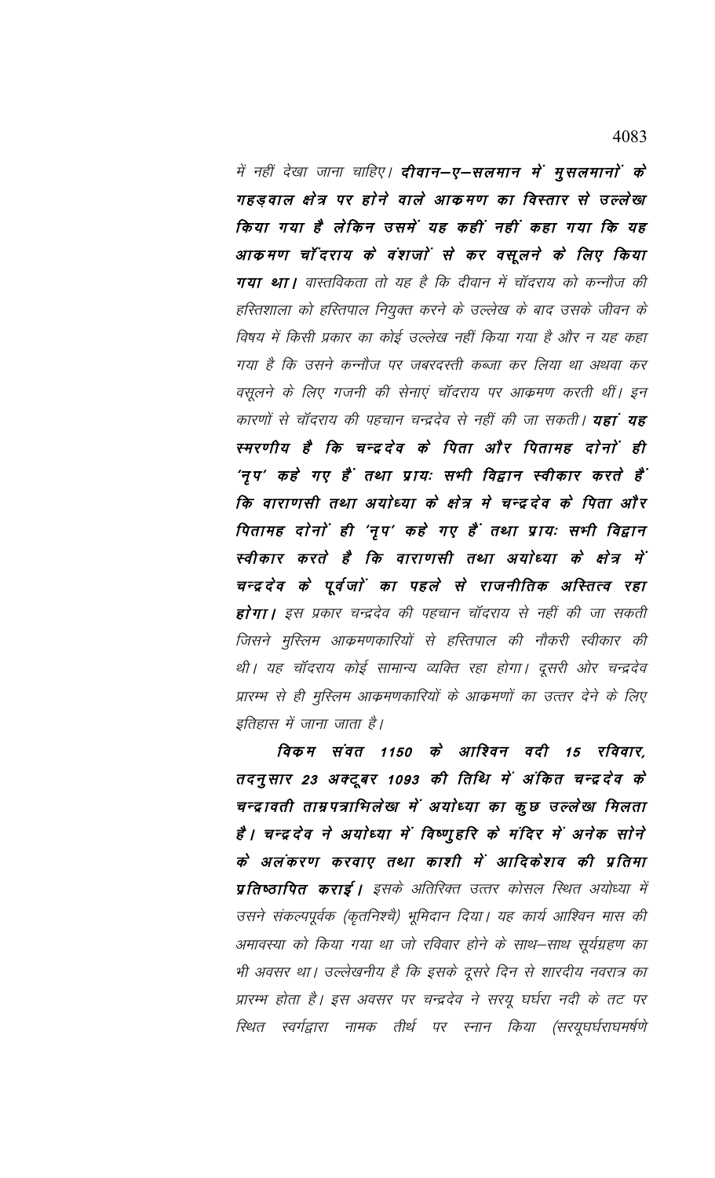में नहीं देखा जाना चाहिए। ***दीवान–ए–सलमान में मुसलमानों के गहड़वाल क्षेत्र पर होने वाले आक्रमण का विस्तार से उल्लेख किया गया है लेकिन उसमें यह कहीं नहीं कहा गया कि यह आक्रमण चाँदराय के वंशजों से कर वसूलने के लिए किया गया था।*** *वास्तविकता तो यह है कि दीवान में चाँदराय को कन्नौज की हस्तिशाला को हस्तिपाल नियुक्त करने के उल्लेख के बाद उसके जीवन के विषय में किसी प्रकार का कोई उल्लेख नहीं किया गया है और न यह कहा गया है कि उसने कन्नौज पर जबरदस्ती कब्जा कर लिया था अथवा कर वसूलने के लिए गजनी की सेनाएं चाँदराय पर आक्रमण करती थीं। इन कारणों से चाँदराय की पहचान चन्द्रदेव से नहीं की जा सकती।* ***यहां यह स्मरणीय है कि चन्द्रदेव के पिता और पितामह दोनों ही 'नृप' कहे गए हैं तथा प्रायः सभी विद्वान स्वीकार करते हैं कि वाराणसी तथा अयोध्या के क्षेत्र मे चन्द्रदेव के पिता और पितामह दोनों ही 'नृप' कहे गए हैं तथा प्रायः सभी विद्वान स्वीकार करते है कि वाराणसी तथा अयोध्या के क्षेत्र में चन्द्रदेव के पूर्वजों का पहले से राजनीतिक अस्तित्व रहा होगा।*** *इस प्रकार चन्द्रदेव की पहचान चाँदराय से नहीं की जा सकती जिसने मुस्लिम आक्रमणकारियों से हस्तिपाल की नौकरी स्वीकार की थी। यह चाँदराय कोई सामान्य व्यक्ति रहा होगा। दूसरी ओर चन्द्रदेव प्रारम्भ से ही मुस्लिम आक्रमणकारियों के आक्रमणों का उत्तर देने के लिए इतिहास में जाना जाता है।*

***विक्रम संवत 1150 के आश्विन वदी 15 रविवार, तदनुसार 23 अक्टूबर 1093 की तिथि में अंकित चन्द्रदेव के चन्द्रावती ताम्रपत्राभिलेख में अयोध्या का कुछ उल्लेख मिलता है। चन्द्रदेव ने अयोध्या में विष्णुहरि के मंदिर में अनेक सोने के अलंकरण करवाए तथा काशी में आदिकेशव की प्रतिमा प्रतिष्ठापित कराई।*** *इसके अतिरिक्त उत्तर कोसल स्थित अयोध्या में उसने संकल्पपूर्वक (कृतनिश्चै) भूमिदान दिया। यह कार्य आश्विन मास की अमावस्या को किया गया था जो रविवार होने के साथ–साथ सूर्यग्रहण का भी अवसर था। उल्लेखनीय है कि इसके दूसरे दिन से शारदीय नवरात्र का प्रारम्भ होता है। इस अवसर पर चन्द्रदेव ने सरयू घर्घरा नदी के तट पर स्थित स्वर्गद्वारा नामक तीर्थ पर स्नान किया (सरयूघर्घराघमर्षणे*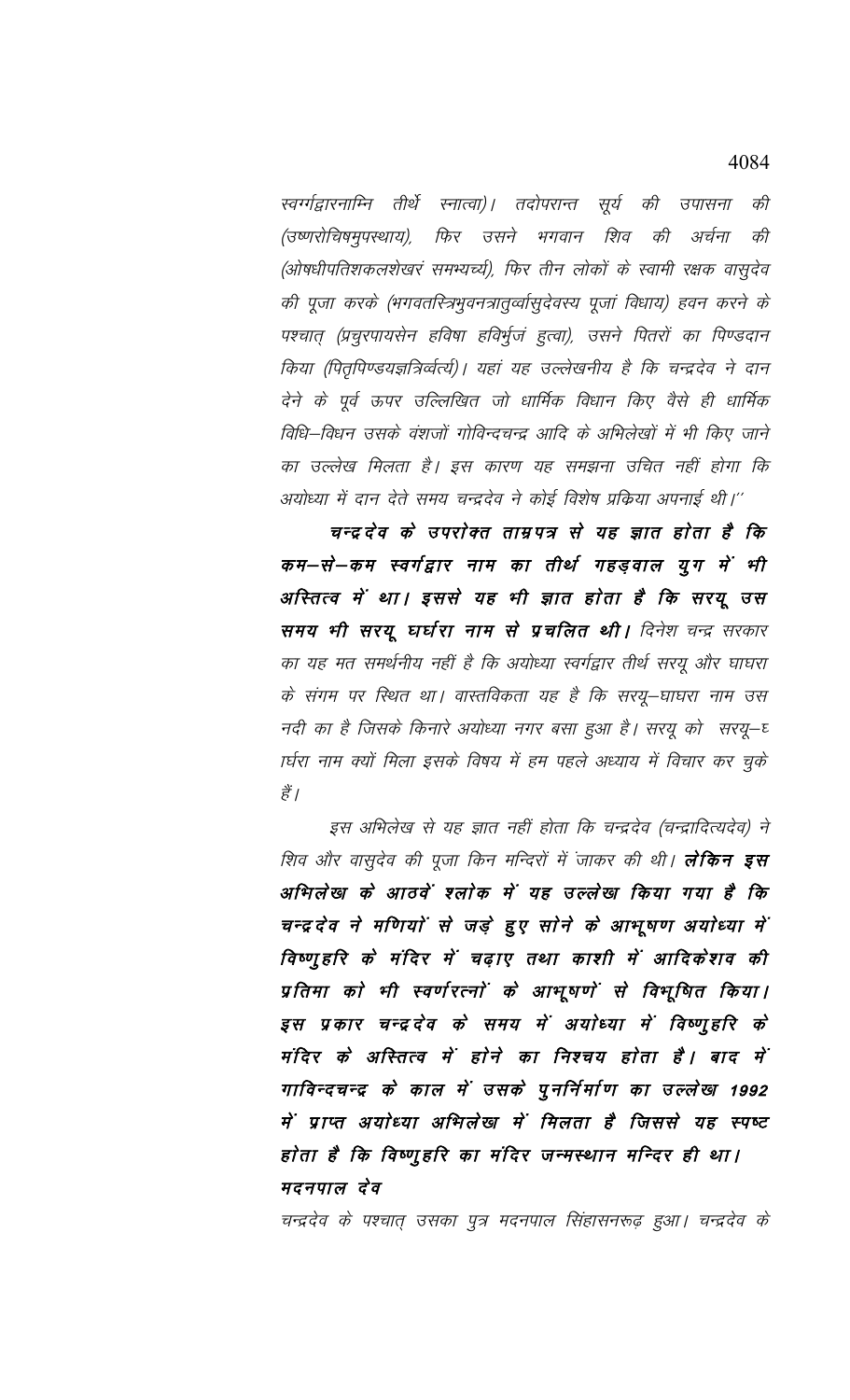*स्वर्गद्वारनाम्नि तीर्थे स्नात्वा)। तदोपरान्त सूर्य की उपासना की (उष्णरोचिषमुपस्थाय), फिर उसने भगवान शिव की अर्चना की (ओषधीपतिशकलशेखरं समभ्यर्च्य), फिर तीन लोकों के स्वामी रक्षक वासुदेव की पूजा करके (भगवतस्त्रिभुवनत्रातुर्व्वासुदेवस्य पूजां विधाय) हवन करने के पश्चात् (प्रचुरपायसेन हविषा हविर्भुजं हुत्वा), उसने पितरों का पिण्डदान किया (पितृपिण्डयज्ञत्रिर्व्वर्त्य)। यहां यह उल्लेखनीय है कि चन्द्रदेव ने दान देने के पूर्व ऊपर उल्लिखित जो धार्मिक विधान किए वैसे ही धार्मिक विधि–विधन उसके वंशजों गोविन्दचन्द्र आदि के अभिलेखों में भी किए जाने का उल्लेख मिलता है। इस कारण यह समझना उचित नहीं होगा कि अयोध्या में दान देते समय चन्द्रदेव ने कोई विशेष प्रक्रिया अपनाई थी।''*

***चन्द्रदेव के उपरोक्त ताम्रपत्र से यह ज्ञात होता है कि कम–से–कम स्वर्गद्वार नाम का तीर्थ गहड़वाल युग में भी अस्तित्व में था। इससे यह भी ज्ञात होता है कि सरयू उस समय भी सरयू घर्घरा नाम से प्रचलित थी।*** *दिनेश चन्द्र सरकार का यह मत समर्थनीय नहीं है कि अयोध्या स्वर्गद्वार तीर्थ सरयू और घाघरा के संगम पर स्थित था। वास्तविकता यह है कि सरयू–घाघरा नाम उस नदी का है जिसके किनारे अयोध्या नगर बसा हुआ है। सरयू को सरयू–घर्घरा नाम क्यों मिला इसके विषय में हम पहले अध्याय में विचार कर चुके हैं।*

*इस अभिलेख से यह ज्ञात नहीं होता कि चन्द्रदेव (चन्द्रादित्यदेव) ने शिव और वासुदेव की पूजा किन मन्दिरों में जाकर की थी।* ***लेकिन इस अभिलेख के आठवें श्लोक में यह उल्लेख किया गया है कि चन्द्रदेव ने मणियों से जड़े हुए सोने के आभूषण अयोध्या में विष्णुहरि के मंदिर में चढ़ाए तथा काशी में आदिकेशव की प्रतिमा को भी स्वर्णरत्नों के आभूषणें से विभूषित किया। इस प्रकार चन्द्रदेव के समय में अयोध्या में विष्णुहरि के मंदिर के अस्तित्व में होने का निश्चय होता है। बाद में गाविन्दचन्द्र के काल में उसके पुनर्निर्माण का उल्लेख 1992 में प्राप्त अयोध्या अभिलेख में मिलता है जिससे यह स्पष्ट होता है कि विष्णुहरि का मंदिर जन्मस्थान मन्दिर ही था।***

***मदनपाल देव***

*चन्द्रदेव के पश्चात् उसका पुत्र मदनपाल सिंहासनरूढ़ हुआ। चन्द्रदेव के*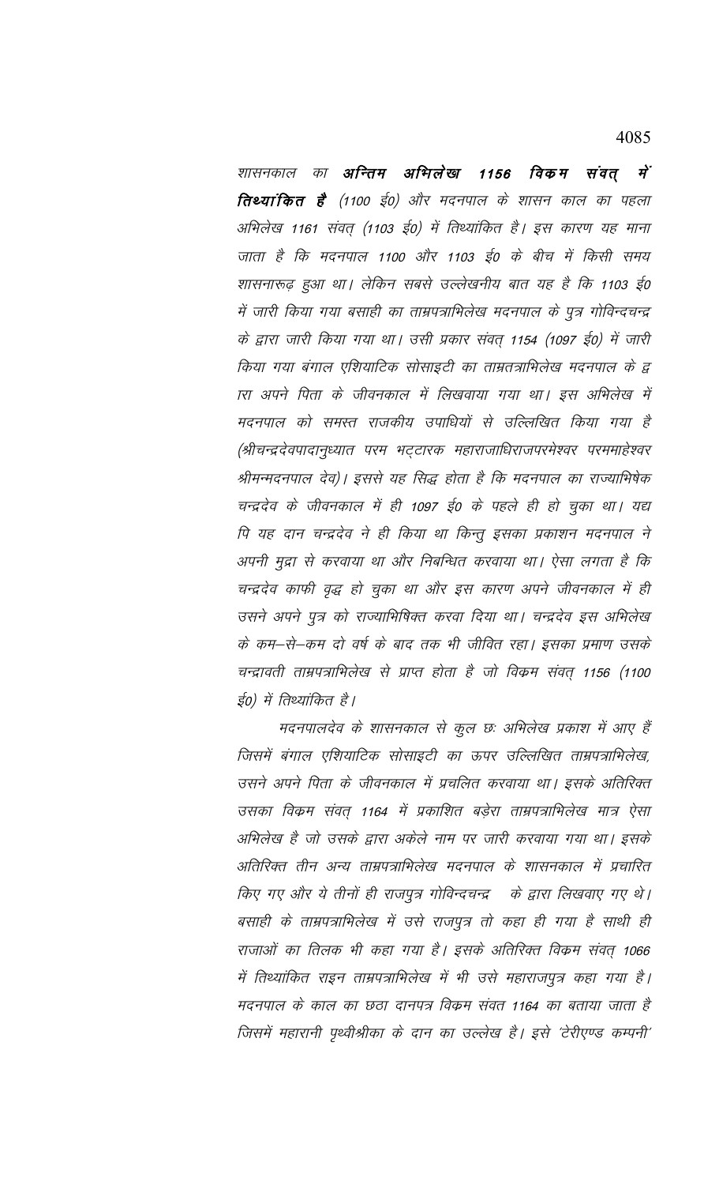शासनकाल का ***अन्तिम अभिलेख 1156 विक्रम संवत् में तिथ्यांकित है*** (1100 ई0) और मदनपाल के शासन काल का पहला अभिलेख 1161 संवत् (1103 ई0) में तिथ्यांकित है। इस कारण यह माना जाता है कि मदनपाल 1100 और 1103 ई0 के बीच में किसी समय शासनारूढ़ हुआ था। लेकिन सबसे उल्लेखनीय बात यह है कि 1103 ई0 में जारी किया गया बसाही का ताम्रपत्राभिलेख मदनपाल के पुत्र गोविन्दचन्द्र के द्वारा जारी किया गया था। उसी प्रकार संवत् 1154 (1097 ई0) में जारी किया गया बंगाल एशियाटिक सोसाइटी का ताम्रतत्राभिलेख मदनपाल के द्वारा अपने पिता के जीवनकाल में लिखवाया गया था। इस अभिलेख में मदनपाल को समस्त राजकीय उपाधियों से उल्लिखित किया गया है (श्रीचन्द्रदेवपादानुध्यात परम भट्टारक महाराजाधिराजपरमेश्वर परममाहेश्वर श्रीमन्मदनपाल देव)। इससे यह सिद्ध होता है कि मदनपाल का राज्याभिषेक चन्द्रदेव के जीवनकाल में ही 1097 ई0 के पहले ही हो चुका था। यद्यपि यह दान चन्द्रदेव ने ही किया था किन्तु इसका प्रकाशन मदनपाल ने अपनी मुद्रा से करवाया था और निबन्धित करवाया था। ऐसा लगता है कि चन्द्रदेव काफी वृद्ध हो चुका था और इस कारण अपने जीवनकाल में ही उसने अपने पुत्र को राज्याभिषिक्त करवा दिया था। चन्द्रदेव इस अभिलेख के कम–से–कम दो वर्ष के बाद तक भी जीवित रहा। इसका प्रमाण उसके चन्द्रावती ताम्रपत्राभिलेख से प्राप्त होता है जो विक्रम संवत् 1156 (1100 ई0) में तिथ्यांकित है।

मदनपालदेव के शासनकाल से कुल छः अभिलेख प्रकाश में आए हैं जिसमें बंगाल एशियाटिक सोसाइटी का ऊपर उल्लिखित ताम्रपत्राभिलेख, उसने अपने पिता के जीवनकाल में प्रचलित करवाया था। इसके अतिरिक्त उसका विक्रम संवत् 1164 में प्रकाशित बड़ेरा ताम्रपत्राभिलेख मात्र ऐसा अभिलेख है जो उसके द्वारा अकेले नाम पर जारी करवाया गया था। इसके अतिरिक्त तीन अन्य ताम्रपत्राभिलेख मदनपाल के शासनकाल में प्रचारित किए गए और ये तीनों ही राजपुत्र गोविन्दचन्द्र के द्वारा लिखवाए गए थे। बसाही के ताम्रपत्राभिलेख में उसे राजपुत्र तो कहा ही गया है साथी ही राजाओं का तिलक भी कहा गया है। इसके अतिरिक्त विक्रम संवत् 1066 में तिथ्यांकित राइन ताम्रपत्राभिलेख में भी उसे महाराजपुत्र कहा गया है। मदनपाल के काल का छठा दानपत्र विक्रम संवत 1164 का बताया जाता है जिसमें महारानी पृथ्वीश्रीका के दान का उल्लेख है। इसे 'टेरीएण्ड कम्पनी'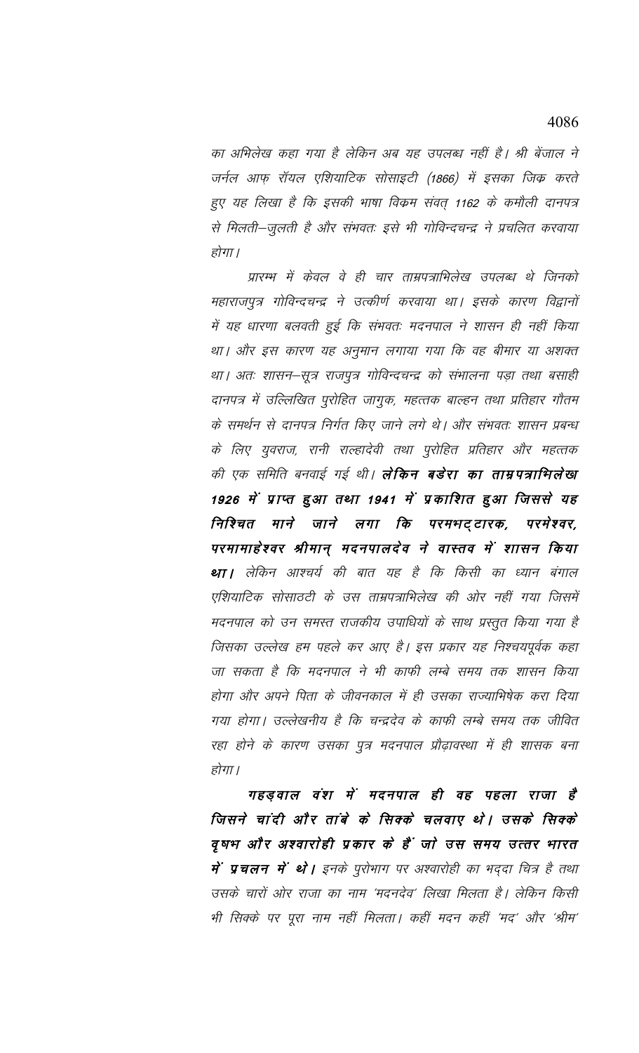का अभिलेख कहा गया है लेकिन अब यह उपलब्ध नहीं है। श्री बेंजाल ने जर्नल आफ़ रॉयल एशियाटिक सोसाइटी (1866) में इसका जिक्र करते हुए यह लिखा है कि इसकी भाषा विक्रम संवत् 1162 के कमौली दानपत्र से मिलती–जुलती है और संभवतः इसे भी गोविन्दचन्द्र ने प्रचलित करवाया होगा।

प्रारम्भ में केवल वे ही चार ताम्रपत्राभिलेख उपलब्ध थे जिनको महाराजपुत्र गोविन्दचन्द्र ने उत्कीर्ण करवाया था। इसके कारण विद्वानों में यह धारणा बलवती हुई कि संभवतः मदनपाल ने शासन ही नहीं किया था। और इस कारण यह अनुमान लगाया गया कि वह बीमार या अशक्त था। अतः शासन–सूत्र राजपुत्र गोविन्दचन्द्र को संभालना पड़ा तथा बसाही दानपत्र में उल्लिखित पुरोहित जागुक, महत्तक बाल्हन तथा प्रतिहार गौतम के समर्थन से दानपत्र निर्गत किए जाने लगे थे। और संभवतः शासन प्रबन्ध के लिए युवराज, रानी राल्हादेवी तथा पुरोहित प्रतिहार और महत्तक की एक समिति बनवाई गई थी। **लेकिन बडेरा का ताम्रपत्राभिलेख 1926 में प्राप्त हुआ तथा 1941 में प्रकाशित हुआ जिससे यह निश्चित माने जाने लगा कि परमभट्टारक, परमेश्वर, परमामाहेश्वर श्रीमान् मदनपालदेव ने वास्तव में शासन किया था।** लेकिन आश्चर्य की बात यह है कि किसी का ध्यान बंगाल एशियाटिक सोसाठटी के उस ताम्रपत्राभिलेख की ओर नहीं गया जिसमें मदनपाल को उन समस्त राजकीय उपाधियों के साथ प्रस्तुत किया गया है जिसका उल्लेख हम पहले कर आए है। इस प्रकार यह निश्चयपूर्वक कहा जा सकता है कि मदनपाल ने भी काफी लम्बे समय तक शासन किया होगा और अपने पिता के जीवनकाल में ही उसका राज्याभिषेक करा दिया गया होगा। उल्लेखनीय है कि चन्द्रदेव के काफी लम्बे समय तक जीवित रहा होने के कारण उसका पुत्र मदनपाल प्रौढ़ावस्था में ही शासक बना होगा।

**गहड़वाल वंश में मदनपाल ही वह पहला राजा है जिसने चांदी और तांबे के सिक्के चलवाए थे। उसके सिक्के वृषभ और अश्वारोही प्रकार के हैं जो उस समय उत्तर भारत में प्रचलन में थे।** इनके पुरोभाग पर अश्वारोही का भद्दा चित्र है तथा उसके चारों ओर राजा का नाम 'मदनदेव' लिखा मिलता है। लेकिन किसी भी सिक्के पर पूरा नाम नहीं मिलता। कहीं मदन कहीं 'मद' और 'श्रीम'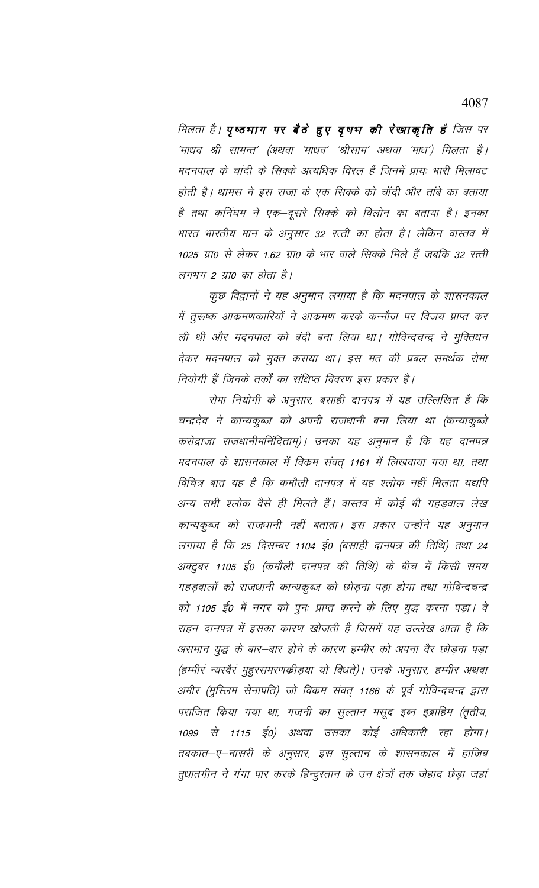*मिलता है।* ***पृष्ठभाग पर बैठे हुए वृषभ की रेखाकृति है*** *जिस पर 'माधव श्री सामन्त' (अथवा 'माधव' 'श्रीसाम' अथवा 'माध') मिलता है। मदनपाल के चांदी के सिक्के अत्यधिक विरल हैं जिनमें प्रायः भारी मिलावट होती है। थामस ने इस राजा के एक सिक्के को चॉदी और तांबे का बताया है तथा कनिंघम ने एक–दूसरे सिक्के को विलोन का बताया है। इनका भारत भारतीय मान के अनुसार 32 रत्ती का होता है। लेकिन वास्तव में 1025 ग्रा0 से लेकर 1.62 ग्रा0 के भार वाले सिक्के मिले हैं जबकि 32 रत्ती लगभग 2 ग्रा0 का होता है।*

*कुछ विद्वानों ने यह अनुमान लगाया है कि मदनपाल के शासनकाल में तुरूष्क आक्रमणकारियों ने आक्रमण करके कन्नौज पर विजय प्राप्त कर ली थी और मदनपाल को बंदी बना लिया था। गोविन्दचन्द्र ने मुक्तिधन देकर मदनपाल को मुक्त कराया था। इस मत की प्रबल समर्थक रोमा नियोगी हैं जिनके तर्कों का संक्षिप्त विवरण इस प्रकार है।*

*रोमा नियोगी के अनुसार, बसाही दानपत्र में यह उल्लिखित है कि चन्द्रदेव ने कान्यकुब्ज को अपनी राजधानी बना लिया था (कन्याकुब्जे करोद्राजा राजधानीमनिंदिताम्)। उनका यह अनुमान है कि यह दानपत्र मदनपाल के शासनकाल में विक्रम संवत् 1161 में लिखवाया गया था, तथा विचित्र बात यह है कि कमौली दानपत्र में यह श्लोक नहीं मिलता यद्यपि अन्य सभी श्लोक वैसे ही मिलते हैं। वास्तव में कोई भी गहड़वाल लेख कान्यकुब्ज को राजधानी नहीं बताता। इस प्रकार उन्होंने यह अनुमान लगाया है कि 25 दिसम्बर 1104 ई0 (बसाही दानपत्र की तिथि) तथा 24 अक्टुबर 1105 ई0 (कमौली दानपत्र की तिथि) के बीच में किसी समय गहड़वालों को राजधानी कान्यकुब्ज को छोड़ना पड़ा होगा तथा गोविन्दचन्द्र को 1105 ई0 में नगर को पुनः प्राप्त करने के लिए युद्ध करना पड़ा। वे राहन दानपत्र में इसका कारण खोजती है जिसमें यह उल्लेख आता है कि असमान युद्ध के बार–बार होने के कारण हम्मीर को अपना वैर छोड़ना पड़ा (हम्मीरं न्यस्वैरं मुहुरसमरणक्रीड़या यो विधते)। उनके अनुसार, हम्मीर अथवा अमीर (मुस्लिम सेनापति) जो विक्रम संवत् 1166 के पूर्व गोविन्दचन्द्र द्वारा पराजित किया गया था, गजनी का सुल्तान मसूद इब्न इब्राहिम (तृतीय, 1099 से 1115 ई0) अथवा उसका कोई अधिकारी रहा होगा। तबकात–ए–नासरी के अनुसार, इस सुल्तान के शासनकाल में हाजिब तुधातगीन ने गंगा पार करके हिन्दुस्तान के उन क्षेत्रों तक जेहाद छेड़ा जहां*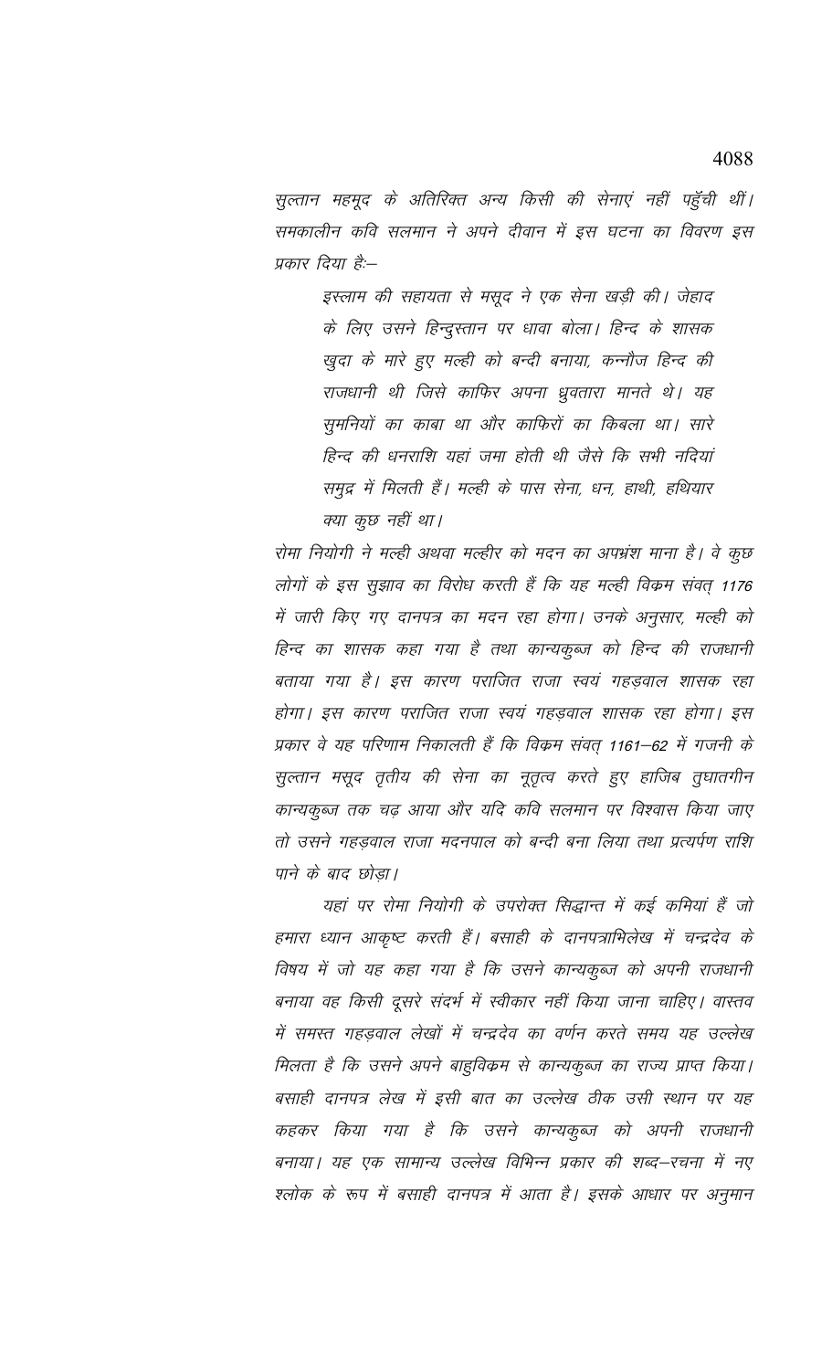सुल्तान महमूद के अतिरिक्त अन्य किसी की सेनाएं नहीं पहुँची थीं। समकालीन कवि सलमान ने अपने दीवान में इस घटना का विवरण इस प्रकार दिया हैः–

> इस्लाम की सहायता से मसूद ने एक सेना खड़ी की। जेहाद के लिए उसने हिन्दुस्तान पर धावा बोला। हिन्द के शासक खुदा के मारे हुए मल्ही को बन्दी बनाया, कन्नौज हिन्द की राजधानी थी जिसे काफिर अपना ध्रुवतारा मानते थे। यह सुमनियों का काबा था और काफिरों का किबला था। सारे हिन्द की धनराशि यहां जमा होती थी जैसे कि सभी नदियां समुद्र में मिलती हैं। मल्ही के पास सेना, धन, हाथी, हथियार क्या कुछ नहीं था।

रोमा नियोगी ने मल्ही अथवा मल्हीर को मदन का अपभ्रंश माना है। वे कुछ लोगों के इस सुझाव का विरोध करती हैं कि यह मल्ही विक्रम संवत् 1176 में जारी किए गए दानपत्र का मदन रहा होगा। उनके अनुसार, मल्ही को हिन्द का शासक कहा गया है तथा कान्यकुब्ज को हिन्द की राजधानी बताया गया है। इस कारण पराजित राजा स्वयं गहड़वाल शासक रहा होगा। इस कारण पराजित राजा स्वयं गहड़वाल शासक रहा होगा। इस प्रकार वे यह परिणाम निकालती हैं कि विक्रम संवत् 1161–62 में गजनी के सुल्तान मसूद तृतीय की सेना का नृतृत्व करते हुए हाजिब तुघातगीन कान्यकुब्ज तक चढ़ आया और यदि कवि सलमान पर विश्वास किया जाए तो उसने गहड़वाल राजा मदनपाल को बन्दी बना लिया तथा प्रत्यर्पण राशि पाने के बाद छोड़ा।

यहां पर रोमा नियोगी के उपरोक्त सिद्धान्त में कई कमियां हैं जो हमारा ध्यान आकृष्ट करती हैं। बसाही के दानपत्राभिलेख में चन्द्रदेव के विषय में जो यह कहा गया है कि उसने कान्यकुब्ज को अपनी राजधानी बनाया वह किसी दूसरे संदर्भ में स्वीकार नहीं किया जाना चाहिए। वास्तव में समस्त गहड़वाल लेखों में चन्द्रदेव का वर्णन करते समय यह उल्लेख मिलता है कि उसने अपने बाहुविक्रम से कान्यकुब्ज का राज्य प्राप्त किया। बसाही दानपत्र लेख में इसी बात का उल्लेख ठीक उसी स्थान पर यह कहकर किया गया है कि उसने कान्यकुब्ज को अपनी राजधानी बनाया। यह एक सामान्य उल्लेख विभिन्न प्रकार की शब्द–रचना में नए श्लोक के रूप में बसाही दानपत्र में आता है। इसके आधार पर अनुमान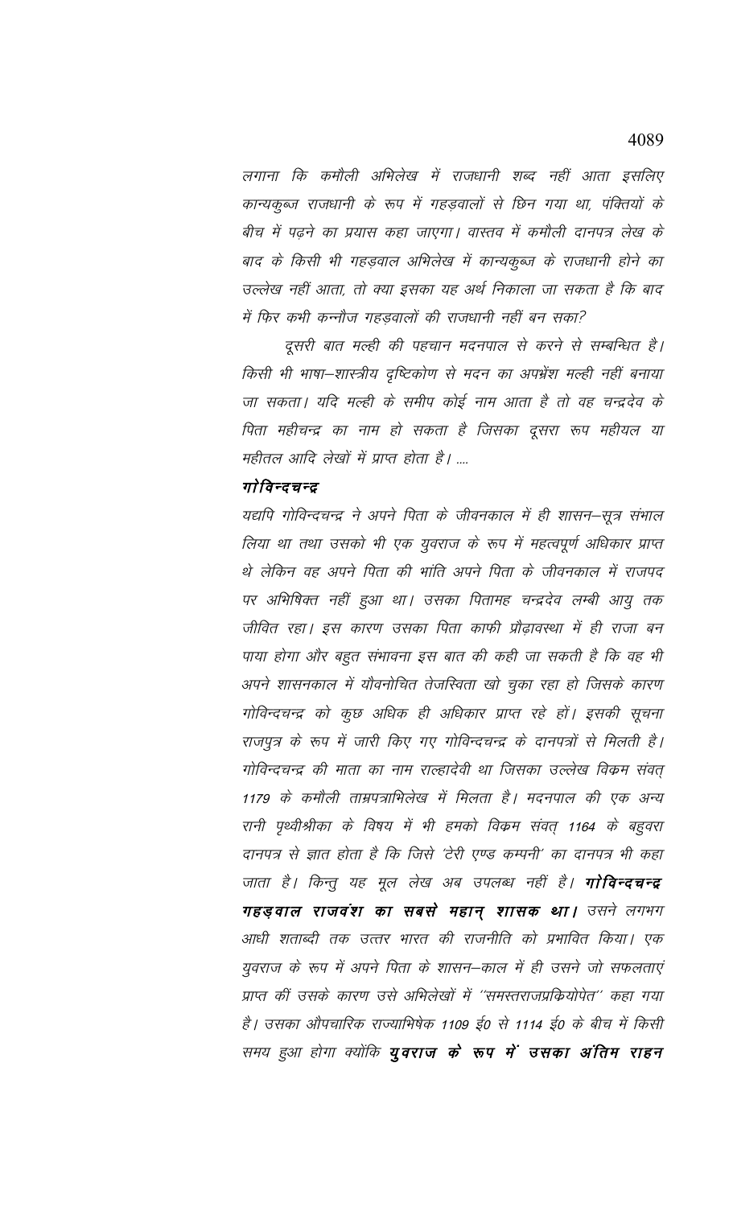*लगाना कि कमौली अभिलेख में राजधानी शब्द नहीं आता इसलिए कान्यकुब्ज राजधानी के रूप में गहड़वालों से छिन गया था, पंक्तियों के बीच में पढ़ने का प्रयास कहा जाएगा। वास्तव में कमौली दानपत्र लेख के बाद के किसी भी गहड़वाल अभिलेख में कान्यकुब्ज के राजधानी होने का उल्लेख नहीं आता, तो क्या इसका यह अर्थ निकाला जा सकता है कि बाद में फिर कभी कन्नौज गहड़वालों की राजधानी नहीं बन सका?*

*दूसरी बात मल्ही की पहचान मदनपाल से करने से सम्बन्धित है। किसी भी भाषा–शास्त्रीय दृष्टिकोण से मदन का अपभ्रंश मल्ही नहीं बनाया जा सकता। यदि मल्ही के समीप कोई नाम आता है तो वह चन्द्रदेव के पिता महीचन्द्र का नाम हो सकता है जिसका दूसरा रूप महीयल या महीतल आदि लेखों में प्राप्त होता है। ....*

***गोविन्दचन्द्र***

*यद्यपि गोविन्दचन्द्र ने अपने पिता के जीवनकाल में ही शासन–सूत्र संभाल लिया था तथा उसको भी एक युवराज के रूप में महत्वपूर्ण अधिकार प्राप्त थे लेकिन वह अपने पिता की भांति अपने पिता के जीवनकाल में राजपद पर अभिषिक्त नहीं हुआ था। उसका पितामह चन्द्रदेव लम्बी आयु तक जीवित रहा। इस कारण उसका पिता काफी प्रौढ़ावस्था में ही राजा बन पाया होगा और बहुत संभावना इस बात की कही जा सकती है कि वह भी अपने शासनकाल में यौवनोचित तेजस्विता खो चुका रहा हो जिसके कारण गोविन्दचन्द्र को कुछ अधिक ही अधिकार प्राप्त रहे हों। इसकी सूचना राजपुत्र के रूप में जारी किए गए गोविन्दचन्द्र के दानपत्रों से मिलती है। गोविन्दचन्द्र की माता का नाम राल्हादेवी था जिसका उल्लेख विक्रम संवत् 1179 के कमौली ताम्रपत्राभिलेख में मिलता है। मदनपाल की एक अन्य रानी पृथ्वीश्रीका के विषय में भी हमको विक्रम संवत् 1164 के बहुवरा दानपत्र से ज्ञात होता है कि जिसे 'टेरी एण्ड कम्पनी' का दानपत्र भी कहा जाता है। किन्तु यह मूल लेख अब उपलब्ध नहीं है।* ***गोविन्दचन्द्र गहड़वाल राजवंश का सबसे महान् शासक था।*** *उसने लगभग आधी शताब्दी तक उत्तर भारत की राजनीति को प्रभावित किया। एक युवराज के रूप में अपने पिता के शासन–काल में ही उसने जो सफलताएं प्राप्त कीं उसके कारण उसे अभिलेखों में ''समस्तराजप्रक्रियोपेत'' कहा गया है। उसका औपचारिक राज्याभिषेक 1109 ई0 से 1114 ई0 के बीच में किसी समय हुआ होगा क्योंकि* ***युवराज के रूप में उसका अंतिम राहन***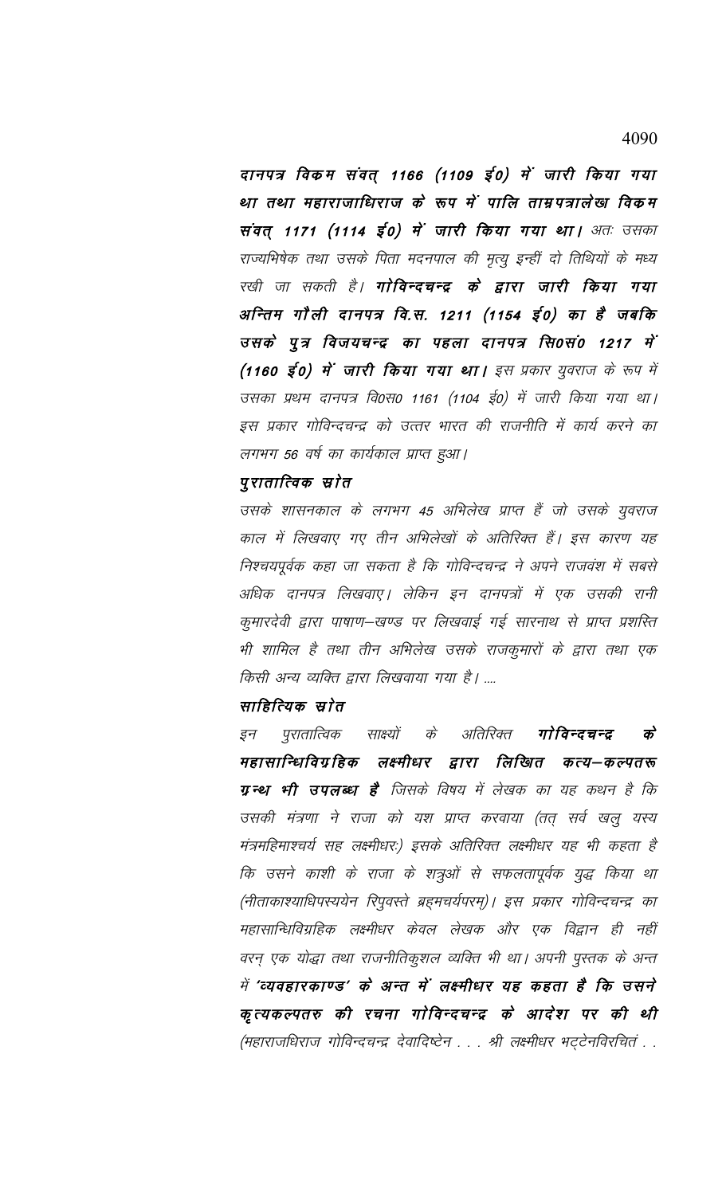दानपत्र विकम संवत् 1166 (1109 ई0) में जारी किया गया था तथा महाराजाधिराज के रूप में पालि ताम्रपत्रालेख विकम संवत् 1171 (1114 ई0) में जारी किया गया था। *अतः उसका राज्यभिषेक तथा उसके पिता मदनपाल की मृत्यु इन्हीं दो तिथियों के मध्य रखी जा सकती है।* ***गोविन्दचन्द्र के द्वारा जारी किया गया अन्तिम गौली दानपत्र वि.स. 1211 (1154 ई0) का है जबकि उसके पुत्र विजयचन्द्र का पहला दानपत्र सि0सं0 1217 में (1160 ई0) में जारी किया गया था।*** *इस प्रकार युवराज के रूप में उसका प्रथम दानपत्र वि0स0 1161 (1104 ई0) में जारी किया गया था। इस प्रकार गोविन्दचन्द्र को उत्तर भारत की राजनीति में कार्य करने का लगभग 56 वर्ष का कार्यकाल प्राप्त हुआ।*

### पुरातात्विक स्रोत

*उसके शासनकाल के लगभग 45 अभिलेख प्राप्त हैं जो उसके युवराज काल में लिखवाए गए तीन अभिलेखों के अतिरिक्त हैं। इस कारण यह निश्चयपूर्वक कहा जा सकता है कि गोविन्दचन्द्र ने अपने राजवंश में सबसे अधिक दानपत्र लिखवाए। लेकिन इन दानपत्रों में एक उसकी रानी कुमारदेवी द्वारा पाषाण–खण्ड पर लिखवाई गई सारनाथ से प्राप्त प्रशस्ति भी शामिल है तथा तीन अभिलेख उसके राजकुमारों के द्वारा तथा एक किसी अन्य व्यक्ति द्वारा लिखवाया गया है। ....*

### साहित्यिक स्रोत

*इन पुरातात्विक साक्ष्यों के अतिरिक्त* ***गोविन्दचन्द्र के महासान्धिविग्रहिक लक्ष्मीधर द्वारा लिखित कत्य–कल्पतरू ग्रन्थ भी उपलब्ध है*** *जिसके विषय में लेखक का यह कथन है कि उसकी मंत्रणा ने राजा को यश प्राप्त करवाया (तत् सर्व खलु यस्य मंत्रमहिमाश्चर्य सह लक्ष्मीधरः) इसके अतिरिक्त लक्ष्मीधर यह भी कहता है कि उसने काशी के राजा के शत्रुओं से सफलतापूर्वक युद्ध किया था (नीताकाश्याधिपस्ययेन रिपुवस्ते ब्रह्मचर्यपरम्)। इस प्रकार गोविन्दचन्द्र का महासान्धिविग्रहिक लक्ष्मीधर केवल लेखक और एक विद्वान ही नहीं वरन् एक योद्धा तथा राजनीतिकुशल व्यक्ति भी था। अपनी पुस्तक के अन्त में* ***'व्यवहारकाण्ड' के अन्त में लक्ष्मीधर यह कहता है कि उसने कृत्यकल्पतरु की रचना गोविन्दचन्द्र के आदेश पर की थी*** *(महाराजधिराज गोविन्दचन्द्र देवादिष्टेन . . . श्री लक्ष्मीधर भट्टेनविरचितं . .*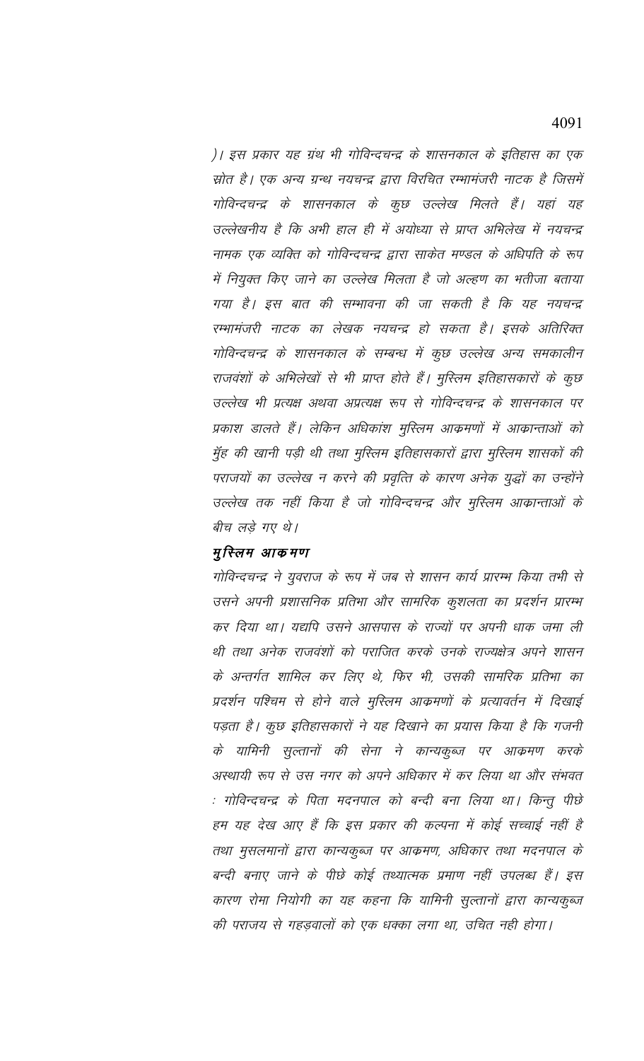*)। इस प्रकार यह ग्रंथ भी गोविन्दचन्द्र के शासनकाल के इतिहास का एक स्रोत है। एक अन्य ग्रन्थ नयचन्द्र द्वारा विरचित रम्भामंजरी नाटक है जिसमें गोविन्दचन्द्र के शासनकाल के कुछ उल्लेख मिलते हैं। यहां यह उल्लेखनीय है कि अभी हाल ही में अयोध्या से प्राप्त अभिलेख में नयचन्द्र नामक एक व्यक्ति को गोविन्दचन्द्र द्वारा साकेत मण्डल के अधिपति के रूप में नियुक्त किए जाने का उल्लेख मिलता है जो अल्हण का भतीजा बताया गया है। इस बात की सम्भावना की जा सकती है कि यह नयचन्द्र रम्भामंजरी नाटक का लेखक नयचन्द्र हो सकता है। इसके अतिरिक्त गोविन्दचन्द्र के शासनकाल के सम्बन्ध में कुछ उल्लेख अन्य समकालीन राजवंशों के अभिलेखों से भी प्राप्त होते हैं। मुस्लिम इतिहासकारों के कुछ उल्लेख भी प्रत्यक्ष अथवा अप्रत्यक्ष रूप से गोविन्दचन्द्र के शासनकाल पर प्रकाश डालते हैं। लेकिन अधिकांश मुस्लिम आक्रमणों में आक्रान्ताओं को मुँह की खानी पड़ी थी तथा मुस्लिम इतिहासकारों द्वारा मुस्लिम शासकों की पराजयों का उल्लेख न करने की प्रवृत्ति के कारण अनेक युद्धों का उन्होंने उल्लेख तक नहीं किया है जो गोविन्दचन्द्र और मुस्लिम आक्रान्ताओं के बीच लड़े गए थे।*

***मुस्लिम आक्रमण***

*गोविन्दचन्द्र ने युवराज के रूप में जब से शासन कार्य प्रारम्भ किया तभी से उसने अपनी प्रशासनिक प्रतिभा और सामरिक कुशलता का प्रदर्शन प्रारम्भ कर दिया था। यद्यपि उसने आसपास के राज्यों पर अपनी धाक जमा ली थी तथा अनेक राजवंशों को पराजित करके उनके राज्यक्षेत्र अपने शासन के अन्तर्गत शामिल कर लिए थे, फिर भी, उसकी सामरिक प्रतिभा का प्रदर्शन पश्चिम से होने वाले मुस्लिम आक्रमणों के प्रत्यावर्तन में दिखाई पड़ता है। कुछ इतिहासकारों ने यह दिखाने का प्रयास किया है कि गजनी के यामिनी सुल्तानों की सेना ने कान्यकुब्ज पर आक्रमण करके अस्थायी रूप से उस नगर को अपने अधिकार में कर लिया था और संभवत : गोविन्दचन्द्र के पिता मदनपाल को बन्दी बना लिया था। किन्तु पीछे हम यह देख आए हैं कि इस प्रकार की कल्पना में कोई सच्चाई नहीं है तथा मुसलमानों द्वारा कान्यकुब्ज पर आक्रमण, अधिकार तथा मदनपाल के बन्दी बनाए जाने के पीछे कोई तथ्यात्मक प्रमाण नहीं उपलब्ध हैं। इस कारण रोमा नियोगी का यह कहना कि यामिनी सुल्तानों द्वारा कान्यकुब्ज की पराजय से गहड़वालों को एक धक्का लगा था, उचित नही होगा।*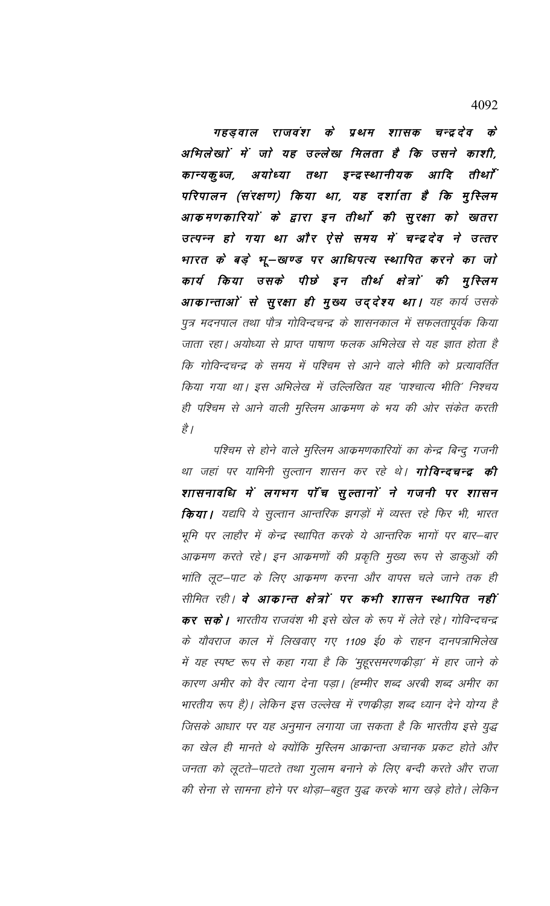***गहड़वाल राजवंश के प्रथम शासक चन्द्रदेव के अभिलेखों में जो यह उल्लेख मिलता है कि उसने काशी, कान्यकुब्ज, अयोध्या तथा इन्द्रस्थानीयक आदि तीर्थों परिपालन (संरक्षण) किया था, यह दर्शाता है कि मुस्लिम आक्रमणकारियों के द्वारा इन तीर्थों की सुरक्षा को खतरा उत्पन्न हो गया था और ऐसे समय में चन्द्रदेव ने उत्तर भारत के बड़े भू–खण्ड पर आधिपत्य स्थापित करने का जो कार्य किया उसके पीछे इन तीर्थ क्षेत्रों की मुस्लिम आकान्ताओं से सुरक्षा ही मुख्य उद्देश्य था।*** *यह कार्य उसके पुत्र मदनपाल तथा पौत्र गोविन्दचन्द्र के शासनकाल में सफलतापूर्वक किया जाता रहा। अयोध्या से प्राप्त पाषाण फलक अभिलेख से यह ज्ञात होता है कि गोविन्दचन्द्र के समय में पश्चिम से आने वाले भीति को प्रत्यावर्तित किया गया था। इस अभिलेख में उल्लिखित यह 'पाश्चात्य भीति' निश्चय ही पश्चिम से आने वाली मुस्लिम आक्रमण के भय की ओर संकेत करती है।*

*पश्चिम से होने वाले मुस्लिम आक्रमणकारियों का केन्द्र बिन्दु गजनी था जहां पर यामिनी सुल्तान शासन कर रहे थे।* ***गोविन्दचन्द्र की शासनावधि में लगभग पॉच सुल्तानों ने गजनी पर शासन किया।*** *यद्यपि ये सुल्तान आन्तरिक झगड़ों में व्यस्त रहे फिर भी, भारत भूमि पर लाहौर में केन्द्र स्थापित करके ये आन्तरिक भागों पर बार–बार आक्रमण करते रहे। इन आक्रमणों की प्रकृति मुख्य रूप से डाकुओं की भांति लूट–पाट के लिए आक्रमण करना और वापस चले जाने तक ही सीमित रही।* ***वे आकान्त क्षेत्रों पर कभी शासन स्थापित नहीं कर सके।*** *भारतीय राजवंश भी इसे खेल के रूप में लेते रहे। गोविन्दचन्द्र के यौवराज काल में लिखवाए गए 1109 ई0 के राहन दानपत्राभिलेख में यह स्पष्ट रूप से कहा गया है कि 'मुहूरसमरणक्रीड़ा' में हार जाने के कारण अमीर को वैर त्याग देना पड़ा। (हम्मीर शब्द अरबी शब्द अमीर का भारतीय रूप है)। लेकिन इस उल्लेख में रणक्रीड़ा शब्द ध्यान देने योग्य है जिसके आधार पर यह अनुमान लगाया जा सकता है कि भारतीय इसे युद्ध का खेल ही मानते थे क्योंकि मुस्लिम आकान्ता अचानक प्रकट होते और जनता को लूटते–पाटते तथा गुलाम बनाने के लिए बन्दी करते और राजा की सेना से सामना होने पर थोड़ा–बहुत युद्ध करके भाग खड़े होते। लेकिन*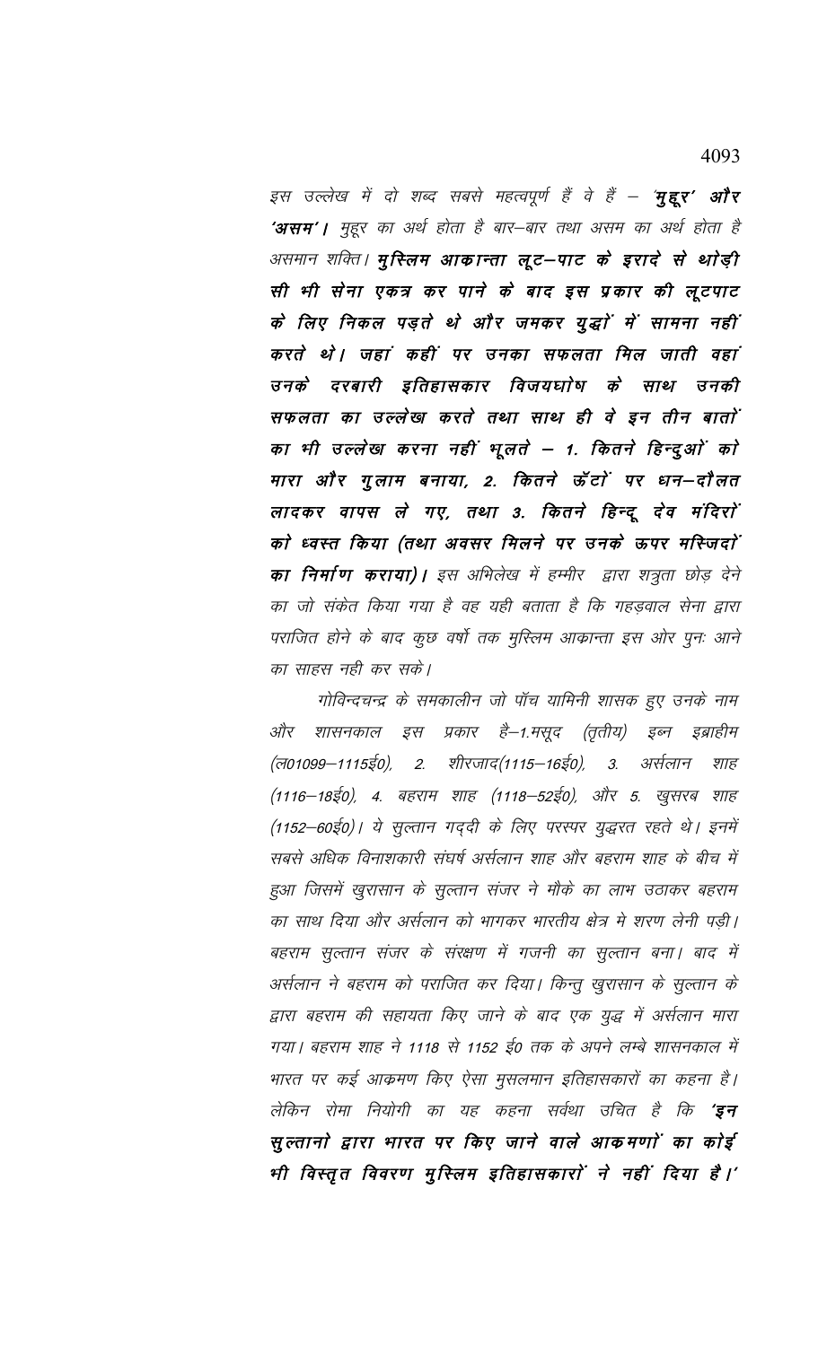इस उल्लेख में दो शब्द सबसे महत्वपूर्ण हैं वे हैं – ***'मुहूर' और 'असम'।*** मुहूर का अर्थ होता है बार–बार तथा असम का अर्थ होता है असमान शक्ति। ***मुस्लिम आकान्ता लूट–पाट के इरादे से थोड़ी सी भी सेना एकत्र कर पाने के बाद इस प्रकार की लूटपाट के लिए निकल पड़ते थे और जमकर युद्धों में सामना नहीं करते थे। जहां कहीं पर उनका सफलता मिल जाती वहां उनके दरबारी इतिहासकार विजयघोष के साथ उनकी सफलता का उल्लेख करते तथा साथ ही वे इन तीन बातों का भी उल्लेख करना नहीं भूलते – 1. कितने हिन्दुओं को मारा और गुलाम बनाया, 2. कितने ऊँटों पर धन–दौलत लादकर वापस ले गए, तथा 3. कितने हिन्दू देव मंदिरों को ध्वस्त किया (तथा अवसर मिलने पर उनके ऊपर मस्जिदों का निर्माण कराया)।*** इस अभिलेख में हम्मीर द्वारा शत्रुता छोड़ देने का जो संकेत किया गया है वह यही बताता है कि गहड़वाल सेना द्वारा पराजित होने के बाद कुछ वर्षो तक मुस्लिम आक्रान्ता इस ओर पुनः आने का साहस नही कर सके।

गोविन्दचन्द्र के समकालीन जो पॉच यामिनी शासक हुए उनके नाम और शासनकाल इस प्रकार है–1.मसूद (तृतीय) इब्न इब्राहीम (ल01099–1115ई0), 2. शीरजाद(1115–16ई0), 3. अर्सलान शाह (1116–18ई0), 4. बहराम शाह (1118–52ई0), और 5. खुसरब शाह (1152–60ई0)। ये सुल्तान गद्दी के लिए परस्पर युद्धरत रहते थे। इनमें सबसे अधिक विनाशकारी संघर्ष अर्सलान शाह और बहराम शाह के बीच में हुआ जिसमें खुरासान के सुल्तान संजर ने मौके का लाभ उठाकर बहराम का साथ दिया और अर्सलान को भागकर भारतीय क्षेत्र मे शरण लेनी पड़ी। बहराम सुल्तान संजर के संरक्षण में गजनी का सुल्तान बना। बाद में अर्सलान ने बहराम को पराजित कर दिया। किन्तु खुरासान के सुल्तान के द्वारा बहराम की सहायता किए जाने के बाद एक युद्ध में अर्सलान मारा गया। बहराम शाह ने 1118 से 1152 ई0 तक के अपने लम्बे शासनकाल में भारत पर कई आक्रमण किए ऐसा मुसलमान इतिहासकारों का कहना है। लेकिन रोमा नियोगी का यह कहना सर्वथा उचित है कि ***'इन सुल्तानो द्वारा भारत पर किए जाने वाले आकमणों का कोई भी विस्तृत विवरण मुस्लिम इतिहासकारों ने नहीं दिया है।'***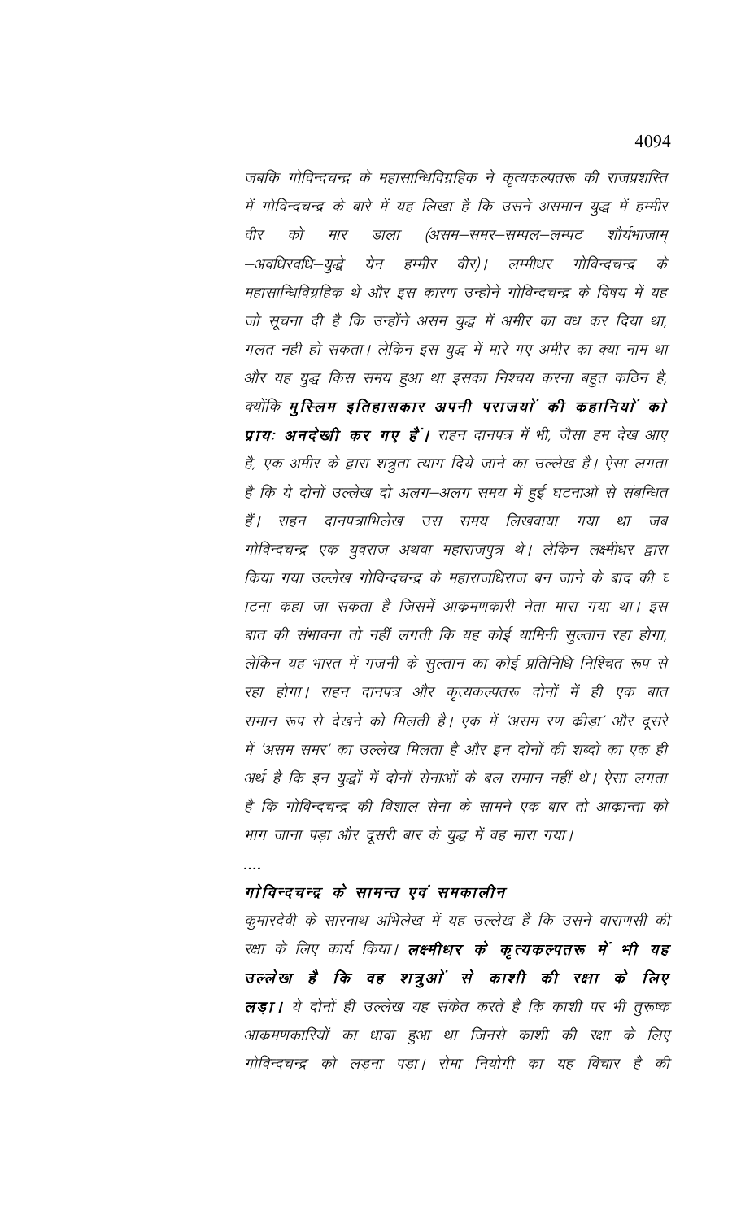*जबकि गोविन्दचन्द्र के महासान्धिविग्रहिक ने कृत्यकल्पतरू की राजप्रशस्ति में गोविन्दचन्द्र के बारे में यह लिखा है कि उसने असमान युद्ध में हम्मीर वीर को मार डाला (असम–समर–सम्पल–लम्पट शौर्यभाजाम् –अवधिरवधि–युद्धे येन हम्मीर वीर)। लम्मीधर गोविन्दचन्द्र के महासान्धिविग्रहिक थे और इस कारण उन्होंने गोविन्दचन्द्र के विषय में यह जो सूचना दी है कि उन्होंने असम युद्ध में अमीर का वध कर दिया था, गलत नही हो सकता। लेकिन इस युद्ध में मारे गए अमीर का क्या नाम था और यह युद्ध किस समय हुआ था इसका निश्चय करना बहुत कठिन है, क्योंकि **मुस्लिम इतिहासकार अपनी पराजयों की कहानियों को प्रायः अनदेखी कर गए हैं।** राहन दानपत्र में भी, जैसा हम देख आए है, एक अमीर के द्वारा शत्रुता त्याग दिये जाने का उल्लेख है। ऐसा लगता है कि ये दोनों उल्लेख दो अलग–अलग समय में हुई घटनाओं से संबन्धित हैं। राहन दानपत्राभिलेख उस समय लिखवाया गया था जब गोविन्दचन्द्र एक युवराज अथवा महाराजपुत्र थे। लेकिन लक्ष्मीधर द्वारा किया गया उल्लेख गोविन्दचन्द्र के महाराजधिराज बन जाने के बाद की घटना कहा जा सकता है जिसमें आक्रमणकारी नेता मारा गया था। इस बात की संभावना तो नहीं लगती कि यह कोई यामिनी सुल्तान रहा होगा, लेकिन यह भारत में गजनी के सुल्तान का कोई प्रतिनिधि निश्चित रूप से रहा होगा। राहन दानपत्र और कृत्यकल्पतरू दोनों में ही एक बात समान रूप से देखने को मिलती है। एक में 'असम रण क्रीड़ा' और दूसरे में 'असम समर' का उल्लेख मिलता है और इन दोनों की शब्दो का एक ही अर्थ है कि इन युद्धों में दोनों सेनाओं के बल समान नहीं थे। ऐसा लगता है कि गोविन्दचन्द्र की विशाल सेना के सामने एक बार तो आक्रान्ता को भाग जाना पड़ा और दूसरी बार के युद्ध में वह मारा गया।*

*....*

### *गोविन्दचन्द्र के सामन्त एवं समकालीन*

*कुमारदेवी के सारनाथ अभिलेख में यह उल्लेख है कि उसने वाराणसी की रक्षा के लिए कार्य किया। **लक्ष्मीधर के कृत्यकल्पतरू में भी यह उल्लेख है कि वह शत्रुओं से काशी की रक्षा के लिए लड़ा।** ये दोनों ही उल्लेख यह संकेत करते है कि काशी पर भी तुरुष्क आक्रमणकारियों का धावा हुआ था जिनसे काशी की रक्षा के लिए गोविन्दचन्द्र को लड़ना पड़ा। रोमा नियोगी का यह विचार है की*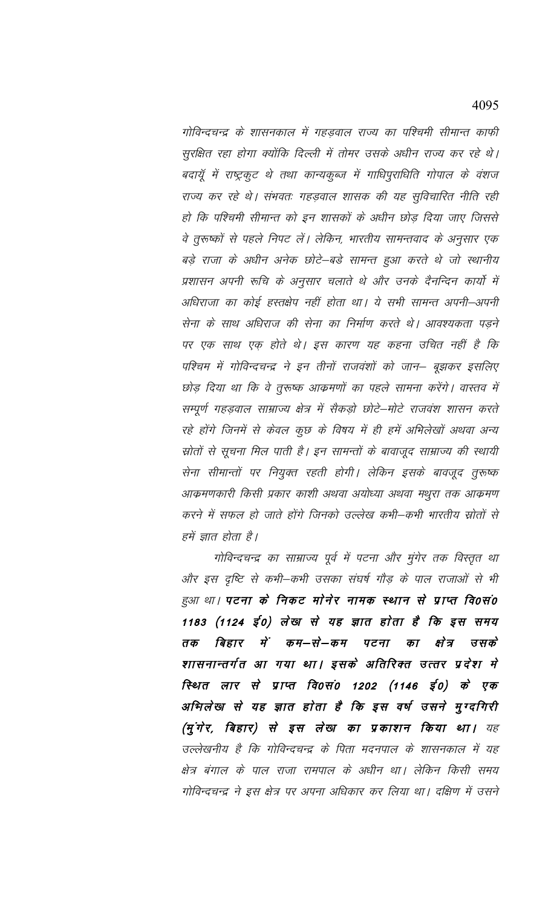*गोविन्दचन्द्र के शासनकाल में गहड़वाल राज्य का पश्चिमी सीमान्त काफी सुरक्षित रहा होगा क्योंकि दिल्ली में तोमर उसके अधीन राज्य कर रहे थे। बदायूँ में राष्ट्रकूट थे तथा कान्यकुब्ज में गाधिपुराधिति गोपाल के वंशज राज्य कर रहे थे। संभवतः गहड़वाल शासक की यह सुविचारित नीति रही हो कि पश्चिमी सीमान्त को इन शासकों के अधीन छोड़ दिया जाए जिससे वे तुरूष्कों से पहले निपट लें। लेकिन, भारतीय सामन्तवाद के अनुसार एक बड़े राजा के अधीन अनेक छोटे–बड़े सामन्त हुआ करते थे जो स्थानीय प्रशासन अपनी रूचि के अनुसार चलाते थे और उनके दैनन्दिन कार्यो में अधिराजा का कोई हस्तक्षेप नहीं होता था। ये सभी सामन्त अपनी–अपनी सेना के साथ अधिराज की सेना का निर्माण करते थे। आवश्यकता पड़ने पर एक साथ एक़ होते थे। इस कारण यह कहना उचित नहीं है कि पश्चिम में गोविन्दचन्द्र ने इन तीनों राजवंशों को जान– बूझकर इसलिए छोड़ दिया था कि वे तुरूष्क आक्रमणों का पहले सामना करेंगे। वास्तव में सम्पूर्ण गहड़वाल साम्राज्य क्षेत्र में सैकड़ो छोटे–मोटे राजवंश शासन करते रहे होंगे जिनमें से केवल कुछ के विषय में ही हमें अभिलेखों अथवा अन्य स्रोतों से सूचना मिल पाती है। इन सामन्तों के बावजूद साम्राज्य की स्थायी सेना सीमान्तों पर नियुक्त रहती होगी। लेकिन इसके बावजूद तुरूष्क आक्रमणकारी किसी प्रकार काशी अथवा अयोध्या अथवा मथुरा तक आक्रमण करने में सफल हो जाते होंगे जिनको उल्लेख कभी–कभी भारतीय स्रोतों से हमें ज्ञात होता है।*

*गोविन्दचन्द्र का साम्राज्य पूर्व में पटना और मुंगेर तक विस्तृत था और इस दृष्टि से कभी–कभी उसका संघर्ष गौड़ के पाल राजाओं से भी हुआ था।* ***पटना के निकट मोनेर नामक स्थान से प्राप्त वि0सं0 1183 (1124 ई0) लेख से यह ज्ञात होता है कि इस समय तक बिहार में कम–से–कम पटना का क्षेत्र उसके शासनान्तर्गत आ गया था। इसके अतिरिक्त उत्तर प्रदेश मे स्थित लार से प्राप्त वि0सं0 1202 (1146 ई0) के एक अभिलेख से यह ज्ञात होता है कि इस वर्ष उसने मुग्दगिरी (मुंगेर, बिहार) से इस लेख का प्रकाशन किया था।*** *यह उल्लेखनीय है कि गोविन्दचन्द्र के पिता मदनपाल के शासनकाल में यह क्षेत्र बंगाल के पाल राजा रामपाल के अधीन था। लेकिन किसी समय गोविन्दचन्द्र ने इस क्षेत्र पर अपना अधिकार कर लिया था। दक्षिण में उसने*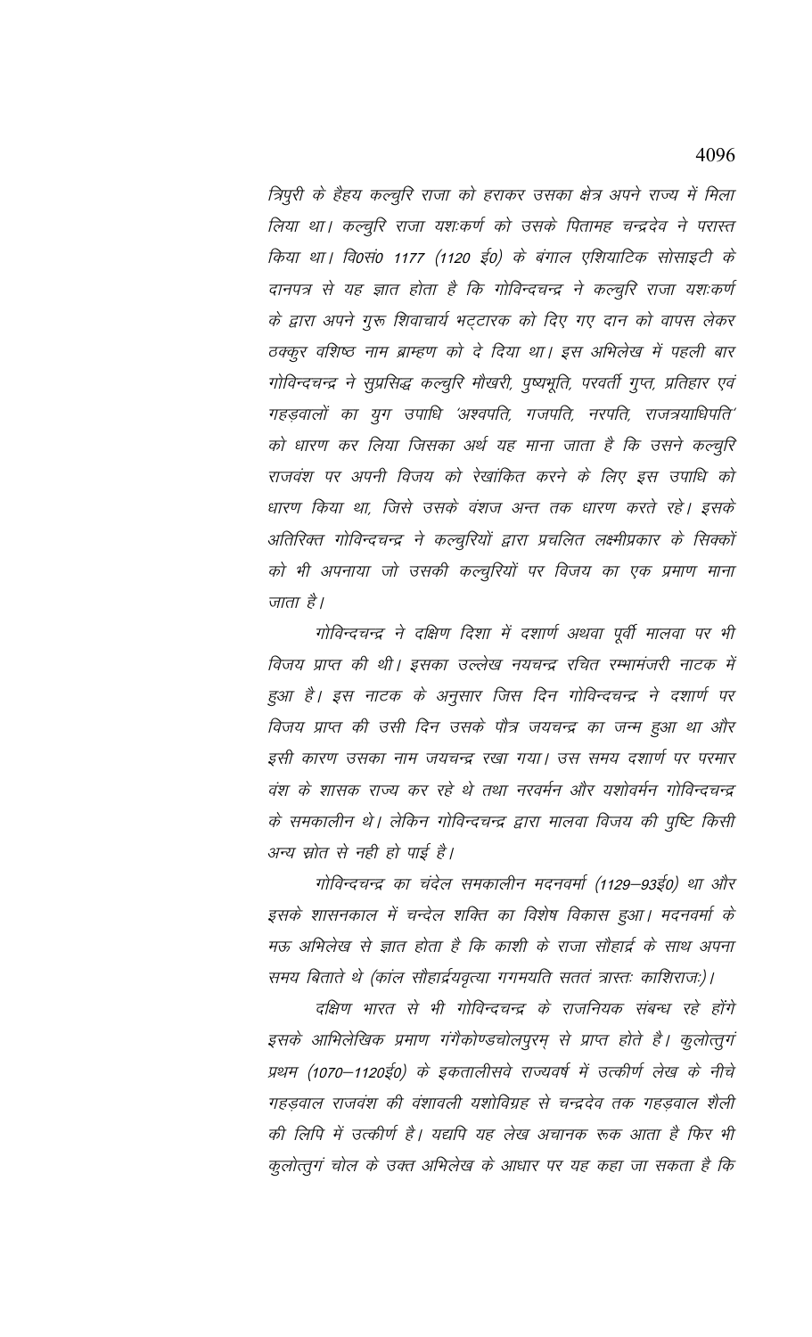*त्रिपुरी के हैहय कल्चुरि राजा को हराकर उसका क्षेत्र अपने राज्य में मिला लिया था। कल्चुरि राजा यशःकर्ण को उसके पितामह चन्द्रदेव ने परास्त किया था। वि0सं0 1177 (1120 ई0) के बंगाल एशियाटिक सोसाइटी के दानपत्र से यह ज्ञात होता है कि गोविन्दचन्द्र ने कल्चुरि राजा यशःकर्ण के द्वारा अपने गुरू शिवाचार्य भट्टारक को दिए गए दान को वापस लेकर ठक्कुर वशिष्ठ नाम ब्राम्हण को दे दिया था। इस अभिलेख में पहली बार गोविन्दचन्द्र ने सुप्रसिद्ध कल्चुरि मौखरी, पुष्यभूति, परवर्ती गुप्त, प्रतिहार एवं गहड़वालों का युग उपाधि 'अश्वपति, गजपति, नरपति, राजत्रयाधिपति' को धारण कर लिया जिसका अर्थ यह माना जाता है कि उसने कल्चुरि राजवंश पर अपनी विजय को रेखांकित करने के लिए इस उपाधि को धारण किया था, जिसे उसके वंशज अन्त तक धारण करते रहे। इसके अतिरिक्त गोविन्दचन्द्र ने कल्चुरियों द्वारा प्रचलित लक्ष्मीप्रकार के सिक्कों को भी अपनाया जो उसकी कल्चुरियों पर विजय का एक प्रमाण माना जाता है।*

*गोविन्दचन्द्र ने दक्षिण दिशा में दशार्ण अथवा पूर्वी मालवा पर भी विजय प्राप्त की थी। इसका उल्लेख नयचन्द्र रचित रम्भामंजरी नाटक में हुआ है। इस नाटक के अनुसार जिस दिन गोविन्दचन्द्र ने दशार्ण पर विजय प्राप्त की उसी दिन उसके पौत्र जयचन्द्र का जन्म हुआ था और इसी कारण उसका नाम जयचन्द्र रखा गया। उस समय दशार्ण पर परमार वंश के शासक राज्य कर रहे थे तथा नरवर्मन और यशोवर्मन गोविन्दचन्द्र के समकालीन थे। लेकिन गोविन्दचन्द्र द्वारा मालवा विजय की पुष्टि किसी अन्य स्रोत से नही हो पाई है।*

*गोविन्दचन्द्र का चंदेल समकालीन मदनवर्मा (1129–93ई0) था और इसके शासनकाल में चन्देल शक्ति का विशेष विकास हुआ। मदनवर्मा के मऊ अभिलेख से ज्ञात होता है कि काशी के राजा सौहार्द्र के साथ अपना समय बिताते थे (कालं सौहार्द्रयवृत्या गगमयति सततं त्रास्तः काशिराजः)।*

*दक्षिण भारत से भी गोविन्दचन्द्र के राजनियक संबन्ध रहे होंगे इसके आभिलेखिक प्रमाण गंगैकोण्डचोलपुरम् से प्राप्त होते है। कुलोत्तुगं प्रथम (1070–1120ई0) के इकतालीसवे राज्यवर्ष में उत्कीर्ण लेख के नीचे गहड़वाल राजवंश की वंशावली यशोविग्रह से चन्द्रदेव तक गहड़वाल शैली की लिपि में उत्कीर्ण है। यद्यपि यह लेख अचानक रूक आता है फिर भी कुलोत्तुगं चोल के उक्त अभिलेख के आधार पर यह कहा जा सकता है कि*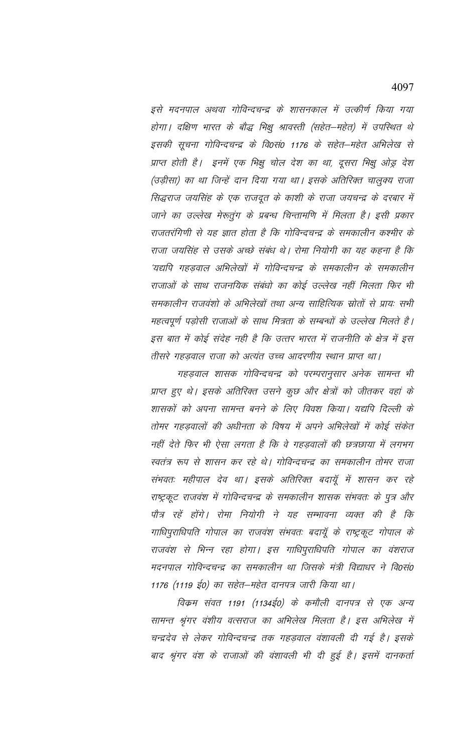इसे मदनपाल अथवा गोविन्दचन्द्र के शासनकाल में उत्कीर्ण किया गया होगा। दक्षिण भारत के बौद्ध भिक्षु श्रावस्ती (सहेत–महेत) में उपस्थित थे इसकी सूचना गोविन्दचन्द्र के वि0सं0 1176 के सहेत–महेत अभिलेख से प्राप्त होती है। इनमें एक भिक्षु चोल देश का था, दूसरा भिक्षु ओड्र देश (उड़ीसा) का था जिन्हें दान दिया गया था। इसके अतिरिक्त चालुक्य राजा सिद्धराज जयसिंह के एक राजदूत के काशी के राजा जयचन्द्र के दरबार में जाने का उल्लेख मेरूतुंग के प्रबन्ध चिन्तामणि में मिलता है। इसी प्रकार राजतरंगिणी से यह ज्ञात होता है कि गोविन्दचन्द्र के समकालीन कश्मीर के राजा जयसिंह से उसके अच्छे संबंध थे। रोमा नियोगी का यह कहना है कि 'यद्यपि गहड़वाल अभिलेखों में गोविन्दचन्द्र के समकालीन के समकालीन राजाओं के साथ राजनयिक संबंधो का कोई उल्लेख नहीं मिलता फिर भी समकालीन राजवंशो के अभिलेखों तथा अन्य साहित्यिक स्रोतों से प्रायः सभी महत्वपूर्ण पड़ोसी राजाओं के साथ मित्रता के सम्बन्धों के उल्लेख मिलते है। इस बात में कोई संदेह नही है कि उत्तर भारत में राजनीति के क्षेत्र में इस तीसरे गहड़वाल राजा को अत्यंत उच्च आदरणीय स्थान प्राप्त था।

गहड़वाल शासक गोविन्दचन्द्र को परम्परानुसार अनेक सामन्त भी प्राप्त हुए थे। इसके अतिरिक्त उसने कुछ और क्षेत्रों को जीतकर वहां के शासकों को अपना सामन्त बनने के लिए विवश किया। यद्यपि दिल्ली के तोमर गहड़वालों की अधीनता के विषय में अपने अभिलेखों में कोई संकेत नहीं देते फिर भी ऐसा लगता है कि वे गहड़वालों की छत्रछाया में लगभग स्वतंत्र रूप से शासन कर रहे थे। गोविन्दचन्द्र का समकालीन तोमर राजा संभवतः महीपाल देव था। इसके अतिरिक्त बदायूँ में शासन कर रहे राष्ट्रकूट राजवंश में गोविन्दचन्द्र के समकालीन शासक संभवतः के पुत्र और पौत्र रहें होंगे। रोमा नियोगी ने यह सम्भावना व्यक्त की है कि गाधिपुराधिपति गोपाल का राजवंश संभवतः बदायूँ के राष्ट्रकूट गोपाल के राजवंश से भिन्न रहा होगा। इस गाधिपुराधिपति गोपाल का वंशराज मदनपाल गोविन्दचन्द्र का समकालीन था जिसके मंत्री विद्याधर ने वि0सं0 1176 (1119 ई0) का सहेत–महेत दानपत्र जारी किया था।

विक्रम संवत 1191 (1134ई0) के कमौली दानपत्र से एक अन्य सामन्त श्रृंगर वंशीय वत्सराज का अभिलेख मिलता है। इस अभिलेख में चन्द्रदेव से लेकर गोविन्दचन्द्र तक गहड़वाल वंशावली दी गई है। इसके बाद श्रृंगर वंश के राजाओं की वंशावली भी दी हुई है। इसमें दानकर्ता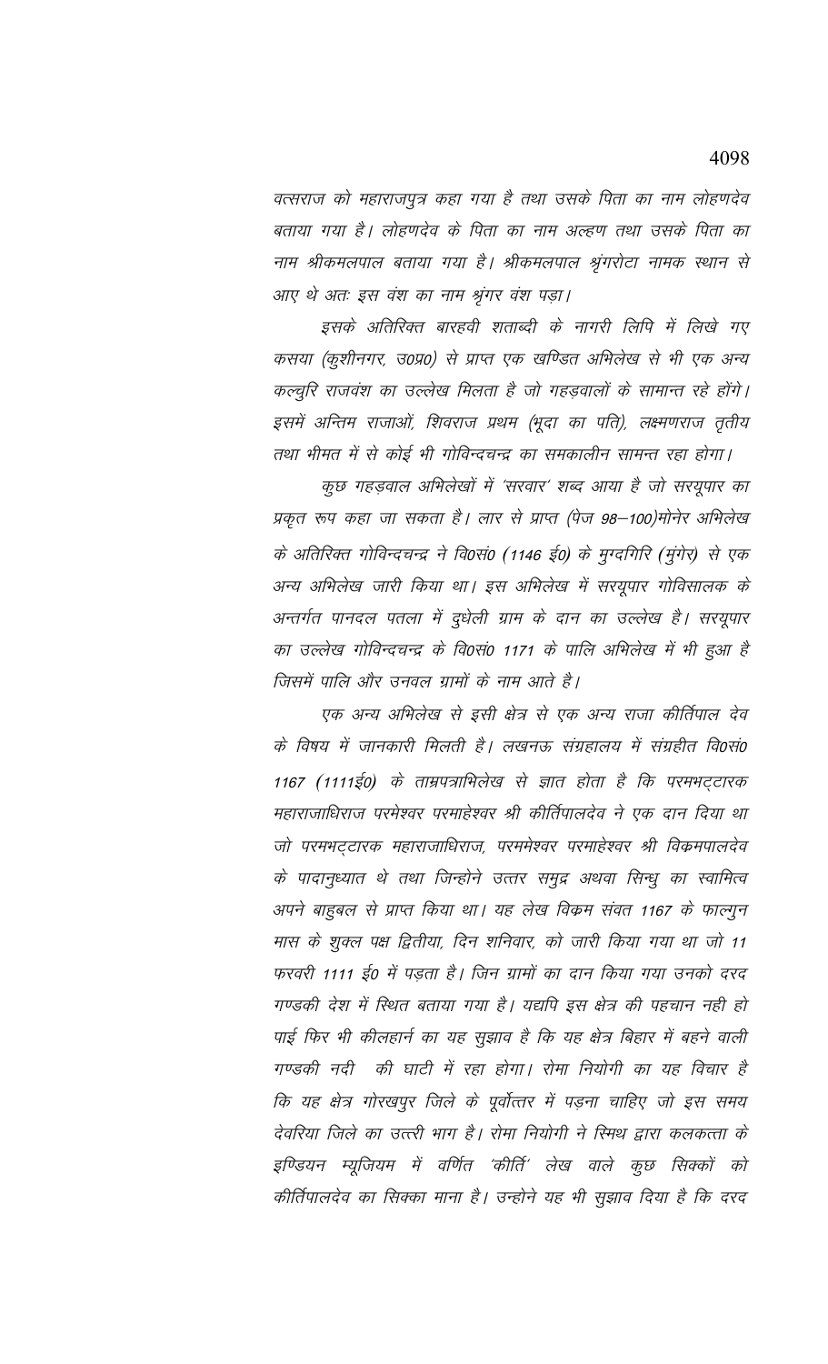*वत्सराज को महाराजपुत्र कहा गया है तथा उसके पिता का नाम लोहणदेव बताया गया है। लोहणदेव के पिता का नाम अल्हण तथा उसके पिता का नाम श्रीकमलपाल बताया गया है। श्रीकमलपाल श्रृंगरोटा नामक स्थान से आए थे अतः इस वंश का नाम श्रृंगर वंश पड़ा।*

*इसके अतिरिक्त बारहवी शताब्दी के नागरी लिपि में लिखे गए कसया (कुशीनगर, उ0प्र0) से प्राप्त एक खण्डित अभिलेख से भी एक अन्य कल्चुरि राजवंश का उल्लेख मिलता है जो गहड़वालों के सामान्त रहे होंगे। इसमें अन्तिम राजाओं, शिवराज प्रथम (भूदा का पति), लक्ष्मणराज तृतीय तथा भीमत में से कोई भी गोविन्दचन्द्र का समकालीन सामन्त रहा होगा।*

*कुछ गहड़वाल अभिलेखों में 'सरवार' शब्द आया है जो सरयूपार का प्रकृत रूप कहा जा सकता है। लार से प्राप्त (पेज 98–100)मोनेर अभिलेख के अतिरिक्त गोविन्दचन्द्र ने वि0सं0 (1146 ई0) के मुग्दगिरि (मुंगेर) से एक अन्य अभिलेख जारी किया था। इस अभिलेख में सरयूपार गोविसालक के अन्तर्गत पानदल पतला में दुधेली ग्राम के दान का उल्लेख है। सरयूपार का उल्लेख गोविन्दचन्द्र के वि0सं0 1171 के पालि अभिलेख में भी हुआ है जिसमें पालि और उनवल ग्रामों के नाम आते है।*

*एक अन्य अभिलेख से इसी क्षेत्र से एक अन्य राजा कीर्तिपाल देव के विषय में जानकारी मिलती है। लखनऊ संग्रहालय में संग्रहीत वि0सं0 1167 (1111ई0) के ताम्रपत्राभिलेख से ज्ञात होता है कि परमभट्टारक महाराजाधिराज परमेश्वर परमाहेश्वर श्री कीर्तिपालदेव ने एक दान दिया था जो परमभट्टारक महाराजाधिराज, परममेश्वर परमाहेश्वर श्री विक्रमपालदेव के पादानुध्यात थे तथा जिन्होने उत्तर समुद्र अथवा सिन्धु का स्वामित्व अपने बाहुबल से प्राप्त किया था। यह लेख विक्रम संवत 1167 के फाल्गुन मास के शुक्ल पक्ष द्वितीया, दिन शनिवार, को जारी किया गया था जो 11 फरवरी 1111 ई0 में पड़ता है। जिन ग्रामों का दान किया गया उनको दरद गण्डकी देश में स्थित बताया गया है। यद्यपि इस क्षेत्र की पहचान नही हो पाई फिर भी कीलहार्न का यह सुझाव है कि यह क्षेत्र बिहार में बहने वाली गण्डकी नदी की घाटी में रहा होगा। रोमा नियोगी का यह विचार है कि यह क्षेत्र गोरखपुर जिले के पूर्वोत्तर में पड़ना चाहिए जो इस समय देवरिया जिले का उत्तरी भाग है। रोमा नियोगी ने स्मिथ द्वारा कलकत्ता के इण्डियन म्यूजियम में वर्णित 'कीर्ति' लेख वाले कुछ सिक्कों को कीर्तिपालदेव का सिक्का माना है। उन्होने यह भी सुझाव दिया है कि दरद*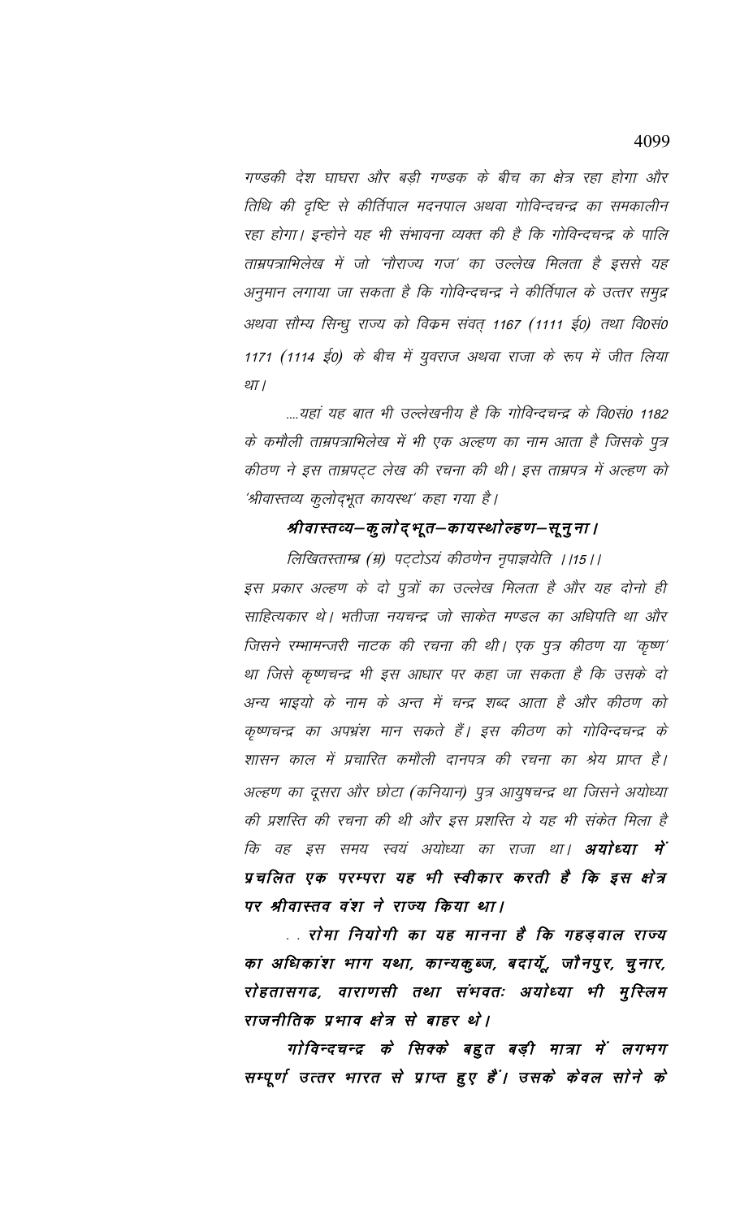*गण्डकी देश घाघरा और बड़ी गण्डक के बीच का क्षेत्र रहा होगा और तिथि की दृष्टि से कीर्तिपाल मदनपाल अथवा गोविन्दचन्द्र का समकालीन रहा होगा। इन्होने यह भी संभावना व्यक्त की है कि गोविन्दचन्द्र के पालि ताम्रपत्राभिलेख में जो 'नौराज्य गज' का उल्लेख मिलता है इससे यह अनुमान लगाया जा सकता है कि गोविन्दचन्द्र ने कीर्तिपाल के उत्तर समुद्र अथवा सौम्य सिन्धु राज्य को विक्रम संवत् 1167 (1111 ई0) तथा वि0सं0 1171 (1114 ई0) के बीच में युवराज अथवा राजा के रूप में जीत लिया था।*

*....यहां यह बात भी उल्लेखनीय है कि गोविन्दचन्द्र के वि0सं0 1182 के कमौली ताम्रपत्राभिलेख में भी एक अल्हण का नाम आता है जिसके पुत्र कीठण ने इस ताम्रपट्ट लेख की रचना की थी। इस ताम्रपत्र में अल्हण को 'श्रीवास्तव्य कुलोद्भूत कायस्थ' कहा गया है।*

***श्रीवास्तव्य–कुलोद्भूत–कायस्थोल्हण–सूनुना।***

*लिखितस्ताम्र (म्र) पट्टोऽयं कीठणेन नृपाज्ञयेति ।।15।।*

*इस प्रकार अल्हण के दो पुत्रों का उल्लेख मिलता है और यह दोनो ही साहित्यकार थे। भतीजा नयचन्द्र जो साकेत मण्डल का अधिपति था और जिसने रम्भामन्जरी नाटक की रचना की थी। एक पुत्र कीठण या 'कृष्ण' था जिसे कृष्णचन्द्र भी इस आधार पर कहा जा सकता है कि उसके दो अन्य भाइयो के नाम के अन्त में चन्द्र शब्द आता है और कीठण को कृष्णचन्द्र का अपभ्रंश मान सकते हैं। इस कीठण को गोविन्दचन्द्र के शासन काल में प्रचारित कमौली दानपत्र की रचना का श्रेय प्राप्त है। अल्हण का दूसरा और छोटा (कनियान) पुत्र आयुषचन्द्र था जिसने अयोध्या की प्रशस्ति की रचना की थी और इस प्रशस्ति ये यह भी संकेत मिला है कि वह इस समय स्वयं अयोध्या का राजा था।* ***अयोध्या में प्रचलित एक परम्परा यह भी स्वीकार करती है कि इस क्षेत्र पर श्रीवास्तव वंश ने राज्य किया था।***

***. . रोमा नियोगी का यह मानना है कि गहड़वाल राज्य का अधिकांश भाग यथा, कान्यकुब्ज, बदायूँ, जौनपुर, चुनार, रोहतासगढ, वाराणसी तथा संभवतः अयोध्या भी मुस्लिम राजनीतिक प्रभाव क्षेत्र से बाहर थे।***

***गोविन्दचन्द्र के सिक्के बहुत बड़ी मात्रा में लगभग सम्पूर्ण उत्तर भारत से प्राप्त हुए हैं। उसके केवल सोने के***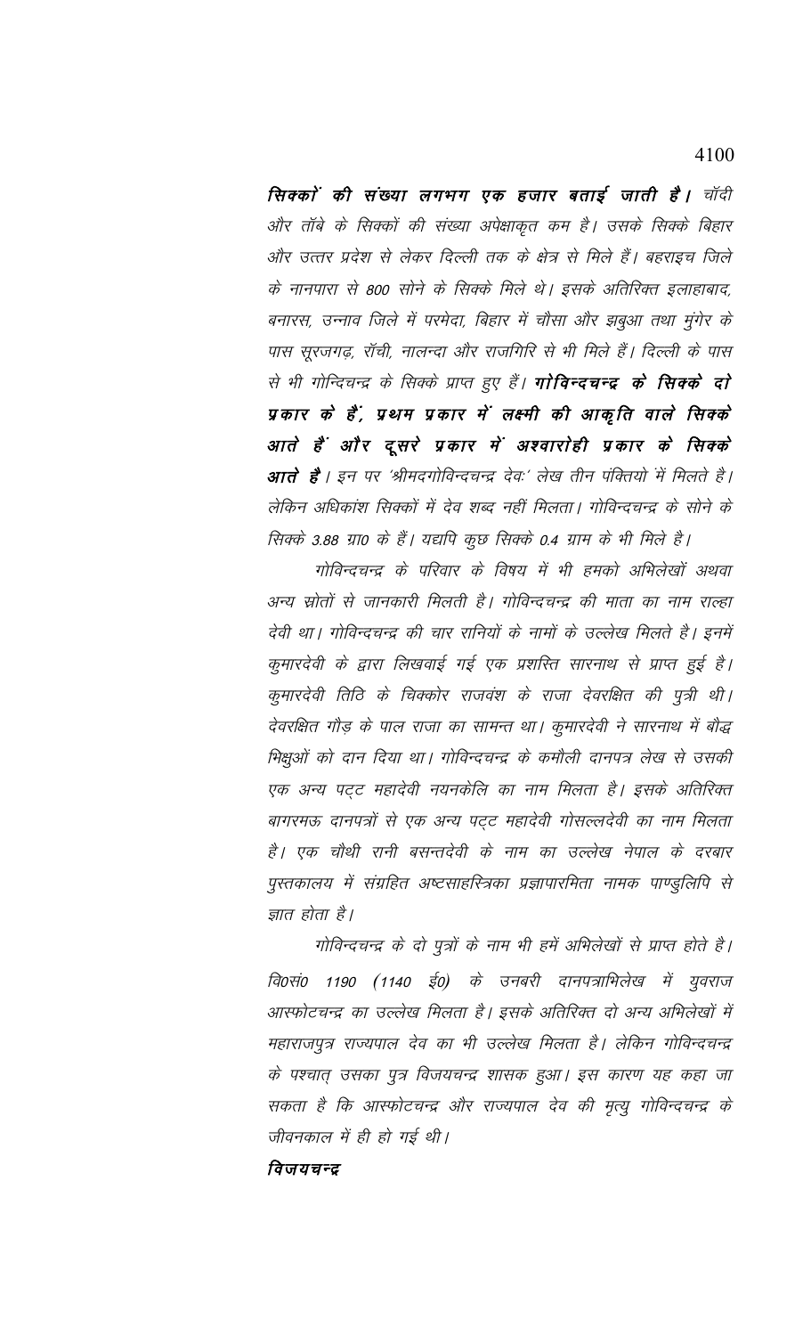***सिक्कों की संख्या लगभग एक हजार बताई जाती है।*** *चाँदी और ताँबे के सिक्कों की संख्या अपेक्षाकृत कम है। उसके सिक्के बिहार और उत्तर प्रदेश से लेकर दिल्ली तक के क्षेत्र से मिले हैं। बहराइच जिले के नानपारा से 800 सोने के सिक्के मिले थे। इसके अतिरिक्त इलाहाबाद, बनारस, उन्नाव जिले में परमेदा, बिहार में चौसा और झबुआ तथा मुंगेर के पास सूरजगढ़, राँची, नालन्दा और राजगिरि से भी मिले हैं। दिल्ली के पास से भी गोन्दिचन्द्र के सिक्के प्राप्त हुए हैं।* ***गोविन्दचन्द्र के सिक्के दो प्रकार के हैं, प्रथम प्रकार में लक्ष्मी की आकृति वाले सिक्के आते हैं और दूसरे प्रकार में अश्वारोही प्रकार के सिक्के आते है।*** *इन पर 'श्रीमदगोविन्दचन्द्र देवः' लेख तीन पंक्तियो में मिलते है। लेकिन अधिकांश सिक्कों में देव शब्द नहीं मिलता। गोविन्दचन्द्र के सोने के सिक्के 3.88 ग्रा0 के हैं। यद्यपि कुछ सिक्के 0.4 ग्राम के भी मिले है।*

*गोविन्दचन्द्र के परिवार के विषय में भी हमको अभिलेखों अथवा अन्य स्रोतों से जानकारी मिलती है। गोविन्दचन्द्र की माता का नाम राल्हा देवी था। गोविन्दचन्द्र की चार रानियों के नामों के उल्लेख मिलते है। इनमें कुमारदेवी के द्वारा लिखवाई गई एक प्रशस्ति सारनाथ से प्राप्त हुई है। कुमारदेवी तिठि के चिक्कोर राजवंश के राजा देवरक्षित की पुत्री थी। देवरक्षित गौड़ के पाल राजा का सामन्त था। कुमारदेवी ने सारनाथ में बौद्ध भिक्षुओं को दान दिया था। गोविन्दचन्द्र के कमौली दानपत्र लेख से उसकी एक अन्य पट्ट महादेवी नयनकेलि का नाम मिलता है। इसके अतिरिक्त बागरमऊ दानपत्रों से एक अन्य पट्ट महादेवी गोसल्लदेवी का नाम मिलता है। एक चौथी रानी बसन्तदेवी के नाम का उल्लेख नेपाल के दरबार पुस्तकालय में संग्रहित अष्टसाहस्त्रिका प्रज्ञापारमिता नामक पाण्डुलिपि से ज्ञात होता है।*

*गोविन्दचन्द्र के दो पुत्रों के नाम भी हमें अभिलेखों से प्राप्त होते है। वि0सं0 1190 (1140 ई0) के उनबरी दानपत्राभिलेख में युवराज आस्फोटचन्द्र का उल्लेख मिलता है। इसके अतिरिक्त दो अन्य अभिलेखों में महाराजपुत्र राज्यपाल देव का भी उल्लेख मिलता है। लेकिन गोविन्दचन्द्र के पश्चात् उसका पुत्र विजयचन्द्र शासक हुआ। इस कारण यह कहा जा सकता है कि आस्फोटचन्द्र और राज्यपाल देव की मृत्यु गोविन्दचन्द्र के जीवनकाल में ही हो गई थी।*

***विजयचन्द्र***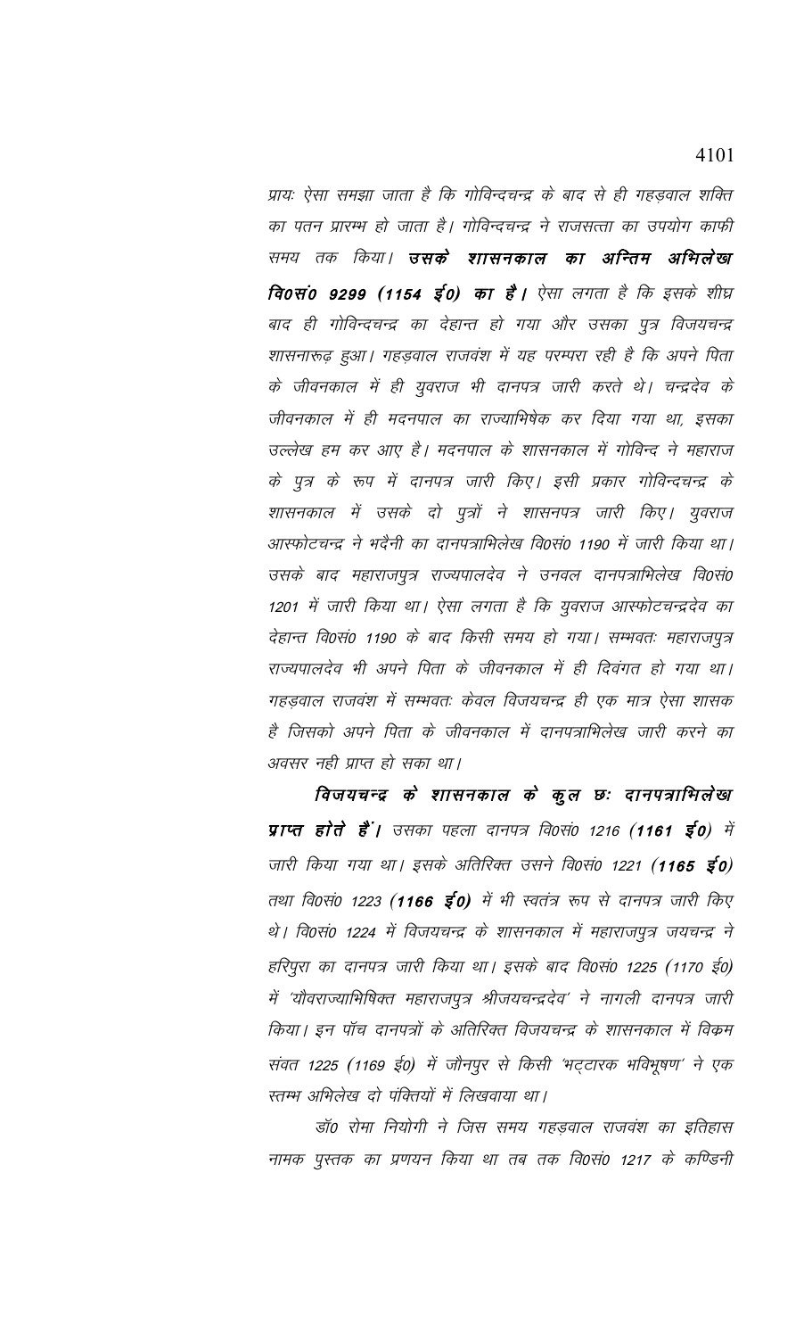प्रायः ऐसा समझा जाता है कि गोविन्दचन्द्र के बाद से ही गहड़वाल शक्ति का पतन प्रारम्भ हो जाता है। गोविन्दचन्द्र ने राजसत्ता का उपयोग काफी समय तक किया। ***उसके शासनकाल का अन्तिम अभिलेख वि0सं0 9299 (1154 ई0) का है।*** ऐसा लगता है कि इसके शीघ्र बाद ही गोविन्दचन्द्र का देहान्त हो गया और उसका पुत्र विजयचन्द्र शासनारूढ़ हुआ। गहड़वाल राजवंश में यह परम्परा रही है कि अपने पिता के जीवनकाल में ही युवराज भी दानपत्र जारी करते थे। चन्द्रदेव के जीवनकाल में ही मदनपाल का राज्याभिषेक कर दिया गया था, इसका उल्लेख हम कर आए है। मदनपाल के शासनकाल में गोविन्द ने महाराज के पुत्र के रूप में दानपत्र जारी किए। इसी प्रकार गोविन्दचन्द्र के शासनकाल में उसके दो पुत्रों ने शासनपत्र जारी किए। युवराज आस्फोटचन्द्र ने भदैनी का दानपत्राभिलेख वि0सं0 1190 में जारी किया था। उसके बाद महाराजपुत्र राज्यपालदेव ने उनवल दानपत्राभिलेख वि0सं0 1201 में जारी किया था। ऐसा लगता है कि युवराज आस्फोटचन्द्रदेव का देहान्त वि0सं0 1190 के बाद किसी समय हो गया। सम्भवतः महाराजपुत्र राज्यपालदेव भी अपने पिता के जीवनकाल में ही दिवंगत हो गया था। गहड़वाल राजवंश में सम्भवतः केवल विजयचन्द्र ही एक मात्र ऐसा शासक है जिसको अपने पिता के जीवनकाल में दानपत्राभिलेख जारी करने का अवसर नही प्राप्त हो सका था।

***विजयचन्द्र के शासनकाल के कुल छः दानपत्राभिलेख प्राप्त होते हैं।*** उसका पहला दानपत्र वि0सं0 1216 ***(1161 ई0)*** में जारी किया गया था। इसके अतिरिक्त उसने वि0सं0 1221 ***(1165 ई0)*** तथा वि0सं0 1223 ***(1166 ई0)*** में भी स्वतंत्र रूप से दानपत्र जारी किए थे। वि0सं0 1224 में विजयचन्द्र के शासनकाल में महाराजपुत्र जयचन्द्र ने हरिपुरा का दानपत्र जारी किया था। इसके बाद वि0सं0 1225 (1170 ई0) में 'यौवराज्याभिषिक्त महाराजपुत्र श्रीजयचन्द्रदेव' ने नागली दानपत्र जारी किया। इन पॉच दानपत्रों के अतिरिक्त विजयचन्द्र के शासनकाल में विक्रम संवत 1225 (1169 ई0) में जौनपुर से किसी 'भट्टारक भविभूषण' ने एक स्तम्भ अभिलेख दो पंक्तियों में लिखवाया था।

डॉ0 रोमा नियोगी ने जिस समय गहड़वाल राजवंश का इतिहास नामक पुस्तक का प्रणयन किया था तब तक वि0सं0 1217 के कण्डिनी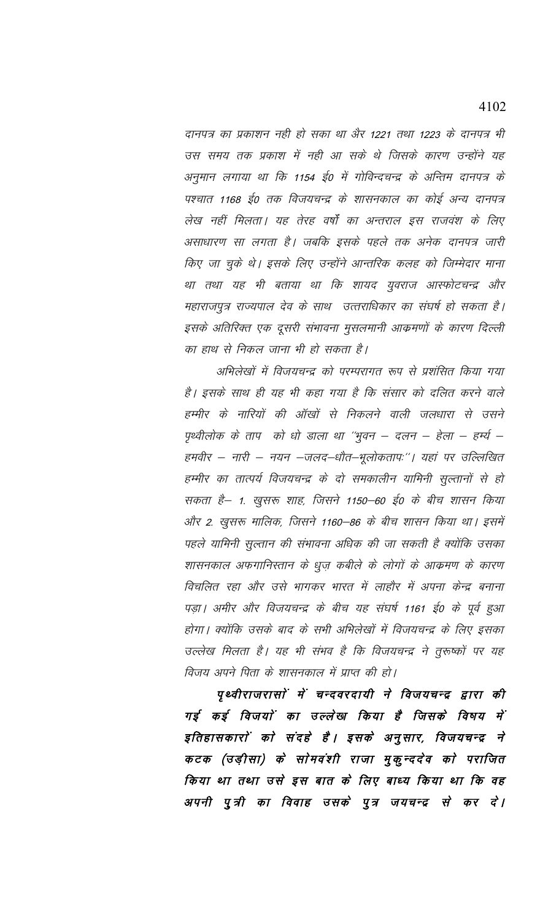*दानपत्र का प्रकाशन नही हो सका था और 1221 तथा 1223 के दानपत्र भी उस समय तक प्रकाश में नही आ सके थे जिसके कारण उन्होंने यह अनुमान लगाया था कि 1154 ई0 में गोविन्दचन्द्र के अन्तिम दानपत्र के पश्चात 1168 ई0 तक विजयचन्द्र के शासनकाल का कोई अन्य दानपत्र लेख नहीं मिलता। यह तेरह वर्षों का अन्तराल इस राजवंश के लिए असाधारण सा लगता है। जबकि इसके पहले तक अनेक दानपत्र जारी किए जा चुके थे। इसके लिए उन्होंने आन्तरिक कलह को जिम्मेदार माना था तथा यह भी बताया था कि शायद युवराज आस्फोटचन्द्र और महाराजपुत्र राज्यपाल देव के साथ उत्तराधिकार का संघर्ष हो सकता है। इसके अतिरिक्त एक दूसरी संभावना मुसलमानी आक्रमणों के कारण दिल्ली का हाथ से निकल जाना भी हो सकता है।*

*अभिलेखों में विजयचन्द्र को परम्परागत रूप से प्रशंसित किया गया है। इसके साथ ही यह भी कहा गया है कि संसार को दलित करने वाले हम्मीर के नारियों की आँखों से निकलने वाली जलधारा से उसने पृथ्वीलोक के ताप को धो डाला था "भुवन – दलन – हेला – हर्म्य – हमवीर – नारी – नयन –जलद–धौत–भूलोकतापः"। यहां पर उल्लिखित हम्मीर का तात्पर्य विजयचन्द्र के दो समकालीन यामिनी सुल्तानों से हो सकता है– 1. खुसरू शाह, जिसने 1150–60 ई0 के बीच शासन किया और 2. खुसरू मालिक, जिसने 1160–86 के बीच शासन किया था। इसमें पहले यामिनी सुल्तान की संभावना अधिक की जा सकती है क्योंकि उसका शासनकाल अफगानिस्तान के धुज़ कबीले के लोगों के आक्रमण के कारण विचलित रहा और उसे भागकर भारत में लाहौर में अपना केन्द्र बनाना पड़ा। अमीर और विजयचन्द्र के बीच यह संघर्ष 1161 ई0 के पूर्व हुआ होगा। क्योंकि उसके बाद के सभी अभिलेखों में विजयचन्द्र के लिए इसका उल्लेख मिलता है। यह भी संभव है कि विजयचन्द्र ने तुरूष्कों पर यह विजय अपने पिता के शासनकाल में प्राप्त की हो।*

***पृथ्वीराजरासों में चन्दवरदायी ने विजयचन्द्र द्वारा की गई कई विजयों का उल्लेख किया है जिसके विषय में इतिहासकारों को संदहे है। इसके अनुसार, विजयचन्द्र ने कटक (उड़ीसा) के सोमवंशी राजा मुकुन्ददेव को पराजित किया था तथा उसे इस बात के लिए बाध्य किया था कि वह अपनी पुत्री का विवाह उसके पुत्र जयचन्द्र से कर दे।***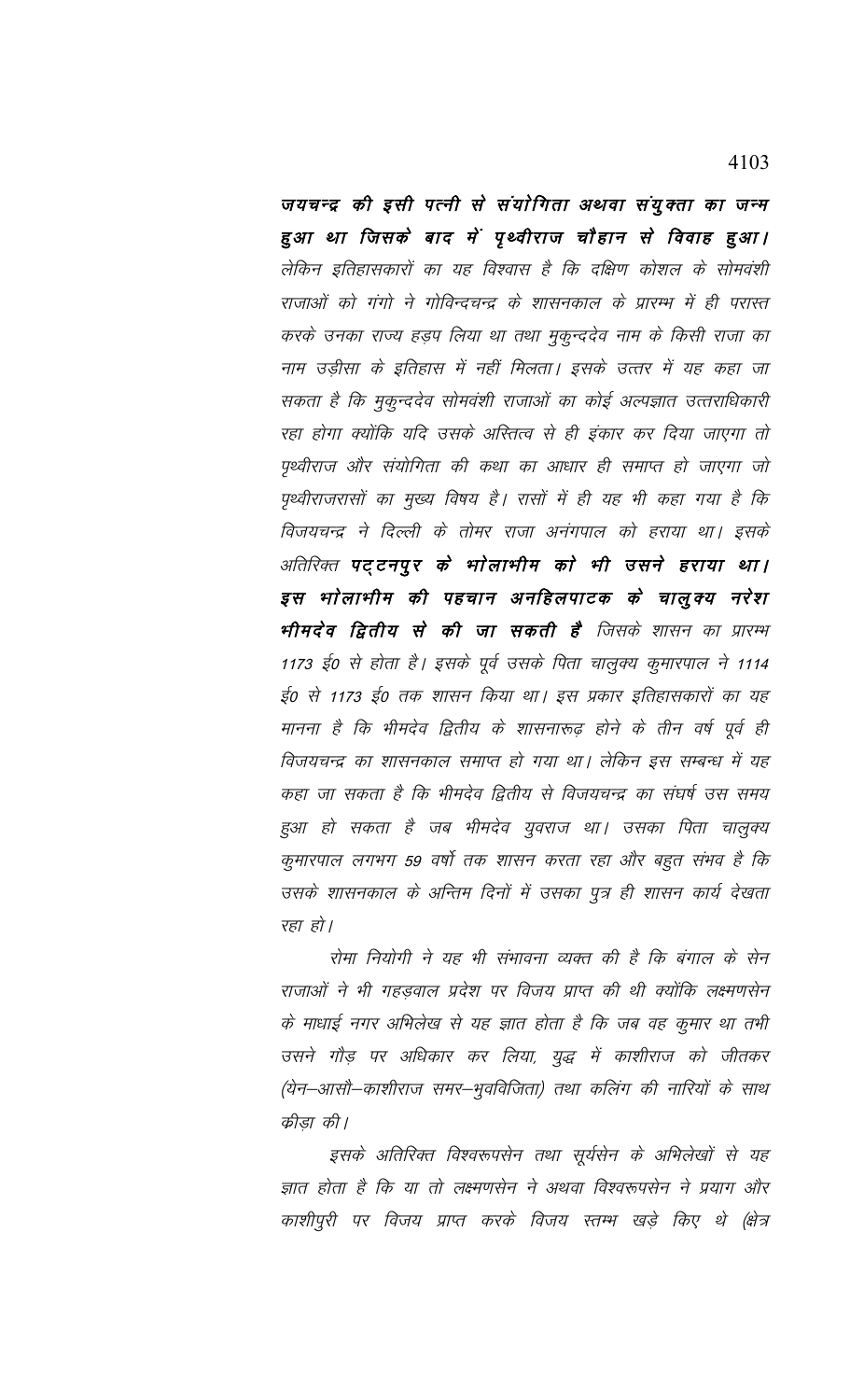**जयचन्द्र की इसी पत्नी से संयोगिता अथवा संयुक्ता का जन्म हुआ था जिसके बाद में पृथ्वीराज चौहान से विवाह हुआ।** लेकिन इतिहासकारों का यह विश्वास है कि दक्षिण कोशल के सोमवंशी राजाओं को गंगो ने गोविन्दचन्द्र के शासनकाल के प्रारम्भ में ही परास्त करके उनका राज्य हड़प लिया था तथा मुकुन्ददेव नाम के किसी राजा का नाम उड़ीसा के इतिहास में नहीं मिलता। इसके उत्तर में यह कहा जा सकता है कि मुकुन्ददेव सोमवंशी राजाओं का कोई अल्पज्ञात उत्तराधिकारी रहा होगा क्योंकि यदि उसके अस्तित्व से ही इंकार कर दिया जाएगा तो पृथ्वीराज और संयोगिता की कथा का आधार ही समाप्त हो जाएगा जो पृथ्वीराजरासों का मुख्य विषय है। रासों में ही यह भी कहा गया है कि विजयचन्द्र ने दिल्ली के तोमर राजा अनंगपाल को हराया था। इसके अतिरिक्त **पट्टनपुर के भोलाभीम को भी उसने हराया था। इस भोलाभीम की पहचान अनहिलपाटक के चालुक्य नरेश भीमदेव द्वितीय से की जा सकती है** जिसके शासन का प्रारम्भ 1173 ई0 से होता है। इसके पूर्व उसके पिता चालुक्य कुमारपाल ने 1114 ई0 से 1173 ई0 तक शासन किया था। इस प्रकार इतिहासकारों का यह मानना है कि भीमदेव द्वितीय के शासनारूढ़ होने के तीन वर्ष पूर्व ही विजयचन्द्र का शासनकाल समाप्त हो गया था। लेकिन इस सम्बन्ध में यह कहा जा सकता है कि भीमदेव द्वितीय से विजयचन्द्र का संघर्ष उस समय हुआ हो सकता है जब भीमदेव युवराज था। उसका पिता चालुक्य कुमारपाल लगभग 59 वर्षो तक शासन करता रहा और बहुत संभव है कि उसके शासनकाल के अन्तिम दिनों में उसका पुत्र ही शासन कार्य देखता रहा हो।

रोमा नियोगी ने यह भी संभावना व्यक्त की है कि बंगाल के सेन राजाओं ने भी गहड़वाल प्रदेश पर विजय प्राप्त की थी क्योंकि लक्ष्मणसेन के माधाई नगर अभिलेख से यह ज्ञात होता है कि जब वह कुमार था तभी उसने गौड़ पर अधिकार कर लिया, युद्ध में काशीराज को जीतकर (येन–आसौ–काशीराज समर–भुवविजिता) तथा कलिंग की नारियों के साथ क्रीड़ा की।

इसके अतिरिक्त विश्वरूपसेन तथा सूर्यसेन के अभिलेखों से यह ज्ञात होता है कि या तो लक्ष्मणसेन ने अथवा विश्वरूपसेन ने प्रयाग और काशीपुरी पर विजय प्राप्त करके विजय स्तम्भ खड़े किए थे (क्षेत्र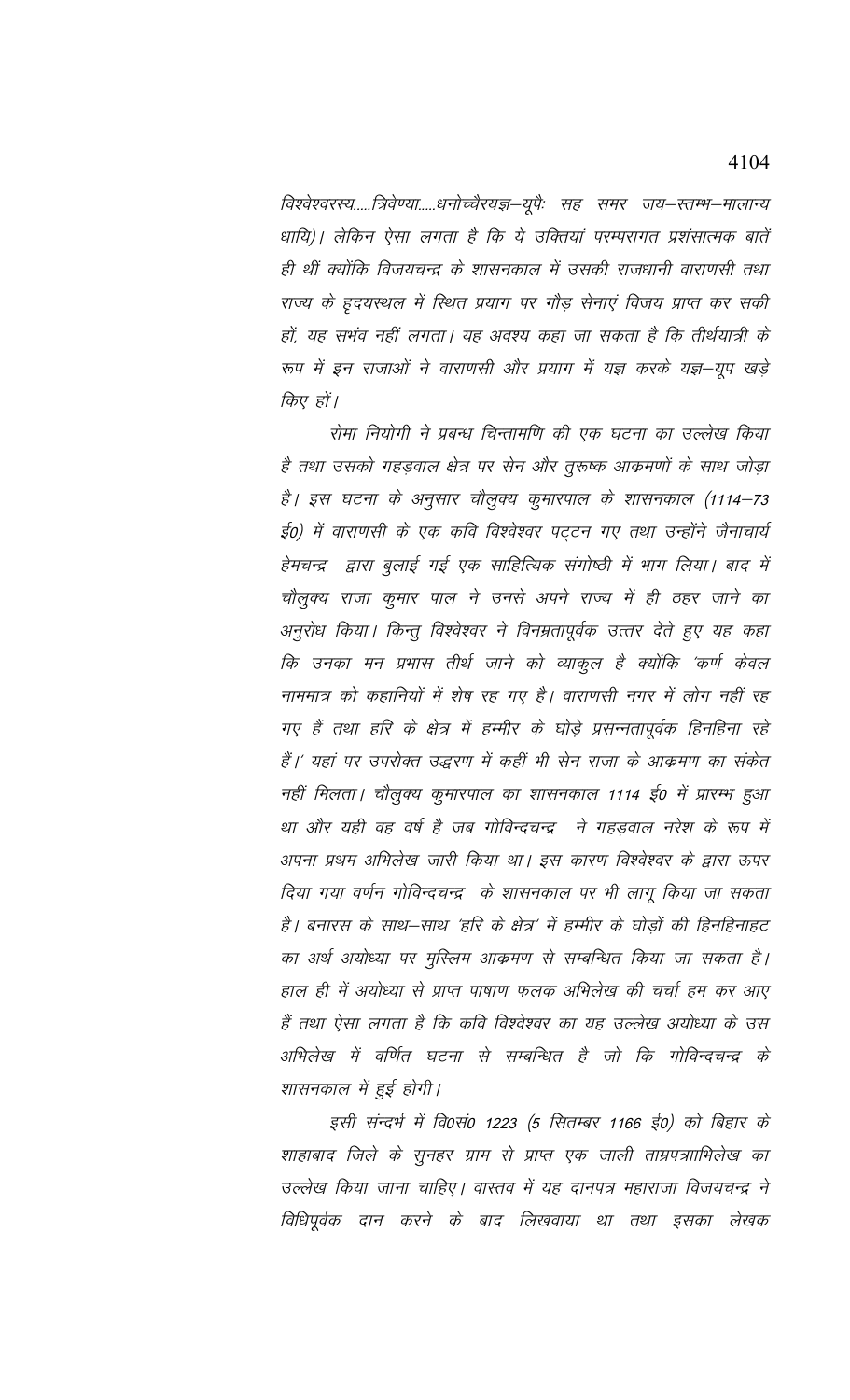*विश्वेश्वरस्य.....त्रिवेण्या.....धनोच्चैरयज्ञ–यूपैः सह समर जय–स्तम्भ–मालान्य धायि)। लेकिन ऐसा लगता है कि ये उक्तियां परम्परागत प्रशंसात्मक बातें ही थीं क्योंकि विजयचन्द्र के शासनकाल में उसकी राजधानी वाराणसी तथा राज्य के हृदयस्थल में स्थित प्रयाग पर गौड़ सेनाएं विजय प्राप्त कर सकी हों, यह सभंव नहीं लगता। यह अवश्य कहा जा सकता है कि तीर्थयात्री के रूप में इन राजाओं ने वाराणसी और प्रयाग में यज्ञ करके यज्ञ–यूप खड़े किए हों।*

*रोमा नियोगी ने प्रबन्ध चिन्तामणि की एक घटना का उल्लेख किया है तथा उसको गहड़वाल क्षेत्र पर सेन और तुरूष्क आक्रमणों के साथ जोड़ा है। इस घटना के अनुसार चौलुक्य कुमारपाल के शासनकाल (1114–73 ई0) में वाराणसी के एक कवि विश्वेश्वर पट्टन गए तथा उन्होंने जैनाचार्य हेमचन्द्र द्वारा बुलाई गई एक साहित्यिक संगोष्ठी में भाग लिया। बाद में चौलुक्य राजा कुमार पाल ने उनसे अपने राज्य में ही ठहर जाने का अनुरोध किया। किन्तु विश्वेश्वर ने विनम्रतापूर्वक उत्तर देते हुए यह कहा कि उनका मन प्रभास तीर्थ जाने को व्याकुल है क्योंकि 'कर्ण केवल नाममात्र को कहानियों में शेष रह गए है। वाराणसी नगर में लोग नहीं रह गए हैं तथा हरि के क्षेत्र में हम्मीर के घोड़े प्रसन्नतापूर्वक हिनहिना रहे हैं।' यहां पर उपरोक्त उद्धरण में कहीं भी सेन राजा के आक्रमण का संकेत नहीं मिलता। चौलुक्य कुमारपाल का शासनकाल 1114 ई0 में प्रारम्भ हुआ था और यही वह वर्ष है जब गोविन्दचन्द्र ने गहड़वाल नरेश के रूप में अपना प्रथम अभिलेख जारी किया था। इस कारण विश्वेश्वर के द्वारा ऊपर दिया गया वर्णन गोविन्दचन्द्र के शासनकाल पर भी लागू किया जा सकता है। बनारस के साथ–साथ 'हरि के क्षेत्र' में हम्मीर के घोड़ों की हिनहिनाहट का अर्थ अयोध्या पर मुस्लिम आक्रमण से सम्बन्धित किया जा सकता है। हाल ही में अयोध्या से प्राप्त पाषाण फलक अभिलेख की चर्चा हम कर आए हैं तथा ऐसा लगता है कि कवि विश्वेश्वर का यह उल्लेख अयोध्या के उस अभिलेख में वर्णित घटना से सम्बन्धित है जो कि गोविन्दचन्द्र के शासनकाल में हुई होगी।*

*इसी संन्दर्भ में वि0सं0 1223 (5 सितम्बर 1166 ई0) को बिहार के शाहाबाद जिले के सुनहर ग्राम से प्राप्त एक जाली ताम्रपत्राभिलेख का उल्लेख किया जाना चाहिए। वास्तव में यह दानपत्र महाराजा विजयचन्द्र ने विधिपूर्वक दान करने के बाद लिखवाया था तथा इसका लेखक*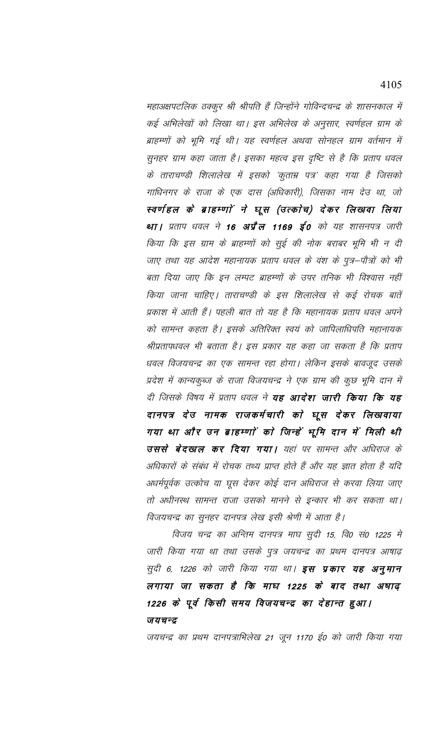महाअक्षपटलिक ठक्कुर श्री श्रीपति हैं जिन्होंने गोविन्दचन्द्र के शासनकाल में कई अभिलेखों को लिखा था। इस अभिलेख के अनुसार, स्वर्णहल ग्राम के ब्राह्मणों को भूमि गई थी। यह स्वर्णहल अथवा सोनहल ग्राम वर्तमान में सुनहर ग्राम कहा जाता है। इसका महत्व इस दृष्टि से है कि प्रताप धवल के ताराचण्डी शिलालेख में इसको 'कुताम्र पत्र' कहा गया है जिसको गाधिनगर के राजा के एक दास (अधिकारी), जिसका नाम देउ था, जो **स्वर्णहल के ब्राह्मणों ने घूस (उत्कोच) देकर लिखवा लिया था।** प्रताप धवल ने **16 अप्रैल 1169 ई0** को यह शासनपत्र जारी किया कि इस ग्राम के ब्राह्मणों को सुई की नोक बराबर भूमि भी न दी जाए तथा यह आदेश महानायक प्रताप धवल के वंश के पुत्र–पौत्रों को भी बता दिया जाए कि इन लम्पट ब्राह्मणों के उपर तनिक भी विश्वास नहीं किया जाना चाहिए। ताराचण्डी के इस शिलालेख से कई रोचक बातें प्रकाश में आती हैं। पहली बात तो यह है कि महानायक प्रताप धवल अपने को सामन्त कहता है। इसके अतिरिक्त स्वयं को जापिलाधिपति महानायक श्रीप्रतापधवल भी बताता है। इस प्रकार यह कहा जा सकता है कि प्रताप धवल विजयचन्द्र का एक सामन्त रहा होगा। लेकिन इसके बावजूद उसके प्रदेश में कान्यकुब्ज के राजा विजयचन्द्र ने एक ग्राम की कुछ भूमि दान में दी जिसके विषय में प्रताप धवल ने **यह आदेश जारी किया कि यह दानपत्र देउ नामक राजकर्मचारी को घूस देकर लिखवाया गया था और उन ब्राह्मणों को जिन्हें भूमि दान में मिली थी उससे बेदखल कर दिया गया।** यहां पर सामन्त और अधिराज के अधिकारों के संबंध में रोचक तथ्य प्राप्त होते हैं और यह ज्ञात होता है यदि अधर्मपूर्वक उत्कोच या घूस देकर कोई दान अधिराज से करवा लिया जाए तो अधीनस्थ सामन्त राजा उसको मानने से इन्कार भी कर सकता था। विजयचन्द्र का सुनहर दानपत्र लेख इसी श्रेणी में आता है।

विजय चन्द्र का अन्तिम दानपत्र माघ सुदी 15, वि0 सं0 1225 मे जारी किया गया था तथा उसके पुत्र जयचन्द्र का प्रथम दानपत्र आषाढ़ सुदी 6, 1226 को जारी किया गया था। **इस प्रकार यह अनुमान लगाया जा सकता है कि माघ 1225 के बाद तथा अषाढ़ 1226 के पूर्व किसी समय विजयचन्द्र का देहान्त हुआ।**

***जयचन्द्र***

जयचन्द्र का प्रथम दानपत्राभिलेख 21 जून 1170 ई0 को जारी किया गया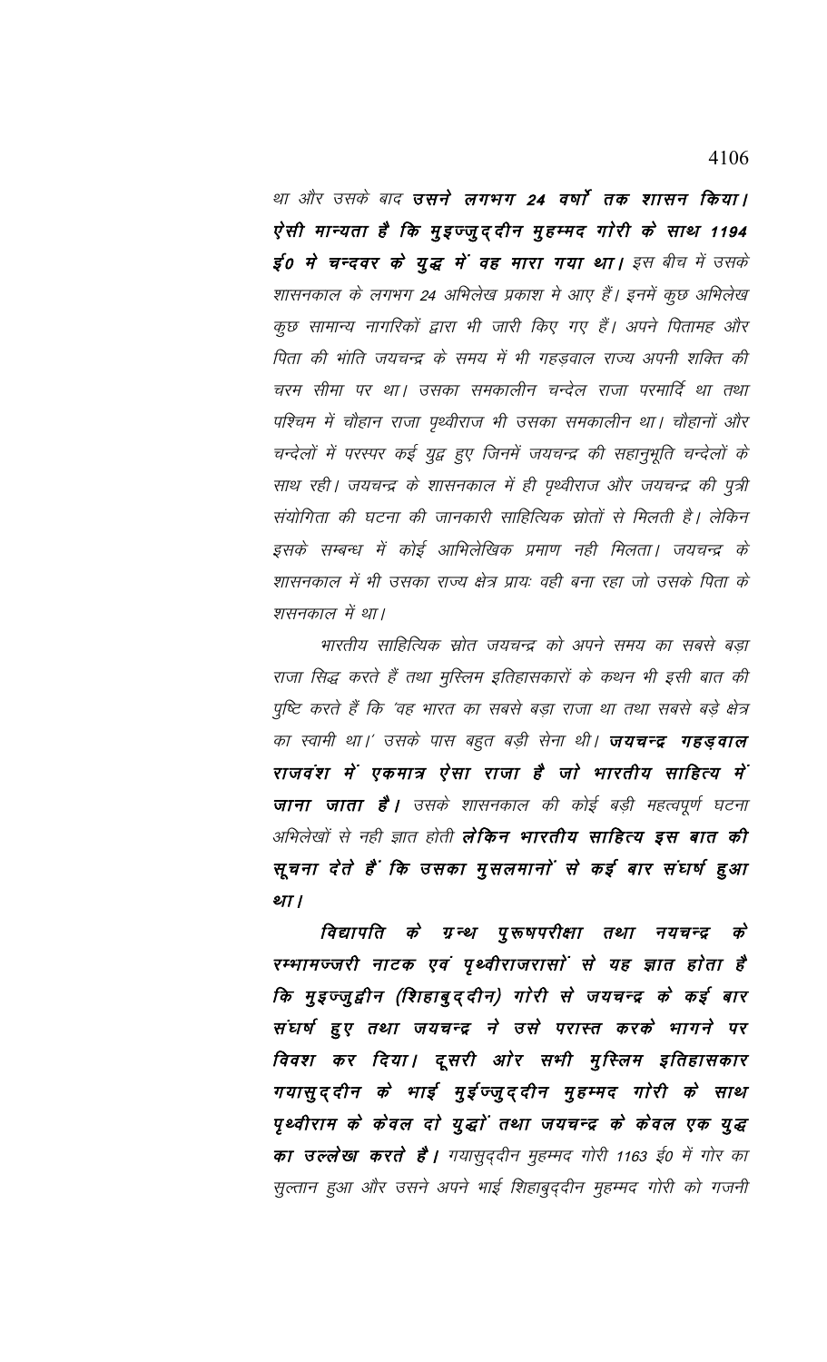था और उसके बाद **उसने लगभग 24 वर्षों तक शासन किया। ऐसी मान्यता है कि मुइज्जुद्दीन मुहम्मद गोरी के साथ 1194 ई0 मे चन्दवर के युद्ध में वह मारा गया था।** इस बीच में उसके शासनकाल के लगभग 24 अभिलेख प्रकाश मे आए हैं। इनमें कुछ अभिलेख कुछ सामान्य नागरिकों द्वारा भी जारी किए गए हैं। अपने पितामह और पिता की भांति जयचन्द्र के समय में भी गहड़वाल राज्य अपनी शक्ति की चरम सीमा पर था। उसका समकालीन चन्देल राजा परमार्दि था तथा पश्चिम में चौहान राजा पृथ्वीराज भी उसका समकालीन था। चौहानों और चन्देलों में परस्पर कई युद्ध हुए जिनमें जयचन्द्र की सहानुभूति चन्देलों के साथ रही। जयचन्द्र के शासनकाल में ही पृथ्वीराज और जयचन्द्र की पुत्री संयोगिता की घटना की जानकारी साहित्यिक स्रोतों से मिलती है। लेकिन इसके सम्बन्ध में कोई आभिलेखिक प्रमाण नही मिलता। जयचन्द्र के शासनकाल में भी उसका राज्य क्षेत्र प्रायः वही बना रहा जो उसके पिता के शसनकाल में था।

भारतीय साहित्यिक स्रोत जयचन्द्र को अपने समय का सबसे बड़ा राजा सिद्ध करते हैं तथा मुस्लिम इतिहासकारों के कथन भी इसी बात की पुष्टि करते हैं कि 'वह भारत का सबसे बड़ा राजा था तथा सबसे बड़े क्षेत्र का स्वामी था।' उसके पास बहुत बड़ी सेना थी। **जयचन्द्र गहड़वाल राजवंश में एकमात्र ऐसा राजा है जो भारतीय साहित्य में जाना जाता है।** उसके शासनकाल की कोई बड़ी महत्वपूर्ण घटना अभिलेखों से नही ज्ञात होती **लेकिन भारतीय साहित्य इस बात की सूचना देते हैं कि उसका मुसलमानों से कई बार संघर्ष हुआ था।**

**विद्यापति के ग्रन्थ पुरूषपरीक्षा तथा नयचन्द्र के रम्भामञ्जरी नाटक एवं पृथ्वीराजरासों से यह ज्ञात होता है कि मुइज्जुद्दीन (शिहाबुद्दीन) गोरी से जयचन्द्र के कई बार संघर्ष हुए तथा जयचन्द्र ने उसे परास्त करके भागने पर विवश कर दिया। दूसरी ओर सभी मुस्लिम इतिहासकार गयासुद्दीन के भाई मुईज्जुद्दीन मुहम्मद गोरी के साथ पृथ्वीराम के केवल दो युद्धों तथा जयचन्द्र के केवल एक युद्ध का उल्लेख करते है।** गयासुद्दीन मुहम्मद गोरी 1163 ई0 में गोर का सुल्तान हुआ और उसने अपने भाई शिहाबुद्दीन मुहम्मद गोरी को गजनी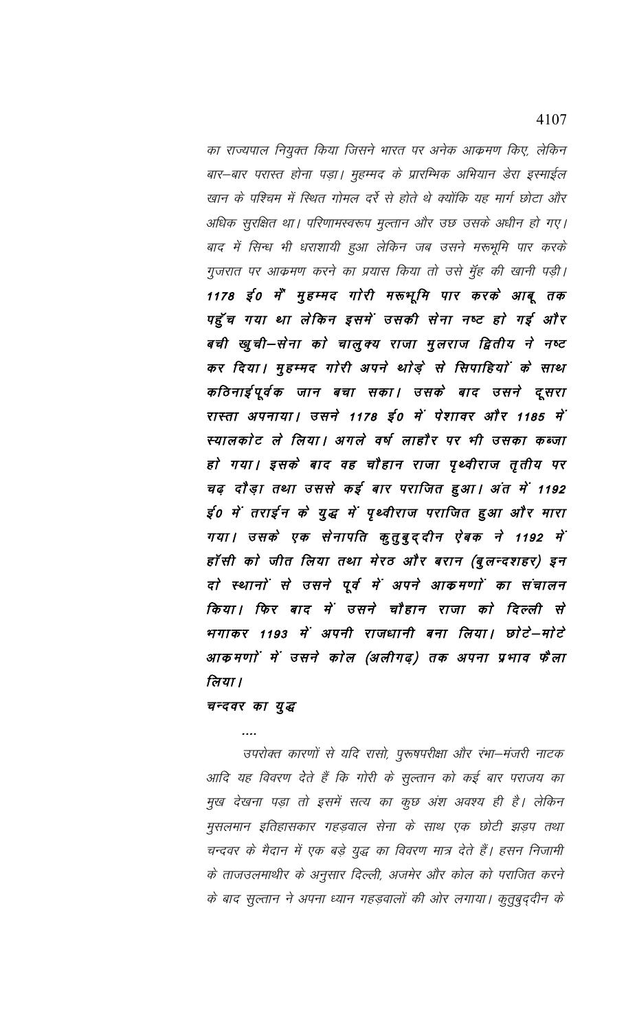*का राज्यपाल नियुक्त किया जिसने भारत पर अनेक आक्रमण किए, लेकिन बार–बार परास्त होना पड़ा। मुहम्मद के प्रारम्भिक अभियान डेरा इस्माईल खान के पश्चिम में स्थित गोमल दर्रे से होते थे क्योंकि यह मार्ग छोटा और अधिक सुरक्षित था। परिणामस्वरूप मुल्तान और उछ उसके अधीन हो गए। बाद में सिन्ध भी धराशायी हुआ लेकिन जब उसने मरूभूमि पार करके गुजरात पर आक्रमण करने का प्रयास किया तो उसे मुँह की खानी पड़ी।* ***1178 ई0 में मुहम्मद गोरी मरूभूमि पार करके आबू तक पहुँच गया था लेकिन इसमें उसकी सेना नष्ट हो गई और बची खुची–सेना को चालुक्य राजा मुलराज द्वितीय ने नष्ट कर दिया। मुहम्मद गोरी अपने थोड़े से सिपाहियों के साथ कठिनाईपूर्वक जान बचा सका। उसके बाद उसने दूसरा रास्ता अपनाया। उसने 1178 ई0 में पेशावर और 1185 में स्यालकोट ले लिया। अगले वर्ष लाहौर पर भी उसका कब्जा हो गया। इसके बाद वह चौहान राजा पृथ्वीराज तृतीय पर चढ़ दौड़ा तथा उससे कई बार पराजित हुआ। अंत में 1192 ई0 में तराईन के युद्ध में पृथ्वीराज पराजित हुआ और मारा गया। उसके एक सेनापति कुतुबुद्दीन ऐबक ने 1192 में हाँसी को जीत लिया तथा मेरठ और बरान (बुलन्दशहर) इन दो स्थानों से उसने पूर्व में अपने आक्रमणों का संचालन किया। फिर बाद में उसने चौहान राजा को दिल्ली से भगाकर 1193 में अपनी राजधानी बना लिया। छोटे–मोटे आक्रमणों में उसने कोल (अलीगढ़) तक अपना प्रभाव फैला लिया।***

***चन्दवर का युद्ध***

....

*उपरोक्त कारणों से यदि रासो, पुरूषपरीक्षा और रंभा–मंजरी नाटक आदि यह विवरण देते हैं कि गोरी के सुल्तान को कई बार पराजय का मुख देखना पड़ा तो इसमें सत्य का कुछ अंश अवश्य ही है। लेकिन मुसलमान इतिहासकार गहड़वाल सेना के साथ एक छोटी झड़प तथा चन्दवर के मैदान में एक बड़े युद्ध का विवरण मात्र देते हैं। हसन निजामी के ताजउलमाथीर के अनुसार दिल्ली, अजमेर और कोल को पराजित करने के बाद सुल्तान ने अपना ध्यान गहड़वालों की ओर लगाया। कुतुबुद्दीन के*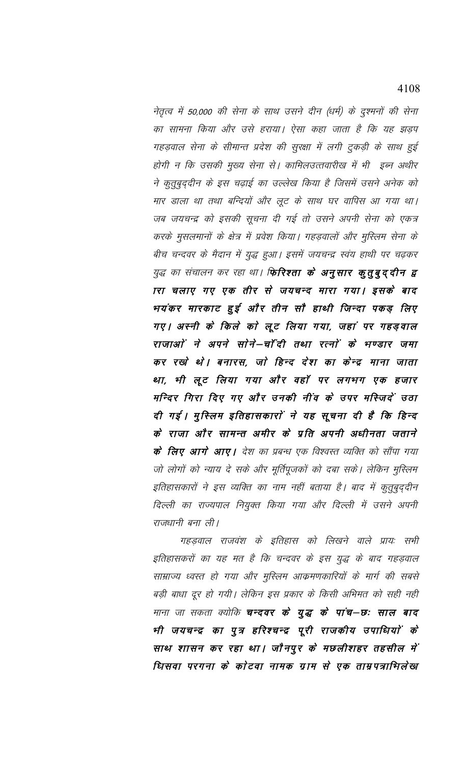नेतृत्व में 50,000 की सेना के साथ उसने दीन (धर्म) के दुश्मनों की सेना का सामना किया और उसे हराया। ऐसा कहा जाता है कि यह झड़प गहड़वाल सेना के सीमान्त प्रदेश की सुरक्षा में लगी टुकड़ी के साथ हुई होगी न कि उसकी मुख्य सेना से। कामिलउत्तवारीख में भी इब्न अथीर ने कुतुबुद्दीन के इस चढ़ाई का उल्लेख किया है जिसमें उसने अनेक को मार डाला था तथा बन्दियों और लूट के साथ घर वापिस आ गया था। जब जयचन्द्र को इसकी सूचना दी गई तो उसने अपनी सेना को एकत्र करके मुसलमानों के क्षेत्र में प्रवेश किया। गहड़वालों और मुस्लिम सेना के बीच चन्दवर के मैदान में युद्ध हुआ। इसमें जयचन्द्र स्वंय हाथी पर चढ़कर युद्ध का संचालन कर रहा था। ***फिरिश्ता के अनुसार कुतुबुद्दीन द्वारा चलाए गए एक तीर से जयचन्द मारा गया। इसके बाद भयंकर मारकाट हुई और तीन सौ हाथी जिन्दा पकड़ लिए गए। अस्नी के किले को लूट लिया गया, जहां पर गहड़वाल राजाओं ने अपने सोने-चाँदी तथा रत्नों के भण्डार जमा कर रखे थे। बनारस, जो हिन्द देश का केन्द्र माना जाता था, भी लूट लिया गया और वहाँ पर लगभग एक हजार मन्दिर गिरा दिए गए और उनकी नींव के उपर मस्जिदें उठा दी गई। मुस्लिम इतिहासकारों ने यह सूचना दी है कि हिन्द के राजा और सामन्त अमीर के प्रति अपनी अधीनता जताने के लिए आगे आए।*** देश का प्रबन्ध एक विश्वस्त व्यक्ति को सौंपा गया जो लोगों को न्याय दे सके और मूर्तिपूजकों को दबा सके। लेकिन मुस्लिम इतिहासकारों ने इस व्यक्ति का नाम नहीं बताया है। बाद में कुतुबुद्दीन दिल्ली का राज्यपाल नियुक्त किया गया और दिल्ली में उसने अपनी राजधानी बना ली।

गहड़वाल राजवंश के इतिहास को लिखने वाले प्रायः सभी इतिहासकरों का यह मत है कि चन्दवर के इस युद्ध के बाद गहड़वाल साम्राज्य ध्वस्त हो गया और मुस्लिम आक्रमणकारियों के मार्ग की सबसे बड़ी बाधा दूर हो गयी। लेकिन इस प्रकार के किसी अभिमत को सही नही माना जा सकता क्योकि ***चन्दवर के युद्ध के पांच-छः साल बाद भी जयचन्द्र का पुत्र हरिश्चन्द्र पूरी राजकीय उपाधियों के साथ शासन कर रहा था। जौनपुर के मछलीशहर तहसील में घिसवा परगना के कोटवा नामक ग्राम से एक ताम्रपत्राभिलेख***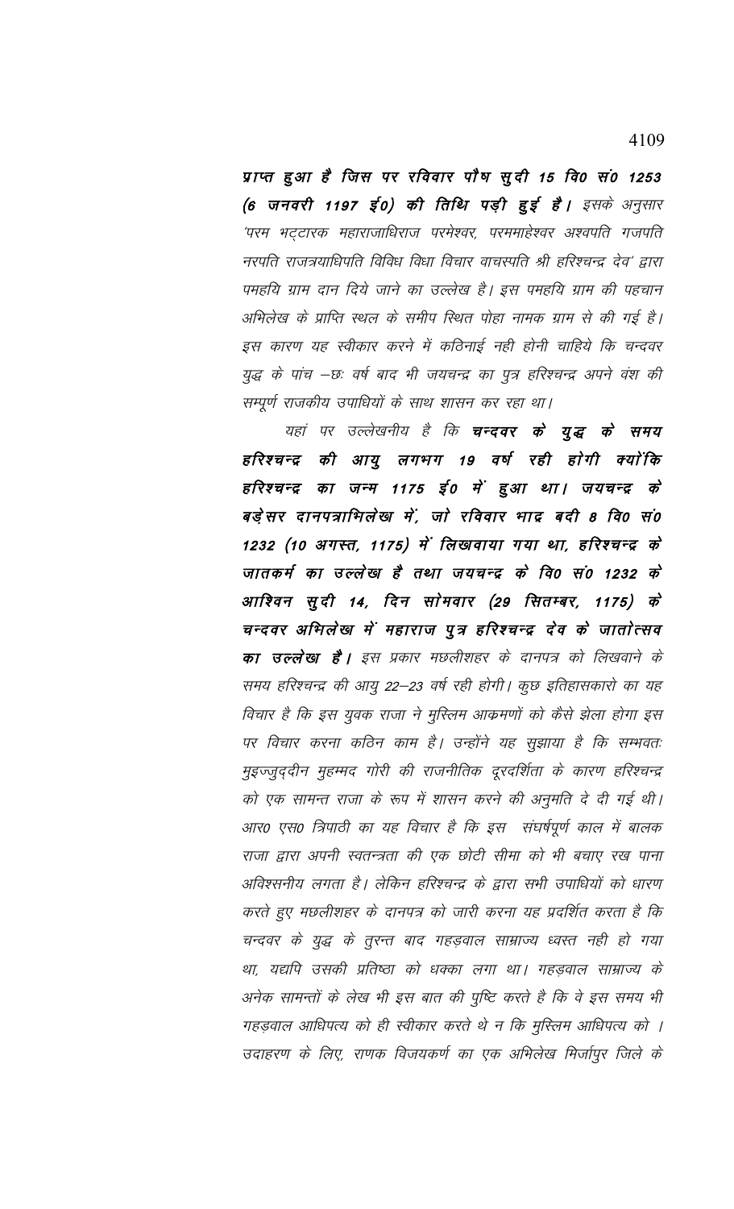**प्राप्त हुआ है जिस पर रविवार पौष सुदी 15 वि0 सं0 1253 (6 जनवरी 1197 ई0) की तिथि पड़ी हुई है।** *इसके अनुसार 'परम भट्टारक महाराजाधिराज परमेश्वर, परममाहेश्वर अश्वपति गजपति नरपति राजत्रयाधिपति विविध विधा विचार वाचस्पति श्री हरिश्चन्द्र देव' द्वारा पमहयि ग्राम दान दिये जाने का उल्लेख है। इस पमहयि ग्राम की पहचान अभिलेख के प्राप्ति स्थल के समीप स्थित पोहा नामक ग्राम से की गई है। इस कारण यह स्वीकार करने में कठिनाई नही होनी चाहिये कि चन्दवर युद्ध के पांच –छः वर्ष बाद भी जयचन्द्र का पुत्र हरिश्चन्द्र अपने वंश की सम्पूर्ण राजकीय उपाधियों के साथ शासन कर रहा था।*

*यहां पर उल्लेखनीय है कि* **चन्दवर के युद्ध के समय हरिश्चन्द्र की आयु लगभग 19 वर्ष रही होगी क्योंकि हरिश्चन्द्र का जन्म 1175 ई0 में हुआ था। जयचन्द्र के बड़ेसर दानपत्राभिलेख में, जो रविवार भाद्र बदी 8 वि0 सं0 1232 (10 अगस्त, 1175) में लिखवाया गया था, हरिश्चन्द्र के जातकर्म का उल्लेख है तथा जयचन्द्र के वि0 सं0 1232 के आश्विन सुदी 14, दिन सोमवार (29 सितम्बर, 1175) के चन्दवर अभिलेख में महाराज पुत्र हरिश्चन्द्र देव के जातोत्सव का उल्लेख है।** *इस प्रकार मछलीशहर के दानपत्र को लिखवाने के समय हरिश्चन्द्र की आयु 22–23 वर्ष रही होगी। कुछ इतिहासकारो का यह विचार है कि इस युवक राजा ने मुस्लिम आक्रमणों को कैसे झेला होगा इस पर विचार करना कठिन काम है। उन्होंने यह सुझाया है कि सम्भवतः मुइज्जुद्दीन मुहम्मद गोरी की राजनीतिक दूरदर्शिता के कारण हरिश्चन्द्र को एक सामन्त राजा के रूप में शासन करने की अनुमति दे दी गई थी। आर0 एस0 त्रिपाठी का यह विचार है कि इस संघर्षपूर्ण काल में बालक राजा द्वारा अपनी स्वतन्त्रता की एक छोटी सीमा को भी बचाए रख पाना अविश्सनीय लगता है। लेकिन हरिश्चन्द्र के द्वारा सभी उपाधियों को धारण करते हुए मछलीशहर के दानपत्र को जारी करना यह प्रदर्शित करता है कि चन्दवर के युद्ध के तुरन्त बाद गहड़वाल साम्राज्य ध्वस्त नही हो गया था, यद्यपि उसकी प्रतिष्ठा को धक्का लगा था। गहड़वाल साम्राज्य के अनेक सामन्तों के लेख भी इस बात की पुष्टि करते है कि वे इस समय भी गहड़वाल आधिपत्य को ही स्वीकार करते थे न कि मुस्लिम आधिपत्य को । उदाहरण के लिए, राणक विजयकर्ण का एक अभिलेख मिर्जापुर जिले के*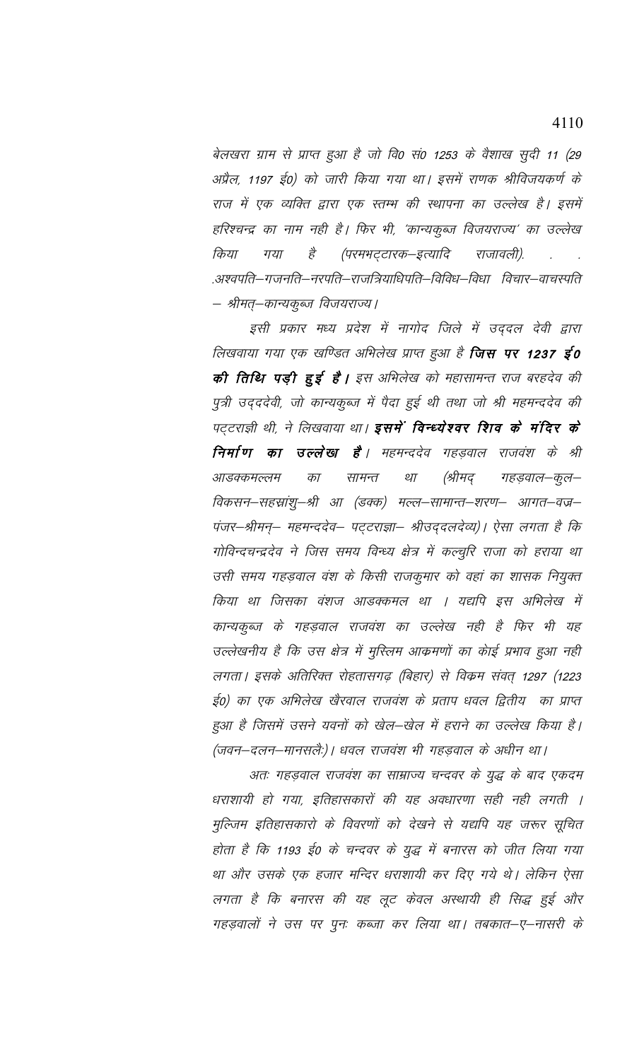*बेलखरा ग्राम से प्राप्त हुआ है जो वि0 सं0 1253 के वैशाख सुदी 11 (29 अप्रैल, 1197 ई0) को जारी किया गया था। इसमें राणक श्रीविजयकर्ण के राज में एक व्यक्ति द्वारा एक स्तम्भ की स्थापना का उल्लेख है। इसमें हरिश्चन्द्र का नाम नही है। फिर भी, 'कान्यकुब्ज विजयराज्य' का उल्लेख किया गया है (परमभट्टारक–इत्यादि राजावली). . . .अश्वपति–गजनति–नरपति–राजत्रियाधिपति–विविध–विधा विचार–वाचस्पति – श्रीमत्–कान्यकुब्ज विजयराज्य।*

*इसी प्रकार मध्य प्रदेश में नागोद जिले में उद्दल देवी द्वारा लिखवाया गया एक खण्डित अभिलेख प्राप्त हुआ है **जिस पर 1237 ई0 की तिथि पड़ी हुई है।** इस अभिलेख को महासामन्त राज बरहदेव की पुत्री उद्ददेवी, जो कान्यकुब्ज में पैदा हुई थी तथा जो श्री महमन्ददेव की पट्टराज्ञी थी, ने लिखवाया था। **इसमें विन्ध्येश्वर शिव के मंदिर के निर्माण का उल्लेख है।** महमन्ददेव गहड़वाल राजवंश के श्री आडक्कमल्लम का सामन्त था (श्रीमद् गहड़वाल–कुल–विकसन–सहस्रांशु–श्री आ (डक्क) मल्ल–सामान्त–शरण– आगत–वज्र–पंजर–श्रीमन्– महमन्ददेव– पट्टराज्ञा– श्रीउद्दलदेव्य)। ऐसा लगता है कि गोविन्दचन्द्रदेव ने जिस समय विन्ध्य क्षेत्र में कल्चुरि राजा को हराया था उसी समय गहड़वाल वंश के किसी राजकुमार को वहां का शासक नियुक्त किया था जिसका वंशज आडक्कमल था । यद्यपि इस अभिलेख में कान्यकुब्ज के गहड़वाल राजवंश का उल्लेख नही है फिर भी यह उल्लेखनीय है कि उस क्षेत्र में मुस्लिम आक्रमणों का कोई प्रभाव हुआ नही लगता। इसके अतिरिक्त रोहतासगढ़ (बिहार) से विक्रम संवत् 1297 (1223 ई0) का एक अभिलेख खैरवाल राजवंश के प्रताप धवल द्वितीय का प्राप्त हुआ है जिसमें उसने यवनों को खेल–खेल में हराने का उल्लेख किया है। (जवन–दलन–मानसलैः)। धवल राजवंश भी गहड़वाल के अधीन था।*

*अतः गहड़वाल राजवंश का साम्राज्य चन्दवर के युद्ध के बाद एकदम धराशायी हो गया, इतिहासकारों की यह अवधारणा सही नही लगती । मुल्जिम इतिहासकारो के विवरणों को देखने से यद्यपि यह जरूर सूचित होता है कि 1193 ई0 के चन्दवर के युद्ध में बनारस को जीत लिया गया था और उसके एक हजार मन्दिर धराशायी कर दिए गये थे। लेकिन ऐसा लगता है कि बनारस की यह लूट केवल अस्थायी ही सिद्ध हुई और गहड़वालों ने उस पर पुनः कब्जा कर लिया था। तबकात–ए–नासरी के*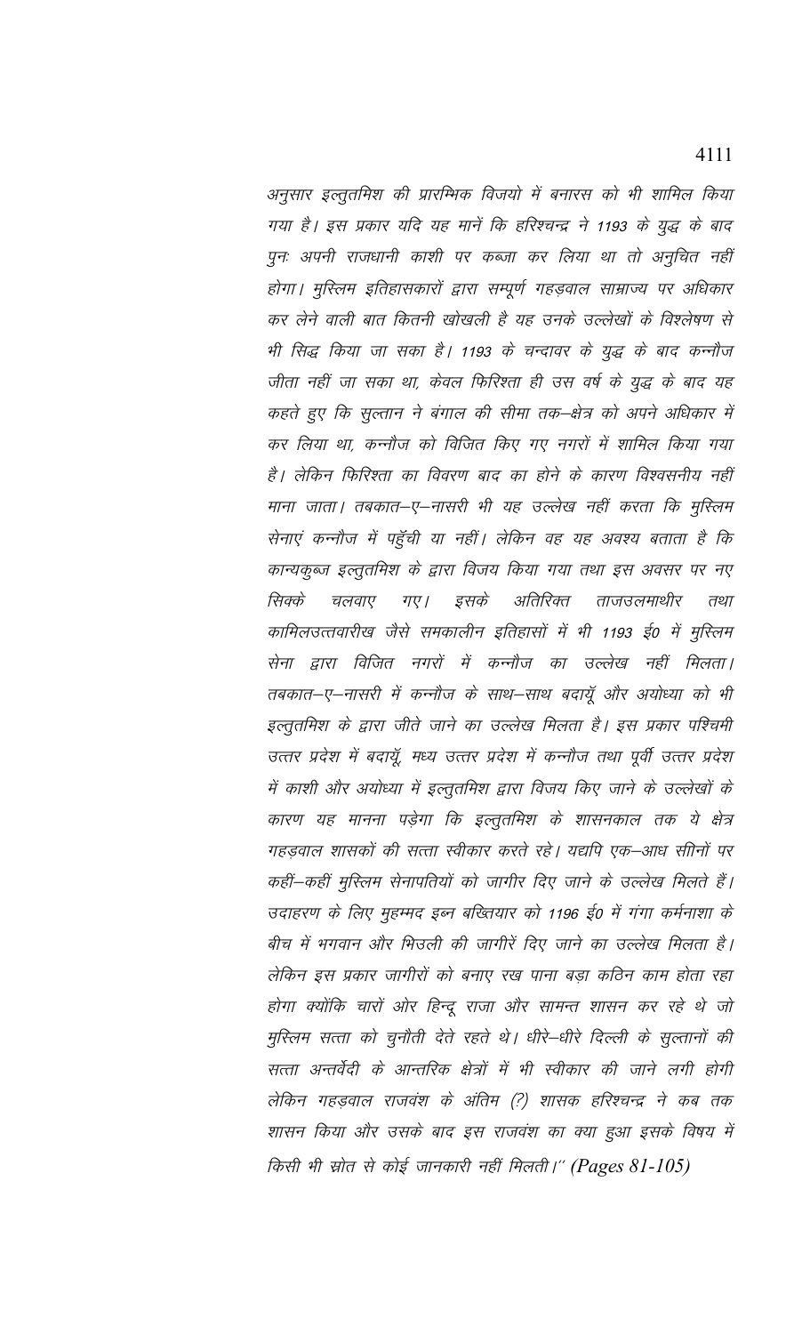*अनुसार इल्तुतमिश की प्रारम्भिक विजयो में बनारस को भी शामिल किया गया है। इस प्रकार यदि यह मानें कि हरिश्चन्द्र ने 1193 के युद्ध के बाद पुनः अपनी राजधानी काशी पर कब्जा कर लिया था तो अनुचित नहीं होगा। मुस्लिम इतिहासकारों द्वारा सम्पूर्ण गहड़वाल साम्राज्य पर अधिकार कर लेने वाली बात कितनी खोखली है यह उनके उल्लेखों के विश्लेषण से भी सिद्ध किया जा सकता है। 1193 के चन्दावर के युद्ध के बाद कन्नौज जीता नहीं जा सका था, केवल फिरिश्ता ही उस वर्ष के युद्ध के बाद यह कहते हुए कि सुल्तान ने बंगाल की सीमा तक–क्षेत्र को अपने अधिकार में कर लिया था, कन्नौज को विजित किए गए नगरों में शामिल किया गया है। लेकिन फिरिश्ता का विवरण बाद का होने के कारण विश्वसनीय नहीं माना जाता। तबकात–ए–नासरी भी यह उल्लेख नहीं करता कि मुस्लिम सेनाएं कन्नौज में पहुँची या नहीं। लेकिन वह यह अवश्य बताता है कि कान्यकुब्ज इल्तुतमिश के द्वारा विजय किया गया तथा इस अवसर पर नए सिक्के चलवाए गए। इसके अतिरिक्त ताजउलमाथीर तथा कामिलउत्तवारीख जैसे समकालीन इतिहासों में भी 1193 ई0 में मुस्लिम सेना द्वारा विजित नगरों में कन्नौज का उल्लेख नहीं मिलता। तबकात–ए–नासरी में कन्नौज के साथ–साथ बदायूँ और अयोध्या को भी इल्तुतमिश के द्वारा जीते जाने का उल्लेख मिलता है। इस प्रकार पश्चिमी उत्तर प्रदेश में बदायूँ, मध्य उत्तर प्रदेश में कन्नौज तथा पूर्वी उत्तर प्रदेश में काशी और अयोध्या में इल्तुतमिश द्वारा विजय किए जाने के उल्लेखों के कारण यह मानना पड़ेगा कि इल्तुतमिश के शासनकाल तक ये क्षेत्र गहड़वाल शासकों की सत्ता स्वीकार करते रहे। यद्यपि एक–आध सीनों पर कहीं–कहीं मुस्लिम सेनापतियों को जागीर दिए जाने के उल्लेख मिलते हैं। उदाहरण के लिए मुहम्मद इब्न बख्तियार को 1196 ई0 में गंगा कर्मनाशा के बीच में भगवान और भिउली की जागीरें दिए जाने का उल्लेख मिलता है। लेकिन इस प्रकार जागीरों को बनाए रख पाना बड़ा कठिन काम होता रहा होगा क्योंकि चारों ओर हिन्दू राजा और सामन्त शासन कर रहे थे जो मुस्लिम सत्ता को चुनौती देते रहते थे। धीरे–धीरे दिल्ली के सुल्तानों की सत्ता अन्तर्वेदी के आन्तरिक क्षेत्रों में भी स्वीकार की जाने लगी होगी लेकिन गहड़वाल राजवंश के अंतिम (?) शासक हरिश्चन्द्र ने कब तक शासन किया और उसके बाद इस राजवंश का क्या हुआ इसके विषय में किसी भी स्रोत से कोई जानकारी नहीं मिलती।" (Pages 81-105)*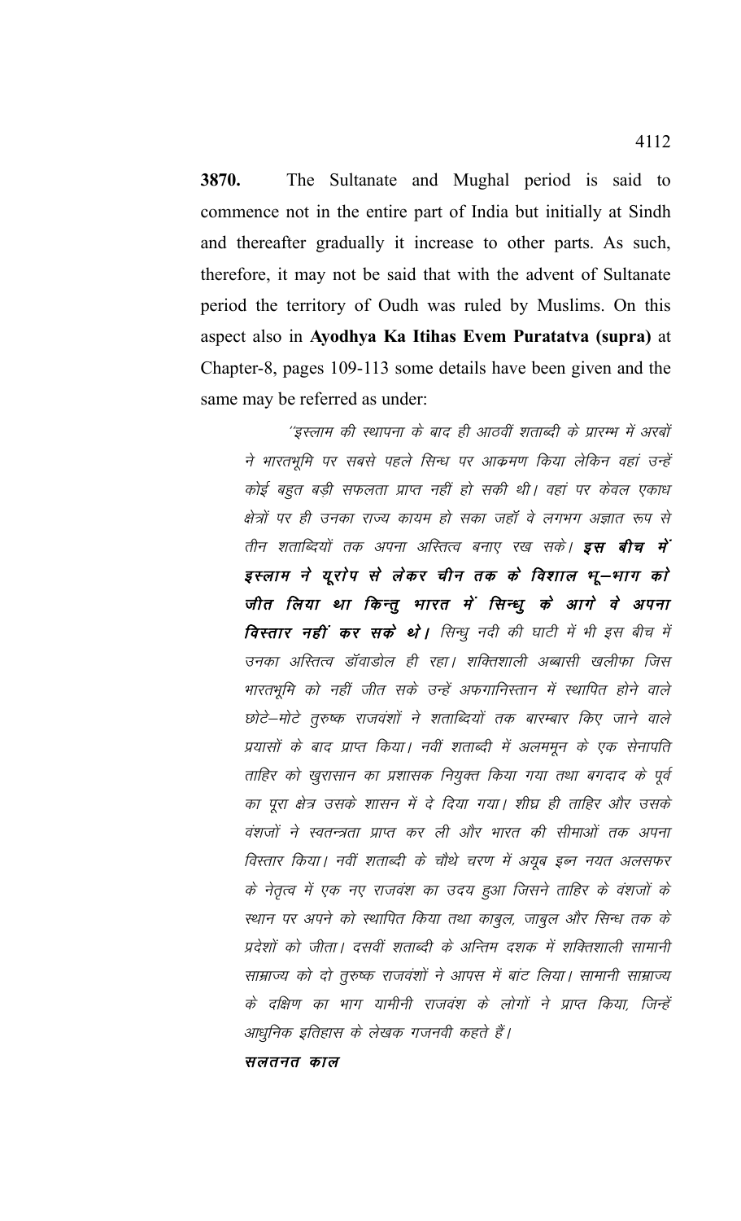**3870.** The Sultanate and Mughal period is said to commence not in the entire part of India but initially at Sindh and thereafter gradually it increase to other parts. As such, therefore, it may not be said that with the advent of Sultanate period the territory of Oudh was ruled by Muslims. On this aspect also in **Ayodhya Ka Itihas Evem Puratatva (supra)** at Chapter-8, pages 109-113 some details have been given and the same may be referred as under:

> *''इस्लाम की स्थापना के बाद ही आठवीं शताब्दी के प्रारम्भ में अरबों ने भारतभूमि पर सबसे पहले सिन्ध पर आक्रमण किया लेकिन वहां उन्हें कोई बहुत बड़ी सफलता प्राप्त नहीं हो सकी थी। वहां पर केवल एकाध क्षेत्रों पर ही उनका राज्य कायम हो सका जहॉ वे लगभग अज्ञात रूप से तीन शताब्दियों तक अपना अस्तित्व बनाए रख सके।* ***इस बीच में इस्लाम ने यूरोप से लेकर चीन तक के विशाल भू–भाग को जीत लिया था किन्तु भारत में सिन्धु के आगे वे अपना विस्तार नहीं कर सके थे।*** *सिन्धु नदी की घाटी में भी इस बीच में उनका अस्तित्व डॉवाडोल ही रहा। शक्तिशाली अब्बासी खलीफा जिस भारतभूमि को नहीं जीत सके उन्हें अफगानिस्तान में स्थापित होने वाले छोटे–मोटे तुरुष्क राजवंशों ने शताब्दियों तक बारम्बार किए जाने वाले प्रयासों के बाद प्राप्त किया। नवीं शताब्दी में अलमामून के एक सेनापति ताहिर को खुरासान का प्रशासक नियुक्त किया गया तथा बगदाद के पूर्व का पूरा क्षेत्र उसके शासन में दे दिया गया। शीघ्र ही ताहिर और उसके वंशजों ने स्वतन्त्रता प्राप्त कर ली और भारत की सीमाओं तक अपना विस्तार किया। नवीं शताब्दी के चौथे चरण में अयूब इब्न नयत अलसफर के नेतृत्व में एक नए राजवंश का उदय हुआ जिसने ताहिर के वंशजों के स्थान पर अपने को स्थापित किया तथा काबुल, जाबुल और सिन्ध तक के प्रदेशों को जीता। दसवीं शताब्दी के अन्तिम दशक में शक्तिशाली सामानी साम्राज्य को दो तुरुष्क राजवंशों ने आपस में बांट लिया। सामानी साम्राज्य के दक्षिण का भाग यामीनी राजवंश के लोगों ने प्राप्त किया, जिन्हें आधुनिक इतिहास के लेखक गजनवी कहते हैं।*
>
> ***सलतनत काल***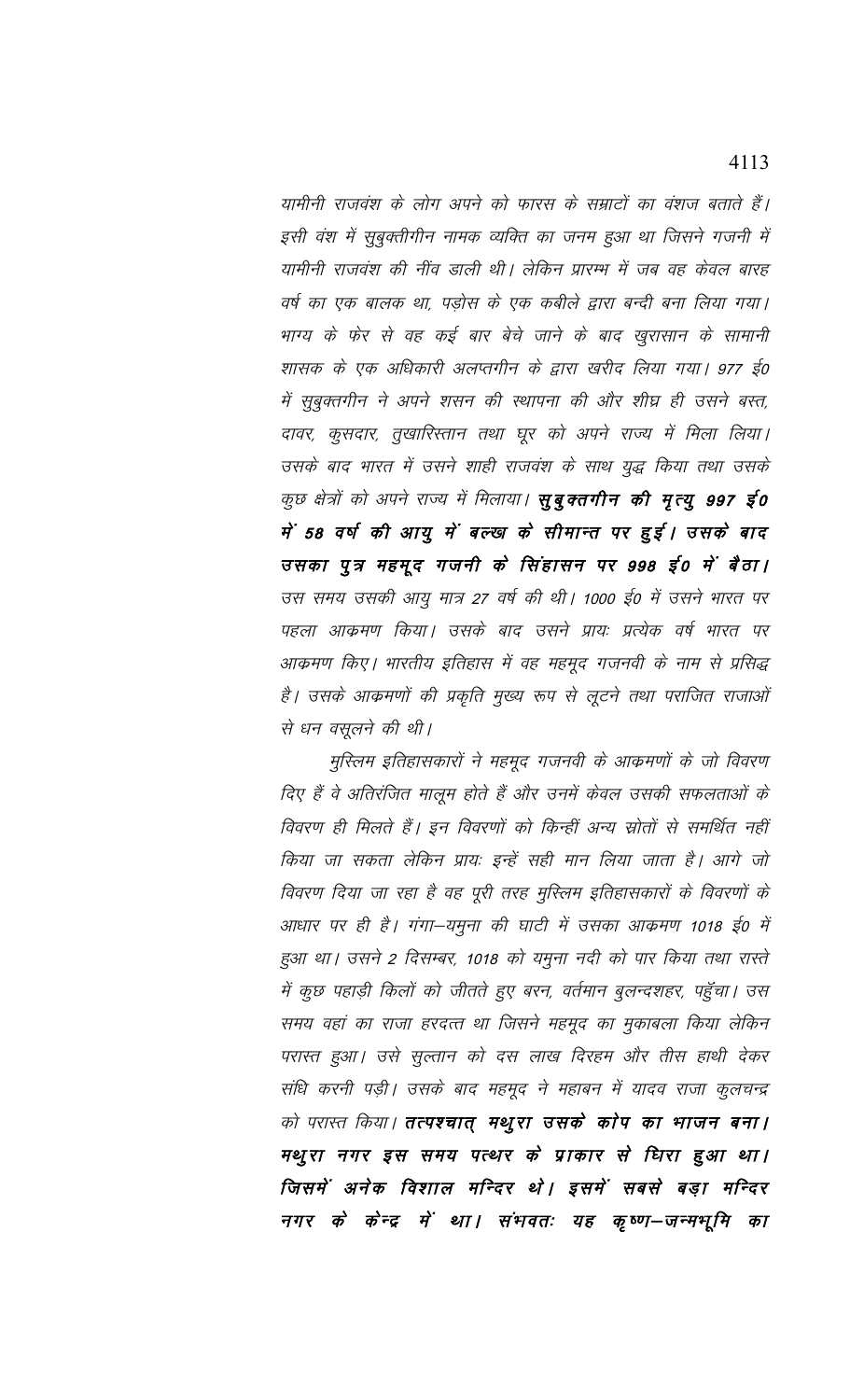यामीनी राजवंश के लोग अपने को फारस के सम्राटों का वंशज बताते हैं। इसी वंश में सुबुक्तीगीन नामक व्यक्ति का जनम हुआ था जिसने गजनी में यामीनी राजवंश की नींव डाली थी। लेकिन प्रारम्भ में जब वह केवल बारह वर्ष का एक बालक था, पड़ोस के एक कबीले द्वारा बन्दी बना लिया गया। भाग्य के फेर से वह कई बार बेचे जाने के बाद खुरासान के सामानी शासक के एक अधिकारी अलप्तगीन के द्वारा खरीद लिया गया। 977 ई0 में सुबुक्तगीन ने अपने शसन की स्थापना की और शीघ्र ही उसने बस्त, दावर, कुसदार, तुखारिस्तान तथा घूर को अपने राज्य में मिला लिया। उसके बाद भारत में उसने शाही राजवंश के साथ युद्ध किया तथा उसके कुछ क्षेत्रों को अपने राज्य में मिलाया। **सुबुक्तगीन की मृत्यु 997 ई0 में 58 वर्ष की आयु में बल्ख के सीमान्त पर हुई। उसके बाद उसका पुत्र महमूद गजनी के सिंहासन पर 998 ई0 में बैठा।** उस समय उसकी आयु मात्र 27 वर्ष की थी। 1000 ई0 में उसने भारत पर पहला आक्रमण किया। उसके बाद उसने प्रायः प्रत्येक वर्ष भारत पर आक्रमण किए। भारतीय इतिहास में वह महमूद गजनवी के नाम से प्रसिद्ध है। उसके आक्रमणों की प्रकृति मुख्य रूप से लूटने तथा पराजित राजाओं से धन वसूलने की थी।

मुस्लिम इतिहासकारों ने महमूद गजनवी के आक्रमणों के जो विवरण दिए हैं वे अतिरंजित मालूम होते हैं और उनमें केवल उसकी सफलताओं के विवरण ही मिलते हैं। इन विवरणों को किन्हीं अन्य स्रोतों से समर्थित नहीं किया जा सकता लेकिन प्रायः इन्हें सही मान लिया जाता है। आगे जो विवरण दिया जा रहा है वह पूरी तरह मुस्लिम इतिहासकारों के विवरणों के आधार पर ही है। गंगा–यमुना की घाटी में उसका आक्रमण 1018 ई0 में हुआ था। उसने 2 दिसम्बर, 1018 को यमुना नदी को पार किया तथा रास्ते में कुछ पहाड़ी किलों को जीतते हुए बरन, वर्तमान बुलन्दशहर, पहुँचा। उस समय वहां का राजा हरदत्त था जिसने महमूद का मुकाबला किया लेकिन परास्त हुआ। उसे सुल्तान को दस लाख दिरहम और तीस हाथी देकर संधि करनी पड़ी। उसके बाद महमूद ने महाबन में यादव राजा कुलचन्द्र को परास्त किया। **तत्पश्चात् मथुरा उसके कोप का भाजन बना। मथुरा नगर इस समय पत्थर के प्राकार से घिरा हुआ था। जिसमें अनेक विशाल मन्दिर थे। इसमें सबसे बड़ा मन्दिर नगर के केन्द्र में था। संभवतः यह कृष्ण–जन्मभूमि का**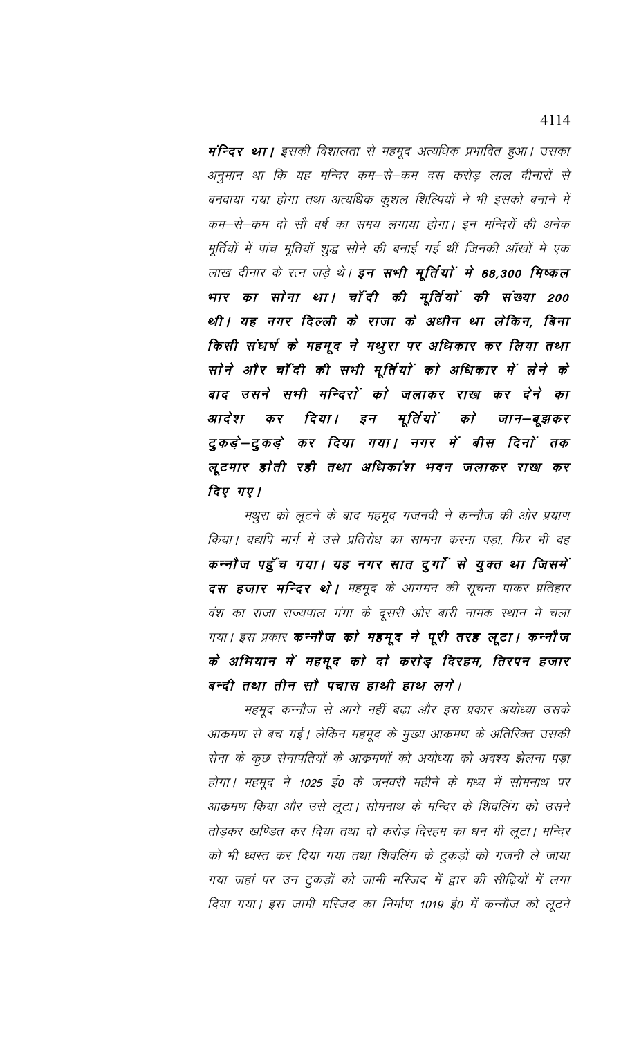**मन्दिर था।** इसकी विशालता से महमूद अत्यधिक प्रभावित हुआ। उसका अनुमान था कि यह मन्दिर कम–से–कम दस करोड़ लाल दीनारों से बनवाया गया होगा तथा अत्यधिक कुशल शिल्पियों ने भी इसको बनाने में कम–से–कम दो सौ वर्ष का समय लगाया होगा। इन मन्दिरों की अनेक मूर्तियों में पांच मूतियाँ शुद्ध सोने की बनाई गई थीं जिनकी ऑखों मे एक लाख दीनार के रत्न जड़े थे। **इन सभी मूर्तियों मे 68,300 मिष्कल भार का सोना था। चॉदी की मूर्तियों की संख्या 200 थी। यह नगर दिल्ली के राजा के अधीन था लेकिन, बिना किसी संघर्ष के महमूद ने मथुरा पर अधिकार कर लिया तथा सोने और चॉदी की सभी मूर्तियों को अधिकार में लेने के बाद उसने सभी मन्दिरों को जलाकर राख कर देने का आदेश कर दिया। इन मूर्तियों को जान–बूझकर टुकड़े–टुकड़े कर दिया गया। नगर में बीस दिनों तक लूटमार होती रही तथा अधिकांश भवन जलाकर राख कर दिए गए।**

मथुरा को लूटने के बाद महमूद गजनवी ने कन्नौज की ओर प्रयाण किया। यद्यपि मार्ग में उसे प्रतिरोध का सामना करना पड़ा, फिर भी वह **कन्नौज पहुॅच गया। यह नगर सात दुर्गों से युक्त था जिसमें दस हजार मन्दिर थे।** महमूद के आगमन की सूचना पाकर प्रतिहार वंश का राजा राज्यपाल गंगा के दूसरी ओर बारी नामक स्थान मे चला गया। इस प्रकार **कन्नौज को महमूद ने पूरी तरह लूटा। कन्नौज के अभियान में महमूद को दो करोड़ दिरहम, तिरपन हजार बन्दी तथा तीन सौ पचास हाथी हाथ लगे।**

महमूद कन्नौज से आगे नहीं बढ़ा और इस प्रकार अयोध्या उसके आक्रमण से बच गई। लेकिन महमूद के मुख्य आक्रमण के अतिरिक्त उसकी सेना के कुछ सेनापतियों के आक्रमणों को अयोध्या को अवश्य झेलना पड़ा होगा। महमूद ने 1025 ई0 के जनवरी महीने के मध्य में सोमनाथ पर आक्रमण किया और उसे लूटा। सोमनाथ के मन्दिर के शिवलिंग को उसने तोड़कर खण्डित कर दिया तथा दो करोड़ दिरहम का धन भी लूटा। मन्दिर को भी ध्वस्त कर दिया गया तथा शिवलिंग के टुकड़ों को गजनी ले जाया गया जहां पर उन टुकड़ों को जामी मस्जिद में द्वार की सीढ़ियों में लगा दिया गया। इस जामी मस्जिद का निर्माण 1019 ई0 में कन्नौज को लूटने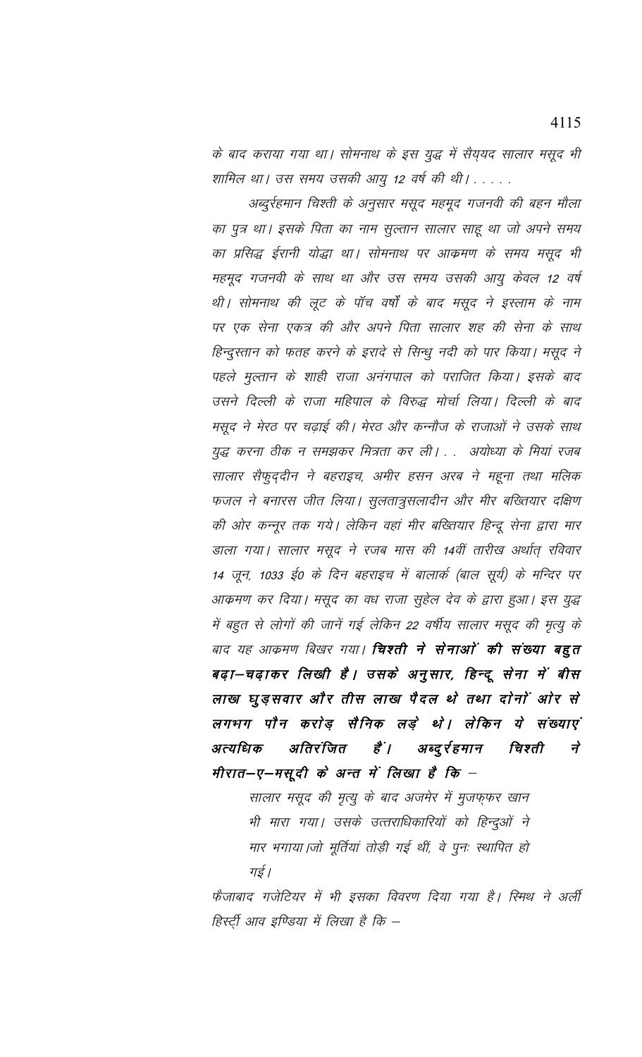*के बाद कराया गया था। सोमनाथ के इस युद्ध में सैय्यद सालार मसूद भी शामिल था। उस समय उसकी आयु 12 वर्ष की थी। . . . . .*

*अब्दुर्रहमान चिश्ती के अनुसार मसूद महमूद गजनवी की बहन मौला का पुत्र था। इसके पिता का नाम सुल्तान सालार साहू था जो अपने समय का प्रसिद्ध ईरानी योद्धा था। सोमनाथ पर आक्रमण के समय मसूद भी महमूद गजनवी के साथ था और उस समय उसकी आयु केवल 12 वर्ष थी। सोमनाथ की लूट के पॉच वर्षों के बाद मसूद ने इस्लाम के नाम पर एक सेना एकत्र की और अपने पिता सालार शह की सेना के साथ हिन्दुस्तान को फतह करने के इरादे से सिन्धु नदी को पार किया। मसूद ने पहले मुल्तान के शाही राजा अनंगपाल को पराजित किया। इसके बाद उसने दिल्ली के राजा महिपाल के विरुद्ध मोर्चा लिया। दिल्ली के बाद मसूद ने मेरठ पर चढ़ाई की। मेरठ और कन्नौज के राजाओं ने उसके साथ युद्ध करना ठीक न समझकर मित्रता कर ली। . . अयोध्या के मियां रजब सालार सैफुद्दीन ने बहराइच, अमीर हसन अरब ने महूना तथा मलिक फजल ने बनारस जीत लिया। सुलतात्रुसलादीन और मीर बख्तियार दक्षिण की ओर कन्नूर तक गये। लेकिन वहां मीर बख्तियार हिन्दू सेना द्वारा मार डाला गया। सालार मसूद ने रजब मास की 14वीं तारीख अर्थात् रविवार 14 जून, 1033 ई0 के दिन बहराइच में बालार्क (बाल सूर्य) के मन्दिर पर आक्रमण कर दिया। मसूद का वध राजा सुहेल देव के द्वारा हुआ। इस युद्ध में बहुत से लोगों की जानें गई लेकिन 22 वर्षीय सालार मसूद की मृत्यु के बाद यह आक्रमण बिखर गया।* ***चिश्ती ने सेनाओं की संख्या बहुत बढ़ा-चढ़ाकर लिखी है। उसके अनुसार, हिन्दू सेना में बीस लाख घुड़सवार और तीस लाख पैदल थे तथा दोनों ओर से लगभग पौन करोड़ सैनिक लड़े थे। लेकिन ये संख्याएं अत्यधिक अतिरंजित हैं। अब्दुर्रहमान चिश्ती ने मीरात-ए-मसूदी के अन्त में लिखा है कि –***

> *सालार मसूद की मृत्यु के बाद अजमेर में मुजफ्फर खान भी मारा गया। उसके उत्तराधिकारियों को हिन्दुओं ने मार भगाया।जो मूर्तियां तोड़ी गई थीं, वे पुनः स्थापित हो गई।*

*फैजाबाद गजेटियर में भी इसका विवरण दिया गया है। स्मिथ ने अर्ली हिस्ट्री आव इण्डिया में लिखा है कि –*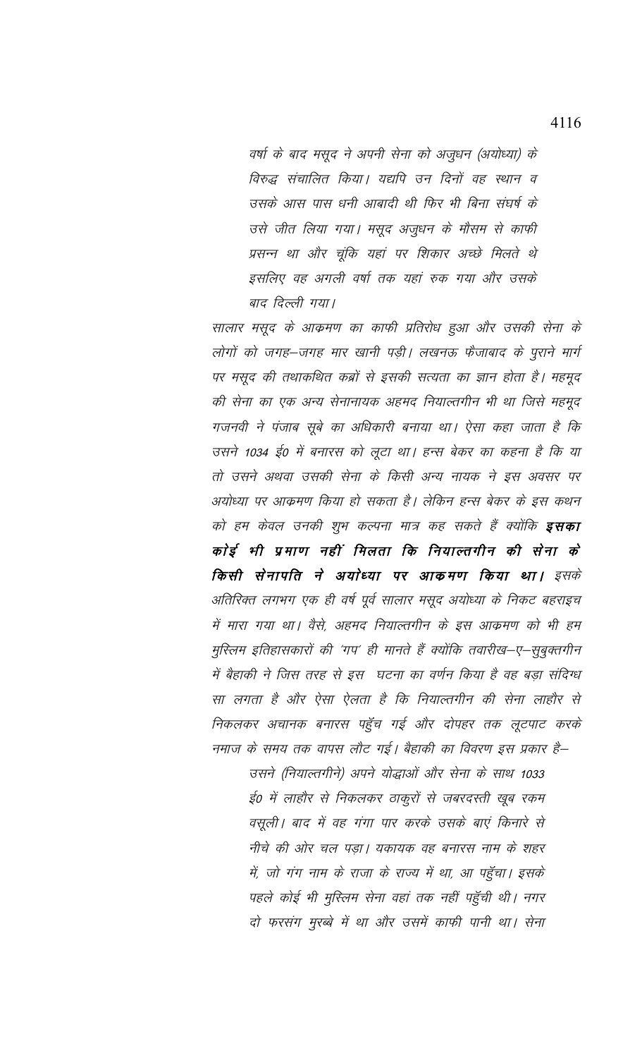*वर्षा के बाद मसूद ने अपनी सेना को अजुधन (अयोध्या) के विरुद्ध संचालित किया। यद्यपि उन दिनों वह स्थान व उसके आस पास धनी आबादी थी फिर भी बिना संघर्ष के उसे जीत लिया गया। मसूद अजुधन के मौसम से काफी प्रसन्न था और चूंकि यहां पर शिकार अच्छे मिलते थे इसलिए वह अगली वर्षा तक यहां रुक गया और उसके बाद दिल्ली गया।*

*सालार मसूद के आक्रमण का काफी प्रतिरोध हुआ और उसकी सेना के लोगों को जगह–जगह मार खानी पड़ी। लखनऊ फैजाबाद के पुराने मार्ग पर मसूद की तथाकथित कब्रों से इसकी सत्यता का ज्ञान होता है। महमूद की सेना का एक अन्य सेनानायक अहमद नियाल्तगीन भी था जिसे महमूद गजनवी ने पंजाब सूबे का अधिकारी बनाया था। ऐसा कहा जाता है कि उसने 1034 ई0 में बनारस को लूटा था। हन्स बेकर का कहना है कि या तो उसने अथवा उसकी सेना के किसी अन्य नायक ने इस अवसर पर अयोध्या पर आक्रमण किया हो सकता है। लेकिन हन्स बेकर के इस कथन को हम केवल उनकी शुभ कल्पना मात्र कह सकते हैं क्योंकि* ***इसका कोई भी प्रमाण नहीं मिलता कि नियाल्तगीन की सेना के किसी सेनापति ने अयोध्या पर आक्रमण किया था।*** *इसके अतिरिक्त लगभग एक ही वर्ष पूर्व सालार मसूद अयोध्या के निकट बहराइच में मारा गया था। वैसे, अहमद नियाल्तगीन के इस आक्रमण को भी हम मुस्लिम इतिहासकारों की 'गप' ही मानते हैं क्योंकि तवारीख–ए–सुबुक्तगीन में बैहाकी ने जिस तरह से इस घटना का वर्णन किया है वह बड़ा संदिग्ध सा लगता है और ऐसा ऐलता है कि नियाल्तगीन की सेना लाहौर से निकलकर अचानक बनारस पहुँच गई और दोपहर तक लूटपाट करके नमाज के समय तक वापस लौट गई। बैहाकी का विवरण इस प्रकार है–*

*उसने (नियाल्तगीने) अपने योद्धाओं और सेना के साथ 1033 ई0 में लाहौर से निकलकर ठाकुरों से जबरदस्ती खूब रकम वसूली। बाद में वह गंगा पार करके उसके बाएं किनारे से नीचे की ओर चल पड़ा। यकायक वह बनारस नाम के शहर में, जो गंग नाम के राजा के राज्य में था, आ पहुँचा। इसके पहले कोई भी मुस्लिम सेना वहां तक नहीं पहुँची थी। नगर दो फरसंग मुरब्बे में था और उसमें काफी पानी था। सेना*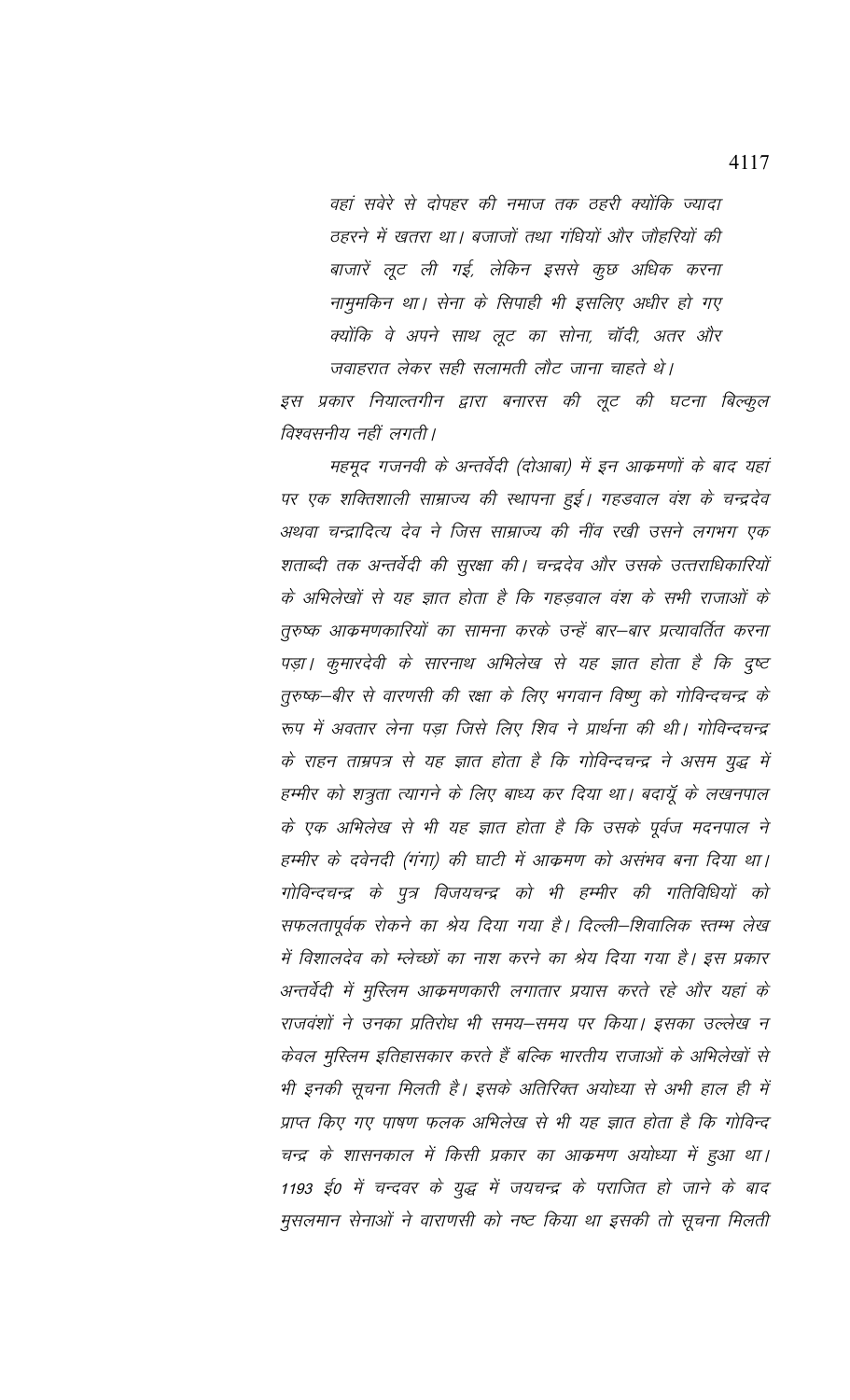वहां सवेरे से दोपहर की नमाज तक ठहरी क्योंकि ज्यादा ठहरने में खतरा था। बजाजों तथा गंधियों और जौहरियों की बाजारें लूट ली गई, लेकिन इससे कुछ अधिक करना नामुमकिन था। सेना के सिपाही भी इसलिए अधीर हो गए क्योंकि वे अपने साथ लूट का सोना, चाँदी, अतर और जवाहरात लेकर सही सलामती लौट जाना चाहते थे।

इस प्रकार नियाल्तगीन द्वारा बनारस की लूट की घटना बिल्कुल विश्वसनीय नहीं लगती।

महमूद गजनवी के अन्तर्वेदी (दोआबा) में इन आक्रमणों के बाद यहां पर एक शक्तिशाली साम्राज्य की स्थापना हुई। गहडवाल वंश के चन्द्रदेव अथवा चन्द्रादित्य देव ने जिस साम्राज्य की नींव रखी उसने लगभग एक शताब्दी तक अन्तर्वेदी की सुरक्षा की। चन्द्रदेव और उसके उत्तराधिकारियों के अभिलेखों से यह ज्ञात होता है कि गहड़वाल वंश के सभी राजाओं के तुरुष्क आक्रमणकारियों का सामना करके उन्हें बार–बार प्रत्यावर्तित करना पड़ा। कुमारदेवी के सारनाथ अभिलेख से यह ज्ञात होता है कि दुष्ट तुरुष्क–बीर से वारणसी की रक्षा के लिए भगवान विष्णु को गोविन्दचन्द्र के रूप में अवतार लेना पड़ा जिसे लिए शिव ने प्रार्थना की थी। गोविन्दचन्द्र के राहन ताम्रपत्र से यह ज्ञात होता है कि गोविन्दचन्द्र ने असम युद्ध में हम्मीर को शत्रुता त्यागने के लिए बाध्य कर दिया था। बदायूँ के लखनपाल के एक अभिलेख से भी यह ज्ञात होता है कि उसके पूर्वज मदनपाल ने हम्मीर के दवेनदी (गंगा) की घाटी में आक्रमण को असंभव बना दिया था। गोविन्दचन्द्र के पुत्र विजयचन्द्र को भी हम्मीर की गतिविधियों को सफलतापूर्वक रोकने का श्रेय दिया गया है। दिल्ली–शिवालिक स्तम्भ लेख में विशालदेव को म्लेच्छों का नाश करने का श्रेय दिया गया है। इस प्रकार अन्तर्वेदी में मुस्लिम आक्रमणकारी लगातार प्रयास करते रहे और यहां के राजवंशों ने उनका प्रतिरोध भी समय–समय पर किया। इसका उल्लेख न केवल मुस्लिम इतिहासकार करते हैं बल्कि भारतीय राजाओं के अभिलेखों से भी इनकी सूचना मिलती है। इसके अतिरिक्त अयोध्या से अभी हाल ही में प्राप्त किए गए पाषण फलक अभिलेख से भी यह ज्ञात होता है कि गोविन्द चन्द्र के शासनकाल में किसी प्रकार का आक्रमण अयोध्या में हुआ था। 1193 ई0 में चन्दवर के युद्ध में जयचन्द्र के पराजित हो जाने के बाद मुसलमान सेनाओं ने वाराणसी को नष्ट किया था इसकी तो सूचना मिलती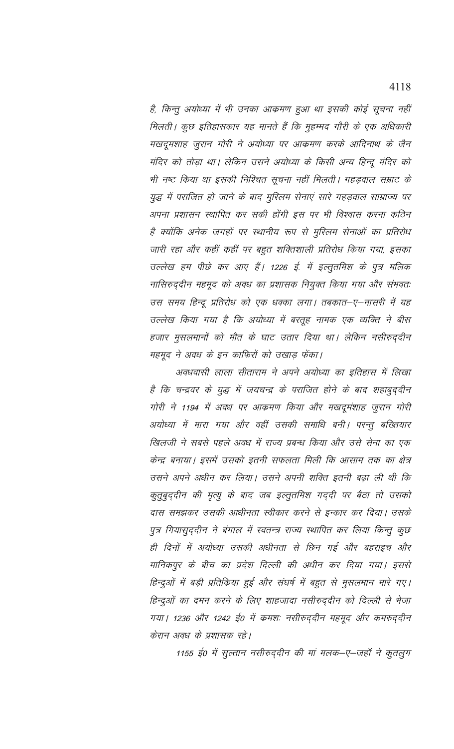है, किन्तु अयोध्या में भी उनका आक्रमण हुआ था इसकी कोई सूचना नहीं मिलती। कुछ इतिहासकार यह मानते हैं कि मुहम्मद गौरी के एक अधिकारी मखदूमशाह जुरान गोरी ने अयोध्या पर आक्रमण करके आदिनाथ के जैन मंदिर को तोड़ा था। लेकिन उसने अयोध्या के किसी अन्य हिन्दू मंदिर को भी नष्ट किया था इसकी निश्चित सूचना नहीं मिलती। गहड़वाल सम्राट के युद्ध में पराजित हो जाने के बाद मुस्लिम सेनाएं सारे गहड़वाल साम्राज्य पर अपना प्रशासन स्थापित कर सकी होंगी इस पर भी विश्वास करना कठिन है क्योंकि अनेक जगहों पर स्थानीय रूप से मुस्लिम सेनाओं का प्रतिरोध जारी रहा और कहीं कहीं पर बहुत शक्तिशाली प्रतिरोध किया गया, इसका उल्लेख हम पीछे कर आए हैं। 1226 ई. में इल्तुतमिश के पुत्र मलिक नासिरुद्दीन महमूद को अवध का प्रशासक नियुक्त किया गया और संभवतः उस समय हिन्दू प्रतिरोध को एक धक्का लगा। तबकात–ए–नासरी में यह उल्लेख किया गया है कि अयोध्या में बरतूह नामक एक व्यक्ति ने बीस हजार मुसलमानों को मौत के घाट उतार दिया था। लेकिन नसीरुद्दीन महमूद ने अवध के इन काफिरों को उखाड़ फेंका।

अवधवासी लाला सीताराम ने अपने अयोध्या का इतिहास में लिखा है कि चन्द्रवर के युद्ध में जयचन्द्र के पराजित होने के बाद शहाबुद्दीन गोरी ने 1194 में अवध पर आक्रमण किया और मखदूमशाह जुरान गोरी अयोध्या में मारा गया और वहीं उसकी समाधि बनी। परन्तु बख्तियार खिलजी ने सबसे पहले अवध में राज्य प्रबन्ध किया और उसे सेना का एक केन्द्र बनाया। इसमें उसको इतनी सफलता मिली कि आसाम तक का क्षेत्र उसने अपने अधीन कर लिया। उसने अपनी शक्ति इतनी बढ़ा ली थी कि कुतुबुद्दीन की मृत्यु के बाद जब इल्तुतमिश गद्दी पर बैठा तो उसको दास समझकर उसकी आधीनता स्वीकार करने से इन्कार कर दिया। उसके पुत्र गियासुद्दीन ने बंगाल में स्वतन्त्र राज्य स्थापित कर लिया किन्तु कुछ ही दिनों में अयोध्या उसकी अधीनता से छिन गई और बहराइच और मानिकपुर के बीच का प्रदेश दिल्ली की अधीन कर दिया गया। इससे हिन्दुओं में बड़ी प्रतिक्रिया हुई और संघर्ष में बहुत से मुसलमान मारे गए। हिन्दुओं का दमन करने के लिए शाहजादा नसीरुद्दीन को दिल्ली से भेजा गया। 1236 और 1242 ई0 में क्रमशः नसीरुद्दीन महमूद और कमरुद्दीन केरान अवध के प्रशासक रहे।

1155 ई0 में सुल्तान नसीरुद्दीन की मां मलक–ए–जहॉं ने कुतलुग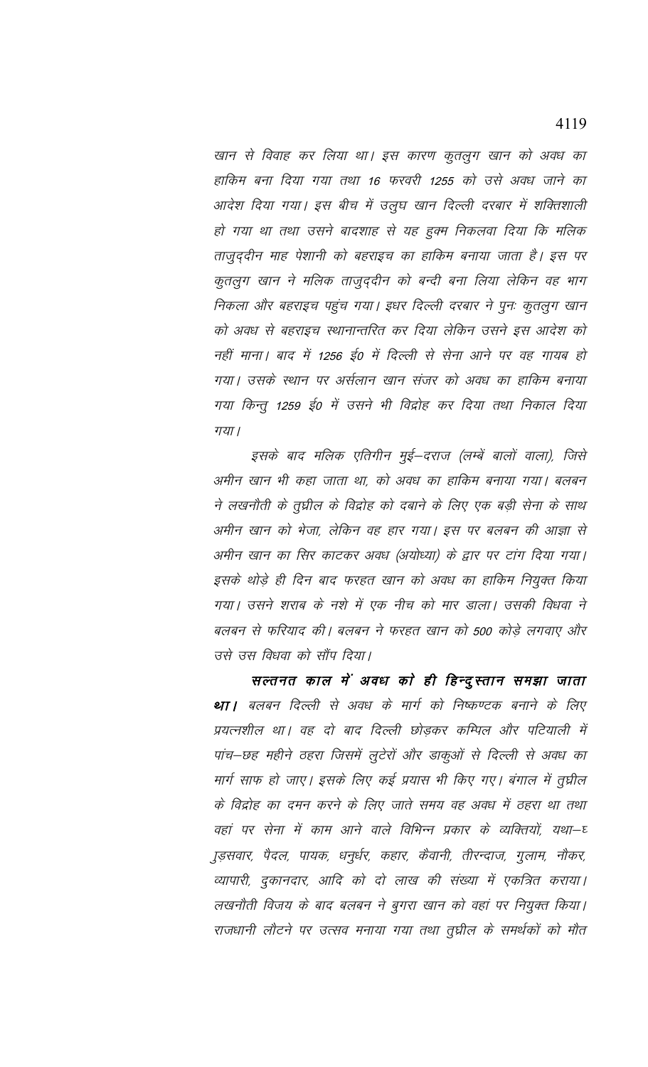*खान से विवाह कर लिया था। इस कारण कुतलुग खान को अवध का हाकिम बना दिया गया तथा 16 फरवरी 1255 को उसे अवध जाने का आदेश दिया गया। इस बीच में उलुघ खान दिल्ली दरबार में शक्तिशाली हो गया था तथा उसने बादशाह से यह हुक्म निकलवा दिया कि मलिक ताजुद्दीन माह पेशानी को बहराइच का हाकिम बनाया जाता है। इस पर कुतलुग खान ने मलिक ताजुद्दीन को बन्दी बना लिया लेकिन वह भाग निकला और बहराइच पहुंच गया। इधर दिल्ली दरबार ने पुनः कुतलुग खान को अवध से बहराइच स्थानान्तरित कर दिया लेकिन उसने इस आदेश को नहीं माना। बाद में 1256 ई0 में दिल्ली से सेना आने पर वह गायब हो गया। उसके स्थान पर अर्सलान खान संजर को अवध का हाकिम बनाया गया किन्तु 1259 ई0 में उसने भी विद्रोह कर दिया तथा निकाल दिया गया।*

*इसके बाद मलिक एतिगीन मुई–दराज (लम्बें बालों वाला), जिसे अमीन खान भी कहा जाता था, को अवध का हाकिम बनाया गया। बलबन ने लखनौती के तुघ्रील के विद्रोह को दबाने के लिए एक बड़ी सेना के साथ अमीन खान को भेजा, लेकिन वह हार गया। इस पर बलबन की आज्ञा से अमीन खान का सिर काटकर अवध (अयोध्या) के द्वार पर टांग दिया गया। इसके थोड़े ही दिन बाद फरहत खान को अवध का हाकिम नियुक्त किया गया। उसने शराब के नशे में एक नीच को मार डाला। उसकी विधवा ने बलबन से फरियाद की। बलबन ने फरहत खान को 500 कोड़े लगवाए और उसे उस विधवा को सौंप दिया।*

***सल्तनत काल में अवध को ही हिन्दुस्तान समझा जाता था।*** *बलबन दिल्ली से अवध के मार्ग को निष्कण्टक बनाने के लिए प्रयत्नशील था। वह दो बाद दिल्ली छोड़कर कम्पिल और पटियाली में पांच–छह महीने ठहरा जिसमें लुटेरों और डाकुओं से दिल्ली से अवध का मार्ग साफ हो जाए। इसके लिए कई प्रयास भी किए गए। बंगाल में तुघ्रील के विद्रोह का दमन करने के लिए जाते समय वह अवध में ठहरा था तथा वहां पर सेना में काम आने वाले विभिन्न प्रकार के व्यक्तियों, यथा–घुड़सवार, पैदल, पायक, धनुर्धर, कहार, कैवानी, तीरन्दाज, गुलाम, नौकर, व्यापारी, दुकानदार, आदि को दो लाख की संख्या में एकत्रित कराया। लखनौती विजय के बाद बलबन ने बुगरा खान को वहां पर नियुक्त किया। राजधानी लौटने पर उत्सव मनाया गया तथा तुघ्रील के समर्थकों को मौत*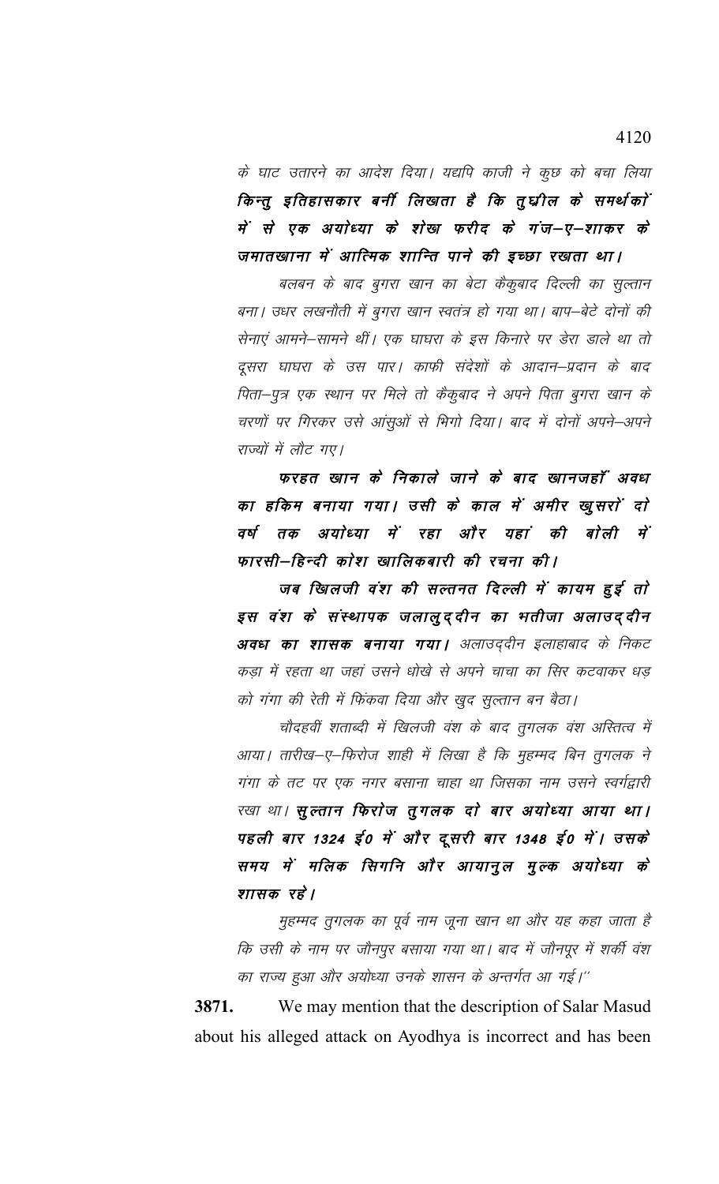के घाट उतारने का आदेश दिया। यद्यपि काजी ने कुछ को बचा लिया ***किन्तु इतिहासकार बर्नी लिखता है कि तुघ्रील के समर्थकों में से एक अयोध्या के शेख फरीद के गंज–ए–शाकर के जमातखाना में आत्मिक शान्ति पाने की इच्छा रखता था।***

*बलबन के बाद बुगरा खान का बेटा कैकुबाद दिल्ली का सुल्तान बना। उधर लखनौती में बुगरा खान स्वतंत्र हो गया था। बाप–बेटे दोनों की सेनाएं आमने–सामने थीं। एक घाघरा के इस किनारे पर डेरा डाले था तो दूसरा घाघरा के उस पार। काफी संदेशों के आदान–प्रदान के बाद पिता–पुत्र एक स्थान पर मिले तो कैकुबाद ने अपने पिता बुगरा खान के चरणों पर गिरकर उसे आंसुओं से भिगो दिया। बाद में दोनों अपने–अपने राज्यों में लौट गए।*

***फरहत खान के निकाले जाने के बाद खानजहाँ अवध का हकिम बनाया गया। उसी के काल में अमीर खुसरों दो वर्ष तक अयोध्या में रहा और यहां की बोली में फारसी–हिन्दी कोश खालिकबारी की रचना की।***

***जब खिलजी वंश की सल्तनत दिल्ली में कायम हुई तो इस वंश के संस्थापक जलालुद्दीन का भतीजा अलाउद्दीन अवध का शासक बनाया गया।*** *अलाउद्दीन इलाहाबाद के निकट कड़ा में रहता था जहां उसने धोखे से अपने चाचा का सिर कटवाकर धड़ को गंगा की रेती में फिंकवा दिया और खुद सुल्तान बन बैठा।*

*चौदहवीं शताब्दी में खिलजी वंश के बाद तुगलक वंश अस्तित्व में आया। तारीख–ए–फिरोज शाही में लिखा है कि मुहम्मद बिन तुगलक ने गंगा के तट पर एक नगर बसाना चाहा था जिसका नाम उसने स्वर्गद्वारी रखा था।* ***सुल्तान फिरोज तुगलक दो बार अयोध्या आया था। पहली बार 1324 ई0 में और दूसरी बार 1348 ई0 में। उसके समय में मलिक सिगनि और आयानुल मुल्क अयोध्या के शासक रहे।***

*मुहम्मद तुगलक का पूर्व नाम जूना खान था और यह कहा जाता है कि उसी के नाम पर जौनपुर बसाया गया था। बाद में जौनपूर में शर्की वंश का राज्य हुआ और अयोध्या उनके शासन के अन्तर्गत आ गई।"*

**3871.** We may mention that the description of Salar Masud about his alleged attack on Ayodhya is incorrect and has been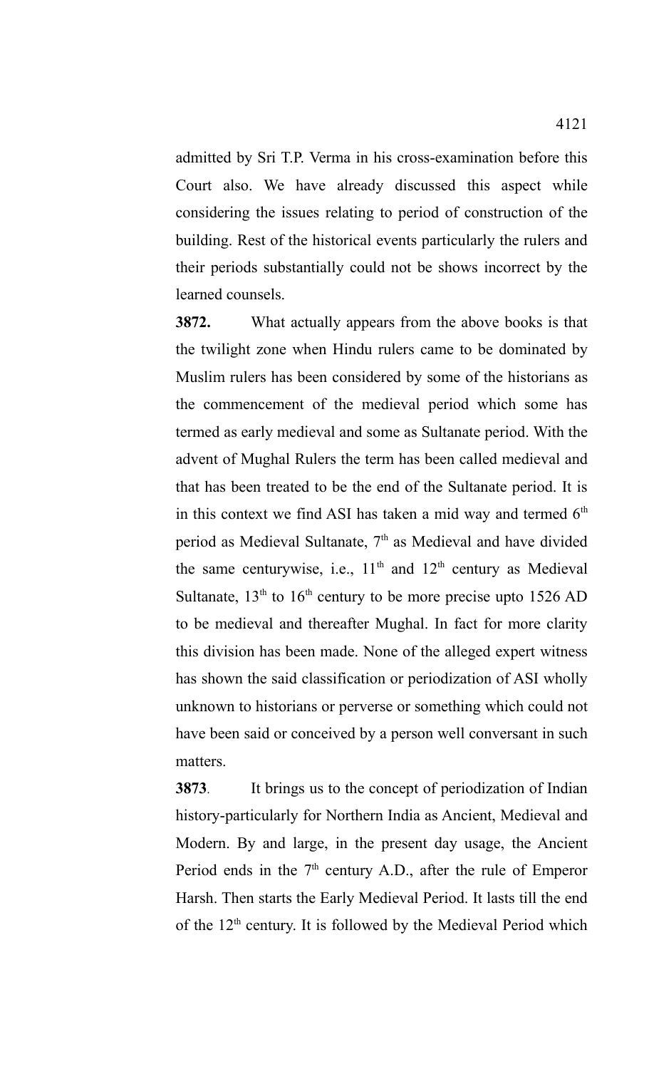admitted by Sri T.P. Verma in his cross-examination before this Court also. We have already discussed this aspect while considering the issues relating to period of construction of the building. Rest of the historical events particularly the rulers and their periods substantially could not be shows incorrect by the learned counsels.

**3872.** What actually appears from the above books is that the twilight zone when Hindu rulers came to be dominated by Muslim rulers has been considered by some of the historians as the commencement of the medieval period which some has termed as early medieval and some as Sultanate period. With the advent of Mughal Rulers the term has been called medieval and that has been treated to be the end of the Sultanate period. It is in this context we find ASI has taken a mid way and termed 6th period as Medieval Sultanate, 7th as Medieval and have divided the same centurywise, i.e., 11th and 12th century as Medieval Sultanate, 13th to 16th century to be more precise upto 1526 AD to be medieval and thereafter Mughal. In fact for more clarity this division has been made. None of the alleged expert witness has shown the said classification or periodization of ASI wholly unknown to historians or perverse or something which could not have been said or conceived by a person well conversant in such matters.

**3873**. It brings us to the concept of periodization of Indian history-particularly for Northern India as Ancient, Medieval and Modern. By and large, in the present day usage, the Ancient Period ends in the 7th century A.D., after the rule of Emperor Harsh. Then starts the Early Medieval Period. It lasts till the end of the 12th century. It is followed by the Medieval Period which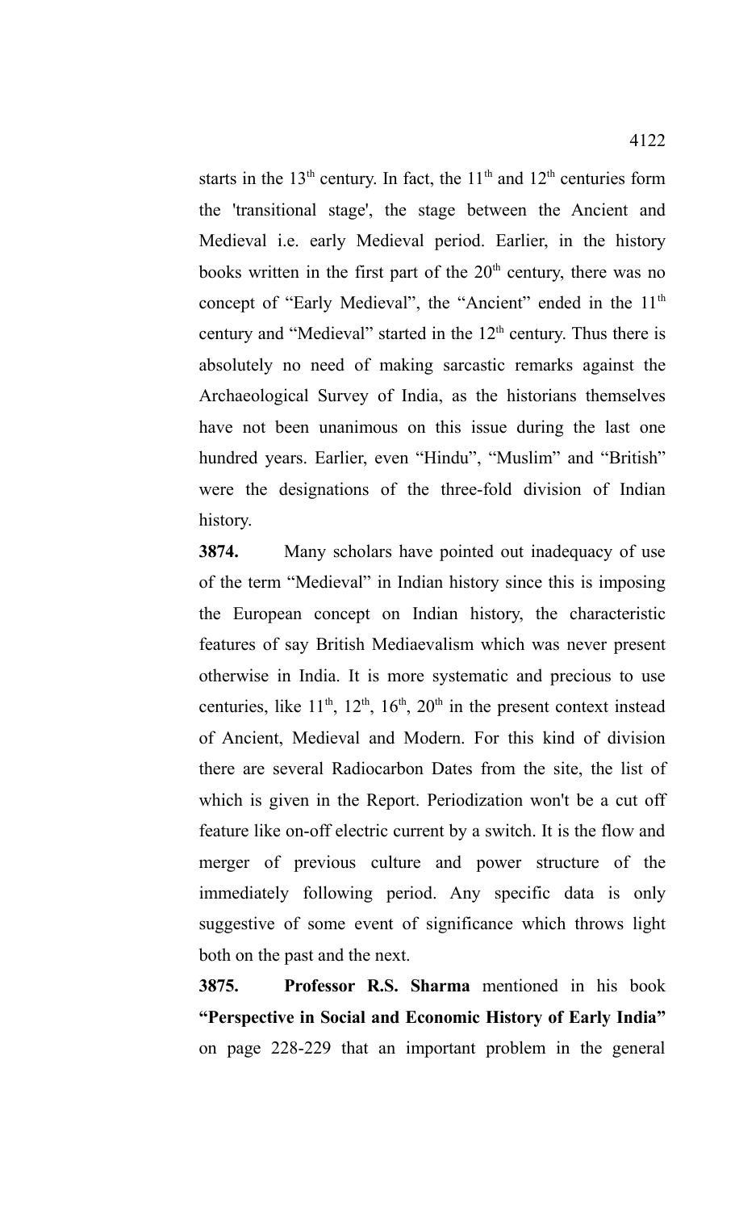starts in the 13th century. In fact, the 11th and 12th centuries form the 'transitional stage', the stage between the Ancient and Medieval i.e. early Medieval period. Earlier, in the history books written in the first part of the 20th century, there was no concept of "Early Medieval", the "Ancient" ended in the 11th century and "Medieval" started in the 12th century. Thus there is absolutely no need of making sarcastic remarks against the Archaeological Survey of India, as the historians themselves have not been unanimous on this issue during the last one hundred years. Earlier, even "Hindu", "Muslim" and "British" were the designations of the three-fold division of Indian history.

**3874.** Many scholars have pointed out inadequacy of use of the term "Medieval" in Indian history since this is imposing the European concept on Indian history, the characteristic features of say British Mediaevalism which was never present otherwise in India. It is more systematic and precious to use centuries, like 11th, 12th, 16th, 20th in the present context instead of Ancient, Medieval and Modern. For this kind of division there are several Radiocarbon Dates from the site, the list of which is given in the Report. Periodization won't be a cut off feature like on-off electric current by a switch. It is the flow and merger of previous culture and power structure of the immediately following period. Any specific data is only suggestive of some event of significance which throws light both on the past and the next.

**3875.** **Professor R.S. Sharma** mentioned in his book **"Perspective in Social and Economic History of Early India"** on page 228-229 that an important problem in the general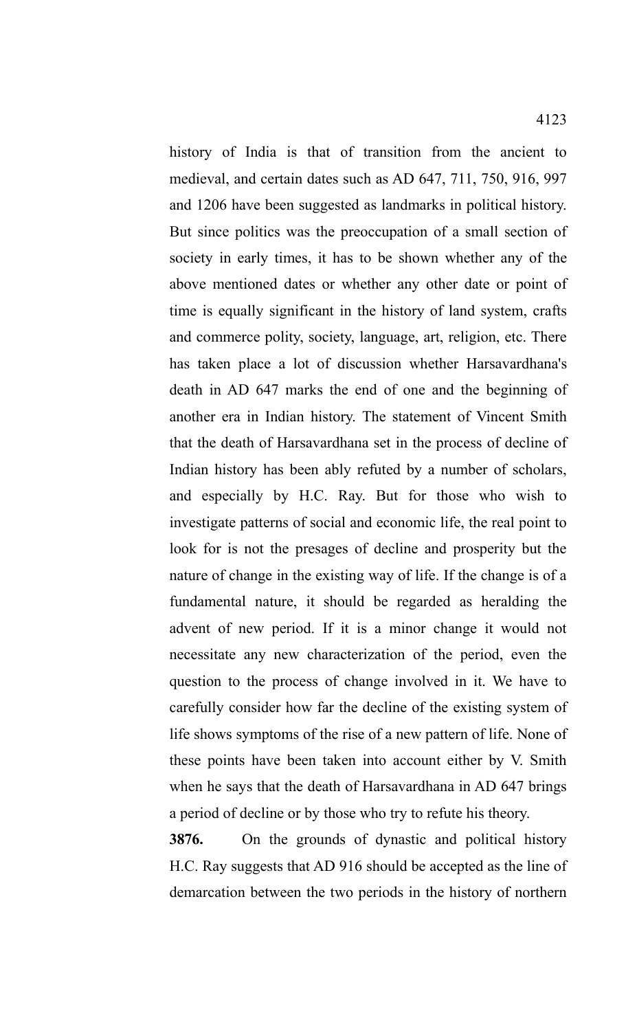history of India is that of transition from the ancient to medieval, and certain dates such as AD 647, 711, 750, 916, 997 and 1206 have been suggested as landmarks in political history. But since politics was the preoccupation of a small section of society in early times, it has to be shown whether any of the above mentioned dates or whether any other date or point of time is equally significant in the history of land system, crafts and commerce polity, society, language, art, religion, etc. There has taken place a lot of discussion whether Harsavardhana's death in AD 647 marks the end of one and the beginning of another era in Indian history. The statement of Vincent Smith that the death of Harsavardhana set in the process of decline of Indian history has been ably refuted by a number of scholars, and especially by H.C. Ray. But for those who wish to investigate patterns of social and economic life, the real point to look for is not the presages of decline and prosperity but the nature of change in the existing way of life. If the change is of a fundamental nature, it should be regarded as heralding the advent of new period. If it is a minor change it would not necessitate any new characterization of the period, even the question to the process of change involved in it. We have to carefully consider how far the decline of the existing system of life shows symptoms of the rise of a new pattern of life. None of these points have been taken into account either by V. Smith when he says that the death of Harsavardhana in AD 647 brings a period of decline or by those who try to refute his theory.

**3876.** On the grounds of dynastic and political history H.C. Ray suggests that AD 916 should be accepted as the line of demarcation between the two periods in the history of northern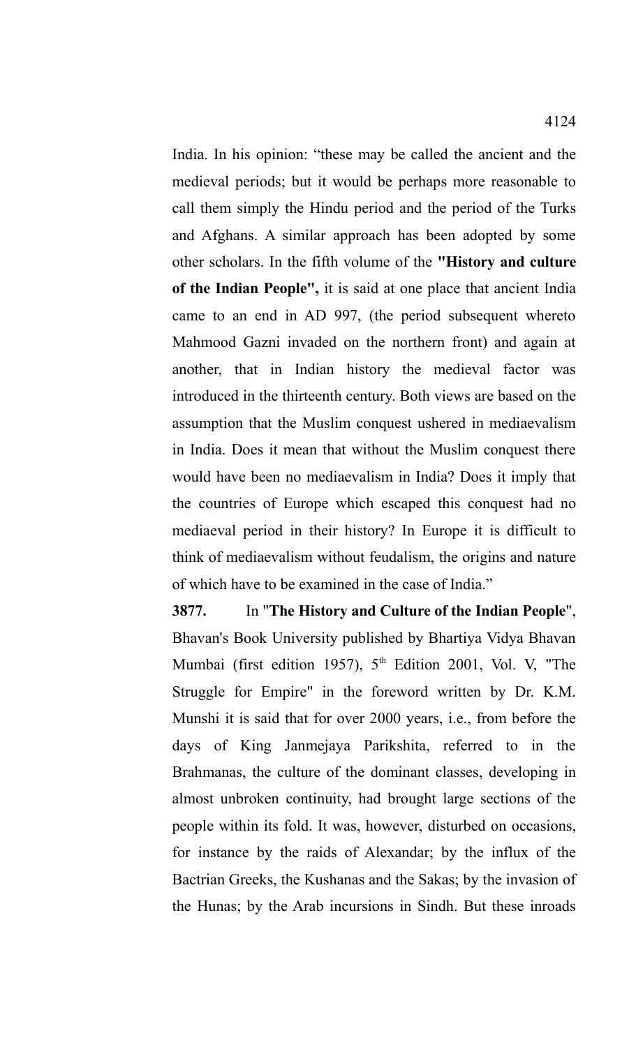India. In his opinion: "these may be called the ancient and the medieval periods; but it would be perhaps more reasonable to call them simply the Hindu period and the period of the Turks and Afghans. A similar approach has been adopted by some other scholars. In the fifth volume of the **"History and culture of the Indian People",** it is said at one place that ancient India came to an end in AD 997, (the period subsequent whereto Mahmood Gazni invaded on the northern front) and again at another, that in Indian history the medieval factor was introduced in the thirteenth century. Both views are based on the assumption that the Muslim conquest ushered in mediaevalism in India. Does it mean that without the Muslim conquest there would have been no mediaevalism in India? Does it imply that the countries of Europe which escaped this conquest had no mediaeval period in their history? In Europe it is difficult to think of mediaevalism without feudalism, the origins and nature of which have to be examined in the case of India."

**3877.** In "**The History and Culture of the Indian People**", Bhavan's Book University published by Bhartiya Vidya Bhavan Mumbai (first edition 1957), 5th Edition 2001, Vol. V, "The Struggle for Empire" in the foreword written by Dr. K.M. Munshi it is said that for over 2000 years, i.e., from before the days of King Janmejaya Parikshita, referred to in the Brahmanas, the culture of the dominant classes, developing in almost unbroken continuity, had brought large sections of the people within its fold. It was, however, disturbed on occasions, for instance by the raids of Alexandar; by the influx of the Bactrian Greeks, the Kushanas and the Sakas; by the invasion of the Hunas; by the Arab incursions in Sindh. But these inroads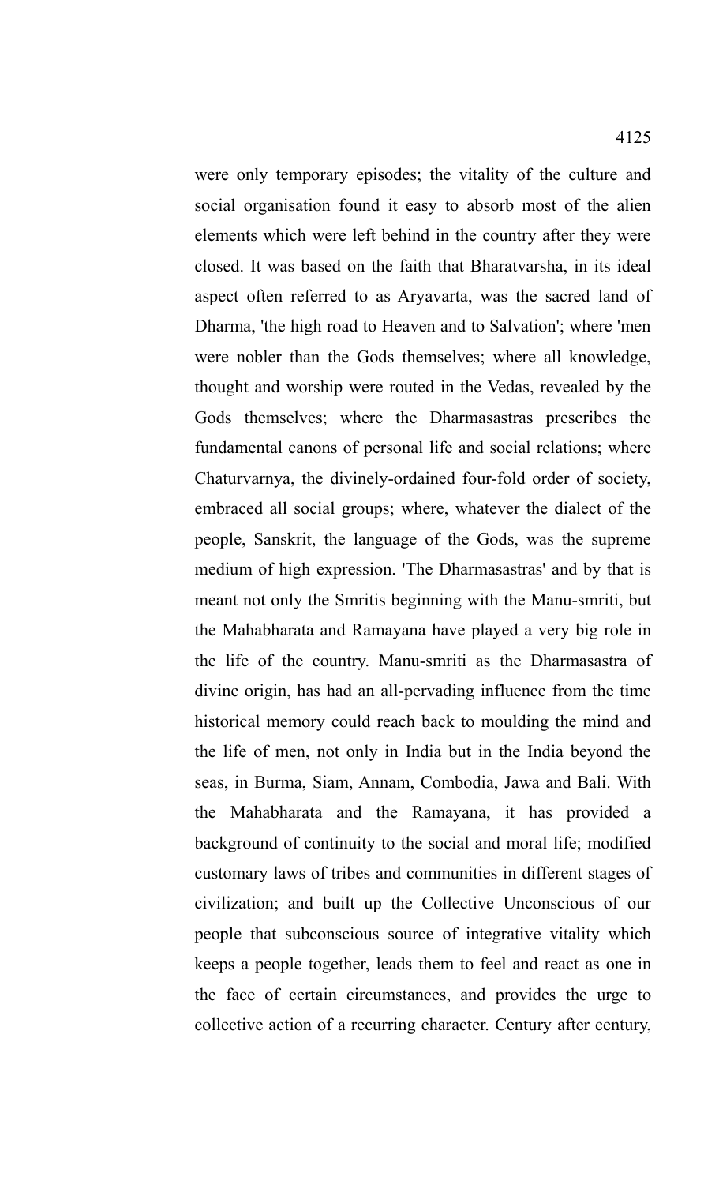were only temporary episodes; the vitality of the culture and social organisation found it easy to absorb most of the alien elements which were left behind in the country after they were closed. It was based on the faith that Bharatvarsha, in its ideal aspect often referred to as Aryavarta, was the sacred land of Dharma, 'the high road to Heaven and to Salvation'; where 'men were nobler than the Gods themselves; where all knowledge, thought and worship were routed in the Vedas, revealed by the Gods themselves; where the Dharmasastras prescribes the fundamental canons of personal life and social relations; where Chaturvarnya, the divinely-ordained four-fold order of society, embraced all social groups; where, whatever the dialect of the people, Sanskrit, the language of the Gods, was the supreme medium of high expression. 'The Dharmasastras' and by that is meant not only the Smritis beginning with the Manu-smriti, but the Mahabharata and Ramayana have played a very big role in the life of the country. Manu-smriti as the Dharmasastra of divine origin, has had an all-pervading influence from the time historical memory could reach back to moulding the mind and the life of men, not only in India but in the India beyond the seas, in Burma, Siam, Annam, Combodia, Jawa and Bali. With the Mahabharata and the Ramayana, it has provided a background of continuity to the social and moral life; modified customary laws of tribes and communities in different stages of civilization; and built up the Collective Unconscious of our people that subconscious source of integrative vitality which keeps a people together, leads them to feel and react as one in the face of certain circumstances, and provides the urge to collective action of a recurring character. Century after century,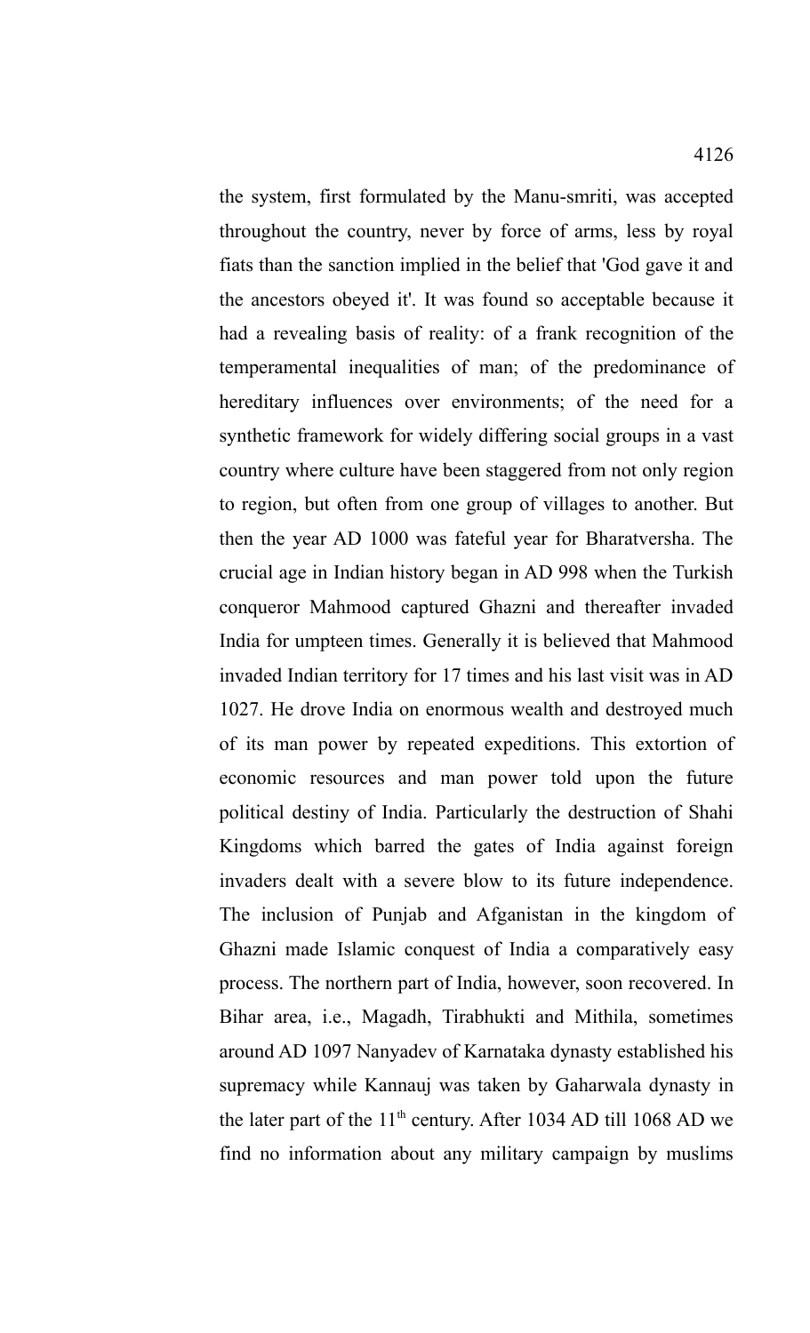the system, first formulated by the Manu-smriti, was accepted throughout the country, never by force of arms, less by royal fiats than the sanction implied in the belief that 'God gave it and the ancestors obeyed it'. It was found so acceptable because it had a revealing basis of reality: of a frank recognition of the temperamental inequalities of man; of the predominance of hereditary influences over environments; of the need for a synthetic framework for widely differing social groups in a vast country where culture have been staggered from not only region to region, but often from one group of villages to another. But then the year AD 1000 was fateful year for Bharatversha. The crucial age in Indian history began in AD 998 when the Turkish conqueror Mahmood captured Ghazni and thereafter invaded India for umpteen times. Generally it is believed that Mahmood invaded Indian territory for 17 times and his last visit was in AD 1027. He drove India on enormous wealth and destroyed much of its man power by repeated expeditions. This extortion of economic resources and man power told upon the future political destiny of India. Particularly the destruction of Shahi Kingdoms which barred the gates of India against foreign invaders dealt with a severe blow to its future independence. The inclusion of Punjab and Afganistan in the kingdom of Ghazni made Islamic conquest of India a comparatively easy process. The northern part of India, however, soon recovered. In Bihar area, i.e., Magadh, Tirabhukti and Mithila, sometimes around AD 1097 Nanyadev of Karnataka dynasty established his supremacy while Kannauj was taken by Gaharwala dynasty in the later part of the 11th century. After 1034 AD till 1068 AD we find no information about any military campaign by muslims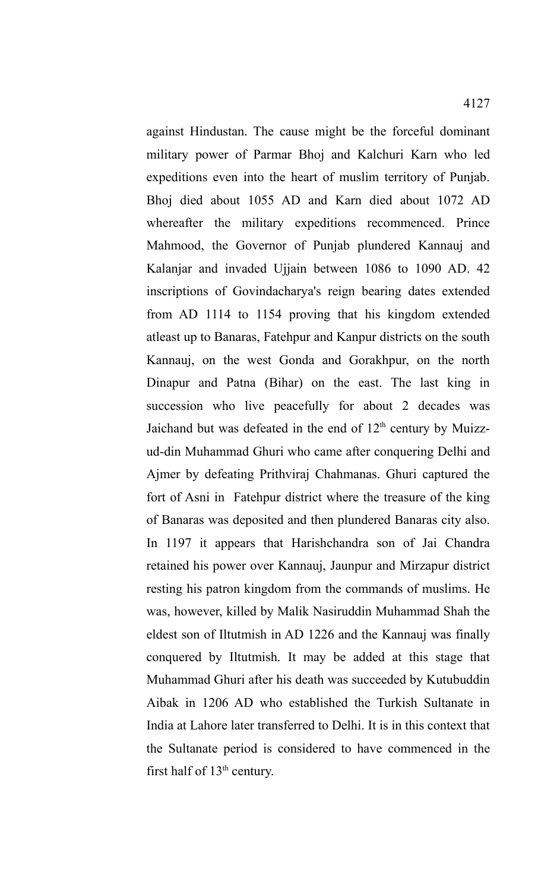against Hindustan. The cause might be the forceful dominant military power of Parmar Bhoj and Kalchuri Karn who led expeditions even into the heart of muslim territory of Punjab. Bhoj died about 1055 AD and Karn died about 1072 AD whereafter the military expeditions recommenced. Prince Mahmood, the Governor of Punjab plundered Kannauj and Kalanjar and invaded Ujjain between 1086 to 1090 AD. 42 inscriptions of Govindacharya's reign bearing dates extended from AD 1114 to 1154 proving that his kingdom extended atleast up to Banaras, Fatehpur and Kanpur districts on the south Kannauj, on the west Gonda and Gorakhpur, on the north Dinapur and Patna (Bihar) on the east. The last king in succession who live peacefully for about 2 decades was Jaichand but was defeated in the end of 12th century by Muizz-ud-din Muhammad Ghuri who came after conquering Delhi and Ajmer by defeating Prithviraj Chahmanas. Ghuri captured the fort of Asni in Fatehpur district where the treasure of the king of Banaras was deposited and then plundered Banaras city also. In 1197 it appears that Harishchandra son of Jai Chandra retained his power over Kannauj, Jaunpur and Mirzapur district resting his patron kingdom from the commands of muslims. He was, however, killed by Malik Nasiruddin Muhammad Shah the eldest son of Iltutmish in AD 1226 and the Kannauj was finally conquered by Iltutmish. It may be added at this stage that Muhammad Ghuri after his death was succeeded by Kutubuddin Aibak in 1206 AD who established the Turkish Sultanate in India at Lahore later transferred to Delhi. It is in this context that the Sultanate period is considered to have commenced in the first half of 13th century.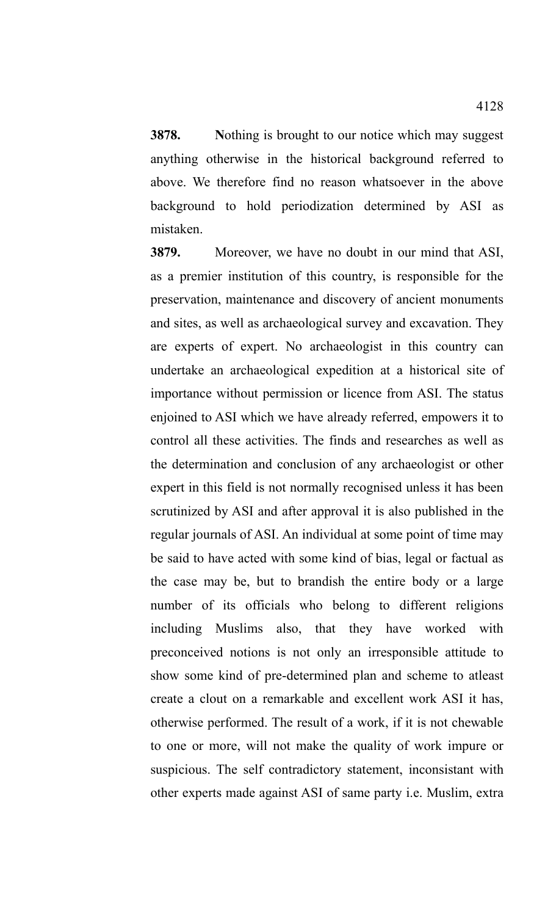**3878.** **N**othing is brought to our notice which may suggest anything otherwise in the historical background referred to above. We therefore find no reason whatsoever in the above background to hold periodization determined by ASI as mistaken.

**3879.** Moreover, we have no doubt in our mind that ASI, as a premier institution of this country, is responsible for the preservation, maintenance and discovery of ancient monuments and sites, as well as archaeological survey and excavation. They are experts of expert. No archaeologist in this country can undertake an archaeological expedition at a historical site of importance without permission or licence from ASI. The status enjoined to ASI which we have already referred, empowers it to control all these activities. The finds and researches as well as the determination and conclusion of any archaeologist or other expert in this field is not normally recognised unless it has been scrutinized by ASI and after approval it is also published in the regular journals of ASI. An individual at some point of time may be said to have acted with some kind of bias, legal or factual as the case may be, but to brandish the entire body or a large number of its officials who belong to different religions including Muslims also, that they have worked with preconceived notions is not only an irresponsible attitude to show some kind of pre-determined plan and scheme to atleast create a clout on a remarkable and excellent work ASI it has, otherwise performed. The result of a work, if it is not chewable to one or more, will not make the quality of work impure or suspicious. The self contradictory statement, inconsistant with other experts made against ASI of same party i.e. Muslim, extra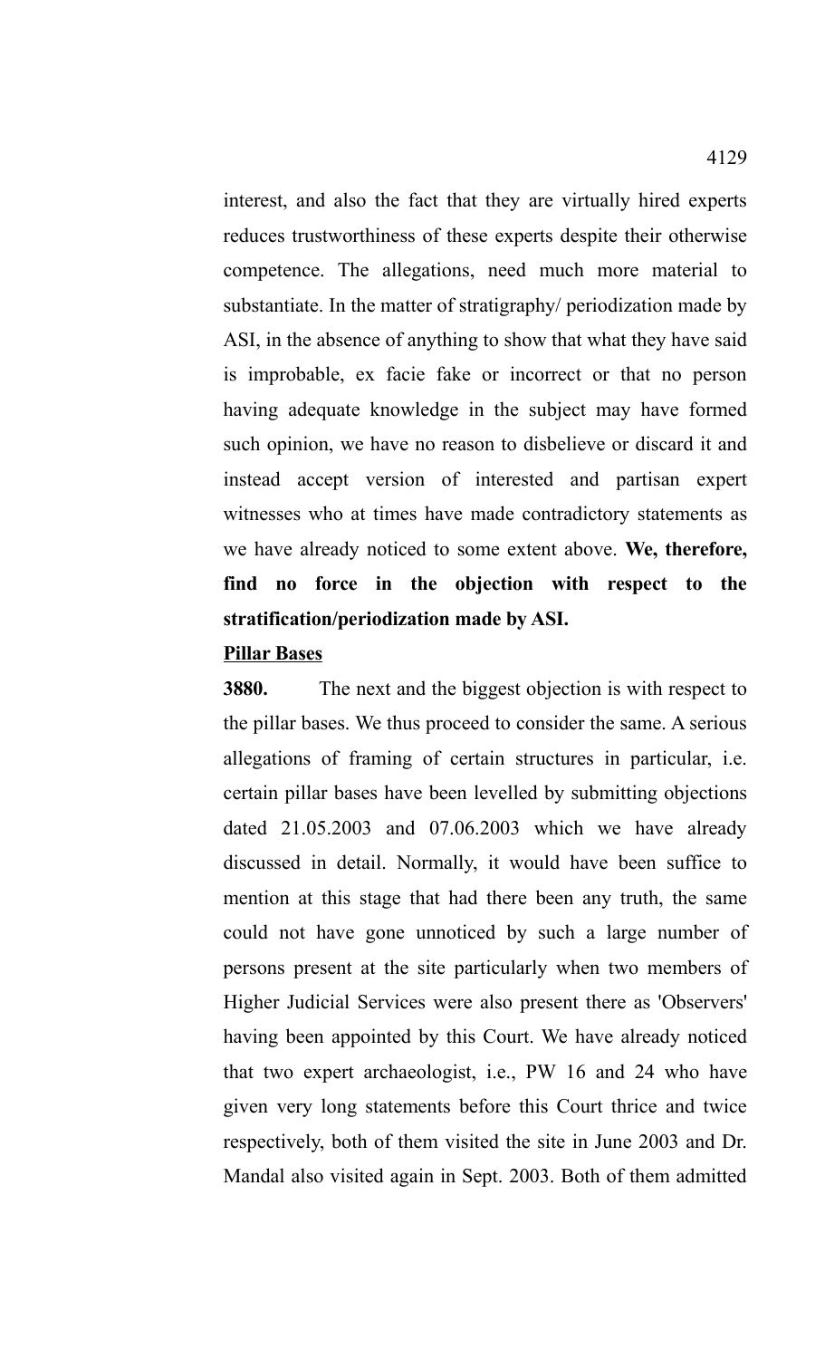interest, and also the fact that they are virtually hired experts reduces trustworthiness of these experts despite their otherwise competence. The allegations, need much more material to substantiate. In the matter of stratigraphy/ periodization made by ASI, in the absence of anything to show that what they have said is improbable, ex facie fake or incorrect or that no person having adequate knowledge in the subject may have formed such opinion, we have no reason to disbelieve or discard it and instead accept version of interested and partisan expert witnesses who at times have made contradictory statements as we have already noticed to some extent above. **We, therefore, find no force in the objection with respect to the stratification/periodization made by ASI.**

**Pillar Bases**

**3880.** The next and the biggest objection is with respect to the pillar bases. We thus proceed to consider the same. A serious allegations of framing of certain structures in particular, i.e. certain pillar bases have been levelled by submitting objections dated 21.05.2003 and 07.06.2003 which we have already discussed in detail. Normally, it would have been suffice to mention at this stage that had there been any truth, the same could not have gone unnoticed by such a large number of persons present at the site particularly when two members of Higher Judicial Services were also present there as 'Observers' having been appointed by this Court. We have already noticed that two expert archaeologist, i.e., PW 16 and 24 who have given very long statements before this Court thrice and twice respectively, both of them visited the site in June 2003 and Dr. Mandal also visited again in Sept. 2003. Both of them admitted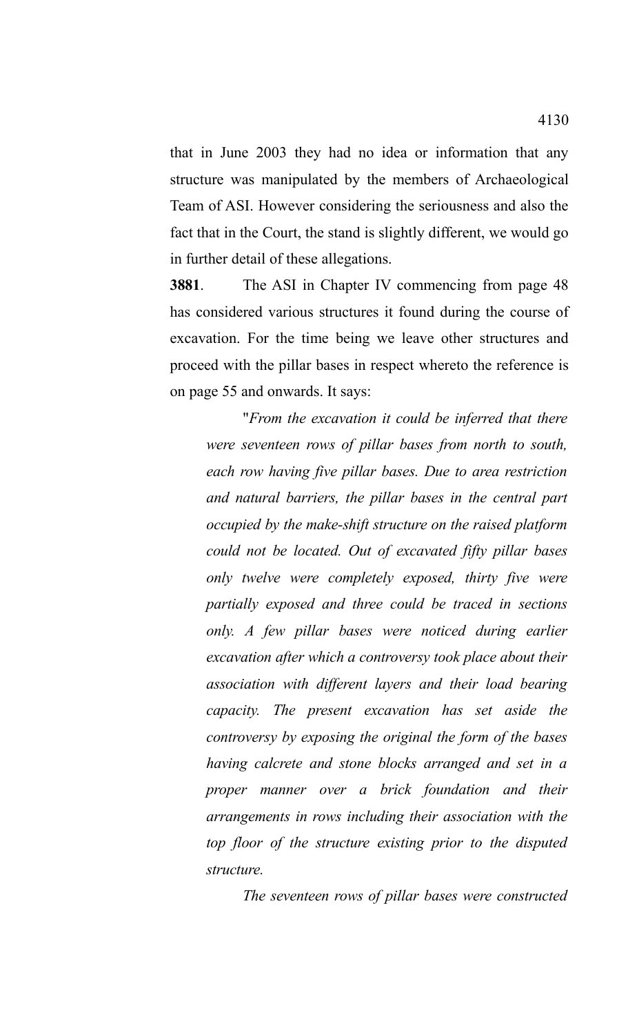that in June 2003 they had no idea or information that any structure was manipulated by the members of Archaeological Team of ASI. However considering the seriousness and also the fact that in the Court, the stand is slightly different, we would go in further detail of these allegations.

**3881**. The ASI in Chapter IV commencing from page 48 has considered various structures it found during the course of excavation. For the time being we leave other structures and proceed with the pillar bases in respect whereto the reference is on page 55 and onwards. It says:

> "*From the excavation it could be inferred that there were seventeen rows of pillar bases from north to south, each row having five pillar bases. Due to area restriction and natural barriers, the pillar bases in the central part occupied by the make-shift structure on the raised platform could not be located. Out of excavated fifty pillar bases only twelve were completely exposed, thirty five were partially exposed and three could be traced in sections only. A few pillar bases were noticed during earlier excavation after which a controversy took place about their association with different layers and their load bearing capacity. The present excavation has set aside the controversy by exposing the original the form of the bases having calcrete and stone blocks arranged and set in a proper manner over a brick foundation and their arrangements in rows including their association with the top floor of the structure existing prior to the disputed structure.*
>
> *The seventeen rows of pillar bases were constructed*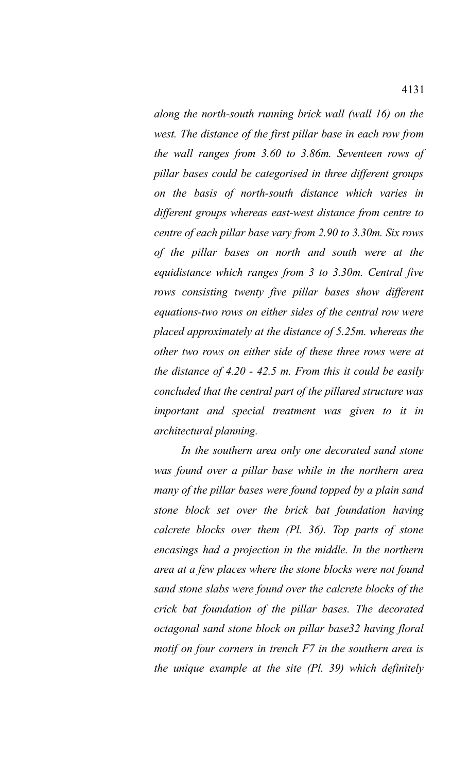*along the north-south running brick wall (wall 16) on the west. The distance of the first pillar base in each row from the wall ranges from 3.60 to 3.86m. Seventeen rows of pillar bases could be categorised in three different groups on the basis of north-south distance which varies in different groups whereas east-west distance from centre to centre of each pillar base vary from 2.90 to 3.30m. Six rows of the pillar bases on north and south were at the equidistance which ranges from 3 to 3.30m. Central five rows consisting twenty five pillar bases show different equations-two rows on either sides of the central row were placed approximately at the distance of 5.25m. whereas the other two rows on either side of these three rows were at the distance of 4.20 - 42.5 m. From this it could be easily concluded that the central part of the pillared structure was important and special treatment was given to it in architectural planning.*

*In the southern area only one decorated sand stone was found over a pillar base while in the northern area many of the pillar bases were found topped by a plain sand stone block set over the brick bat foundation having calcrete blocks over them (Pl. 36). Top parts of stone encasings had a projection in the middle. In the northern area at a few places where the stone blocks were not found sand stone slabs were found over the calcrete blocks of the crick bat foundation of the pillar bases. The decorated octagonal sand stone block on pillar base32 having floral motif on four corners in trench F7 in the southern area is the unique example at the site (Pl. 39) which definitely*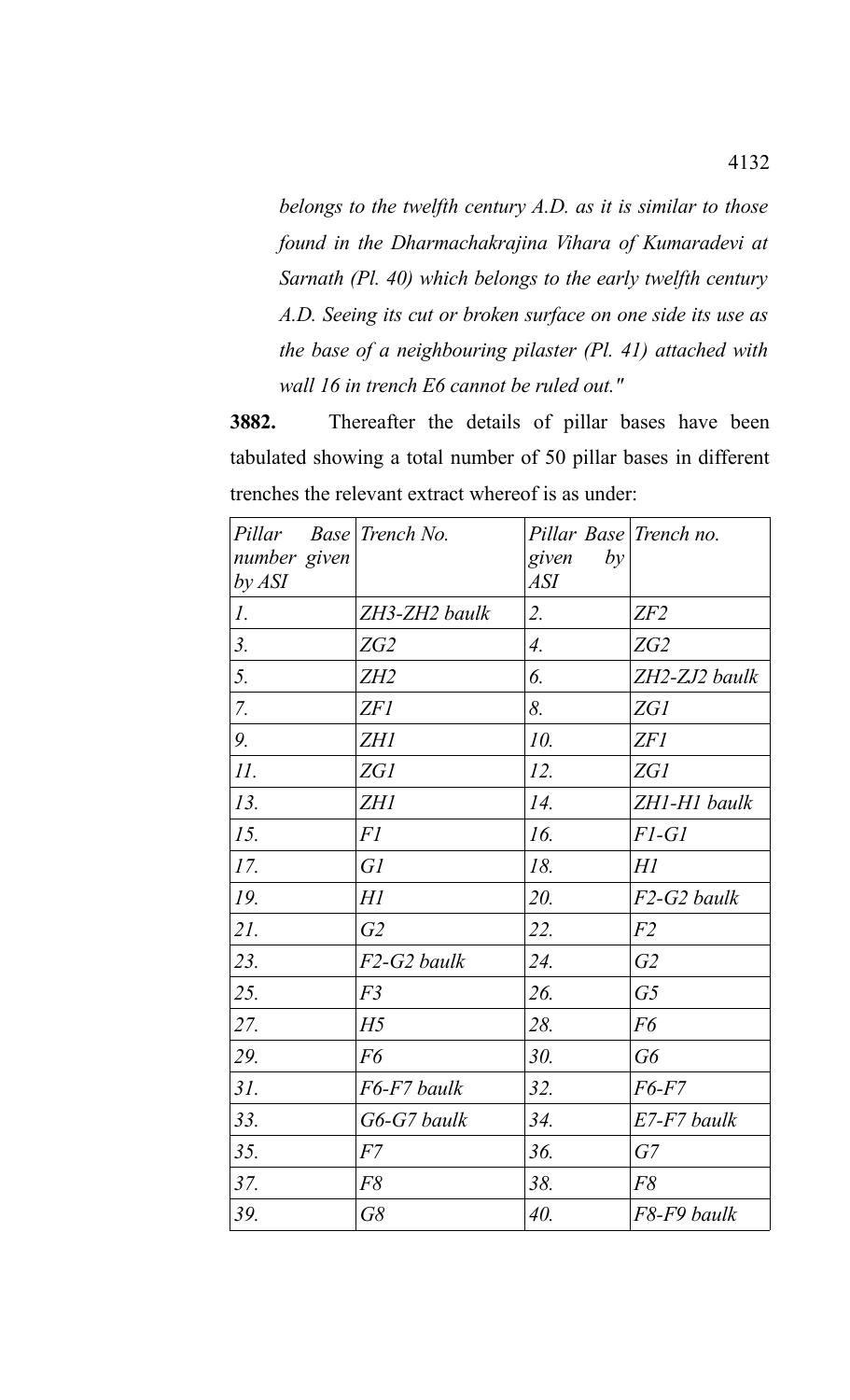*belongs to the twelfth century A.D. as it is similar to those found in the Dharmachakrajina Vihara of Kumaradevi at Sarnath (Pl. 40) which belongs to the early twelfth century A.D. Seeing its cut or broken surface on one side its use as the base of a neighbouring pilaster (Pl. 41) attached with wall 16 in trench E6 cannot be ruled out."*

**3882.** Thereafter the details of pillar bases have been tabulated showing a total number of 50 pillar bases in different trenches the relevant extract whereof is as under:

| *Pillar Base number given by ASI* | *Trench No.* | *Pillar Base given by ASI* | *Trench no.* |
|---|---|---|---|
| *1.* | *ZH3-ZH2 baulk* | *2.* | *ZF2* |
| *3.* | *ZG2* | *4.* | *ZG2* |
| *5.* | *ZH2* | *6.* | *ZH2-ZJ2 baulk* |
| *7.* | *ZF1* | *8.* | *ZG1* |
| *9.* | *ZH1* | *10.* | *ZF1* |
| *11.* | *ZG1* | *12.* | *ZG1* |
| *13.* | *ZH1* | *14.* | *ZH1-H1 baulk* |
| *15.* | *F1* | *16.* | *F1-G1* |
| *17.* | *G1* | *18.* | *H1* |
| *19.* | *H1* | *20.* | *F2-G2 baulk* |
| *21.* | *G2* | *22.* | *F2* |
| *23.* | *F2-G2 baulk* | *24.* | *G2* |
| *25.* | *F3* | *26.* | *G5* |
| *27.* | *H5* | *28.* | *F6* |
| *29.* | *F6* | *30.* | *G6* |
| *31.* | *F6-F7 baulk* | *32.* | *F6-F7* |
| *33.* | *G6-G7 baulk* | *34.* | *E7-F7 baulk* |
| *35.* | *F7* | *36.* | *G7* |
| *37.* | *F8* | *38.* | *F8* |
| *39.* | *G8* | *40.* | *F8-F9 baulk* |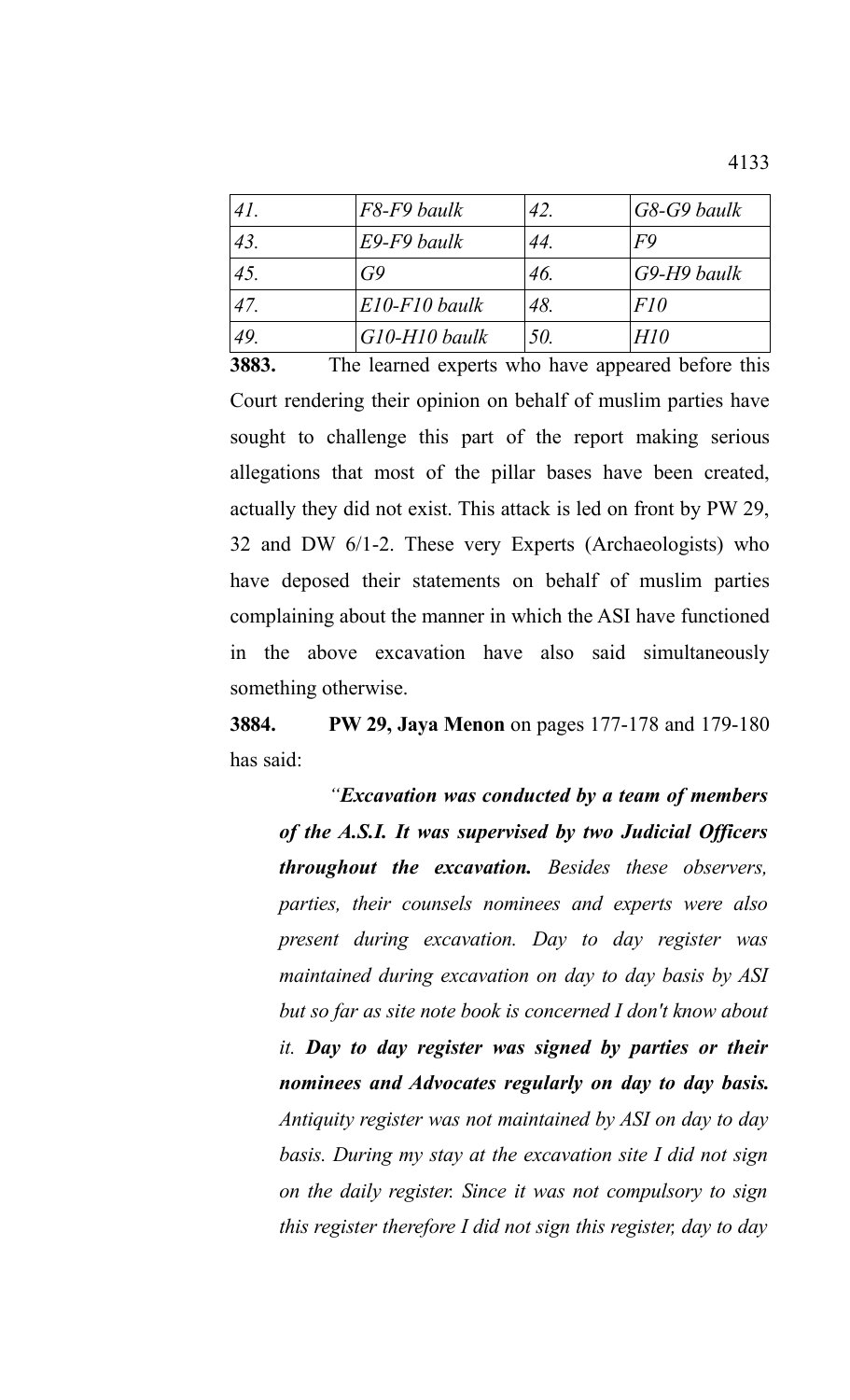| | | | |
|---|---|---|---|
| *41.* | *F8-F9 baulk* | *42.* | *G8-G9 baulk* |
| *43.* | *E9-F9 baulk* | *44.* | *F9* |
| *45.* | *G9* | *46.* | *G9-H9 baulk* |
| *47.* | *E10-F10 baulk* | *48.* | *F10* |
| *49.* | *G10-H10 baulk* | *50.* | *H10* |

**3883.** The learned experts who have appeared before this Court rendering their opinion on behalf of muslim parties have sought to challenge this part of the report making serious allegations that most of the pillar bases have been created, actually they did not exist. This attack is led on front by PW 29, 32 and DW 6/1-2. These very Experts (Archaeologists) who have deposed their statements on behalf of muslim parties complaining about the manner in which the ASI have functioned in the above excavation have also said simultaneously something otherwise.

**3884.** **PW 29, Jaya Menon** on pages 177-178 and 179-180 has said:

> *"**Excavation was conducted by a team of members of the A.S.I. It was supervised by two Judicial Officers throughout the excavation.** Besides these observers, parties, their counsels nominees and experts were also present during excavation. Day to day register was maintained during excavation on day to day basis by ASI but so far as site note book is concerned I don't know about it. **Day to day register was signed by parties or their nominees and Advocates regularly on day to day basis.** Antiquity register was not maintained by ASI on day to day basis. During my stay at the excavation site I did not sign on the daily register. Since it was not compulsory to sign this register therefore I did not sign this register, day to day*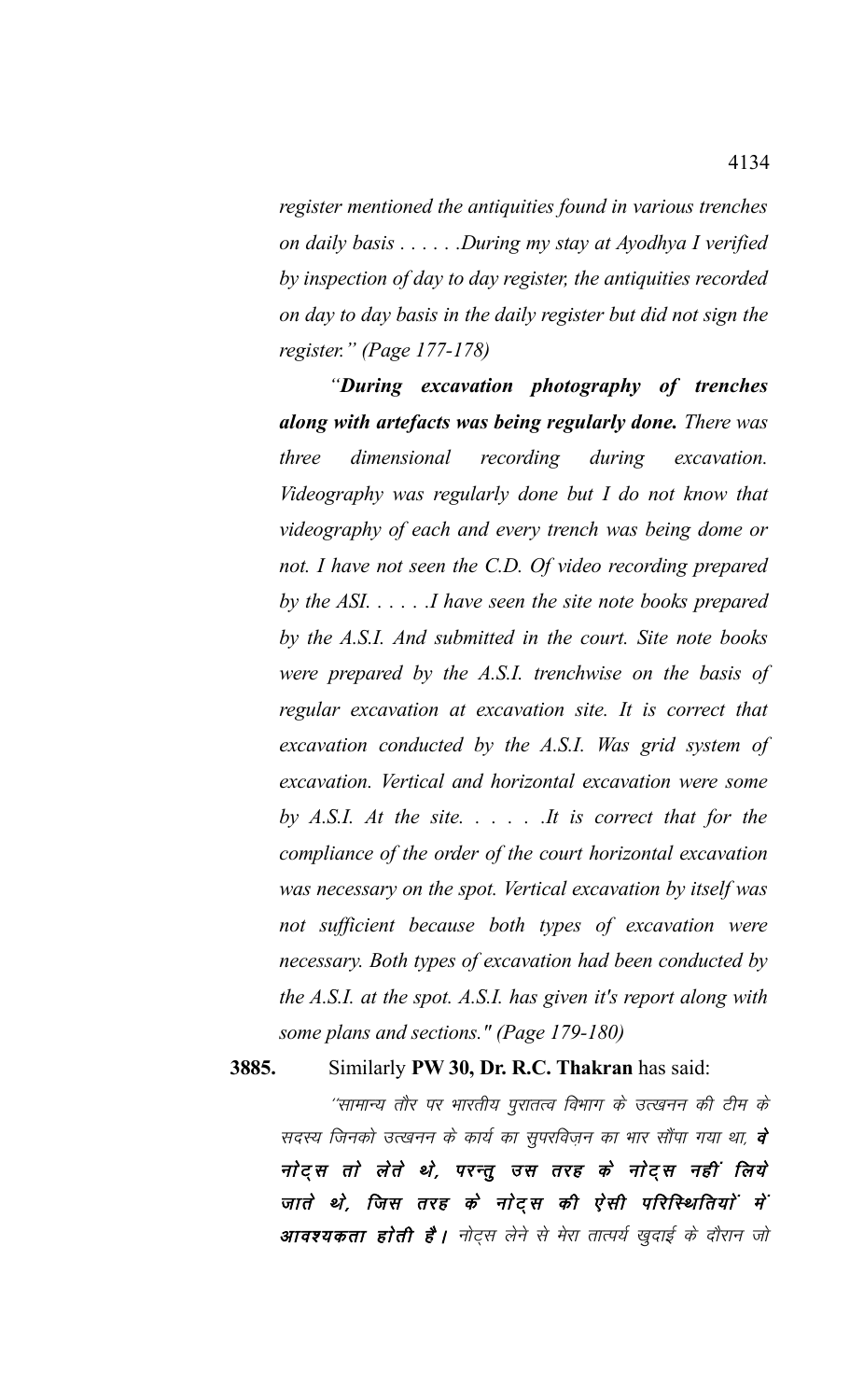*register mentioned the antiquities found in various trenches on daily basis . . . . . .During my stay at Ayodhya I verified by inspection of day to day register, the antiquities recorded on day to day basis in the daily register but did not sign the register." (Page 177-178)*

*"**During excavation photography of trenches along with artefacts was being regularly done.** There was three dimensional recording during excavation. Videography was regularly done but I do not know that videography of each and every trench was being dome or not. I have not seen the C.D. Of video recording prepared by the ASI. . . . . .I have seen the site note books prepared by the A.S.I. And submitted in the court. Site note books were prepared by the A.S.I. trenchwise on the basis of regular excavation at excavation site. It is correct that excavation conducted by the A.S.I. Was grid system of excavation. Vertical and horizontal excavation were some by A.S.I. At the site. . . . . .It is correct that for the compliance of the order of the court horizontal excavation was necessary on the spot. Vertical excavation by itself was not sufficient because both types of excavation were necessary. Both types of excavation had been conducted by the A.S.I. at the spot. A.S.I. has given it's report along with some plans and sections." (Page 179-180)*

**3885.** Similarly **PW 30, Dr. R.C. Thakran** has said:

*''सामान्य तौर पर भारतीय पुरातत्व विभाग के उत्खनन की टीम के सदस्य जिनको उत्खनन के कार्य का सुपरविज़न का भार सौंपा गया था, **वे नोट्स तो लेते थे, परन्तु उस तरह के नोट्स नहीं लिये जाते थे, जिस तरह के नोट्स की ऐसी परिस्थितियों में आवश्यकता होती है।** नोट्स लेने से मेरा तात्पर्य खुदाई के दौरान जो*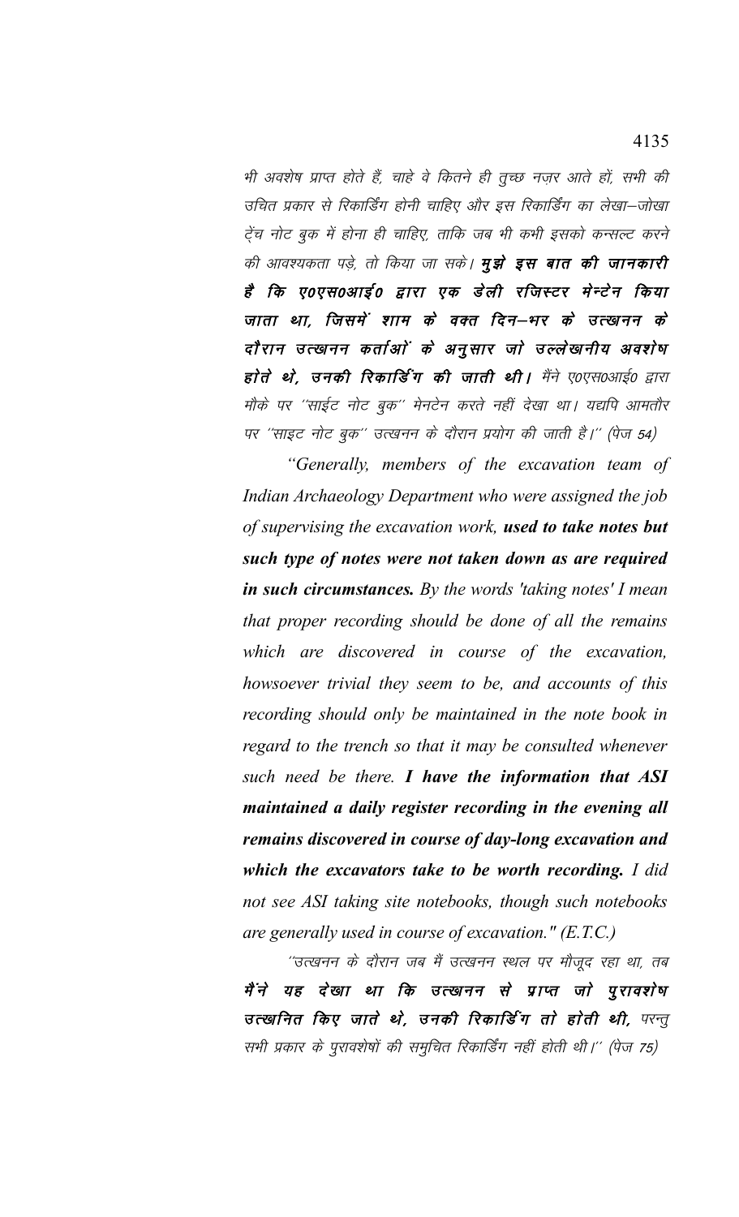भी अवशेष प्राप्त होते हैं, चाहे वे कितने ही तुच्छ नज़र आते हों, सभी की उचित प्रकार से रिकार्डिंग होनी चाहिए और इस रिकार्डिंग का लेखा–जोखा ट्रेंच नोट बुक में होना ही चाहिए, ताकि जब भी कभी इसको कन्सल्ट करने की आवश्यकता पड़े, तो किया जा सके। ***मुझे इस बात की जानकारी है कि ए0एस0आई0 द्वारा एक डेली रजिस्टर मेन्टेन किया जाता था, जिसमें शाम के वक्त दिन–भर के उत्खनन के दौरान उत्खनन कर्ताओं के अनुसार जो उल्लेखनीय अवशेष होते थे, उनकी रिकार्डिंग की जाती थी।*** मैंने ए0एस0आई0 द्वारा मौके पर ''साईट नोट बुक'' मेनटेन करते नहीं देखा था। यद्यपि आमतौर पर ''साइट नोट बुक'' उत्खनन के दौरान प्रयोग की जाती है।'' (पेज 54)

*"Generally, members of the excavation team of Indian Archaeology Department who were assigned the job of supervising the excavation work, **used to take notes but such type of notes were not taken down as are required in such circumstances.** By the words 'taking notes' I mean that proper recording should be done of all the remains which are discovered in course of the excavation, howsoever trivial they seem to be, and accounts of this recording should only be maintained in the note book in regard to the trench so that it may be consulted whenever such need be there. **I have the information that ASI maintained a daily register recording in the evening all remains discovered in course of day-long excavation and which the excavators take to be worth recording.** I did not see ASI taking site notebooks, though such notebooks are generally used in course of excavation." (E.T.C.)*

''उत्खनन के दौरान जब मैं उत्खनन स्थल पर मौजूद रहा था, तब ***मैंने यह देखा था कि उत्खनन से प्राप्त जो पुरावशेष उत्खनित किए जाते थे, उनकी रिकार्डिंग तो होती थी,*** परन्तु सभी प्रकार के पुरावशेषों की समुचित रिकार्डिंग नहीं होती थी।'' (पेज 75)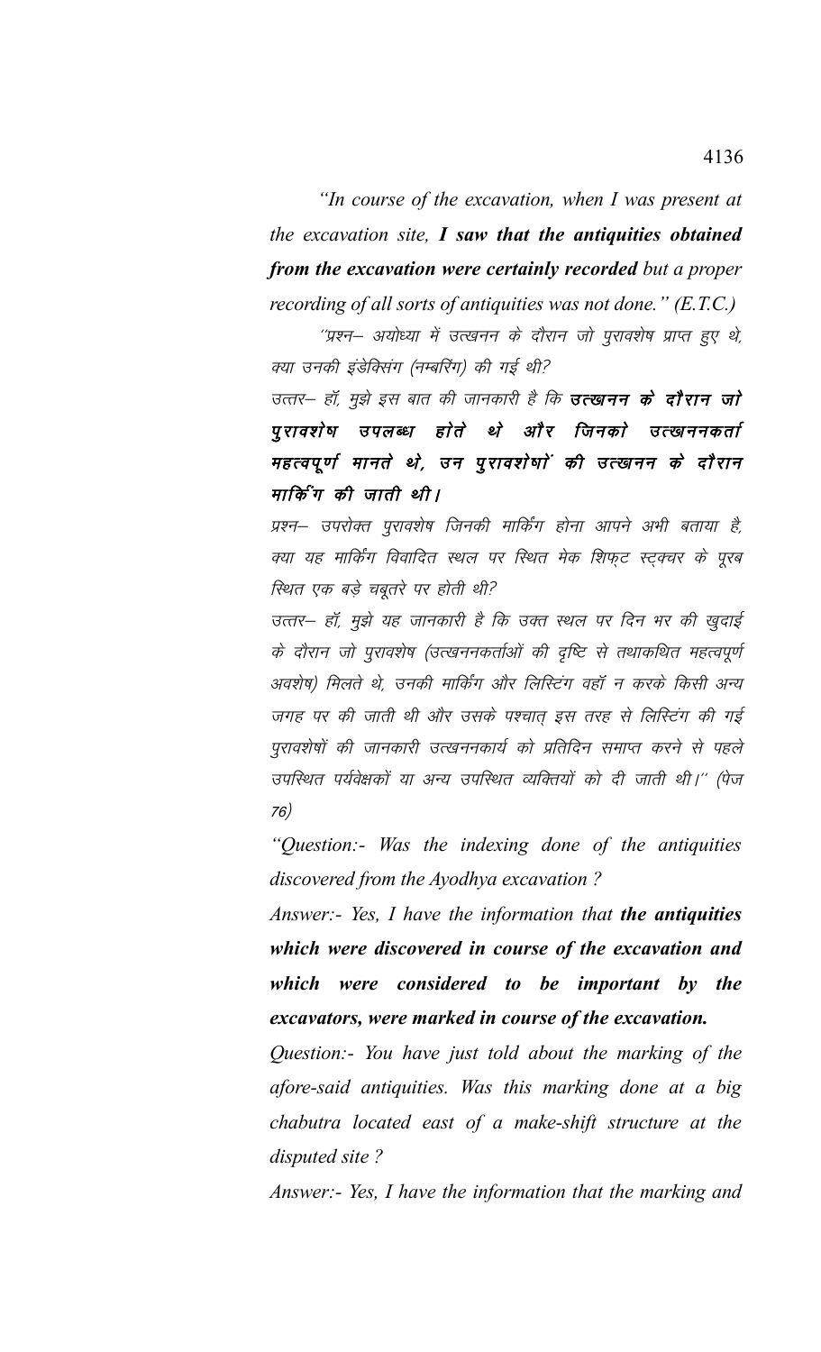*"In course of the excavation, when I was present at the excavation site, **I saw that the antiquities obtained from the excavation were certainly recorded** but a proper recording of all sorts of antiquities was not done." (E.T.C.)*

*"प्रश्न– अयोध्या में उत्खनन के दौरान जो पुरावशेष प्राप्त हुए थे, क्या उनकी इंडेक्सिंग (नम्बरिंग) की गई थी?*

*उत्तर– हॉ, मुझे इस बात की जानकारी है कि **उत्खनन के दौरान जो पुरावशेष उपलब्ध होते थे और जिनको उत्खननकर्ता महत्वपूर्ण मानते थे, उन पुरावशेषों की उत्खनन के दौरान मार्किंग की जाती थी।***

*प्रश्न– उपरोक्त पुरावशेष जिनकी मार्किंग होना आपने अभी बताया है, क्या यह मार्किंग विवादित स्थल पर स्थित मेक शिफ्ट स्ट्क्चर के पूरब स्थित एक बड़े चबूतरे पर होती थी?*

*उत्तर– हॉ, मुझे यह जानकारी है कि उक्त स्थल पर दिन भर की खुदाई के दौरान जो पुरावशेष (उत्खननकर्ताओं की दृष्टि से तथाकथित महत्वपूर्ण अवशेष) मिलते थे, उनकी मार्किंग और लिस्टिंग वहॉ न करके किसी अन्य जगह पर की जाती थी और उसके पश्चात् इस तरह से लिस्टिंग की गई पुरावशेषों की जानकारी उत्खननकार्य को प्रतिदिन समाप्त करने से पहले उपस्थित पर्यवेक्षकों या अन्य उपस्थित व्यक्तियों को दी जाती थी।" (पेज 76)*

*"Question:- Was the indexing done of the antiquities discovered from the Ayodhya excavation ?*

*Answer:- Yes, I have the information that **the antiquities which were discovered in course of the excavation and which were considered to be important by the excavators, were marked in course of the excavation.***

*Question:- You have just told about the marking of the afore-said antiquities. Was this marking done at a big chabutra located east of a make-shift structure at the disputed site ?*

*Answer:- Yes, I have the information that the marking and*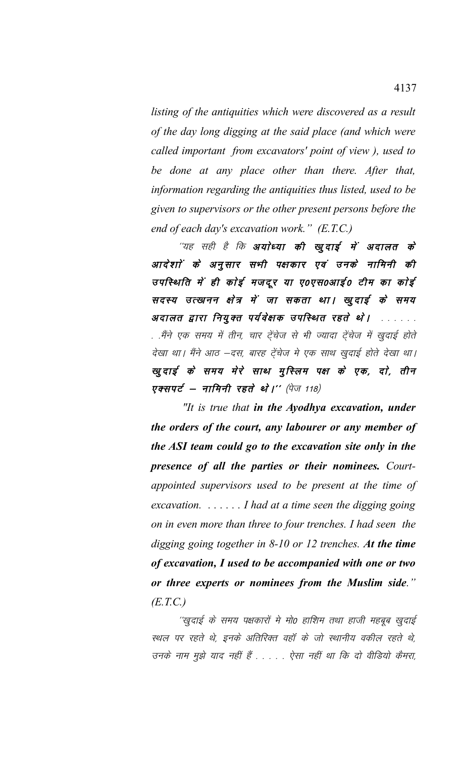*listing of the antiquities which were discovered as a result of the day long digging at the said place (and which were called important from excavators' point of view ), used to be done at any place other than there. After that, information regarding the antiquities thus listed, used to be given to supervisors or the other present persons before the end of each day's excavation work." (E.T.C.)*

*"यह सही है कि* ***अयोध्या की खुदाई में अदालत के आदेशों के अनुसार सभी पक्षकार एवं उनके नामिनी की उपस्थिति में ही कोई मजदूर या ए0एस0आई0 टीम का कोई सदस्य उत्खनन क्षेत्र में जा सकता था। खुदाई के समय अदालत द्वारा नियुक्त पर्यवेक्षक उपस्थित रहते थे।*** *. . . . . . . .मैंने एक समय में तीन, चार ट्रेंचेज से भी ज्यादा ट्रेंचेज में खुदाई होते देखा था। मैंने आठ –दस, बारह ट्रेंचेज मे एक साथ खुदाई होते देखा था।* ***खुदाई के समय मेरे साथ मुस्लिम पक्ष के एक, दो, तीन एक्सपर्ट – नामिनी रहते थे।''*** *(पेज 118)*

*"It is true that* ***in the Ayodhya excavation, under the orders of the court, any labourer or any member of the ASI team could go to the excavation site only in the presence of all the parties or their nominees.*** *Court-appointed supervisors used to be present at the time of excavation. . . . . . . I had at a time seen the digging going on in even more than three to four trenches. I had seen the digging going together in 8-10 or 12 trenches.* ***At the time of excavation, I used to be accompanied with one or two or three experts or nominees from the Muslim side.***" *(E.T.C.)*

*"खुदाई के समय पक्षकारों मे मो0 हाशिम तथा हाजी महबूब खुदाई स्थल पर रहते थे, इनके अतिरिक्त वहॉ के जो स्थानीय वकील रहते थे, उनके नाम मुझे याद नहीं हैं . . . . . ऐसा नहीं था कि दो वीडियो कैमरा,*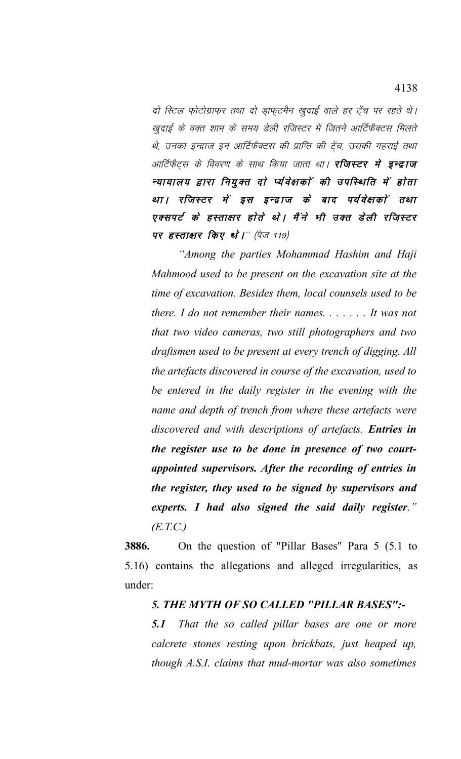दो स्टिल फ़ोटोग्राफ़र तथा दो ड्राफ़्टमैन खुदाई वाले हर ट्रेंच पर रहते थे। खुदाई के वक्त शाम के समय डेली रजिस्टर में जितने आर्टिफैक्टस मिलते थे, उनका इन्द्राज इन आर्टिफैक्टस की प्राप्ति की ट्रेंच, उसकी गहराई तथा आर्टिफैट्स के विवरण के साथ किया जाता था। **रजिस्टर मे इन्द्राज न्यायालय द्वारा नियुक्त दो र्प्यवेक्षकों की उपस्थिति में होता था। रजिस्टर में इस इन्द्राज के बाद पर्यवेक्षकों तथा एक्सपर्ट के हस्ताक्षर होते थे। मैंने भी उक्त डेली रजिस्टर पर हस्ताक्षर किए थे।**" (पेज 119)

*"Among the parties Mohammad Hashim and Haji Mahmood used to be present on the excavation site at the time of excavation. Besides them, local counsels used to be there. I do not remember their names. . . . . . . It was not that two video cameras, two still photographers and two draftsmen used to be present at every trench of digging. All the artefacts discovered in course of the excavation, used to be entered in the daily register in the evening with the name and depth of trench from where these artefacts were discovered and with descriptions of artefacts.* ***Entries in the register use to be done in presence of two court-appointed supervisors. After the recording of entries in the register, they used to be signed by supervisors and experts. I had also signed the said daily register****." (E.T.C.)*

**3886.** On the question of "Pillar Bases" Para 5 (5.1 to 5.16) contains the allegations and alleged irregularities, as under:

***5. THE MYTH OF SO CALLED "PILLAR BASES":-***

***5.1*** *That the so called pillar bases are one or more calcrete stones resting upon brickbats, just heaped up, though A.S.I. claims that mud-mortar was also sometimes*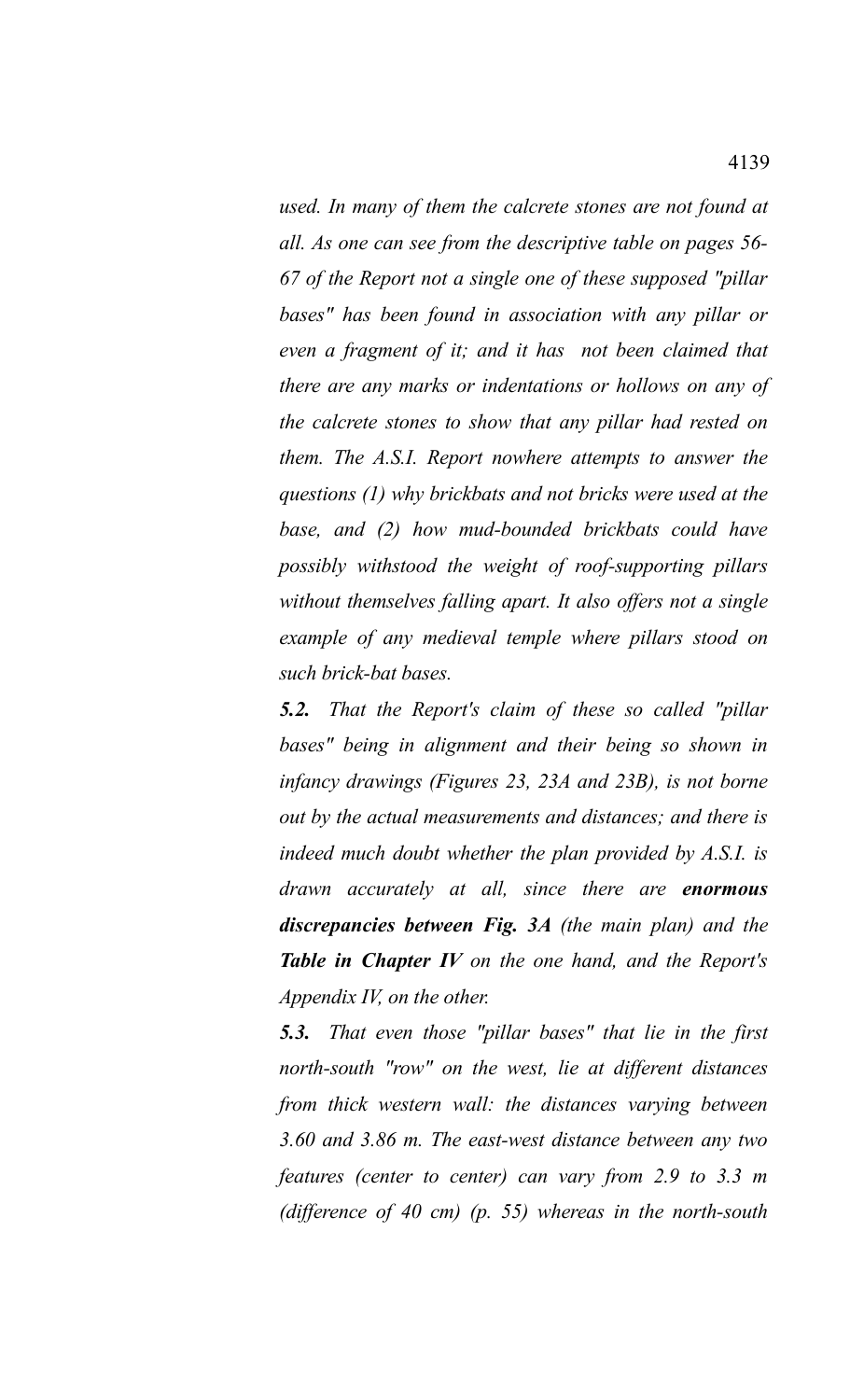*used. In many of them the calcrete stones are not found at all. As one can see from the descriptive table on pages 56-67 of the Report not a single one of these supposed "pillar bases" has been found in association with any pillar or even a fragment of it; and it has not been claimed that there are any marks or indentations or hollows on any of the calcrete stones to show that any pillar had rested on them. The A.S.I. Report nowhere attempts to answer the questions (1) why brickbats and not bricks were used at the base, and (2) how mud-bounded brickbats could have possibly withstood the weight of roof-supporting pillars without themselves falling apart. It also offers not a single example of any medieval temple where pillars stood on such brick-bat bases.*

***5.2.*** *That the Report's claim of these so called "pillar bases" being in alignment and their being so shown in infancy drawings (Figures 23, 23A and 23B), is not borne out by the actual measurements and distances; and there is indeed much doubt whether the plan provided by A.S.I. is drawn accurately at all, since there are* ***enormous discrepancies between Fig. 3A*** *(the main plan) and the* ***Table in Chapter IV*** *on the one hand, and the Report's Appendix IV, on the other.*

***5.3.*** *That even those "pillar bases" that lie in the first north-south "row" on the west, lie at different distances from thick western wall: the distances varying between 3.60 and 3.86 m. The east-west distance between any two features (center to center) can vary from 2.9 to 3.3 m (difference of 40 cm) (p. 55) whereas in the north-south*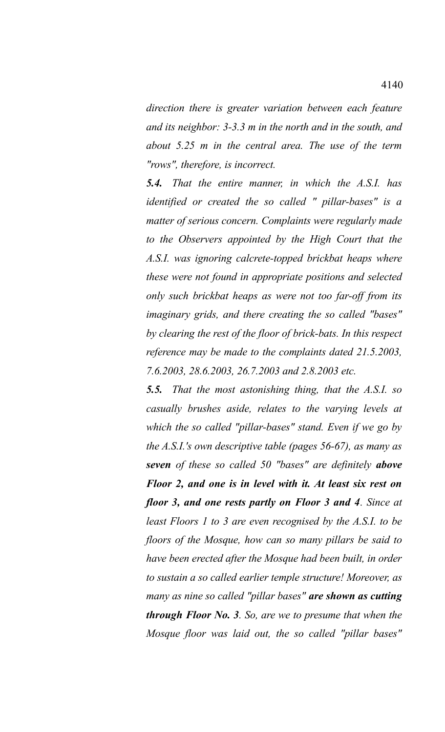*direction there is greater variation between each feature and its neighbor: 3-3.3 m in the north and in the south, and about 5.25 m in the central area. The use of the term "rows", therefore, is incorrect.*

***5.4.*** *That the entire manner, in which the A.S.I. has identified or created the so called " pillar-bases" is a matter of serious concern. Complaints were regularly made to the Observers appointed by the High Court that the A.S.I. was ignoring calcrete-topped brickbat heaps where these were not found in appropriate positions and selected only such brickbat heaps as were not too far-off from its imaginary grids, and there creating the so called "bases" by clearing the rest of the floor of brick-bats. In this respect reference may be made to the complaints dated 21.5.2003, 7.6.2003, 28.6.2003, 26.7.2003 and 2.8.2003 etc.*

***5.5.*** *That the most astonishing thing, that the A.S.I. so casually brushes aside, relates to the varying levels at which the so called "pillar-bases" stand. Even if we go by the A.S.I.'s own descriptive table (pages 56-67), as many as **seven** of these so called 50 "bases" are definitely **above Floor 2, and one is in level with it. At least six rest on floor 3, and one rests partly on Floor 3 and 4**. Since at least Floors 1 to 3 are even recognised by the A.S.I. to be floors of the Mosque, how can so many pillars be said to have been erected after the Mosque had been built, in order to sustain a so called earlier temple structure! Moreover, as many as nine so called "pillar bases" **are shown as cutting through Floor No. 3**. So, are we to presume that when the Mosque floor was laid out, the so called "pillar bases"*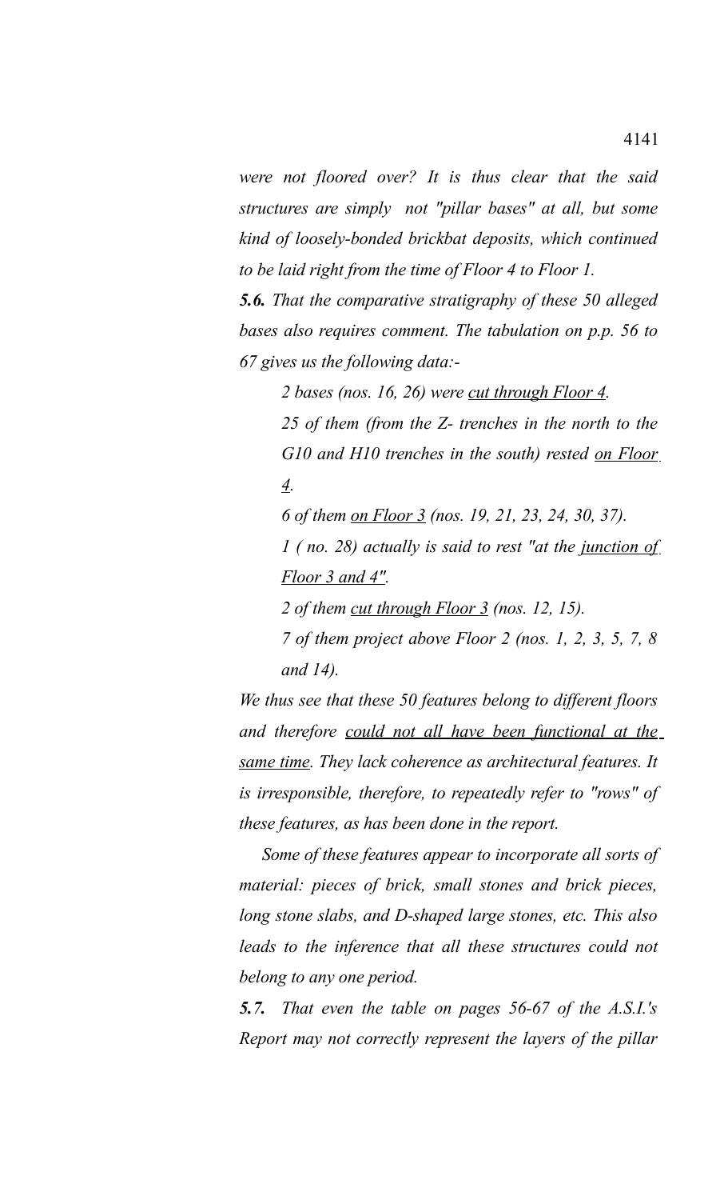*were not floored over? It is thus clear that the said structures are simply not "pillar bases" at all, but some kind of loosely-bonded brickbat deposits, which continued to be laid right from the time of Floor 4 to Floor 1.*

***5.6.*** *That the comparative stratigraphy of these 50 alleged bases also requires comment. The tabulation on p.p. 56 to 67 gives us the following data:-*

> *2 bases (nos. 16, 26) were <u>cut through Floor 4</u>.*
>
> *25 of them (from the Z- trenches in the north to the G10 and H10 trenches in the south) rested <u>on Floor 4</u>.*
>
> *6 of them <u>on Floor 3</u> (nos. 19, 21, 23, 24, 30, 37).*
>
> *1 ( no. 28) actually is said to rest "at the <u>junction of Floor 3 and 4"</u>.*
>
> *2 of them <u>cut through Floor 3</u> (nos. 12, 15).*
>
> *7 of them project above Floor 2 (nos. 1, 2, 3, 5, 7, 8 and 14).*

*We thus see that these 50 features belong to different floors and therefore <u>could not all have been functional at the same time</u>. They lack coherence as architectural features. It is irresponsible, therefore, to repeatedly refer to "rows" of these features, as has been done in the report.*

*Some of these features appear to incorporate all sorts of material: pieces of brick, small stones and brick pieces, long stone slabs, and D-shaped large stones, etc. This also leads to the inference that all these structures could not belong to any one period.*

***5.7.*** *That even the table on pages 56-67 of the A.S.I.'s Report may not correctly represent the layers of the pillar*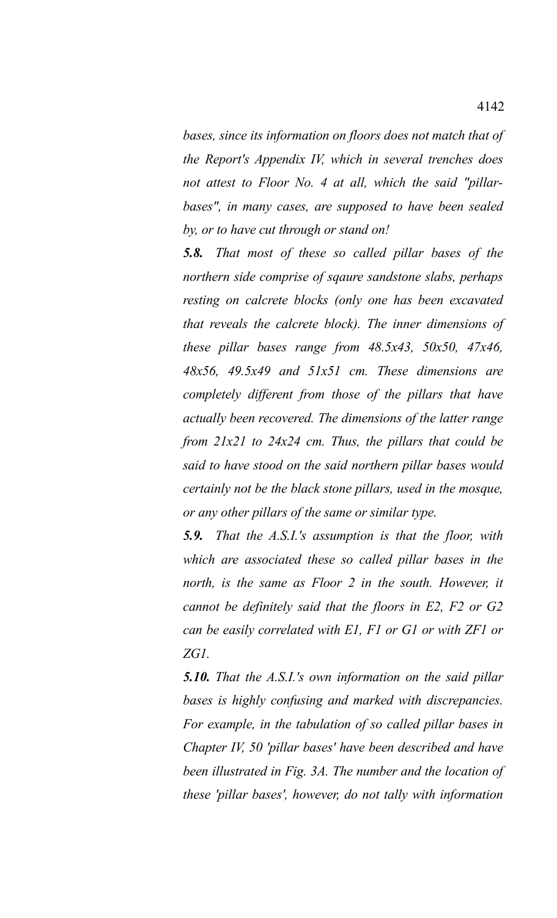*bases, since its information on floors does not match that of the Report's Appendix IV, which in several trenches does not attest to Floor No. 4 at all, which the said "pillar-bases", in many cases, are supposed to have been sealed by, or to have cut through or stand on!*

***5.8.*** *That most of these so called pillar bases of the northern side comprise of sqaure sandstone slabs, perhaps resting on calcrete blocks (only one has been excavated that reveals the calcrete block). The inner dimensions of these pillar bases range from 48.5x43, 50x50, 47x46, 48x56, 49.5x49 and 51x51 cm. These dimensions are completely different from those of the pillars that have actually been recovered. The dimensions of the latter range from 21x21 to 24x24 cm. Thus, the pillars that could be said to have stood on the said northern pillar bases would certainly not be the black stone pillars, used in the mosque, or any other pillars of the same or similar type.*

***5.9.*** *That the A.S.I.'s assumption is that the floor, with which are associated these so called pillar bases in the north, is the same as Floor 2 in the south. However, it cannot be definitely said that the floors in E2, F2 or G2 can be easily correlated with E1, F1 or G1 or with ZF1 or ZG1.*

***5.10.*** *That the A.S.I.'s own information on the said pillar bases is highly confusing and marked with discrepancies. For example, in the tabulation of so called pillar bases in Chapter IV, 50 'pillar bases' have been described and have been illustrated in Fig. 3A. The number and the location of these 'pillar bases', however, do not tally with information*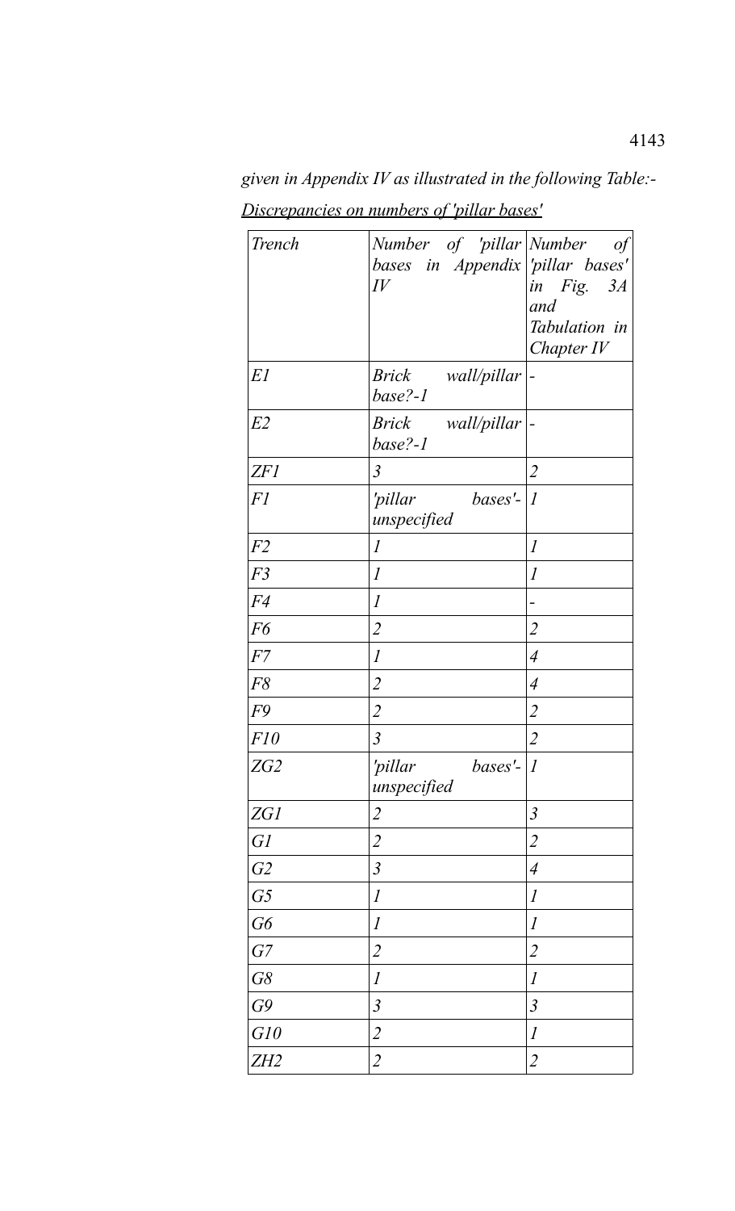*given in Appendix IV as illustrated in the following Table:-*

*Discrepancies on numbers of 'pillar bases'*

| *Trench* | *Number of 'pillar bases in Appendix IV* | *Number of 'pillar bases' in Fig. 3A and Tabulation in Chapter IV* |
|---|---|---|
| *E1* | *Brick wall/pillar base?-1* | *-* |
| *E2* | *Brick wall/pillar base?-1* | *-* |
| *ZF1* | *3* | *2* |
| *F1* | *'pillar bases'-unspecified* | *1* |
| *F2* | *1* | *1* |
| *F3* | *1* | *1* |
| *F4* | *1* | *-* |
| *F6* | *2* | *2* |
| *F7* | *1* | *4* |
| *F8* | *2* | *4* |
| *F9* | *2* | *2* |
| *F10* | *3* | *2* |
| *ZG2* | *'pillar bases'-unspecified* | *1* |
| *ZG1* | *2* | *3* |
| *G1* | *2* | *2* |
| *G2* | *3* | *4* |
| *G5* | *1* | *1* |
| *G6* | *1* | *1* |
| *G7* | *2* | *2* |
| *G8* | *1* | *1* |
| *G9* | *3* | *3* |
| *G10* | *2* | *1* |
| *ZH2* | *2* | *2* |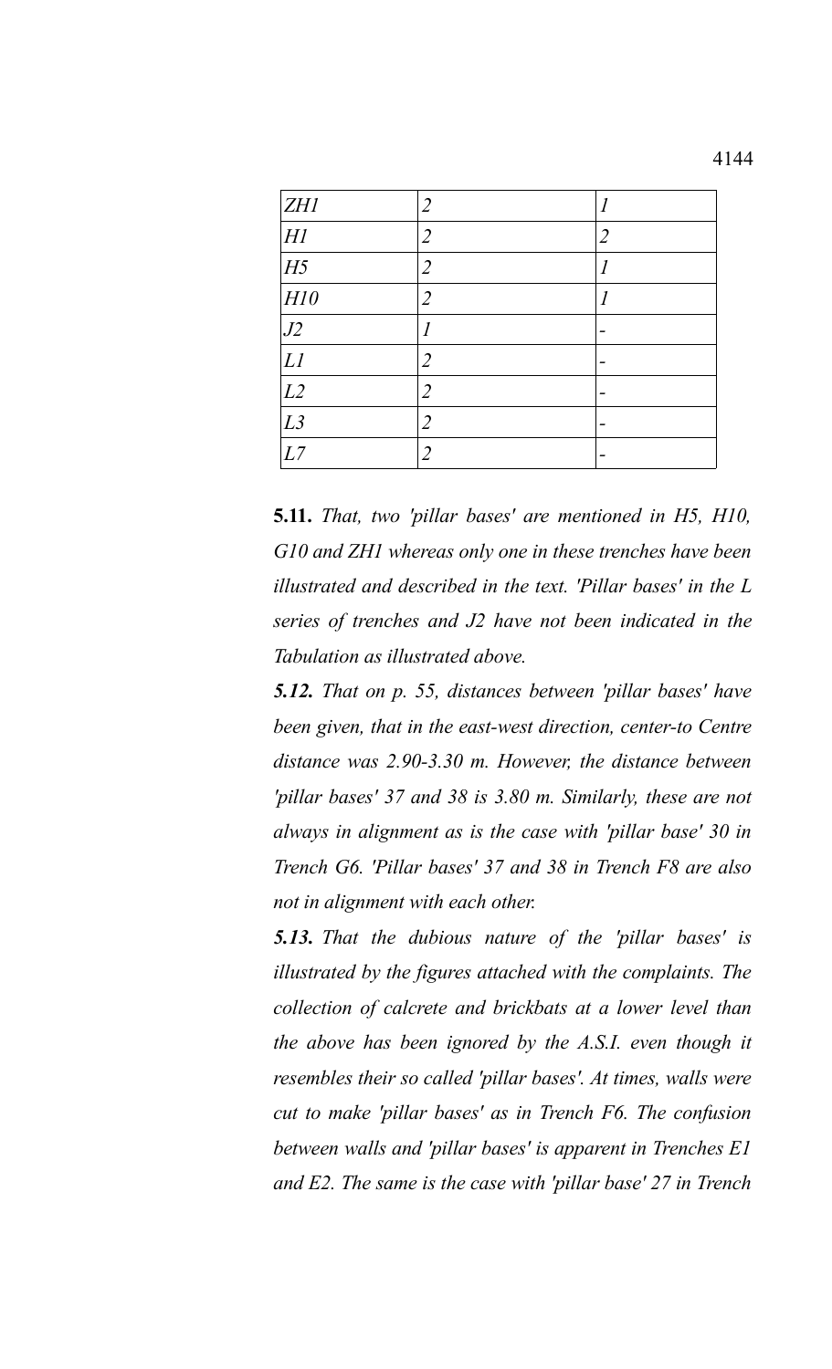| ZH1 | 2 | 1 |
|---|---|---|
| H1 | 2 | 2 |
| H5 | 2 | 1 |
| H10 | 2 | 1 |
| J2 | 1 | - |
| L1 | 2 | - |
| L2 | 2 | - |
| L3 | 2 | - |
| L7 | 2 | - |

**5.11.** *That, two 'pillar bases' are mentioned in H5, H10, G10 and ZH1 whereas only one in these trenches have been illustrated and described in the text. 'Pillar bases' in the L series of trenches and J2 have not been indicated in the Tabulation as illustrated above.*

***5.12.*** *That on p. 55, distances between 'pillar bases' have been given, that in the east-west direction, center-to Centre distance was 2.90-3.30 m. However, the distance between 'pillar bases' 37 and 38 is 3.80 m. Similarly, these are not always in alignment as is the case with 'pillar base' 30 in Trench G6. 'Pillar bases' 37 and 38 in Trench F8 are also not in alignment with each other.*

***5.13.*** *That the dubious nature of the 'pillar bases' is illustrated by the figures attached with the complaints. The collection of calcrete and brickbats at a lower level than the above has been ignored by the A.S.I. even though it resembles their so called 'pillar bases'. At times, walls were cut to make 'pillar bases' as in Trench F6. The confusion between walls and 'pillar bases' is apparent in Trenches E1 and E2. The same is the case with 'pillar base' 27 in Trench*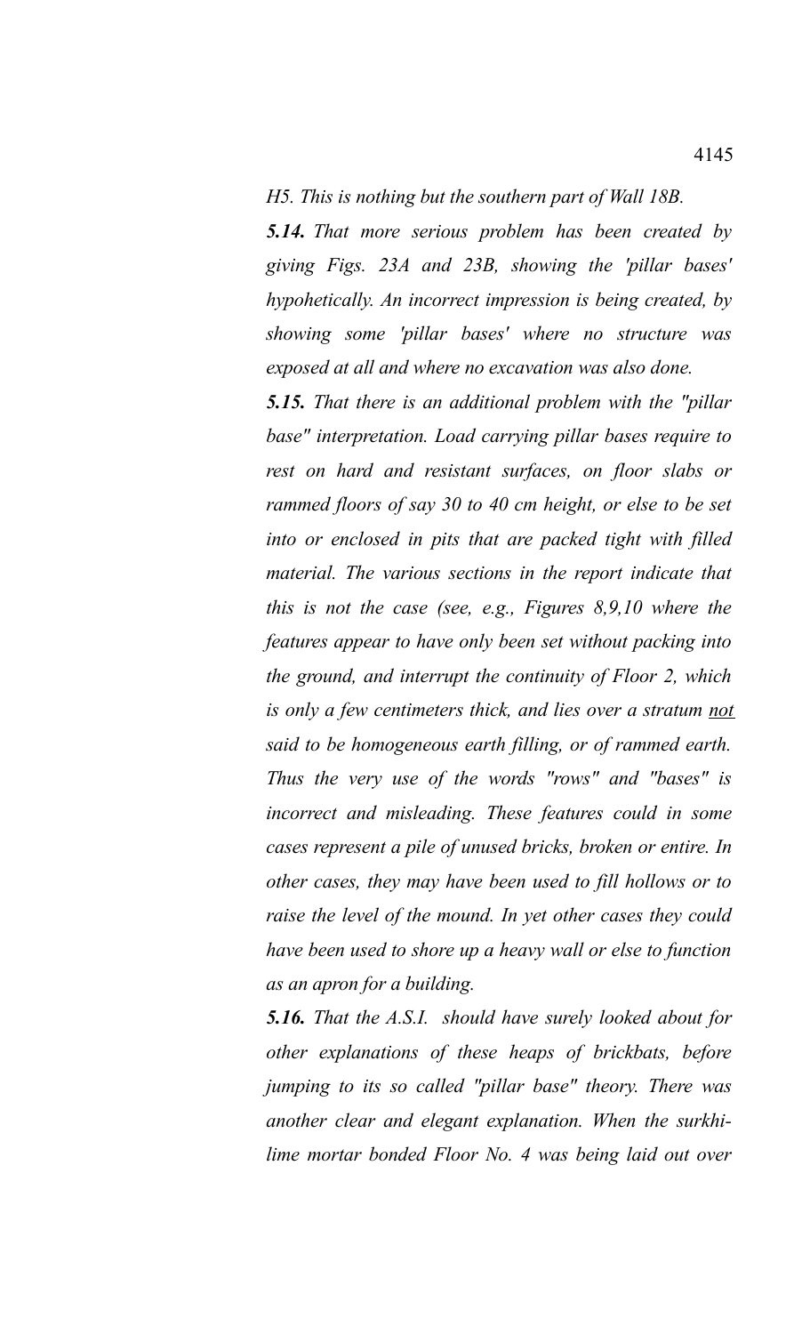*H5. This is nothing but the southern part of Wall 18B.*

***5.14.*** *That more serious problem has been created by giving Figs. 23A and 23B, showing the 'pillar bases' hypohetically. An incorrect impression is being created, by showing some 'pillar bases' where no structure was exposed at all and where no excavation was also done.*

***5.15.*** *That there is an additional problem with the "pillar base" interpretation. Load carrying pillar bases require to rest on hard and resistant surfaces, on floor slabs or rammed floors of say 30 to 40 cm height, or else to be set into or enclosed in pits that are packed tight with filled material. The various sections in the report indicate that this is not the case (see, e.g., Figures 8,9,10 where the features appear to have only been set without packing into the ground, and interrupt the continuity of Floor 2, which is only a few centimeters thick, and lies over a stratum <u>not</u> said to be homogeneous earth filling, or of rammed earth. Thus the very use of the words "rows" and "bases" is incorrect and misleading. These features could in some cases represent a pile of unused bricks, broken or entire. In other cases, they may have been used to fill hollows or to raise the level of the mound. In yet other cases they could have been used to shore up a heavy wall or else to function as an apron for a building.*

***5.16.*** *That the A.S.I. should have surely looked about for other explanations of these heaps of brickbats, before jumping to its so called "pillar base" theory. There was another clear and elegant explanation. When the surkhi-lime mortar bonded Floor No. 4 was being laid out over*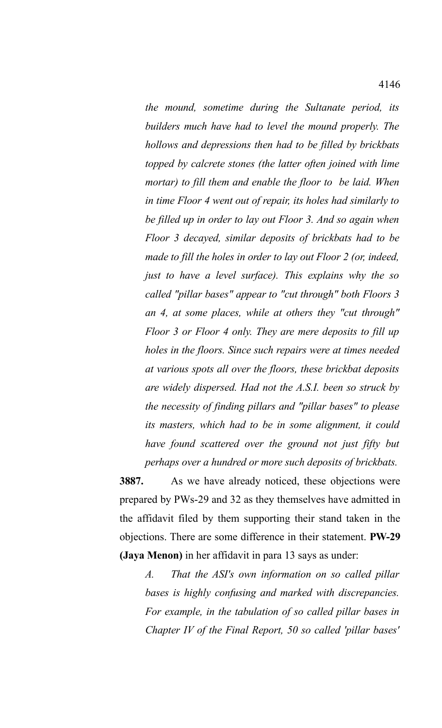*the mound, sometime during the Sultanate period, its builders much have have had to level the mound properly. The hollows and depressions then had to be filled by brickbats topped by calcrete stones (the latter often joined with lime mortar) to fill them and enable the floor to be laid. When in time Floor 4 went out of repair, its holes had similarly to be filled up in order to lay out Floor 3. And so again when Floor 3 decayed, similar deposits of brickbats had to be made to fill the holes in order to lay out Floor 2 (or, indeed, just to have a level surface). This explains why the so called "pillar bases" appear to "cut through" both Floors 3 an 4, at some places, while at others they "cut through" Floor 3 or Floor 4 only. They are mere deposits to fill up holes in the floors. Since such repairs were at times needed at various spots all over the floors, these brickbat deposits are widely dispersed. Had not the A.S.I. been so struck by the necessity of finding pillars and "pillar bases" to please its masters, which had to be in some alignment, it could have found scattered over the ground not just fifty but perhaps over a hundred or more such deposits of brickbats.*

**3887.** As we have already noticed, these objections were prepared by PWs-29 and 32 as they themselves have admitted in the affidavit filed by them supporting their stand taken in the objections. There are some difference in their statement. **PW-29 (Jaya Menon)** in her affidavit in para 13 says as under:

*A. That the ASI's own information on so called pillar bases is highly confusing and marked with discrepancies. For example, in the tabulation of so called pillar bases in Chapter IV of the Final Report, 50 so called 'pillar bases'*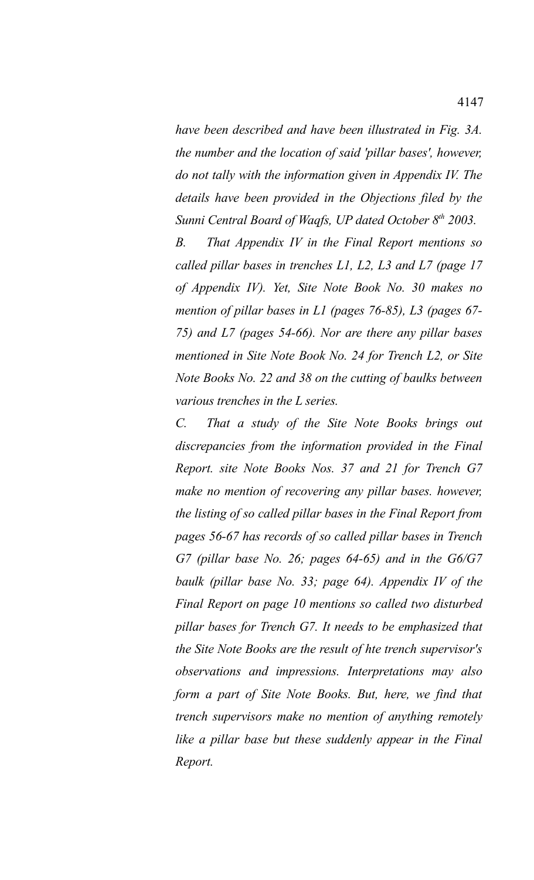*have been described and have been illustrated in Fig. 3A. the number and the location of said 'pillar bases', however, do not tally with the information given in Appendix IV. The details have been provided in the Objections filed by the Sunni Central Board of Waqfs, UP dated October 8th 2003.*

*B. That Appendix IV in the Final Report mentions so called pillar bases in trenches L1, L2, L3 and L7 (page 17 of Appendix IV). Yet, Site Note Book No. 30 makes no mention of pillar bases in L1 (pages 76-85), L3 (pages 67-75) and L7 (pages 54-66). Nor are there any pillar bases mentioned in Site Note Book No. 24 for Trench L2, or Site Note Books No. 22 and 38 on the cutting of baulks between various trenches in the L series.*

*C. That a study of the Site Note Books brings out discrepancies from the information provided in the Final Report. site Note Books Nos. 37 and 21 for Trench G7 make no mention of recovering any pillar bases. however, the listing of so called pillar bases in the Final Report from pages 56-67 has records of so called pillar bases in Trench G7 (pillar base No. 26; pages 64-65) and in the G6/G7 baulk (pillar base No. 33; page 64). Appendix IV of the Final Report on page 10 mentions so called two disturbed pillar bases for Trench G7. It needs to be emphasized that the Site Note Books are the result of hte trench supervisor's observations and impressions. Interpretations may also form a part of Site Note Books. But, here, we find that trench supervisors make no mention of anything remotely like a pillar base but these suddenly appear in the Final Report.*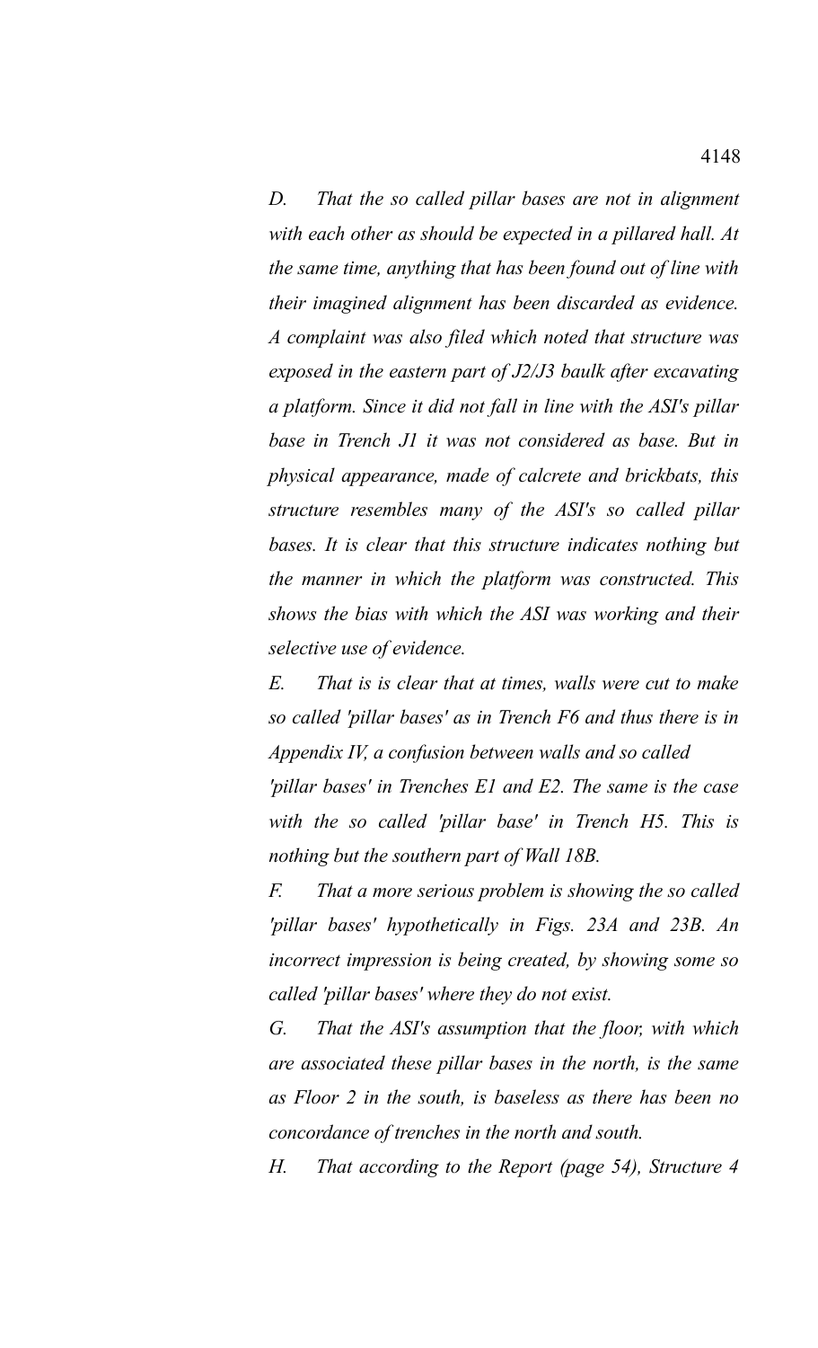*D. That the so called pillar bases are not in alignment with each other as should be expected in a pillared hall. At the same time, anything that has been found out of line with their imagined alignment has been discarded as evidence. A complaint was also filed which noted that structure was exposed in the eastern part of J2/J3 baulk after excavating a platform. Since it did not fall in line with the ASI's pillar base in Trench J1 it was not considered as base. But in physical appearance, made of calcrete and brickbats, this structure resembles many of the ASI's so called pillar bases. It is clear that this structure indicates nothing but the manner in which the platform was constructed. This shows the bias with which the ASI was working and their selective use of evidence.*

*E. That is is clear that at times, walls were cut to make so called 'pillar bases' as in Trench F6 and thus there is in Appendix IV, a confusion between walls and so called 'pillar bases' in Trenches E1 and E2. The same is the case with the so called 'pillar base' in Trench H5. This is nothing but the southern part of Wall 18B.*

*F. That a more serious problem is showing the so called 'pillar bases' hypothetically in Figs. 23A and 23B. An incorrect impression is being created, by showing some so called 'pillar bases' where they do not exist.*

*G. That the ASI's assumption that the floor, with which are associated these pillar bases in the north, is the same as Floor 2 in the south, is baseless as there has been no concordance of trenches in the north and south.*

*H. That according to the Report (page 54), Structure 4*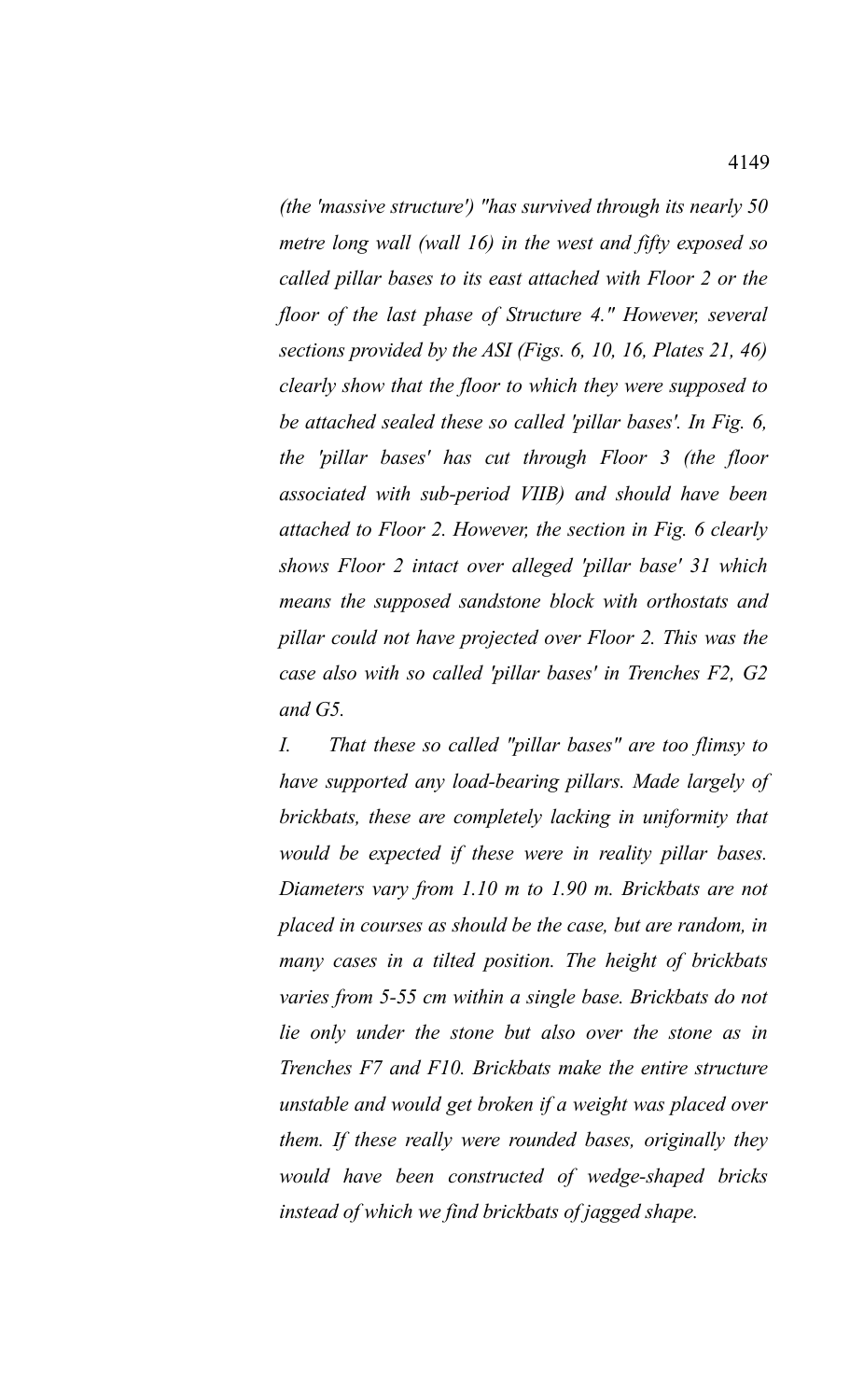*(the 'massive structure') "has survived through its nearly 50 metre long wall (wall 16) in the west and fifty exposed so called pillar bases to its east attached with Floor 2 or the floor of the last phase of Structure 4." However, several sections provided by the ASI (Figs. 6, 10, 16, Plates 21, 46) clearly show that the floor to which they were supposed to be attached sealed these so called 'pillar bases'. In Fig. 6, the 'pillar bases' has cut through Floor 3 (the floor associated with sub-period VIIB) and should have been attached to Floor 2. However, the section in Fig. 6 clearly shows Floor 2 intact over alleged 'pillar base' 31 which means the supposed sandstone block with orthostats and pillar could not have projected over Floor 2. This was the case also with so called 'pillar bases' in Trenches F2, G2 and G5.*

*I. That these so called "pillar bases" are too flimsy to have supported any load-bearing pillars. Made largely of brickbats, these are completely lacking in uniformity that would be expected if these were in reality pillar bases. Diameters vary from 1.10 m to 1.90 m. Brickbats are not placed in courses as should be the case, but are random, in many cases in a tilted position. The height of brickbats varies from 5-55 cm within a single base. Brickbats do not lie only under the stone but also over the stone as in Trenches F7 and F10. Brickbats make the entire structure unstable and would get broken if a weight was placed over them. If these really were rounded bases, originally they would have been constructed of wedge-shaped bricks instead of which we find brickbats of jagged shape.*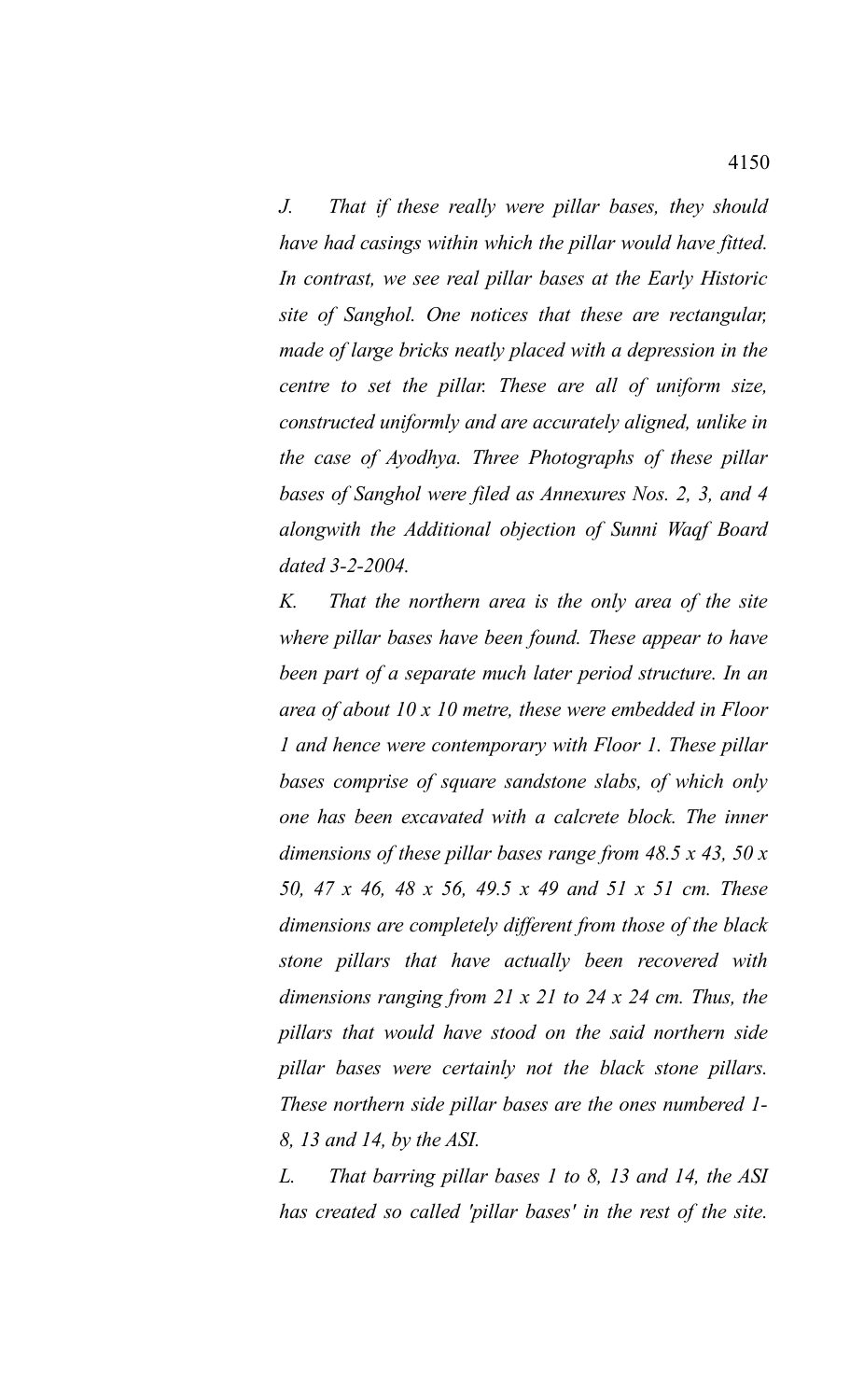*J. That if these really were pillar bases, they should have had casings within which the pillar would have fitted. In contrast, we see real pillar bases at the Early Historic site of Sanghol. One notices that these are rectangular, made of large bricks neatly placed with a depression in the centre to set the pillar. These are all of uniform size, constructed uniformly and are accurately aligned, unlike in the case of Ayodhya. Three Photographs of these pillar bases of Sanghol were filed as Annexures Nos. 2, 3, and 4 alongwith the Additional objection of Sunni Waqf Board dated 3-2-2004.*

*K. That the northern area is the only area of the site where pillar bases have been found. These appear to have been part of a separate much later period structure. In an area of about 10 x 10 metre, these were embedded in Floor 1 and hence were contemporary with Floor 1. These pillar bases comprise of square sandstone slabs, of which only one has been excavated with a calcrete block. The inner dimensions of these pillar bases range from 48.5 x 43, 50 x 50, 47 x 46, 48 x 56, 49.5 x 49 and 51 x 51 cm. These dimensions are completely different from those of the black stone pillars that have actually been recovered with dimensions ranging from 21 x 21 to 24 x 24 cm. Thus, the pillars that would have stood on the said northern side pillar bases were certainly not the black stone pillars. These northern side pillar bases are the ones numbered 1-8, 13 and 14, by the ASI.*

*L. That barring pillar bases 1 to 8, 13 and 14, the ASI has created so called 'pillar bases' in the rest of the site.*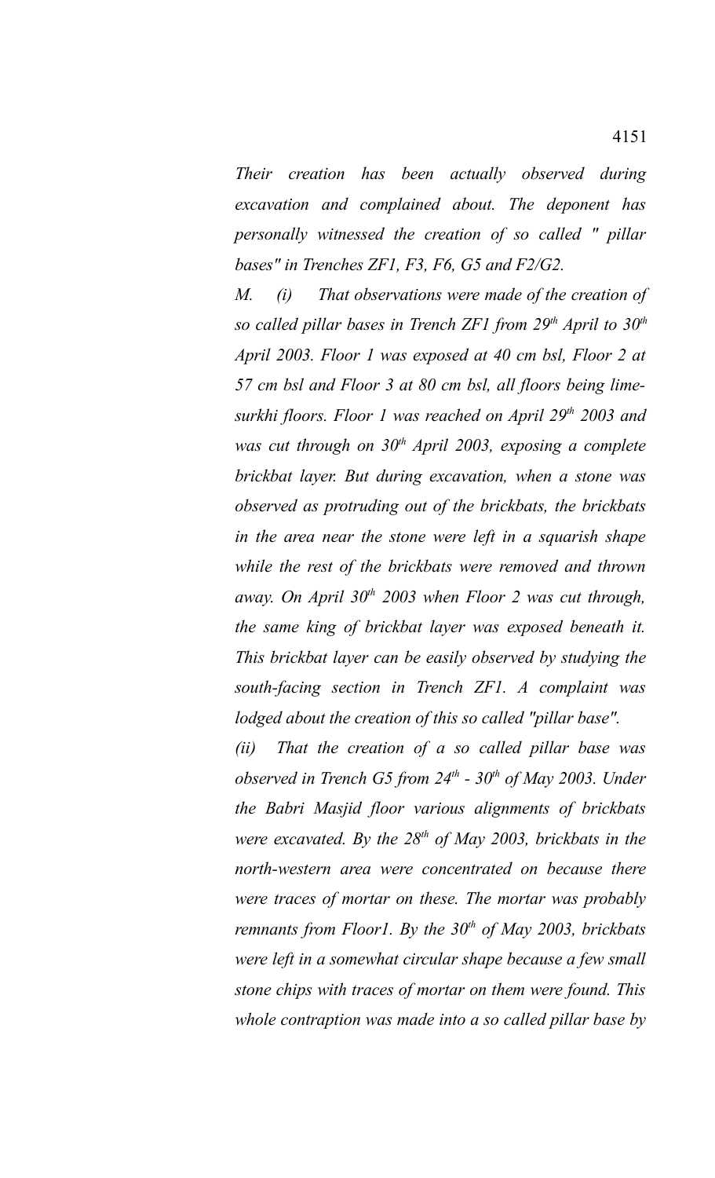*Their creation has been actually observed during excavation and complained about. The deponent has personally witnessed the creation of so called " pillar bases" in Trenches ZF1, F3, F6, G5 and F2/G2.*

*M. (i) That observations were made of the creation of so called pillar bases in Trench ZF1 from 29th April to 30th April 2003. Floor 1 was exposed at 40 cm bsl, Floor 2 at 57 cm bsl and Floor 3 at 80 cm bsl, all floors being lime-surkhi floors. Floor 1 was reached on April 29th 2003 and was cut through on 30th April 2003, exposing a complete brickbat layer. But during excavation, when a stone was observed as protruding out of the brickbats, the brickbats in the area near the stone were left in a squarish shape while the rest of the brickbats were removed and thrown away. On April 30th 2003 when Floor 2 was cut through, the same king of brickbat layer was exposed beneath it. This brickbat layer can be easily observed by studying the south-facing section in Trench ZF1. A complaint was lodged about the creation of this so called "pillar base".*

*(ii) That the creation of a so called pillar base was observed in Trench G5 from 24th - 30th of May 2003. Under the Babri Masjid floor various alignments of brickbats were excavated. By the 28th of May 2003, brickbats in the north-western area were concentrated on because there were traces of mortar on these. The mortar was probably remnants from Floor1. By the 30th of May 2003, brickbats were left in a somewhat circular shape because a few small stone chips with traces of mortar on them were found. This whole contraption was made into a so called pillar base by*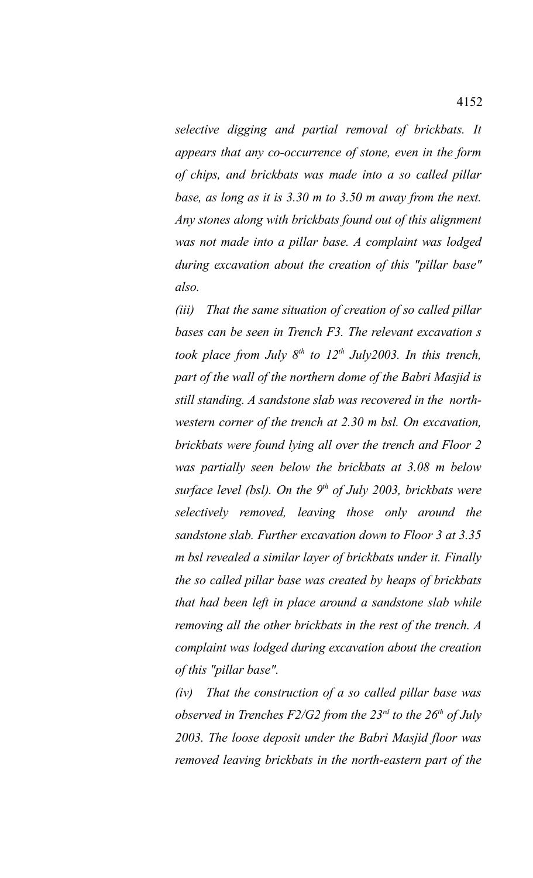*selective digging and partial removal of brickbats. It appears that any co-occurrence of stone, even in the form of chips, and brickbats was made into a so called pillar base, as long as it is 3.30 m to 3.50 m away from the next. Any stones along with brickbats found out of this alignment was not made into a pillar base. A complaint was lodged during excavation about the creation of this "pillar base" also.*

*(iii) That the same situation of creation of so called pillar bases can be seen in Trench F3. The relevant excavation s took place from July 8th to 12th July2003. In this trench, part of the wall of the northern dome of the Babri Masjid is still standing. A sandstone slab was recovered in the north-western corner of the trench at 2.30 m bsl. On excavation, brickbats were found lying all over the trench and Floor 2 was partially seen below the brickbats at 3.08 m below surface level (bsl). On the 9th of July 2003, brickbats were selectively removed, leaving those only around the sandstone slab. Further excavation down to Floor 3 at 3.35 m bsl revealed a similar layer of brickbats under it. Finally the so called pillar base was created by heaps of brickbats that had been left in place around a sandstone slab while removing all the other brickbats in the rest of the trench. A complaint was lodged during excavation about the creation of this "pillar base".*

*(iv) That the construction of a so called pillar base was observed in Trenches F2/G2 from the 23rd to the 26th of July 2003. The loose deposit under the Babri Masjid floor was removed leaving brickbats in the north-eastern part of the*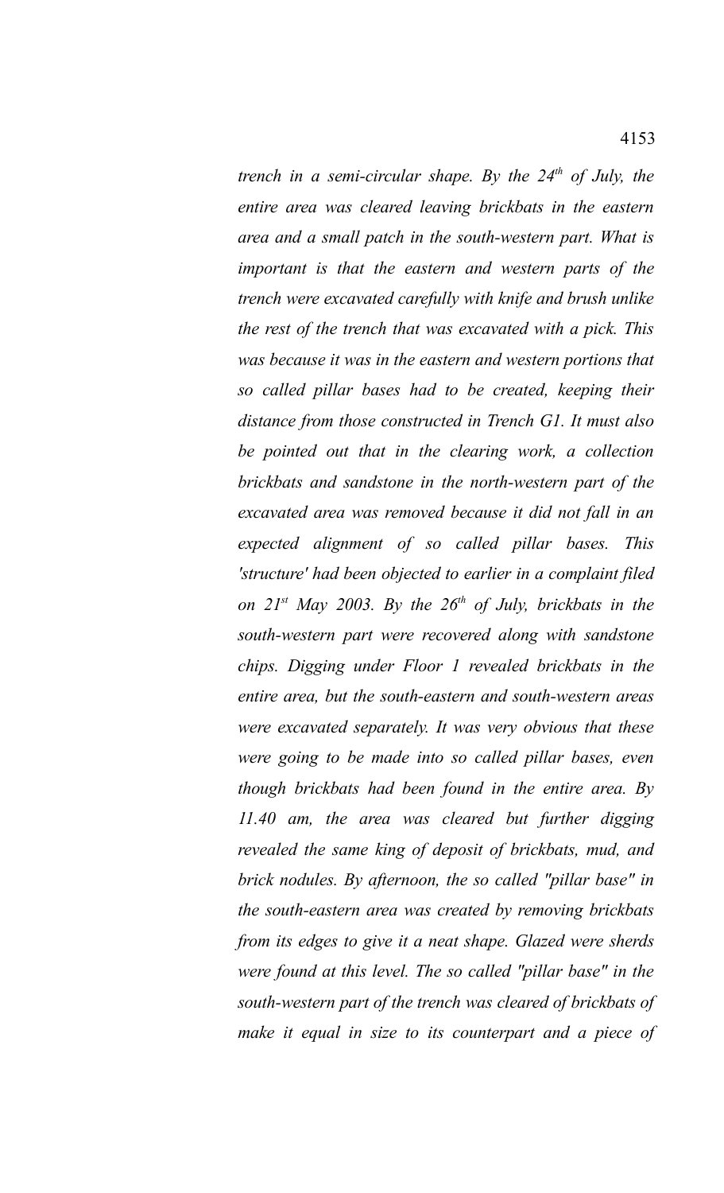*trench in a semi-circular shape. By the 24th of July, the entire area was cleared leaving brickbats in the eastern area and a small patch in the south-western part. What is important is that the eastern and western parts of the trench were excavated carefully with knife and brush unlike the rest of the trench that was excavated with a pick. This was because it was in the eastern and western portions that so called pillar bases had to be created, keeping their distance from those constructed in Trench G1. It must also be pointed out that in the clearing work, a collection brickbats and sandstone in the north-western part of the excavated area was removed because it did not fall in an expected alignment of so called pillar bases. This 'structure' had been objected to earlier in a complaint filed on 21st May 2003. By the 26th of July, brickbats in the south-western part were recovered along with sandstone chips. Digging under Floor 1 revealed brickbats in the entire area, but the south-eastern and south-western areas were excavated separately. It was very obvious that these were going to be made into so called pillar bases, even though brickbats had been found in the entire area. By 11.40 am, the area was cleared but further digging revealed the same king of deposit of brickbats, mud, and brick nodules. By afternoon, the so called "pillar base" in the south-eastern area was created by removing brickbats from its edges to give it a neat shape. Glazed were sherds were found at this level. The so called "pillar base" in the south-western part of the trench was cleared of brickbats of make it equal in size to its counterpart and a piece of*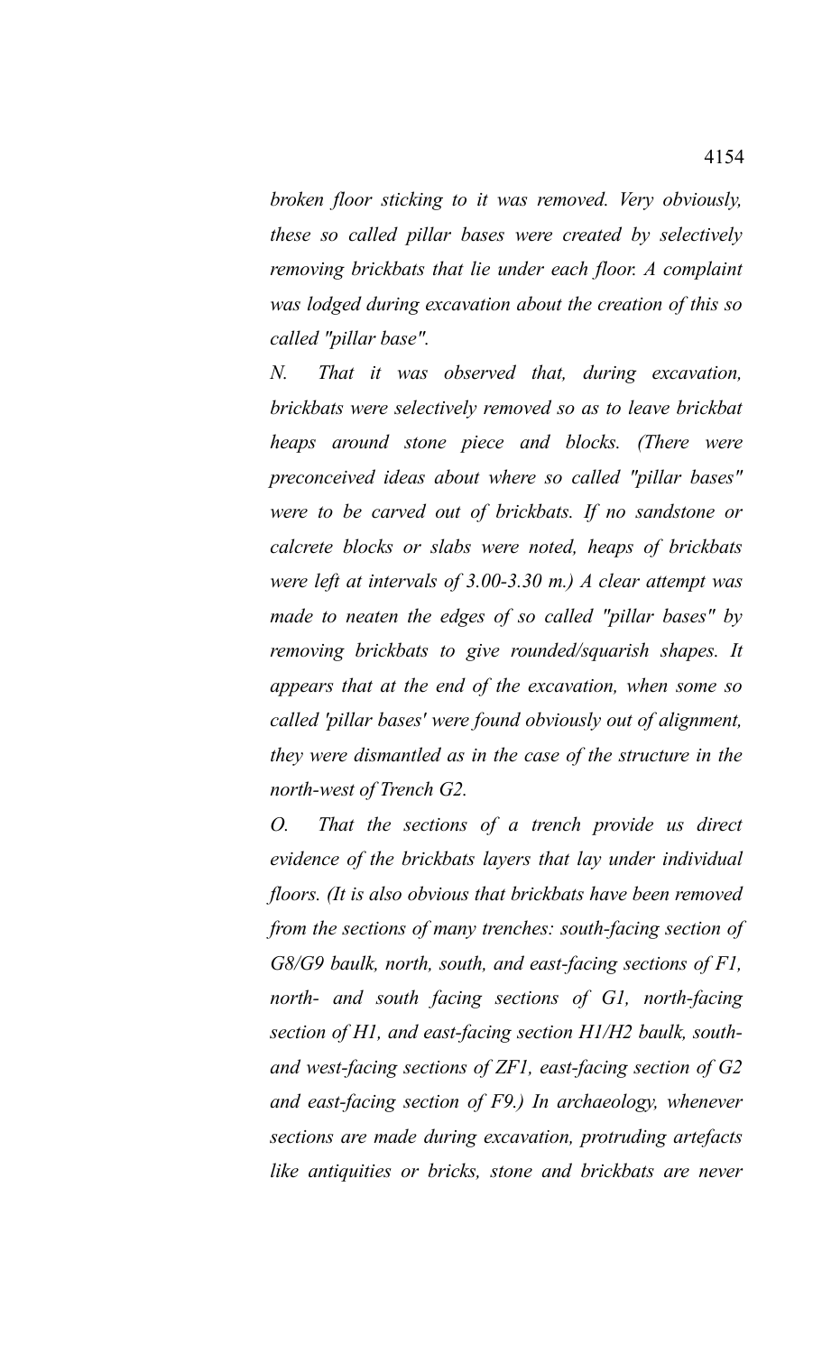*broken floor sticking to it was removed. Very obviously, these so called pillar bases were created by selectively removing brickbats that lie under each floor. A complaint was lodged during excavation about the creation of this so called "pillar base".*

*N. That it was observed that, during excavation, brickbats were selectively removed so as to leave brickbat heaps around stone piece and blocks. (There were preconceived ideas about where so called "pillar bases" were to be carved out of brickbats. If no sandstone or calcrete blocks or slabs were noted, heaps of brickbats were left at intervals of 3.00-3.30 m.) A clear attempt was made to neaten the edges of so called "pillar bases" by removing brickbats to give rounded/squarish shapes. It appears that at the end of the excavation, when some so called 'pillar bases' were found obviously out of alignment, they were dismantled as in the case of the structure in the north-west of Trench G2.*

*O. That the sections of a trench provide us direct evidence of the brickbats layers that lay under individual floors. (It is also obvious that brickbats have been removed from the sections of many trenches: south-facing section of G8/G9 baulk, north, south, and east-facing sections of F1, north- and south facing sections of G1, north-facing section of H1, and east-facing section H1/H2 baulk, south- and west-facing sections of ZF1, east-facing section of G2 and east-facing section of F9.) In archaeology, whenever sections are made during excavation, protruding artefacts like antiquities or bricks, stone and brickbats are never*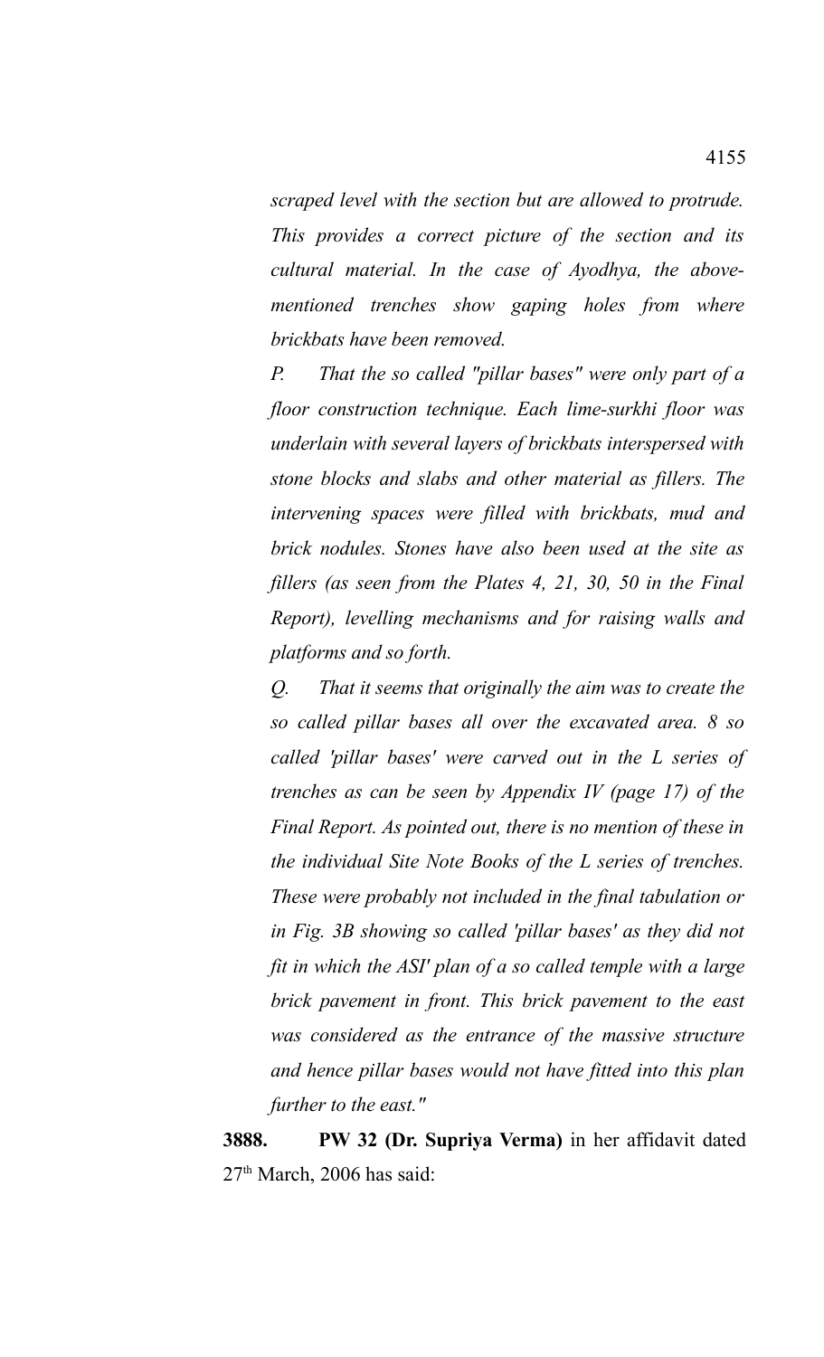*scraped level with the section but are allowed to protrude. This provides a correct picture of the section and its cultural material. In the case of Ayodhya, the above-mentioned trenches show gaping holes from where brickbats have been removed.*

*P. That the so called "pillar bases" were only part of a floor construction technique. Each lime-surkhi floor was underlain with several layers of brickbats interspersed with stone blocks and slabs and other material as fillers. The intervening spaces were filled with brickbats, mud and brick nodules. Stones have also been used at the site as fillers (as seen from the Plates 4, 21, 30, 50 in the Final Report), levelling mechanisms and for raising walls and platforms and so forth.*

*Q. That it seems that originally the aim was to create the so called pillar bases all over the excavated area. 8 so called 'pillar bases' were carved out in the L series of trenches as can be seen by Appendix IV (page 17) of the Final Report. As pointed out, there is no mention of these in the individual Site Note Books of the L series of trenches. These were probably not included in the final tabulation or in Fig. 3B showing so called 'pillar bases' as they did not fit in which the ASI' plan of a so called temple with a large brick pavement in front. This brick pavement to the east was considered as the entrance of the massive structure and hence pillar bases would not have fitted into this plan further to the east."*

**3888.** **PW 32 (Dr. Supriya Verma)** in her affidavit dated 27th March, 2006 has said: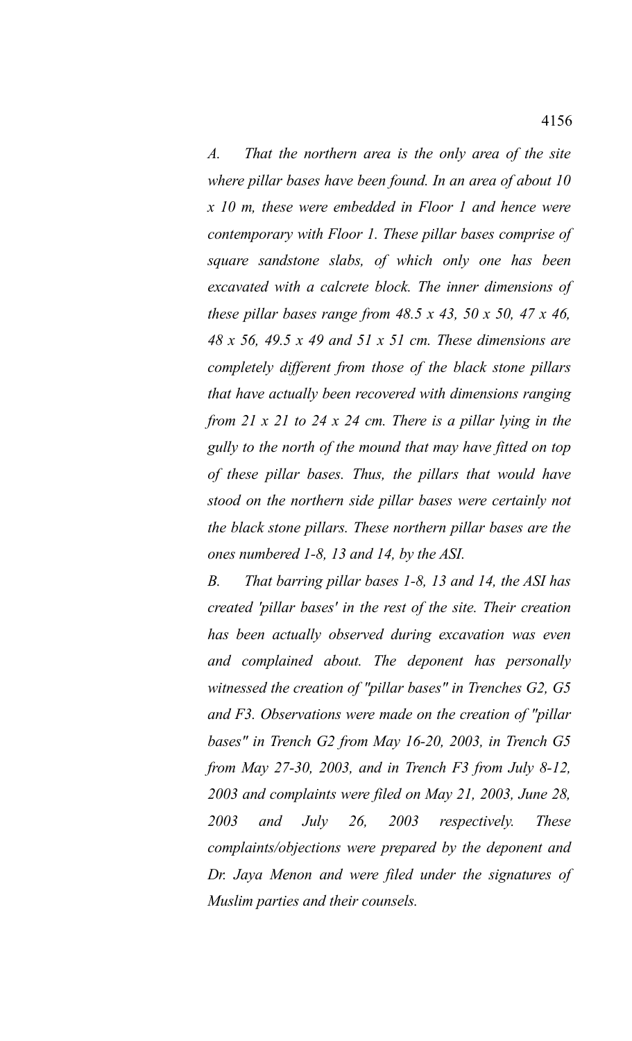*A. That the northern area is the only area of the site where pillar bases have been found. In an area of about 10 x 10 m, these were embedded in Floor 1 and hence were contemporary with Floor 1. These pillar bases comprise of square sandstone slabs, of which only one has been excavated with a calcrete block. The inner dimensions of these pillar bases range from 48.5 x 43, 50 x 50, 47 x 46, 48 x 56, 49.5 x 49 and 51 x 51 cm. These dimensions are completely different from those of the black stone pillars that have actually been recovered with dimensions ranging from 21 x 21 to 24 x 24 cm. There is a pillar lying in the gully to the north of the mound that may have fitted on top of these pillar bases. Thus, the pillars that would have stood on the northern side pillar bases were certainly not the black stone pillars. These northern pillar bases are the ones numbered 1-8, 13 and 14, by the ASI.*

*B. That barring pillar bases 1-8, 13 and 14, the ASI has created 'pillar bases' in the rest of the site. Their creation has been actually observed during excavation was even and complained about. The deponent has personally witnessed the creation of "pillar bases" in Trenches G2, G5 and F3. Observations were made on the creation of "pillar bases" in Trench G2 from May 16-20, 2003, in Trench G5 from May 27-30, 2003, and in Trench F3 from July 8-12, 2003 and complaints were filed on May 21, 2003, June 28, 2003 and July 26, 2003 respectively. These complaints/objections were prepared by the deponent and Dr. Jaya Menon and were filed under the signatures of Muslim parties and their counsels.*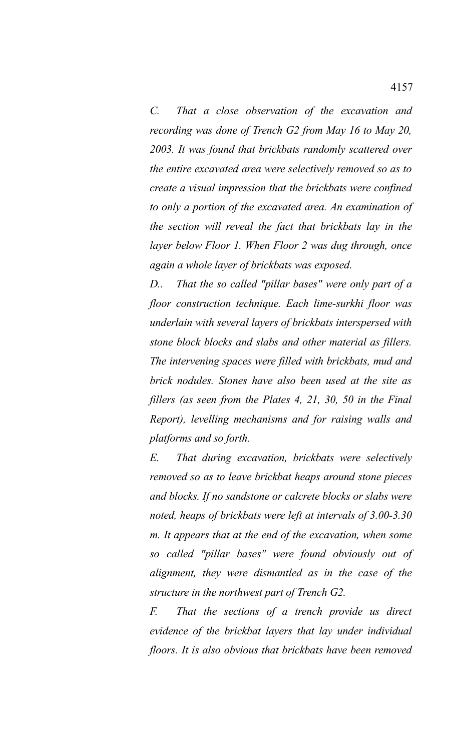*C. That a close observation of the excavation and recording was done of Trench G2 from May 16 to May 20, 2003. It was found that brickbats randomly scattered over the entire excavated area were selectively removed so as to create a visual impression that the brickbats were confined to only a portion of the excavated area. An examination of the section will reveal the fact that brickbats lay in the layer below Floor 1. When Floor 2 was dug through, once again a whole layer of brickbats was exposed.*

*D.. That the so called "pillar bases" were only part of a floor construction technique. Each lime-surkhi floor was underlain with several layers of brickbats interspersed with stone block blocks and slabs and other material as fillers. The intervening spaces were filled with brickbats, mud and brick nodules. Stones have also been used at the site as fillers (as seen from the Plates 4, 21, 30, 50 in the Final Report), levelling mechanisms and for raising walls and platforms and so forth.*

*E. That during excavation, brickbats were selectively removed so as to leave brickbat heaps around stone pieces and blocks. If no sandstone or calcrete blocks or slabs were noted, heaps of brickbats were left at intervals of 3.00-3.30 m. It appears that at the end of the excavation, when some so called "pillar bases" were found obviously out of alignment, they were dismantled as in the case of the structure in the northwest part of Trench G2.*

*F. That the sections of a trench provide us direct evidence of the brickbat layers that lay under individual floors. It is also obvious that brickbats have been removed*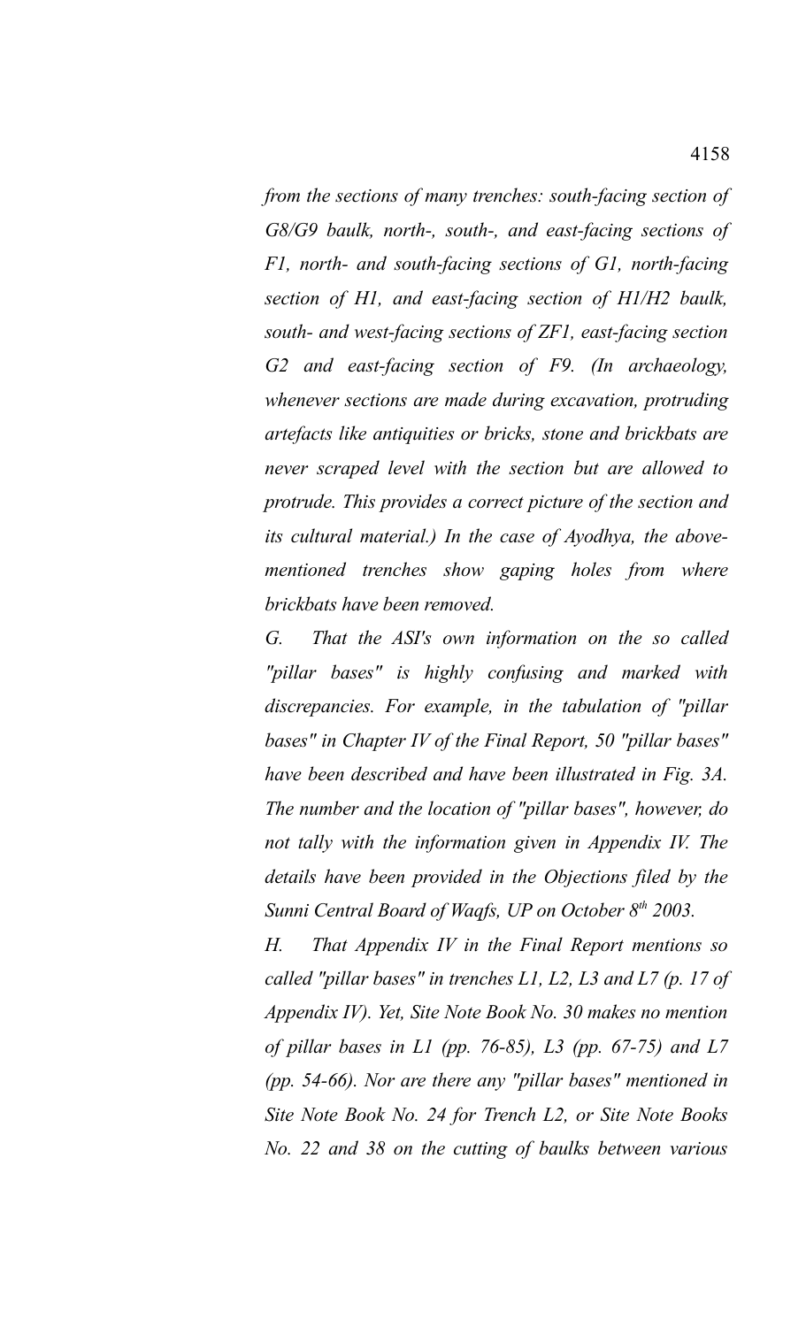*from the sections of many trenches: south-facing section of G8/G9 baulk, north-, south-, and east-facing sections of F1, north- and south-facing sections of G1, north-facing section of H1, and east-facing section of H1/H2 baulk, south- and west-facing sections of ZF1, east-facing section G2 and east-facing section of F9. (In archaeology, whenever sections are made during excavation, protruding artefacts like antiquities or bricks, stone and brickbats are never scraped level with the section but are allowed to protrude. This provides a correct picture of the section and its cultural material.) In the case of Ayodhya, the above-mentioned trenches show gaping holes from where brickbats have been removed.*

*G. That the ASI's own information on the so called "pillar bases" is highly confusing and marked with discrepancies. For example, in the tabulation of "pillar bases" in Chapter IV of the Final Report, 50 "pillar bases" have been described and have been illustrated in Fig. 3A. The number and the location of "pillar bases", however, do not tally with the information given in Appendix IV. The details have been provided in the Objections filed by the Sunni Central Board of Waqfs, UP on October 8th 2003.*

*H. That Appendix IV in the Final Report mentions so called "pillar bases" in trenches L1, L2, L3 and L7 (p. 17 of Appendix IV). Yet, Site Note Book No. 30 makes no mention of pillar bases in L1 (pp. 76-85), L3 (pp. 67-75) and L7 (pp. 54-66). Nor are there any "pillar bases" mentioned in Site Note Book No. 24 for Trench L2, or Site Note Books No. 22 and 38 on the cutting of baulks between various*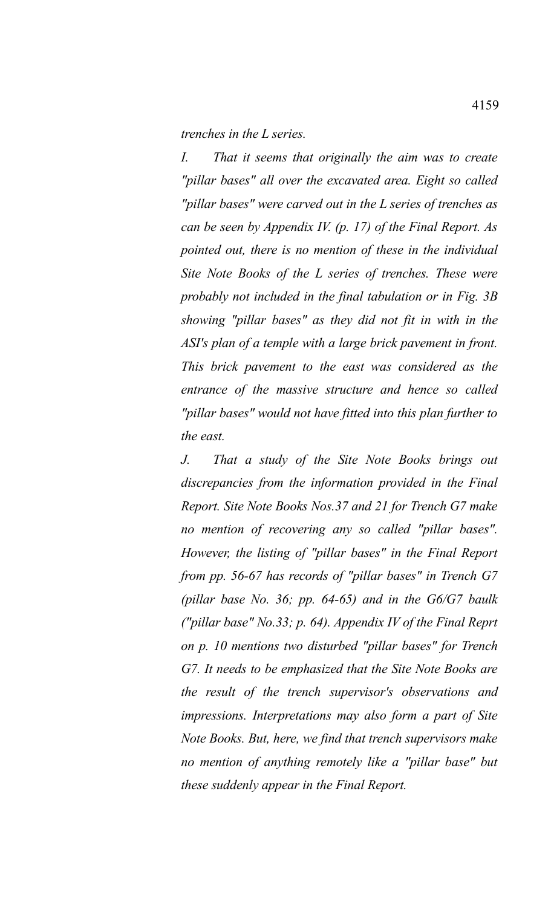*trenches in the L series.*

*I. That it seems that originally the aim was to create "pillar bases" all over the excavated area. Eight so called "pillar bases" were carved out in the L series of trenches as can be seen by Appendix IV. (p. 17) of the Final Report. As pointed out, there is no mention of these in the individual Site Note Books of the L series of trenches. These were probably not included in the final tabulation or in Fig. 3B showing "pillar bases" as they did not fit in with in the ASI's plan of a temple with a large brick pavement in front. This brick pavement to the east was considered as the entrance of the massive structure and hence so called "pillar bases" would not have fitted into this plan further to the east.*

*J. That a study of the Site Note Books brings out discrepancies from the information provided in the Final Report. Site Note Books Nos.37 and 21 for Trench G7 make no mention of recovering any so called "pillar bases". However, the listing of "pillar bases" in the Final Report from pp. 56-67 has records of "pillar bases" in Trench G7 (pillar base No. 36; pp. 64-65) and in the G6/G7 baulk ("pillar base" No.33; p. 64). Appendix IV of the Final Reprt on p. 10 mentions two disturbed "pillar bases" for Trench G7. It needs to be emphasized that the Site Note Books are the result of the trench supervisor's observations and impressions. Interpretations may also form a part of Site Note Books. But, here, we find that trench supervisors make no mention of anything remotely like a "pillar base" but these suddenly appear in the Final Report.*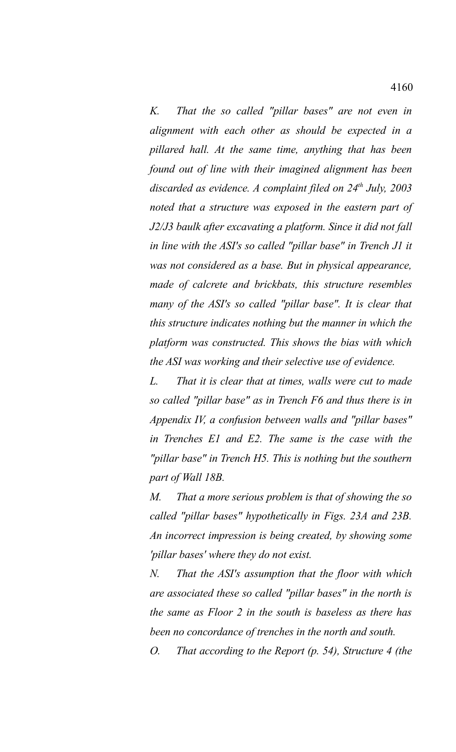*K. That the so called "pillar bases" are not even in alignment with each other as should be expected in a pillared hall. At the same time, anything that has been found out of line with their imagined alignment has been discarded as evidence. A complaint filed on 24th July, 2003 noted that a structure was exposed in the eastern part of J2/J3 baulk after excavating a platform. Since it did not fall in line with the ASI's so called "pillar base" in Trench J1 it was not considered as a base. But in physical appearance, made of calcrete and brickbats, this structure resembles many of the ASI's so called "pillar base". It is clear that this structure indicates nothing but the manner in which the platform was constructed. This shows the bias with which the ASI was working and their selective use of evidence.*

*L. That it is clear that at times, walls were cut to made so called "pillar base" as in Trench F6 and thus there is in Appendix IV, a confusion between walls and "pillar bases" in Trenches E1 and E2. The same is the case with the "pillar base" in Trench H5. This is nothing but the southern part of Wall 18B.*

*M. That a more serious problem is that of showing the so called "pillar bases" hypothetically in Figs. 23A and 23B. An incorrect impression is being created, by showing some 'pillar bases' where they do not exist.*

*N. That the ASI's assumption that the floor with which are associated these so called "pillar bases" in the north is the same as Floor 2 in the south is baseless as there has been no concordance of trenches in the north and south.*

*O. That according to the Report (p. 54), Structure 4 (the*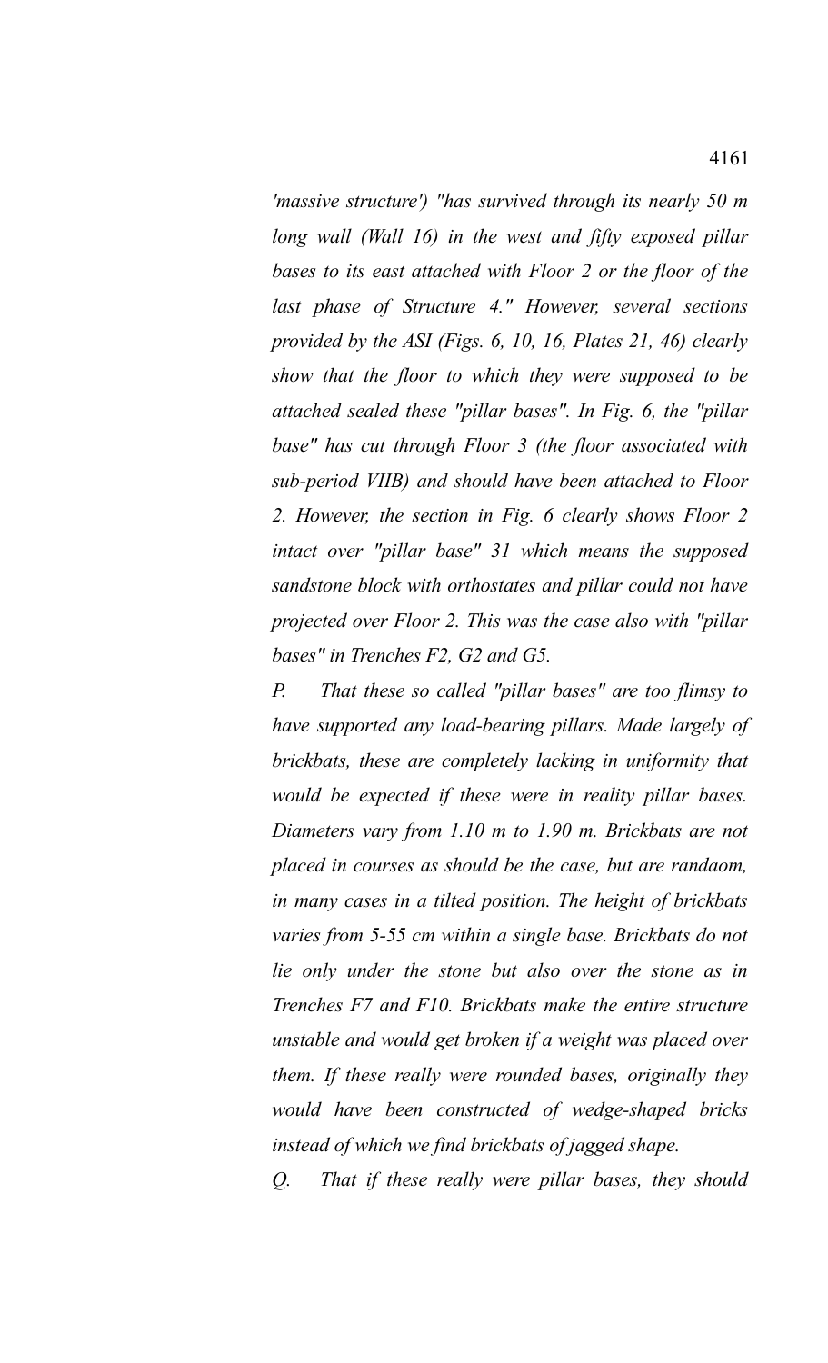*'massive structure') "has survived through its nearly 50 m long wall (Wall 16) in the west and fifty exposed pillar bases to its east attached with Floor 2 or the floor of the last phase of Structure 4." However, several sections provided by the ASI (Figs. 6, 10, 16, Plates 21, 46) clearly show that the floor to which they were supposed to be attached sealed these "pillar bases". In Fig. 6, the "pillar base" has cut through Floor 3 (the floor associated with sub-period VIIB) and should have been attached to Floor 2. However, the section in Fig. 6 clearly shows Floor 2 intact over "pillar base" 31 which means the supposed sandstone block with orthostates and pillar could not have projected over Floor 2. This was the case also with "pillar bases" in Trenches F2, G2 and G5.*

*P. That these so called "pillar bases" are too flimsy to have supported any load-bearing pillars. Made largely of brickbats, these are completely lacking in uniformity that would be expected if these were in reality pillar bases. Diameters vary from 1.10 m to 1.90 m. Brickbats are not placed in courses as should be the case, but are randaom, in many cases in a tilted position. The height of brickbats varies from 5-55 cm within a single base. Brickbats do not lie only under the stone but also over the stone as in Trenches F7 and F10. Brickbats make the entire structure unstable and would get broken if a weight was placed over them. If these really were rounded bases, originally they would have been constructed of wedge-shaped bricks instead of which we find brickbats of jagged shape.*

*Q. That if these really were pillar bases, they should*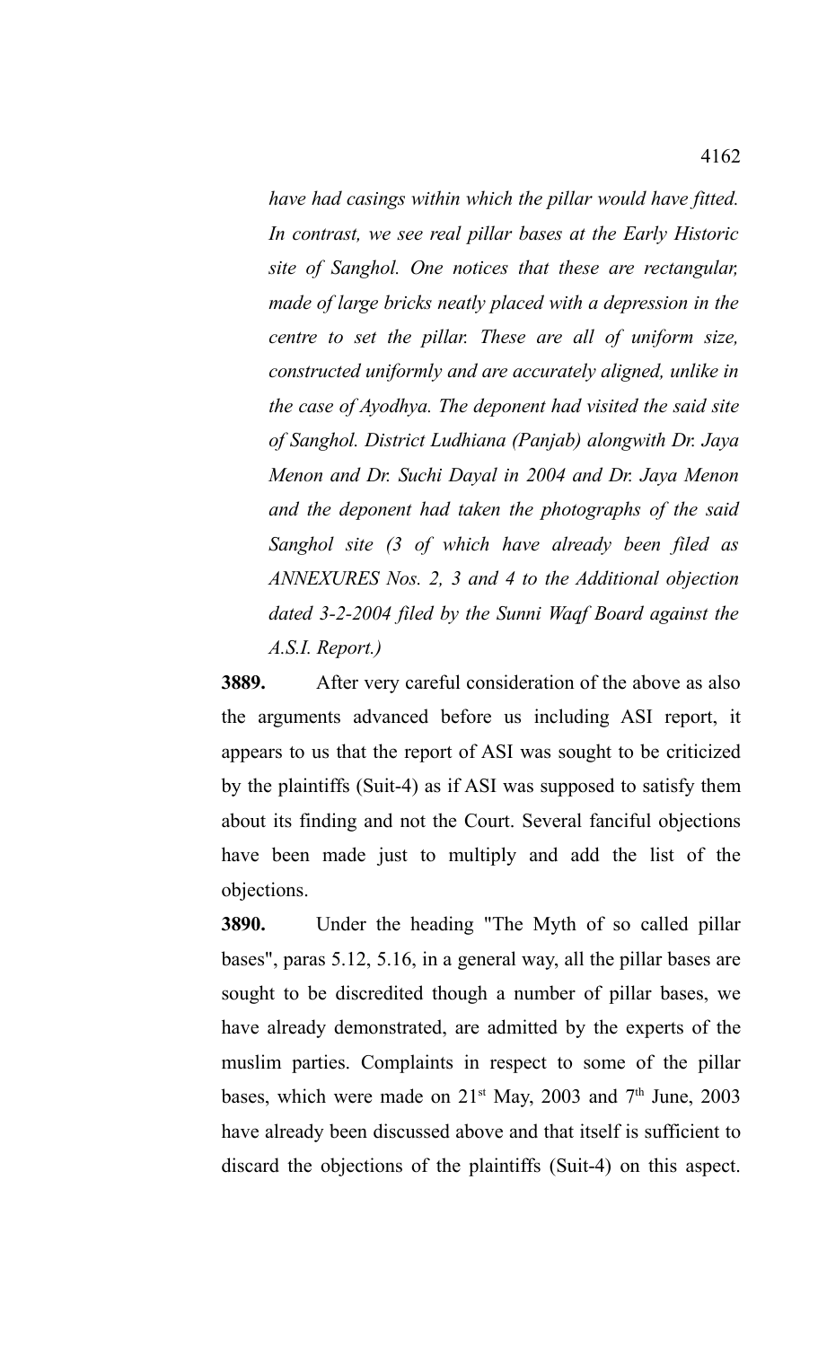*have had casings within which the pillar would have fitted. In contrast, we see real pillar bases at the Early Historic site of Sanghol. One notices that these are rectangular, made of large bricks neatly placed with a depression in the centre to set the pillar. These are all of uniform size, constructed uniformly and are accurately aligned, unlike in the case of Ayodhya. The deponent had visited the said site of Sanghol. District Ludhiana (Panjab) alongwith Dr. Jaya Menon and Dr. Suchi Dayal in 2004 and Dr. Jaya Menon and the deponent had taken the photographs of the said Sanghol site (3 of which have already been filed as ANNEXURES Nos. 2, 3 and 4 to the Additional objection dated 3-2-2004 filed by the Sunni Waqf Board against the A.S.I. Report.)*

**3889.** After very careful consideration of the above as also the arguments advanced before us including ASI report, it appears to us that the report of ASI was sought to be criticized by the plaintiffs (Suit-4) as if ASI was supposed to satisfy them about its finding and not the Court. Several fanciful objections have been made just to multiply and add the list of the objections.

**3890.** Under the heading "The Myth of so called pillar bases", paras 5.12, 5.16, in a general way, all the pillar bases are sought to be discredited though a number of pillar bases, we have already demonstrated, are admitted by the experts of the muslim parties. Complaints in respect to some of the pillar bases, which were made on 21st May, 2003 and 7th June, 2003 have already been discussed above and that itself is sufficient to discard the objections of the plaintiffs (Suit-4) on this aspect.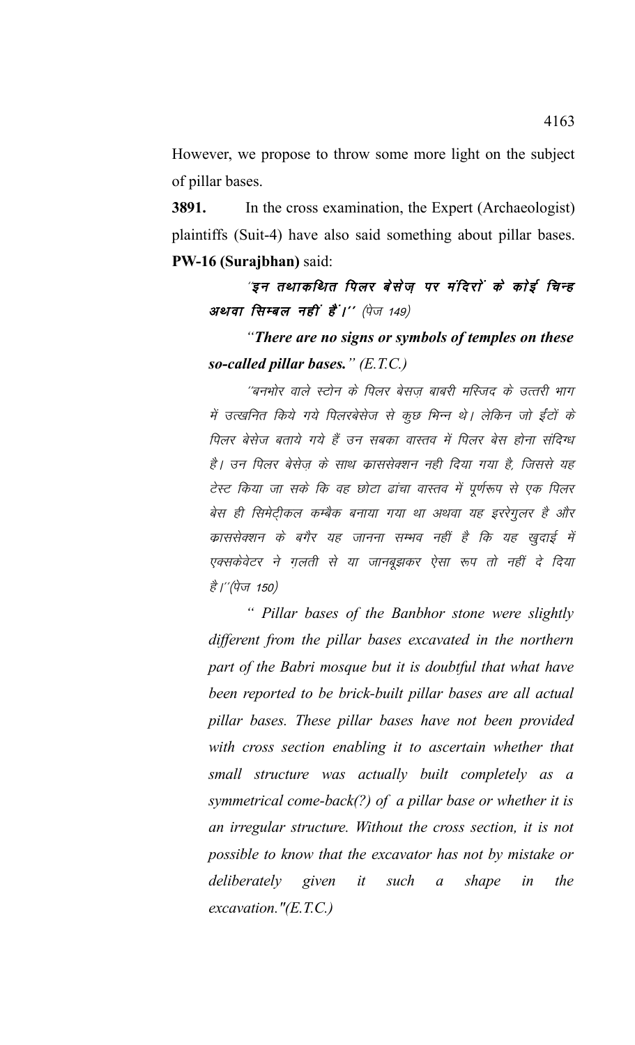However, we propose to throw some more light on the subject of pillar bases.

**3891.** In the cross examination, the Expert (Archaeologist) plaintiffs (Suit-4) have also said something about pillar bases. **PW-16 (Surajbhan)** said:

> **"इन तथाकथित पिलर बेसेज़ पर मंदिरों के कोई चिन्ह अथवा सिम्बल नहीं हैं।"** (पेज 149)
>
> "***There are no signs or symbols of temples on these so-called pillar bases.*** *" (E.T.C.)*
>
> "बनभोर वाले स्टोन के पिलर बेसज़ बाबरी मस्जिद के उत्तरी भाग में उत्खनित किये गये पिलरबेसेज से कुछ भिन्न थे। लेकिन जो ईंटों के पिलर बेसेज बताये गये हैं उन सबका वास्तव में पिलर बेस होना संदिग्ध है। उन पिलर बेसेज़ के साथ क्राससेक्शन नही दिया गया है, जिससे यह टेस्ट किया जा सके कि वह छोटा ढांचा वास्तव में पूर्णरूप से एक पिलर बेस ही सिमेट्रीकल कम्बैक बनाया गया था अथवा यह इररेगुलर है और क्राससेक्शन के बगैर यह जानना सम्भव नहीं है कि यह खुदाई में एक्सकेवेटर ने ग़लती से या जानबूझकर ऐसा रूप तो नहीं दे दिया है।"(पेज 150)
>
> *" Pillar bases of the Banbhor stone were slightly different from the pillar bases excavated in the northern part of the Babri mosque but it is doubtful that what have been reported to be brick-built pillar bases are all actual pillar bases. These pillar bases have not been provided with cross section enabling it to ascertain whether that small structure was actually built completely as a symmetrical come-back(?) of a pillar base or whether it is an irregular structure. Without the cross section, it is not possible to know that the excavator has not by mistake or deliberately given it such a shape in the excavation."(E.T.C.)*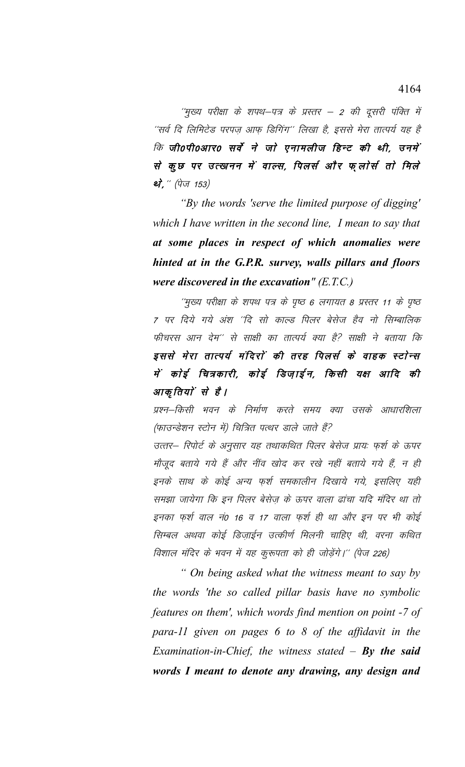''मुख्य परीक्षा के शपथ–पत्र के प्रस्तर – 2 की दूसरी पंक्ति में ''सर्व दि लिमिटेड परपज़ आफ़ डिगिंग'' लिखा है, इससे मेरा तात्पर्य यह है कि **जी0पी0आर0 सर्वे ने जो एनामलीज हिन्ट की थी, उनमें से कुछ पर उत्खनन में वाल्स, पिलर्स और फ़्लोर्स तो मिले थे,** '' (पेज 153)

*"By the words 'serve the limited purpose of digging' which I have written in the second line, I mean to say that **at some places in respect of which anomalies were hinted at in the G.P.R. survey, walls pillars and floors were discovered in the excavation"** (E.T.C.)*

''मुख्य परीक्षा के शपथ पत्र के पृष्ठ 6 लगायत 8 प्रस्तर 11 के पृष्ठ 7 पर दिये गये अंश ''दि सो काल्ड पिलर बेसेज हैव नो सिम्बालिक फीचरस आन देम'' से साक्षी का तात्पर्य क्या है? साक्षी ने बताया कि **इससे मेरा तात्पर्य मंदिरों की तरह पिलर्स के वाहक स्टोन्स में कोई चित्रकारी, कोई डिज़ाईन, किसी यक्ष आदि की आकृतियों से है।**

प्रश्न–किसी भवन के निर्माण करते समय क्या उसके आधारशिला (फाउन्डेशन स्टोन में) चित्रित पत्थर डाले जाते हैं?

उत्तर– रिपोर्ट के अनुसार यह तथाकथित पिलर बेसेज प्रायः फ़र्श के ऊपर मौजूद बताये गये हैं और नींव खोद कर रखे नहीं बताये गये हैं, न ही इनके साथ के कोई अन्य फ़र्श समकालीन दिखाये गये, इसलिए यही समझा जायेगा कि इन पिलर बेसेज़ के ऊपर वाला ढांचा यदि मंदिर था तो इनका फ़र्श वाल नं0 16 व 17 वाला फ़र्श ही था और इन पर भी कोई सिम्बल अथवा कोई डिज़ाईन उत्कीर्ण मिलनी चाहिए थी, वरना कथित विशाल मंदिर के भवन में यह कुरूपता को ही जोड़ेंगे।'' (पेज 226)

*" On being asked what the witness meant to say by the words 'the so called pillar basis have no symbolic features on them', which words find mention on point -7 of para-11 given on pages 6 to 8 of the affidavit in the Examination-in-Chief, the witness stated – **By the said words I meant to denote any drawing, any design and***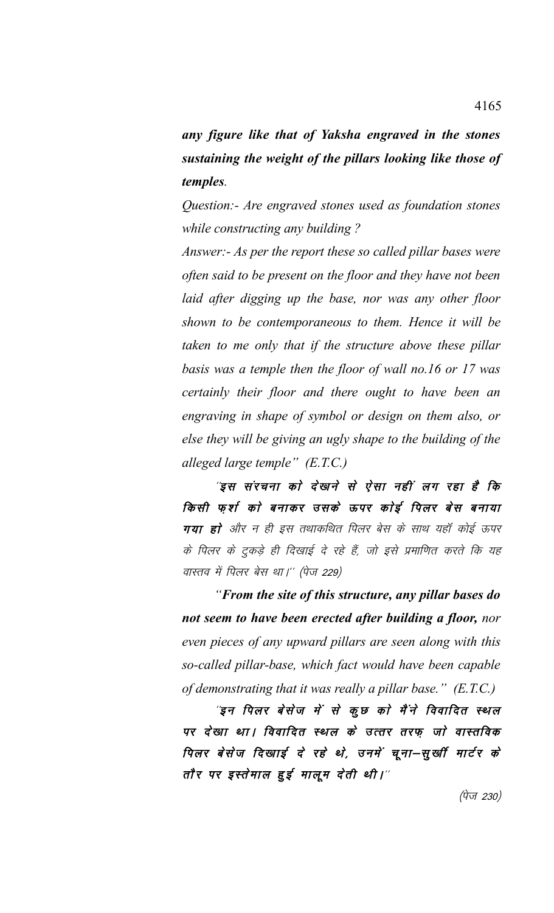***any figure like that of Yaksha engraved in the stones sustaining the weight of the pillars looking like those of temples.***

*Question:- Are engraved stones used as foundation stones while constructing any building ?*

*Answer:- As per the report these so called pillar bases were often said to be present on the floor and they have not been laid after digging up the base, nor was any other floor shown to be contemporaneous to them. Hence it will be taken to me only that if the structure above these pillar basis was a temple then the floor of wall no.16 or 17 was certainly their floor and there ought to have been an engraving in shape of symbol or design on them also, or else they will be giving an ugly shape to the building of the alleged large temple" (E.T.C.)*

*"**इस संरचना को देखने से ऐसा नहीं लग रहा है कि किसी फ़र्श को बनाकर उसके ऊपर कोई पिलर बेस बनाया गया हो** और न ही इस तथाकथित पिलर बेस के साथ यहाँ कोई ऊपर के पिलर के टुकड़े ही दिखाई दे रहे हैं, जो इसे प्रमाणित करते कि यह वास्तव में पिलर बेस था।" (पेज 229)*

*"**From the site of this structure, any pillar bases do not seem to have been erected after building a floor,** nor even pieces of any upward pillars are seen along with this so-called pillar-base, which fact would have been capable of demonstrating that it was really a pillar base." (E.T.C.)*

***"इन पिलर बेसेज में से कुछ को मैंने विवादित स्थल पर देखा था। विवादित स्थल के उत्तर तरफ़ जो वास्तविक पिलर बेसेज दिखाई दे रहे थे, उनमें चूना–सुर्खी मार्टर के तौर पर इस्तेमाल हुई मालूम देती थी।"***

*(पेज 230)*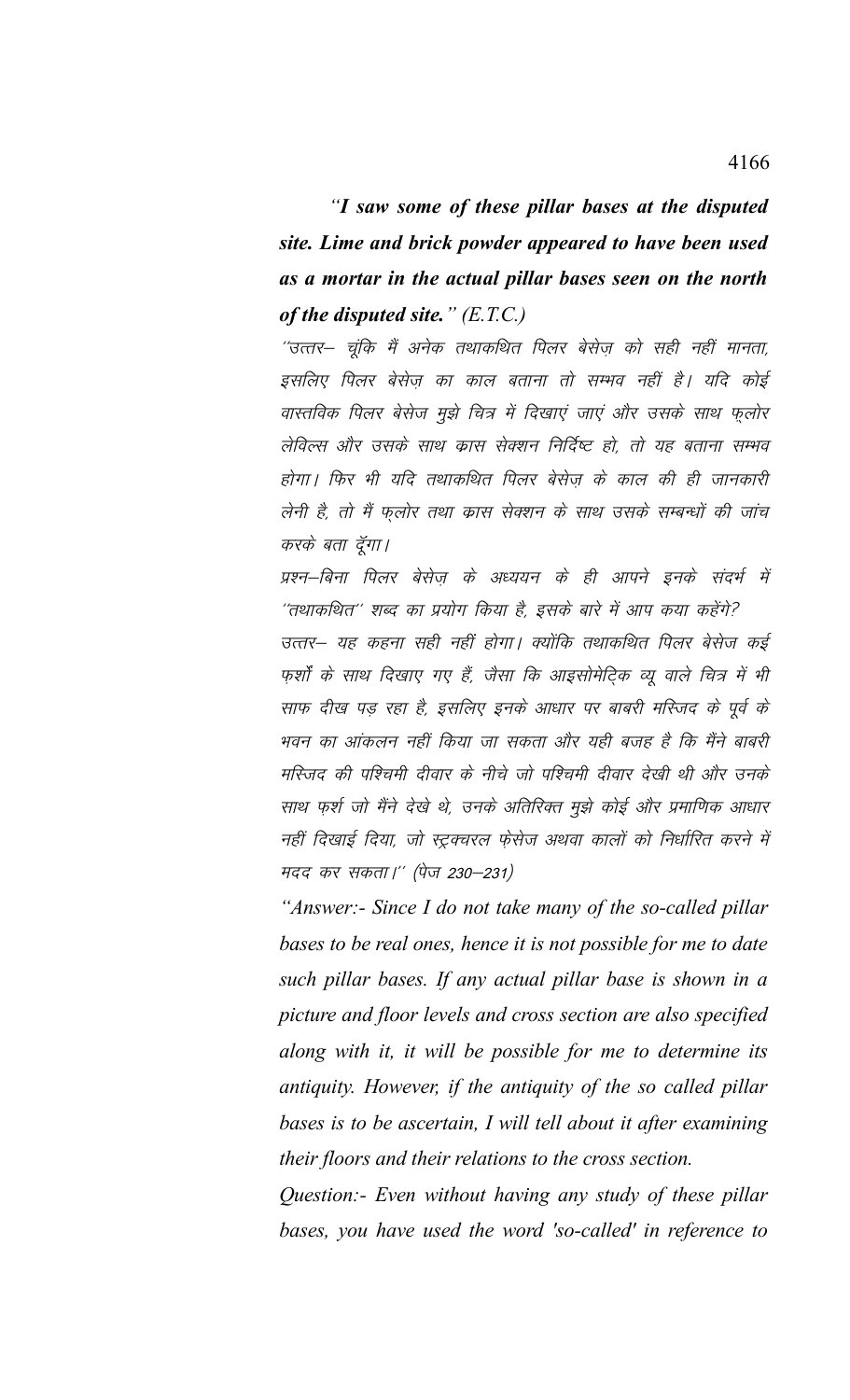*"**I saw some of these pillar bases at the disputed site. Lime and brick powder appeared to have been used as a mortar in the actual pillar bases seen on the north of the disputed site.**" (E.T.C.)*

''उत्तर– चूंकि मैं अनेक तथाकथित पिलर बेसेज़ को सही नहीं मानता, इसलिए पिलर बेसेज़ का काल बताना तो सम्भव नहीं है। यदि कोई वास्तविक पिलर बेसेज मुझे चित्र में दिखाएं जाएं और उसके साथ फ्लोर लेविल्स और उसके साथ क्रास सेक्शन निर्दिष्ट हो, तो यह बताना सम्भव होगा। फिर भी यदि तथाकथित पिलर बेसेज़ के काल की ही जानकारी लेनी है, तो मैं फ्लोर तथा क्रास सेक्शन के साथ उसके सम्बन्धों की जांच करके बता दूँगा।

प्रश्न–बिना पिलर बेसेज़ के अध्ययन के ही आपने इनके संदर्भ में ''तथाकथित'' शब्द का प्रयोग किया है, इसके बारे में आप क्या कहेंगे?

उत्तर– यह कहना सही नहीं होगा। क्योंकि तथाकथित पिलर बेसेज कई फ़र्शों के साथ दिखाए गए हैं, जैसा कि आइसोमेट्रिक व्यू वाले चित्र में भी साफ दीख पड़ रहा है, इसलिए इनके आधार पर बाबरी मस्जिद के पूर्व के भवन का आंकलन नहीं किया जा सकता और यही वजह है कि मैंने बाबरी मस्जिद की पश्चिमी दीवार के नीचे जो पश्चिमी दीवार देखी थी और उनके साथ फ़र्श जो मैंने देखे थे, उनके अतिरिक्त मुझे कोई और प्रमाणिक आधार नहीं दिखाई दिया, जो स्ट्रक्चरल फ़ेसेज अथवा कालों को निर्धारित करने में मदद कर सकता।'' (पेज 230–231)

*"Answer:- Since I do not take many of the so-called pillar bases to be real ones, hence it is not possible for me to date such pillar bases. If any actual pillar base is shown in a picture and floor levels and cross section are also specified along with it, it will be possible for me to determine its antiquity. However, if the antiquity of the so called pillar bases is to be ascertain, I will tell about it after examining their floors and their relations to the cross section.*

*Question:- Even without having any study of these pillar bases, you have used the word 'so-called' in reference to*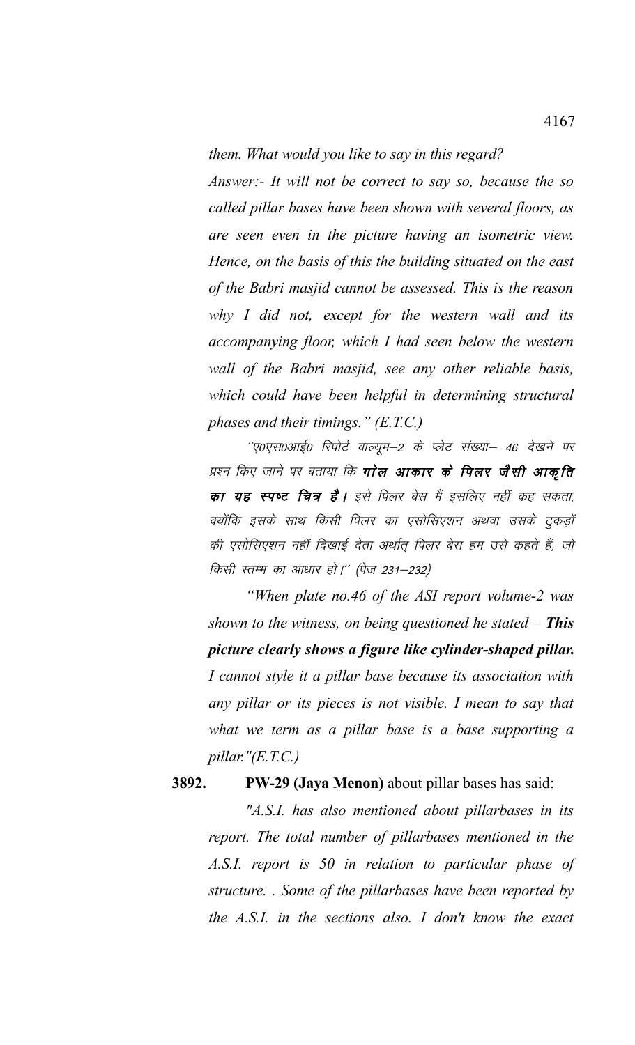*them. What would you like to say in this regard?*

*Answer:- It will not be correct to say so, because the so called pillar bases have been shown with several floors, as are seen even in the picture having an isometric view. Hence, on the basis of this the building situated on the east of the Babri masjid cannot be assessed. This is the reason why I did not, except for the western wall and its accompanying floor, which I had seen below the western wall of the Babri masjid, see any other reliable basis, which could have been helpful in determining structural phases and their timings." (E.T.C.)*

*''ए0एस0आई0 रिपोर्ट वाल्यूम–2 के प्लेट संख्या– 46 देखने पर प्रश्न किए जाने पर बताया कि **गोल आकार के पिलर जैसी आकृति का यह स्पष्ट चित्र है।** इसे पिलर बेस मैं इसलिए नहीं कह सकता, क्योंकि इसके साथ किसी पिलर का एसोसिएशन अथवा उसके टुकड़ों की एसोसिएशन नहीं दिखाई देता अर्थात् पिलर बेस हम उसे कहते हैं, जो किसी स्तम्भ का आधार हो।'' (पेज 231–232)*

*"When plate no.46 of the ASI report volume-2 was shown to the witness, on being questioned he stated – **This picture clearly shows a figure like cylinder-shaped pillar.** I cannot style it a pillar base because its association with any pillar or its pieces is not visible. I mean to say that what we term as a pillar base is a base supporting a pillar."(E.T.C.)*

**3892. PW-29 (Jaya Menon)** about pillar bases has said:

*"A.S.I. has also mentioned about pillarbases in its report. The total number of pillarbases mentioned in the A.S.I. report is 50 in relation to particular phase of structure. . Some of the pillarbases have been reported by the A.S.I. in the sections also. I don't know the exact*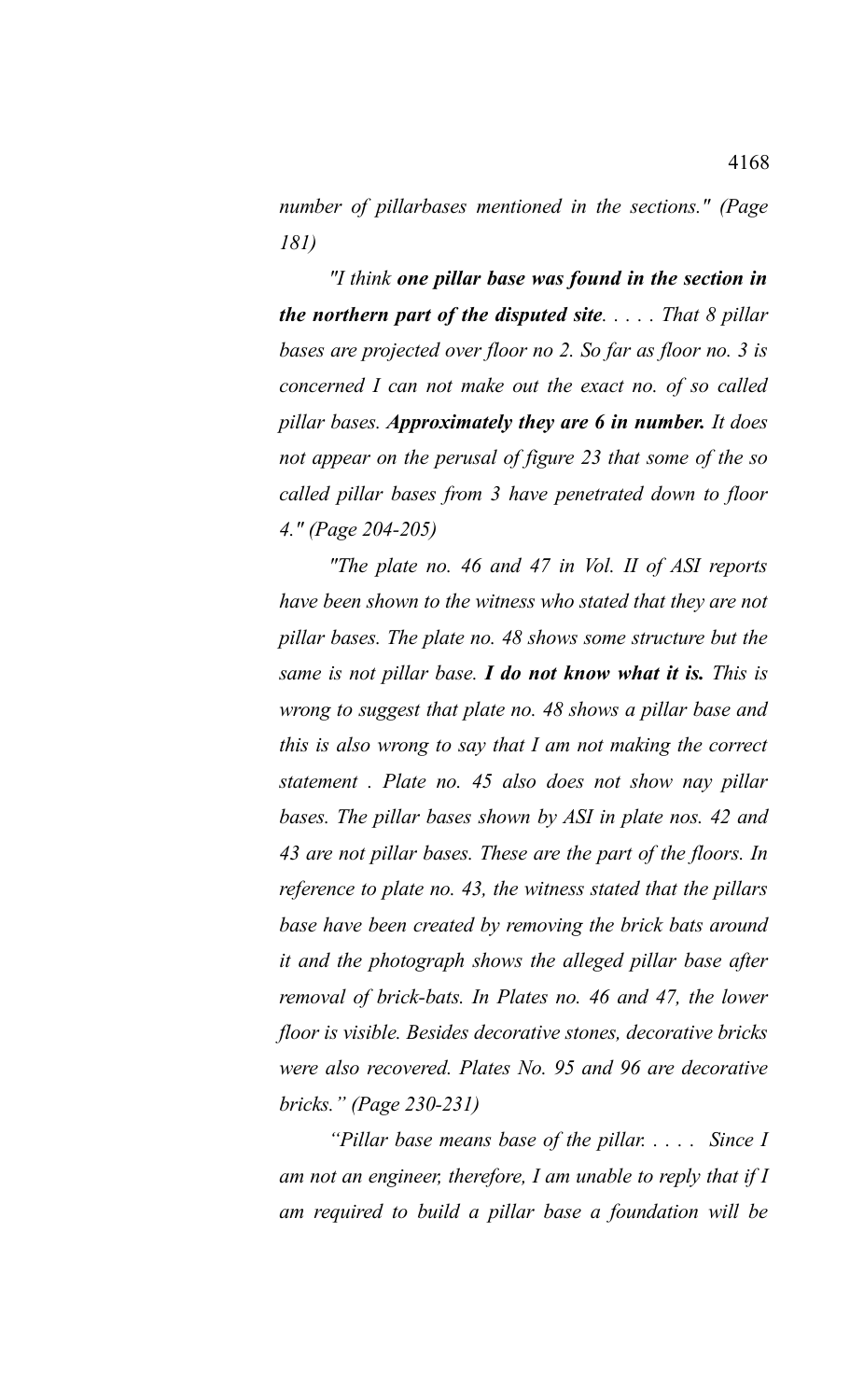*number of pillarbases mentioned in the sections." (Page 181)*

*"I think **one pillar base was found in the section in the northern part of the disputed site**. . . . . That 8 pillar bases are projected over floor no 2. So far as floor no. 3 is concerned I can not make out the exact no. of so called pillar bases. **Approximately they are 6 in number.** It does not appear on the perusal of figure 23 that some of the so called pillar bases from 3 have penetrated down to floor 4." (Page 204-205)*

*"The plate no. 46 and 47 in Vol. II of ASI reports have been shown to the witness who stated that they are not pillar bases. The plate no. 48 shows some structure but the same is not pillar base. **I do not know what it is.** This is wrong to suggest that plate no. 48 shows a pillar base and this is also wrong to say that I am not making the correct statement . Plate no. 45 also does not show nay pillar bases. The pillar bases shown by ASI in plate nos. 42 and 43 are not pillar bases. These are the part of the floors. In reference to plate no. 43, the witness stated that the pillars base have been created by removing the brick bats around it and the photograph shows the alleged pillar base after removal of brick-bats. In Plates no. 46 and 47, the lower floor is visible. Besides decorative stones, decorative bricks were also recovered. Plates No. 95 and 96 are decorative bricks." (Page 230-231)*

*"Pillar base means base of the pillar. . . . . Since I am not an engineer, therefore, I am unable to reply that if I am required to build a pillar base a foundation will be*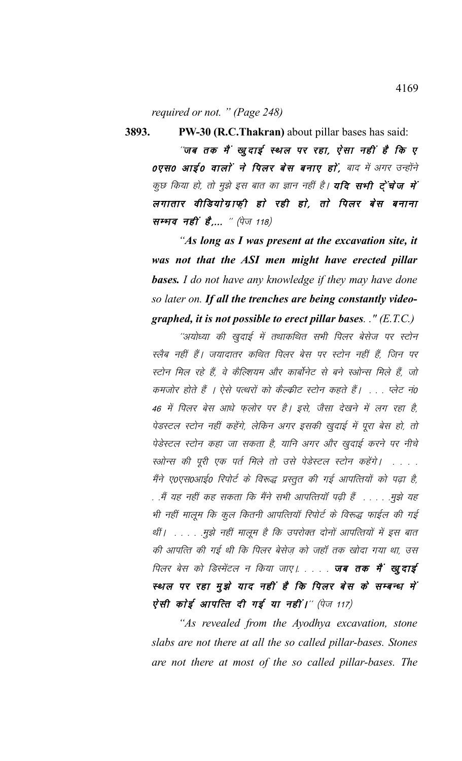*required or not. " (Page 248)*

**3893. PW-30 (R.C.Thakran)** about pillar bases has said:

''**जब तक मैं खुदाई स्थल पर रहा, ऐसा नहीं है कि ए0एस0 आई0 वालों ने पिलर बेस बनाए हों,** बाद में अगर उन्होंने कुछ किया हो, तो मुझे इस बात का ज्ञान नहीं है। **यदि सभी ट्रेंचेज में लगातार वीडियोग्राफ़ी हो रही हो, तो पिलर बेस बनाना सम्भव नहीं है,...** '' (पेज 118)

*"**As long as I was present at the excavation site, it was not that the ASI men might have erected pillar bases.** I do not have any knowledge if they may have done so later on. **If all the trenches are being constantly video-graphed, it is not possible to erect pillar bases**. ." (E.T.C.)*

''अयोध्या की खुदाई में तथाकथित सभी पिलर बेसेज पर स्टोन स्लैब नहीं हैं। जयादातर कथित पिलर बेस पर स्टोन नहीं हैं, जिन पर स्टोन मिल रहे हैं, वे कैल्शियम और कार्बोनेट से बने स्ओन्स मिले हैं, जो कमजोर होते हैं । ऐसे पत्थरों को कैल्क्रीट स्टोन कहते हैं। . . . प्लेट नं0 46 में पिलर बेस आधे फ़लोर पर है। इसे, जैसा देखने में लग रहा है, पेडस्टल स्टोन नहीं कहेंगे, लेकिन अगर इसकी खुदाई में पूरा बेस हो, तो पेडेस्टल स्टोन कहा जा सकता है, यानि अगर और खुदाई करने पर नीचे स्ओन्स की पूरी एक पर्त मिले तो उसे पेडेस्टल स्टोन कहेंगे। . . . . मैंने ए0एस0आई0 रिपोर्ट के विरूद्ध प्रस्तुत की गई आपत्तियों को पढ़ा है, . .मैं यह नहीं कह सकता कि मैंने सभी आपत्तियाँ पढ़ी हैं . . . . .मुझे यह भी नहीं मालूम कि कुल कितनी आपत्तियाँ रिपोर्ट के विरूद्ध फाईल की गई थीं। . . . . .मुझे नहीं मालूम है कि उपरोक्त दोनों आपत्तियों में इस बात की आपत्ति की गई थी कि पिलर बेसेज़ को जहाँ तक खोदा गया था, उस पिलर बेस को डिस्मेंटल न किया जाए।. . . . . **जब तक मैं खुदाई स्थल पर रहा मुझे याद नहीं है कि पिलर बेस के सम्बन्ध में ऐसी कोई आपत्ति दी गई या नहीं।**'' (पेज 117)

*"As revealed from the Ayodhya excavation, stone slabs are not there at all the so called pillar-bases. Stones are not there at most of the so called pillar-bases. The*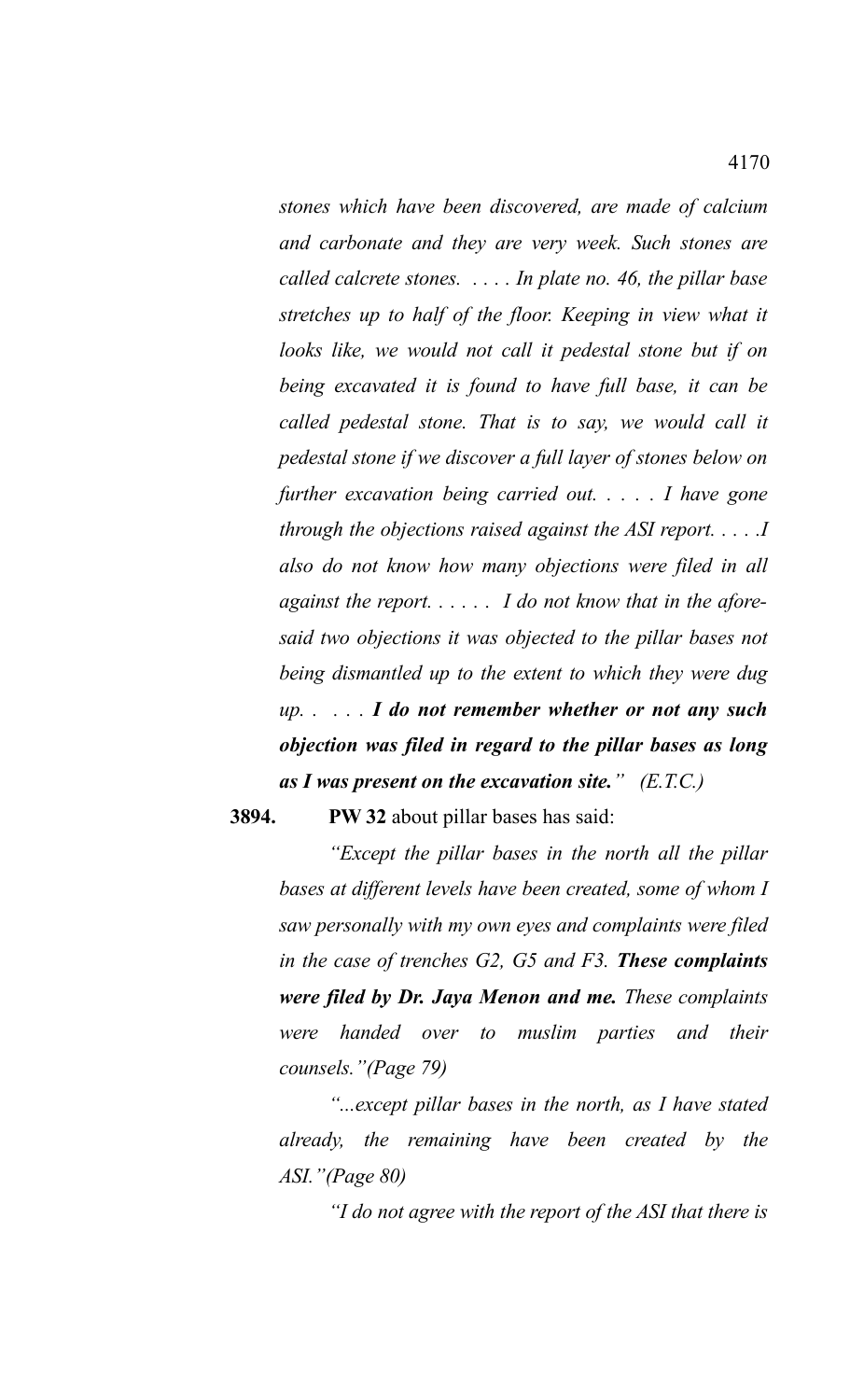*stones which have been discovered, are made of calcium and carbonate and they are very week. Such stones are called calcrete stones. . . . . In plate no. 46, the pillar base stretches up to half of the floor. Keeping in view what it looks like, we would not call it pedestal stone but if on being excavated it is found to have full base, it can be called pedestal stone. That is to say, we would call it pedestal stone if we discover a full layer of stones below on further excavation being carried out. . . . . I have gone through the objections raised against the ASI report. . . . .I also do not know how many objections were filed in all against the report. . . . . . I do not know that in the aforesaid two objections it was objected to the pillar bases not being dismantled up to the extent to which they were dug up. . . . .* ***I do not remember whether or not any such objection was filed in regard to the pillar bases as long as I was present on the excavation site."*** *(E.T.C.)*

**3894.** **PW 32** about pillar bases has said:

*"Except the pillar bases in the north all the pillar bases at different levels have been created, some of whom I saw personally with my own eyes and complaints were filed in the case of trenches G2, G5 and F3.* ***These complaints were filed by Dr. Jaya Menon and me.*** *These complaints were handed over to muslim parties and their counsels."(Page 79)*

*"...except pillar bases in the north, as I have stated already, the remaining have been created by the ASI."(Page 80)*

*"I do not agree with the report of the ASI that there is*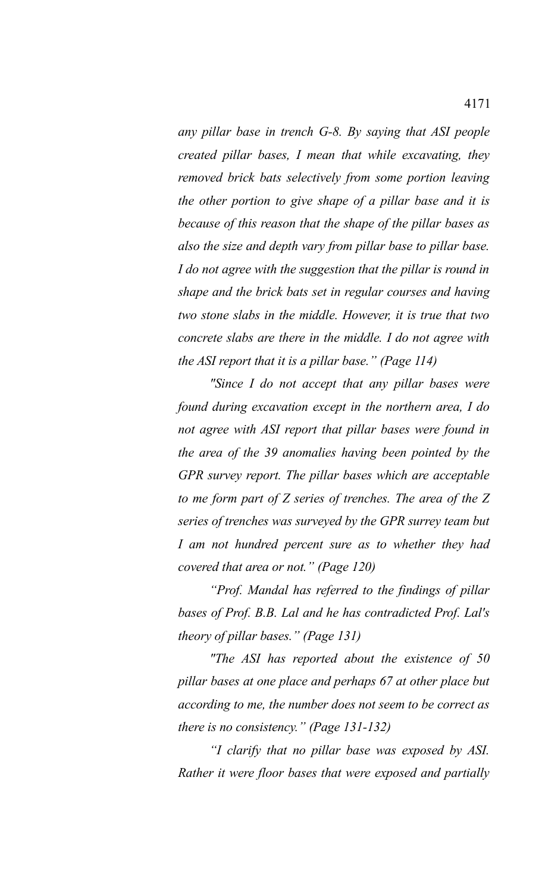*any pillar base in trench G-8. By saying that ASI people created pillar bases, I mean that while excavating, they removed brick bats selectively from some portion leaving the other portion to give shape of a pillar base and it is because of this reason that the shape of the pillar bases as also the size and depth vary from pillar base to pillar base. I do not agree with the suggestion that the pillar is round in shape and the brick bats set in regular courses and having two stone slabs in the middle. However, it is true that two concrete slabs are there in the middle. I do not agree with the ASI report that it is a pillar base." (Page 114)*

*"Since I do not accept that any pillar bases were found during excavation except in the northern area, I do not agree with ASI report that pillar bases were found in the area of the 39 anomalies having been pointed by the GPR survey report. The pillar bases which are acceptable to me form part of Z series of trenches. The area of the Z series of trenches was surveyed by the GPR surrey team but I am not hundred percent sure as to whether they had covered that area or not." (Page 120)*

*"Prof. Mandal has referred to the findings of pillar bases of Prof. B.B. Lal and he has contradicted Prof. Lal's theory of pillar bases." (Page 131)*

*"The ASI has reported about the existence of 50 pillar bases at one place and perhaps 67 at other place but according to me, the number does not seem to be correct as there is no consistency." (Page 131-132)*

*"I clarify that no pillar base was exposed by ASI. Rather it were floor bases that were exposed and partially*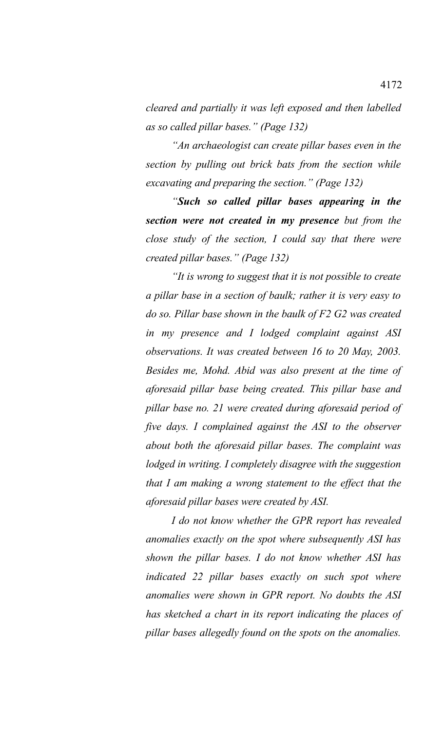*cleared and partially it was left exposed and then labelled as so called pillar bases." (Page 132)*

*"An archaeologist can create pillar bases even in the section by pulling out brick bats from the section while excavating and preparing the section." (Page 132)*

*"**Such so called pillar bases appearing in the section were not created in my presence** but from the close study of the section, I could say that there were created pillar bases." (Page 132)*

*"It is wrong to suggest that it is not possible to create a pillar base in a section of baulk; rather it is very easy to do so. Pillar base shown in the baulk of F2 G2 was created in my presence and I lodged complaint against ASI observations. It was created between 16 to 20 May, 2003. Besides me, Mohd. Abid was also present at the time of aforesaid pillar base being created. This pillar base and pillar base no. 21 were created during aforesaid period of five days. I complained against the ASI to the observer about both the aforesaid pillar bases. The complaint was lodged in writing. I completely disagree with the suggestion that I am making a wrong statement to the effect that the aforesaid pillar bases were created by ASI.*

*I do not know whether the GPR report has revealed anomalies exactly on the spot where subsequently ASI has shown the pillar bases. I do not know whether ASI has indicated 22 pillar bases exactly on such spot where anomalies were shown in GPR report. No doubts the ASI has sketched a chart in its report indicating the places of pillar bases allegedly found on the spots on the anomalies.*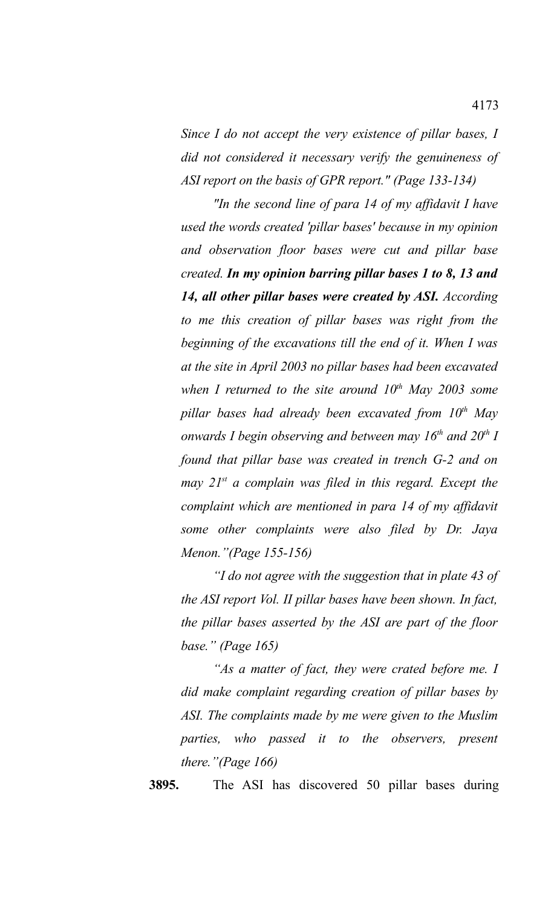*Since I do not accept the very existence of pillar bases, I did not considered it necessary verify the genuineness of ASI report on the basis of GPR report." (Page 133-134)*

*"In the second line of para 14 of my affidavit I have used the words created 'pillar bases' because in my opinion and observation floor bases were cut and pillar base created.* ***In my opinion barring pillar bases 1 to 8, 13 and 14, all other pillar bases were created by ASI.*** *According to me this creation of pillar bases was right from the beginning of the excavations till the end of it. When I was at the site in April 2003 no pillar bases had been excavated when I returned to the site around 10th May 2003 some pillar bases had already been excavated from 10th May onwards I begin observing and between may 16th and 20th I found that pillar base was created in trench G-2 and on may 21st a complain was filed in this regard. Except the complaint which are mentioned in para 14 of my affidavit some other complaints were also filed by Dr. Jaya Menon."(Page 155-156)*

*"I do not agree with the suggestion that in plate 43 of the ASI report Vol. II pillar bases have been shown. In fact, the pillar bases asserted by the ASI are part of the floor base." (Page 165)*

*"As a matter of fact, they were crated before me. I did make complaint regarding creation of pillar bases by ASI. The complaints made by me were given to the Muslim parties, who passed it to the observers, present there."(Page 166)*

**3895.** The ASI has discovered 50 pillar bases during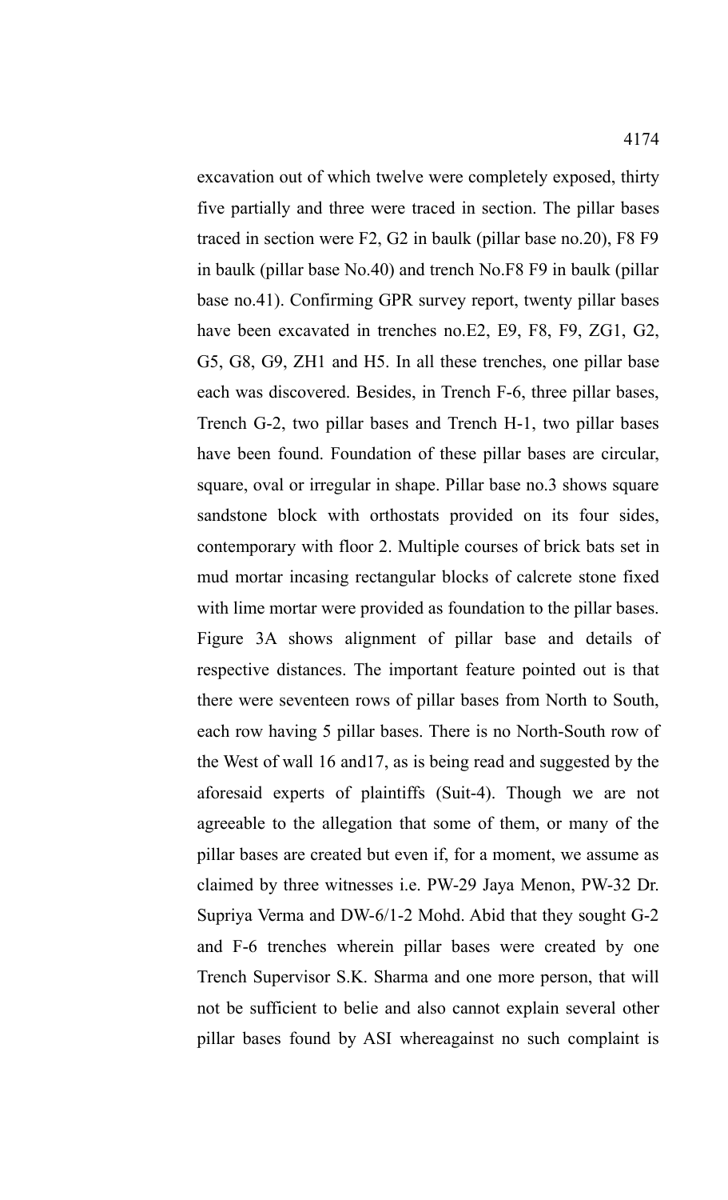excavation out of which twelve were completely exposed, thirty five partially and three were traced in section. The pillar bases traced in section were F2, G2 in baulk (pillar base no.20), F8 F9 in baulk (pillar base No.40) and trench No.F8 F9 in baulk (pillar base no.41). Confirming GPR survey report, twenty pillar bases have been excavated in trenches no.E2, E9, F8, F9, ZG1, G2, G5, G8, G9, ZH1 and H5. In all these trenches, one pillar base each was discovered. Besides, in Trench F-6, three pillar bases, Trench G-2, two pillar bases and Trench H-1, two pillar bases have been found. Foundation of these pillar bases are circular, square, oval or irregular in shape. Pillar base no.3 shows square sandstone block with orthostats provided on its four sides, contemporary with floor 2. Multiple courses of brick bats set in mud mortar incasing rectangular blocks of calcrete stone fixed with lime mortar were provided as foundation to the pillar bases. Figure 3A shows alignment of pillar base and details of respective distances. The important feature pointed out is that there were seventeen rows of pillar bases from North to South, each row having 5 pillar bases. There is no North-South row of the West of wall 16 and17, as is being read and suggested by the aforesaid experts of plaintiffs (Suit-4). Though we are not agreeable to the allegation that some of them, or many of the pillar bases are created but even if, for a moment, we assume as claimed by three witnesses i.e. PW-29 Jaya Menon, PW-32 Dr. Supriya Verma and DW-6/1-2 Mohd. Abid that they sought G-2 and F-6 trenches wherein pillar bases were created by one Trench Supervisor S.K. Sharma and one more person, that will not be sufficient to belie and also cannot explain several other pillar bases found by ASI whereagainst no such complaint is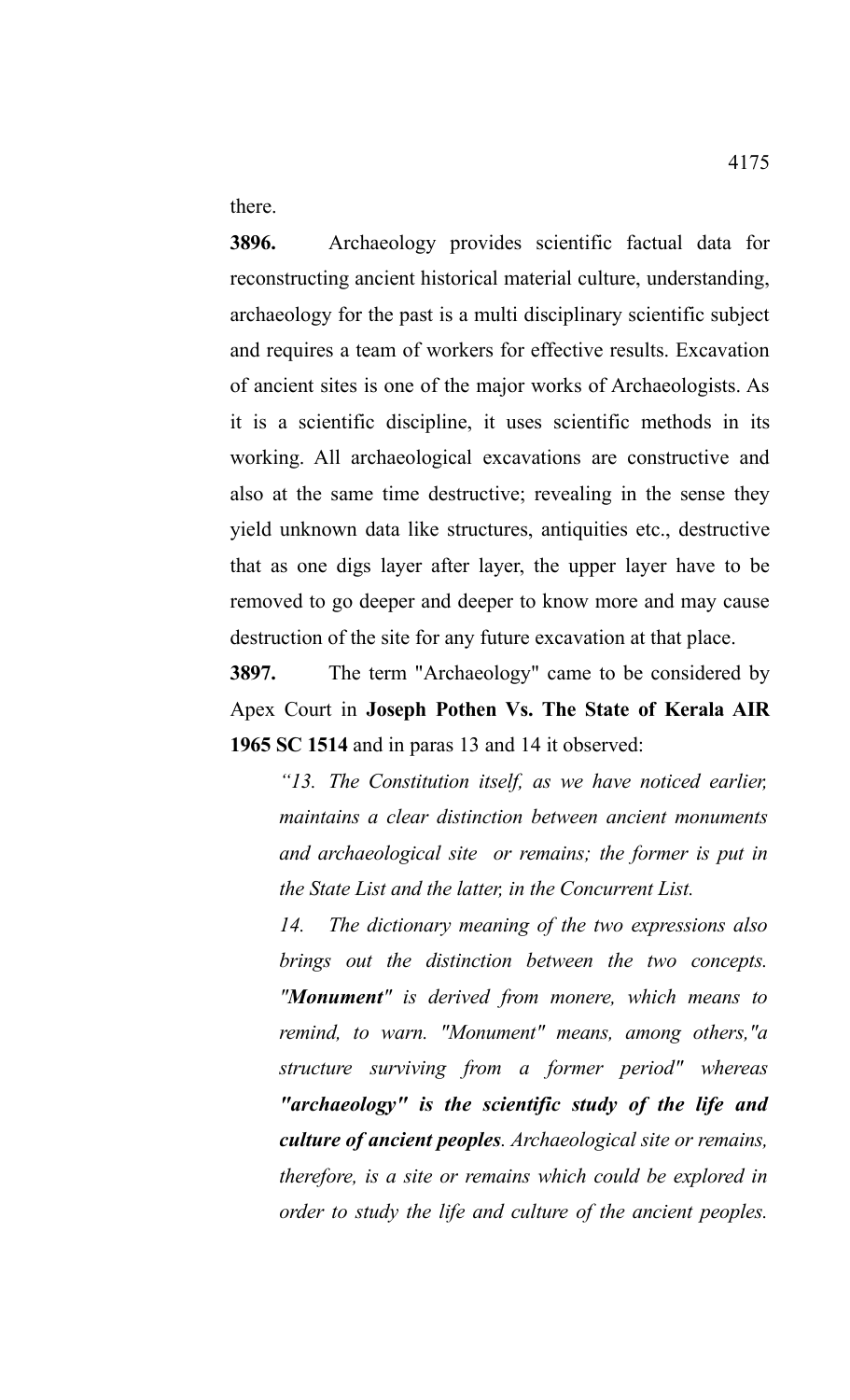there.

**3896.** Archaeology provides scientific factual data for reconstructing ancient historical material culture, understanding, archaeology for the past is a multi disciplinary scientific subject and requires a team of workers for effective results. Excavation of ancient sites is one of the major works of Archaeologists. As it is a scientific discipline, it uses scientific methods in its working. All archaeological excavations are constructive and also at the same time destructive; revealing in the sense they yield unknown data like structures, antiquities etc., destructive that as one digs layer after layer, the upper layer have to be removed to go deeper and deeper to know more and may cause destruction of the site for any future excavation at that place.

**3897.** The term "Archaeology" came to be considered by Apex Court in **Joseph Pothen Vs. The State of Kerala AIR 1965 SC 1514** and in paras 13 and 14 it observed:

> *"13. The Constitution itself, as we have noticed earlier, maintains a clear distinction between ancient monuments and archaeological site or remains; the former is put in the State List and the latter, in the Concurrent List.*
>
> *14. The dictionary meaning of the two expressions also brings out the distinction between the two concepts. "**Monument**" is derived from monere, which means to remind, to warn. "Monument" means, among others,"a structure surviving from a former period" whereas **"archaeology" is the scientific study of the life and culture of ancient peoples**. Archaeological site or remains, therefore, is a site or remains which could be explored in order to study the life and culture of the ancient peoples.*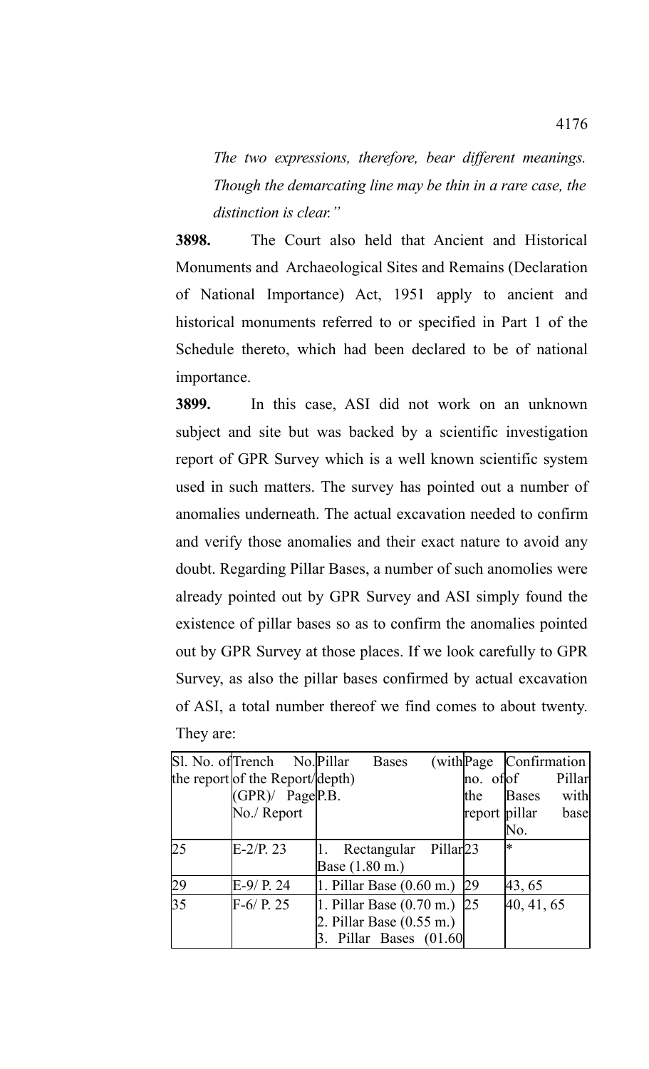*The two expressions, therefore, bear different meanings. Though the demarcating line may be thin in a rare case, the distinction is clear."*

**3898.** The Court also held that Ancient and Historical Monuments and Archaeological Sites and Remains (Declaration of National Importance) Act, 1951 apply to ancient and historical monuments referred to or specified in Part 1 of the Schedule thereto, which had been declared to be of national importance.

**3899.** In this case, ASI did not work on an unknown subject and site but was backed by a scientific investigation report of GPR Survey which is a well known scientific system used in such matters. The survey has pointed out a number of anomalies underneath. The actual excavation needed to confirm and verify those anomalies and their exact nature to avoid any doubt. Regarding Pillar Bases, a number of such anomolies were already pointed out by GPR Survey and ASI simply found the existence of pillar bases so as to confirm the anomalies pointed out by GPR Survey at those places. If we look carefully to GPR Survey, as also the pillar bases confirmed by actual excavation of ASI, a total number thereof we find comes to about twenty. They are:

| Sl. No. of the report (GPR)/ P.B. No./ Report | Trench No. of the Report/ Page | Pillar Bases (with depth) | Page no. of the report | Confirmation of Pillar Bases with pillar base No. |
|---|---|---|---|---|
| 25 | E-2/P. 23 | 1. Rectangular Pillar Base (1.80 m.) | 23 | * |
| 29 | E-9/ P. 24 | 1. Pillar Base (0.60 m.) | 29 | 43, 65 |
| 35 | F-6/ P. 25 | 1. Pillar Base (0.70 m.)<br>2. Pillar Base (0.55 m.)<br>3. Pillar Bases (01.60 | 25 | 40, 41, 65 |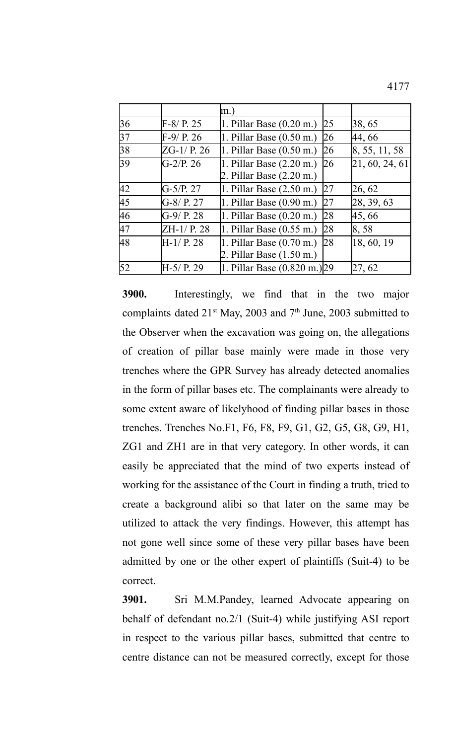| | | m.) | | |
|---|---|---|---|---|
| 36 | F-8/ P. 25 | 1. Pillar Base (0.20 m.) | 25 | 38, 65 |
| 37 | F-9/ P. 26 | 1. Pillar Base (0.50 m.) | 26 | 44, 66 |
| 38 | ZG-1/ P. 26 | 1. Pillar Base (0.50 m.) | 26 | 8, 55, 11, 58 |
| 39 | G-2/P. 26 | 1. Pillar Base (2.20 m.)<br>2. Pillar Base (2.20 m.) | 26 | 21, 60, 24, 61 |
| 42 | G-5/P. 27 | 1. Pillar Base (2.50 m.) | 27 | 26, 62 |
| 45 | G-8/ P. 27 | 1. Pillar Base (0.90 m.) | 27 | 28, 39, 63 |
| 46 | G-9/ P. 28 | 1. Pillar Base (0.20 m.) | 28 | 45, 66 |
| 47 | ZH-1/ P. 28 | 1. Pillar Base (0.55 m.) | 28 | 8, 58 |
| 48 | H-1/ P. 28 | 1. Pillar Base (0.70 m.)<br>2. Pillar Base (1.50 m.) | 28 | 18, 60, 19 |
| 52 | H-5/ P. 29 | 1. Pillar Base (0.820 m.) | 29 | 27, 62 |

**3900.** Interestingly, we find that in the two major complaints dated 21st May, 2003 and 7th June, 2003 submitted to the Observer when the excavation was going on, the allegations of creation of pillar base mainly were made in those very trenches where the GPR Survey has already detected anomalies in the form of pillar bases etc. The complainants were already to some extent aware of likelyhood of finding pillar bases in those trenches. Trenches No.F1, F6, F8, F9, G1, G2, G5, G8, G9, H1, ZG1 and ZH1 are in that very category. In other words, it can easily be appreciated that the mind of two experts instead of working for the assistance of the Court in finding a truth, tried to create a background alibi so that later on the same may be utilized to attack the very findings. However, this attempt has not gone well since some of these very pillar bases have been admitted by one or the other expert of plaintiffs (Suit-4) to be correct.

**3901.** Sri M.M.Pandey, learned Advocate appearing on behalf of defendant no.2/1 (Suit-4) while justifying ASI report in respect to the various pillar bases, submitted that centre to centre distance can not be measured correctly, except for those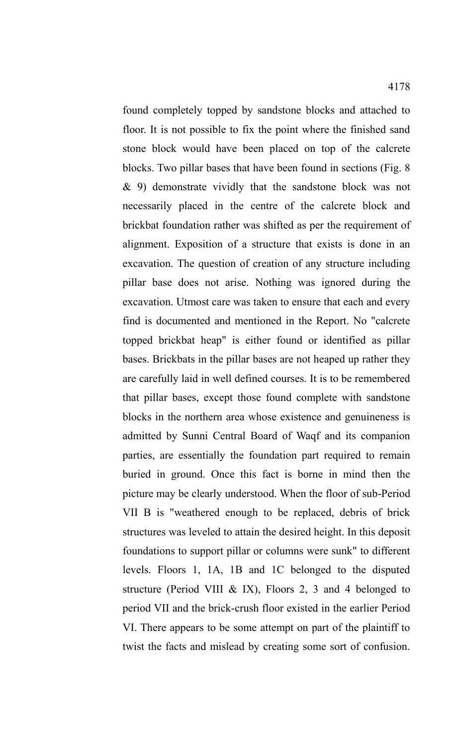found completely topped by sandstone blocks and attached to floor. It is not possible to fix the point where the finished sand stone block would have been placed on top of the calcrete blocks. Two pillar bases that have been found in sections (Fig. 8 & 9) demonstrate vividly that the sandstone block was not necessarily placed in the centre of the calcrete block and brickbat foundation rather was shifted as per the requirement of alignment. Exposition of a structure that exists is done in an excavation. The question of creation of any structure including pillar base does not arise. Nothing was ignored during the excavation. Utmost care was taken to ensure that each and every find is documented and mentioned in the Report. No "calcrete topped brickbat heap" is either found or identified as pillar bases. Brickbats in the pillar bases are not heaped up rather they are carefully laid in well defined courses. It is to be remembered that pillar bases, except those found complete with sandstone blocks in the northern area whose existence and genuineness is admitted by Sunni Central Board of Waqf and its companion parties, are essentially the foundation part required to remain buried in ground. Once this fact is borne in mind then the picture may be clearly understood. When the floor of sub-Period VII B is "weathered enough to be replaced, debris of brick structures was leveled to attain the desired height. In this deposit foundations to support pillar or columns were sunk" to different levels. Floors 1, 1A, 1B and 1C belonged to the disputed structure (Period VIII & IX), Floors 2, 3 and 4 belonged to period VII and the brick-crush floor existed in the earlier Period VI. There appears to be some attempt on part of the plaintiff to twist the facts and mislead by creating some sort of confusion.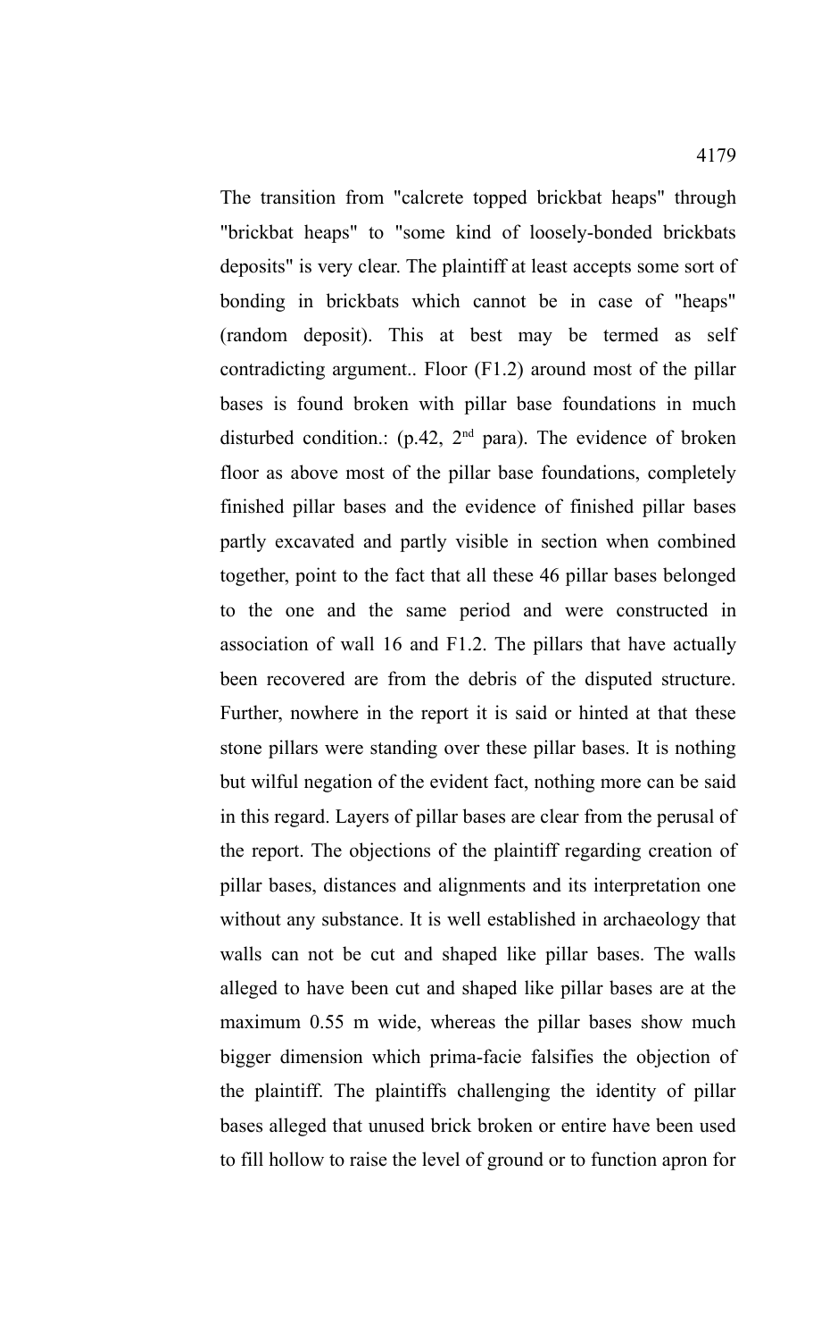The transition from "calcrete topped brickbat heaps" through "brickbat heaps" to "some kind of loosely-bonded brickbats deposits" is very clear. The plaintiff at least accepts some sort of bonding in brickbats which cannot be in case of "heaps" (random deposit). This at best may be termed as self contradicting argument.. Floor (F1.2) around most of the pillar bases is found broken with pillar base foundations in much disturbed condition.: (p.42, 2nd para). The evidence of broken floor as above most of the pillar base foundations, completely finished pillar bases and the evidence of finished pillar bases partly excavated and partly visible in section when combined together, point to the fact that all these 46 pillar bases belonged to the one and the same period and were constructed in association of wall 16 and F1.2. The pillars that have actually been recovered are from the debris of the disputed structure. Further, nowhere in the report it is said or hinted at that these stone pillars were standing over these pillar bases. It is nothing but wilful negation of the evident fact, nothing more can be said in this regard. Layers of pillar bases are clear from the perusal of the report. The objections of the plaintiff regarding creation of pillar bases, distances and alignments and its interpretation one without any substance. It is well established in archaeology that walls can not be cut and shaped like pillar bases. The walls alleged to have been cut and shaped like pillar bases are at the maximum 0.55 m wide, whereas the pillar bases show much bigger dimension which prima-facie falsifies the objection of the plaintiff. The plaintiffs challenging the identity of pillar bases alleged that unused brick broken or entire have been used to fill hollow to raise the level of ground or to function apron for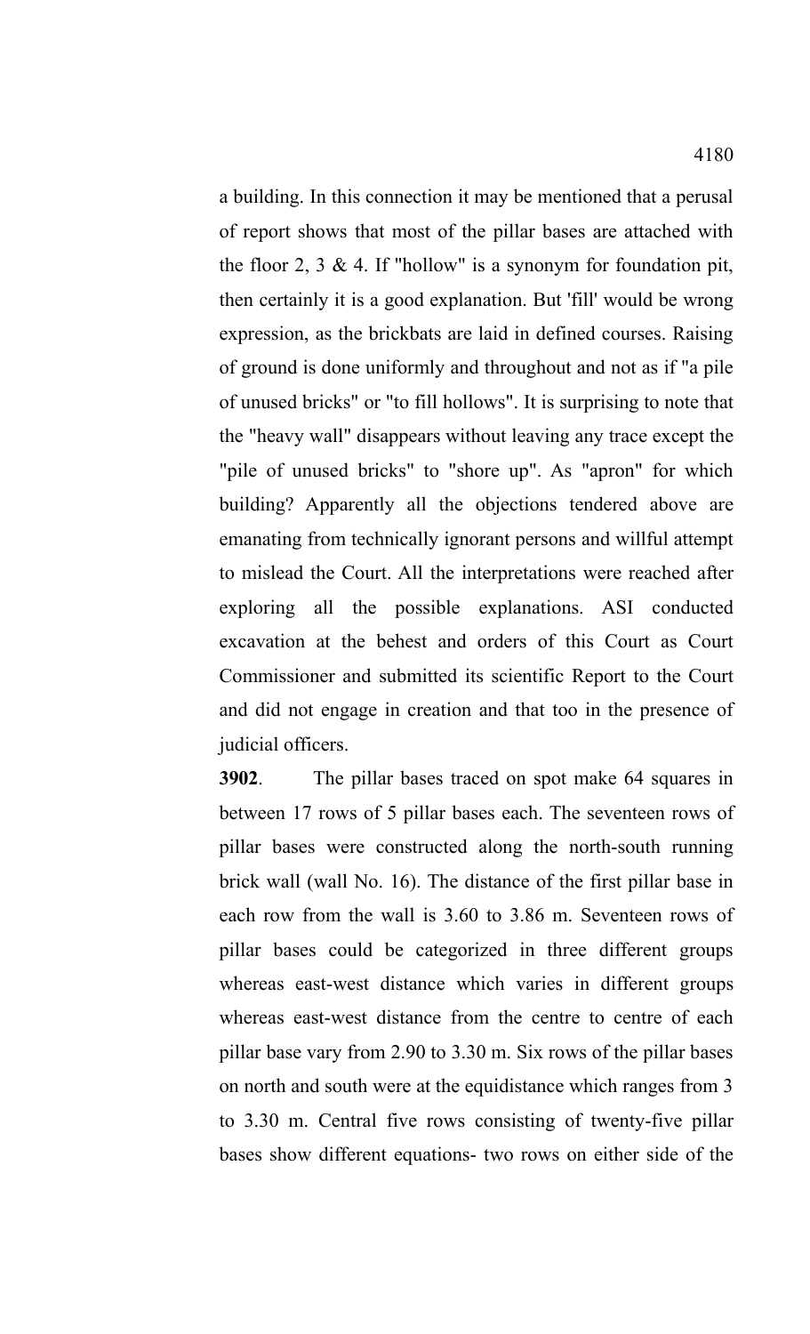a building. In this connection it may be mentioned that a perusal of report shows that most of the pillar bases are attached with the floor 2, 3 & 4. If "hollow" is a synonym for foundation pit, then certainly it is a good explanation. But 'fill' would be wrong expression, as the brickbats are laid in defined courses. Raising of ground is done uniformly and throughout and not as if "a pile of unused bricks" or "to fill hollows". It is surprising to note that the "heavy wall" disappears without leaving any trace except the "pile of unused bricks" to "shore up". As "apron" for which building? Apparently all the objections tendered above are emanating from technically ignorant persons and willful attempt to mislead the Court. All the interpretations were reached after exploring all the possible explanations. ASI conducted excavation at the behest and orders of this Court as Court Commissioner and submitted its scientific Report to the Court and did not engage in creation and that too in the presence of judicial officers.

**3902**. The pillar bases traced on spot make 64 squares in between 17 rows of 5 pillar bases each. The seventeen rows of pillar bases were constructed along the north-south running brick wall (wall No. 16). The distance of the first pillar base in each row from the wall is 3.60 to 3.86 m. Seventeen rows of pillar bases could be categorized in three different groups whereas east-west distance which varies in different groups whereas east-west distance from the centre to centre of each pillar base vary from 2.90 to 3.30 m. Six rows of the pillar bases on north and south were at the equidistance which ranges from 3 to 3.30 m. Central five rows consisting of twenty-five pillar bases show different equations- two rows on either side of the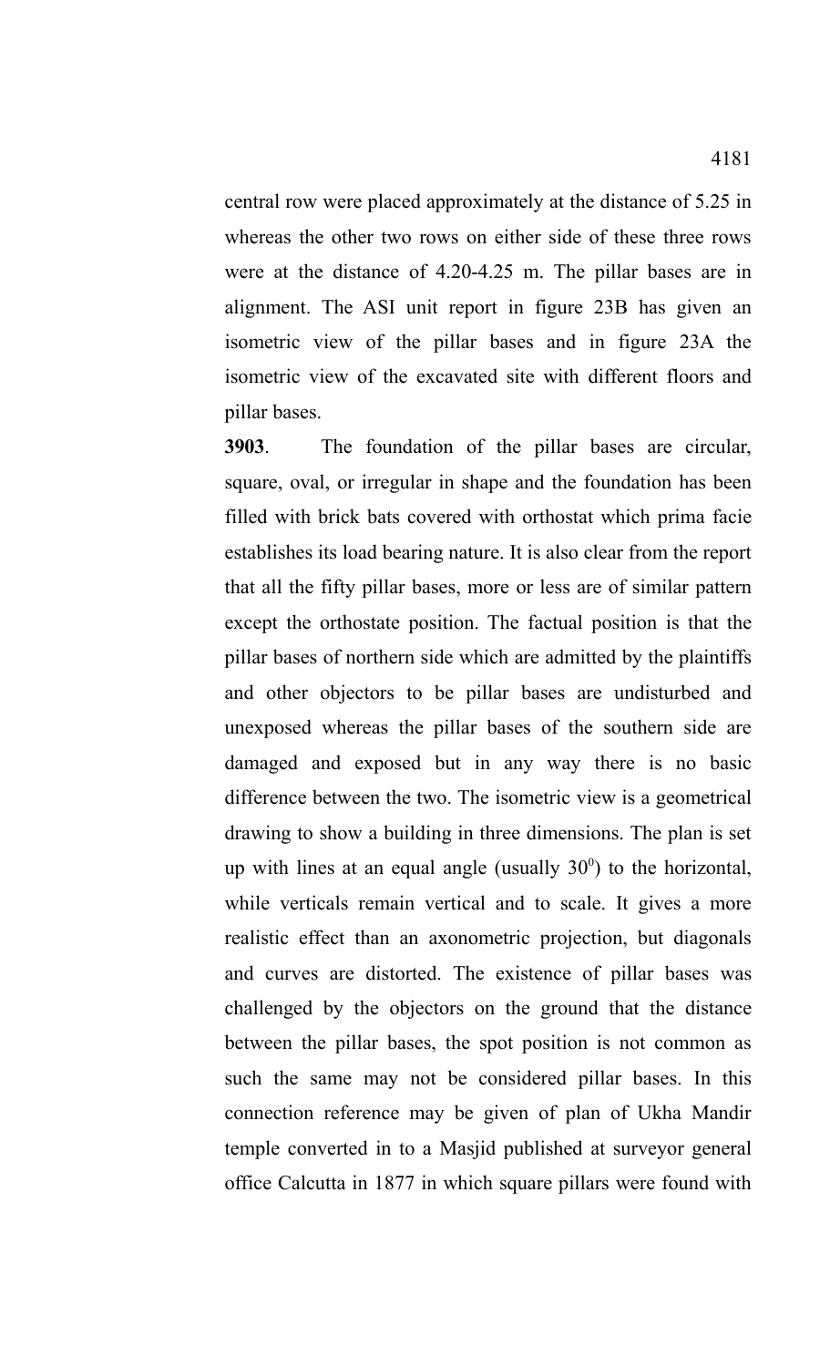central row were placed approximately at the distance of 5.25 in whereas the other two rows on either side of these three rows were at the distance of 4.20-4.25 m. The pillar bases are in alignment. The ASI unit report in figure 23B has given an isometric view of the pillar bases and in figure 23A the isometric view of the excavated site with different floors and pillar bases.

**3903**. The foundation of the pillar bases are circular, square, oval, or irregular in shape and the foundation has been filled with brick bats covered with orthostat which prima facie establishes its load bearing nature. It is also clear from the report that all the fifty pillar bases, more or less are of similar pattern except the orthostate position. The factual position is that the pillar bases of northern side which are admitted by the plaintiffs and other objectors to be pillar bases are undisturbed and unexposed whereas the pillar bases of the southern side are damaged and exposed but in any way there is no basic difference between the two. The isometric view is a geometrical drawing to show a building in three dimensions. The plan is set up with lines at an equal angle (usually $30^0$) to the horizontal, while verticals remain vertical and to scale. It gives a more realistic effect than an axonometric projection, but diagonals and curves are distorted. The existence of pillar bases was challenged by the objectors on the ground that the distance between the pillar bases, the spot position is not common as such the same may not be considered pillar bases. In this connection reference may be given of plan of Ukha Mandir temple converted in to a Masjid published at surveyor general office Calcutta in 1877 in which square pillars were found with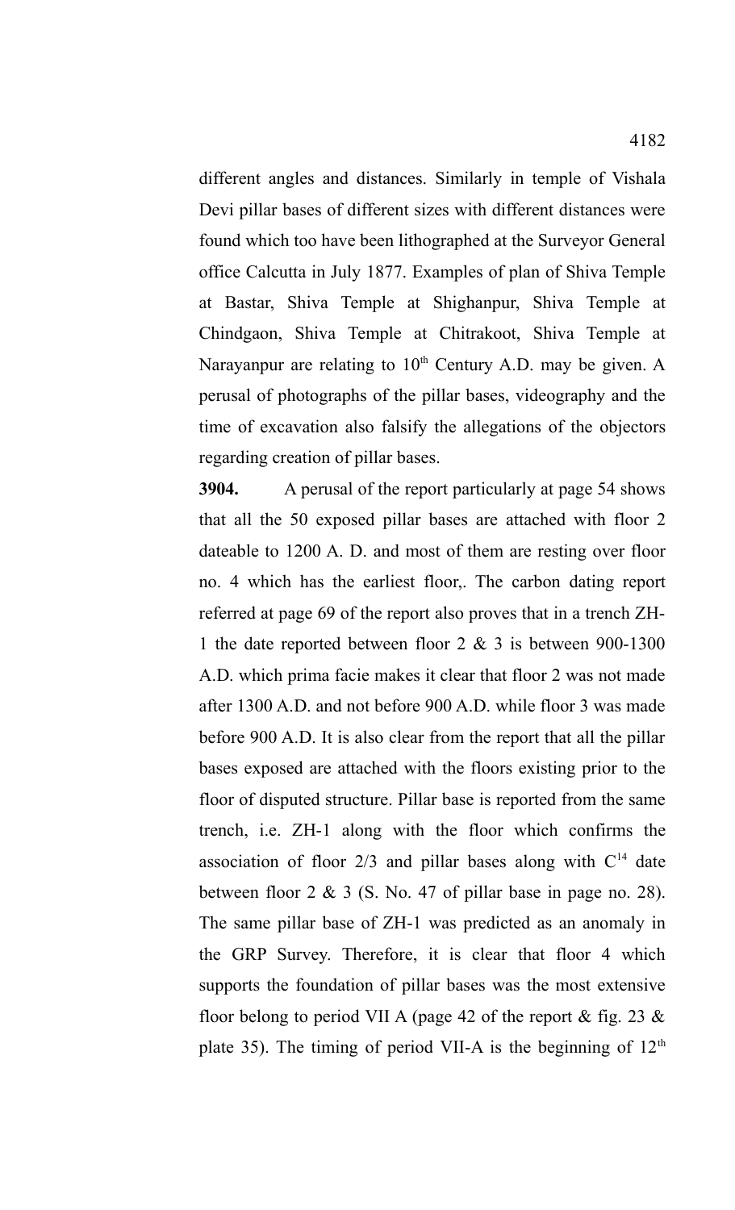different angles and distances. Similarly in temple of Vishala Devi pillar bases of different sizes with different distances were found which too have been lithographed at the Surveyor General office Calcutta in July 1877. Examples of plan of Shiva Temple at Bastar, Shiva Temple at Shighanpur, Shiva Temple at Chindgaon, Shiva Temple at Chitrakoot, Shiva Temple at Narayanpur are relating to $10^{th}$ Century A.D. may be given. A perusal of photographs of the pillar bases, videography and the time of excavation also falsify the allegations of the objectors regarding creation of pillar bases.

**3904.** A perusal of the report particularly at page 54 shows that all the 50 exposed pillar bases are attached with floor 2 dateable to 1200 A. D. and most of them are resting over floor no. 4 which has the earliest floor,. The carbon dating report referred at page 69 of the report also proves that in a trench ZH-1 the date reported between floor 2 & 3 is between 900-1300 A.D. which prima facie makes it clear that floor 2 was not made after 1300 A.D. and not before 900 A.D. while floor 3 was made before 900 A.D. It is also clear from the report that all the pillar bases exposed are attached with the floors existing prior to the floor of disputed structure. Pillar base is reported from the same trench, i.e. ZH-1 along with the floor which confirms the association of floor 2/3 and pillar bases along with $C^{14}$ date between floor 2 & 3 (S. No. 47 of pillar base in page no. 28). The same pillar base of ZH-1 was predicted as an anomaly in the GRP Survey. Therefore, it is clear that floor 4 which supports the foundation of pillar bases was the most extensive floor belong to period VII A (page 42 of the report & fig. 23 & plate 35). The timing of period VII-A is the beginning of $12^{th}$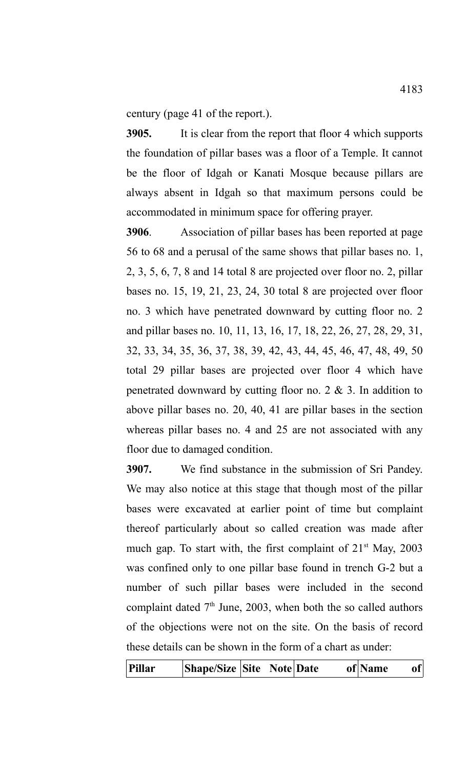century (page 41 of the report.).

**3905.** It is clear from the report that floor 4 which supports the foundation of pillar bases was a floor of a Temple. It cannot be the floor of Idgah or Kanati Mosque because pillars are always absent in Idgah so that maximum persons could be accommodated in minimum space for offering prayer.

**3906**. Association of pillar bases has been reported at page 56 to 68 and a perusal of the same shows that pillar bases no. 1, 2, 3, 5, 6, 7, 8 and 14 total 8 are projected over floor no. 2, pillar bases no. 15, 19, 21, 23, 24, 30 total 8 are projected over floor no. 3 which have penetrated downward by cutting floor no. 2 and pillar bases no. 10, 11, 13, 16, 17, 18, 22, 26, 27, 28, 29, 31, 32, 33, 34, 35, 36, 37, 38, 39, 42, 43, 44, 45, 46, 47, 48, 49, 50 total 29 pillar bases are projected over floor 4 which have penetrated downward by cutting floor no. 2 & 3. In addition to above pillar bases no. 20, 40, 41 are pillar bases in the section whereas pillar bases no. 4 and 25 are not associated with any floor due to damaged condition.

**3907.** We find substance in the submission of Sri Pandey. We may also notice at this stage that though most of the pillar bases were excavated at earlier point of time but complaint thereof particularly about so called creation was made after much gap. To start with, the first complaint of 21st May, 2003 was confined only to one pillar base found in trench G-2 but a number of such pillar bases were included in the second complaint dated 7th June, 2003, when both the so called authors of the objections were not on the site. On the basis of record these details can be shown in the form of a chart as under:

| Pillar | Shape/Size | Site Note | Date of | Name of |
|---|---|---|---|---|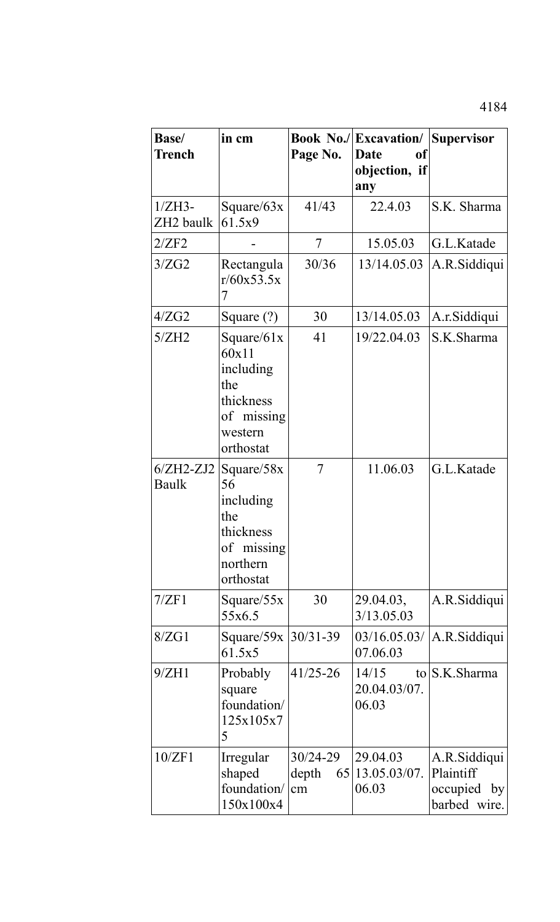| Base/ Trench | in cm | Book No./ Page No. | Excavation/ Date of objection, if any | Supervisor |
|---|---|---|---|---|
| 1/ZH3-ZH2 baulk | Square/63x 61.5x9 | 41/43 | 22.4.03 | S.K. Sharma |
| 2/ZF2 | - | 7 | 15.05.03 | G.L.Katade |
| 3/ZG2 | Rectangular/60x53.5x 7 | 30/36 | 13/14.05.03 | A.R.Siddiqui |
| 4/ZG2 | Square (?) | 30 | 13/14.05.03 | A.r.Siddiqui |
| 5/ZH2 | Square/61x 60x11 including the thickness of missing western orthostat | 41 | 19/22.04.03 | S.K.Sharma |
| 6/ZH2-ZJ2 Baulk | Square/58x 56 including the thickness of missing northern orthostat | 7 | 11.06.03 | G.L.Katade |
| 7/ZF1 | Square/55x 55x6.5 | 30 | 29.04.03, 3/13.05.03 | A.R.Siddiqui |
| 8/ZG1 | Square/59x 61.5x5 | 30/31-39 | 03/16.05.03/ 07.06.03 | A.R.Siddiqui |
| 9/ZH1 | Probably square foundation/ 125x105x7 5 | 41/25-26 | 14/15 to 20.04.03/07. 06.03 | S.K.Sharma |
| 10/ZF1 | Irregular shaped foundation/ 150x100x4 | 30/24-29 depth 65 cm | 29.04.03 13.05.03/07. 06.03 | A.R.Siddiqui Plaintiff occupied by barbed wire. |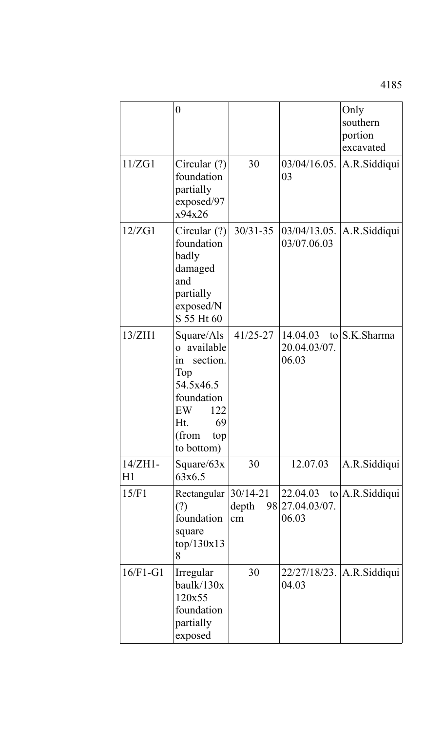| | | | | |
|---|---|---|---|---|
| | 0 | | | Only southern portion excavated |
| 11/ZG1 | Circular (?) foundation partially exposed/97 x94x26 | 30 | 03/04/16.05. 03 | A.R.Siddiqui |
| 12/ZG1 | Circular (?) foundation badly damaged and partially exposed/N S 55 Ht 60 | 30/31-35 | 03/04/13.05. 03/07.06.03 | A.R.Siddiqui |
| 13/ZH1 | Square/Also available in section. Top 54.5x46.5 foundation EW 122 Ht. 69 (from top to bottom) | 41/25-27 | 14.04.03 to 20.04.03/07. 06.03 | S.K.Sharma |
| 14/ZH1-H1 | Square/63x 63x6.5 | 30 | 12.07.03 | A.R.Siddiqui |
| 15/F1 | Rectangular (?) foundation square top/130x13 8 | 30/14-21 depth 98 cm | 22.04.03 to 27.04.03/07. 06.03 | A.R.Siddiqui |
| 16/F1-G1 | Irregular baulk/130x 120x55 foundation partially exposed | 30 | 22/27/18/23. 04.03 | A.R.Siddiqui |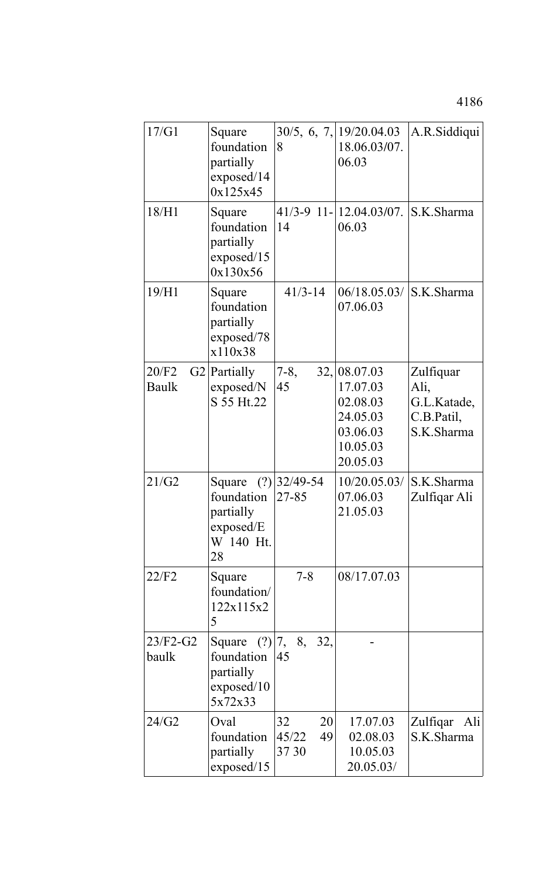| 17/G1 | Square foundation partially exposed/140x125x45 | 30/5, 6, 7, 8 | 19/20.04.03 18.06.03/07.06.03 | A.R.Siddiqui |
|---|---|---|---|---|
| 18/H1 | Square foundation partially exposed/150x130x56 | 41/3-9 11-14 | 12.04.03/07.06.03 | S.K.Sharma |
| 19/H1 | Square foundation partially exposed/78x110x38 | 41/3-14 | 06/18.05.03/07.06.03 | S.K.Sharma |
| 20/F2 G2 Baulk | Partially exposed/NS 55 Ht.22 | 7-8, 32, 45 | 08.07.03 17.07.03 02.08.03 24.05.03 03.06.03 10.05.03 20.05.03 | Zulfiquar Ali, G.L.Katade, C.B.Patil, S.K.Sharma |
| 21/G2 | Square (?) foundation partially exposed/EW 140 Ht. 28 | 32/49-54 27-85 | 10/20.05.03/07.06.03 21.05.03 | S.K.Sharma Zulfiqar Ali |
| 22/F2 | Square foundation/122x115x25 | 7-8 | 08/17.07.03 | |
| 23/F2-G2 baulk | Square (?) foundation partially exposed/105x72x33 | 7, 8, 32, 45 | - | |
| 24/G2 | Oval foundation partially exposed/15 | 32 20 45/22 49 37 30 | 17.07.03 02.08.03 10.05.03 20.05.03/ | Zulfiqar Ali S.K.Sharma |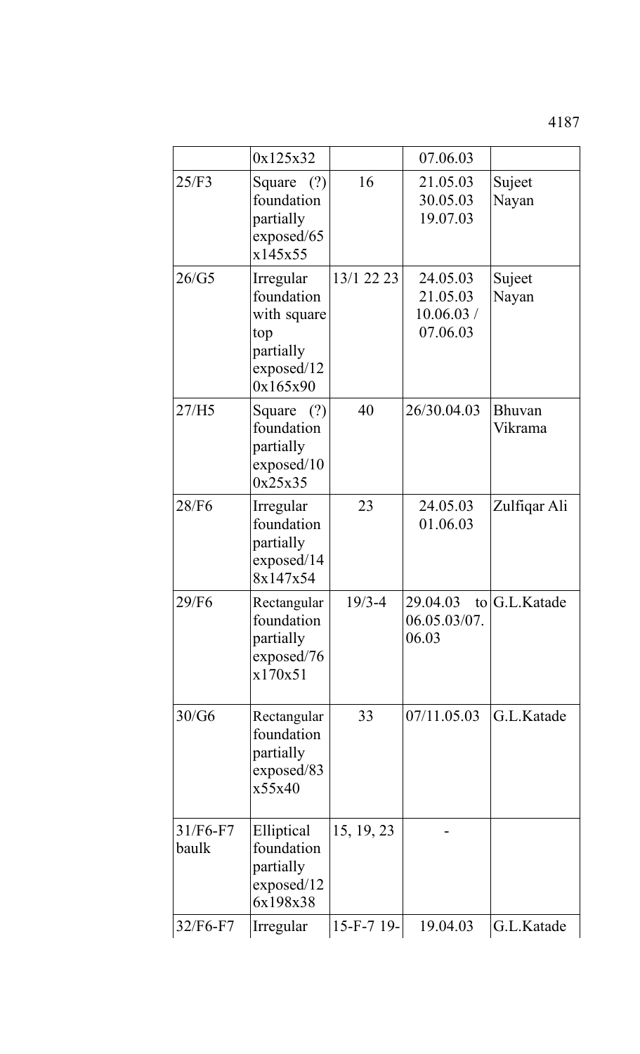| | 0x125x32 | | 07.06.03 | |
|---|---|---|---|---|
| 25/F3 | Square (?) foundation partially exposed/65 x145x55 | 16 | 21.05.03 30.05.03 19.07.03 | Sujeet Nayan |
| 26/G5 | Irregular foundation with square top partially exposed/12 0x165x90 | 13/1 22 23 | 24.05.03 21.05.03 10.06.03 / 07.06.03 | Sujeet Nayan |
| 27/H5 | Square (?) foundation partially exposed/10 0x25x35 | 40 | 26/30.04.03 | Bhuvan Vikrama |
| 28/F6 | Irregular foundation partially exposed/14 8x147x54 | 23 | 24.05.03 01.06.03 | Zulfiqar Ali |
| 29/F6 | Rectangular foundation partially exposed/76 x170x51 | 19/3-4 | 29.04.03 to 06.05.03/07. 06.03 | G.L.Katade |
| 30/G6 | Rectangular foundation partially exposed/83 x55x40 | 33 | 07/11.05.03 | G.L.Katade |
| 31/F6-F7 baulk | Elliptical foundation partially exposed/12 6x198x38 | 15, 19, 23 | - | |
| 32/F6-F7 | Irregular | 15-F-7 19- | 19.04.03 | G.L.Katade |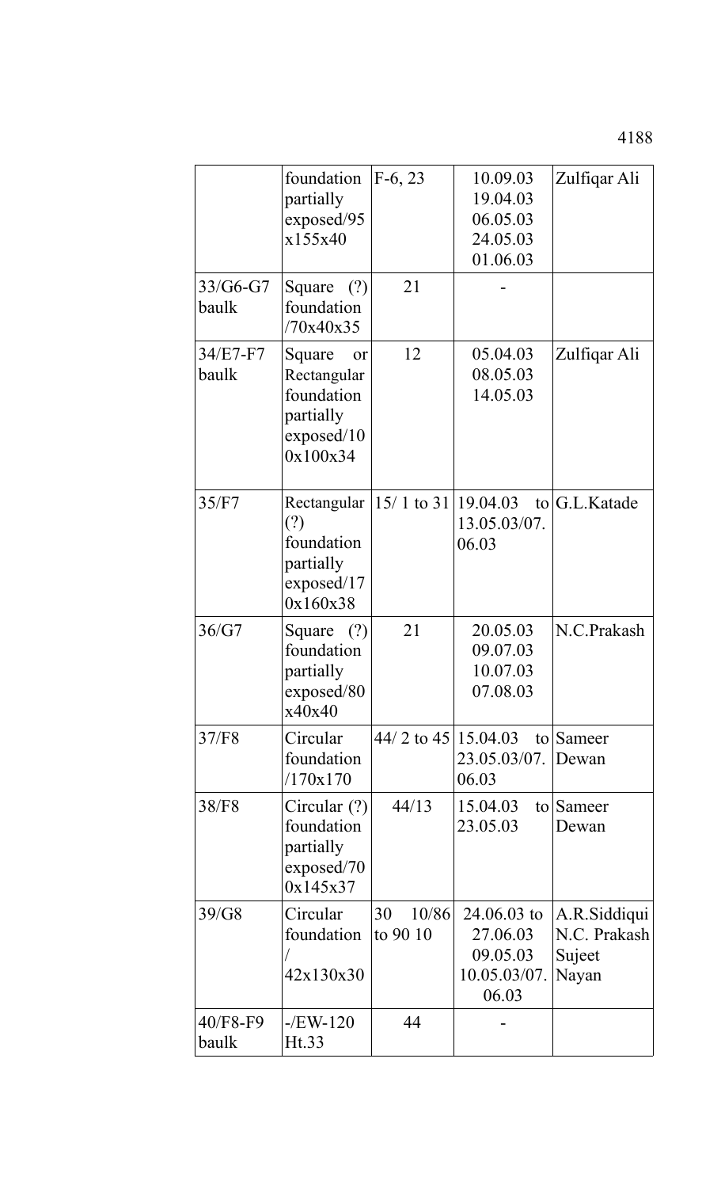| | | | | |
|---|---|---|---|---|
| | foundation partially exposed/95 x155x40 | F-6, 23 | 10.09.03 19.04.03 06.05.03 24.05.03 01.06.03 | Zulfiqar Ali |
| 33/G6-G7 baulk | Square (?) foundation /70x40x35 | 21 | - | |
| 34/E7-F7 baulk | Square or Rectangular foundation partially exposed/10 0x100x34 | 12 | 05.04.03 08.05.03 14.05.03 | Zulfiqar Ali |
| 35/F7 | Rectangular (?) foundation partially exposed/17 0x160x38 | 15/ 1 to 31 | 19.04.03 to 13.05.03/07. 06.03 | G.L.Katade |
| 36/G7 | Square (?) foundation partially exposed/80 x40x40 | 21 | 20.05.03 09.07.03 10.07.03 07.08.03 | N.C.Prakash |
| 37/F8 | Circular foundation /170x170 | 44/ 2 to 45 | 15.04.03 to 23.05.03/07. 06.03 | Sameer Dewan |
| 38/F8 | Circular (?) foundation partially exposed/70 0x145x37 | 44/13 | 15.04.03 to 23.05.03 | Sameer Dewan |
| 39/G8 | Circular foundation / 42x130x30 | 30 10/86 to 90 10 | 24.06.03 to 27.06.03 09.05.03 10.05.03/07. 06.03 | A.R.Siddiqui N.C. Prakash Sujeet Nayan |
| 40/F8-F9 baulk | -/EW-120 Ht.33 | 44 | - | |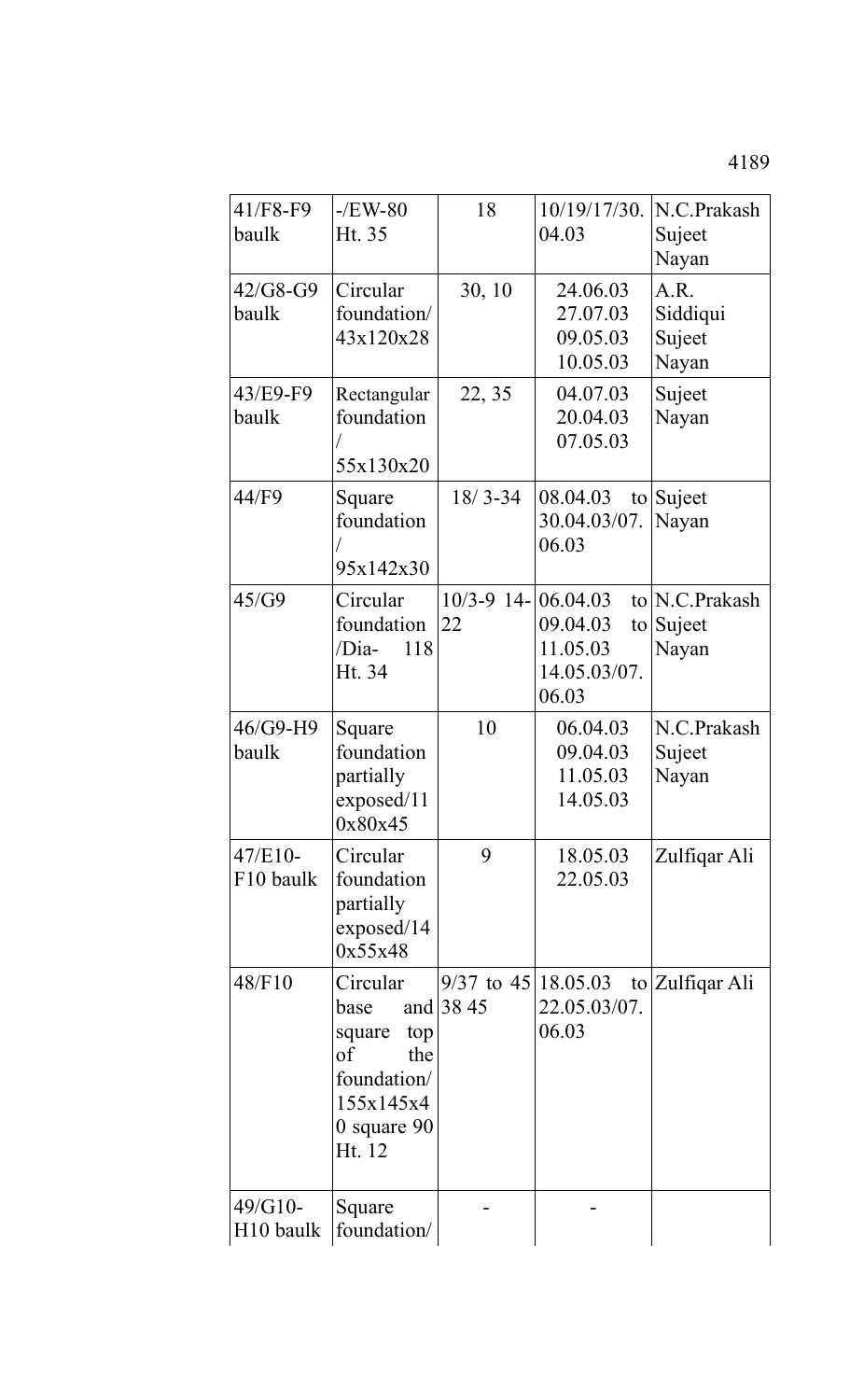| 41/F8-F9 baulk | -/EW-80 Ht. 35 | 18 | 10/19/17/30.04.03 | N.C.Prakash Sujeet Nayan |
|---|---|---|---|---|
| 42/G8-G9 baulk | Circular foundation/ 43x120x28 | 30, 10 | 24.06.03 27.07.03 09.05.03 10.05.03 | A.R. Siddiqui Sujeet Nayan |
| 43/E9-F9 baulk | Rectangular foundation / 55x130x20 | 22, 35 | 04.07.03 20.04.03 07.05.03 | Sujeet Nayan |
| 44/F9 | Square foundation / 95x142x30 | 18/ 3-34 | 08.04.03 to 30.04.03/07.06.03 | Sujeet Nayan |
| 45/G9 | Circular foundation /Dia- 118 Ht. 34 | 10/3-9 14-22 | 06.04.03 to 09.04.03 to 11.05.03 14.05.03/07.06.03 | N.C.Prakash Sujeet Nayan |
| 46/G9-H9 baulk | Square foundation partially exposed/110x80x45 | 10 | 06.04.03 09.04.03 11.05.03 14.05.03 | N.C.Prakash Sujeet Nayan |
| 47/E10-F10 baulk | Circular foundation partially exposed/140x55x48 | 9 | 18.05.03 22.05.03 | Zulfiqar Ali |
| 48/F10 | Circular base and square top of the foundation/ 155x145x40 square 90 Ht. 12 | 9/37 to 45 38 45 | 18.05.03 to 22.05.03/07.06.03 | Zulfiqar Ali |
| 49/G10-H10 baulk | Square foundation/ | - | - | |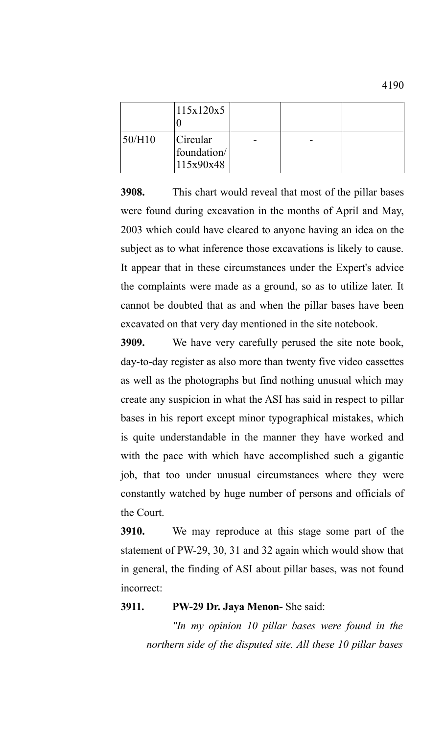|  | 115x120x50 |  |  |  |
|---|---|---|---|---|
| 50/H10 | Circular foundation/ 115x90x48 | - | - |  |

**3908.** This chart would reveal that most of the pillar bases were found during excavation in the months of April and May, 2003 which could have cleared to anyone having an idea on the subject as to what inference those excavations is likely to cause. It appear that in these circumstances under the Expert's advice the complaints were made as a ground, so as to utilize later. It cannot be doubted that as and when the pillar bases have been excavated on that very day mentioned in the site notebook.

**3909.** We have very carefully perused the site note book, day-to-day register as also more than twenty five video cassettes as well as the photographs but find nothing unusual which may create any suspicion in what the ASI has said in respect to pillar bases in his report except minor typographical mistakes, which is quite understandable in the manner they have worked and with the pace with which have accomplished such a gigantic job, that too under unusual circumstances where they were constantly watched by huge number of persons and officials of the Court.

**3910.** We may reproduce at this stage some part of the statement of PW-29, 30, 31 and 32 again which would show that in general, the finding of ASI about pillar bases, was not found incorrect:

**3911. PW-29 Dr. Jaya Menon-** She said:

*"In my opinion 10 pillar bases were found in the northern side of the disputed site. All these 10 pillar bases*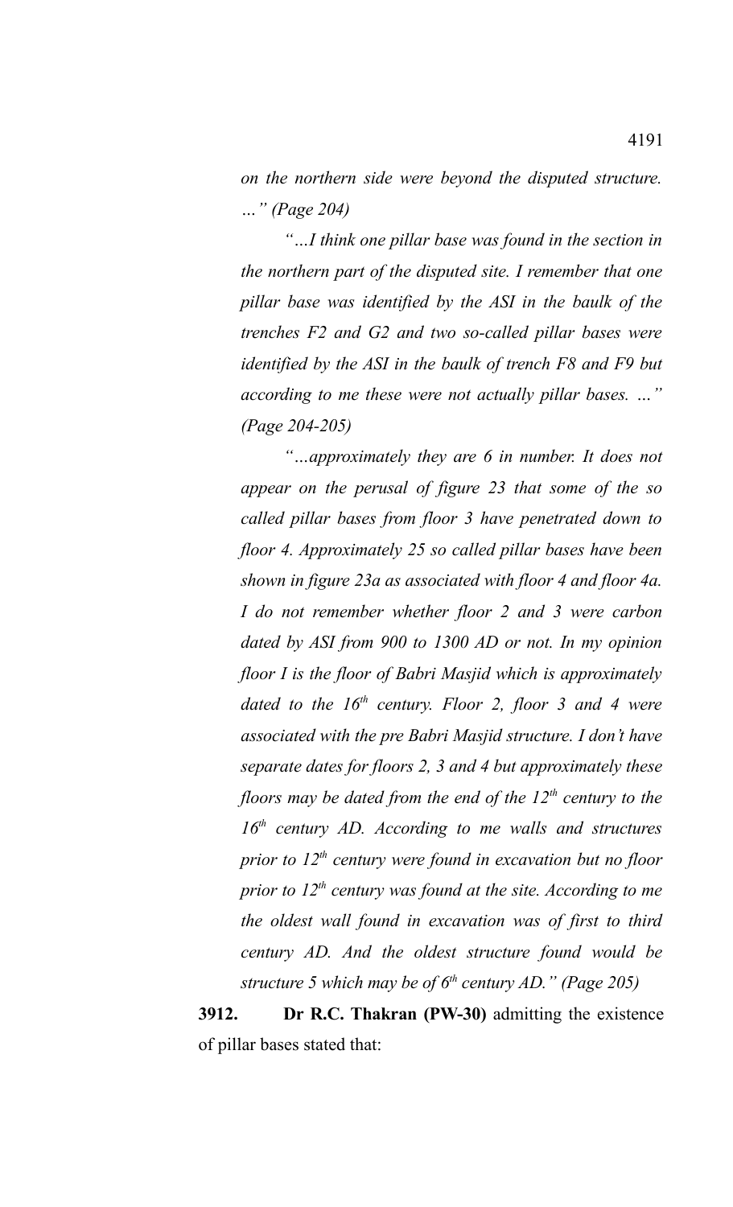*on the northern side were beyond the disputed structure. …" (Page 204)*

*"…I think one pillar base was found in the section in the northern part of the disputed site. I remember that one pillar base was identified by the ASI in the baulk of the trenches F2 and G2 and two so-called pillar bases were identified by the ASI in the baulk of trench F8 and F9 but according to me these were not actually pillar bases. …" (Page 204-205)*

*"…approximately they are 6 in number. It does not appear on the perusal of figure 23 that some of the so called pillar bases from floor 3 have penetrated down to floor 4. Approximately 25 so called pillar bases have been shown in figure 23a as associated with floor 4 and floor 4a. I do not remember whether floor 2 and 3 were carbon dated by ASI from 900 to 1300 AD or not. In my opinion floor I is the floor of Babri Masjid which is approximately dated to the 16th century. Floor 2, floor 3 and 4 were associated with the pre Babri Masjid structure. I don't have separate dates for floors 2, 3 and 4 but approximately these floors may be dated from the end of the 12th century to the 16th century AD. According to me walls and structures prior to 12th century were found in excavation but no floor prior to 12th century was found at the site. According to me the oldest wall found in excavation was of first to third century AD. And the oldest structure found would be structure 5 which may be of 6th century AD." (Page 205)*

**3912.** **Dr R.C. Thakran (PW-30)** admitting the existence of pillar bases stated that: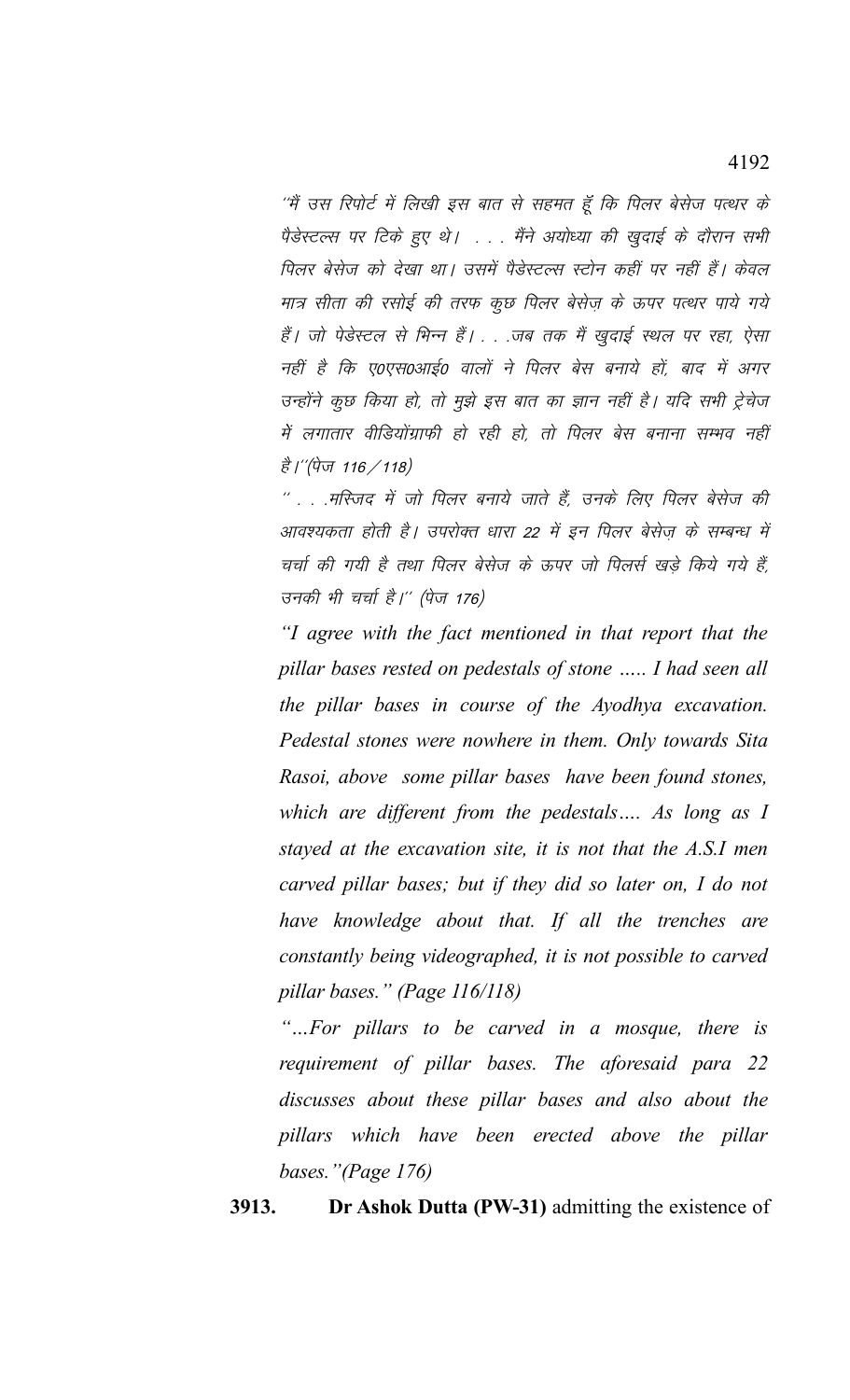''मैं उस रिपोर्ट में लिखी इस बात से सहमत हूँ कि पिलर बेसेज पत्थर के पैडेस्टल्स पर टिके हुए थे। . . . मैंने अयोध्या की खुदाई के दौरान सभी पिलर बेसेज को देखा था। उसमें पैडेस्टल्स स्टोन कहीं पर नहीं हैं। केवल मात्र सीता की रसोई की तरफ कुछ पिलर बेसेज़ के ऊपर पत्थर पाये गये हैं। जो पेडेस्टल से भिन्न हैं। . . .जब तक मैं खुदाई स्थल पर रहा, ऐसा नहीं है कि ए0एस0आई0 वालों ने पिलर बेस बनाये हों, बाद में अगर उन्होंने कुछ किया हो, तो मुझे इस बात का ज्ञान नहीं है। यदि सभी ट्रेंचेज में लगातार वीडियोग्राफी हो रही हो, तो पिलर बेस बनाना सम्भव नहीं है।''(पेज 116/118)

'' . . .मस्जिद में जो पिलर बनाये जाते हैं, उनके लिए पिलर बेसेज की आवश्यकता होती है। उपरोक्त धारा 22 में इन पिलर बेसेज़ के सम्बन्ध में चर्चा की गयी है तथा पिलर बेसेज के ऊपर जो पिलर्स खड़े किये गये हैं, उनकी भी चर्चा है।'' (पेज 176)

*"I agree with the fact mentioned in that report that the pillar bases rested on pedestals of stone ..... I had seen all the pillar bases in course of the Ayodhya excavation. Pedestal stones were nowhere in them. Only towards Sita Rasoi, above some pillar bases have been found stones, which are different from the pedestals.... As long as I stayed at the excavation site, it is not that the A.S.I men carved pillar bases; but if they did so later on, I do not have knowledge about that. If all the trenches are constantly being videographed, it is not possible to carved pillar bases." (Page 116/118)*

*"...For pillars to be carved in a mosque, there is requirement of pillar bases. The aforesaid para 22 discusses about these pillar bases and also about the pillars which have been erected above the pillar bases."(Page 176)*

**3913.** **Dr Ashok Dutta (PW-31)** admitting the existence of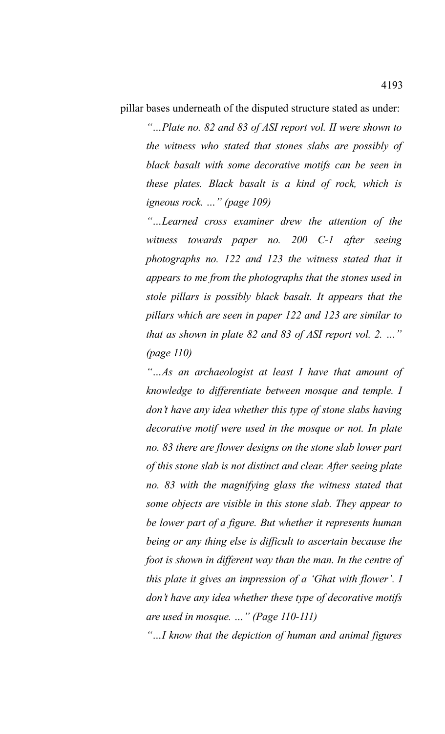pillar bases underneath of the disputed structure stated as under:

> *"…Plate no. 82 and 83 of ASI report vol. II were shown to the witness who stated that stones slabs are possibly of black basalt with some decorative motifs can be seen in these plates. Black basalt is a kind of rock, which is igneous rock. …" (page 109)*
>
> *"…Learned cross examiner drew the attention of the witness towards paper no. 200 C-1 after seeing photographs no. 122 and 123 the witness stated that it appears to me from the photographs that the stones used in stole pillars is possibly black basalt. It appears that the pillars which are seen in paper 122 and 123 are similar to that as shown in plate 82 and 83 of ASI report vol. 2. …" (page 110)*
>
> *"…As an archaeologist at least I have that amount of knowledge to differentiate between mosque and temple. I don't have any idea whether this type of stone slabs having decorative motif were used in the mosque or not. In plate no. 83 there are flower designs on the stone slab lower part of this stone slab is not distinct and clear. After seeing plate no. 83 with the magnifying glass the witness stated that some objects are visible in this stone slab. They appear to be lower part of a figure. But whether it represents human being or any thing else is difficult to ascertain because the foot is shown in different way than the man. In the centre of this plate it gives an impression of a 'Ghat with flower'. I don't have any idea whether these type of decorative motifs are used in mosque. …" (Page 110-111)*
>
> *"…I know that the depiction of human and animal figures*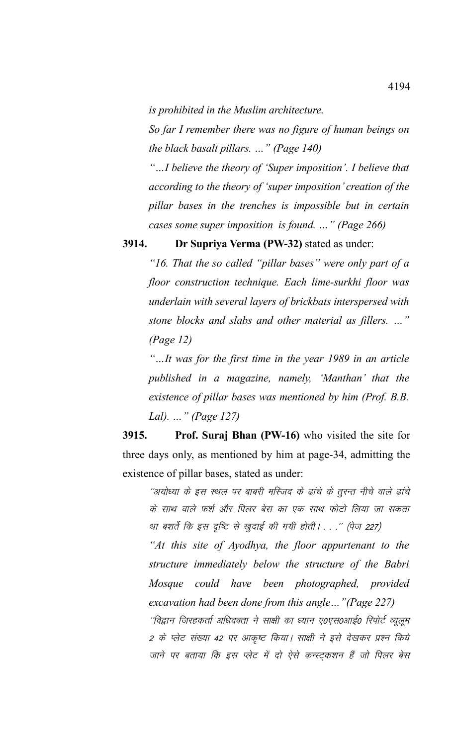*is prohibited in the Muslim architecture.*

*So far I remember there was no figure of human beings on the black basalt pillars. ..." (Page 140)*

*"...I believe the theory of 'Super imposition'. I believe that according to the theory of 'super imposition' creation of the pillar bases in the trenches is impossible but in certain cases some super imposition is found. ..." (Page 266)*

**3914. Dr Supriya Verma (PW-32)** stated as under:

*"16. That the so called "pillar bases" were only part of a floor construction technique. Each lime-surkhi floor was underlain with several layers of brickbats interspersed with stone blocks and slabs and other material as fillers. ..." (Page 12)*

*"...It was for the first time in the year 1989 in an article published in a magazine, namely, 'Manthan' that the existence of pillar bases was mentioned by him (Prof. B.B. Lal). ..." (Page 127)*

**3915. Prof. Suraj Bhan (PW-16)** who visited the site for three days only, as mentioned by him at page-34, admitting the existence of pillar bases, stated as under:

*''अयोध्या के इस स्थल पर बाबरी मस्जिद के ढांचे के तुरन्त नीचे वाले ढांचे के साथ वाले फर्श और पिलर बेस का एक साथ फोटो लिया जा सकता था बशर्ते कि इस दृष्टि से खुदाई की गयी होती। . . .'' (पेज 227)*

*"At this site of Ayodhya, the floor appurtenant to the structure immediately below the structure of the Babri Mosque could have been photographed, provided excavation had been done from this angle..."(Page 227)*

*''विद्वान जिरहकर्ता अधिवक्ता ने साक्षी का ध्यान ए0एस0आई0 रिपोर्ट व्यूलूम 2 के प्लेट संख्या 42 पर आकृष्ट किया। साक्षी ने इसे देखकर प्रश्न किये जाने पर बताया कि इस प्लेट में दो ऐसे कन्स्ट्कशन हैं जो पिलर बेस*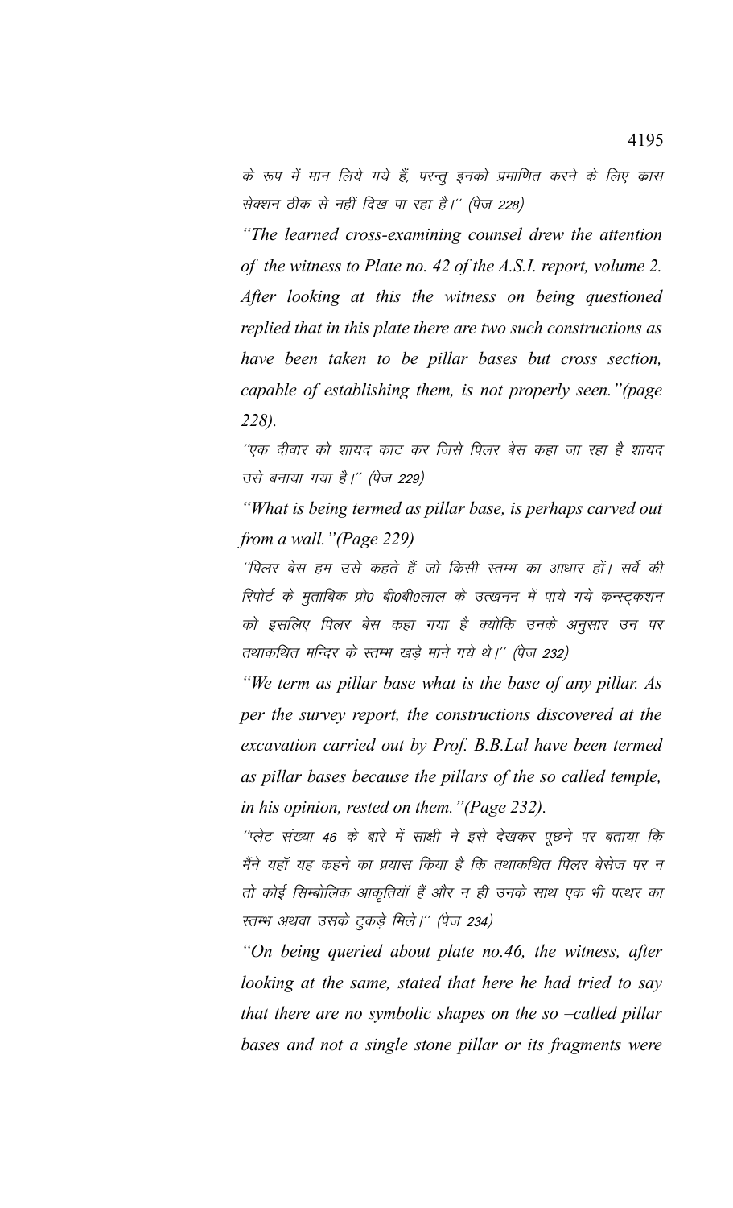के रूप में मान लिये गये हैं, परन्तु इनको प्रमाणित करने के लिए क्रास सेक्शन ठीक से नहीं दिख पा रहा है।'' (पेज 228)

*"The learned cross-examining counsel drew the attention of the witness to Plate no. 42 of the A.S.I. report, volume 2. After looking at this the witness on being questioned replied that in this plate there are two such constructions as have been taken to be pillar bases but cross section, capable of establishing them, is not properly seen."(page 228).*

''एक दीवार को शायद काट कर जिसे पिलर बेस कहा जा रहा है शायद उसे बनाया गया है।'' (पेज 229)

*"What is being termed as pillar base, is perhaps carved out from a wall."(Page 229)*

''पिलर बेस हम उसे कहते हैं जो किसी स्तम्भ का आधार हों। सर्वे की रिपोर्ट के मुताबिक प्रो0 बी0बी0लाल के उत्खनन में पाये गये कन्स्ट्रक्शन को इसलिए पिलर बेस कहा गया है क्योंकि उनके अनुसार उन पर तथाकथित मन्दिर के स्तम्भ खड़े माने गये थे।'' (पेज 232)

*"We term as pillar base what is the base of any pillar. As per the survey report, the constructions discovered at the excavation carried out by Prof. B.B.Lal have been termed as pillar bases because the pillars of the so called temple, in his opinion, rested on them."(Page 232).*

''प्लेट संख्या 46 के बारे में साक्षी ने इसे देखकर पूछने पर बताया कि मैंने यहाँ यह कहने का प्रयास किया है कि तथाकथित पिलर बेसेज पर न तो कोई सिम्बोलिक आकृतियाँ हैं और न ही उनके साथ एक भी पत्थर का स्तम्भ अथवा उसके टुकड़े मिले।'' (पेज 234)

*"On being queried about plate no.46, the witness, after looking at the same, stated that here he had tried to say that there are no symbolic shapes on the so –called pillar bases and not a single stone pillar or its fragments were*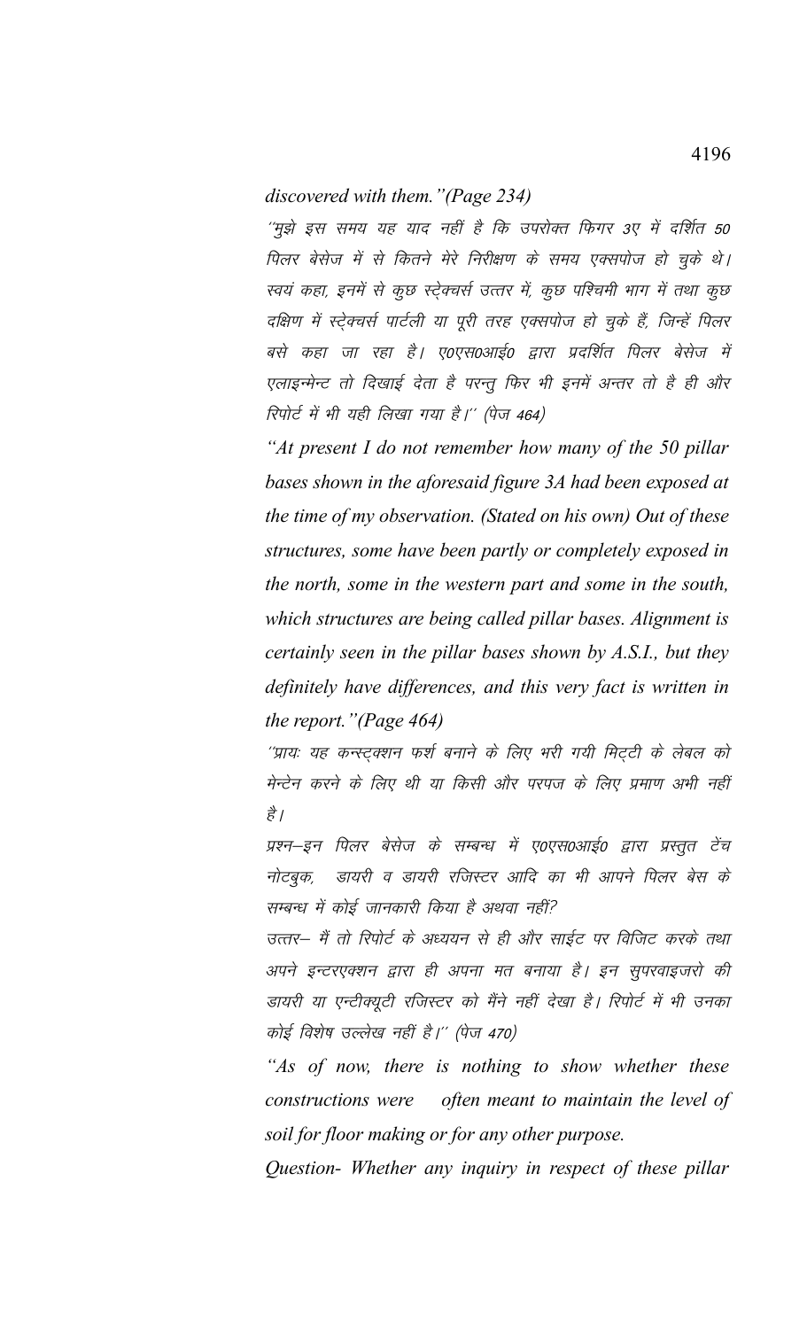*discovered with them."(Page 234)*

''मुझे इस समय यह याद नहीं है कि उपरोक्त फिगर 3ए में दर्शित 50 पिलर बेसेज में से कितने मेरे निरीक्षण के समय एक्सपोज हो चुके थे। स्वयं कहा, इनमें से कुछ स्ट्रेक्चर्स उत्तर में, कुछ पश्चिमी भाग में तथा कुछ दक्षिण में स्ट्रेक्चर्स पार्टली या पूरी तरह एक्सपोज हो चुके हैं, जिन्हें पिलर बसे कहा जा रहा है। ए0एस0आई0 द्वारा प्रदर्शित पिलर बेसेज में एलाइन्मेन्ट तो दिखाई देता है परन्तु फिर भी इनमें अन्तर तो है ही और रिपोर्ट में भी यही लिखा गया है।'' (पेज 464)

*"At present I do not remember how many of the 50 pillar bases shown in the aforesaid figure 3A had been exposed at the time of my observation. (Stated on his own) Out of these structures, some have been partly or completely exposed in the north, some in the western part and some in the south, which structures are being called pillar bases. Alignment is certainly seen in the pillar bases shown by A.S.I., but they definitely have differences, and this very fact is written in the report."(Page 464)*

''प्रायः यह कन्स्ट्रक्शन फर्श बनाने के लिए भरी गयी मिट्टी के लेबल को मेन्टेन करने के लिए थी या किसी और परपज के लिए प्रमाण अभी नहीं है।

प्रश्न–इन पिलर बेसेज के सम्बन्ध में ए0एस0आई0 द्वारा प्रस्तुत टेंच नोटबुक, डायरी व डायरी रजिस्टर आदि का भी आपने पिलर बेस के सम्बन्ध में कोई जानकारी किया है अथवा नहीं?

उत्तर– मैं तो रिपोर्ट के अध्ययन से ही और साईट पर विजिट करके तथा अपने इन्टरएक्शन द्वारा ही अपना मत बनाया है। इन सुपरवाइजरो की डायरी या एन्टीक्यूटी रजिस्टर को मैंने नहीं देखा है। रिपोर्ट में भी उनका कोई विशेष उल्लेख नहीं है।'' (पेज 470)

*"As of now, there is nothing to show whether these constructions were often meant to maintain the level of soil for floor making or for any other purpose.*

*Question- Whether any inquiry in respect of these pillar*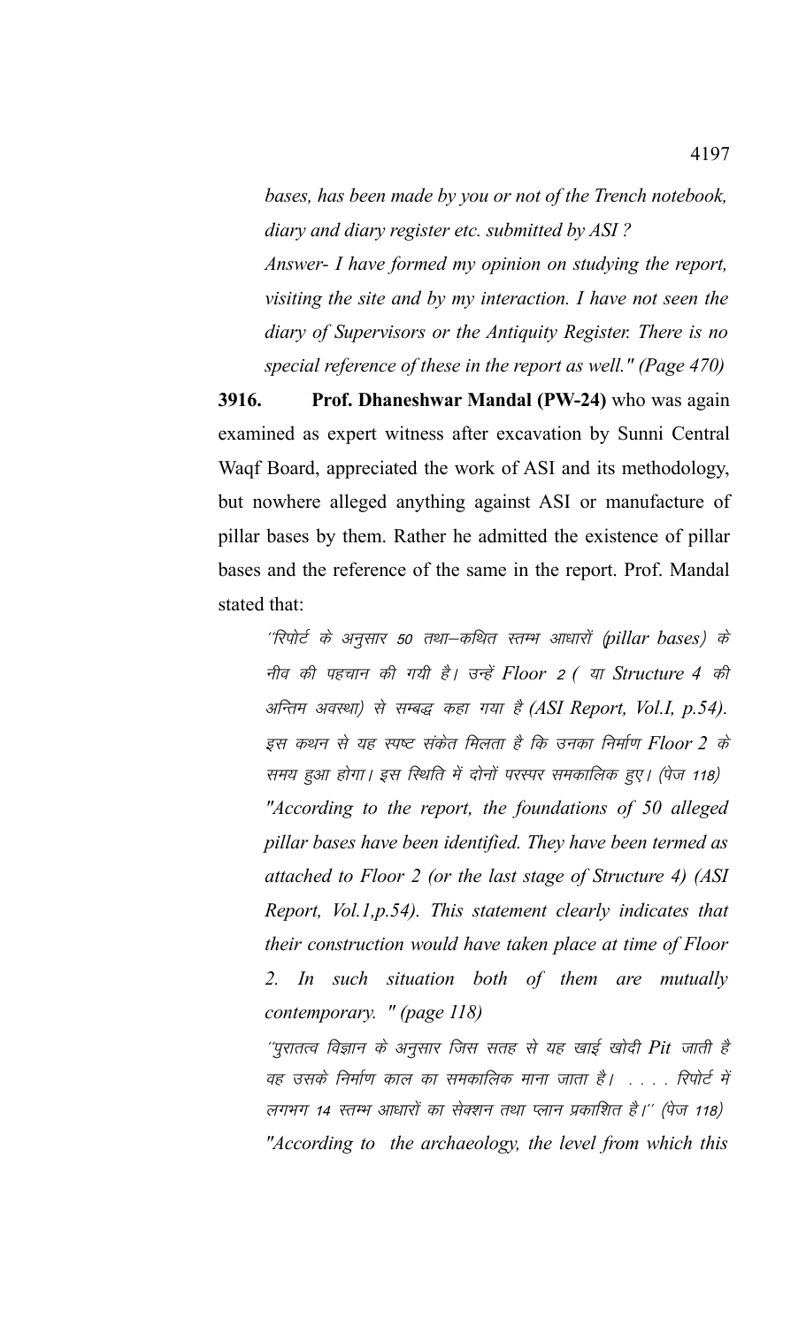*bases, has been made by you or not of the Trench notebook, diary and diary register etc. submitted by ASI ?*

*Answer- I have formed my opinion on studying the report, visiting the site and by my interaction. I have not seen the diary of Supervisors or the Antiquity Register. There is no special reference of these in the report as well." (Page 470)*

**3916. Prof. Dhaneshwar Mandal (PW-24)** who was again examined as expert witness after excavation by Sunni Central Waqf Board, appreciated the work of ASI and its methodology, but nowhere alleged anything against ASI or manufacture of pillar bases by them. Rather he admitted the existence of pillar bases and the reference of the same in the report. Prof. Mandal stated that:

*''रिपोर्ट के अनुसार 50 तथा–कथित स्तम्भ आधारों (pillar bases) के नीव की पहचान की गयी है। उन्हें Floor 2 ( या Structure 4 की अन्तिम अवस्था) से सम्बद्ध कहा गया है (ASI Report, Vol.I, p.54). इस कथन से यह स्पष्ट संकेत मिलता है कि उनका निर्माण Floor 2 के समय हुआ होगा। इस स्थिति में दोनों परस्पर समकालिक हुए। (पेज 118)*

*"According to the report, the foundations of 50 alleged pillar bases have been identified. They have been termed as attached to Floor 2 (or the last stage of Structure 4) (ASI Report, Vol.1,p.54). This statement clearly indicates that their construction would have taken place at time of Floor 2. In such situation both of them are mutually contemporary. " (page 118)*

*''पुरातत्व विज्ञान के अनुसार जिस सतह से यह खाई खोदी Pit जाती है वह उसके निर्माण काल का समकालिक माना जाता है। . . . . रिपोर्ट में लगभग 14 स्तम्भ आधारों का सेक्शन तथा प्लान प्रकाशित है।'' (पेज 118)*

*"According to the archaeology, the level from which this*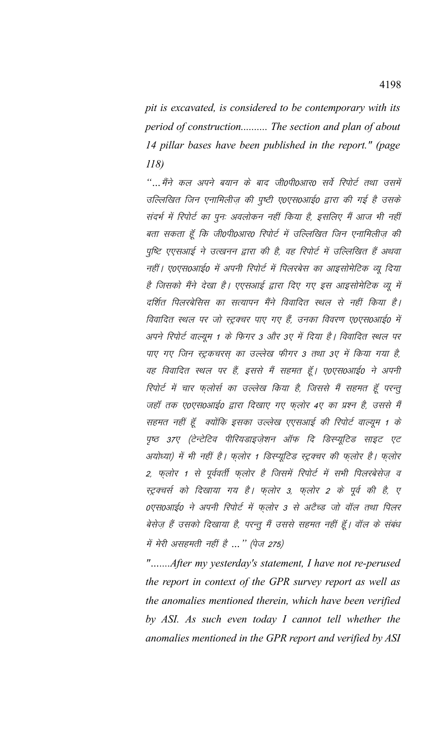*pit is excavated, is considered to be contemporary with its period of construction.......... The section and plan of about 14 pillar bases have been published in the report." (page 118)*

*"...मैंने कल अपने बयान के बाद जी0पी0आर0 सर्वे रिपोर्ट तथा उसमें उल्लिखित जिन एनामिलीज़ की पुष्टी ए0एस0आई0 द्वारा की गई है उसके संदर्भ में रिपोर्ट का पुनः अवलोकन नहीं किया है, इसलिए मैं आज भी नहीं बता सकता हूँ कि जी0पी0आर0 रिपोर्ट में उल्लिखित जिन एनामिलीज़ की पुष्टि एएसआई ने उत्खनन द्वारा की है, वह रिपोर्ट में उल्लिखित हैं अथवा नहीं। ए0एस0आई0 में अपनी रिपोर्ट में पिलरबेस का आइसोमेटिक व्यू दिया है जिसको मैंने देखा है। एएसआई द्वारा दिए गए इस आइसोमेटिक व्यू में दर्शित पिलरबेसिस का सत्यापन मैंने विवादित स्थल से नहीं किया है। विवादित स्थल पर जो स्ट्रक्चर पाए गए हैं, उनका विवरण ए0एस0आई0 में अपने रिपोर्ट वाल्यूम 1 के फिगर 3 और 3ए में दिया है। विवादित स्थल पर पाए गए जिन स्ट्रकचरस् का उल्लेख फीगर 3 तथा 3ए में किया गया है, वह विवादित स्थल पर हैं, इससे मैं सहमत हूँ। ए0एस0आई0 ने अपनी रिपोर्ट में चार फ्लोर्स का उल्लेख किया है, जिससे मैं सहमत हूँ परन्तु जहॉ तक ए0एस0आई0 द्वारा दिखाए गए फ्लोर 4ए का प्रश्न है, उससे मैं सहमत नहीं हूँ क्योंकि इसका उल्लेख एएसआई की रिपोर्ट वाल्यूम 1 के पृष्ठ 37ए (टेन्टेटिव पीरियडाइज़ेशन ऑफ दि डिस्प्यूटिड साइट एट अयोध्या) में भी नहीं है। फ्लोर 1 डिस्प्यूटिड स्ट्रक्चर की फ्लोर है। फ्लोर 2, फ्लोर 1 से पूर्ववर्ती फ्लोर है जिसमें रिपोर्ट में सभी पिलरबेसेज़ व स्ट्रक्चर्स को दिखाया गय है। फ्लोर 3, फ्लोर 2 के पूर्व की है, ए0एस0आई0 ने अपनी रिपोर्ट में फ्लोर 3 से अटैच्ड जो वॉल तथा पिलर बेसेज़ हैं उसको दिखाया है, परन्तु मैं उससे सहमत नहीं हूँ। वॉल के संबंध में मेरी असहमती नहीं है ..." (पेज 275)*

*".......After my yesterday's statement, I have not re-perused the report in context of the GPR survey report as well as the anomalies mentioned therein, which have been verified by ASI. As such even today I cannot tell whether the anomalies mentioned in the GPR report and verified by ASI*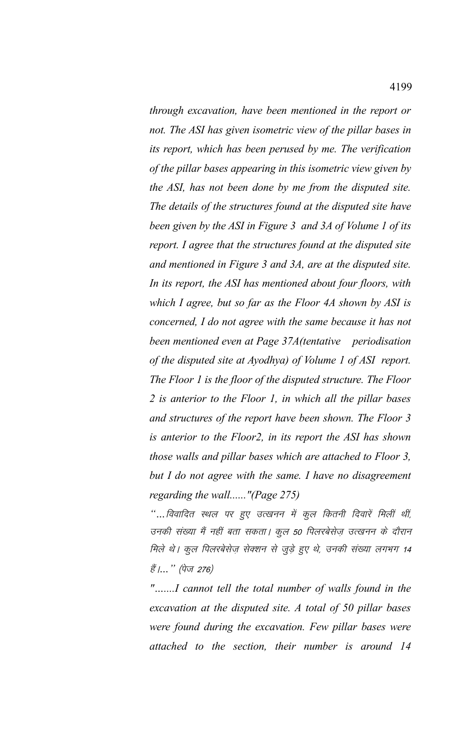*through excavation, have been mentioned in the report or not. The ASI has given isometric view of the pillar bases in its report, which has been perused by me. The verification of the pillar bases appearing in this isometric view given by the ASI, has not been done by me from the disputed site. The details of the structures found at the disputed site have been given by the ASI in Figure 3 and 3A of Volume 1 of its report. I agree that the structures found at the disputed site and mentioned in Figure 3 and 3A, are at the disputed site. In its report, the ASI has mentioned about four floors, with which I agree, but so far as the Floor 4A shown by ASI is concerned, I do not agree with the same because it has not been mentioned even at Page 37A(tentative periodisation of the disputed site at Ayodhya) of Volume 1 of ASI report. The Floor 1 is the floor of the disputed structure. The Floor 2 is anterior to the Floor 1, in which all the pillar bases and structures of the report have been shown. The Floor 3 is anterior to the Floor2, in its report the ASI has shown those walls and pillar bases which are attached to Floor 3, but I do not agree with the same. I have no disagreement regarding the wall......"(Page 275)*

*"...विवादित स्थल पर हुए उत्खनन में कुल कितनी दिवारें मिलीं थीं, उनकी संख्या मैं नहीं बता सकता। कुल 50 पिलरबेसेज़ उत्खनन के दौरान मिले थे। कुल पिलरबेसेज़ सेक्शन से जुड़े हुए थे, उनकी संख्या लगभग 14 हैं।..." (पेज 276)*

*".......I cannot tell the total number of walls found in the excavation at the disputed site. A total of 50 pillar bases were found during the excavation. Few pillar bases were attached to the section, their number is around 14*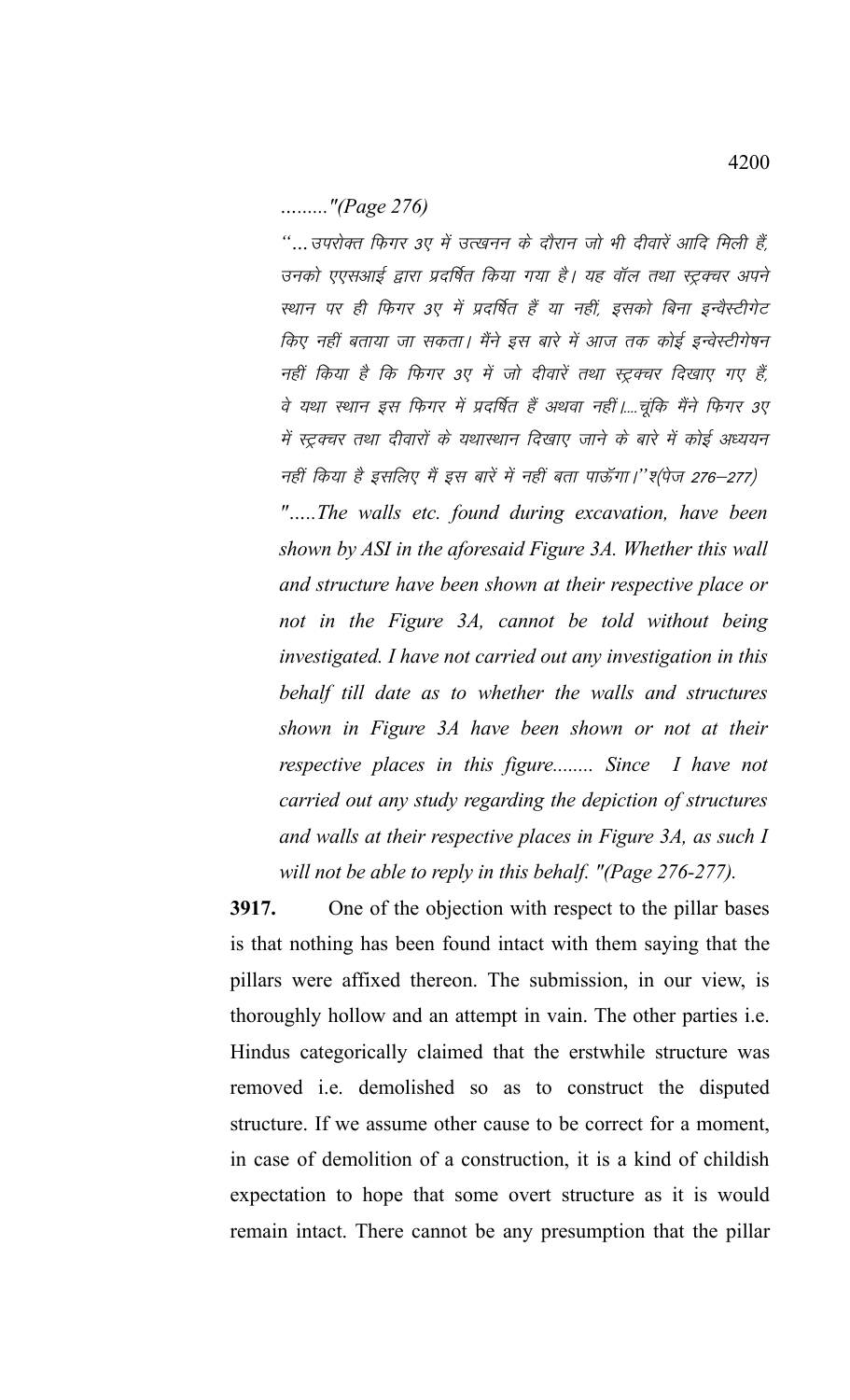........."(Page 276)

"...उपरोक्त फिगर 3ए में उत्खनन के दौरान जो भी दीवारें आदि मिली हैं, उनको एएसआई द्वारा प्रदर्शित किया गया है। यह वॉल तथा स्ट्रक्चर अपने स्थान पर ही फिगर 3ए में प्रदर्शित हैं या नहीं, इसको बिना इन्वैस्टीगेट किए नहीं बताया जा सकता। मैंने इस बारे में आज तक कोई इन्वेस्टीगेषन नहीं किया है कि फिगर 3ए में जो दीवारें तथा स्ट्रक्चर दिखाए गए हैं, वे यथा स्थान इस फिगर में प्रदर्शित हैं अथवा नहीं।....चूंकि मैंने फिगर 3ए में स्ट्रक्चर तथा दीवारों के यथास्थान दिखाए जाने के बारे में कोई अध्ययन नहीं किया है इसलिए मैं इस बारें में नहीं बता पाऊँगा।" श(पेज 276–277)

*".....The walls etc. found during excavation, have been shown by ASI in the aforesaid Figure 3A. Whether this wall and structure have been shown at their respective place or not in the Figure 3A, cannot be told without being investigated. I have not carried out any investigation in this behalf till date as to whether the walls and structures shown in Figure 3A have been shown or not at their respective places in this figure........ Since I have not carried out any study regarding the depiction of structures and walls at their respective places in Figure 3A, as such I will not be able to reply in this behalf. "(Page 276-277).*

**3917.** One of the objection with respect to the pillar bases is that nothing has been found intact with them saying that the pillars were affixed thereon. The submission, in our view, is thoroughly hollow and an attempt in vain. The other parties i.e. Hindus categorically claimed that the erstwhile structure was removed i.e. demolished so as to construct the disputed structure. If we assume other cause to be correct for a moment, in case of demolition of a construction, it is a kind of childish expectation to hope that some overt structure as it is would remain intact. There cannot be any presumption that the pillar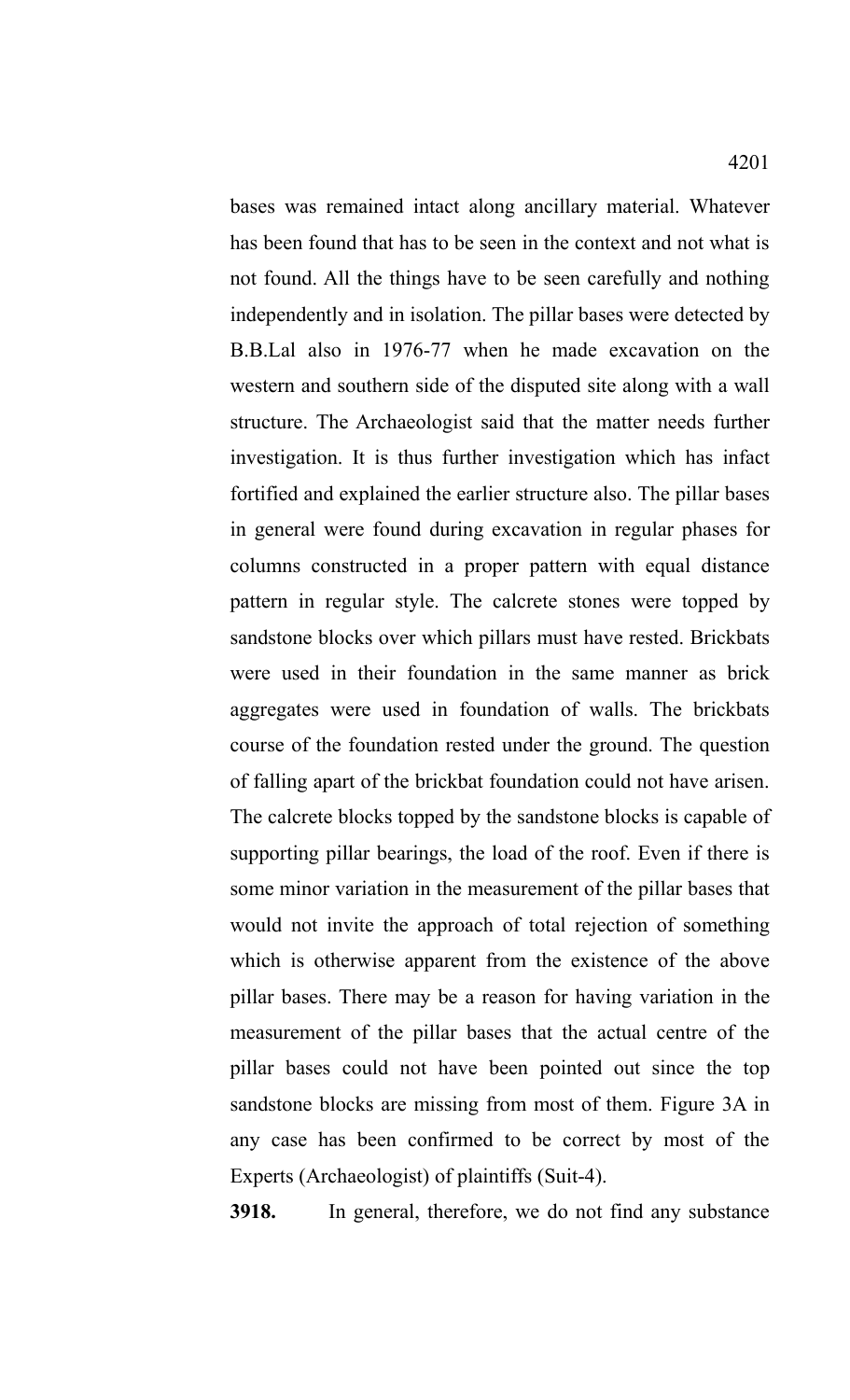bases was remained intact along ancillary material. Whatever has been found that has to be seen in the context and not what is not found. All the things have to be seen carefully and nothing independently and in isolation. The pillar bases were detected by B.B.Lal also in 1976-77 when he made excavation on the western and southern side of the disputed site along with a wall structure. The Archaeologist said that the matter needs further investigation. It is thus further investigation which has infact fortified and explained the earlier structure also. The pillar bases in general were found during excavation in regular phases for columns constructed in a proper pattern with equal distance pattern in regular style. The calcrete stones were topped by sandstone blocks over which pillars must have rested. Brickbats were used in their foundation in the same manner as brick aggregates were used in foundation of walls. The brickbats course of the foundation rested under the ground. The question of falling apart of the brickbat foundation could not have arisen. The calcrete blocks topped by the sandstone blocks is capable of supporting pillar bearings, the load of the roof. Even if there is some minor variation in the measurement of the pillar bases that would not invite the approach of total rejection of something which is otherwise apparent from the existence of the above pillar bases. There may be a reason for having variation in the measurement of the pillar bases that the actual centre of the pillar bases could not have been pointed out since the top sandstone blocks are missing from most of them. Figure 3A in any case has been confirmed to be correct by most of the Experts (Archaeologist) of plaintiffs (Suit-4).

**3918.** In general, therefore, we do not find any substance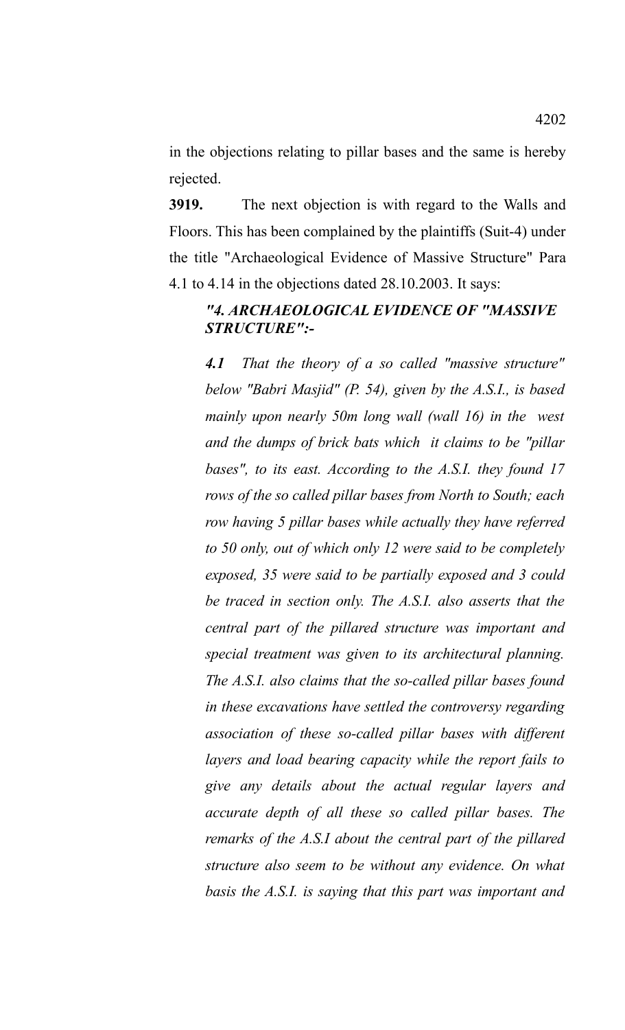in the objections relating to pillar bases and the same is hereby rejected.

**3919.** The next objection is with regard to the Walls and Floors. This has been complained by the plaintiffs (Suit-4) under the title "Archaeological Evidence of Massive Structure" Para 4.1 to 4.14 in the objections dated 28.10.2003. It says:

> ***"4. ARCHAEOLOGICAL EVIDENCE OF "MASSIVE STRUCTURE":-***
>
> ***4.1*** *That the theory of a so called "massive structure" below "Babri Masjid" (P. 54), given by the A.S.I., is based mainly upon nearly 50m long wall (wall 16) in the west and the dumps of brick bats which it claims to be "pillar bases", to its east. According to the A.S.I. they found 17 rows of the so called pillar bases from North to South; each row having 5 pillar bases while actually they have referred to 50 only, out of which only 12 were said to be completely exposed, 35 were said to be partially exposed and 3 could be traced in section only. The A.S.I. also asserts that the central part of the pillared structure was important and special treatment was given to its architectural planning. The A.S.I. also claims that the so-called pillar bases found in these excavations have settled the controversy regarding association of these so-called pillar bases with different layers and load bearing capacity while the report fails to give any details about the actual regular layers and accurate depth of all these so called pillar bases. The remarks of the A.S.I about the central part of the pillared structure also seem to be without any evidence. On what basis the A.S.I. is saying that this part was important and*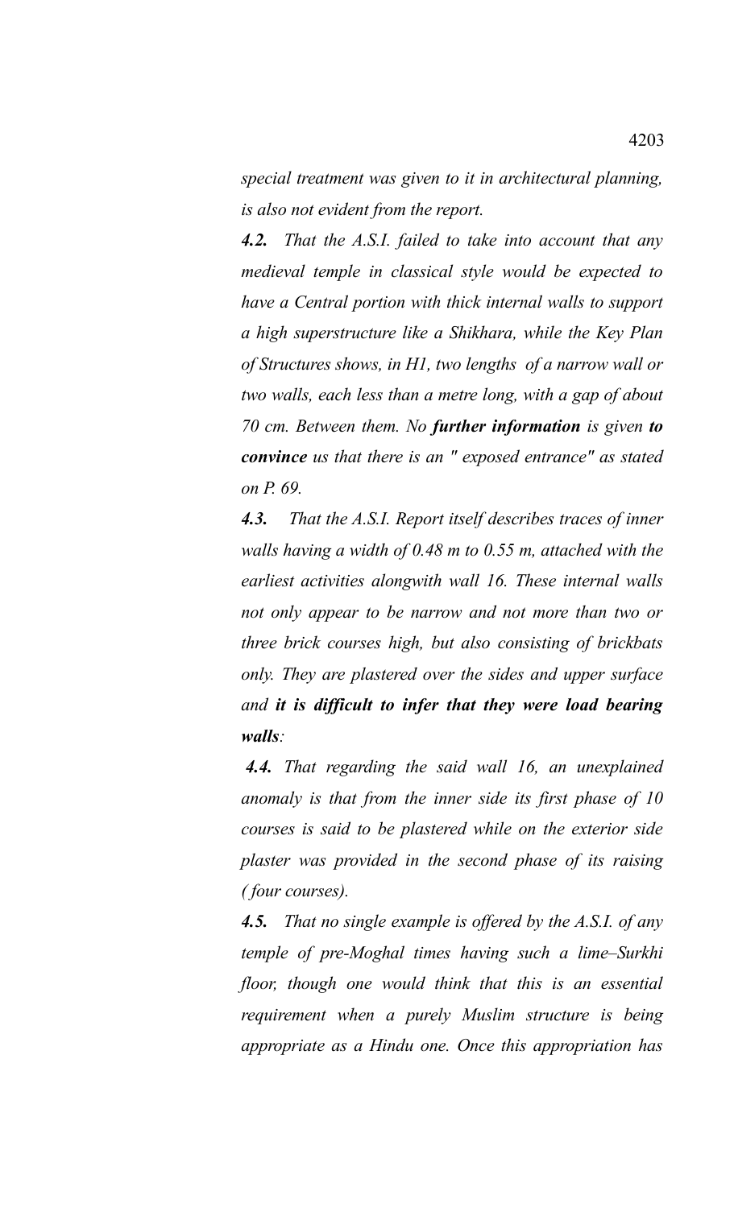*special treatment was given to it in architectural planning, is also not evident from the report.*

***4.2.*** *That the A.S.I. failed to take into account that any medieval temple in classical style would be expected to have a Central portion with thick internal walls to support a high superstructure like a Shikhara, while the Key Plan of Structures shows, in H1, two lengths of a narrow wall or two walls, each less than a metre long, with a gap of about 70 cm. Between them. No* ***further information*** *is given* ***to convince*** *us that there is an " exposed entrance" as stated on P. 69.*

***4.3.*** *That the A.S.I. Report itself describes traces of inner walls having a width of 0.48 m to 0.55 m, attached with the earliest activities alongwith wall 16. These internal walls not only appear to be narrow and not more than two or three brick courses high, but also consisting of brickbats only. They are plastered over the sides and upper surface and* ***it is difficult to infer that they were load bearing walls****:*

***4.4.*** *That regarding the said wall 16, an unexplained anomaly is that from the inner side its first phase of 10 courses is said to be plastered while on the exterior side plaster was provided in the second phase of its raising ( four courses).*

***4.5.*** *That no single example is offered by the A.S.I. of any temple of pre-Moghal times having such a lime–Surkhi floor, though one would think that this is an essential requirement when a purely Muslim structure is being appropriate as a Hindu one. Once this appropriation has*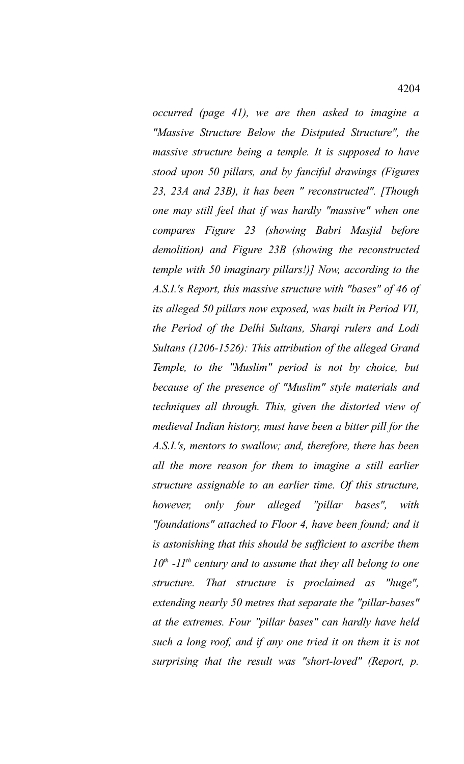*occurred (page 41), we are then asked to imagine a "Massive Structure Below the Distputed Structure", the massive structure being a temple. It is supposed to have stood upon 50 pillars, and by fanciful drawings (Figures 23, 23A and 23B), it has been " reconstructed". [Though one may still feel that if was hardly "massive" when one compares Figure 23 (showing Babri Masjid before demolition) and Figure 23B (showing the reconstructed temple with 50 imaginary pillars!)] Now, according to the A.S.I.'s Report, this massive structure with "bases" of 46 of its alleged 50 pillars now exposed, was built in Period VII, the Period of the Delhi Sultans, Sharqi rulers and Lodi Sultans (1206-1526): This attribution of the alleged Grand Temple, to the "Muslim" period is not by choice, but because of the presence of "Muslim" style materials and techniques all through. This, given the distorted view of medieval Indian history, must have been a bitter pill for the A.S.I.'s, mentors to swallow; and, therefore, there has been all the more reason for them to imagine a still earlier structure assignable to an earlier time. Of this structure, however, only four alleged "pillar bases", with "foundations" attached to Floor 4, have been found; and it is astonishing that this should be sufficient to ascribe them 10th -11th century and to assume that they all belong to one structure. That structure is proclaimed as "huge", extending nearly 50 metres that separate the "pillar-bases" at the extremes. Four "pillar bases" can hardly have held such a long roof, and if any one tried it on them it is not surprising that the result was "short-loved" (Report, p.*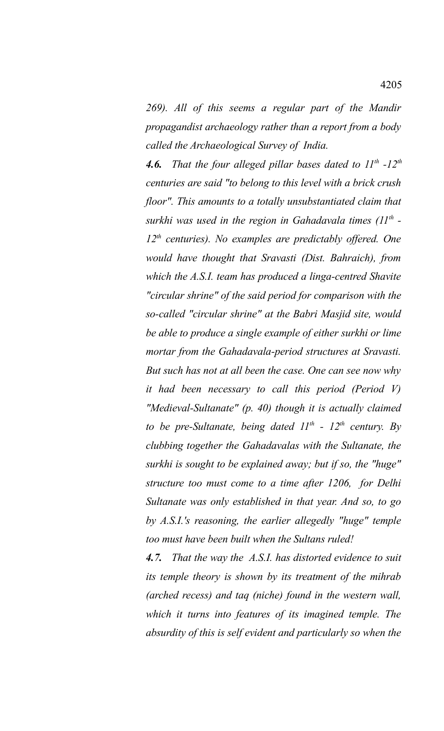*269). All of this seems a regular part of the Mandir propagandist archaeology rather than a report from a body called the Archaeological Survey of India.*

***4.6.*** *That the four alleged pillar bases dated to 11th -12th centuries are said "to belong to this level with a brick crush floor". This amounts to a totally unsubstantiated claim that surkhi was used in the region in Gahadavala times (11th - 12th centuries). No examples are predictably offered. One would have thought that Sravasti (Dist. Bahraich), from which the A.S.I. team has produced a linga-centred Shavite "circular shrine" of the said period for comparison with the so-called "circular shrine" at the Babri Masjid site, would be able to produce a single example of either surkhi or lime mortar from the Gahadavala-period structures at Sravasti. But such has not at all been the case. One can see now why it had been necessary to call this period (Period V) "Medieval-Sultanate" (p. 40) though it is actually claimed to be pre-Sultanate, being dated 11th - 12th century. By clubbing together the Gahadavalas with the Sultanate, the surkhi is sought to be explained away; but if so, the "huge" structure too must come to a time after 1206, for Delhi Sultanate was only established in that year. And so, to go by A.S.I.'s reasoning, the earlier allegedly "huge" temple too must have been built when the Sultans ruled!*

***4.7.*** *That the way the A.S.I. has distorted evidence to suit its temple theory is shown by its treatment of the mihrab (arched recess) and taq (niche) found in the western wall, which it turns into features of its imagined temple. The absurdity of this is self evident and particularly so when the*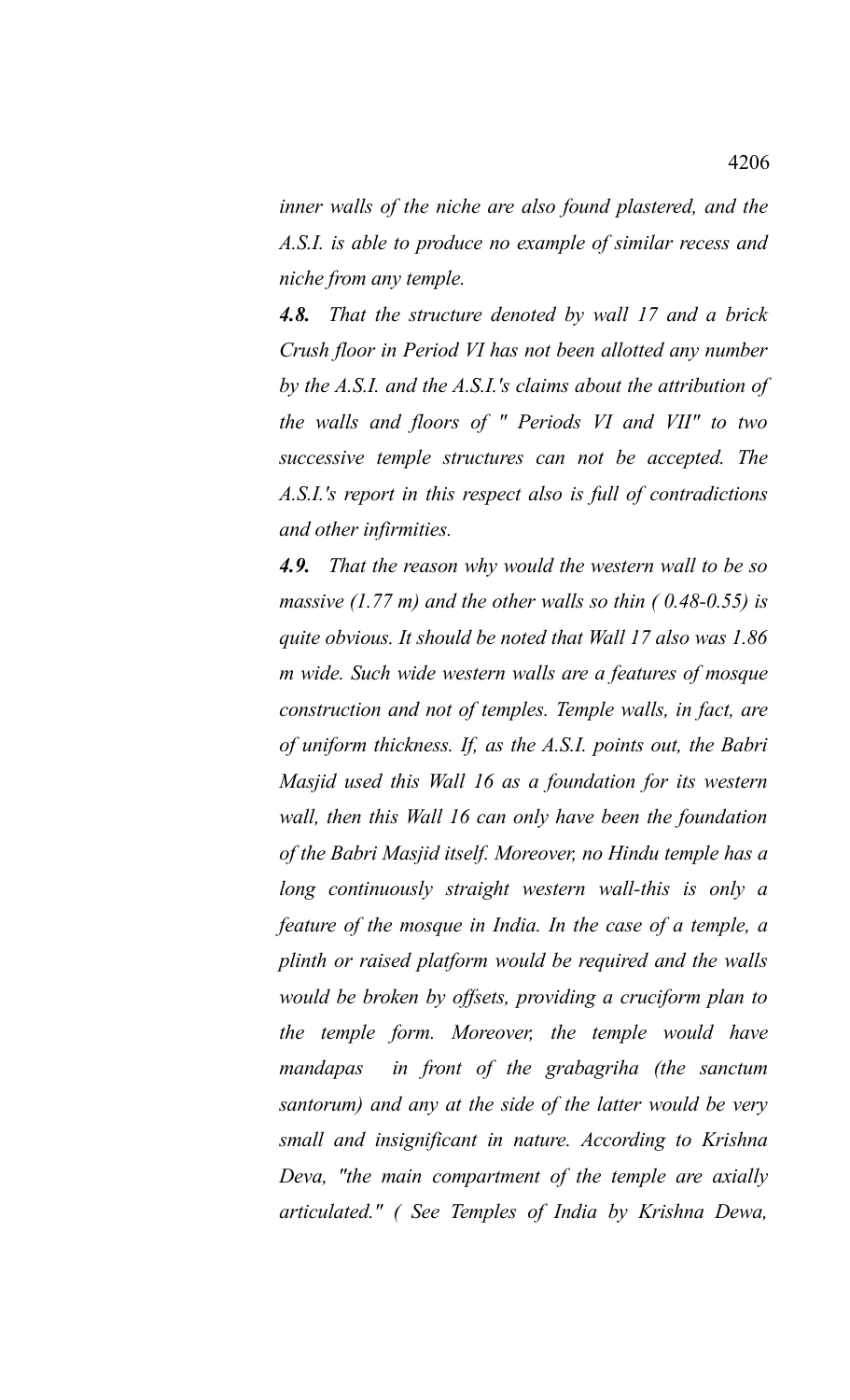*inner walls of the niche are also found plastered, and the A.S.I. is able to produce no example of similar recess and niche from any temple.*

***4.8.*** *That the structure denoted by wall 17 and a brick Crush floor in Period VI has not been allotted any number by the A.S.I. and the A.S.I.'s claims about the attribution of the walls and floors of " Periods VI and VII" to two successive temple structures can not be accepted. The A.S.I.'s report in this respect also is full of contradictions and other infirmities.*

***4.9.*** *That the reason why would the western wall to be so massive (1.77 m) and the other walls so thin ( 0.48-0.55) is quite obvious. It should be noted that Wall 17 also was 1.86 m wide. Such wide western walls are a features of mosque construction and not of temples. Temple walls, in fact, are of uniform thickness. If, as the A.S.I. points out, the Babri Masjid used this Wall 16 as a foundation for its western wall, then this Wall 16 can only have been the foundation of the Babri Masjid itself. Moreover, no Hindu temple has a long continuously straight western wall-this is only a feature of the mosque in India. In the case of a temple, a plinth or raised platform would be required and the walls would be broken by offsets, providing a cruciform plan to the temple form. Moreover, the temple would have mandapas in front of the grabagriha (the sanctum santorum) and any at the side of the latter would be very small and insignificant in nature. According to Krishna Deva, "the main compartment of the temple are axially articulated." ( See Temples of India by Krishna Dewa,*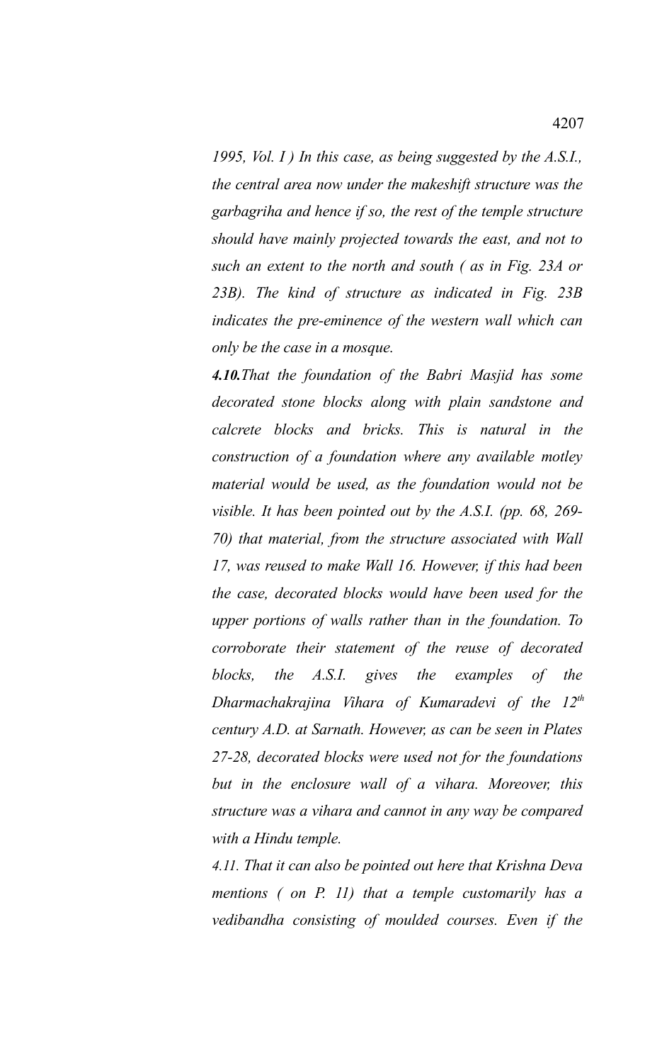*1995, Vol. I ) In this case, as being suggested by the A.S.I., the central area now under the makeshift structure was the garbagriha and hence if so, the rest of the temple structure should have mainly projected towards the east, and not to such an extent to the north and south ( as in Fig. 23A or 23B). The kind of structure as indicated in Fig. 23B indicates the pre-eminence of the western wall which can only be the case in a mosque.*

***4.10.****That the foundation of the Babri Masjid has some decorated stone blocks along with plain sandstone and calcrete blocks and bricks. This is natural in the construction of a foundation where any available motley material would be used, as the foundation would not be visible. It has been pointed out by the A.S.I. (pp. 68, 269-70) that material, from the structure associated with Wall 17, was reused to make Wall 16. However, if this had been the case, decorated blocks would have been used for the upper portions of walls rather than in the foundation. To corroborate their statement of the reuse of decorated blocks, the A.S.I. gives the examples of the Dharmachakrajina Vihara of Kumaradevi of the 12th century A.D. at Sarnath. However, as can be seen in Plates 27-28, decorated blocks were used not for the foundations but in the enclosure wall of a vihara. Moreover, this structure was a vihara and cannot in any way be compared with a Hindu temple.*

*4.11. That it can also be pointed out here that Krishna Deva mentions ( on P. 11) that a temple customarily has a vedibandha consisting of moulded courses. Even if the*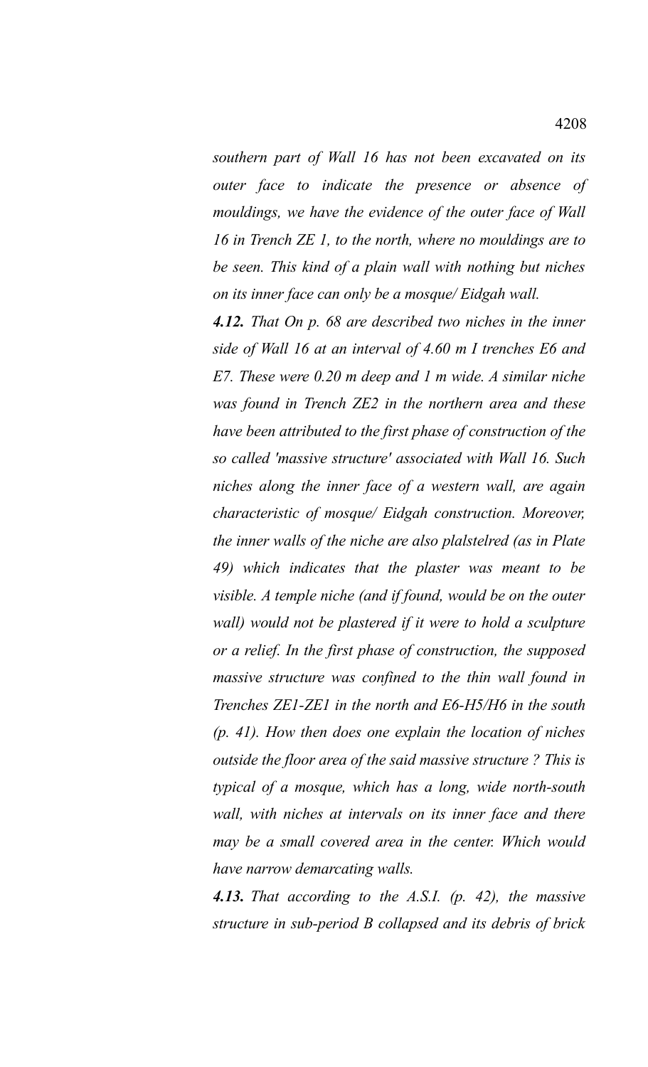*southern part of Wall 16 has not been excavated on its outer face to indicate the presence or absence of mouldings, we have the evidence of the outer face of Wall 16 in Trench ZE 1, to the north, where no mouldings are to be seen. This kind of a plain wall with nothing but niches on its inner face can only be a mosque/ Eidgah wall.*

***4.12.** That On p. 68 are described two niches in the inner side of Wall 16 at an interval of 4.60 m I trenches E6 and E7. These were 0.20 m deep and 1 m wide. A similar niche was found in Trench ZE2 in the northern area and these have been attributed to the first phase of construction of the so called 'massive structure' associated with Wall 16. Such niches along the inner face of a western wall, are again characteristic of mosque/ Eidgah construction. Moreover, the inner walls of the niche are also plalstelred (as in Plate 49) which indicates that the plaster was meant to be visible. A temple niche (and if found, would be on the outer wall) would not be plastered if it were to hold a sculpture or a relief. In the first phase of construction, the supposed massive structure was confined to the thin wall found in Trenches ZE1-ZE1 in the north and E6-H5/H6 in the south (p. 41). How then does one explain the location of niches outside the floor area of the said massive structure ? This is typical of a mosque, which has a long, wide north-south wall, with niches at intervals on its inner face and there may be a small covered area in the center. Which would have narrow demarcating walls.*

***4.13.** That according to the A.S.I. (p. 42), the massive structure in sub-period B collapsed and its debris of brick*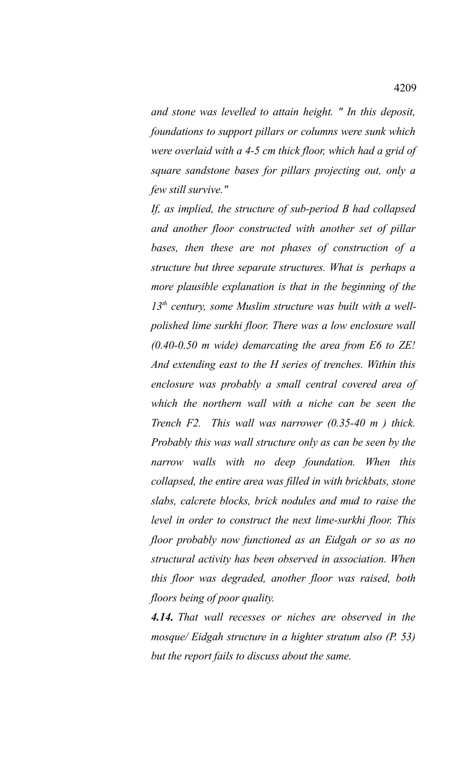*and stone was levelled to attain height. " In this deposit, foundations to support pillars or columns were sunk which were overlaid with a 4-5 cm thick floor, which had a grid of square sandstone bases for pillars projecting out, only a few still survive."*

*If, as implied, the structure of sub-period B had collapsed and another floor constructed with another set of pillar bases, then these are not phases of construction of a structure but three separate structures. What is perhaps a more plausible explanation is that in the beginning of the 13th century, some Muslim structure was built with a well-polished lime surkhi floor. There was a low enclosure wall (0.40-0.50 m wide) demarcating the area from E6 to ZE! And extending east to the H series of trenches. Within this enclosure was probably a small central covered area of which the northern wall with a niche can be seen the Trench F2. This wall was narrower (0.35-40 m ) thick. Probably this was wall structure only as can be seen by the narrow walls with no deep foundation. When this collapsed, the entire area was filled in with brickbats, stone slabs, calcrete blocks, brick nodules and mud to raise the level in order to construct the next lime-surkhi floor. This floor probably now functioned as an Eidgah or so as no structural activity has been observed in association. When this floor was degraded, another floor was raised, both floors being of poor quality.*

***4.14.** That wall recesses or niches are observed in the mosque/ Eidgah structure in a highter stratum also (P. 53) but the report fails to discuss about the same.*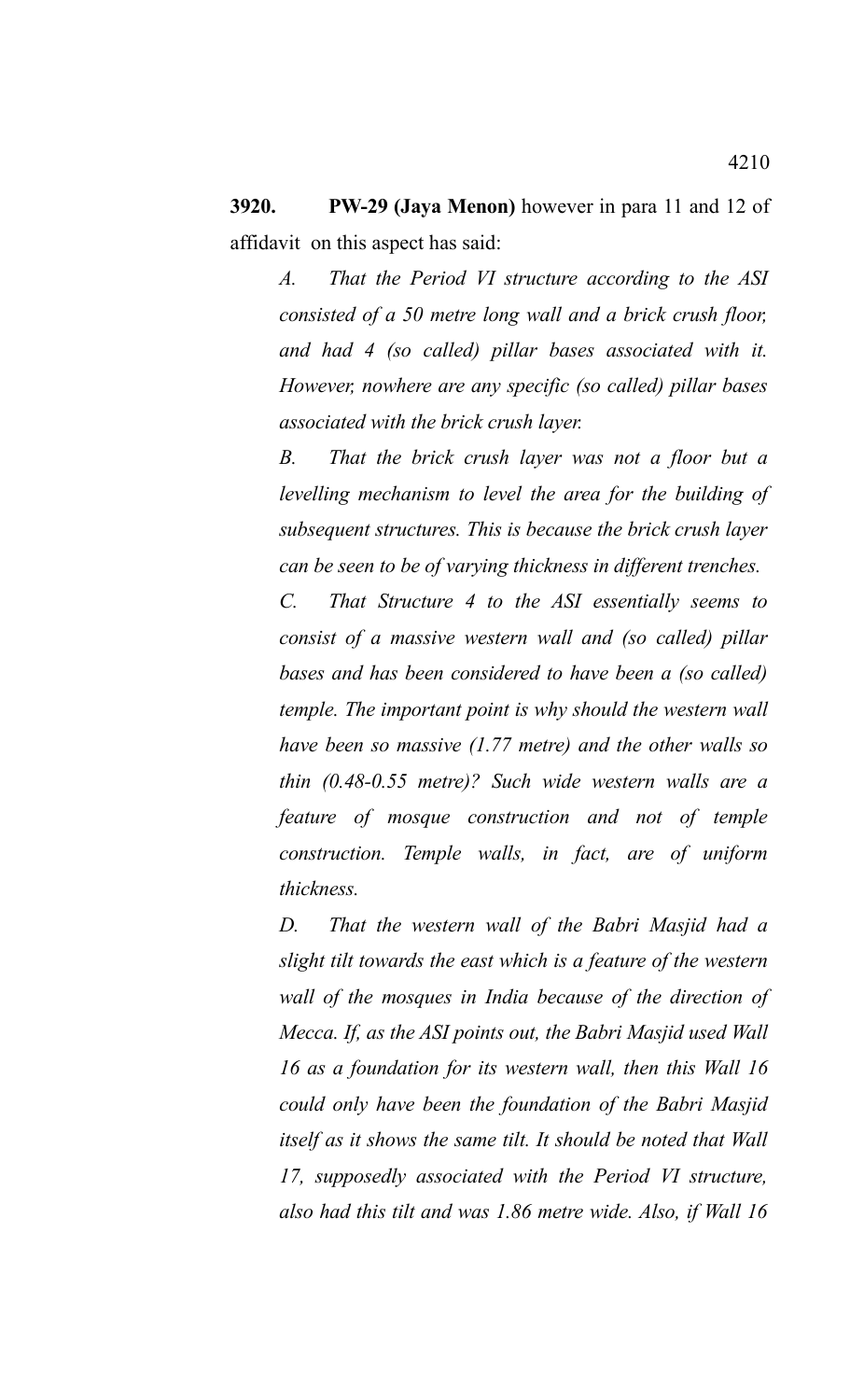**3920. PW-29 (Jaya Menon)** however in para 11 and 12 of affidavit on this aspect has said:

*A. That the Period VI structure according to the ASI consisted of a 50 metre long wall and a brick crush floor, and had 4 (so called) pillar bases associated with it. However, nowhere are any specific (so called) pillar bases associated with the brick crush layer.*

*B. That the brick crush layer was not a floor but a levelling mechanism to level the area for the building of subsequent structures. This is because the brick crush layer can be seen to be of varying thickness in different trenches.*

*C. That Structure 4 to the ASI essentially seems to consist of a massive western wall and (so called) pillar bases and has been considered to have been a (so called) temple. The important point is why should the western wall have been so massive (1.77 metre) and the other walls so thin (0.48-0.55 metre)? Such wide western walls are a feature of mosque construction and not of temple construction. Temple walls, in fact, are of uniform thickness.*

*D. That the western wall of the Babri Masjid had a slight tilt towards the east which is a feature of the western wall of the mosques in India because of the direction of Mecca. If, as the ASI points out, the Babri Masjid used Wall 16 as a foundation for its western wall, then this Wall 16 could only have been the foundation of the Babri Masjid itself as it shows the same tilt. It should be noted that Wall 17, supposedly associated with the Period VI structure, also had this tilt and was 1.86 metre wide. Also, if Wall 16*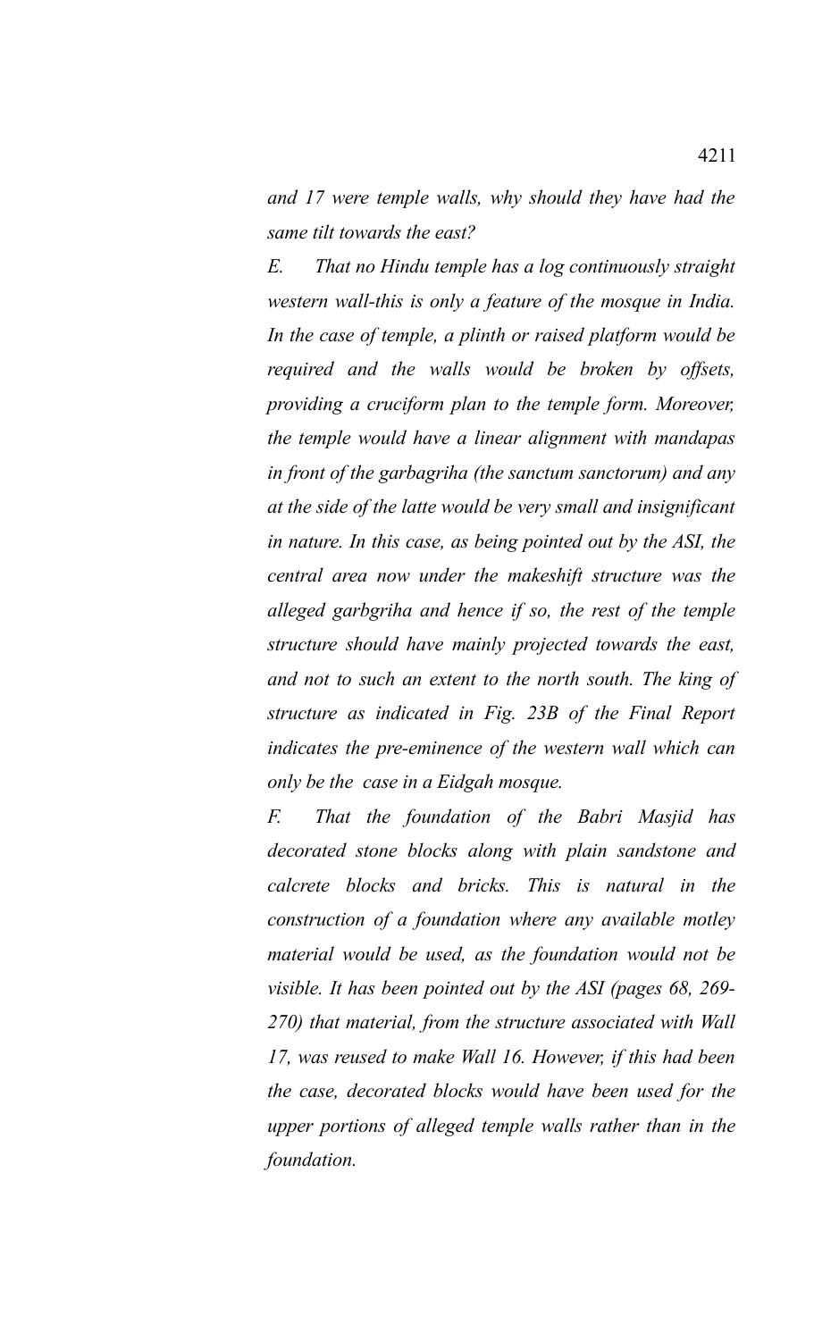*and 17 were temple walls, why should they have had the same tilt towards the east?*

*E. That no Hindu temple has a log continuously straight western wall-this is only a feature of the mosque in India. In the case of temple, a plinth or raised platform would be required and the walls would be broken by offsets, providing a cruciform plan to the temple form. Moreover, the temple would have a linear alignment with mandapas in front of the garbagriha (the sanctum sanctorum) and any at the side of the latte would be very small and insignificant in nature. In this case, as being pointed out by the ASI, the central area now under the makeshift structure was the alleged garbgriha and hence if so, the rest of the temple structure should have mainly projected towards the east, and not to such an extent to the north south. The king of structure as indicated in Fig. 23B of the Final Report indicates the pre-eminence of the western wall which can only be the case in a Eidgah mosque.*

*F. That the foundation of the Babri Masjid has decorated stone blocks along with plain sandstone and calcrete blocks and bricks. This is natural in the construction of a foundation where any available motley material would be used, as the foundation would not be visible. It has been pointed out by the ASI (pages 68, 269-270) that material, from the structure associated with Wall 17, was reused to make Wall 16. However, if this had been the case, decorated blocks would have been used for the upper portions of alleged temple walls rather than in the foundation.*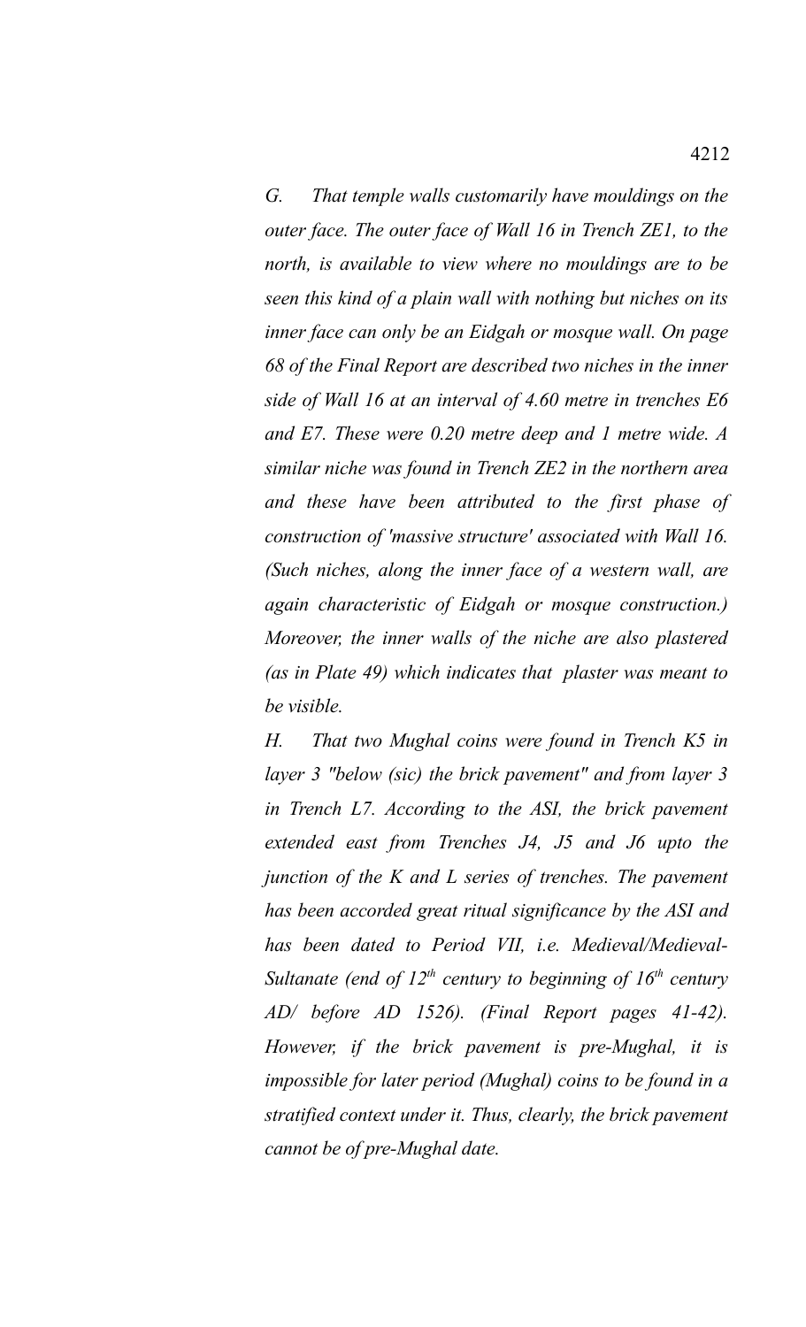*G. That temple walls customarily have mouldings on the outer face. The outer face of Wall 16 in Trench ZE1, to the north, is available to view where no mouldings are to be seen this kind of a plain wall with nothing but niches on its inner face can only be an Eidgah or mosque wall. On page 68 of the Final Report are described two niches in the inner side of Wall 16 at an interval of 4.60 metre in trenches E6 and E7. These were 0.20 metre deep and 1 metre wide. A similar niche was found in Trench ZE2 in the northern area and these have been attributed to the first phase of construction of 'massive structure' associated with Wall 16. (Such niches, along the inner face of a western wall, are again characteristic of Eidgah or mosque construction.) Moreover, the inner walls of the niche are also plastered (as in Plate 49) which indicates that plaster was meant to be visible.*

*H. That two Mughal coins were found in Trench K5 in layer 3 "below (sic) the brick pavement" and from layer 3 in Trench L7. According to the ASI, the brick pavement extended east from Trenches J4, J5 and J6 upto the junction of the K and L series of trenches. The pavement has been accorded great ritual significance by the ASI and has been dated to Period VII, i.e. Medieval/Medieval-Sultanate (end of 12th century to beginning of 16th century AD/ before AD 1526). (Final Report pages 41-42). However, if the brick pavement is pre-Mughal, it is impossible for later period (Mughal) coins to be found in a stratified context under it. Thus, clearly, the brick pavement cannot be of pre-Mughal date.*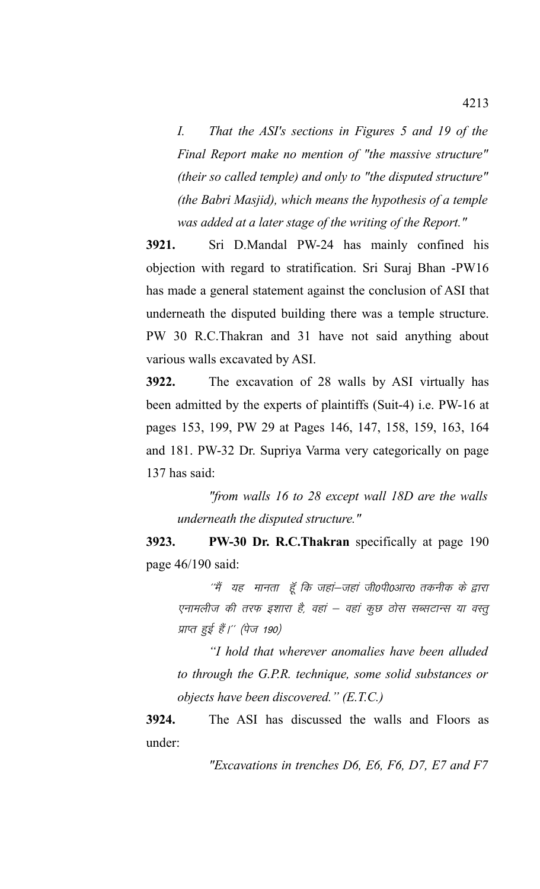*I. That the ASI's sections in Figures 5 and 19 of the Final Report make no mention of "the massive structure" (their so called temple) and only to "the disputed structure" (the Babri Masjid), which means the hypothesis of a temple was added at a later stage of the writing of the Report."*

**3921.** Sri D.Mandal PW-24 has mainly confined his objection with regard to stratification. Sri Suraj Bhan -PW16 has made a general statement against the conclusion of ASI that underneath the disputed building there was a temple structure. PW 30 R.C.Thakran and 31 have not said anything about various walls excavated by ASI.

**3922.** The excavation of 28 walls by ASI virtually has been admitted by the experts of plaintiffs (Suit-4) i.e. PW-16 at pages 153, 199, PW 29 at Pages 146, 147, 158, 159, 163, 164 and 181. PW-32 Dr. Supriya Varma very categorically on page 137 has said:

> *"from walls 16 to 28 except wall 18D are the walls underneath the disputed structure."*

**3923.** **PW-30 Dr. R.C.Thakran** specifically at page 190 page 46/190 said:

> *''मैं यह मानता हूँ कि जहां–जहां जी0पी0आर0 तकनीक के द्वारा एनामलीज की तरफ इशारा है, वहां – वहां कुछ ठोस सब्सटान्स या वस्तु प्राप्त हुई हैं।'' (पेज 190)*
>
> *"I hold that wherever anomalies have been alluded to through the G.P.R. technique, some solid substances or objects have been discovered." (E.T.C.)*

**3924.** The ASI has discussed the walls and Floors as under:

> *"Excavations in trenches D6, E6, F6, D7, E7 and F7*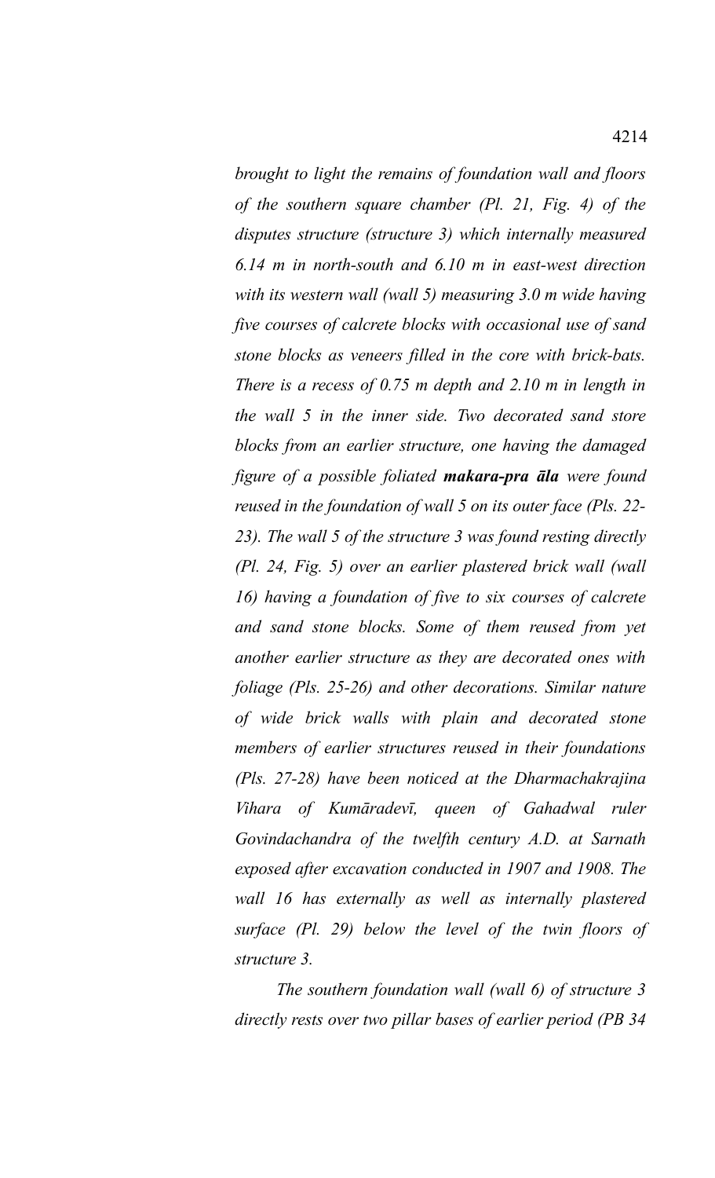*brought to light the remains of foundation wall and floors of the southern square chamber (Pl. 21, Fig. 4) of the disputes structure (structure 3) which internally measured 6.14 m in north-south and 6.10 m in east-west direction with its western wall (wall 5) measuring 3.0 m wide having five courses of calcrete blocks with occasional use of sand stone blocks as veneers filled in the core with brick-bats. There is a recess of 0.75 m depth and 2.10 m in length in the wall 5 in the inner side. Two decorated sand store blocks from an earlier structure, one having the damaged figure of a possible foliated **makara-pra āla** were found reused in the foundation of wall 5 on its outer face (Pls. 22-23). The wall 5 of the structure 3 was found resting directly (Pl. 24, Fig. 5) over an earlier plastered brick wall (wall 16) having a foundation of five to six courses of calcrete and sand stone blocks. Some of them reused from yet another earlier structure as they are decorated ones with foliage (Pls. 25-26) and other decorations. Similar nature of wide brick walls with plain and decorated stone members of earlier structures reused in their foundations (Pls. 27-28) have been noticed at the Dharmachakrajina Vihara of Kumāradevī, queen of Gahadwal ruler Govindachandra of the twelfth century A.D. at Sarnath exposed after excavation conducted in 1907 and 1908. The wall 16 has externally as well as internally plastered surface (Pl. 29) below the level of the twin floors of structure 3.*

*The southern foundation wall (wall 6) of structure 3 directly rests over two pillar bases of earlier period (PB 34*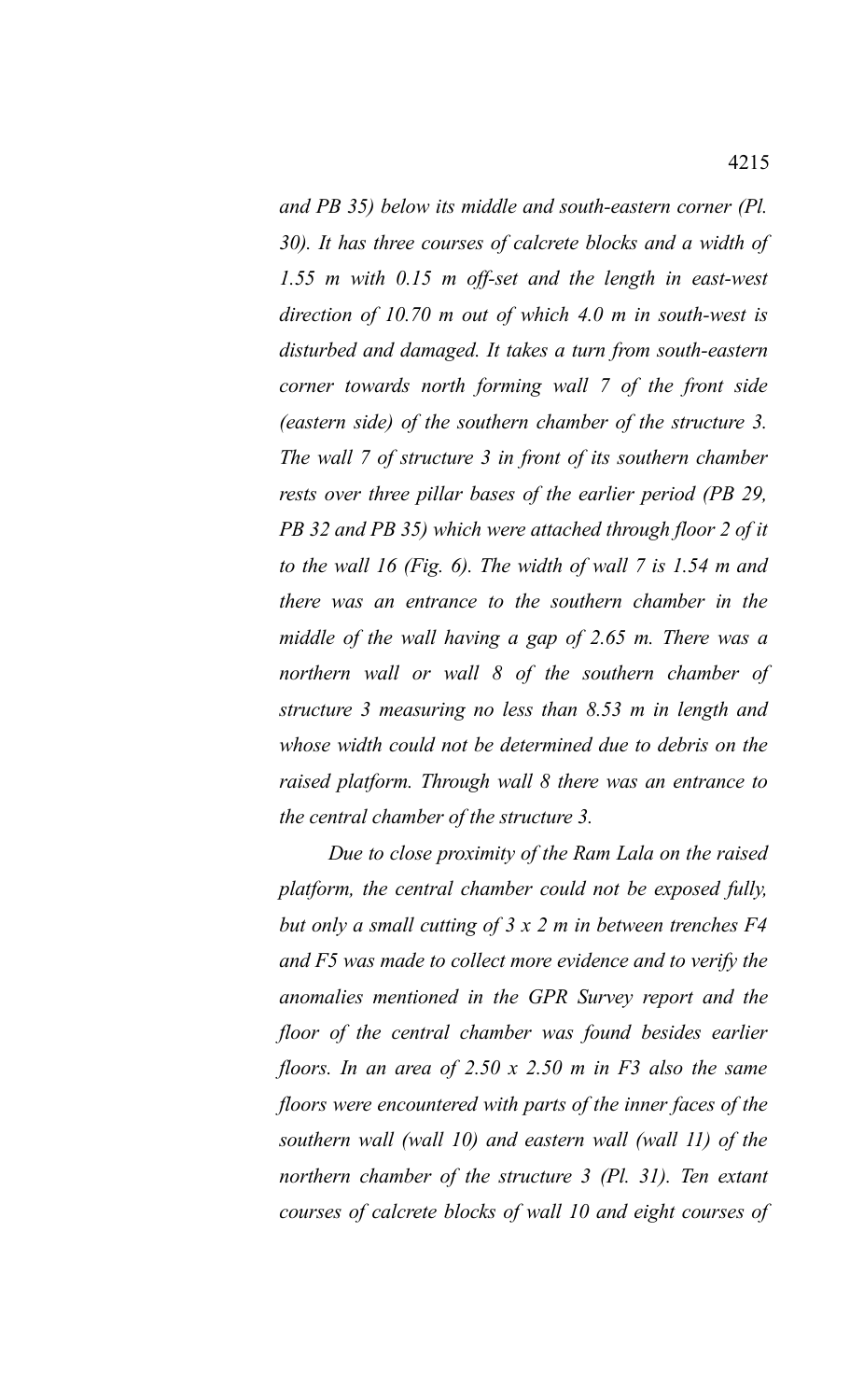*and PB 35) below its middle and south-eastern corner (Pl. 30). It has three courses of calcrete blocks and a width of 1.55 m with 0.15 m off-set and the length in east-west direction of 10.70 m out of which 4.0 m in south-west is disturbed and damaged. It takes a turn from south-eastern corner towards north forming wall 7 of the front side (eastern side) of the southern chamber of the structure 3. The wall 7 of structure 3 in front of its southern chamber rests over three pillar bases of the earlier period (PB 29, PB 32 and PB 35) which were attached through floor 2 of it to the wall 16 (Fig. 6). The width of wall 7 is 1.54 m and there was an entrance to the southern chamber in the middle of the wall having a gap of 2.65 m. There was a northern wall or wall 8 of the southern chamber of structure 3 measuring no less than 8.53 m in length and whose width could not be determined due to debris on the raised platform. Through wall 8 there was an entrance to the central chamber of the structure 3.*

*Due to close proximity of the Ram Lala on the raised platform, the central chamber could not be exposed fully, but only a small cutting of 3 x 2 m in between trenches F4 and F5 was made to collect more evidence and to verify the anomalies mentioned in the GPR Survey report and the floor of the central chamber was found besides earlier floors. In an area of 2.50 x 2.50 m in F3 also the same floors were encountered with parts of the inner faces of the southern wall (wall 10) and eastern wall (wall 11) of the northern chamber of the structure 3 (Pl. 31). Ten extant courses of calcrete blocks of wall 10 and eight courses of*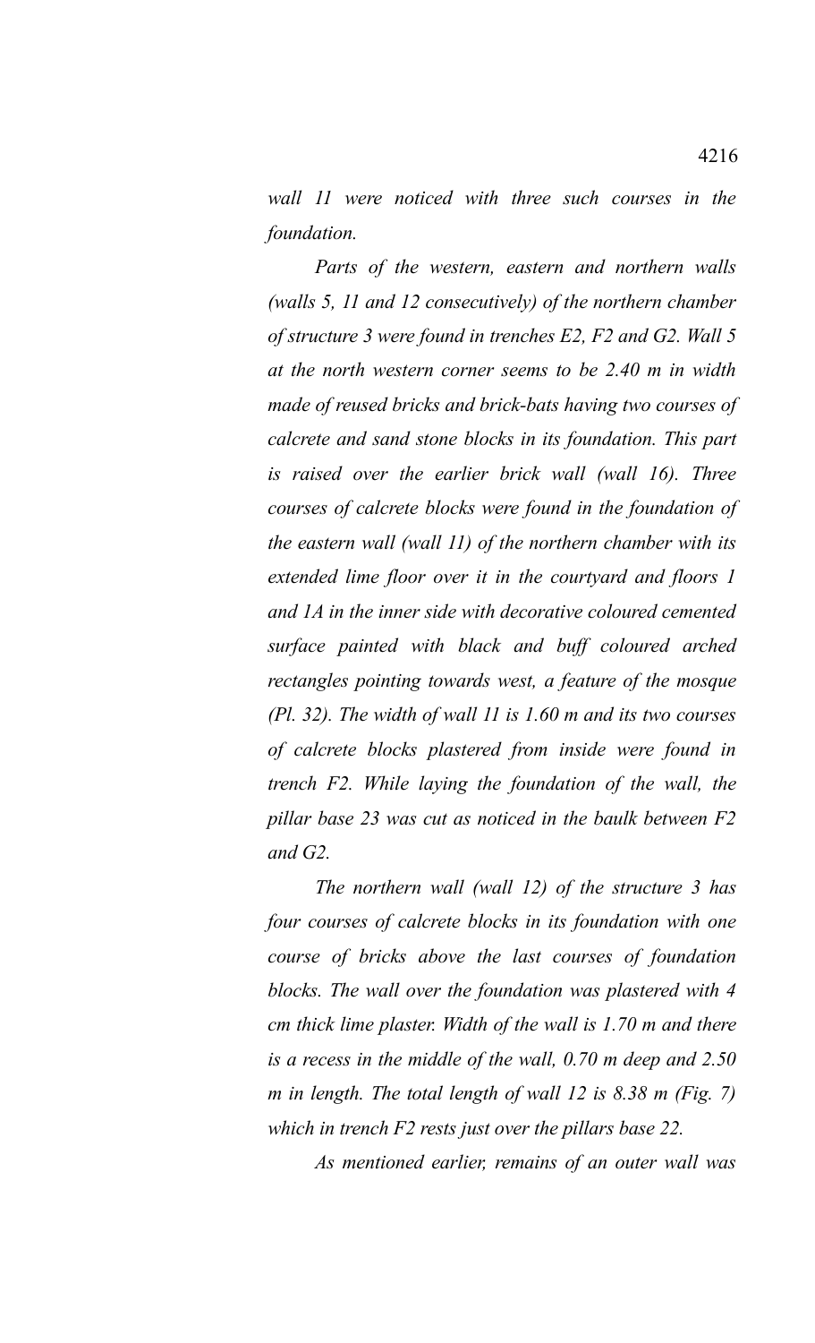*wall 11 were noticed with three such courses in the foundation.*

*Parts of the western, eastern and northern walls (walls 5, 11 and 12 consecutively) of the northern chamber of structure 3 were found in trenches E2, F2 and G2. Wall 5 at the north western corner seems to be 2.40 m in width made of reused bricks and brick-bats having two courses of calcrete and sand stone blocks in its foundation. This part is raised over the earlier brick wall (wall 16). Three courses of calcrete blocks were found in the foundation of the eastern wall (wall 11) of the northern chamber with its extended lime floor over it in the courtyard and floors 1 and 1A in the inner side with decorative coloured cemented surface painted with black and buff coloured arched rectangles pointing towards west, a feature of the mosque (Pl. 32). The width of wall 11 is 1.60 m and its two courses of calcrete blocks plastered from inside were found in trench F2. While laying the foundation of the wall, the pillar base 23 was cut as noticed in the baulk between F2 and G2.*

*The northern wall (wall 12) of the structure 3 has four courses of calcrete blocks in its foundation with one course of bricks above the last courses of foundation blocks. The wall over the foundation was plastered with 4 cm thick lime plaster. Width of the wall is 1.70 m and there is a recess in the middle of the wall, 0.70 m deep and 2.50 m in length. The total length of wall 12 is 8.38 m (Fig. 7) which in trench F2 rests just over the pillars base 22.*

*As mentioned earlier, remains of an outer wall was*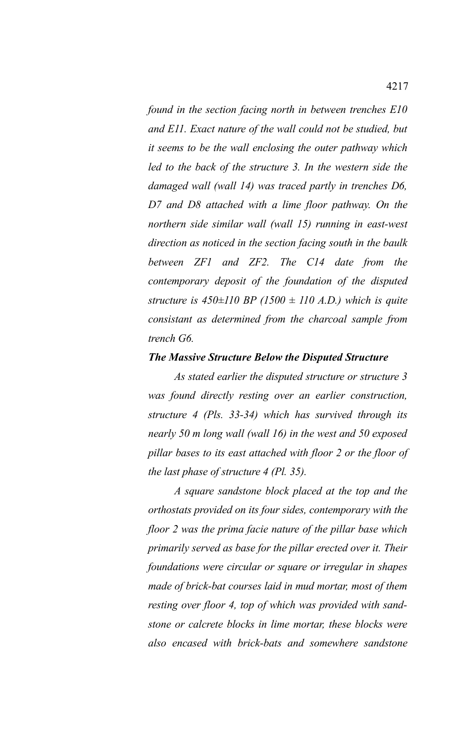*found in the section facing north in between trenches E10 and E11. Exact nature of the wall could not be studied, but it seems to be the wall enclosing the outer pathway which led to the back of the structure 3. In the western side the damaged wall (wall 14) was traced partly in trenches D6, D7 and D8 attached with a lime floor pathway. On the northern side similar wall (wall 15) running in east-west direction as noticed in the section facing south in the baulk between ZF1 and ZF2. The C14 date from the contemporary deposit of the foundation of the disputed structure is 450±110 BP (1500 ± 110 A.D.) which is quite consistant as determined from the charcoal sample from trench G6.*

***The Massive Structure Below the Disputed Structure***

*As stated earlier the disputed structure or structure 3 was found directly resting over an earlier construction, structure 4 (Pls. 33-34) which has survived through its nearly 50 m long wall (wall 16) in the west and 50 exposed pillar bases to its east attached with floor 2 or the floor of the last phase of structure 4 (Pl. 35).*

*A square sandstone block placed at the top and the orthostats provided on its four sides, contemporary with the floor 2 was the prima facie nature of the pillar base which primarily served as base for the pillar erected over it. Their foundations were circular or square or irregular in shapes made of brick-bat courses laid in mud mortar, most of them resting over floor 4, top of which was provided with sand-stone or calcrete blocks in lime mortar, these blocks were also encased with brick-bats and somewhere sandstone*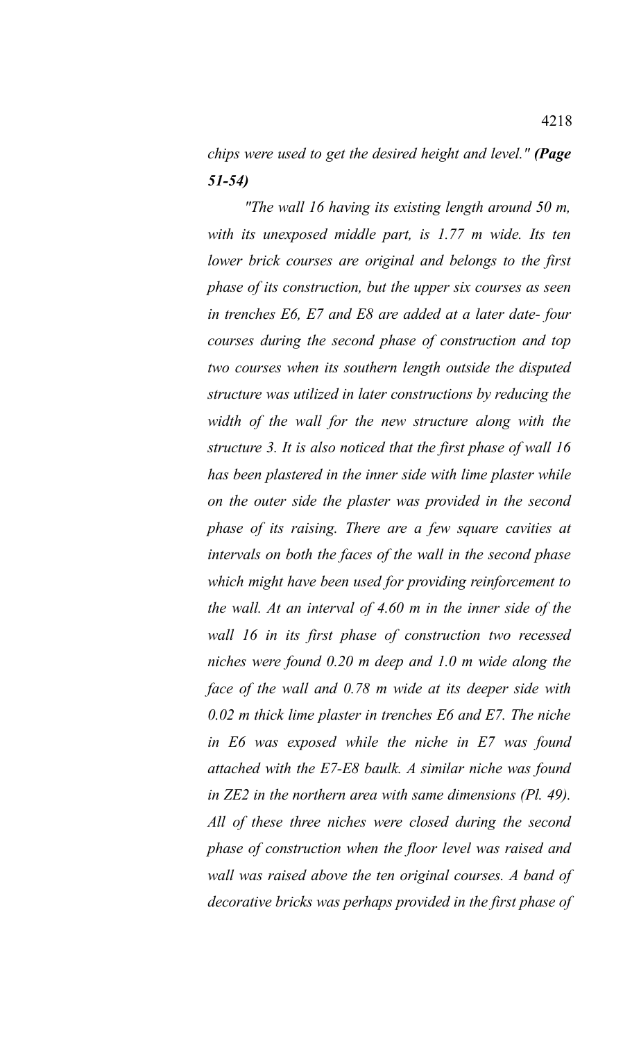*chips were used to get the desired height and level."* ***(Page 51-54)***

*"The wall 16 having its existing length around 50 m, with its unexposed middle part, is 1.77 m wide. Its ten lower brick courses are original and belongs to the first phase of its construction, but the upper six courses as seen in trenches E6, E7 and E8 are added at a later date- four courses during the second phase of construction and top two courses when its southern length outside the disputed structure was utilized in later constructions by reducing the width of the wall for the new structure along with the structure 3. It is also noticed that the first phase of wall 16 has been plastered in the inner side with lime plaster while on the outer side the plaster was provided in the second phase of its raising. There are a few square cavities at intervals on both the faces of the wall in the second phase which might have been used for providing reinforcement to the wall. At an interval of 4.60 m in the inner side of the wall 16 in its first phase of construction two recessed niches were found 0.20 m deep and 1.0 m wide along the face of the wall and 0.78 m wide at its deeper side with 0.02 m thick lime plaster in trenches E6 and E7. The niche in E6 was exposed while the niche in E7 was found attached with the E7-E8 baulk. A similar niche was found in ZE2 in the northern area with same dimensions (Pl. 49). All of these three niches were closed during the second phase of construction when the floor level was raised and wall was raised above the ten original courses. A band of decorative bricks was perhaps provided in the first phase of*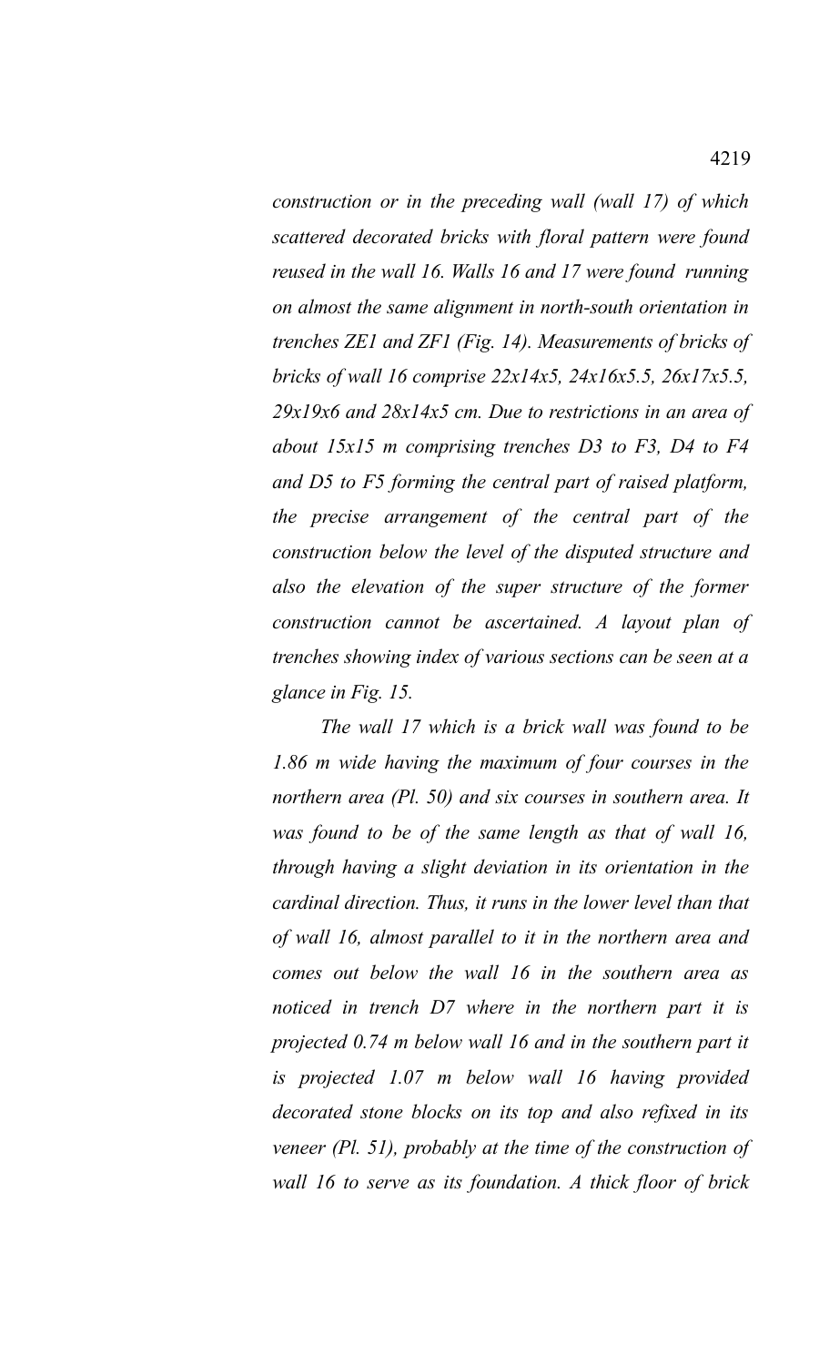*construction or in the preceding wall (wall 17) of which scattered decorated bricks with floral pattern were found reused in the wall 16. Walls 16 and 17 were found running on almost the same alignment in north-south orientation in trenches ZE1 and ZF1 (Fig. 14). Measurements of bricks of bricks of wall 16 comprise 22x14x5, 24x16x5.5, 26x17x5.5, 29x19x6 and 28x14x5 cm. Due to restrictions in an area of about 15x15 m comprising trenches D3 to F3, D4 to F4 and D5 to F5 forming the central part of raised platform, the precise arrangement of the central part of the construction below the level of the disputed structure and also the elevation of the super structure of the former construction cannot be ascertained. A layout plan of trenches showing index of various sections can be seen at a glance in Fig. 15.*

*The wall 17 which is a brick wall was found to be 1.86 m wide having the maximum of four courses in the northern area (Pl. 50) and six courses in southern area. It was found to be of the same length as that of wall 16, through having a slight deviation in its orientation in the cardinal direction. Thus, it runs in the lower level than that of wall 16, almost parallel to it in the northern area and comes out below the wall 16 in the southern area as noticed in trench D7 where in the northern part it is projected 0.74 m below wall 16 and in the southern part it is projected 1.07 m below wall 16 having provided decorated stone blocks on its top and also refixed in its veneer (Pl. 51), probably at the time of the construction of wall 16 to serve as its foundation. A thick floor of brick*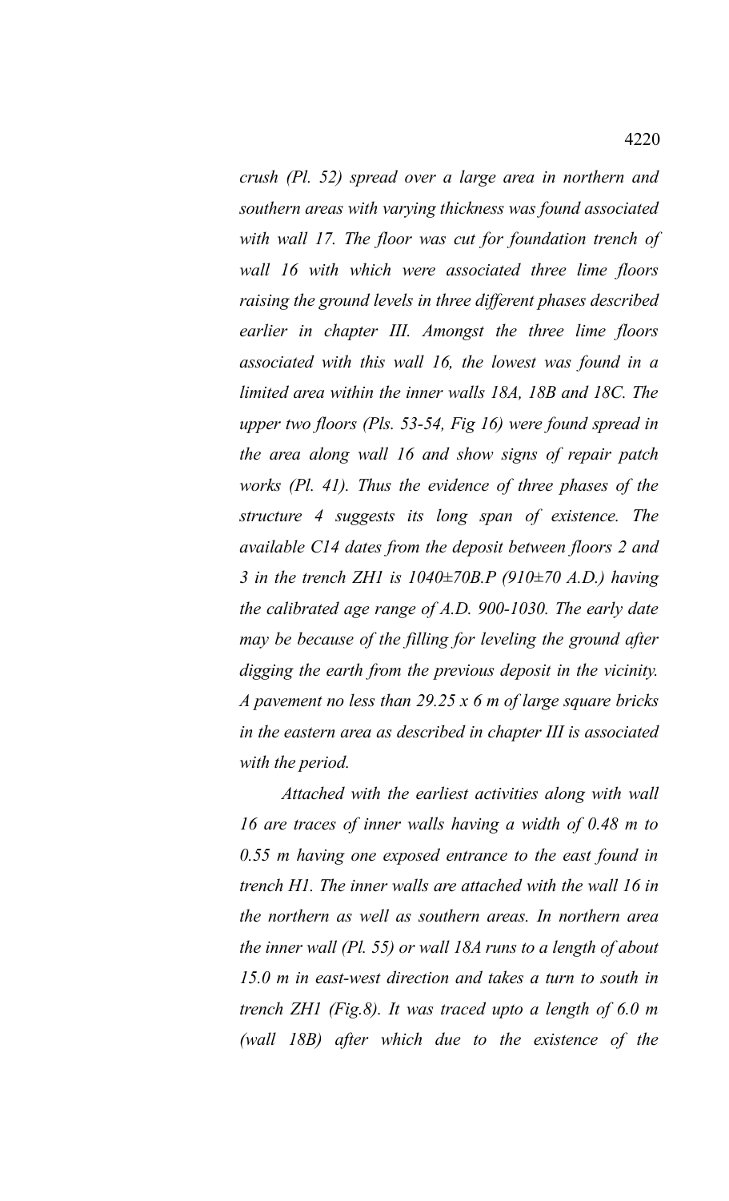*crush (Pl. 52) spread over a large area in northern and southern areas with varying thickness was found associated with wall 17. The floor was cut for foundation trench of wall 16 with which were associated three lime floors raising the ground levels in three different phases described earlier in chapter III. Amongst the three lime floors associated with this wall 16, the lowest was found in a limited area within the inner walls 18A, 18B and 18C. The upper two floors (Pls. 53-54, Fig 16) were found spread in the area along wall 16 and show signs of repair patch works (Pl. 41). Thus the evidence of three phases of the structure 4 suggests its long span of existence. The available C14 dates from the deposit between floors 2 and 3 in the trench ZH1 is 1040±70B.P (910±70 A.D.) having the calibrated age range of A.D. 900-1030. The early date may be because of the filling for leveling the ground after digging the earth from the previous deposit in the vicinity. A pavement no less than 29.25 x 6 m of large square bricks in the eastern area as described in chapter III is associated with the period.*

*Attached with the earliest activities along with wall 16 are traces of inner walls having a width of 0.48 m to 0.55 m having one exposed entrance to the east found in trench H1. The inner walls are attached with the wall 16 in the northern as well as southern areas. In northern area the inner wall (Pl. 55) or wall 18A runs to a length of about 15.0 m in east-west direction and takes a turn to south in trench ZH1 (Fig.8). It was traced upto a length of 6.0 m (wall 18B) after which due to the existence of the*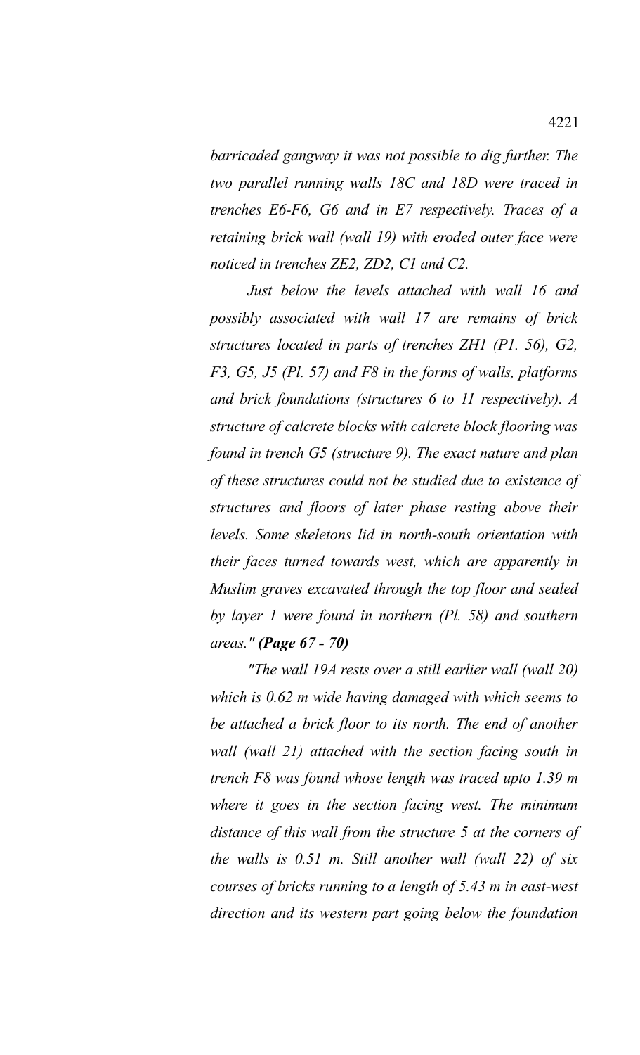*barricaded gangway it was not possible to dig further. The two parallel running walls 18C and 18D were traced in trenches E6-F6, G6 and in E7 respectively. Traces of a retaining brick wall (wall 19) with eroded outer face were noticed in trenches ZE2, ZD2, C1 and C2.*

*Just below the levels attached with wall 16 and possibly associated with wall 17 are remains of brick structures located in parts of trenches ZH1 (P1. 56), G2, F3, G5, J5 (Pl. 57) and F8 in the forms of walls, platforms and brick foundations (structures 6 to 11 respectively). A structure of calcrete blocks with calcrete block flooring was found in trench G5 (structure 9). The exact nature and plan of these structures could not be studied due to existence of structures and floors of later phase resting above their levels. Some skeletons lid in north-south orientation with their faces turned towards west, which are apparently in Muslim graves excavated through the top floor and sealed by layer 1 were found in northern (Pl. 58) and southern areas." **(Page 67 - 70)***

*"The wall 19A rests over a still earlier wall (wall 20) which is 0.62 m wide having damaged with which seems to be attached a brick floor to its north. The end of another wall (wall 21) attached with the section facing south in trench F8 was found whose length was traced upto 1.39 m where it goes in the section facing west. The minimum distance of this wall from the structure 5 at the corners of the walls is 0.51 m. Still another wall (wall 22) of six courses of bricks running to a length of 5.43 m in east-west direction and its western part going below the foundation*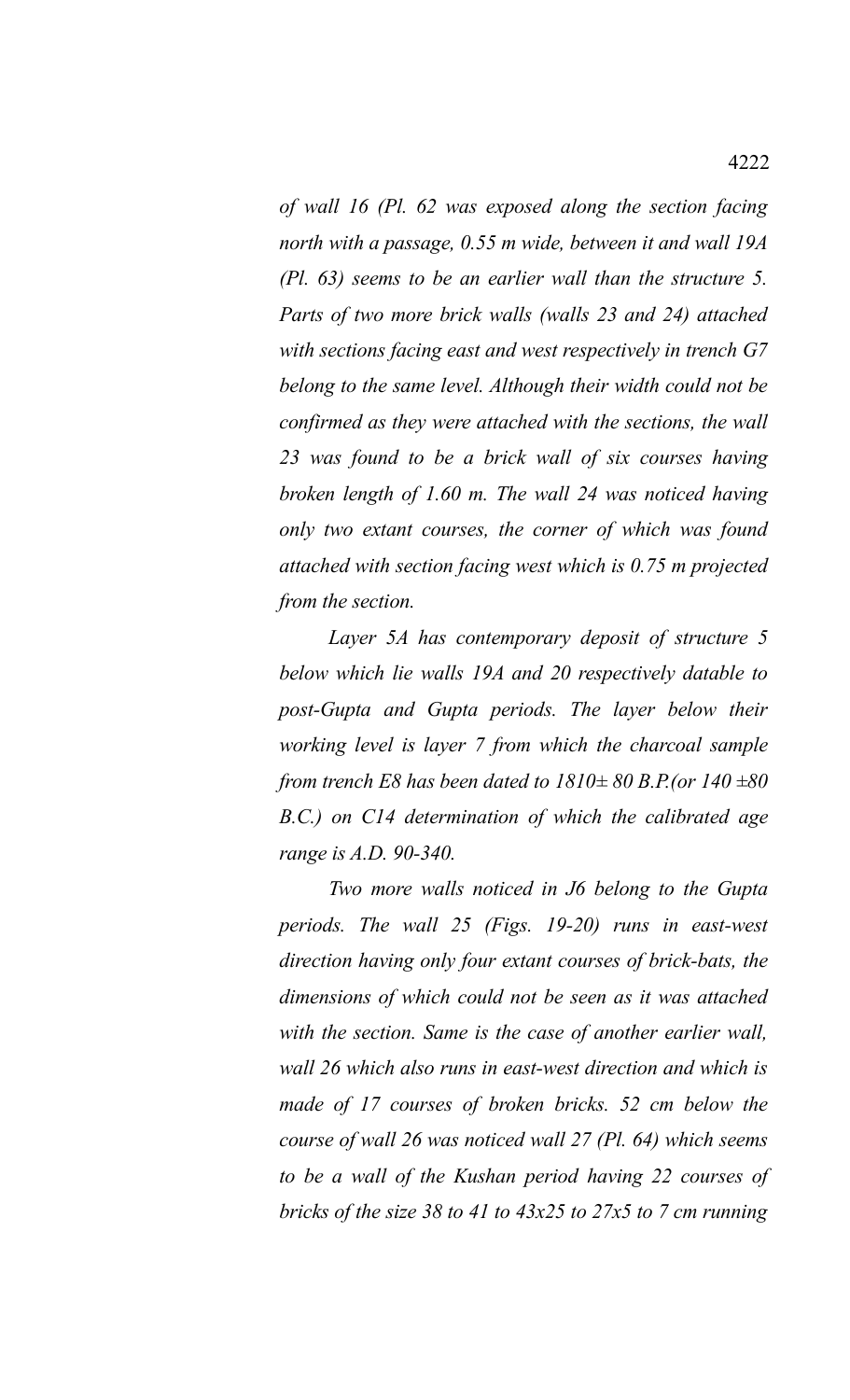*of wall 16 (Pl. 62 was exposed along the section facing north with a passage, 0.55 m wide, between it and wall 19A (Pl. 63) seems to be an earlier wall than the structure 5. Parts of two more brick walls (walls 23 and 24) attached with sections facing east and west respectively in trench G7 belong to the same level. Although their width could not be confirmed as they were attached with the sections, the wall 23 was found to be a brick wall of six courses having broken length of 1.60 m. The wall 24 was noticed having only two extant courses, the corner of which was found attached with section facing west which is 0.75 m projected from the section.*

*Layer 5A has contemporary deposit of structure 5 below which lie walls 19A and 20 respectively datable to post-Gupta and Gupta periods. The layer below their working level is layer 7 from which the charcoal sample from trench E8 has been dated to 1810± 80 B.P.(or 140 ±80 B.C.) on C14 determination of which the calibrated age range is A.D. 90-340.*

*Two more walls noticed in J6 belong to the Gupta periods. The wall 25 (Figs. 19-20) runs in east-west direction having only four extant courses of brick-bats, the dimensions of which could not be seen as it was attached with the section. Same is the case of another earlier wall, wall 26 which also runs in east-west direction and which is made of 17 courses of broken bricks. 52 cm below the course of wall 26 was noticed wall 27 (Pl. 64) which seems to be a wall of the Kushan period having 22 courses of bricks of the size 38 to 41 to 43x25 to 27x5 to 7 cm running*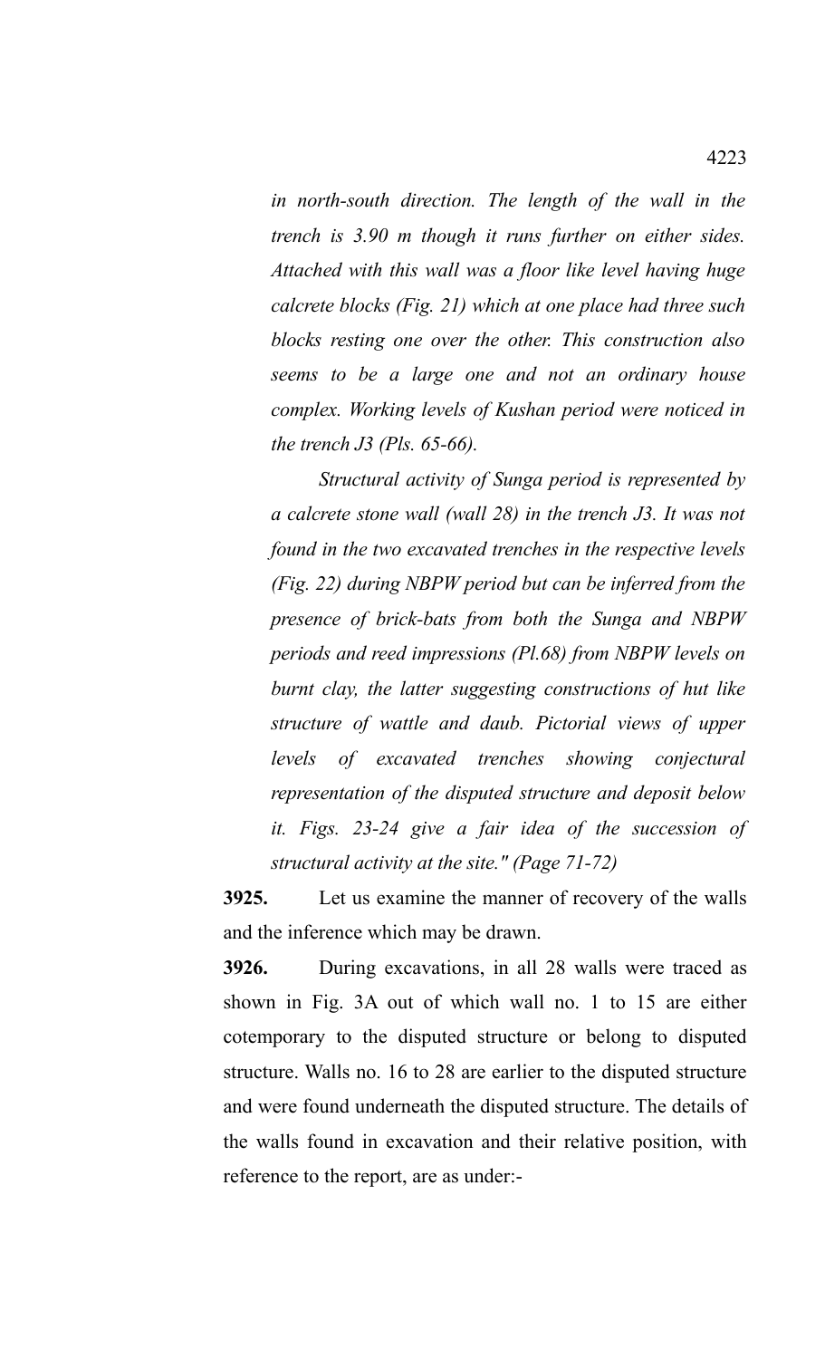*in north-south direction. The length of the wall in the trench is 3.90 m though it runs further on either sides. Attached with this wall was a floor like level having huge calcrete blocks (Fig. 21) which at one place had three such blocks resting one over the other. This construction also seems to be a large one and not an ordinary house complex. Working levels of Kushan period were noticed in the trench J3 (Pls. 65-66).*

*Structural activity of Sunga period is represented by a calcrete stone wall (wall 28) in the trench J3. It was not found in the two excavated trenches in the respective levels (Fig. 22) during NBPW period but can be inferred from the presence of brick-bats from both the Sunga and NBPW periods and reed impressions (Pl.68) from NBPW levels on burnt clay, the latter suggesting constructions of hut like structure of wattle and daub. Pictorial views of upper levels of excavated trenches showing conjectural representation of the disputed structure and deposit below it. Figs. 23-24 give a fair idea of the succession of structural activity at the site." (Page 71-72)*

**3925.** Let us examine the manner of recovery of the walls and the inference which may be drawn.

**3926.** During excavations, in all 28 walls were traced as shown in Fig. 3A out of which wall no. 1 to 15 are either cotemporary to the disputed structure or belong to disputed structure. Walls no. 16 to 28 are earlier to the disputed structure and were found underneath the disputed structure. The details of the walls found in excavation and their relative position, with reference to the report, are as under:-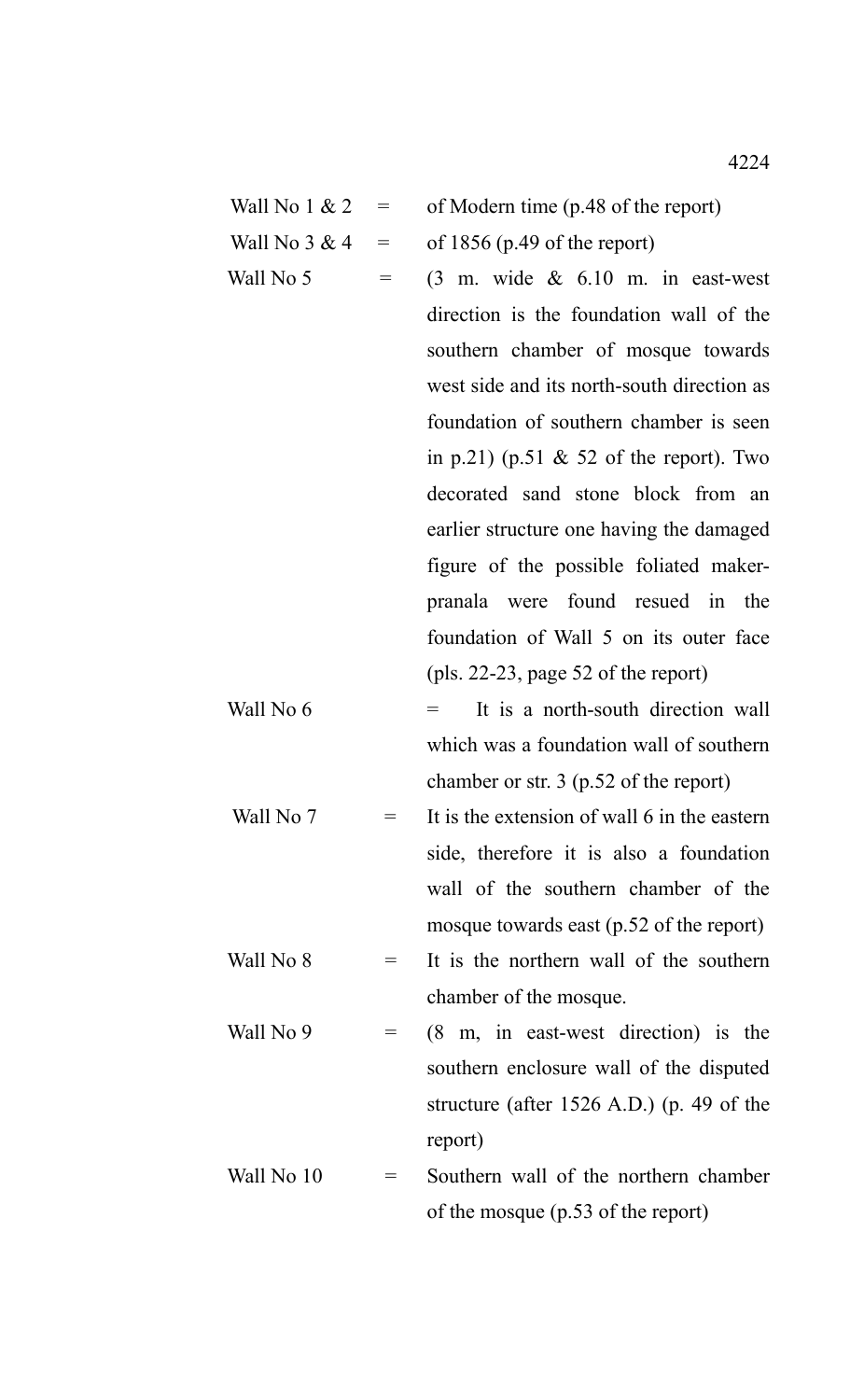Wall No 1 & 2 = of Modern time (p.48 of the report)

Wall No 3 & 4 = of 1856 (p.49 of the report)

Wall No 5 = (3 m. wide & 6.10 m. in east-west direction is the foundation wall of the southern chamber of mosque towards west side and its north-south direction as foundation of southern chamber is seen in p.21) (p.51 & 52 of the report). Two decorated sand stone block from an earlier structure one having the damaged figure of the possible foliated maker-pranala were found resued in the foundation of Wall 5 on its outer face (pls. 22-23, page 52 of the report)

Wall No 6 = It is a north-south direction wall which was a foundation wall of southern chamber or str. 3 (p.52 of the report)

Wall No 7 = It is the extension of wall 6 in the eastern side, therefore it is also a foundation wall of the southern chamber of the mosque towards east (p.52 of the report)

Wall No 8 = It is the northern wall of the southern chamber of the mosque.

Wall No 9 = (8 m, in east-west direction) is the southern enclosure wall of the disputed structure (after 1526 A.D.) (p. 49 of the report)

Wall No 10 = Southern wall of the northern chamber of the mosque (p.53 of the report)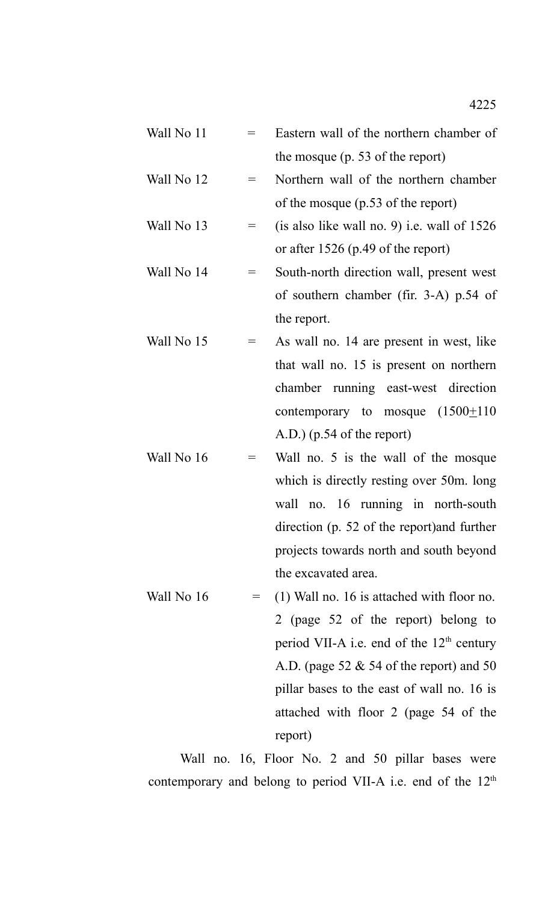| | | |
|---|---|---|
| Wall No 11 | = | Eastern wall of the northern chamber of the mosque (p. 53 of the report) |
| Wall No 12 | = | Northern wall of the northern chamber of the mosque (p.53 of the report) |
| Wall No 13 | = | (is also like wall no. 9) i.e. wall of 1526 or after 1526 (p.49 of the report) |
| Wall No 14 | = | South-north direction wall, present west of southern chamber (fir. 3-A) p.54 of the report. |
| Wall No 15 | = | As wall no. 14 are present in west, like that wall no. 15 is present on northern chamber running east-west direction contemporary to mosque (1500±110 A.D.) (p.54 of the report) |
| Wall No 16 | = | Wall no. 5 is the wall of the mosque which is directly resting over 50m. long wall no. 16 running in north-south direction (p. 52 of the report)and further projects towards north and south beyond the excavated area. |
| Wall No 16 | = | (1) Wall no. 16 is attached with floor no. 2 (page 52 of the report) belong to period VII-A i.e. end of the 12th century A.D. (page 52 & 54 of the report) and 50 pillar bases to the east of wall no. 16 is attached with floor 2 (page 54 of the report) |

Wall no. 16, Floor No. 2 and 50 pillar bases were contemporary and belong to period VII-A i.e. end of the 12th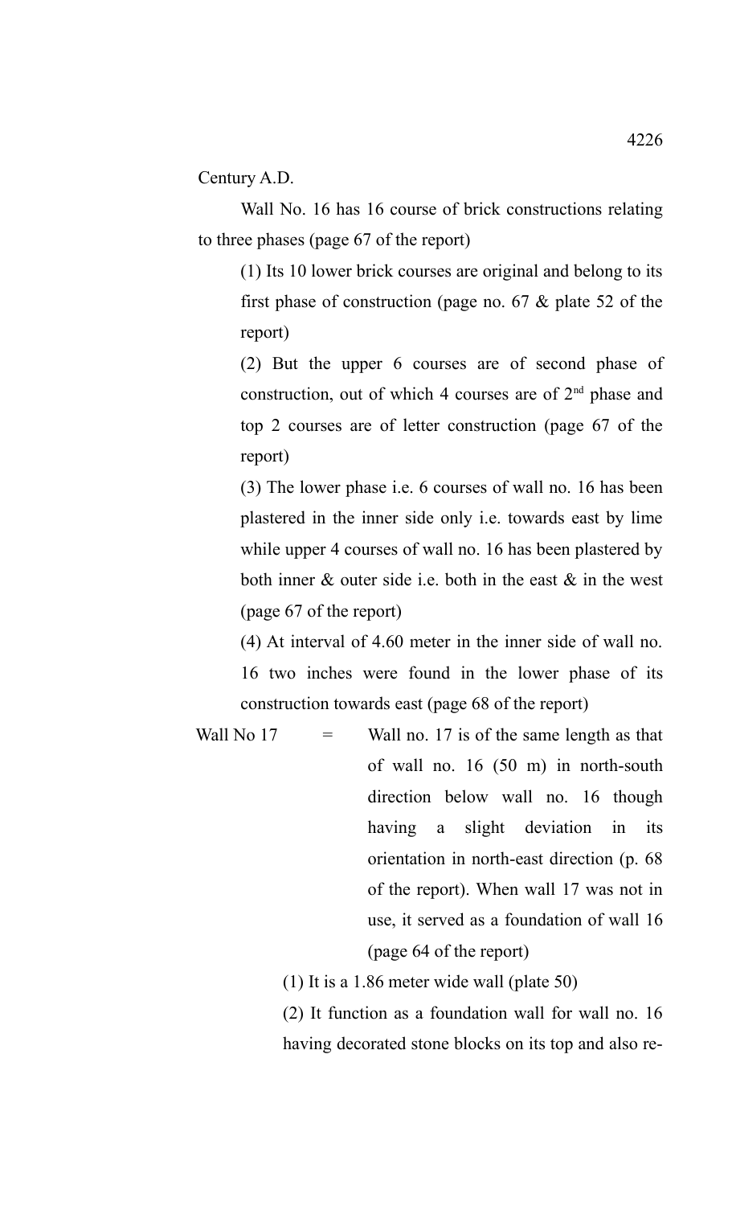Century A.D.

Wall No. 16 has 16 course of brick constructions relating to three phases (page 67 of the report)

(1) Its 10 lower brick courses are original and belong to its first phase of construction (page no. 67 & plate 52 of the report)

(2) But the upper 6 courses are of second phase of construction, out of which 4 courses are of 2nd phase and top 2 courses are of letter construction (page 67 of the report)

(3) The lower phase i.e. 6 courses of wall no. 16 has been plastered in the inner side only i.e. towards east by lime while upper 4 courses of wall no. 16 has been plastered by both inner & outer side i.e. both in the east & in the west (page 67 of the report)

(4) At interval of 4.60 meter in the inner side of wall no. 16 two inches were found in the lower phase of its construction towards east (page 68 of the report)

Wall No 17 = Wall no. 17 is of the same length as that of wall no. 16 (50 m) in north-south direction below wall no. 16 though having a slight deviation in its orientation in north-east direction (p. 68 of the report). When wall 17 was not in use, it served as a foundation of wall 16 (page 64 of the report)

(1) It is a 1.86 meter wide wall (plate 50)

(2) It function as a foundation wall for wall no. 16 having decorated stone blocks on its top and also re-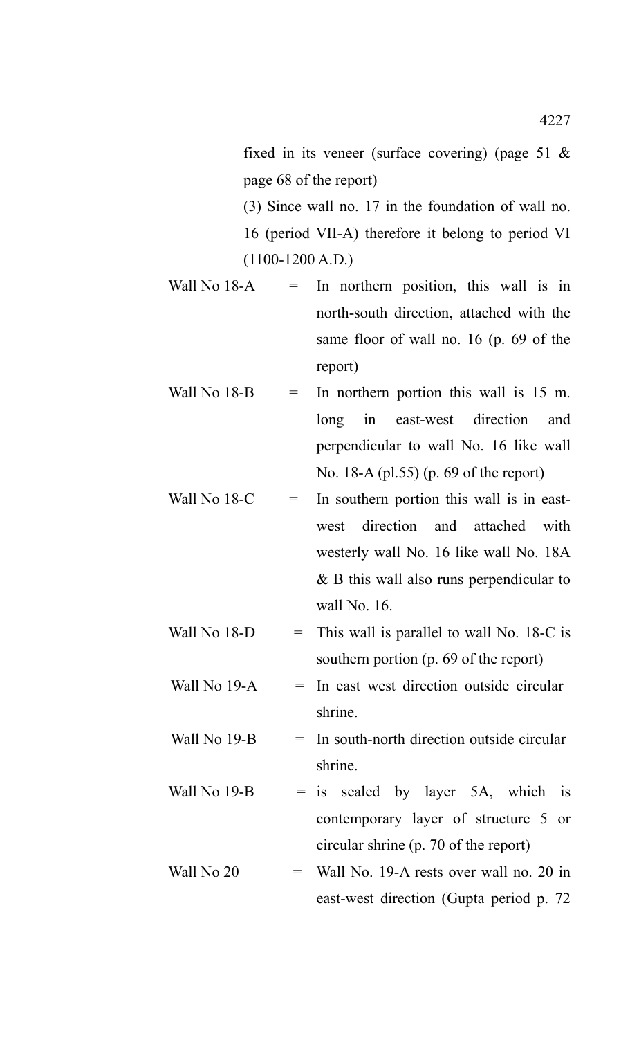fixed in its veneer (surface covering) (page 51 & page 68 of the report)

(3) Since wall no. 17 in the foundation of wall no. 16 (period VII-A) therefore it belong to period VI (1100-1200 A.D.)

| | | |
|---|---|---|
| Wall No 18-A | = | In northern position, this wall is in north-south direction, attached with the same floor of wall no. 16 (p. 69 of the report) |
| Wall No 18-B | = | In northern portion this wall is 15 m. long in east-west direction and perpendicular to wall No. 16 like wall No. 18-A (pl.55) (p. 69 of the report) |
| Wall No 18-C | = | In southern portion this wall is in east-west direction and attached with westerly wall No. 16 like wall No. 18A & B this wall also runs perpendicular to wall No. 16. |
| Wall No 18-D | = | This wall is parallel to wall No. 18-C is southern portion (p. 69 of the report) |
| Wall No 19-A | = | In east west direction outside circular shrine. |
| Wall No 19-B | = | In south-north direction outside circular shrine. |
| Wall No 19-B | = | is sealed by layer 5A, which is contemporary layer of structure 5 or circular shrine (p. 70 of the report) |
| Wall No 20 | = | Wall No. 19-A rests over wall no. 20 in east-west direction (Gupta period p. 72 |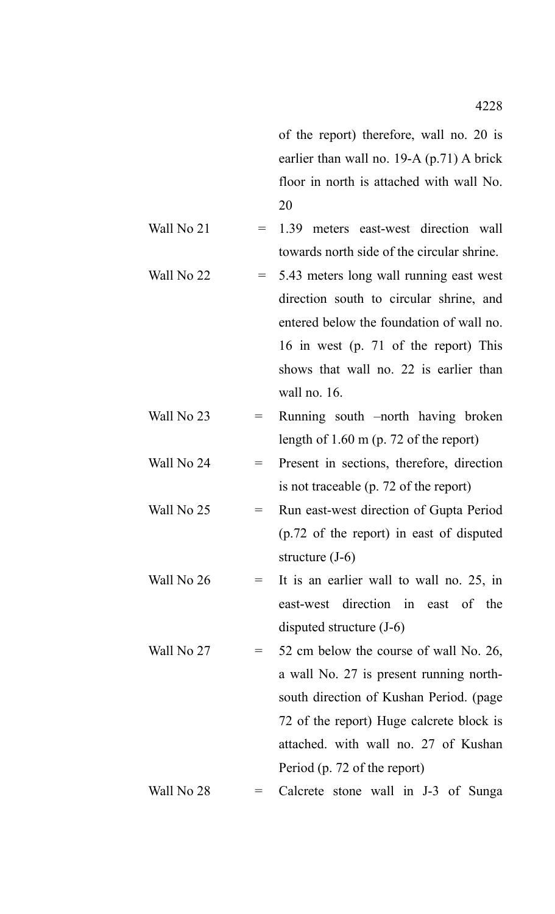of the report) therefore, wall no. 20 is earlier than wall no. 19-A (p.71) A brick floor in north is attached with wall No. 20

| | | |
|---|---|---|
| Wall No 21 | = | 1.39 meters east-west direction wall towards north side of the circular shrine. |
| Wall No 22 | = | 5.43 meters long wall running east west direction south to circular shrine, and entered below the foundation of wall no. 16 in west (p. 71 of the report) This shows that wall no. 22 is earlier than wall no. 16. |
| Wall No 23 | = | Running south –north having broken length of 1.60 m (p. 72 of the report) |
| Wall No 24 | = | Present in sections, therefore, direction is not traceable (p. 72 of the report) |
| Wall No 25 | = | Run east-west direction of Gupta Period (p.72 of the report) in east of disputed structure (J-6) |
| Wall No 26 | = | It is an earlier wall to wall no. 25, in east-west direction in east of the disputed structure (J-6) |
| Wall No 27 | = | 52 cm below the course of wall No. 26, a wall No. 27 is present running north-south direction of Kushan Period. (page 72 of the report) Huge calcrete block is attached. with wall no. 27 of Kushan Period (p. 72 of the report) |
| Wall No 28 | = | Calcrete stone wall in J-3 of Sunga |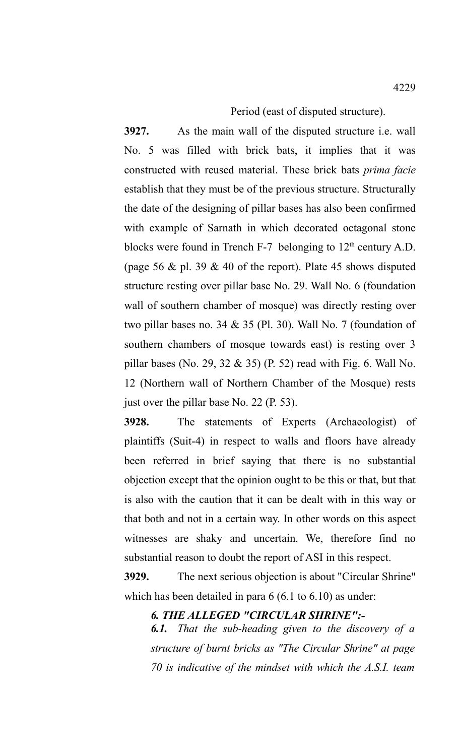Period (east of disputed structure).

**3927.** As the main wall of the disputed structure i.e. wall No. 5 was filled with brick bats, it implies that it was constructed with reused material. These brick bats *prima facie* establish that they must be of the previous structure. Structurally the date of the designing of pillar bases has also been confirmed with example of Sarnath in which decorated octagonal stone blocks were found in Trench F-7 belonging to 12th century A.D. (page 56 & pl. 39 & 40 of the report). Plate 45 shows disputed structure resting over pillar base No. 29. Wall No. 6 (foundation wall of southern chamber of mosque) was directly resting over two pillar bases no. 34 & 35 (Pl. 30). Wall No. 7 (foundation of southern chambers of mosque towards east) is resting over 3 pillar bases (No. 29, 32 & 35) (P. 52) read with Fig. 6. Wall No. 12 (Northern wall of Northern Chamber of the Mosque) rests just over the pillar base No. 22 (P. 53).

**3928.** The statements of Experts (Archaeologist) of plaintiffs (Suit-4) in respect to walls and floors have already been referred in brief saying that there is no substantial objection except that the opinion ought to be this or that, but that is also with the caution that it can be dealt with in this way or that both and not in a certain way. In other words on this aspect witnesses are shaky and uncertain. We, therefore find no substantial reason to doubt the report of ASI in this respect.

**3929.** The next serious objection is about "Circular Shrine" which has been detailed in para 6 (6.1 to 6.10) as under:

***6. THE ALLEGED "CIRCULAR SHRINE":-***

***6.1.*** *That the sub-heading given to the discovery of a structure of burnt bricks as "The Circular Shrine" at page 70 is indicative of the mindset with which the A.S.I. team*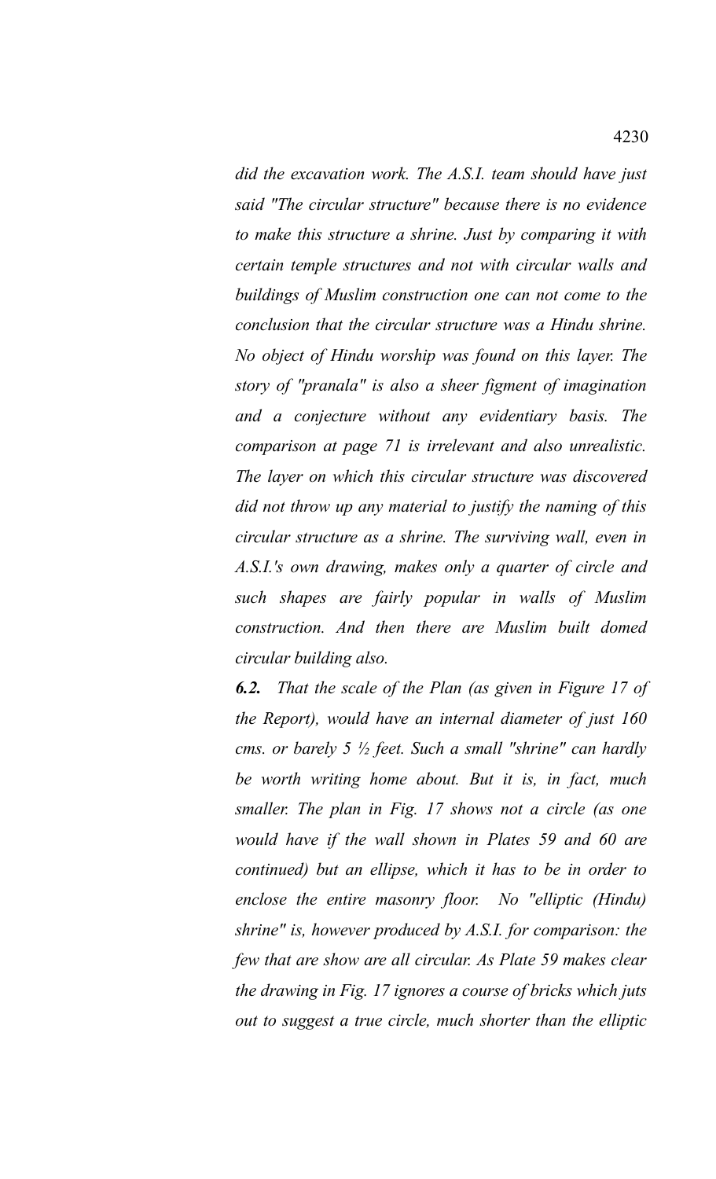*did the excavation work. The A.S.I. team should have just said "The circular structure" because there is no evidence to make this structure a shrine. Just by comparing it with certain temple structures and not with circular walls and buildings of Muslim construction one can not come to the conclusion that the circular structure was a Hindu shrine. No object of Hindu worship was found on this layer. The story of "pranala" is also a sheer figment of imagination and a conjecture without any evidentiary basis. The comparison at page 71 is irrelevant and also unrealistic. The layer on which this circular structure was discovered did not throw up any material to justify the naming of this circular structure as a shrine. The surviving wall, even in A.S.I.'s own drawing, makes only a quarter of circle and such shapes are fairly popular in walls of Muslim construction. And then there are Muslim built domed circular building also.*

***6.2.*** *That the scale of the Plan (as given in Figure 17 of the Report), would have an internal diameter of just 160 cms. or barely 5 ½ feet. Such a small "shrine" can hardly be worth writing home about. But it is, in fact, much smaller. The plan in Fig. 17 shows not a circle (as one would have if the wall shown in Plates 59 and 60 are continued) but an ellipse, which it has to be in order to enclose the entire masonry floor. No "elliptic (Hindu) shrine" is, however produced by A.S.I. for comparison: the few that are show are all circular. As Plate 59 makes clear the drawing in Fig. 17 ignores a course of bricks which juts out to suggest a true circle, much shorter than the elliptic*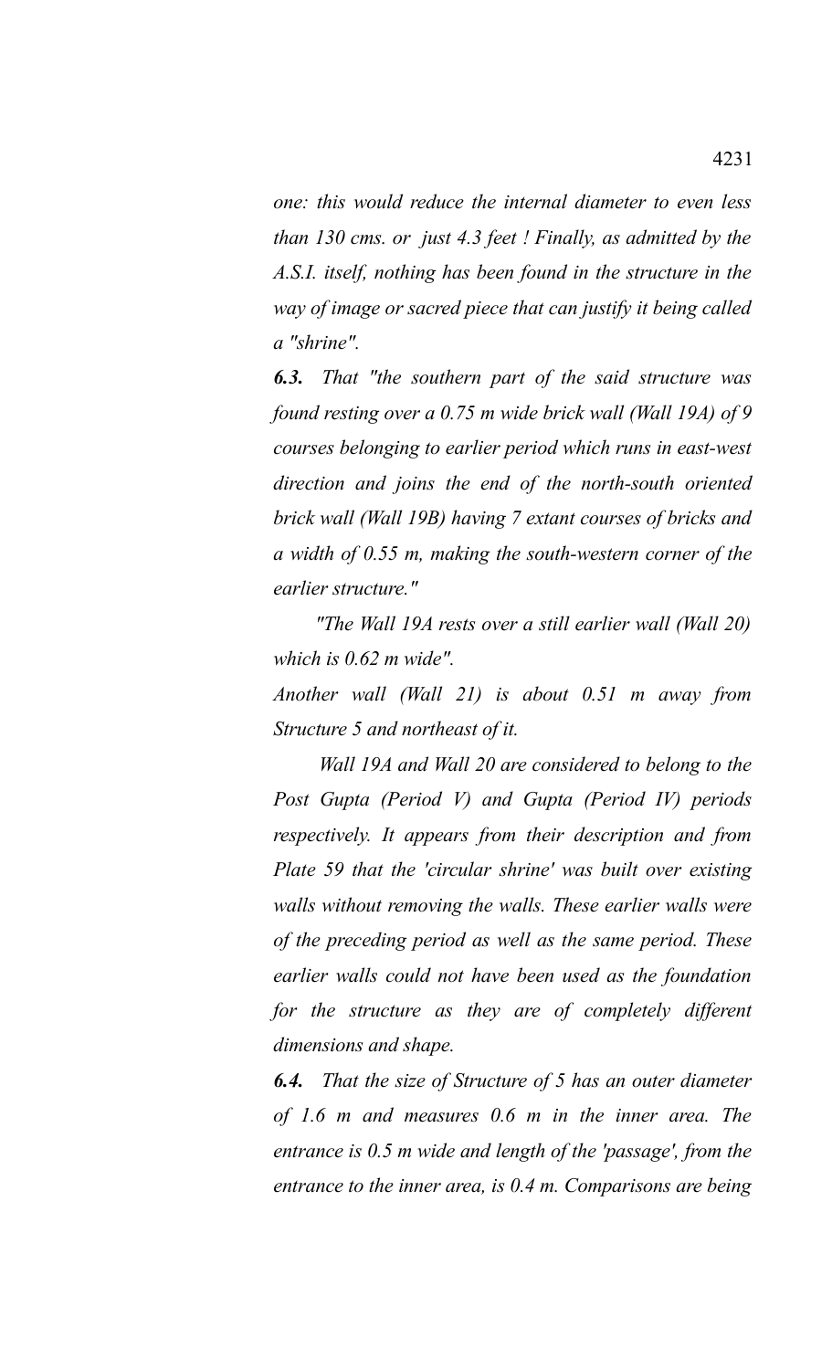*one: this would reduce the internal diameter to even less than 130 cms. or just 4.3 feet ! Finally, as admitted by the A.S.I. itself, nothing has been found in the structure in the way of image or sacred piece that can justify it being called a "shrine".*

***6.3.*** *That "the southern part of the said structure was found resting over a 0.75 m wide brick wall (Wall 19A) of 9 courses belonging to earlier period which runs in east-west direction and joins the end of the north-south oriented brick wall (Wall 19B) having 7 extant courses of bricks and a width of 0.55 m, making the south-western corner of the earlier structure."*

*"The Wall 19A rests over a still earlier wall (Wall 20) which is 0.62 m wide".*

*Another wall (Wall 21) is about 0.51 m away from Structure 5 and northeast of it.*

*Wall 19A and Wall 20 are considered to belong to the Post Gupta (Period V) and Gupta (Period IV) periods respectively. It appears from their description and from Plate 59 that the 'circular shrine' was built over existing walls without removing the walls. These earlier walls were of the preceding period as well as the same period. These earlier walls could not have been used as the foundation for the structure as they are of completely different dimensions and shape.*

***6.4.*** *That the size of Structure of 5 has an outer diameter of 1.6 m and measures 0.6 m in the inner area. The entrance is 0.5 m wide and length of the 'passage', from the entrance to the inner area, is 0.4 m. Comparisons are being*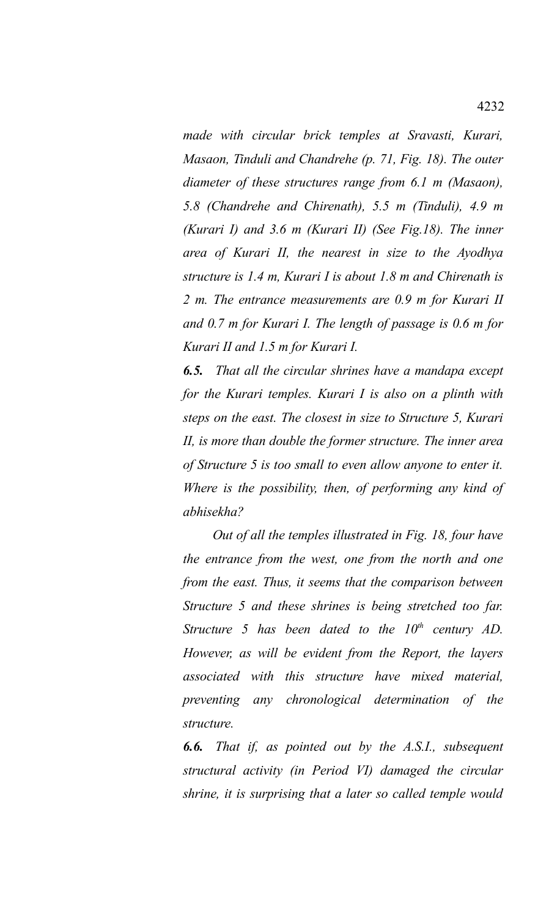*made with circular brick temples at Sravasti, Kurari, Masaon, Tinduli and Chandrehe (p. 71, Fig. 18). The outer diameter of these structures range from 6.1 m (Masaon), 5.8 (Chandrehe and Chirenath), 5.5 m (Tinduli), 4.9 m (Kurari I) and 3.6 m (Kurari II) (See Fig.18). The inner area of Kurari II, the nearest in size to the Ayodhya structure is 1.4 m, Kurari I is about 1.8 m and Chirenath is 2 m. The entrance measurements are 0.9 m for Kurari II and 0.7 m for Kurari I. The length of passage is 0.6 m for Kurari II and 1.5 m for Kurari I.*

***6.5.*** *That all the circular shrines have a mandapa except for the Kurari temples. Kurari I is also on a plinth with steps on the east. The closest in size to Structure 5, Kurari II, is more than double the former structure. The inner area of Structure 5 is too small to even allow anyone to enter it. Where is the possibility, then, of performing any kind of abhisekha?*

*Out of all the temples illustrated in Fig. 18, four have the entrance from the west, one from the north and one from the east. Thus, it seems that the comparison between Structure 5 and these shrines is being stretched too far. Structure 5 has been dated to the 10th century AD. However, as will be evident from the Report, the layers associated with this structure have mixed material, preventing any chronological determination of the structure.*

***6.6.*** *That if, as pointed out by the A.S.I., subsequent structural activity (in Period VI) damaged the circular shrine, it is surprising that a later so called temple would*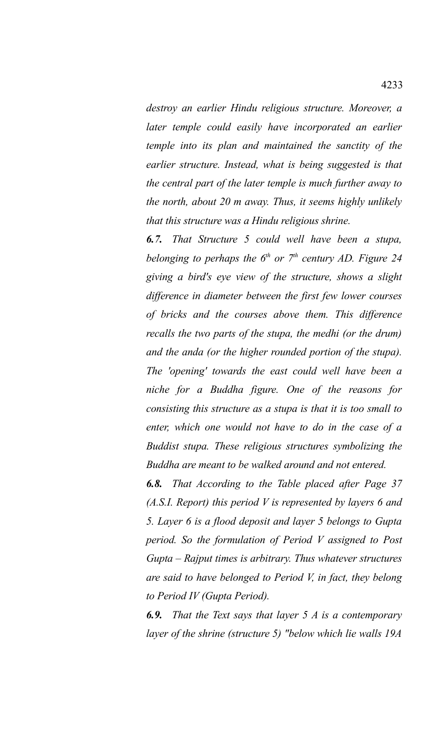*destroy an earlier Hindu religious structure. Moreover, a later temple could easily have incorporated an earlier temple into its plan and maintained the sanctity of the earlier structure. Instead, what is being suggested is that the central part of the later temple is much further away to the north, about 20 m away. Thus, it seems highly unlikely that this structure was a Hindu religious shrine.*

***6.7.*** *That Structure 5 could well have been a stupa, belonging to perhaps the 6th or 7th century AD. Figure 24 giving a bird's eye view of the structure, shows a slight difference in diameter between the first few lower courses of bricks and the courses above them. This difference recalls the two parts of the stupa, the medhi (or the drum) and the anda (or the higher rounded portion of the stupa). The 'opening' towards the east could well have been a niche for a Buddha figure. One of the reasons for consisting this structure as a stupa is that it is too small to enter, which one would not have to do in the case of a Buddhist stupa. These religious structures symbolizing the Buddha are meant to be walked around and not entered.*

***6.8.*** *That According to the Table placed after Page 37 (A.S.I. Report) this period V is represented by layers 6 and 5. Layer 6 is a flood deposit and layer 5 belongs to Gupta period. So the formulation of Period V assigned to Post Gupta – Rajput times is arbitrary. Thus whatever structures are said to have belonged to Period V, in fact, they belong to Period IV (Gupta Period).*

***6.9.*** *That the Text says that layer 5 A is a contemporary layer of the shrine (structure 5) "below which lie walls 19A*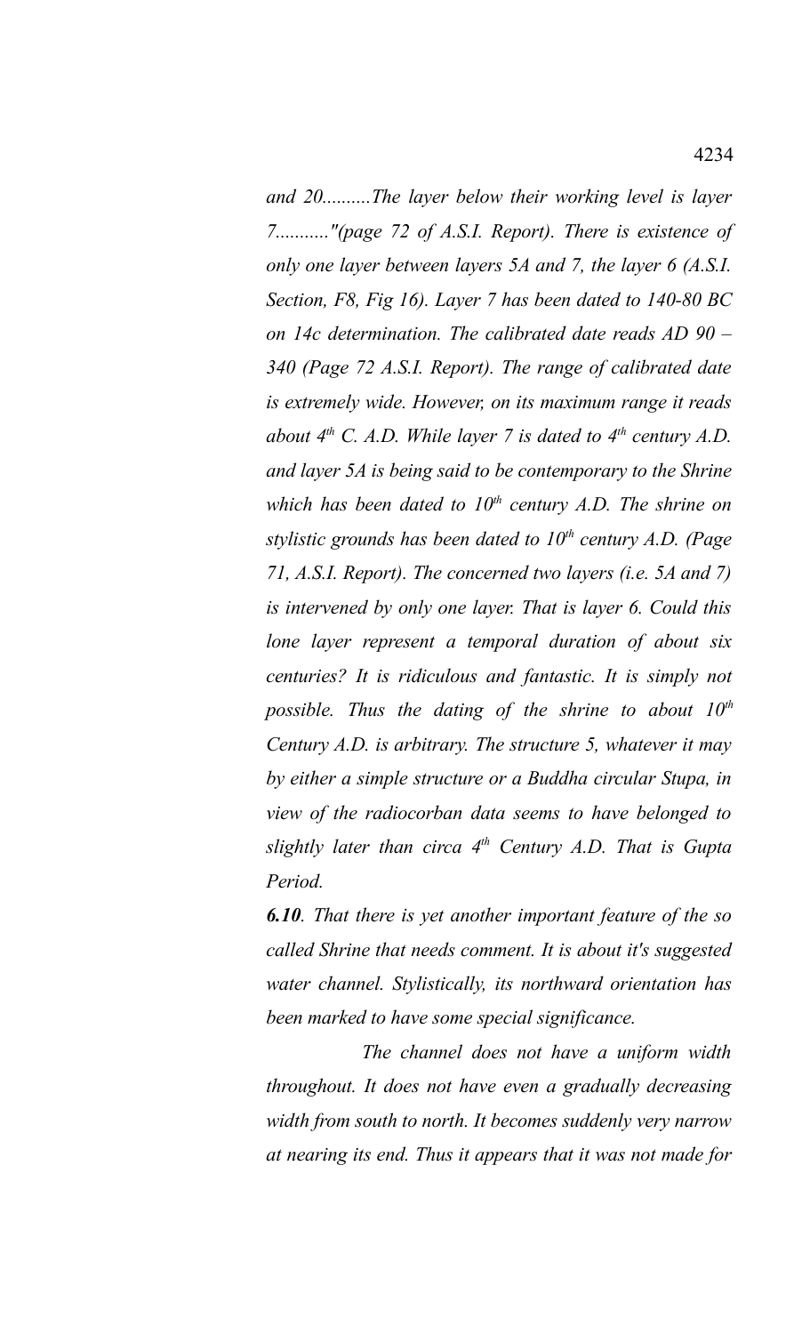*and 20..........The layer below their working level is layer 7..........."(page 72 of A.S.I. Report). There is existence of only one layer between layers 5A and 7, the layer 6 (A.S.I. Section, F8, Fig 16). Layer 7 has been dated to 140-80 BC on 14c determination. The calibrated date reads AD 90 – 340 (Page 72 A.S.I. Report). The range of calibrated date is extremely wide. However, on its maximum range it reads about 4th C. A.D. While layer 7 is dated to 4th century A.D. and layer 5A is being said to be contemporary to the Shrine which has been dated to 10th century A.D. The shrine on stylistic grounds has been dated to 10th century A.D. (Page 71, A.S.I. Report). The concerned two layers (i.e. 5A and 7) is intervened by only one layer. That is layer 6. Could this lone layer represent a temporal duration of about six centuries? It is ridiculous and fantastic. It is simply not possible. Thus the dating of the shrine to about 10th Century A.D. is arbitrary. The structure 5, whatever it may by either a simple structure or a Buddha circular Stupa, in view of the radiocorban data seems to have belonged to slightly later than circa 4th Century A.D. That is Gupta Period.*

***6.10**. That there is yet another important feature of the so called Shrine that needs comment. It is about it's suggested water channel. Stylistically, its northward orientation has been marked to have some special significance.*

*The channel does not have a uniform width throughout. It does not have even a gradually decreasing width from south to north. It becomes suddenly very narrow at nearing its end. Thus it appears that it was not made for*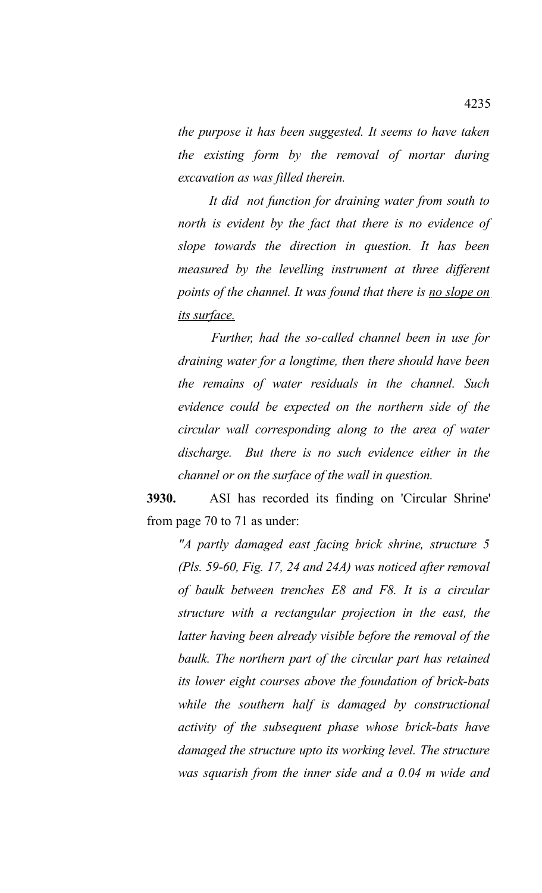*the purpose it has been suggested. It seems to have taken the existing form by the removal of mortar during excavation as was filled therein.*

*It did not function for draining water from south to north is evident by the fact that there is no evidence of slope towards the direction in question. It has been measured by the levelling instrument at three different points of the channel. It was found that there is <u>no slope on its surface.</u>*

*Further, had the so-called channel been in use for draining water for a longtime, then there should have been the remains of water residuals in the channel. Such evidence could be expected on the northern side of the circular wall corresponding along to the area of water discharge. But there is no such evidence either in the channel or on the surface of the wall in question.*

**3930.** ASI has recorded its finding on 'Circular Shrine' from page 70 to 71 as under:

*"A partly damaged east facing brick shrine, structure 5 (Pls. 59-60, Fig. 17, 24 and 24A) was noticed after removal of baulk between trenches E8 and F8. It is a circular structure with a rectangular projection in the east, the latter having been already visible before the removal of the baulk. The northern part of the circular part has retained its lower eight courses above the foundation of brick-bats while the southern half is damaged by constructional activity of the subsequent phase whose brick-bats have damaged the structure upto its working level. The structure was squarish from the inner side and a 0.04 m wide and*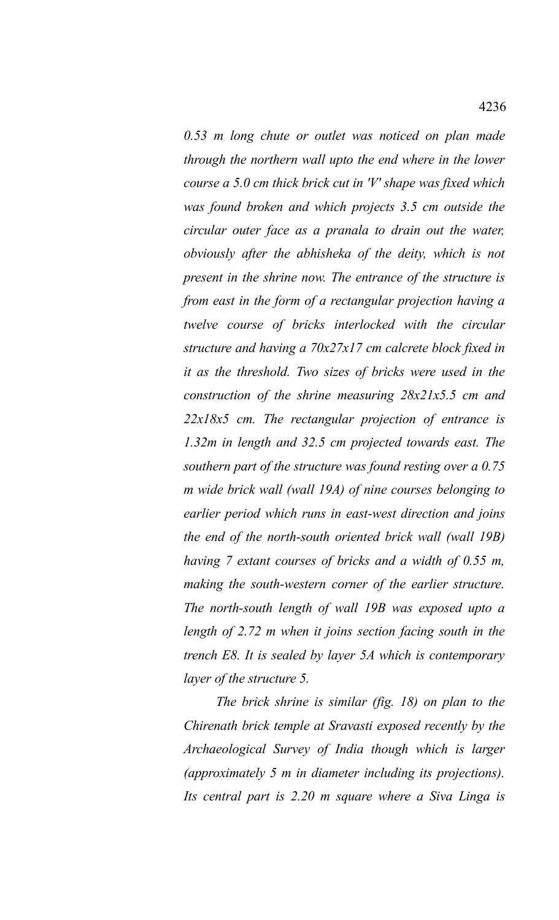*0.53 m long chute or outlet was noticed on plan made through the northern wall upto the end where in the lower course a 5.0 cm thick brick cut in 'V' shape was fixed which was found broken and which projects 3.5 cm outside the circular outer face as a pranala to drain out the water, obviously after the abhisheka of the deity, which is not present in the shrine now. The entrance of the structure is from east in the form of a rectangular projection having a twelve course of bricks interlocked with the circular structure and having a 70x27x17 cm calcrete block fixed in it as the threshold. Two sizes of bricks were used in the construction of the shrine measuring 28x21x5.5 cm and 22x18x5 cm. The rectangular projection of entrance is 1.32m in length and 32.5 cm projected towards east. The southern part of the structure was found resting over a 0.75 m wide brick wall (wall 19A) of nine courses belonging to earlier period which runs in east-west direction and joins the end of the north-south oriented brick wall (wall 19B) having 7 extant courses of bricks and a width of 0.55 m, making the south-western corner of the earlier structure. The north-south length of wall 19B was exposed upto a length of 2.72 m when it joins section facing south in the trench E8. It is sealed by layer 5A which is contemporary layer of the structure 5.*

*The brick shrine is similar (fig. 18) on plan to the Chirenath brick temple at Sravasti exposed recently by the Archaeological Survey of India though which is larger (approximately 5 m in diameter including its projections). Its central part is 2.20 m square where a Siva Linga is*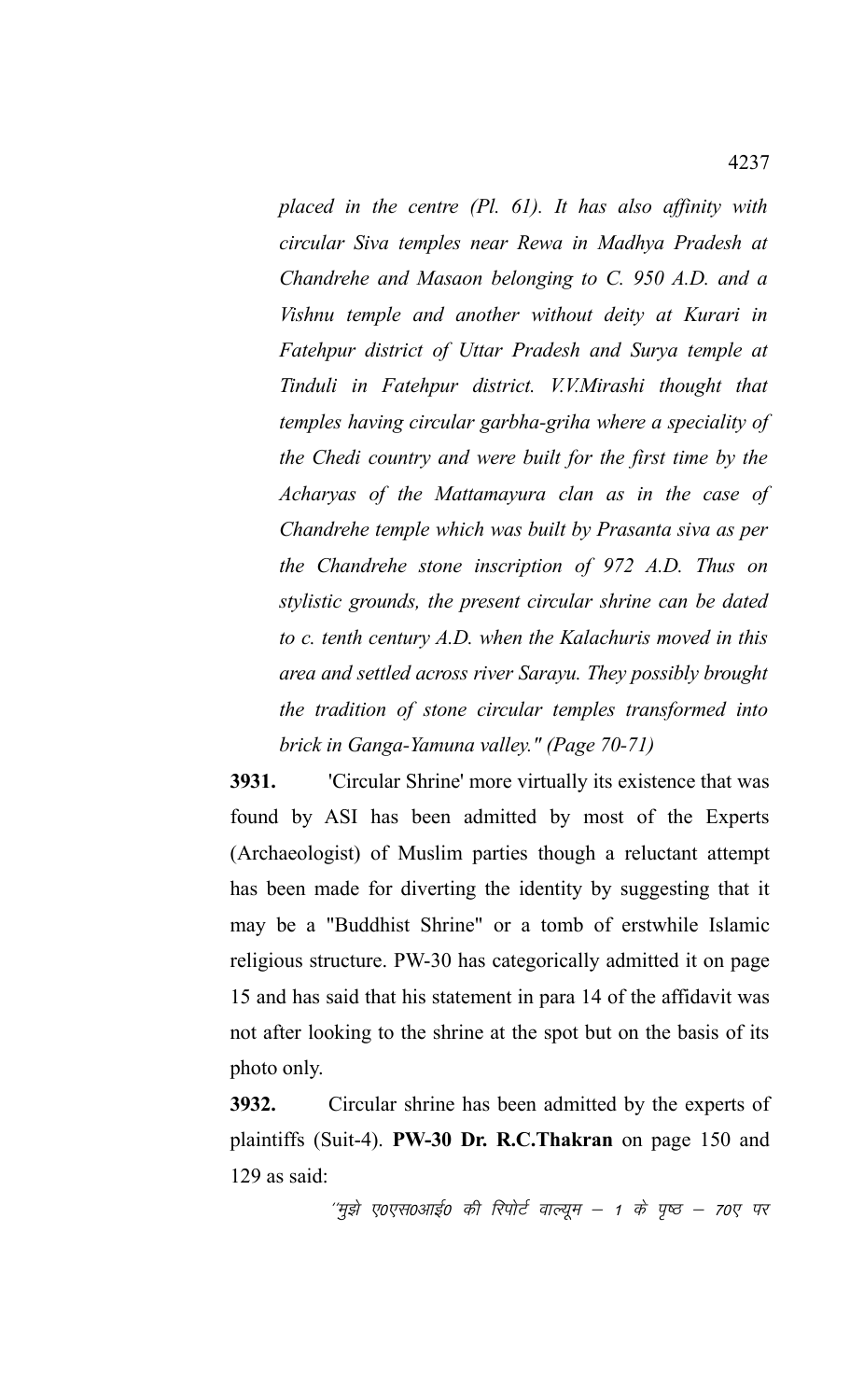*placed in the centre (Pl. 61). It has also affinity with circular Siva temples near Rewa in Madhya Pradesh at Chandrehe and Masaon belonging to C. 950 A.D. and a Vishnu temple and another without deity at Kurari in Fatehpur district of Uttar Pradesh and Surya temple at Tinduli in Fatehpur district. V.V.Mirashi thought that temples having circular garbha-griha where a speciality of the Chedi country and were built for the first time by the Acharyas of the Mattamayura clan as in the case of Chandrehe temple which was built by Prasanta siva as per the Chandrehe stone inscription of 972 A.D. Thus on stylistic grounds, the present circular shrine can be dated to c. tenth century A.D. when the Kalachuris moved in this area and settled across river Sarayu. They possibly brought the tradition of stone circular temples transformed into brick in Ganga-Yamuna valley." (Page 70-71)*

**3931.** 'Circular Shrine' more virtually its existence that was found by ASI has been admitted by most of the Experts (Archaeologist) of Muslim parties though a reluctant attempt has been made for diverting the identity by suggesting that it may be a "Buddhist Shrine" or a tomb of erstwhile Islamic religious structure. PW-30 has categorically admitted it on page 15 and has said that his statement in para 14 of the affidavit was not after looking to the shrine at the spot but on the basis of its photo only.

**3932.** Circular shrine has been admitted by the experts of plaintiffs (Suit-4). **PW-30 Dr. R.C.Thakran** on page 150 and 129 as said:

''मुझे ए0एस0आई0 की रिपोर्ट वाल्यूम – 1 के पृष्ठ – 70ए पर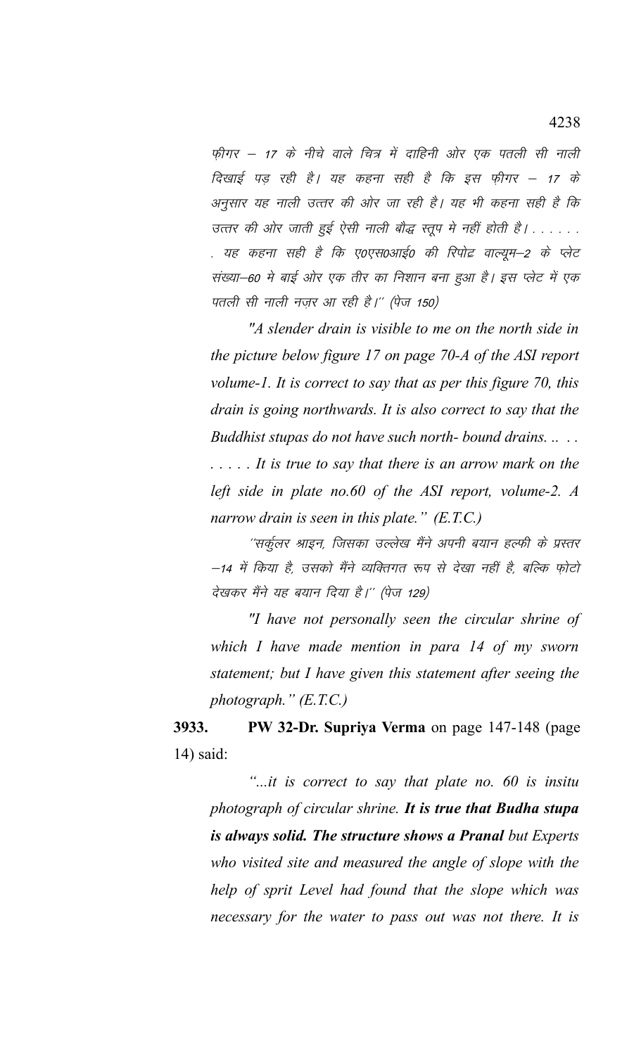फ़ीगर – 17 के नीचे वाले चित्र में दाहिनी ओर एक पतली सी नाली दिखाई पड़ रही है। यह कहना सही है कि इस फ़ीगर – 17 के अनुसार यह नाली उत्तर की ओर जा रही है। यह भी कहना सही है कि उत्तर की ओर जाती हुई ऐसी नाली बौद्ध स्तूप मे नहीं होती है। . . . . . . . यह कहना सही है कि ए0एस0आई0 की रिपोर्ट वाल्यूम–2 के प्लेट संख्या–60 मे बाई ओर एक तीर का निशान बना हुआ है। इस प्लेट में एक पतली सी नाली नज़र आ रही है।'' (पेज 150)

*"A slender drain is visible to me on the north side in the picture below figure 17 on page 70-A of the ASI report volume-1. It is correct to say that as per this figure 70, this drain is going northwards. It is also correct to say that the Buddhist stupas do not have such north- bound drains. .. . . . . . . . It is true to say that there is an arrow mark on the left side in plate no.60 of the ASI report, volume-2. A narrow drain is seen in this plate." (E.T.C.)*

''सर्कुलर श्राइन, जिसका उल्लेख मैंने अपनी बयान हल्फी के प्रस्तर –14 में किया है, उसको मैंने व्यक्तिगत रूप से देखा नहीं है, बल्कि फ़ोटो देखकर मैंने यह बयान दिया है।'' (पेज 129)

*"I have not personally seen the circular shrine of which I have made mention in para 14 of my sworn statement; but I have given this statement after seeing the photograph." (E.T.C.)*

**3933.** **PW 32-Dr. Supriya Verma** on page 147-148 (page 14) said:

*"...it is correct to say that plate no. 60 is insitu photograph of circular shrine. **It is true that Budha stupa is always solid. The structure shows a Pranal** but Experts who visited site and measured the angle of slope with the help of sprit Level had found that the slope which was necessary for the water to pass out was not there. It is*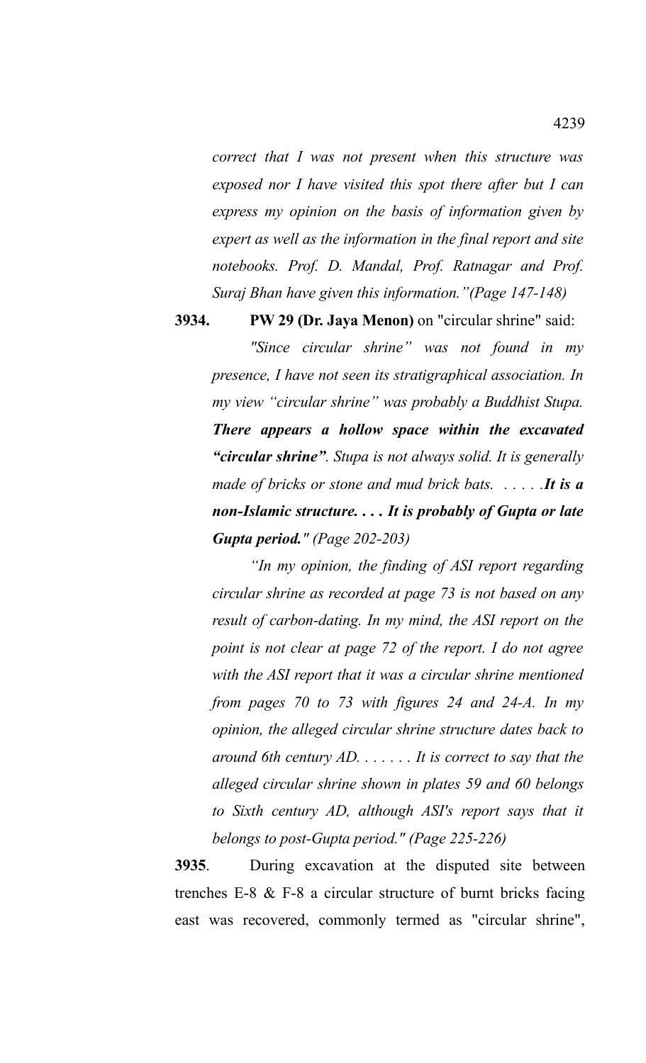*correct that I was not present when this structure was exposed nor I have visited this spot there after but I can express my opinion on the basis of information given by expert as well as the information in the final report and site notebooks. Prof. D. Mandal, Prof. Ratnagar and Prof. Suraj Bhan have given this information."(Page 147-148)*

**3934.** **PW 29 (Dr. Jaya Menon)** on "circular shrine" said:

*"Since circular shrine" was not found in my presence, I have not seen its stratigraphical association. In my view "circular shrine" was probably a Buddhist Stupa.* ***There appears a hollow space within the excavated "circular shrine".*** *Stupa is not always solid. It is generally made of bricks or stone and mud brick bats. . . . . .****It is a non-Islamic structure. . . . It is probably of Gupta or late Gupta period."*** *(Page 202-203)*

*"In my opinion, the finding of ASI report regarding circular shrine as recorded at page 73 is not based on any result of carbon-dating. In my mind, the ASI report on the point is not clear at page 72 of the report. I do not agree with the ASI report that it was a circular shrine mentioned from pages 70 to 73 with figures 24 and 24-A. In my opinion, the alleged circular shrine structure dates back to around 6th century AD. . . . . . . It is correct to say that the alleged circular shrine shown in plates 59 and 60 belongs to Sixth century AD, although ASI's report says that it belongs to post-Gupta period." (Page 225-226)*

**3935**. During excavation at the disputed site between trenches E-8 & F-8 a circular structure of burnt bricks facing east was recovered, commonly termed as "circular shrine",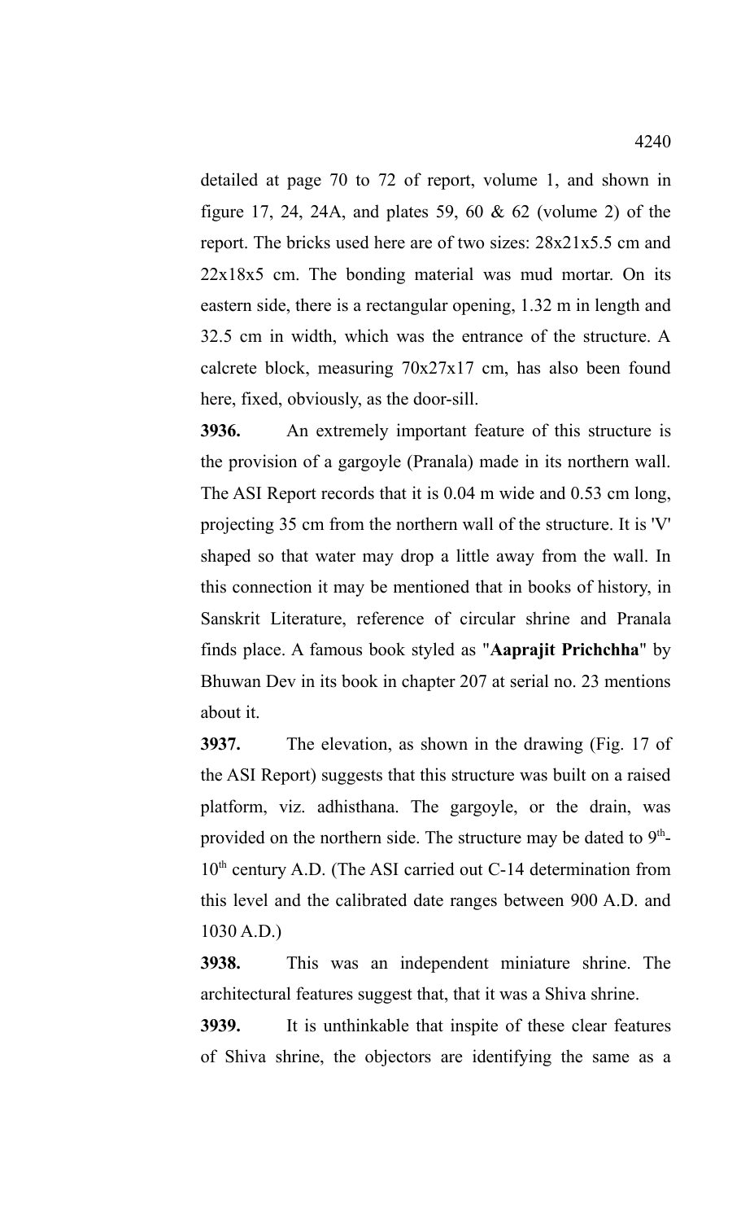detailed at page 70 to 72 of report, volume 1, and shown in figure 17, 24, 24A, and plates 59, 60 & 62 (volume 2) of the report. The bricks used here are of two sizes: 28x21x5.5 cm and 22x18x5 cm. The bonding material was mud mortar. On its eastern side, there is a rectangular opening, 1.32 m in length and 32.5 cm in width, which was the entrance of the structure. A calcrete block, measuring 70x27x17 cm, has also been found here, fixed, obviously, as the door-sill.

**3936.** An extremely important feature of this structure is the provision of a gargoyle (Pranala) made in its northern wall. The ASI Report records that it is 0.04 m wide and 0.53 cm long, projecting 35 cm from the northern wall of the structure. It is 'V' shaped so that water may drop a little away from the wall. In this connection it may be mentioned that in books of history, in Sanskrit Literature, reference of circular shrine and Pranala finds place. A famous book styled as "**Aaprajit Prichchha**" by Bhuwan Dev in its book in chapter 207 at serial no. 23 mentions about it.

**3937.** The elevation, as shown in the drawing (Fig. 17 of the ASI Report) suggests that this structure was built on a raised platform, viz. adhisthana. The gargoyle, or the drain, was provided on the northern side. The structure may be dated to 9th-10th century A.D. (The ASI carried out C-14 determination from this level and the calibrated date ranges between 900 A.D. and 1030 A.D.)

**3938.** This was an independent miniature shrine. The architectural features suggest that, that it was a Shiva shrine.

**3939.** It is unthinkable that inspite of these clear features of Shiva shrine, the objectors are identifying the same as a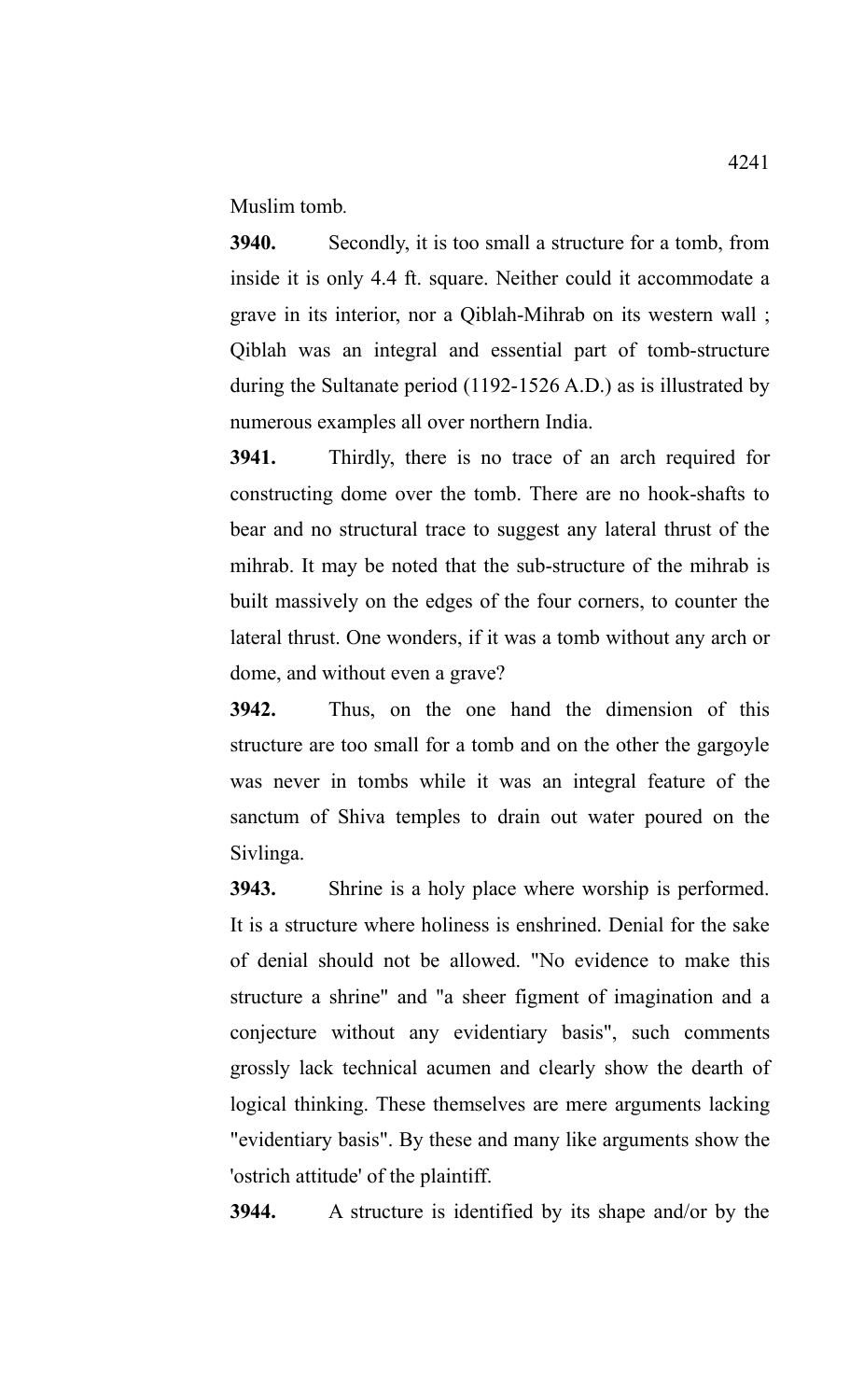Muslim tomb.

**3940.** Secondly, it is too small a structure for a tomb, from inside it is only 4.4 ft. square. Neither could it accommodate a grave in its interior, nor a Qiblah-Mihrab on its western wall ; Qiblah was an integral and essential part of tomb-structure during the Sultanate period (1192-1526 A.D.) as is illustrated by numerous examples all over northern India.

**3941.** Thirdly, there is no trace of an arch required for constructing dome over the tomb. There are no hook-shafts to bear and no structural trace to suggest any lateral thrust of the mihrab. It may be noted that the sub-structure of the mihrab is built massively on the edges of the four corners, to counter the lateral thrust. One wonders, if it was a tomb without any arch or dome, and without even a grave?

**3942.** Thus, on the one hand the dimension of this structure are too small for a tomb and on the other the gargoyle was never in tombs while it was an integral feature of the sanctum of Shiva temples to drain out water poured on the Sivlinga.

**3943.** Shrine is a holy place where worship is performed. It is a structure where holiness is enshrined. Denial for the sake of denial should not be allowed. "No evidence to make this structure a shrine" and "a sheer figment of imagination and a conjecture without any evidentiary basis", such comments grossly lack technical acumen and clearly show the dearth of logical thinking. These themselves are mere arguments lacking "evidentiary basis". By these and many like arguments show the 'ostrich attitude' of the plaintiff.

**3944.** A structure is identified by its shape and/or by the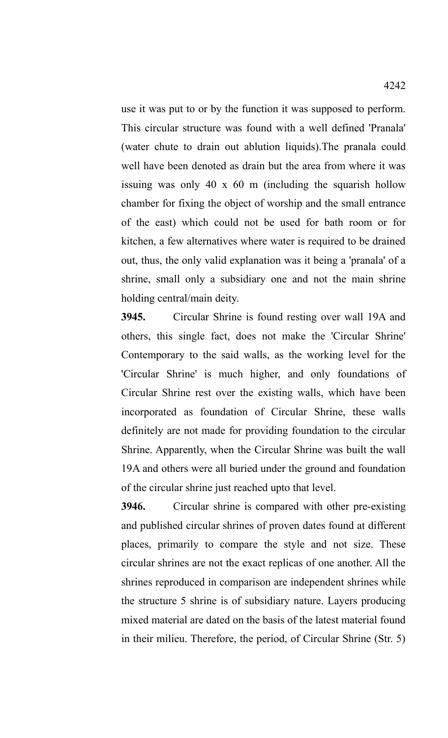use it was put to or by the function it was supposed to perform. This circular structure was found with a well defined 'Pranala' (water chute to drain out ablution liquids).The pranala could well have been denoted as drain but the area from where it was issuing was only 40 x 60 m (including the squarish hollow chamber for fixing the object of worship and the small entrance of the east) which could not be used for bath room or for kitchen, a few alternatives where water is required to be drained out, thus, the only valid explanation was it being a 'pranala' of a shrine, small only a subsidiary one and not the main shrine holding central/main deity.

**3945.** Circular Shrine is found resting over wall 19A and others, this single fact, does not make the 'Circular Shrine' Contemporary to the said walls, as the working level for the 'Circular Shrine' is much higher, and only foundations of Circular Shrine rest over the existing walls, which have been incorporated as foundation of Circular Shrine, these walls definitely are not made for providing foundation to the circular Shrine. Apparently, when the Circular Shrine was built the wall 19A and others were all buried under the ground and foundation of the circular shrine just reached upto that level.

**3946.** Circular shrine is compared with other pre-existing and published circular shrines of proven dates found at different places, primarily to compare the style and not size. These circular shrines are not the exact replicas of one another. All the shrines reproduced in comparison are independent shrines while the structure 5 shrine is of subsidiary nature. Layers producing mixed material are dated on the basis of the latest material found in their milieu. Therefore, the period, of Circular Shrine (Str. 5)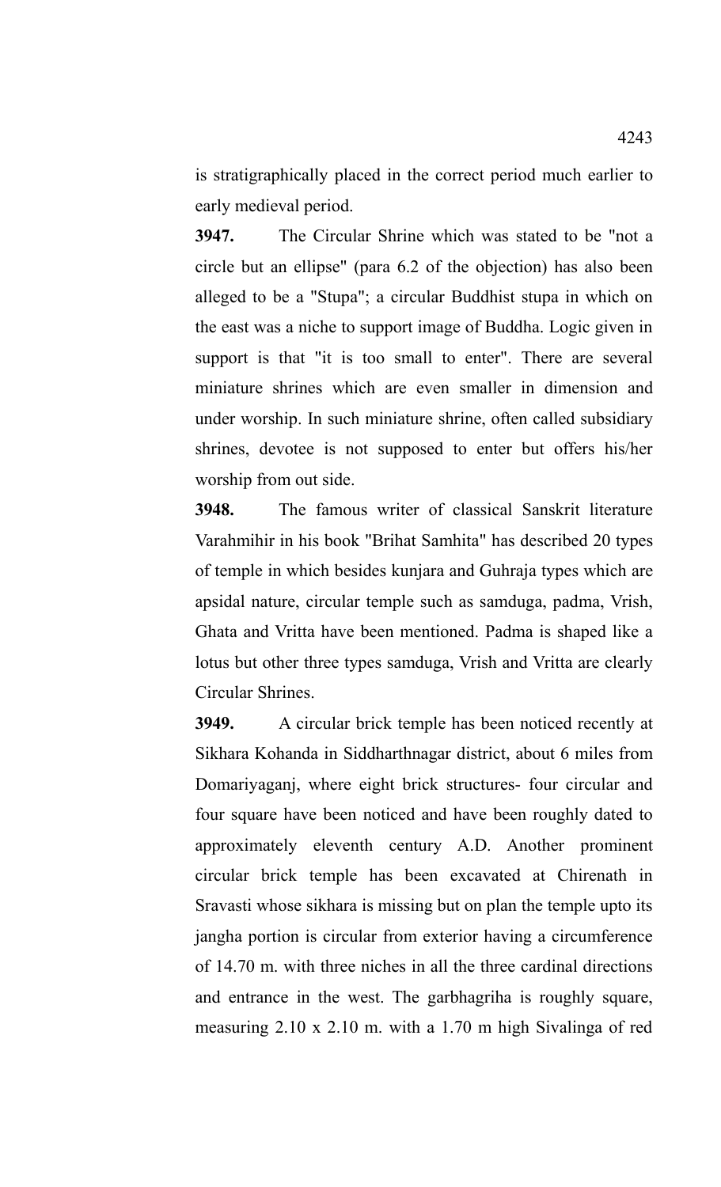is stratigraphically placed in the correct period much earlier to early medieval period.

**3947.** The Circular Shrine which was stated to be "not a circle but an ellipse" (para 6.2 of the objection) has also been alleged to be a "Stupa"; a circular Buddhist stupa in which on the east was a niche to support image of Buddha. Logic given in support is that "it is too small to enter". There are several miniature shrines which are even smaller in dimension and under worship. In such miniature shrine, often called subsidiary shrines, devotee is not supposed to enter but offers his/her worship from out side.

**3948.** The famous writer of classical Sanskrit literature Varahmihir in his book "Brihat Samhita" has described 20 types of temple in which besides kunjara and Guhraja types which are apsidal nature, circular temple such as samduga, padma, Vrish, Ghata and Vritta have been mentioned. Padma is shaped like a lotus but other three types samduga, Vrish and Vritta are clearly Circular Shrines.

**3949.** A circular brick temple has been noticed recently at Sikhara Kohanda in Siddharthnagar district, about 6 miles from Domariyaganj, where eight brick structures- four circular and four square have been noticed and have been roughly dated to approximately eleventh century A.D. Another prominent circular brick temple has been excavated at Chirenath in Sravasti whose sikhara is missing but on plan the temple upto its jangha portion is circular from exterior having a circumference of 14.70 m. with three niches in all the three cardinal directions and entrance in the west. The garbhagriha is roughly square, measuring 2.10 x 2.10 m. with a 1.70 m high Sivalinga of red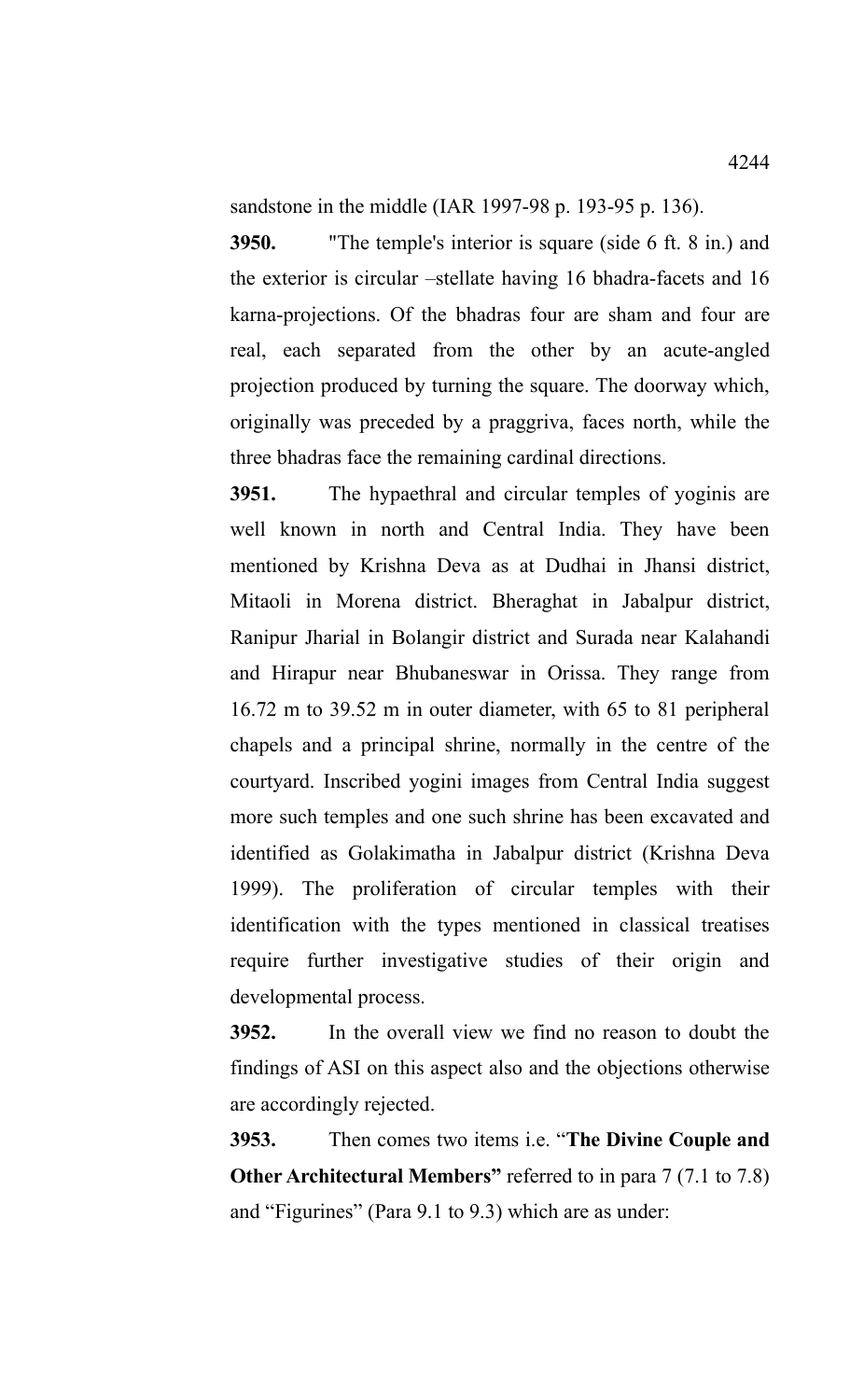sandstone in the middle (IAR 1997-98 p. 193-95 p. 136).

**3950.** "The temple's interior is square (side 6 ft. 8 in.) and the exterior is circular –stellate having 16 bhadra-facets and 16 karna-projections. Of the bhadras four are sham and four are real, each separated from the other by an acute-angled projection produced by turning the square. The doorway which, originally was preceded by a praggriva, faces north, while the three bhadras face the remaining cardinal directions.

**3951.** The hypaethral and circular temples of yoginis are well known in north and Central India. They have been mentioned by Krishna Deva as at Dudhai in Jhansi district, Mitaoli in Morena district. Bheraghat in Jabalpur district, Ranipur Jharial in Bolangir district and Surada near Kalahandi and Hirapur near Bhubaneswar in Orissa. They range from 16.72 m to 39.52 m in outer diameter, with 65 to 81 peripheral chapels and a principal shrine, normally in the centre of the courtyard. Inscribed yogini images from Central India suggest more such temples and one such shrine has been excavated and identified as Golakimatha in Jabalpur district (Krishna Deva 1999). The proliferation of circular temples with their identification with the types mentioned in classical treatises require further investigative studies of their origin and developmental process.

**3952.** In the overall view we find no reason to doubt the findings of ASI on this aspect also and the objections otherwise are accordingly rejected.

**3953.** Then comes two items i.e. "**The Divine Couple and Other Architectural Members"** referred to in para 7 (7.1 to 7.8) and "Figurines" (Para 9.1 to 9.3) which are as under: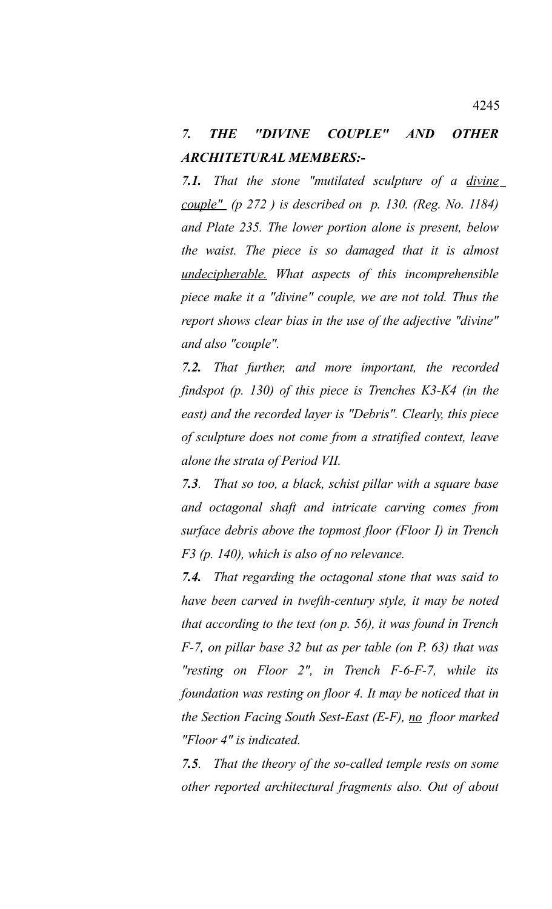## *7. THE "DIVINE COUPLE" AND OTHER ARCHITETURAL MEMBERS:-*

***7.1.*** *That the stone "mutilated sculpture of a divine couple" (p 272 ) is described on p. 130. (Reg. No. 1184) and Plate 235. The lower portion alone is present, below the waist. The piece is so damaged that it is almost undecipherable. What aspects of this incomprehensible piece make it a "divine" couple, we are not told. Thus the report shows clear bias in the use of the adjective "divine" and also "couple".*

***7.2.*** *That further, and more important, the recorded findspot (p. 130) of this piece is Trenches K3-K4 (in the east) and the recorded layer is "Debris". Clearly, this piece of sculpture does not come from a stratified context, leave alone the strata of Period VII.*

***7.3***. *That so too, a black, schist pillar with a square base and octagonal shaft and intricate carving comes from surface debris above the topmost floor (Floor I) in Trench F3 (p. 140), which is also of no relevance.*

***7.4.*** *That regarding the octagonal stone that was said to have been carved in twefth-century style, it may be noted that according to the text (on p. 56), it was found in Trench F-7, on pillar base 32 but as per table (on P. 63) that was "resting on Floor 2", in Trench F-6-F-7, while its foundation was resting on floor 4. It may be noticed that in the Section Facing South Sest-East (E-F), no floor marked "Floor 4" is indicated.*

***7.5***. *That the theory of the so-called temple rests on some other reported architectural fragments also. Out of about*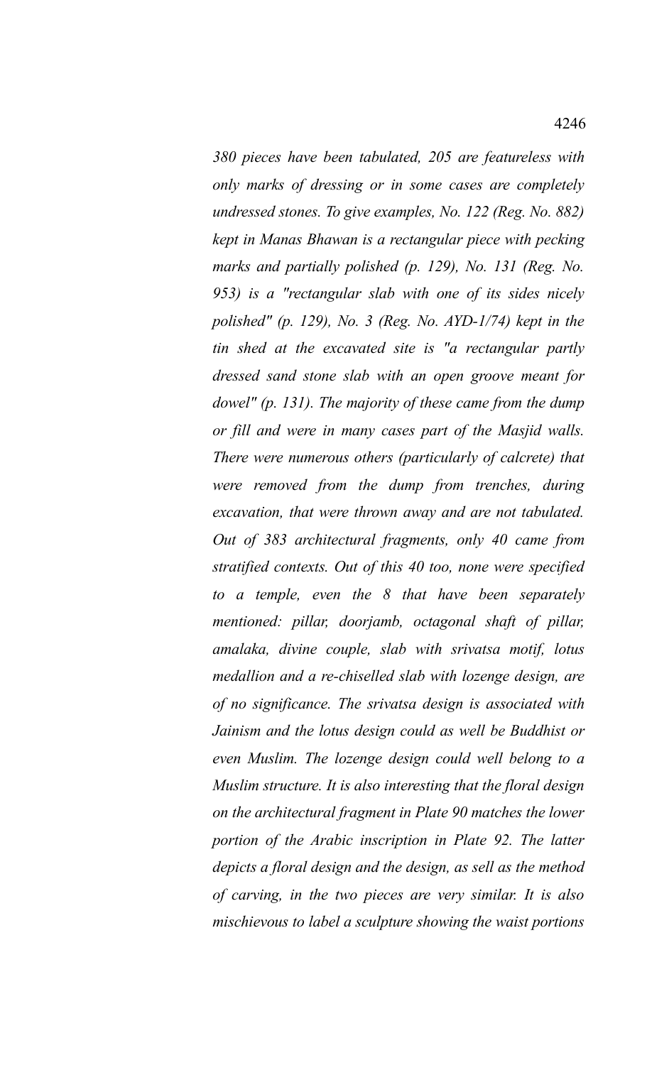*380 pieces have been tabulated, 205 are featureless with only marks of dressing or in some cases are completely undressed stones. To give examples, No. 122 (Reg. No. 882) kept in Manas Bhawan is a rectangular piece with pecking marks and partially polished (p. 129), No. 131 (Reg. No. 953) is a "rectangular slab with one of its sides nicely polished" (p. 129), No. 3 (Reg. No. AYD-1/74) kept in the tin shed at the excavated site is "a rectangular partly dressed sand stone slab with an open groove meant for dowel" (p. 131). The majority of these came from the dump or fill and were in many cases part of the Masjid walls. There were numerous others (particularly of calcrete) that were removed from the dump from trenches, during excavation, that were thrown away and are not tabulated. Out of 383 architectural fragments, only 40 came from stratified contexts. Out of this 40 too, none were specified to a temple, even the 8 that have been separately mentioned: pillar, doorjamb, octagonal shaft of pillar, amalaka, divine couple, slab with srivatsa motif, lotus medallion and a re-chiselled slab with lozenge design, are of no significance. The srivatsa design is associated with Jainism and the lotus design could as well be Buddhist or even Muslim. The lozenge design could well belong to a Muslim structure. It is also interesting that the floral design on the architectural fragment in Plate 90 matches the lower portion of the Arabic inscription in Plate 92. The latter depicts a floral design and the design, as sell as the method of carving, in the two pieces are very similar. It is also mischievous to label a sculpture showing the waist portions*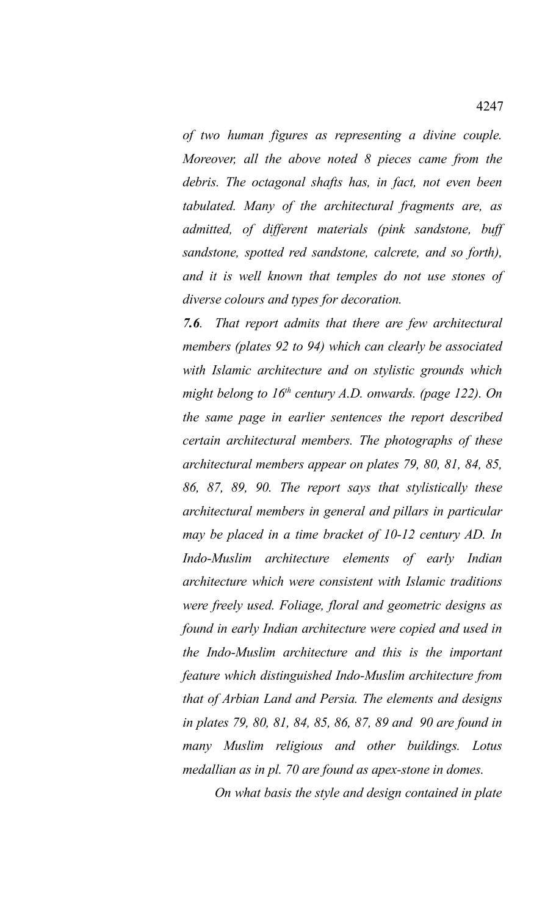*of two human figures as representing a divine couple. Moreover, all the above noted 8 pieces came from the debris. The octagonal shafts has, in fact, not even been tabulated. Many of the architectural fragments are, as admitted, of different materials (pink sandstone, buff sandstone, spotted red sandstone, calcrete, and so forth), and it is well known that temples do not use stones of diverse colours and types for decoration.*

***7.6****. That report admits that there are few architectural members (plates 92 to 94) which can clearly be associated with Islamic architecture and on stylistic grounds which might belong to 16th century A.D. onwards. (page 122). On the same page in earlier sentences the report described certain architectural members. The photographs of these architectural members appear on plates 79, 80, 81, 84, 85, 86, 87, 89, 90. The report says that stylistically these architectural members in general and pillars in particular may be placed in a time bracket of 10-12 century AD. In Indo-Muslim architecture elements of early Indian architecture which were consistent with Islamic traditions were freely used. Foliage, floral and geometric designs as found in early Indian architecture were copied and used in the Indo-Muslim architecture and this is the important feature which distinguished Indo-Muslim architecture from that of Arbian Land and Persia. The elements and designs in plates 79, 80, 81, 84, 85, 86, 87, 89 and 90 are found in many Muslim religious and other buildings. Lotus medallian as in pl. 70 are found as apex-stone in domes.*

*On what basis the style and design contained in plate*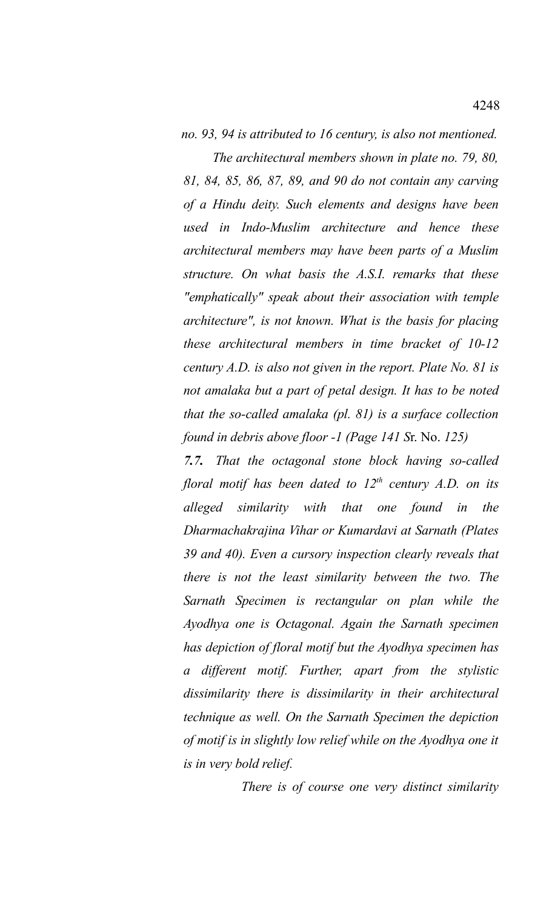*no. 93, 94 is attributed to 16 century, is also not mentioned.*

*The architectural members shown in plate no. 79, 80, 81, 84, 85, 86, 87, 89, and 90 do not contain any carving of a Hindu deity. Such elements and designs have been used in Indo-Muslim architecture and hence these architectural members may have been parts of a Muslim structure. On what basis the A.S.I. remarks that these "emphatically" speak about their association with temple architecture", is not known. What is the basis for placing these architectural members in time bracket of 10-12 century A.D. is also not given in the report. Plate No. 81 is not amalaka but a part of petal design. It has to be noted that the so-called amalaka (pl. 81) is a surface collection found in debris above floor -1 (Page 141 S*r. No. *125)*

***7.7.*** *That the octagonal stone block having so-called floral motif has been dated to 12th century A.D. on its alleged similarity with that one found in the Dharmachakrajina Vihar or Kumardavi at Sarnath (Plates 39 and 40). Even a cursory inspection clearly reveals that there is not the least similarity between the two. The Sarnath Specimen is rectangular on plan while the Ayodhya one is Octagonal. Again the Sarnath specimen has depiction of floral motif but the Ayodhya specimen has a different motif. Further, apart from the stylistic dissimilarity there is dissimilarity in their architectural technique as well. On the Sarnath Specimen the depiction of motif is in slightly low relief while on the Ayodhya one it is in very bold relief.*

*There is of course one very distinct similarity*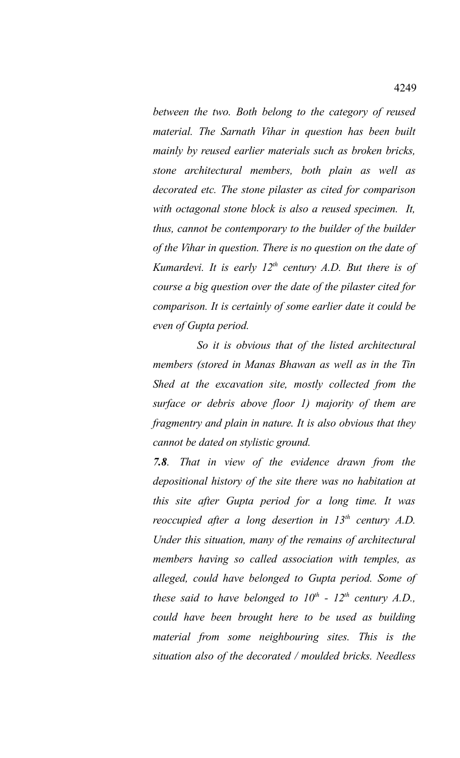*between the two. Both belong to the category of reused material. The Sarnath Vihar in question has been built mainly by reused earlier materials such as broken bricks, stone architectural members, both plain as well as decorated etc. The stone pilaster as cited for comparison with octagonal stone block is also a reused specimen. It, thus, cannot be contemporary to the builder of the builder of the Vihar in question. There is no question on the date of Kumardevi. It is early 12th century A.D. But there is of course a big question over the date of the pilaster cited for comparison. It is certainly of some earlier date it could be even of Gupta period.*

*So it is obvious that of the listed architectural members (stored in Manas Bhawan as well as in the Tin Shed at the excavation site, mostly collected from the surface or debris above floor 1) majority of them are fragmentry and plain in nature. It is also obvious that they cannot be dated on stylistic ground.*

***7.8**. That in view of the evidence drawn from the depositional history of the site there was no habitation at this site after Gupta period for a long time. It was reoccupied after a long desertion in 13th century A.D. Under this situation, many of the remains of architectural members having so called association with temples, as alleged, could have belonged to Gupta period. Some of these said to have belonged to 10th - 12th century A.D., could have been brought here to be used as building material from some neighbouring sites. This is the situation also of the decorated / moulded bricks. Needless*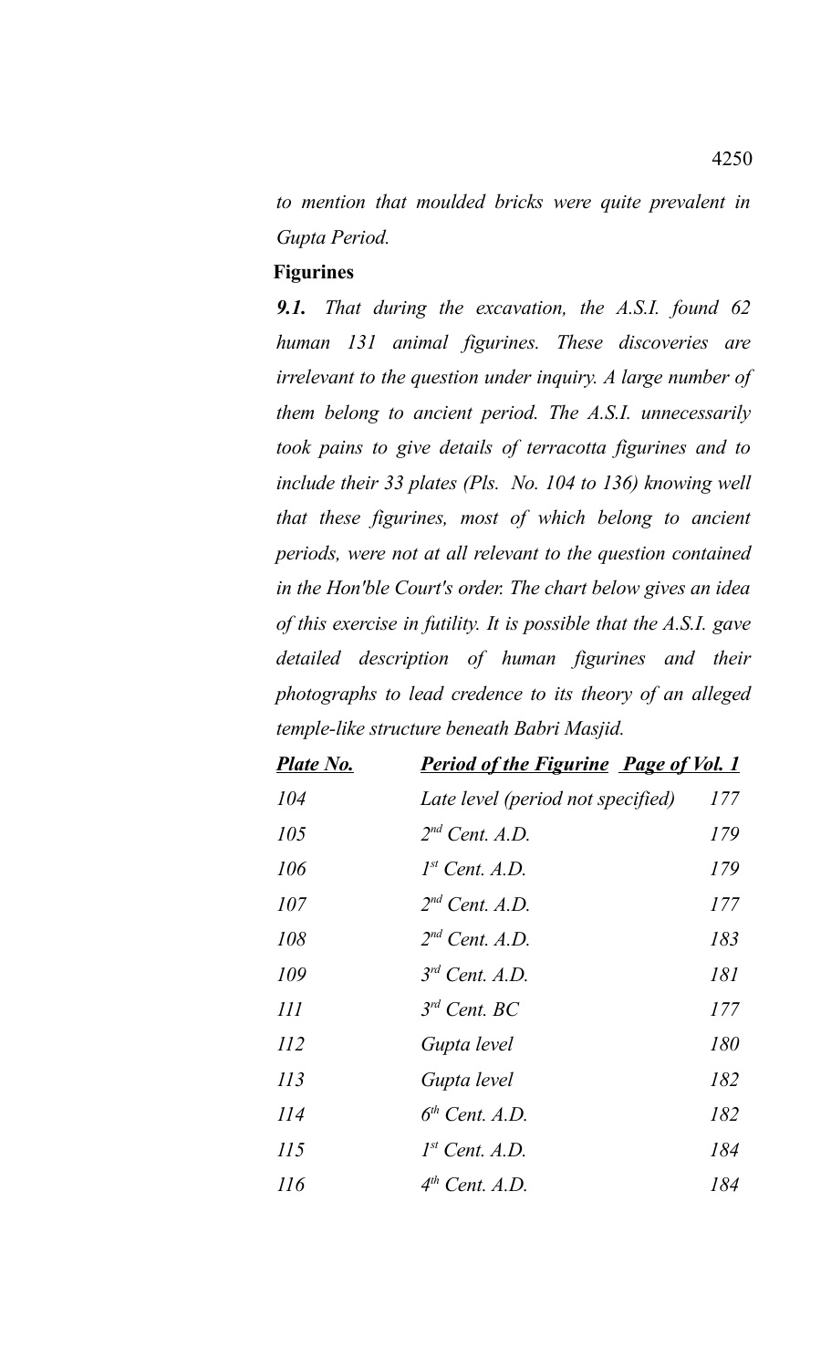*to mention that moulded bricks were quite prevalent in Gupta Period.*

**Figurines**

***9.1.*** *That during the excavation, the A.S.I. found 62 human 131 animal figurines. These discoveries are irrelevant to the question under inquiry. A large number of them belong to ancient period. The A.S.I. unnecessarily took pains to give details of terracotta figurines and to include their 33 plates (Pls. No. 104 to 136) knowing well that these figurines, most of which belong to ancient periods, were not at all relevant to the question contained in the Hon'ble Court's order. The chart below gives an idea of this exercise in futility. It is possible that the A.S.I. gave detailed description of human figurines and their photographs to lead credence to its theory of an alleged temple-like structure beneath Babri Masjid.*

| ***Plate No.*** | ***Period of the Figurine*** | ***Page of Vol. 1*** |
|---|---|---|
| *104* | *Late level (period not specified)* | *177* |
| *105* | *2nd Cent. A.D.* | *179* |
| *106* | *1st Cent. A.D.* | *179* |
| *107* | *2nd Cent. A.D.* | *177* |
| *108* | *2nd Cent. A.D.* | *183* |
| *109* | *3rd Cent. A.D.* | *181* |
| *111* | *3rd Cent. BC* | *177* |
| *112* | *Gupta level* | *180* |
| *113* | *Gupta level* | *182* |
| *114* | *6th Cent. A.D.* | *182* |
| *115* | *1st Cent. A.D.* | *184* |
| *116* | *4th Cent. A.D.* | *184* |